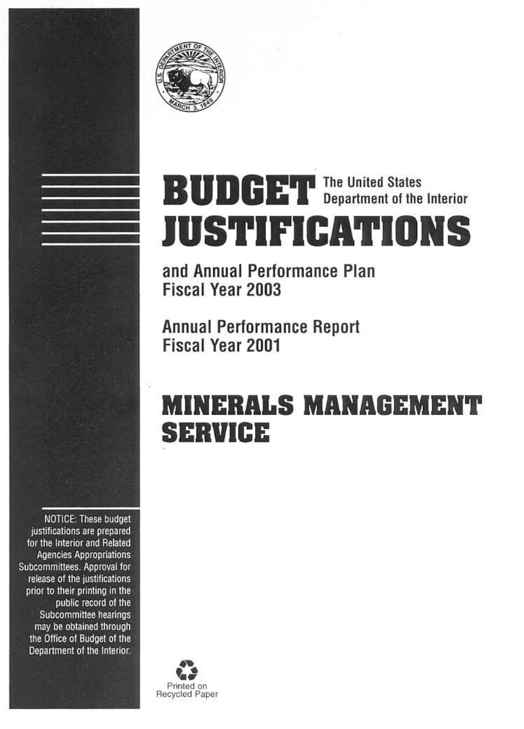# BUDGET JUSTIFICATIONS

The United States Department of the Interior

## and Annual Performance Plan Fiscal Year 2003

## Annual Performance Report Fiscal Year 2001

# MINERALS MANAGEMENT SERVICE

NOTICE: These budget justifications are prepared for the Interior and Related Agencies Appropriations Subcommittees. Approval for release of the justifications prior to their printing in the public record of the Subcommittee hearings may be obtained through the Office of Budget of the Department of the Interior.

Printed on Recycled Paper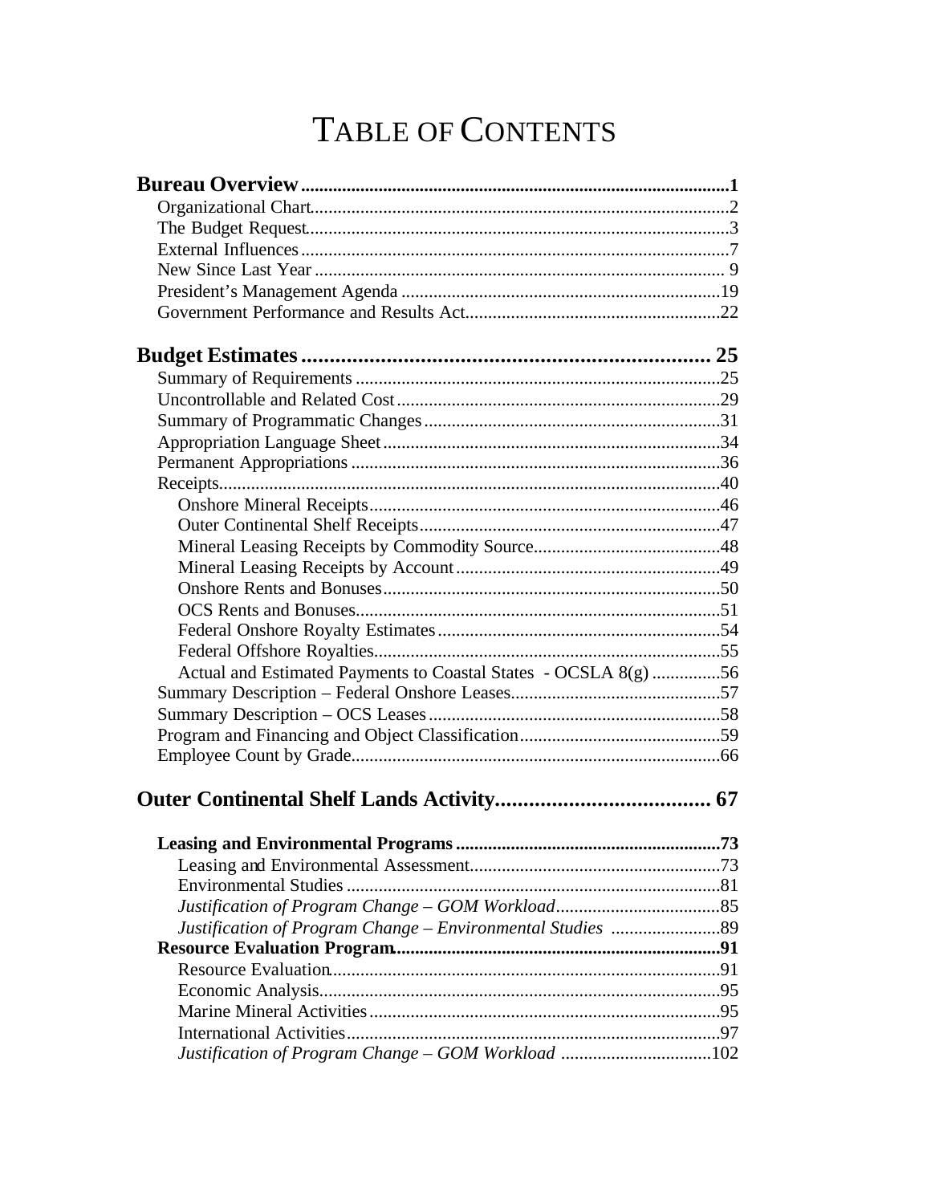# TABLE OF CONTENTS

**Bureau Overview**.....1

- Organizational Chart.....2
- The Budget Request.....3
- External Influences.....7
- New Since Last Year.....9
- President's Management Agenda.....19
- Government Performance and Results Act.....22

**Budget Estimates**.....25

- Summary of Requirements.....25
- Uncontrollable and Related Cost.....29
- Summary of Programmatic Changes.....31
- Appropriation Language Sheet.....34
- Permanent Appropriations.....36
- Receipts.....40
  - Onshore Mineral Receipts.....46
  - Outer Continental Shelf Receipts.....47
  - Mineral Leasing Receipts by Commodity Source.....48
  - Mineral Leasing Receipts by Account.....49
  - Onshore Rents and Bonuses.....50
  - OCS Rents and Bonuses.....51
  - Federal Onshore Royalty Estimates.....54
  - Federal Offshore Royalties.....55
  - Actual and Estimated Payments to Coastal States - OCSLA 8(g).....56
- Summary Description – Federal Onshore Leases.....57
- Summary Description – OCS Leases.....58
- Program and Financing and Object Classification.....59
- Employee Count by Grade.....66

**Outer Continental Shelf Lands Activity**.....67

- **Leasing and Environmental Programs**.....73
  - Leasing and Environmental Assessment.....73
  - Environmental Studies.....81
  - *Justification of Program Change – GOM Workload*.....85
  - *Justification of Program Change – Environmental Studies*.....89
- **Resource Evaluation Program**.....91
  - Resource Evaluation.....91
  - Economic Analysis.....95
  - Marine Mineral Activities.....95
  - International Activities.....97
  - *Justification of Program Change – GOM Workload*.....102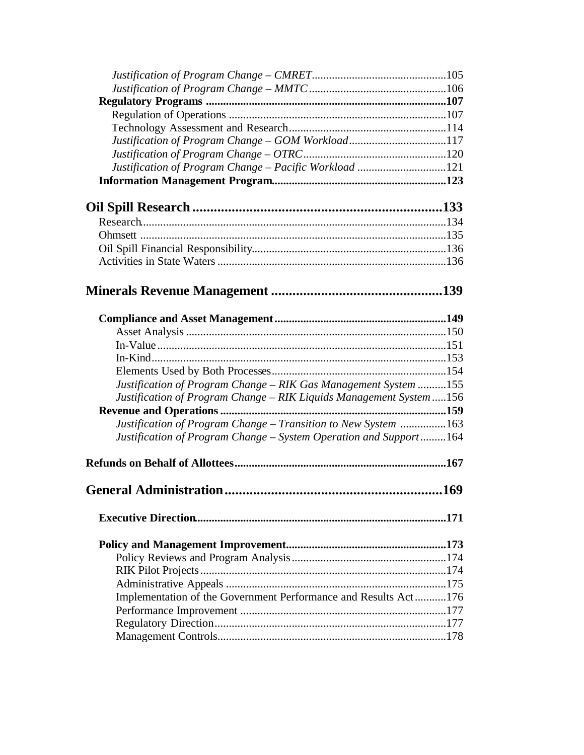*Justification of Program Change – CMRET*..............................................105
*Justification of Program Change – MMTC*................................................106
**Regulatory Programs** ..................................................................................**107**
Regulation of Operations ...........................................................................107
Technology Assessment and Research......................................................114
*Justification of Program Change – GOM Workload*.................................117
*Justification of Program Change – OTRC*.................................................120
*Justification of Program Change – Pacific Workload* ..............................121
**Information Management Program**............................................................**123**

## Oil Spill Research......................................................................133

Research.........................................................................................................134
Ohmsett .........................................................................................................135
Oil Spill Financial Responsibility..................................................................136
Activities in State Waters ..............................................................................136

## Minerals Revenue Management ...............................................139

**Compliance and Asset Management**...........................................................**149**
Asset Analysis ..........................................................................................150
In-Value ...................................................................................................151
In-Kind.....................................................................................................153
Elements Used by Both Processes............................................................154
*Justification of Program Change – RIK Gas Management System* ..........155
*Justification of Program Change – RIK Liquids Management System*.....156
**Revenue and Operations** .............................................................................**159**
*Justification of Program Change – Transition to New System* ................163
*Justification of Program Change – System Operation and Support*.........164

**Refunds on Behalf of Allottees**.........................................................................**167**

## General Administration............................................................169

**Executive Direction**......................................................................................**171**

**Policy and Management Improvement**.......................................................**173**
Policy Reviews and Program Analysis.....................................................174
RIK Pilot Projects....................................................................................174
Administrative Appeals ...........................................................................175
Implementation of the Government Performance and Results Act...........176
Performance Improvement .......................................................................177
Regulatory Direction................................................................................177
Management Controls...............................................................................178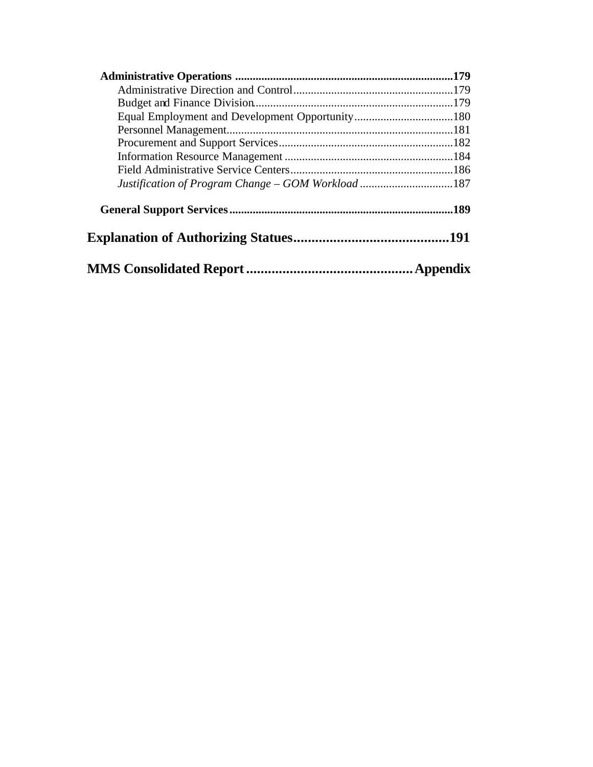**Administrative Operations** ..........................................................................**179**

Administrative Direction and Control......................................................179

Budget and Finance Division....................................................................179

Equal Employment and Development Opportunity..................................180

Personnel Management.............................................................................181

Procurement and Support Services...........................................................182

Information Resource Management .........................................................184

Field Administrative Service Centers.......................................................186

*Justification of Program Change – GOM Workload* ................................187

**General Support Services**..........................................................................**189**

**Explanation of Authorizing Statues..........................................191**

**MMS Consolidated Report ............................................. Appendix**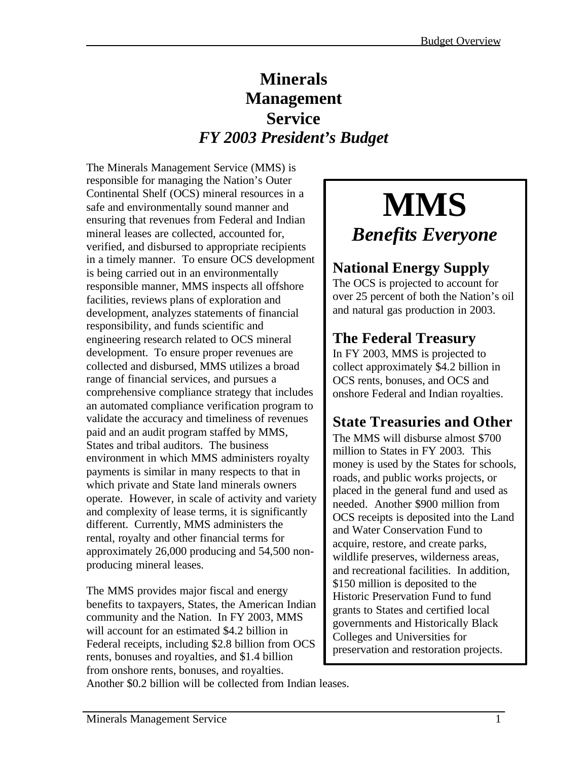# Minerals Management Service

## *FY 2003 President's Budget*

The Minerals Management Service (MMS) is responsible for managing the Nation's Outer Continental Shelf (OCS) mineral resources in a safe and environmentally sound manner and ensuring that revenues from Federal and Indian mineral leases are collected, accounted for, verified, and disbursed to appropriate recipients in a timely manner. To ensure OCS development is being carried out in an environmentally responsible manner, MMS inspects all offshore facilities, reviews plans of exploration and development, analyzes statements of financial responsibility, and funds scientific and engineering research related to OCS mineral development. To ensure proper revenues are collected and disbursed, MMS utilizes a broad range of financial services, and pursues a comprehensive compliance strategy that includes an automated compliance verification program to validate the accuracy and timeliness of revenues paid and an audit program staffed by MMS, States and tribal auditors. The business environment in which MMS administers royalty payments is similar in many respects to that in which private and State land minerals owners operate. However, in scale of activity and variety and complexity of lease terms, it is significantly different. Currently, MMS administers the rental, royalty and other financial terms for approximately 26,000 producing and 54,500 non-producing mineral leases.

The MMS provides major fiscal and energy benefits to taxpayers, States, the American Indian community and the Nation. In FY 2003, MMS will account for an estimated $4.2 billion in Federal receipts, including $2.8 billion from OCS rents, bonuses and royalties, and $1.4 billion from onshore rents, bonuses, and royalties. Another $0.2 billion will be collected from Indian leases.

---

**MMS**

***Benefits Everyone***

**National Energy Supply**

The OCS is projected to account for over 25 percent of both the Nation's oil and natural gas production in 2003.

**The Federal Treasury**

In FY 2003, MMS is projected to collect approximately $4.2 billion in OCS rents, bonuses, and OCS and onshore Federal and Indian royalties.

**State Treasuries and Other**

The MMS will disburse almost $700 million to States in FY 2003. This money is used by the States for schools, roads, and public works projects, or placed in the general fund and used as needed. Another $900 million from OCS receipts is deposited into the Land and Water Conservation Fund to acquire, restore, and create parks, wildlife preserves, wilderness areas, and recreational facilities. In addition, $150 million is deposited to the Historic Preservation Fund to fund grants to States and certified local governments and Historically Black Colleges and Universities for preservation and restoration projects.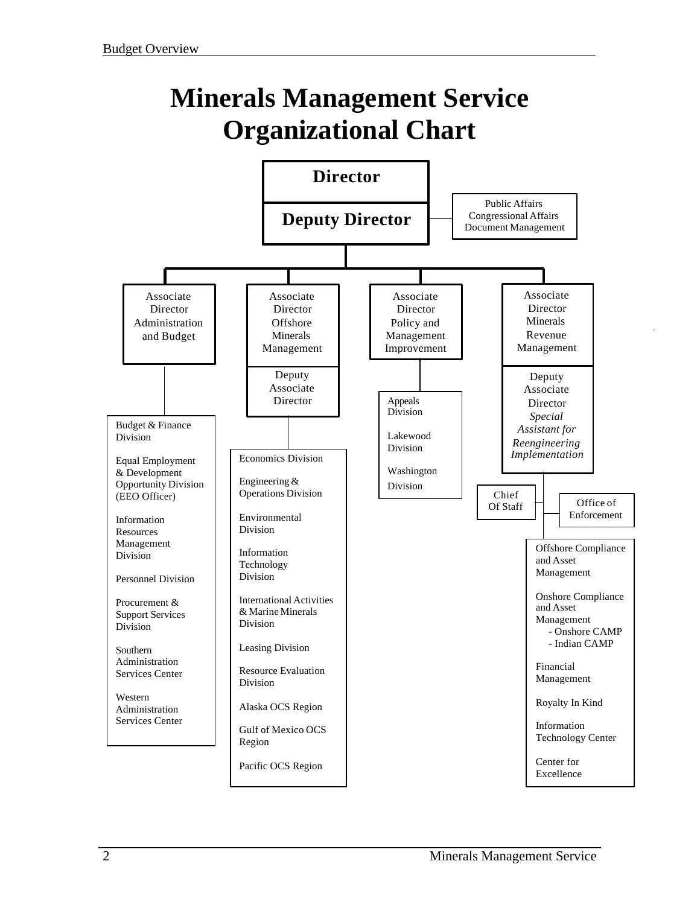# Minerals Management Service Organizational Chart

**Director**

**Deputy Director**

- Public Affairs
- Congressional Affairs
- Document Management

## Associate Director Administration and Budget

- Budget & Finance Division
- Equal Employment & Development Opportunity Division (EEO Officer)
- Information Resources Management Division
- Personnel Division
- Procurement & Support Services Division
- Southern Administration Services Center
- Western Administration Services Center

## Associate Director Offshore Minerals Management

Deputy Associate Director

- Economics Division
- Engineering & Operations Division
- Environmental Division
- Information Technology Division
- International Activities & Marine Minerals Division
- Leasing Division
- Resource Evaluation Division
- Alaska OCS Region
- Gulf of Mexico OCS Region
- Pacific OCS Region

## Associate Director Policy and Management Improvement

- Appeals Division
- Lakewood Division
- Washington Division

## Associate Director Minerals Revenue Management

Deputy Associate Director

*Special Assistant for Reengineering Implementation*

- Chief Of Staff
- Office of Enforcement

- Offshore Compliance and Asset Management
- Onshore Compliance and Asset Management
  - Onshore CAMP
  - Indian CAMP
- Financial Management
- Royalty In Kind
- Information Technology Center
- Center for Excellence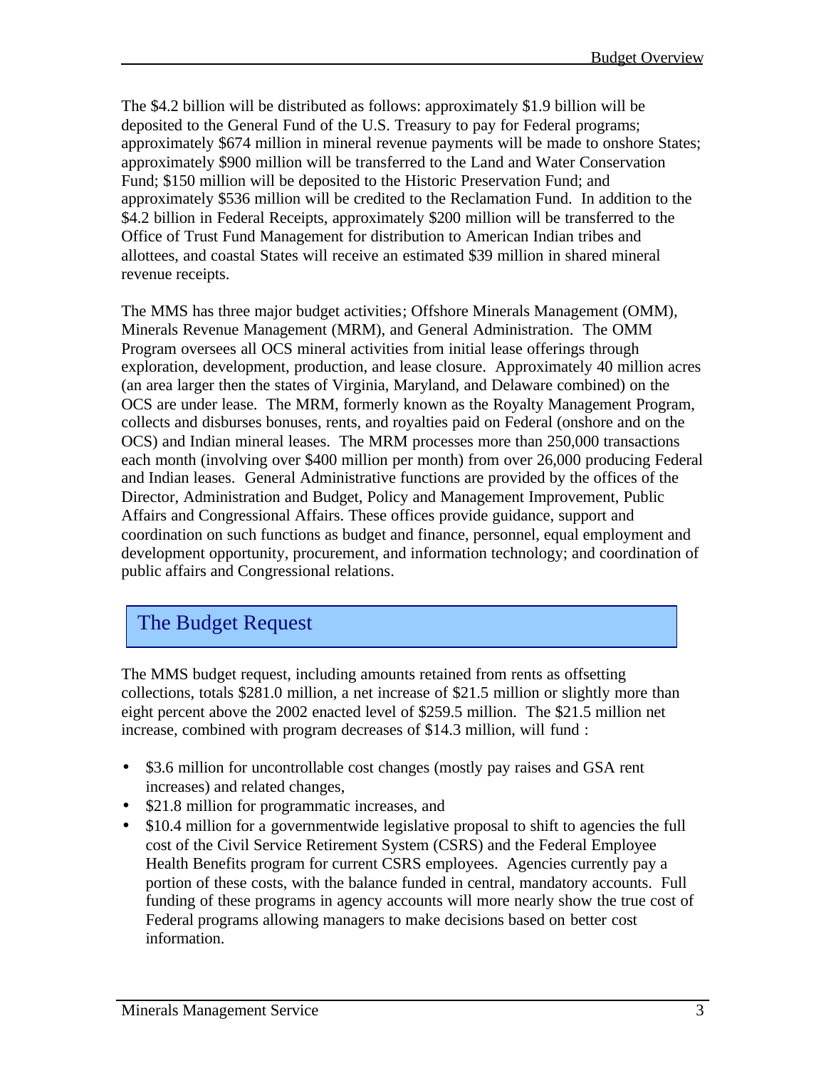The $4.2 billion will be distributed as follows: approximately $1.9 billion will be deposited to the General Fund of the U.S. Treasury to pay for Federal programs; approximately $674 million in mineral revenue payments will be made to onshore States; approximately $900 million will be transferred to the Land and Water Conservation Fund; $150 million will be deposited to the Historic Preservation Fund; and approximately $536 million will be credited to the Reclamation Fund. In addition to the $4.2 billion in Federal Receipts, approximately $200 million will be transferred to the Office of Trust Fund Management for distribution to American Indian tribes and allottees, and coastal States will receive an estimated $39 million in shared mineral revenue receipts.

The MMS has three major budget activities; Offshore Minerals Management (OMM), Minerals Revenue Management (MRM), and General Administration. The OMM Program oversees all OCS mineral activities from initial lease offerings through exploration, development, production, and lease closure. Approximately 40 million acres (an area larger then the states of Virginia, Maryland, and Delaware combined) on the OCS are under lease. The MRM, formerly known as the Royalty Management Program, collects and disburses bonuses, rents, and royalties paid on Federal (onshore and on the OCS) and Indian mineral leases. The MRM processes more than 250,000 transactions each month (involving over $400 million per month) from over 26,000 producing Federal and Indian leases. General Administrative functions are provided by the offices of the Director, Administration and Budget, Policy and Management Improvement, Public Affairs and Congressional Affairs. These offices provide guidance, support and coordination on such functions as budget and finance, personnel, equal employment and development opportunity, procurement, and information technology; and coordination of public affairs and Congressional relations.

## The Budget Request

The MMS budget request, including amounts retained from rents as offsetting collections, totals $281.0 million, a net increase of $21.5 million or slightly more than eight percent above the 2002 enacted level of $259.5 million. The $21.5 million net increase, combined with program decreases of $14.3 million, will fund :

- $3.6 million for uncontrollable cost changes (mostly pay raises and GSA rent increases) and related changes,
- $21.8 million for programmatic increases, and
- $10.4 million for a governmentwide legislative proposal to shift to agencies the full cost of the Civil Service Retirement System (CSRS) and the Federal Employee Health Benefits program for current CSRS employees. Agencies currently pay a portion of these costs, with the balance funded in central, mandatory accounts. Full funding of these programs in agency accounts will more nearly show the true cost of Federal programs allowing managers to make decisions based on better cost information.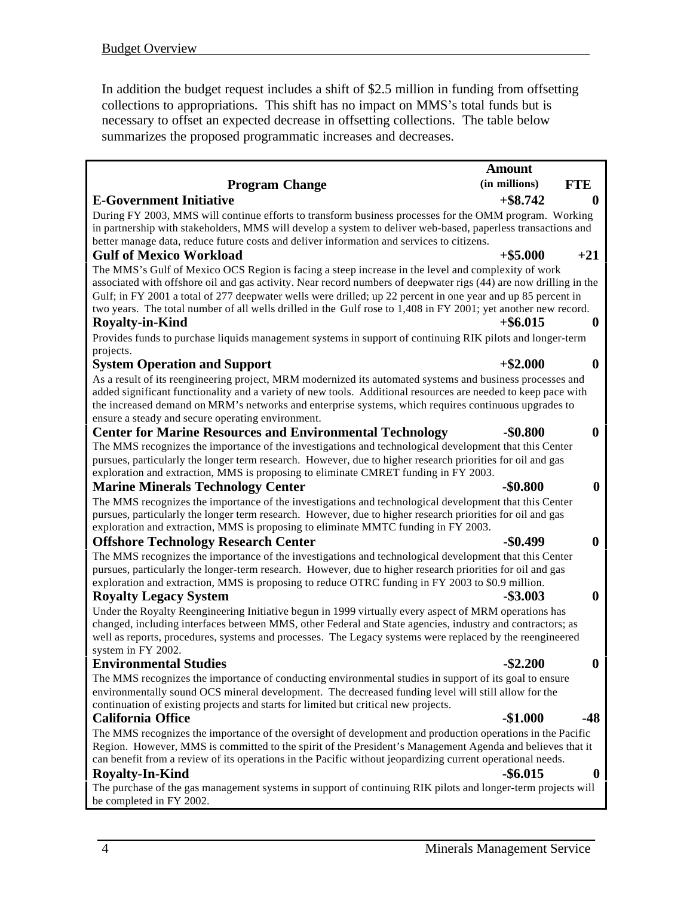In addition the budget request includes a shift of $2.5 million in funding from offsetting collections to appropriations. This shift has no impact on MMS's total funds but is necessary to offset an expected decrease in offsetting collections. The table below summarizes the proposed programmatic increases and decreases.

| Program Change | Amount (in millions) | FTE |
|---|---|---|
| **E-Government Initiative** | **+$8.742** | **0** |
| During FY 2003, MMS will continue efforts to transform business processes for the OMM program. Working in partnership with stakeholders, MMS will develop a system to deliver web-based, paperless transactions and better manage data, reduce future costs and deliver information and services to citizens. | | |
| **Gulf of Mexico Workload** | **+$5.000** | **+21** |
| The MMS's Gulf of Mexico OCS Region is facing a steep increase in the level and complexity of work associated with offshore oil and gas activity. Near record numbers of deepwater rigs (44) are now drilling in the Gulf; in FY 2001 a total of 277 deepwater wells were drilled; up 22 percent in one year and up 85 percent in two years. The total number of all wells drilled in the Gulf rose to 1,408 in FY 2001; yet another new record. | | |
| **Royalty-in-Kind** | **+$6.015** | **0** |
| Provides funds to purchase liquids management systems in support of continuing RIK pilots and longer-term projects. | | |
| **System Operation and Support** | **+$2.000** | **0** |
| As a result of its reengineering project, MRM modernized its automated systems and business processes and added significant functionality and a variety of new tools. Additional resources are needed to keep pace with the increased demand on MRM's networks and enterprise systems, which requires continuous upgrades to ensure a steady and secure operating environment. | | |
| **Center for Marine Resources and Environmental Technology** | **-$0.800** | **0** |
| The MMS recognizes the importance of the investigations and technological development that this Center pursues, particularly the longer term research. However, due to higher research priorities for oil and gas exploration and extraction, MMS is proposing to eliminate CMRET funding in FY 2003. | | |
| **Marine Minerals Technology Center** | **-$0.800** | **0** |
| The MMS recognizes the importance of the investigations and technological development that this Center pursues, particularly the longer term research. However, due to higher research priorities for oil and gas exploration and extraction, MMS is proposing to eliminate MMTC funding in FY 2003. | | |
| **Offshore Technology Research Center** | **-$0.499** | **0** |
| The MMS recognizes the importance of the investigations and technological development that this Center pursues, particularly the longer-term research. However, due to higher research priorities for oil and gas exploration and extraction, MMS is proposing to reduce OTRC funding in FY 2003 to $0.9 million. | | |
| **Royalty Legacy System** | **-$3.003** | **0** |
| Under the Royalty Reengineering Initiative begun in 1999 virtually every aspect of MRM operations has changed, including interfaces between MMS, other Federal and State agencies, industry and contractors; as well as reports, procedures, systems and processes. The Legacy systems were replaced by the reengineered system in FY 2002. | | |
| **Environmental Studies** | **-$2.200** | **0** |
| The MMS recognizes the importance of conducting environmental studies in support of its goal to ensure environmentally sound OCS mineral development. The decreased funding level will still allow for the continuation of existing projects and starts for limited but critical new projects. | | |
| **California Office** | **-$1.000** | **-48** |
| The MMS recognizes the importance of the oversight of development and production operations in the Pacific Region. However, MMS is committed to the spirit of the President's Management Agenda and believes that it can benefit from a review of its operations in the Pacific without jeopardizing current operational needs. | | |
| **Royalty-In-Kind** | **-$6.015** | **0** |
| The purchase of the gas management systems in support of continuing RIK pilots and longer-term projects will be completed in FY 2002. | | |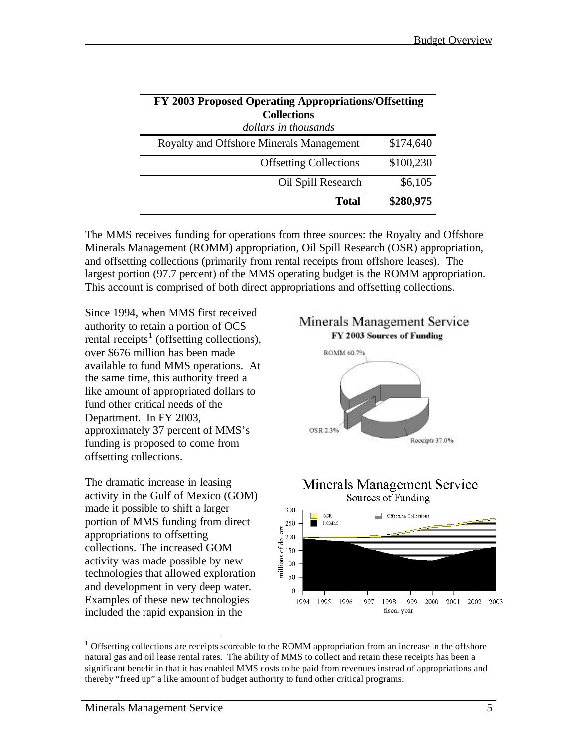| FY 2003 Proposed Operating Appropriations/Offsetting Collections *dollars in thousands* | |
|---|---|
| Royalty and Offshore Minerals Management | $174,640 |
| Offsetting Collections | $100,230 |
| Oil Spill Research | $6,105 |
| **Total** | **$280,975** |

The MMS receives funding for operations from three sources: the Royalty and Offshore Minerals Management (ROMM) appropriation, Oil Spill Research (OSR) appropriation, and offsetting collections (primarily from rental receipts from offshore leases). The largest portion (97.7 percent) of the MMS operating budget is the ROMM appropriation. This account is comprised of both direct appropriations and offsetting collections.

Since 1994, when MMS first received authority to retain a portion of OCS rental receipts[1] (offsetting collections), over $676 million has been made available to fund MMS operations. At the same time, this authority freed a like amount of appropriated dollars to fund other critical needs of the Department. In FY 2003, approximately 37 percent of MMS's funding is proposed to come from offsetting collections.

The dramatic increase in leasing activity in the Gulf of Mexico (GOM) made it possible to shift a larger portion of MMS funding from direct appropriations to offsetting collections. The increased GOM activity was made possible by new technologies that allowed exploration and development in very deep water. Examples of these new technologies included the rapid expansion in the

[1] Offsetting collections are receipts scoreable to the ROMM appropriation from an increase in the offshore natural gas and oil lease rental rates. The ability of MMS to collect and retain these receipts has been a significant benefit in that it has enabled MMS costs to be paid from revenues instead of appropriations and thereby "freed up" a like amount of budget authority to fund other critical programs.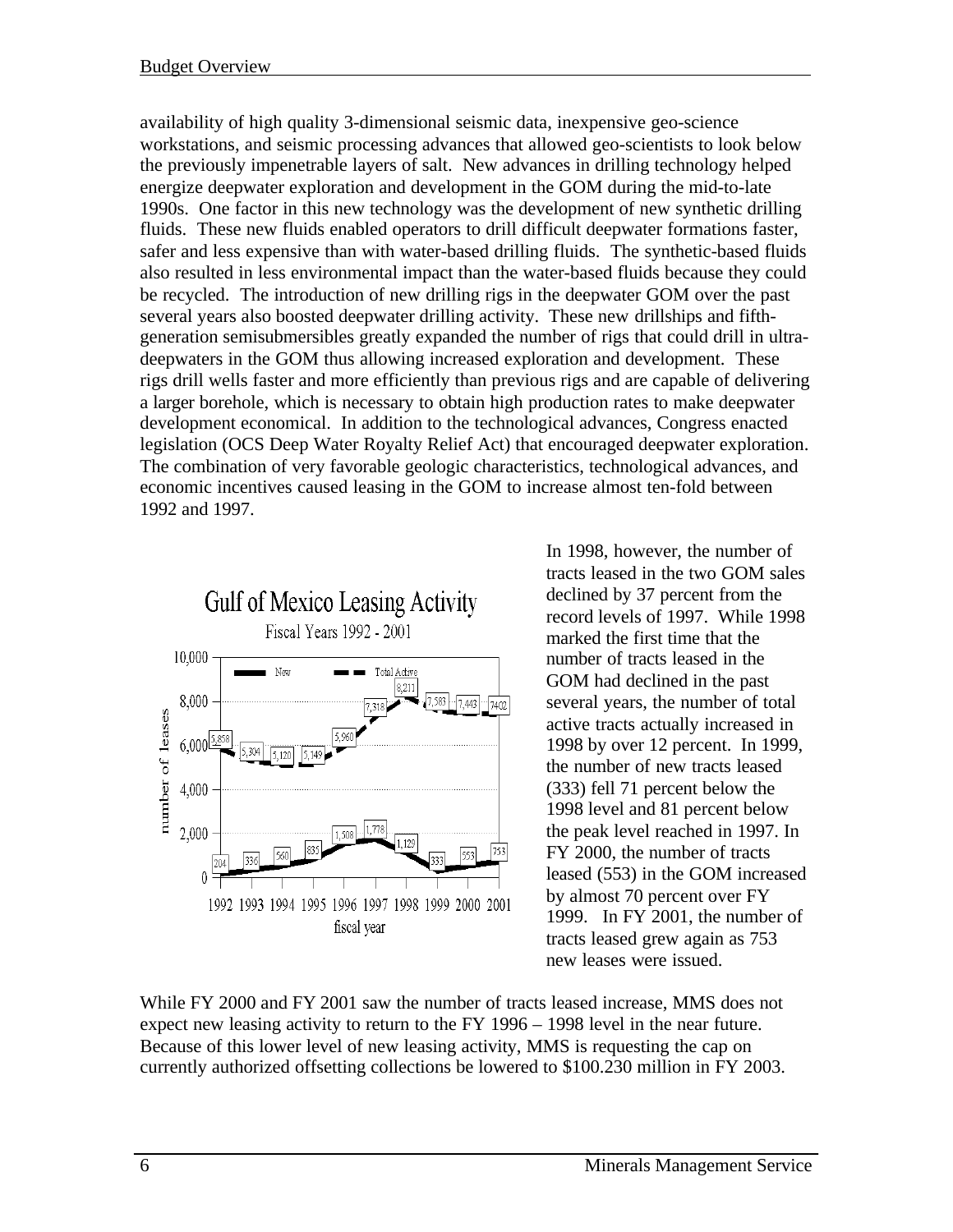availability of high quality 3-dimensional seismic data, inexpensive geo-science workstations, and seismic processing advances that allowed geo-scientists to look below the previously impenetrable layers of salt. New advances in drilling technology helped energize deepwater exploration and development in the GOM during the mid-to-late 1990s. One factor in this new technology was the development of new synthetic drilling fluids. These new fluids enabled operators to drill difficult deepwater formations faster, safer and less expensive than with water-based drilling fluids. The synthetic-based fluids also resulted in less environmental impact than the water-based fluids because they could be recycled. The introduction of new drilling rigs in the deepwater GOM over the past several years also boosted deepwater drilling activity. These new drillships and fifth-generation semisubmersibles greatly expanded the number of rigs that could drill in ultra-deepwaters in the GOM thus allowing increased exploration and development. These rigs drill wells faster and more efficiently than previous rigs and are capable of delivering a larger borehole, which is necessary to obtain high production rates to make deepwater development economical. In addition to the technological advances, Congress enacted legislation (OCS Deep Water Royalty Relief Act) that encouraged deepwater exploration. The combination of very favorable geologic characteristics, technological advances, and economic incentives caused leasing in the GOM to increase almost ten-fold between 1992 and 1997.

**Gulf of Mexico Leasing Activity**
Fiscal Years 1992 - 2001

| Fiscal year | New | Total Active |
|---|---|---|
| 1992 | 204 | 5,858 |
| 1993 | 336 | 5,304 |
| 1994 | 560 | 5,120 |
| 1995 | 835 | 5,149 |
| 1996 | 1,508 | 5,960 |
| 1997 | 1,778 | 7,318 |
| 1998 | 1,129 | 8,211 |
| 1999 | 333 | 7,583 |
| 2000 | 553 | 7,443 |
| 2001 | 753 | 7402 |

In 1998, however, the number of tracts leased in the two GOM sales declined by 37 percent from the record levels of 1997. While 1998 marked the first time that the number of tracts leased in the GOM had declined in the past several years, the number of total active tracts actually increased in 1998 by over 12 percent. In 1999, the number of new tracts leased (333) fell 71 percent below the 1998 level and 81 percent below the peak level reached in 1997. In FY 2000, the number of tracts leased (553) in the GOM increased by almost 70 percent over FY 1999. In FY 2001, the number of tracts leased grew again as 753 new leases were issued.

While FY 2000 and FY 2001 saw the number of tracts leased increase, MMS does not expect new leasing activity to return to the FY 1996 – 1998 level in the near future. Because of this lower level of new leasing activity, MMS is requesting the cap on currently authorized offsetting collections be lowered to $100.230 million in FY 2003.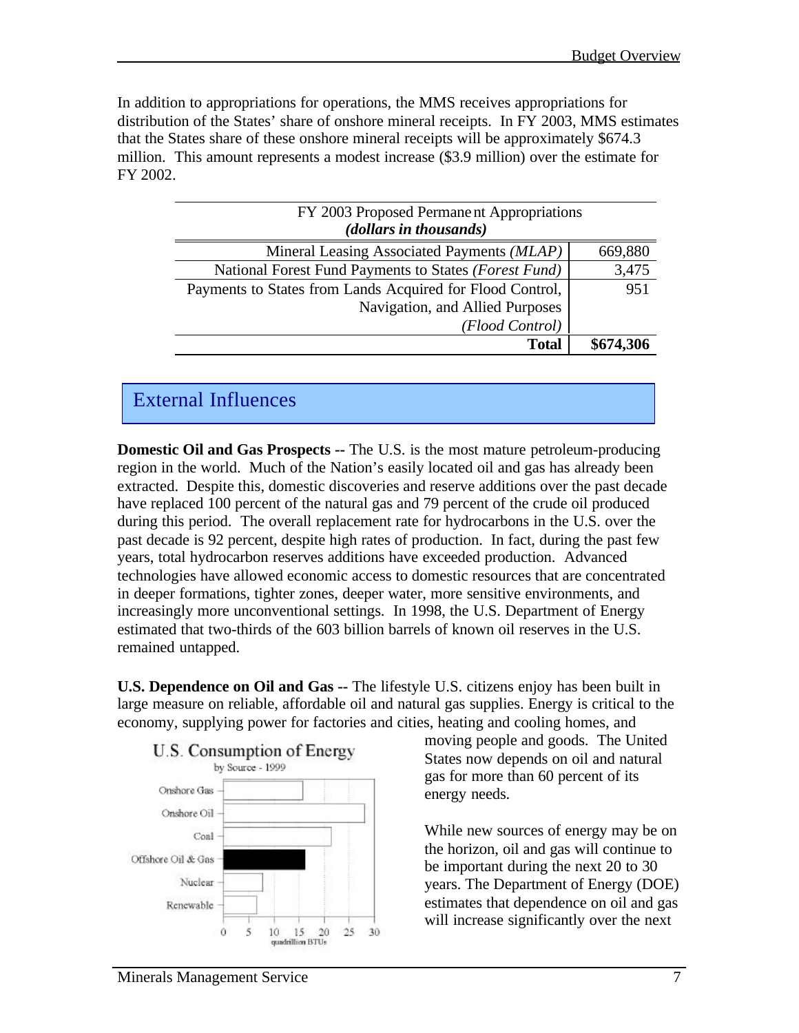In addition to appropriations for operations, the MMS receives appropriations for distribution of the States' share of onshore mineral receipts. In FY 2003, MMS estimates that the States share of these onshore mineral receipts will be approximately $674.3 million. This amount represents a modest increase ($3.9 million) over the estimate for FY 2002.

| FY 2003 Proposed Permanent Appropriations ***(dollars in thousands)*** | |
|---|---|
| Mineral Leasing Associated Payments *(MLAP)* | 669,880 |
| National Forest Fund Payments to States *(Forest Fund)* | 3,475 |
| Payments to States from Lands Acquired for Flood Control, Navigation, and Allied Purposes *(Flood Control)* | 951 |
| **Total** | **$674,306** |

## External Influences

**Domestic Oil and Gas Prospects --** The U.S. is the most mature petroleum-producing region in the world. Much of the Nation's easily located oil and gas has already been extracted. Despite this, domestic discoveries and reserve additions over the past decade have replaced 100 percent of the natural gas and 79 percent of the crude oil produced during this period. The overall replacement rate for hydrocarbons in the U.S. over the past decade is 92 percent, despite high rates of production. In fact, during the past few years, total hydrocarbon reserves additions have exceeded production. Advanced technologies have allowed economic access to domestic resources that are concentrated in deeper formations, tighter zones, deeper water, more sensitive environments, and increasingly more unconventional settings. In 1998, the U.S. Department of Energy estimated that two-thirds of the 603 billion barrels of known oil reserves in the U.S. remained untapped.

**U.S. Dependence on Oil and Gas --** The lifestyle U.S. citizens enjoy has been built in large measure on reliable, affordable oil and natural gas supplies. Energy is critical to the economy, supplying power for factories and cities, heating and cooling homes, and moving people and goods. The United States now depends on oil and natural gas for more than 60 percent of its energy needs.

While new sources of energy may be on the horizon, oil and gas will continue to be important during the next 20 to 30 years. The Department of Energy (DOE) estimates that dependence on oil and gas will increase significantly over the next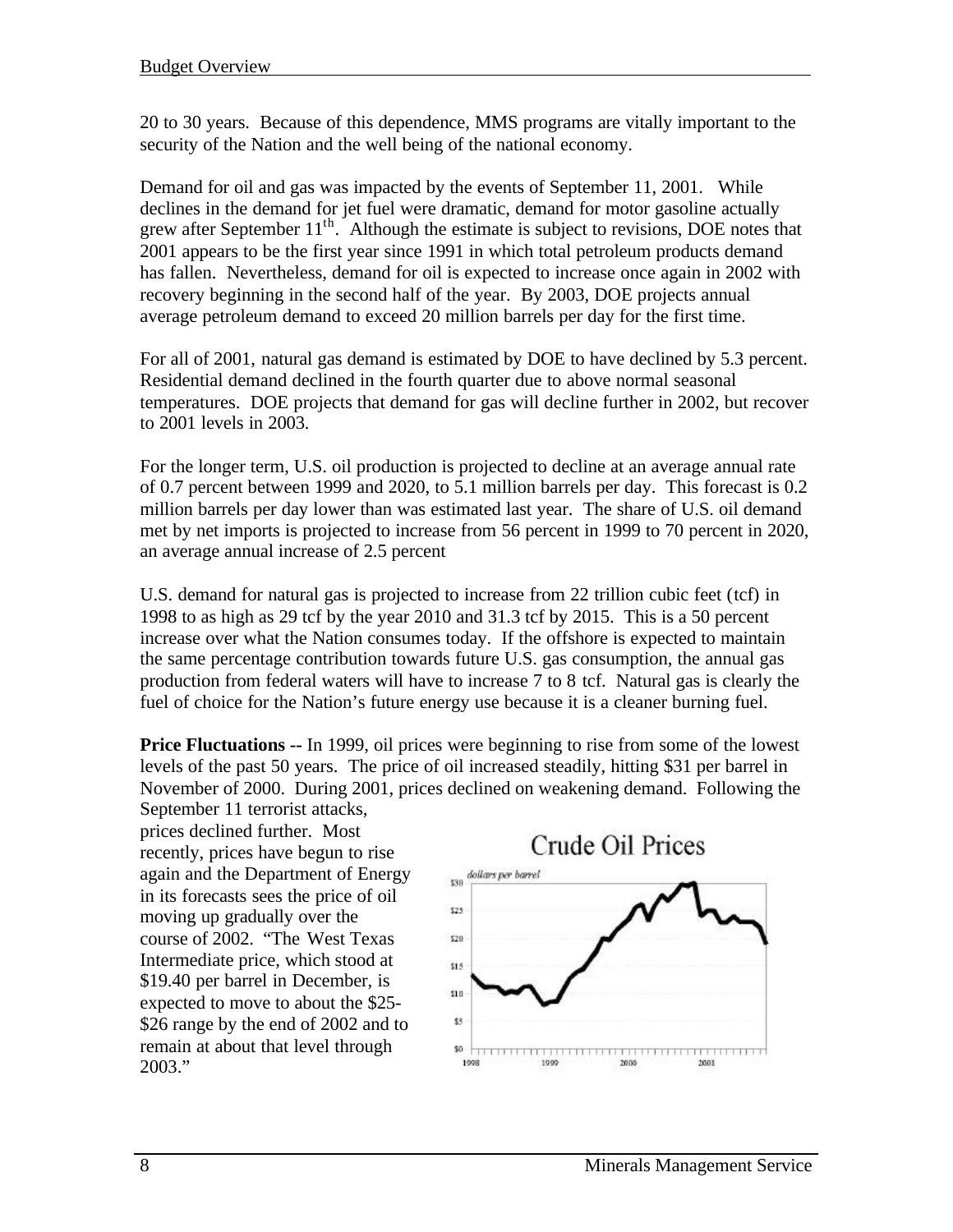20 to 30 years. Because of this dependence, MMS programs are vitally important to the security of the Nation and the well being of the national economy.

Demand for oil and gas was impacted by the events of September 11, 2001. While declines in the demand for jet fuel were dramatic, demand for motor gasoline actually grew after September 11th. Although the estimate is subject to revisions, DOE notes that 2001 appears to be the first year since 1991 in which total petroleum products demand has fallen. Nevertheless, demand for oil is expected to increase once again in 2002 with recovery beginning in the second half of the year. By 2003, DOE projects annual average petroleum demand to exceed 20 million barrels per day for the first time.

For all of 2001, natural gas demand is estimated by DOE to have declined by 5.3 percent. Residential demand declined in the fourth quarter due to above normal seasonal temperatures. DOE projects that demand for gas will decline further in 2002, but recover to 2001 levels in 2003.

For the longer term, U.S. oil production is projected to decline at an average annual rate of 0.7 percent between 1999 and 2020, to 5.1 million barrels per day. This forecast is 0.2 million barrels per day lower than was estimated last year. The share of U.S. oil demand met by net imports is projected to increase from 56 percent in 1999 to 70 percent in 2020, an average annual increase of 2.5 percent

U.S. demand for natural gas is projected to increase from 22 trillion cubic feet (tcf) in 1998 to as high as 29 tcf by the year 2010 and 31.3 tcf by 2015. This is a 50 percent increase over what the Nation consumes today. If the offshore is expected to maintain the same percentage contribution towards future U.S. gas consumption, the annual gas production from federal waters will have to increase 7 to 8 tcf. Natural gas is clearly the fuel of choice for the Nation's future energy use because it is a cleaner burning fuel.

**Price Fluctuations --** In 1999, oil prices were beginning to rise from some of the lowest levels of the past 50 years. The price of oil increased steadily, hitting $31 per barrel in November of 2000. During 2001, prices declined on weakening demand. Following the September 11 terrorist attacks, prices declined further. Most recently, prices have begun to rise again and the Department of Energy in its forecasts sees the price of oil moving up gradually over the course of 2002. "The West Texas Intermediate price, which stood at $19.40 per barrel in December, is expected to move to about the $25-$26 range by the end of 2002 and to remain at about that level through 2003."

Crude Oil Prices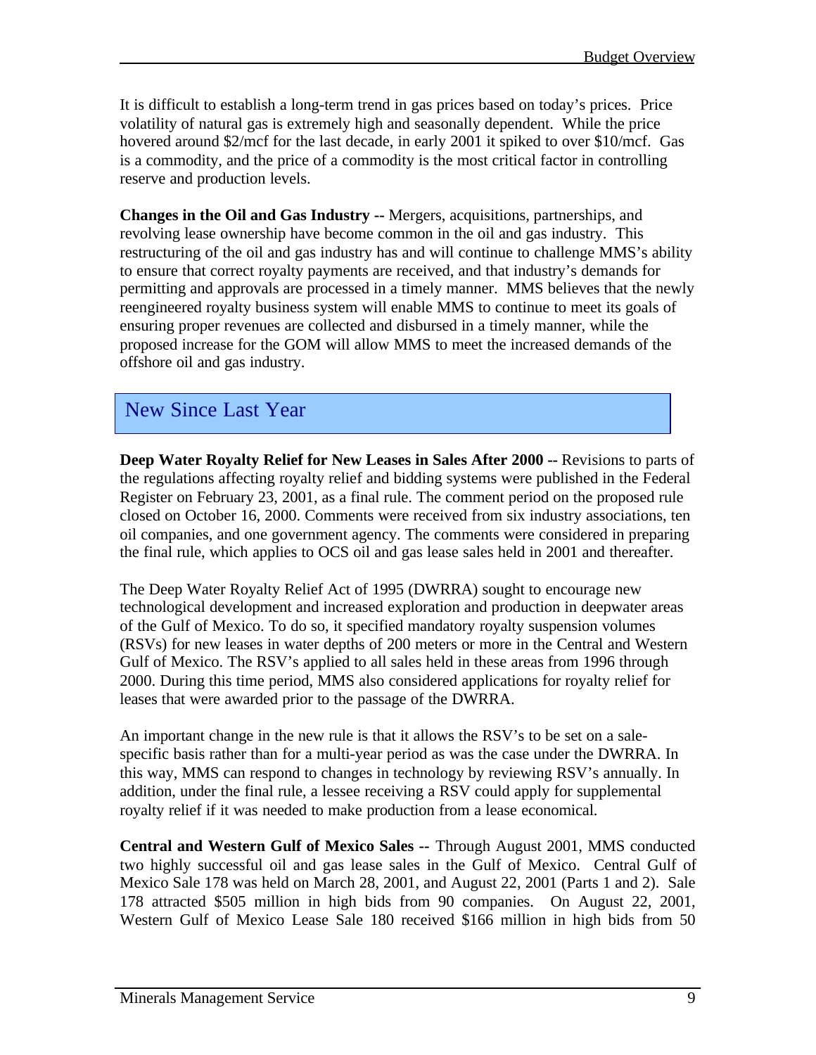It is difficult to establish a long-term trend in gas prices based on today's prices. Price volatility of natural gas is extremely high and seasonally dependent. While the price hovered around $2/mcf for the last decade, in early 2001 it spiked to over $10/mcf. Gas is a commodity, and the price of a commodity is the most critical factor in controlling reserve and production levels.

**Changes in the Oil and Gas Industry** -- Mergers, acquisitions, partnerships, and revolving lease ownership have become common in the oil and gas industry. This restructuring of the oil and gas industry has and will continue to challenge MMS's ability to ensure that correct royalty payments are received, and that industry's demands for permitting and approvals are processed in a timely manner. MMS believes that the newly reengineered royalty business system will enable MMS to continue to meet its goals of ensuring proper revenues are collected and disbursed in a timely manner, while the proposed increase for the GOM will allow MMS to meet the increased demands of the offshore oil and gas industry.

## New Since Last Year

**Deep Water Royalty Relief for New Leases in Sales After 2000 --** Revisions to parts of the regulations affecting royalty relief and bidding systems were published in the Federal Register on February 23, 2001, as a final rule. The comment period on the proposed rule closed on October 16, 2000. Comments were received from six industry associations, ten oil companies, and one government agency. The comments were considered in preparing the final rule, which applies to OCS oil and gas lease sales held in 2001 and thereafter.

The Deep Water Royalty Relief Act of 1995 (DWRRA) sought to encourage new technological development and increased exploration and production in deepwater areas of the Gulf of Mexico. To do so, it specified mandatory royalty suspension volumes (RSVs) for new leases in water depths of 200 meters or more in the Central and Western Gulf of Mexico. The RSV's applied to all sales held in these areas from 1996 through 2000. During this time period, MMS also considered applications for royalty relief for leases that were awarded prior to the passage of the DWRRA.

An important change in the new rule is that it allows the RSV's to be set on a sale-specific basis rather than for a multi-year period as was the case under the DWRRA. In this way, MMS can respond to changes in technology by reviewing RSV's annually. In addition, under the final rule, a lessee receiving a RSV could apply for supplemental royalty relief if it was needed to make production from a lease economical.

**Central and Western Gulf of Mexico Sales** -- Through August 2001, MMS conducted two highly successful oil and gas lease sales in the Gulf of Mexico. Central Gulf of Mexico Sale 178 was held on March 28, 2001, and August 22, 2001 (Parts 1 and 2). Sale 178 attracted $505 million in high bids from 90 companies. On August 22, 2001, Western Gulf of Mexico Lease Sale 180 received $166 million in high bids from 50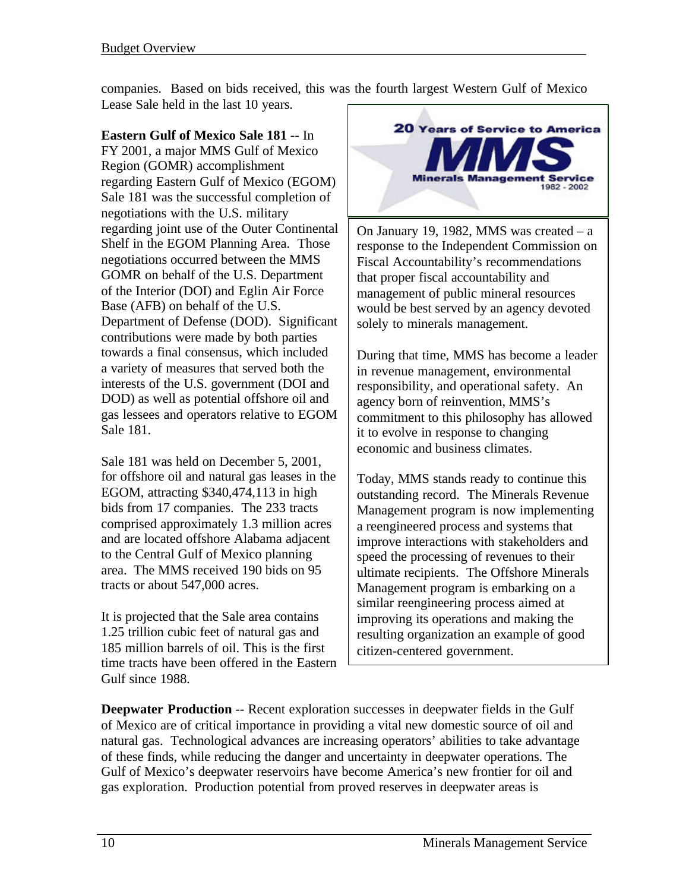companies. Based on bids received, this was the fourth largest Western Gulf of Mexico Lease Sale held in the last 10 years.

**Eastern Gulf of Mexico Sale 181** -- In FY 2001, a major MMS Gulf of Mexico Region (GOMR) accomplishment regarding Eastern Gulf of Mexico (EGOM) Sale 181 was the successful completion of negotiations with the U.S. military regarding joint use of the Outer Continental Shelf in the EGOM Planning Area. Those negotiations occurred between the MMS GOMR on behalf of the U.S. Department of the Interior (DOI) and Eglin Air Force Base (AFB) on behalf of the U.S. Department of Defense (DOD). Significant contributions were made by both parties towards a final consensus, which included a variety of measures that served both the interests of the U.S. government (DOI and DOD) as well as potential offshore oil and gas lessees and operators relative to EGOM Sale 181.

Sale 181 was held on December 5, 2001, for offshore oil and natural gas leases in the EGOM, attracting $340,474,113 in high bids from 17 companies. The 233 tracts comprised approximately 1.3 million acres and are located offshore Alabama adjacent to the Central Gulf of Mexico planning area. The MMS received 190 bids on 95 tracts or about 547,000 acres.

It is projected that the Sale area contains 1.25 trillion cubic feet of natural gas and 185 million barrels of oil. This is the first time tracts have been offered in the Eastern Gulf since 1988.

> **20 Years of Service to America**
> **MMS**
> **Minerals Management Service**
> 1982 - 2002
>
> On January 19, 1982, MMS was created – a response to the Independent Commission on Fiscal Accountability's recommendations that proper fiscal accountability and management of public mineral resources would be best served by an agency devoted solely to minerals management.
>
> During that time, MMS has become a leader in revenue management, environmental responsibility, and operational safety. An agency born of reinvention, MMS's commitment to this philosophy has allowed it to evolve in response to changing economic and business climates.
>
> Today, MMS stands ready to continue this outstanding record. The Minerals Revenue Management program is now implementing a reengineered process and systems that improve interactions with stakeholders and speed the processing of revenues to their ultimate recipients. The Offshore Minerals Management program is embarking on a similar reengineering process aimed at improving its operations and making the resulting organization an example of good citizen-centered government.

**Deepwater Production** -- Recent exploration successes in deepwater fields in the Gulf of Mexico are of critical importance in providing a vital new domestic source of oil and natural gas. Technological advances are increasing operators' abilities to take advantage of these finds, while reducing the danger and uncertainty in deepwater operations. The Gulf of Mexico's deepwater reservoirs have become America's new frontier for oil and gas exploration. Production potential from proved reserves in deepwater areas is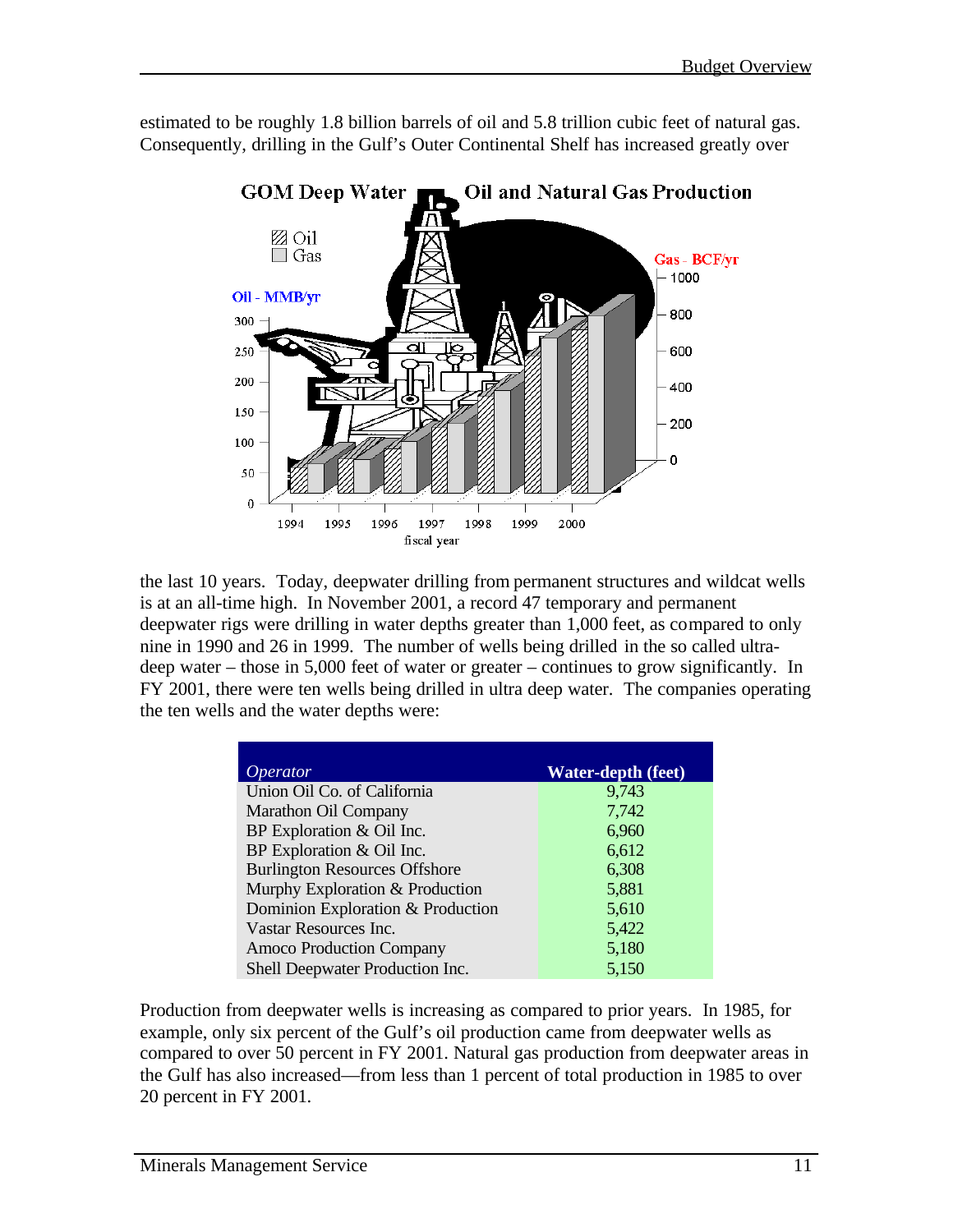estimated to be roughly 1.8 billion barrels of oil and 5.8 trillion cubic feet of natural gas. Consequently, drilling in the Gulf's Outer Continental Shelf has increased greatly over the last 10 years. Today, deepwater drilling from permanent structures and wildcat wells is at an all-time high. In November 2001, a record 47 temporary and permanent deepwater rigs were drilling in water depths greater than 1,000 feet, as compared to only nine in 1990 and 26 in 1999. The number of wells being drilled in the so called ultra-deep water – those in 5,000 feet of water or greater – continues to grow significantly. In FY 2001, there were ten wells being drilled in ultra deep water. The companies operating the ten wells and the water depths were:

| *Operator* | **Water-depth (feet)** |
|---|---|
| Union Oil Co. of California | 9,743 |
| Marathon Oil Company | 7,742 |
| BP Exploration & Oil Inc. | 6,960 |
| BP Exploration & Oil Inc. | 6,612 |
| Burlington Resources Offshore | 6,308 |
| Murphy Exploration & Production | 5,881 |
| Dominion Exploration & Production | 5,610 |
| Vastar Resources Inc. | 5,422 |
| Amoco Production Company | 5,180 |
| Shell Deepwater Production Inc. | 5,150 |

Production from deepwater wells is increasing as compared to prior years. In 1985, for example, only six percent of the Gulf's oil production came from deepwater wells as compared to over 50 percent in FY 2001. Natural gas production from deepwater areas in the Gulf has also increased—from less than 1 percent of total production in 1985 to over 20 percent in FY 2001.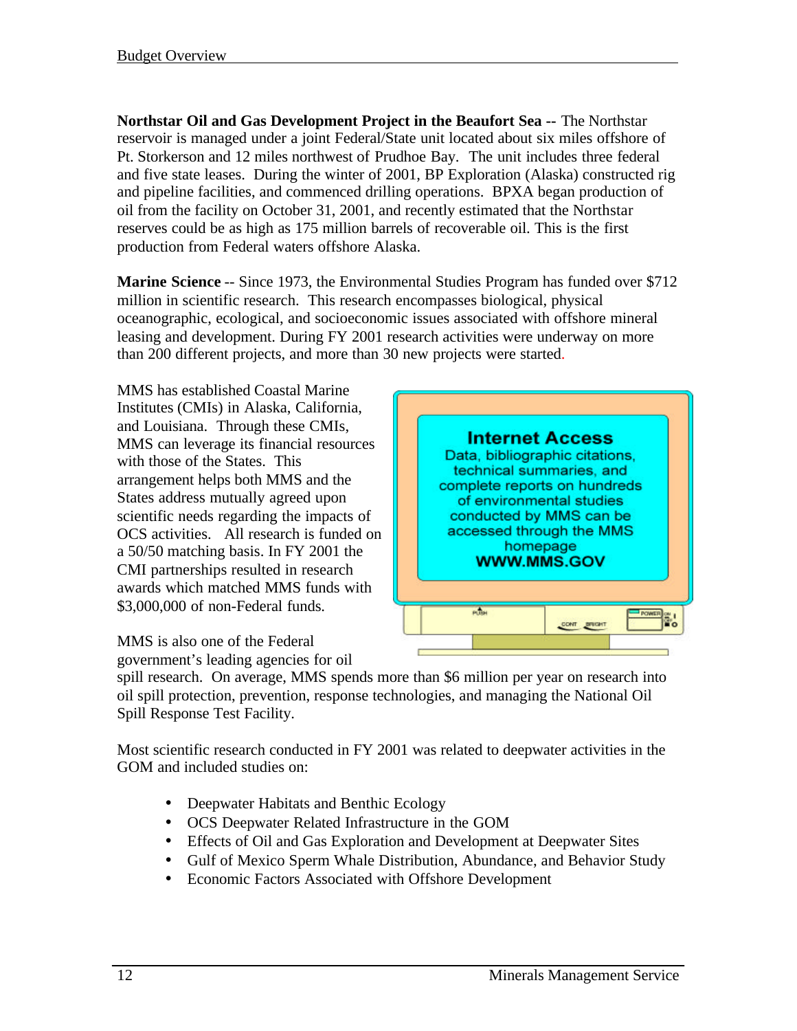**Northstar Oil and Gas Development Project in the Beaufort Sea --** The Northstar reservoir is managed under a joint Federal/State unit located about six miles offshore of Pt. Storkerson and 12 miles northwest of Prudhoe Bay. The unit includes three federal and five state leases. During the winter of 2001, BP Exploration (Alaska) constructed rig and pipeline facilities, and commenced drilling operations. BPXA began production of oil from the facility on October 31, 2001, and recently estimated that the Northstar reserves could be as high as 175 million barrels of recoverable oil. This is the first production from Federal waters offshore Alaska.

**Marine Science** -- Since 1973, the Environmental Studies Program has funded over $712 million in scientific research. This research encompasses biological, physical oceanographic, ecological, and socioeconomic issues associated with offshore mineral leasing and development. During FY 2001 research activities were underway on more than 200 different projects, and more than 30 new projects were started.

MMS has established Coastal Marine Institutes (CMIs) in Alaska, California, and Louisiana. Through these CMIs, MMS can leverage its financial resources with those of the States. This arrangement helps both MMS and the States address mutually agreed upon scientific needs regarding the impacts of OCS activities. All research is funded on a 50/50 matching basis. In FY 2001 the CMI partnerships resulted in research awards which matched MMS funds with $3,000,000 of non-Federal funds.

> **Internet Access**
> Data, bibliographic citations, technical summaries, and complete reports on hundreds of environmental studies conducted by MMS can be accessed through the MMS homepage
> **WWW.MMS.GOV**

MMS is also one of the Federal government's leading agencies for oil spill research. On average, MMS spends more than $6 million per year on research into oil spill protection, prevention, response technologies, and managing the National Oil Spill Response Test Facility.

Most scientific research conducted in FY 2001 was related to deepwater activities in the GOM and included studies on:

- Deepwater Habitats and Benthic Ecology
- OCS Deepwater Related Infrastructure in the GOM
- Effects of Oil and Gas Exploration and Development at Deepwater Sites
- Gulf of Mexico Sperm Whale Distribution, Abundance, and Behavior Study
- Economic Factors Associated with Offshore Development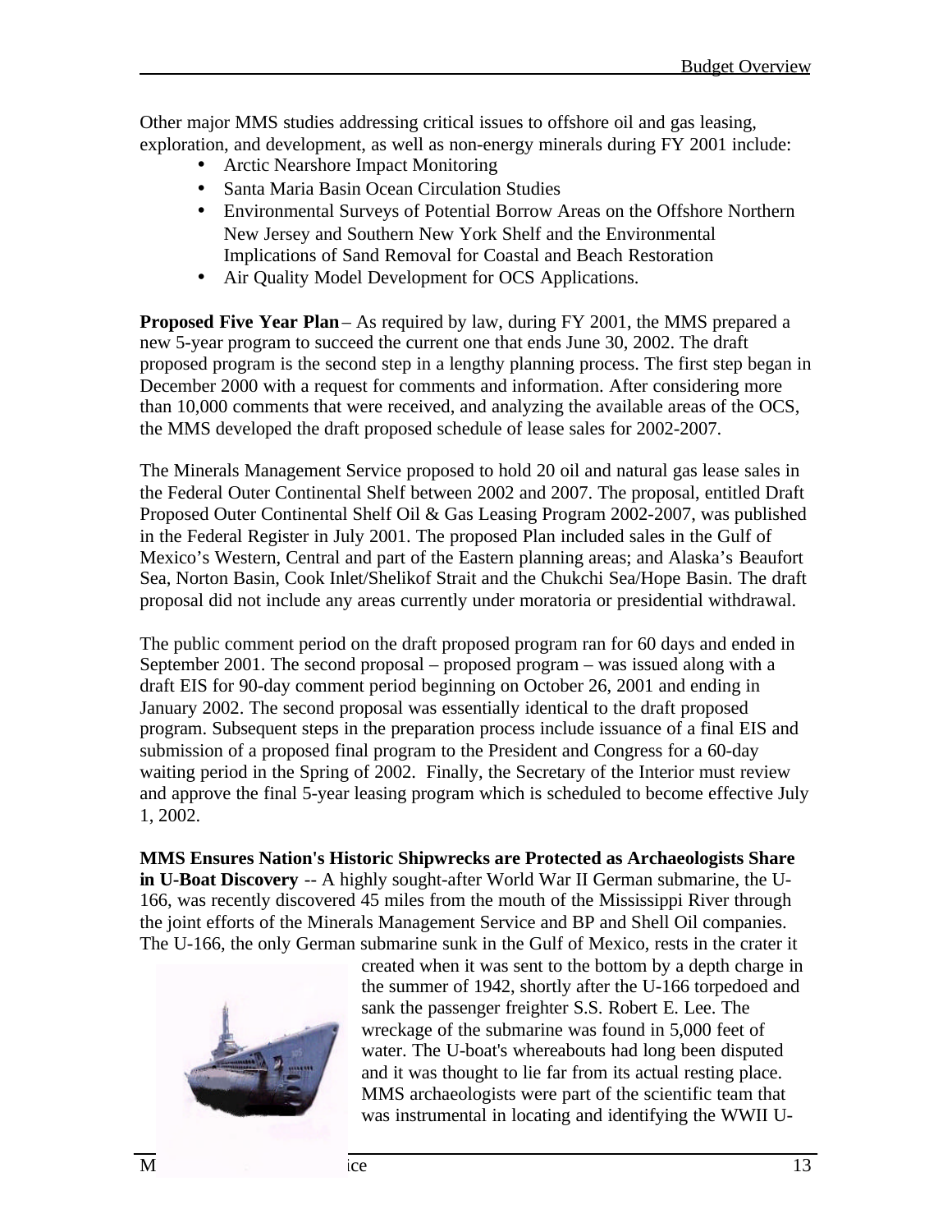Other major MMS studies addressing critical issues to offshore oil and gas leasing, exploration, and development, as well as non-energy minerals during FY 2001 include:

- Arctic Nearshore Impact Monitoring
- Santa Maria Basin Ocean Circulation Studies
- Environmental Surveys of Potential Borrow Areas on the Offshore Northern New Jersey and Southern New York Shelf and the Environmental Implications of Sand Removal for Coastal and Beach Restoration
- Air Quality Model Development for OCS Applications.

**Proposed Five Year Plan** – As required by law, during FY 2001, the MMS prepared a new 5-year program to succeed the current one that ends June 30, 2002. The draft proposed program is the second step in a lengthy planning process. The first step began in December 2000 with a request for comments and information. After considering more than 10,000 comments that were received, and analyzing the available areas of the OCS, the MMS developed the draft proposed schedule of lease sales for 2002-2007.

The Minerals Management Service proposed to hold 20 oil and natural gas lease sales in the Federal Outer Continental Shelf between 2002 and 2007. The proposal, entitled Draft Proposed Outer Continental Shelf Oil & Gas Leasing Program 2002-2007, was published in the Federal Register in July 2001. The proposed Plan included sales in the Gulf of Mexico's Western, Central and part of the Eastern planning areas; and Alaska's Beaufort Sea, Norton Basin, Cook Inlet/Shelikof Strait and the Chukchi Sea/Hope Basin. The draft proposal did not include any areas currently under moratoria or presidential withdrawal.

The public comment period on the draft proposed program ran for 60 days and ended in September 2001. The second proposal – proposed program – was issued along with a draft EIS for 90-day comment period beginning on October 26, 2001 and ending in January 2002. The second proposal was essentially identical to the draft proposed program. Subsequent steps in the preparation process include issuance of a final EIS and submission of a proposed final program to the President and Congress for a 60-day waiting period in the Spring of 2002. Finally, the Secretary of the Interior must review and approve the final 5-year leasing program which is scheduled to become effective July 1, 2002.

**MMS Ensures Nation's Historic Shipwrecks are Protected as Archaeologists Share in U-Boat Discovery** -- A highly sought-after World War II German submarine, the U-166, was recently discovered 45 miles from the mouth of the Mississippi River through the joint efforts of the Minerals Management Service and BP and Shell Oil companies. The U-166, the only German submarine sunk in the Gulf of Mexico, rests in the crater it created when it was sent to the bottom by a depth charge in the summer of 1942, shortly after the U-166 torpedoed and sank the passenger freighter S.S. Robert E. Lee. The wreckage of the submarine was found in 5,000 feet of water. The U-boat's whereabouts had long been disputed and it was thought to lie far from its actual resting place. MMS archaeologists were part of the scientific team that was instrumental in locating and identifying the WWII U-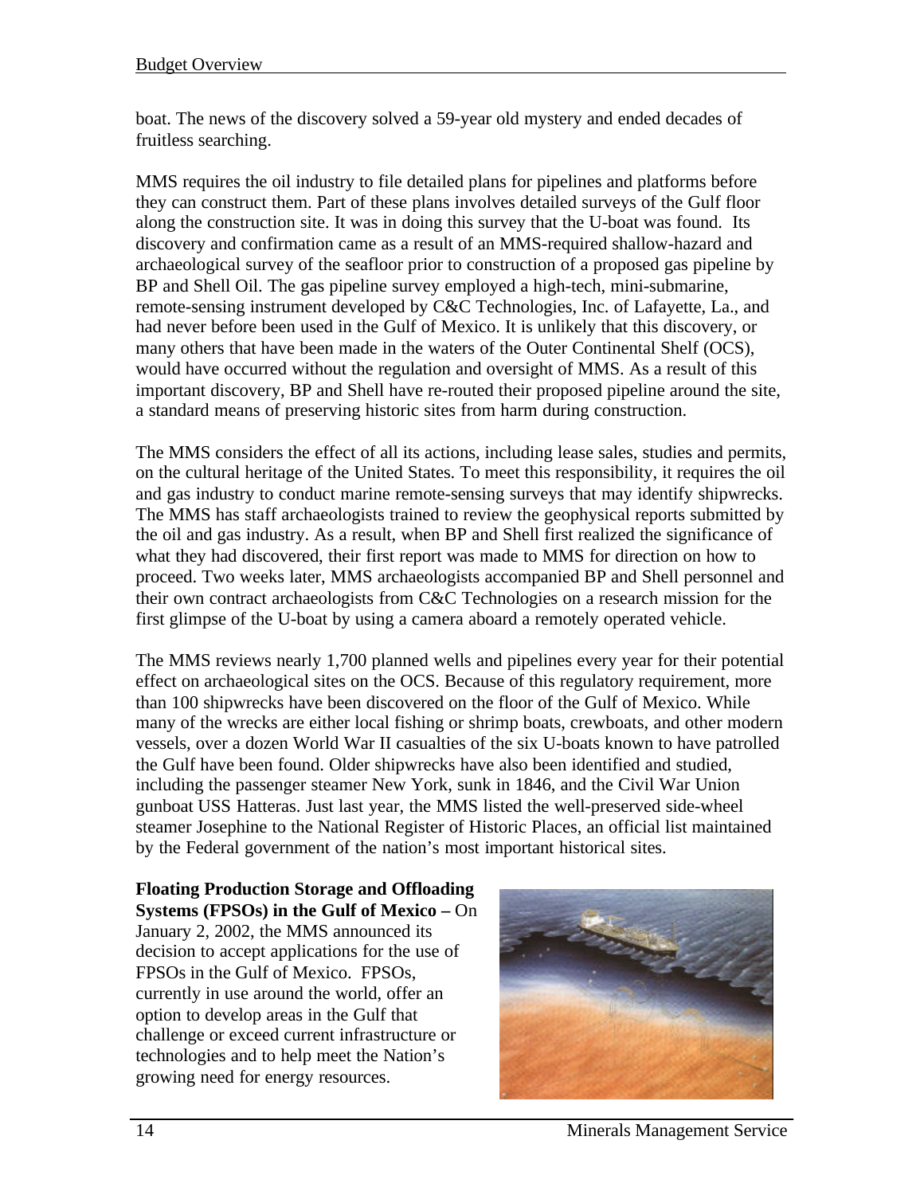boat. The news of the discovery solved a 59-year old mystery and ended decades of fruitless searching.

MMS requires the oil industry to file detailed plans for pipelines and platforms before they can construct them. Part of these plans involves detailed surveys of the Gulf floor along the construction site. It was in doing this survey that the U-boat was found. Its discovery and confirmation came as a result of an MMS-required shallow-hazard and archaeological survey of the seafloor prior to construction of a proposed gas pipeline by BP and Shell Oil. The gas pipeline survey employed a high-tech, mini-submarine, remote-sensing instrument developed by C&C Technologies, Inc. of Lafayette, La., and had never before been used in the Gulf of Mexico. It is unlikely that this discovery, or many others that have been made in the waters of the Outer Continental Shelf (OCS), would have occurred without the regulation and oversight of MMS. As a result of this important discovery, BP and Shell have re-routed their proposed pipeline around the site, a standard means of preserving historic sites from harm during construction.

The MMS considers the effect of all its actions, including lease sales, studies and permits, on the cultural heritage of the United States. To meet this responsibility, it requires the oil and gas industry to conduct marine remote-sensing surveys that may identify shipwrecks. The MMS has staff archaeologists trained to review the geophysical reports submitted by the oil and gas industry. As a result, when BP and Shell first realized the significance of what they had discovered, their first report was made to MMS for direction on how to proceed. Two weeks later, MMS archaeologists accompanied BP and Shell personnel and their own contract archaeologists from C&C Technologies on a research mission for the first glimpse of the U-boat by using a camera aboard a remotely operated vehicle.

The MMS reviews nearly 1,700 planned wells and pipelines every year for their potential effect on archaeological sites on the OCS. Because of this regulatory requirement, more than 100 shipwrecks have been discovered on the floor of the Gulf of Mexico. While many of the wrecks are either local fishing or shrimp boats, crewboats, and other modern vessels, over a dozen World War II casualties of the six U-boats known to have patrolled the Gulf have been found. Older shipwrecks have also been identified and studied, including the passenger steamer New York, sunk in 1846, and the Civil War Union gunboat USS Hatteras. Just last year, the MMS listed the well-preserved side-wheel steamer Josephine to the National Register of Historic Places, an official list maintained by the Federal government of the nation's most important historical sites.

**Floating Production Storage and Offloading Systems (FPSOs) in the Gulf of Mexico –** On January 2, 2002, the MMS announced its decision to accept applications for the use of FPSOs in the Gulf of Mexico. FPSOs, currently in use around the world, offer an option to develop areas in the Gulf that challenge or exceed current infrastructure or technologies and to help meet the Nation's growing need for energy resources.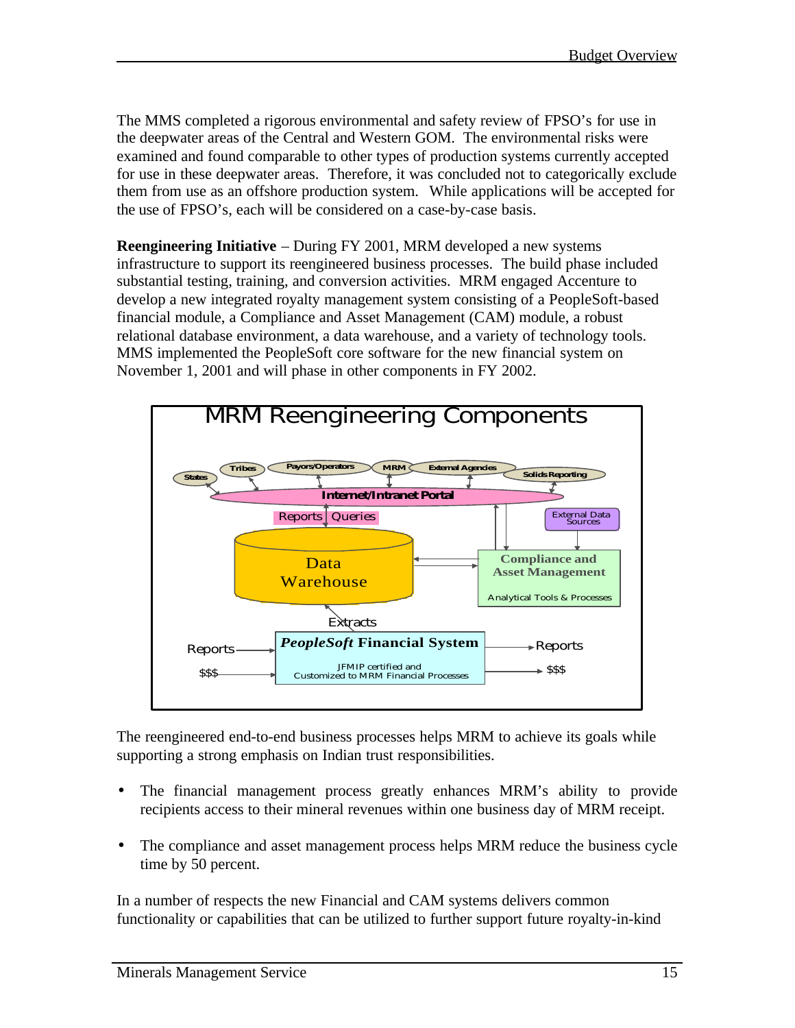The MMS completed a rigorous environmental and safety review of FPSO's for use in the deepwater areas of the Central and Western GOM. The environmental risks were examined and found comparable to other types of production systems currently accepted for use in these deepwater areas. Therefore, it was concluded not to categorically exclude them from use as an offshore production system. While applications will be accepted for the use of FPSO's, each will be considered on a case-by-case basis.

**Reengineering Initiative** – During FY 2001, MRM developed a new systems infrastructure to support its reengineered business processes. The build phase included substantial testing, training, and conversion activities. MRM engaged Accenture to develop a new integrated royalty management system consisting of a PeopleSoft-based financial module, a Compliance and Asset Management (CAM) module, a robust relational database environment, a data warehouse, and a variety of technology tools. MMS implemented the PeopleSoft core software for the new financial system on November 1, 2001 and will phase in other components in FY 2002.

**MRM Reengineering Components**

States, Tribes, Payors/Operators, MRM, External Agencies, Solids Reporting

Internet/Intranet Portal

Reports | Queries

External Data Sources

Data Warehouse

Compliance and Asset Management — Analytical Tools & Processes

Extracts

Reports → *PeopleSoft* Financial System (JFMIP certified and Customized to MRM Financial Processes) → Reports

$$$ → *PeopleSoft* Financial System → $$$

The reengineered end-to-end business processes helps MRM to achieve its goals while supporting a strong emphasis on Indian trust responsibilities.

- The financial management process greatly enhances MRM's ability to provide recipients access to their mineral revenues within one business day of MRM receipt.
- The compliance and asset management process helps MRM reduce the business cycle time by 50 percent.

In a number of respects the new Financial and CAM systems delivers common functionality or capabilities that can be utilized to further support future royalty-in-kind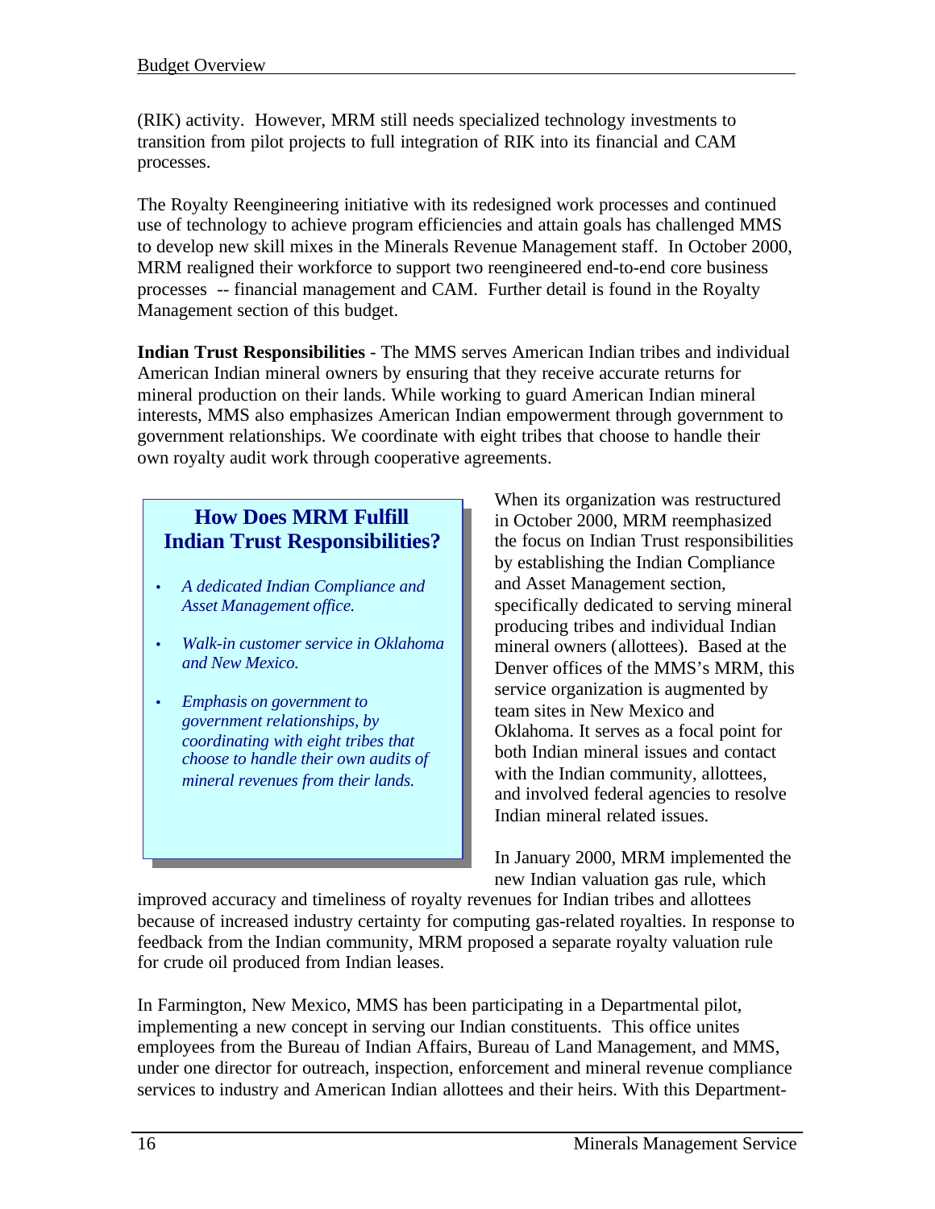(RIK) activity. However, MRM still needs specialized technology investments to transition from pilot projects to full integration of RIK into its financial and CAM processes.

The Royalty Reengineering initiative with its redesigned work processes and continued use of technology to achieve program efficiencies and attain goals has challenged MMS to develop new skill mixes in the Minerals Revenue Management staff. In October 2000, MRM realigned their workforce to support two reengineered end-to-end core business processes -- financial management and CAM. Further detail is found in the Royalty Management section of this budget.

**Indian Trust Responsibilities** - The MMS serves American Indian tribes and individual American Indian mineral owners by ensuring that they receive accurate returns for mineral production on their lands. While working to guard American Indian mineral interests, MMS also emphasizes American Indian empowerment through government to government relationships. We coordinate with eight tribes that choose to handle their own royalty audit work through cooperative agreements.

> **How Does MRM Fulfill Indian Trust Responsibilities?**
>
> - *A dedicated Indian Compliance and Asset Management office.*
> - *Walk-in customer service in Oklahoma and New Mexico.*
> - *Emphasis on government to government relationships, by coordinating with eight tribes that choose to handle their own audits of mineral revenues from their lands.*

When its organization was restructured in October 2000, MRM reemphasized the focus on Indian Trust responsibilities by establishing the Indian Compliance and Asset Management section, specifically dedicated to serving mineral producing tribes and individual Indian mineral owners (allottees). Based at the Denver offices of the MMS's MRM, this service organization is augmented by team sites in New Mexico and Oklahoma. It serves as a focal point for both Indian mineral issues and contact with the Indian community, allottees, and involved federal agencies to resolve Indian mineral related issues.

In January 2000, MRM implemented the new Indian valuation gas rule, which improved accuracy and timeliness of royalty revenues for Indian tribes and allottees because of increased industry certainty for computing gas-related royalties. In response to feedback from the Indian community, MRM proposed a separate royalty valuation rule for crude oil produced from Indian leases.

In Farmington, New Mexico, MMS has been participating in a Departmental pilot, implementing a new concept in serving our Indian constituents. This office unites employees from the Bureau of Indian Affairs, Bureau of Land Management, and MMS, under one director for outreach, inspection, enforcement and mineral revenue compliance services to industry and American Indian allottees and their heirs. With this Department-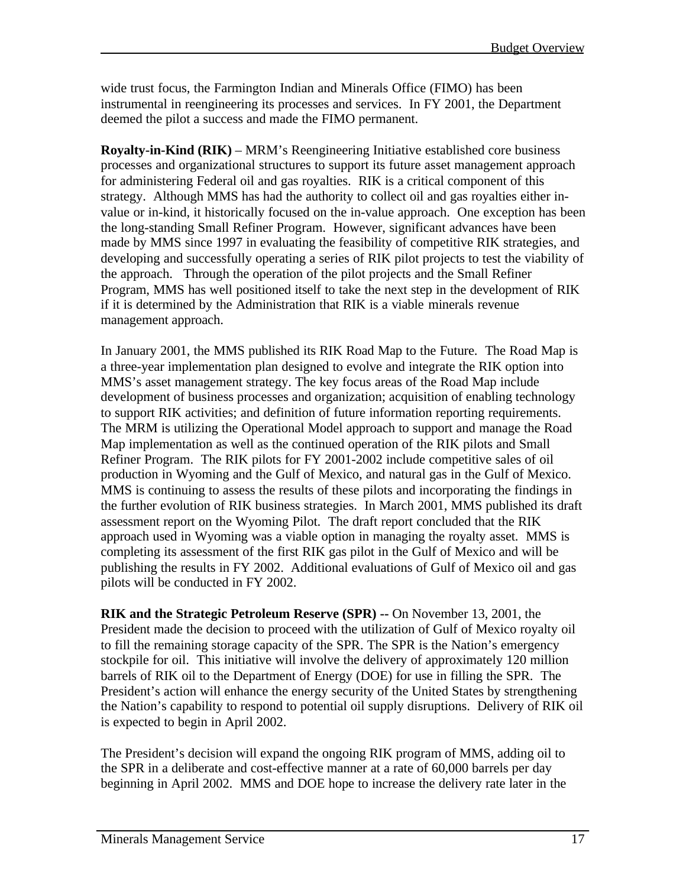wide trust focus, the Farmington Indian and Minerals Office (FIMO) has been instrumental in reengineering its processes and services. In FY 2001, the Department deemed the pilot a success and made the FIMO permanent.

**Royalty-in-Kind (RIK)** – MRM's Reengineering Initiative established core business processes and organizational structures to support its future asset management approach for administering Federal oil and gas royalties. RIK is a critical component of this strategy. Although MMS has had the authority to collect oil and gas royalties either in-value or in-kind, it historically focused on the in-value approach. One exception has been the long-standing Small Refiner Program. However, significant advances have been made by MMS since 1997 in evaluating the feasibility of competitive RIK strategies, and developing and successfully operating a series of RIK pilot projects to test the viability of the approach. Through the operation of the pilot projects and the Small Refiner Program, MMS has well positioned itself to take the next step in the development of RIK if it is determined by the Administration that RIK is a viable minerals revenue management approach.

In January 2001, the MMS published its RIK Road Map to the Future. The Road Map is a three-year implementation plan designed to evolve and integrate the RIK option into MMS's asset management strategy. The key focus areas of the Road Map include development of business processes and organization; acquisition of enabling technology to support RIK activities; and definition of future information reporting requirements. The MRM is utilizing the Operational Model approach to support and manage the Road Map implementation as well as the continued operation of the RIK pilots and Small Refiner Program. The RIK pilots for FY 2001-2002 include competitive sales of oil production in Wyoming and the Gulf of Mexico, and natural gas in the Gulf of Mexico. MMS is continuing to assess the results of these pilots and incorporating the findings in the further evolution of RIK business strategies. In March 2001, MMS published its draft assessment report on the Wyoming Pilot. The draft report concluded that the RIK approach used in Wyoming was a viable option in managing the royalty asset. MMS is completing its assessment of the first RIK gas pilot in the Gulf of Mexico and will be publishing the results in FY 2002. Additional evaluations of Gulf of Mexico oil and gas pilots will be conducted in FY 2002.

**RIK and the Strategic Petroleum Reserve (SPR) --** On November 13, 2001, the President made the decision to proceed with the utilization of Gulf of Mexico royalty oil to fill the remaining storage capacity of the SPR. The SPR is the Nation's emergency stockpile for oil. This initiative will involve the delivery of approximately 120 million barrels of RIK oil to the Department of Energy (DOE) for use in filling the SPR. The President's action will enhance the energy security of the United States by strengthening the Nation's capability to respond to potential oil supply disruptions. Delivery of RIK oil is expected to begin in April 2002.

The President's decision will expand the ongoing RIK program of MMS, adding oil to the SPR in a deliberate and cost-effective manner at a rate of 60,000 barrels per day beginning in April 2002. MMS and DOE hope to increase the delivery rate later in the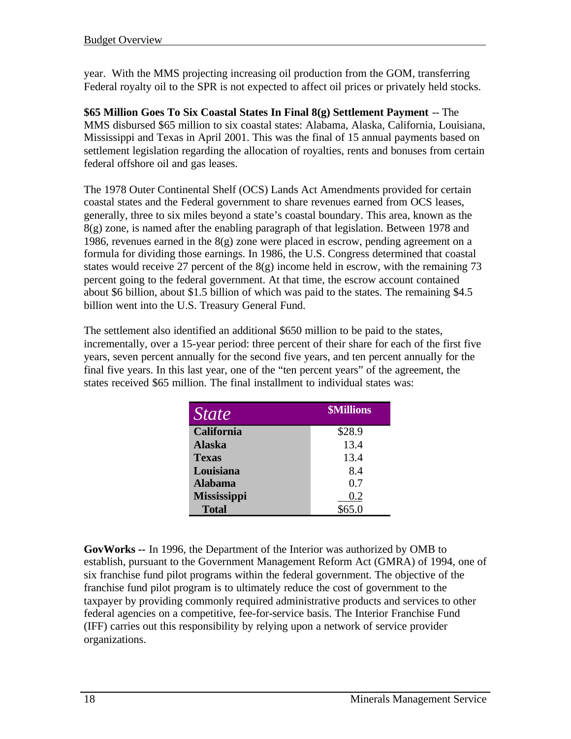year. With the MMS projecting increasing oil production from the GOM, transferring Federal royalty oil to the SPR is not expected to affect oil prices or privately held stocks.

**$65 Million Goes To Six Coastal States In Final 8(g) Settlement Payment** -- The MMS disbursed $65 million to six coastal states: Alabama, Alaska, California, Louisiana, Mississippi and Texas in April 2001. This was the final of 15 annual payments based on settlement legislation regarding the allocation of royalties, rents and bonuses from certain federal offshore oil and gas leases.

The 1978 Outer Continental Shelf (OCS) Lands Act Amendments provided for certain coastal states and the Federal government to share revenues earned from OCS leases, generally, three to six miles beyond a state's coastal boundary. This area, known as the 8(g) zone, is named after the enabling paragraph of that legislation. Between 1978 and 1986, revenues earned in the 8(g) zone were placed in escrow, pending agreement on a formula for dividing those earnings. In 1986, the U.S. Congress determined that coastal states would receive 27 percent of the 8(g) income held in escrow, with the remaining 73 percent going to the federal government. At that time, the escrow account contained about $6 billion, about $1.5 billion of which was paid to the states. The remaining $4.5 billion went into the U.S. Treasury General Fund.

The settlement also identified an additional $650 million to be paid to the states, incrementally, over a 15-year period: three percent of their share for each of the first five years, seven percent annually for the second five years, and ten percent annually for the final five years. In this last year, one of the "ten percent years" of the agreement, the states received $65 million. The final installment to individual states was:

| *State* | **$Millions** |
|---|---|
| **California** | $28.9 |
| **Alaska** | 13.4 |
| **Texas** | 13.4 |
| **Louisiana** | 8.4 |
| **Alabama** | 0.7 |
| **Mississippi** | 0.2 |
| **Total** | $65.0 |

**GovWorks --** In 1996, the Department of the Interior was authorized by OMB to establish, pursuant to the Government Management Reform Act (GMRA) of 1994, one of six franchise fund pilot programs within the federal government. The objective of the franchise fund pilot program is to ultimately reduce the cost of government to the taxpayer by providing commonly required administrative products and services to other federal agencies on a competitive, fee-for-service basis. The Interior Franchise Fund (IFF) carries out this responsibility by relying upon a network of service provider organizations.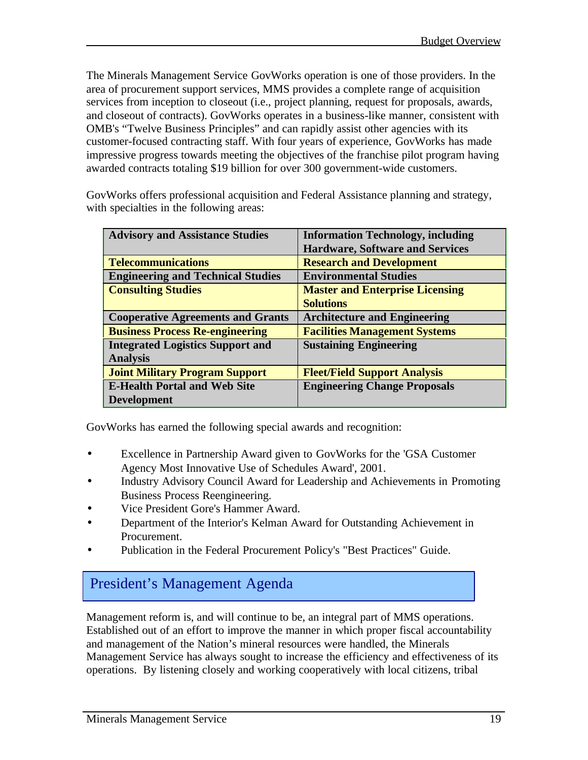The Minerals Management Service GovWorks operation is one of those providers. In the area of procurement support services, MMS provides a complete range of acquisition services from inception to closeout (i.e., project planning, request for proposals, awards, and closeout of contracts). GovWorks operates in a business-like manner, consistent with OMB's "Twelve Business Principles" and can rapidly assist other agencies with its customer-focused contracting staff. With four years of experience, GovWorks has made impressive progress towards meeting the objectives of the franchise pilot program having awarded contracts totaling $19 billion for over 300 government-wide customers.

GovWorks offers professional acquisition and Federal Assistance planning and strategy, with specialties in the following areas:

| **Advisory and Assistance Studies** | **Information Technology, including Hardware, Software and Services** |
|---|---|
| **Telecommunications** | **Research and Development** |
| **Engineering and Technical Studies** | **Environmental Studies** |
| **Consulting Studies** | **Master and Enterprise Licensing Solutions** |
| **Cooperative Agreements and Grants** | **Architecture and Engineering** |
| **Business Process Re-engineering** | **Facilities Management Systems** |
| **Integrated Logistics Support and Analysis** | **Sustaining Engineering** |
| **Joint Military Program Support** | **Fleet/Field Support Analysis** |
| **E-Health Portal and Web Site Development** | **Engineering Change Proposals** |

GovWorks has earned the following special awards and recognition:

- Excellence in Partnership Award given to GovWorks for the 'GSA Customer Agency Most Innovative Use of Schedules Award', 2001.
- Industry Advisory Council Award for Leadership and Achievements in Promoting Business Process Reengineering.
- Vice President Gore's Hammer Award.
- Department of the Interior's Kelman Award for Outstanding Achievement in Procurement.
- Publication in the Federal Procurement Policy's "Best Practices" Guide.

## President's Management Agenda

Management reform is, and will continue to be, an integral part of MMS operations. Established out of an effort to improve the manner in which proper fiscal accountability and management of the Nation's mineral resources were handled, the Minerals Management Service has always sought to increase the efficiency and effectiveness of its operations. By listening closely and working cooperatively with local citizens, tribal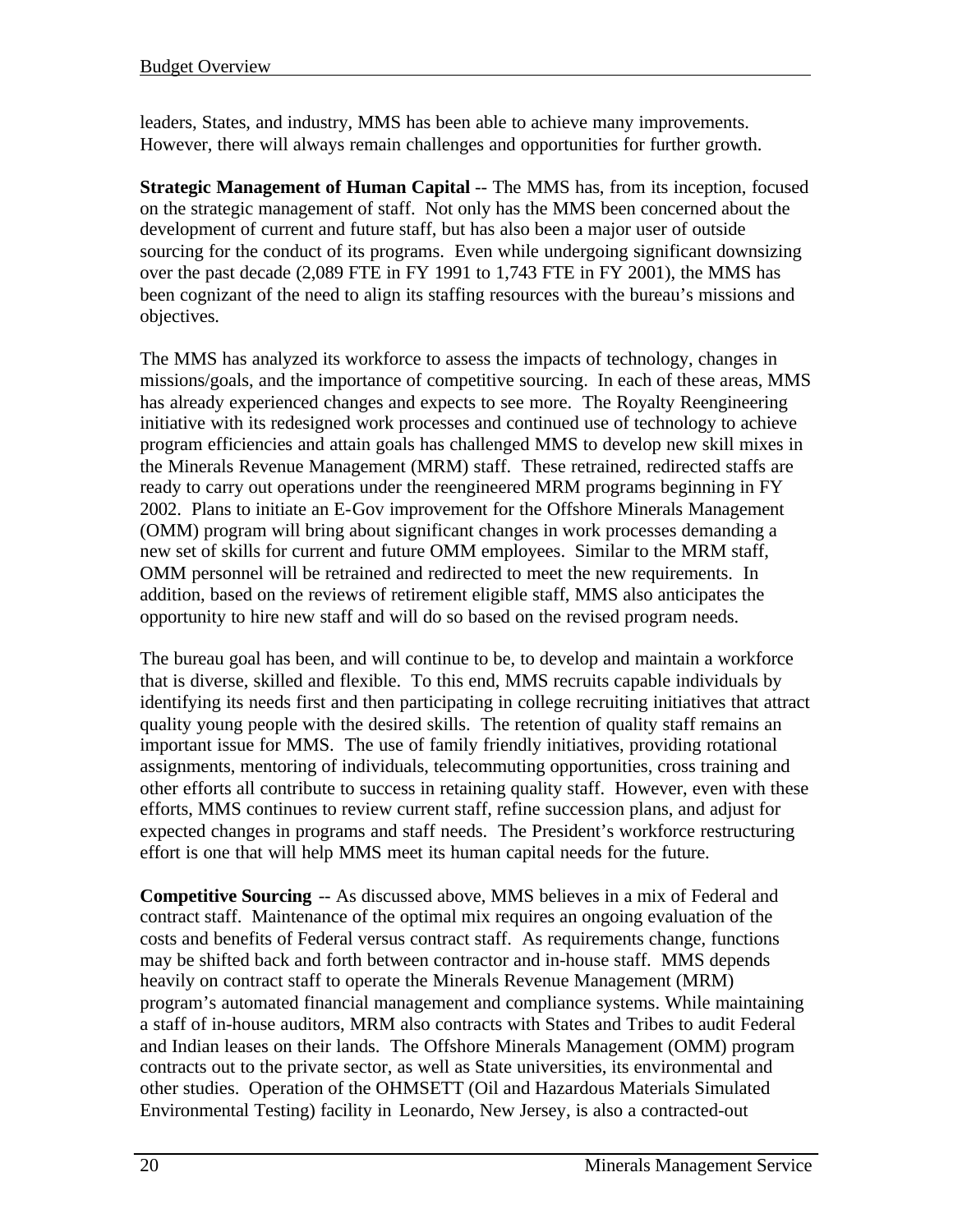leaders, States, and industry, MMS has been able to achieve many improvements. However, there will always remain challenges and opportunities for further growth.

**Strategic Management of Human Capital** -- The MMS has, from its inception, focused on the strategic management of staff. Not only has the MMS been concerned about the development of current and future staff, but has also been a major user of outside sourcing for the conduct of its programs. Even while undergoing significant downsizing over the past decade (2,089 FTE in FY 1991 to 1,743 FTE in FY 2001), the MMS has been cognizant of the need to align its staffing resources with the bureau's missions and objectives.

The MMS has analyzed its workforce to assess the impacts of technology, changes in missions/goals, and the importance of competitive sourcing. In each of these areas, MMS has already experienced changes and expects to see more. The Royalty Reengineering initiative with its redesigned work processes and continued use of technology to achieve program efficiencies and attain goals has challenged MMS to develop new skill mixes in the Minerals Revenue Management (MRM) staff. These retrained, redirected staffs are ready to carry out operations under the reengineered MRM programs beginning in FY 2002. Plans to initiate an E-Gov improvement for the Offshore Minerals Management (OMM) program will bring about significant changes in work processes demanding a new set of skills for current and future OMM employees. Similar to the MRM staff, OMM personnel will be retrained and redirected to meet the new requirements. In addition, based on the reviews of retirement eligible staff, MMS also anticipates the opportunity to hire new staff and will do so based on the revised program needs.

The bureau goal has been, and will continue to be, to develop and maintain a workforce that is diverse, skilled and flexible. To this end, MMS recruits capable individuals by identifying its needs first and then participating in college recruiting initiatives that attract quality young people with the desired skills. The retention of quality staff remains an important issue for MMS. The use of family friendly initiatives, providing rotational assignments, mentoring of individuals, telecommuting opportunities, cross training and other efforts all contribute to success in retaining quality staff. However, even with these efforts, MMS continues to review current staff, refine succession plans, and adjust for expected changes in programs and staff needs. The President's workforce restructuring effort is one that will help MMS meet its human capital needs for the future.

**Competitive Sourcing** -- As discussed above, MMS believes in a mix of Federal and contract staff. Maintenance of the optimal mix requires an ongoing evaluation of the costs and benefits of Federal versus contract staff. As requirements change, functions may be shifted back and forth between contractor and in-house staff. MMS depends heavily on contract staff to operate the Minerals Revenue Management (MRM) program's automated financial management and compliance systems. While maintaining a staff of in-house auditors, MRM also contracts with States and Tribes to audit Federal and Indian leases on their lands. The Offshore Minerals Management (OMM) program contracts out to the private sector, as well as State universities, its environmental and other studies. Operation of the OHMSETT (Oil and Hazardous Materials Simulated Environmental Testing) facility in Leonardo, New Jersey, is also a contracted-out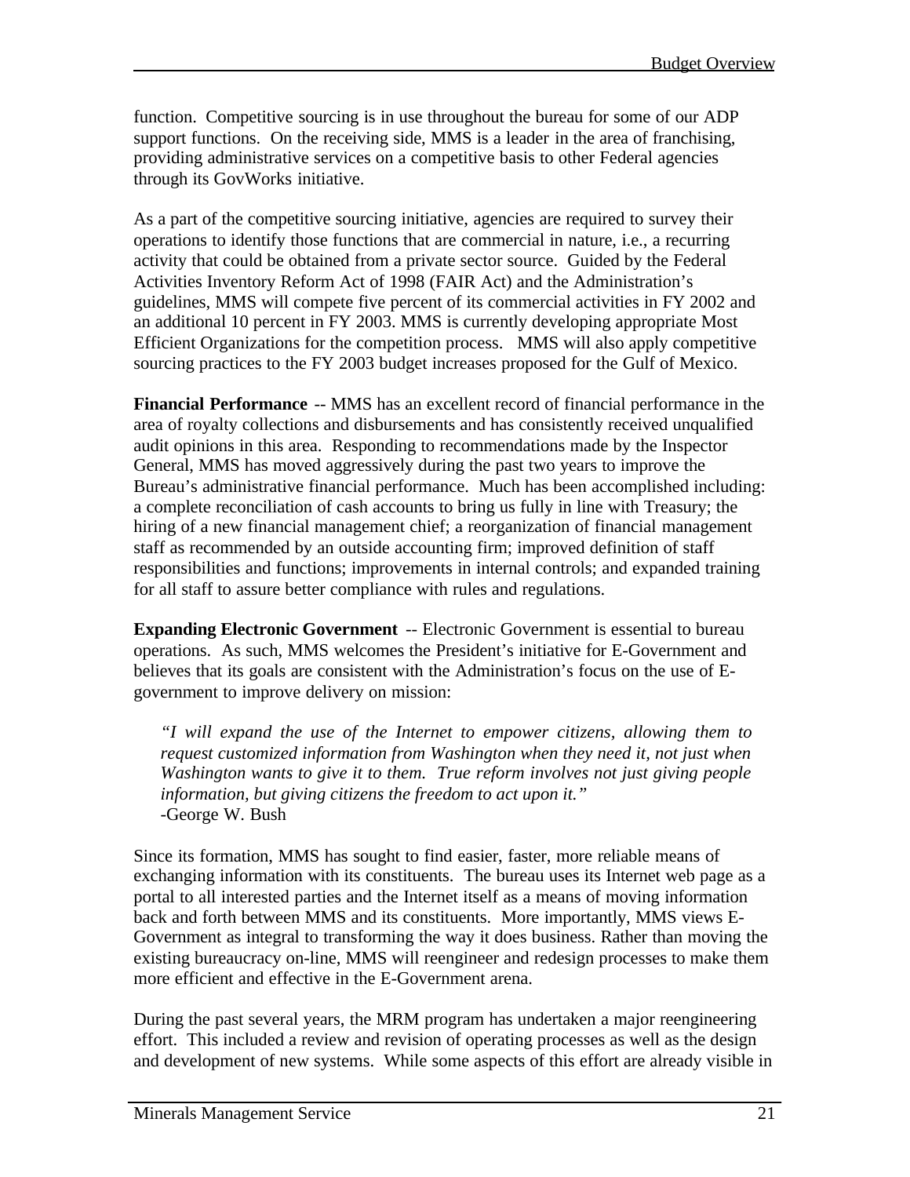function. Competitive sourcing is in use throughout the bureau for some of our ADP support functions. On the receiving side, MMS is a leader in the area of franchising, providing administrative services on a competitive basis to other Federal agencies through its GovWorks initiative.

As a part of the competitive sourcing initiative, agencies are required to survey their operations to identify those functions that are commercial in nature, i.e., a recurring activity that could be obtained from a private sector source. Guided by the Federal Activities Inventory Reform Act of 1998 (FAIR Act) and the Administration's guidelines, MMS will compete five percent of its commercial activities in FY 2002 and an additional 10 percent in FY 2003. MMS is currently developing appropriate Most Efficient Organizations for the competition process. MMS will also apply competitive sourcing practices to the FY 2003 budget increases proposed for the Gulf of Mexico.

**Financial Performance** -- MMS has an excellent record of financial performance in the area of royalty collections and disbursements and has consistently received unqualified audit opinions in this area. Responding to recommendations made by the Inspector General, MMS has moved aggressively during the past two years to improve the Bureau's administrative financial performance. Much has been accomplished including: a complete reconciliation of cash accounts to bring us fully in line with Treasury; the hiring of a new financial management chief; a reorganization of financial management staff as recommended by an outside accounting firm; improved definition of staff responsibilities and functions; improvements in internal controls; and expanded training for all staff to assure better compliance with rules and regulations.

**Expanding Electronic Government** -- Electronic Government is essential to bureau operations. As such, MMS welcomes the President's initiative for E-Government and believes that its goals are consistent with the Administration's focus on the use of E-government to improve delivery on mission:

> *"I will expand the use of the Internet to empower citizens, allowing them to request customized information from Washington when they need it, not just when Washington wants to give it to them. True reform involves not just giving people information, but giving citizens the freedom to act upon it."*
> -George W. Bush

Since its formation, MMS has sought to find easier, faster, more reliable means of exchanging information with its constituents. The bureau uses its Internet web page as a portal to all interested parties and the Internet itself as a means of moving information back and forth between MMS and its constituents. More importantly, MMS views E-Government as integral to transforming the way it does business. Rather than moving the existing bureaucracy on-line, MMS will reengineer and redesign processes to make them more efficient and effective in the E-Government arena.

During the past several years, the MRM program has undertaken a major reengineering effort. This included a review and revision of operating processes as well as the design and development of new systems. While some aspects of this effort are already visible in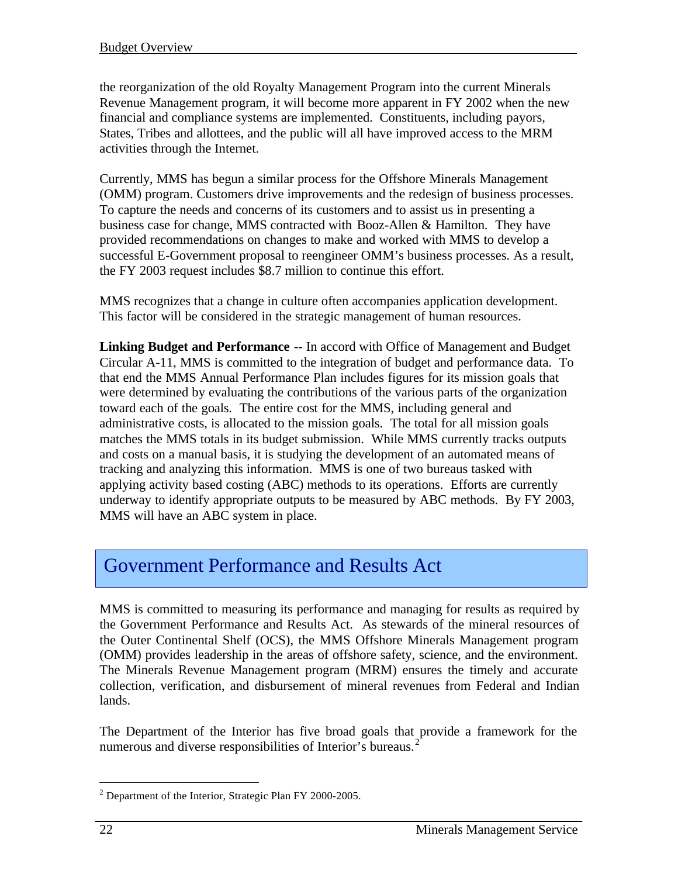the reorganization of the old Royalty Management Program into the current Minerals Revenue Management program, it will become more apparent in FY 2002 when the new financial and compliance systems are implemented. Constituents, including payors, States, Tribes and allottees, and the public will all have improved access to the MRM activities through the Internet.

Currently, MMS has begun a similar process for the Offshore Minerals Management (OMM) program. Customers drive improvements and the redesign of business processes. To capture the needs and concerns of its customers and to assist us in presenting a business case for change, MMS contracted with Booz-Allen & Hamilton. They have provided recommendations on changes to make and worked with MMS to develop a successful E-Government proposal to reengineer OMM's business processes. As a result, the FY 2003 request includes $8.7 million to continue this effort.

MMS recognizes that a change in culture often accompanies application development. This factor will be considered in the strategic management of human resources.

**Linking Budget and Performance** -- In accord with Office of Management and Budget Circular A-11, MMS is committed to the integration of budget and performance data. To that end the MMS Annual Performance Plan includes figures for its mission goals that were determined by evaluating the contributions of the various parts of the organization toward each of the goals. The entire cost for the MMS, including general and administrative costs, is allocated to the mission goals. The total for all mission goals matches the MMS totals in its budget submission. While MMS currently tracks outputs and costs on a manual basis, it is studying the development of an automated means of tracking and analyzing this information. MMS is one of two bureaus tasked with applying activity based costing (ABC) methods to its operations. Efforts are currently underway to identify appropriate outputs to be measured by ABC methods. By FY 2003, MMS will have an ABC system in place.

## Government Performance and Results Act

MMS is committed to measuring its performance and managing for results as required by the Government Performance and Results Act. As stewards of the mineral resources of the Outer Continental Shelf (OCS), the MMS Offshore Minerals Management program (OMM) provides leadership in the areas of offshore safety, science, and the environment. The Minerals Revenue Management program (MRM) ensures the timely and accurate collection, verification, and disbursement of mineral revenues from Federal and Indian lands.

The Department of the Interior has five broad goals that provide a framework for the numerous and diverse responsibilities of Interior's bureaus.[2]

[2] Department of the Interior, Strategic Plan FY 2000-2005.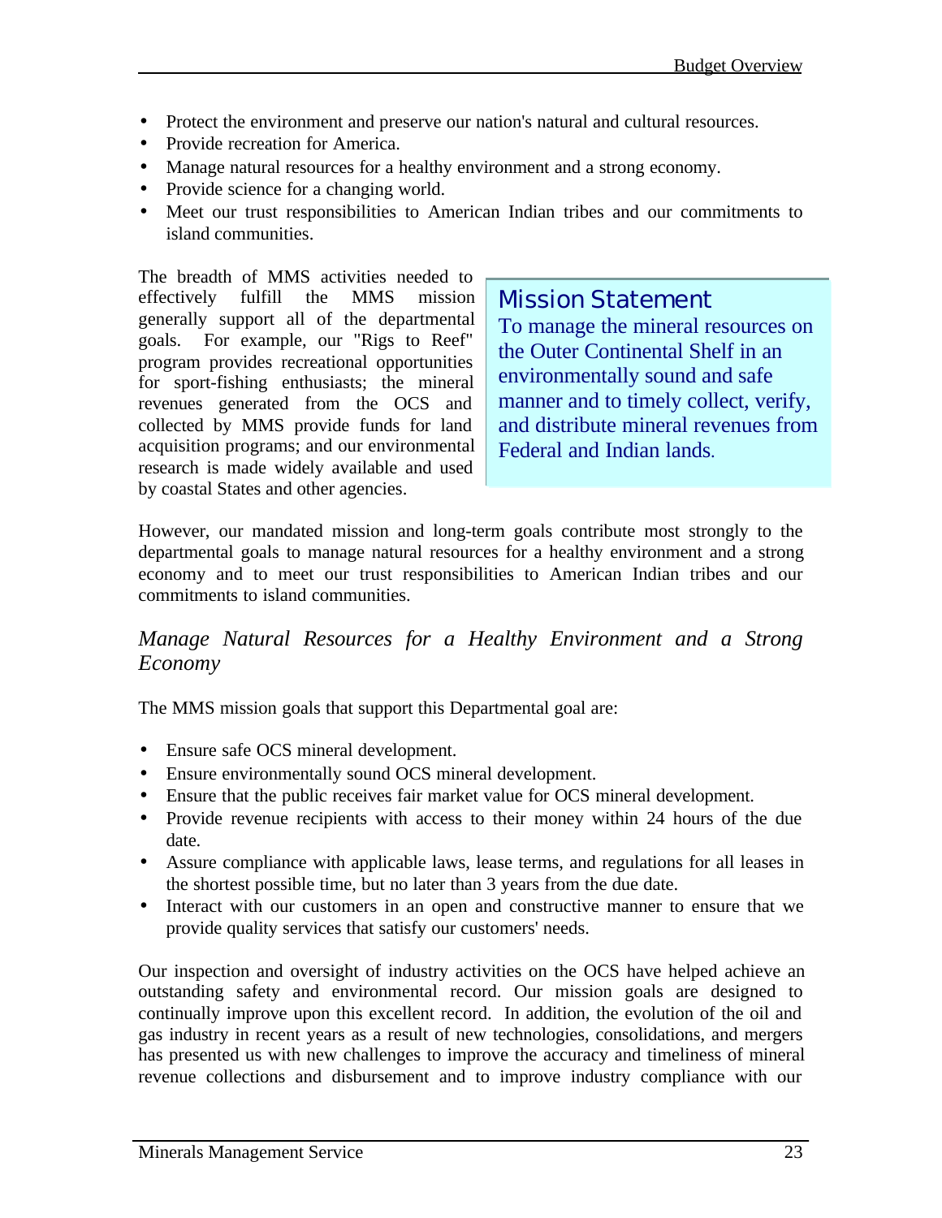- Protect the environment and preserve our nation's natural and cultural resources.
- Provide recreation for America.
- Manage natural resources for a healthy environment and a strong economy.
- Provide science for a changing world.
- Meet our trust responsibilities to American Indian tribes and our commitments to island communities.

The breadth of MMS activities needed to effectively fulfill the MMS mission generally support all of the departmental goals. For example, our "Rigs to Reef" program provides recreational opportunities for sport-fishing enthusiasts; the mineral revenues generated from the OCS and collected by MMS provide funds for land acquisition programs; and our environmental research is made widely available and used by coastal States and other agencies.

> **Mission Statement**
> To manage the mineral resources on the Outer Continental Shelf in an environmentally sound and safe manner and to timely collect, verify, and distribute mineral revenues from Federal and Indian lands.

However, our mandated mission and long-term goals contribute most strongly to the departmental goals to manage natural resources for a healthy environment and a strong economy and to meet our trust responsibilities to American Indian tribes and our commitments to island communities.

### *Manage Natural Resources for a Healthy Environment and a Strong Economy*

The MMS mission goals that support this Departmental goal are:

- Ensure safe OCS mineral development.
- Ensure environmentally sound OCS mineral development.
- Ensure that the public receives fair market value for OCS mineral development.
- Provide revenue recipients with access to their money within 24 hours of the due date.
- Assure compliance with applicable laws, lease terms, and regulations for all leases in the shortest possible time, but no later than 3 years from the due date.
- Interact with our customers in an open and constructive manner to ensure that we provide quality services that satisfy our customers' needs.

Our inspection and oversight of industry activities on the OCS have helped achieve an outstanding safety and environmental record. Our mission goals are designed to continually improve upon this excellent record. In addition, the evolution of the oil and gas industry in recent years as a result of new technologies, consolidations, and mergers has presented us with new challenges to improve the accuracy and timeliness of mineral revenue collections and disbursement and to improve industry compliance with our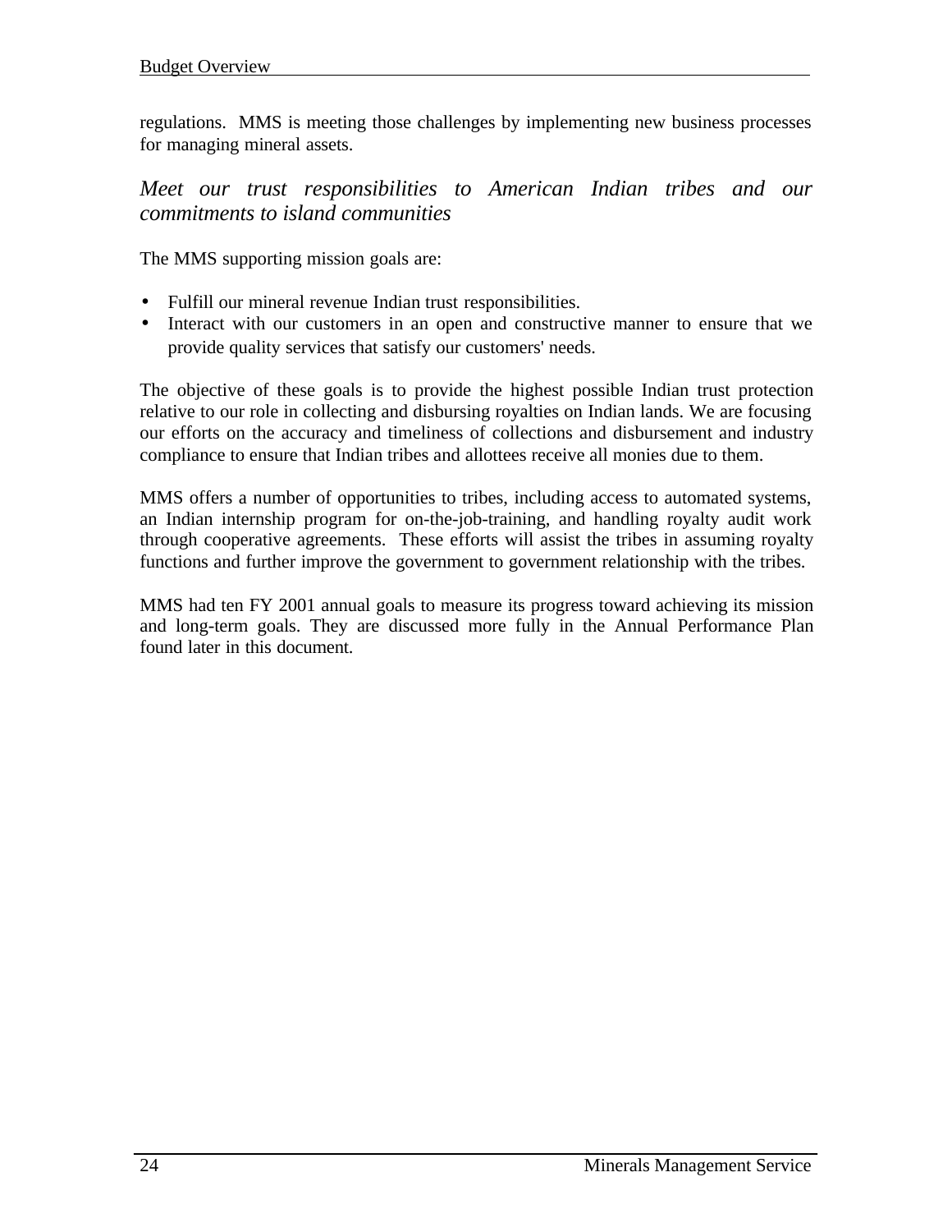regulations. MMS is meeting those challenges by implementing new business processes for managing mineral assets.

### *Meet our trust responsibilities to American Indian tribes and our commitments to island communities*

The MMS supporting mission goals are:

- Fulfill our mineral revenue Indian trust responsibilities.
- Interact with our customers in an open and constructive manner to ensure that we provide quality services that satisfy our customers' needs.

The objective of these goals is to provide the highest possible Indian trust protection relative to our role in collecting and disbursing royalties on Indian lands. We are focusing our efforts on the accuracy and timeliness of collections and disbursement and industry compliance to ensure that Indian tribes and allottees receive all monies due to them.

MMS offers a number of opportunities to tribes, including access to automated systems, an Indian internship program for on-the-job-training, and handling royalty audit work through cooperative agreements. These efforts will assist the tribes in assuming royalty functions and further improve the government to government relationship with the tribes.

MMS had ten FY 2001 annual goals to measure its progress toward achieving its mission and long-term goals. They are discussed more fully in the Annual Performance Plan found later in this document.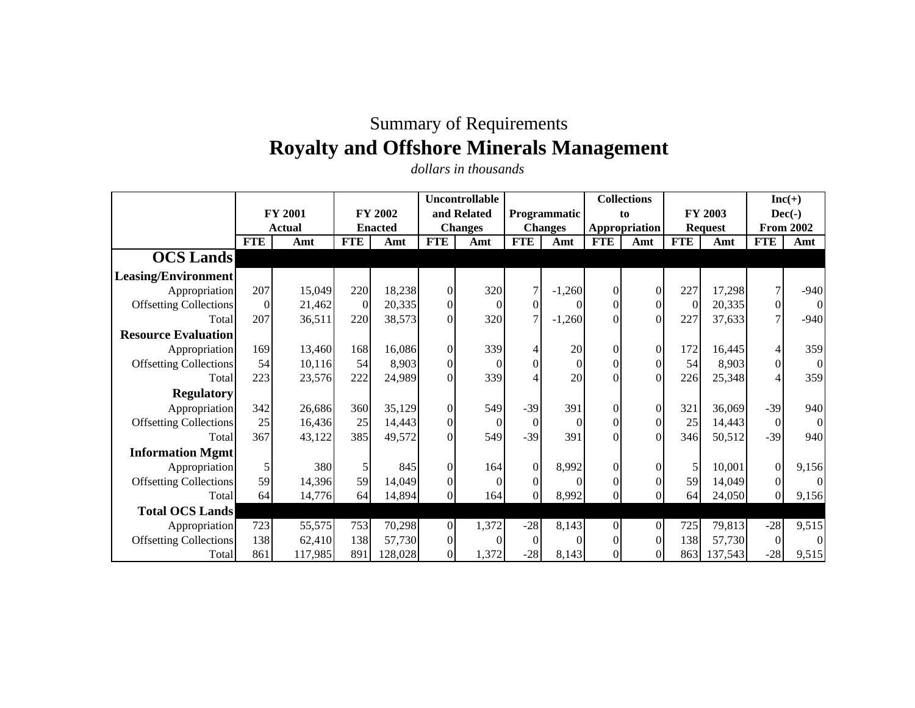# Summary of Requirements

## Royalty and Offshore Minerals Management

*dollars in thousands*

| | FY 2001 Actual | | FY 2002 Enacted | | Uncontrollable and Related Changes | | Programmatic Changes | | Collections to Appropriation | | FY 2003 Request | | Inc(+) Dec(-) From 2002 | |
|---|---|---|---|---|---|---|---|---|---|---|---|---|---|---|
| | FTE | Amt | FTE | Amt | FTE | Amt | FTE | Amt | FTE | Amt | FTE | Amt | FTE | Amt |
| **OCS Lands** | | | | | | | | | | | | | | |
| **Leasing/Environment** | | | | | | | | | | | | | | |
| Appropriation | 207 | 15,049 | 220 | 18,238 | 0 | 320 | 7 | -1,260 | 0 | 0 | 227 | 17,298 | 7 | -940 |
| Offsetting Collections | 0 | 21,462 | 0 | 20,335 | 0 | 0 | 0 | 0 | 0 | 0 | 0 | 20,335 | 0 | 0 |
| Total | 207 | 36,511 | 220 | 38,573 | 0 | 320 | 7 | -1,260 | 0 | 0 | 227 | 37,633 | 7 | -940 |
| **Resource Evaluation** | | | | | | | | | | | | | | |
| Appropriation | 169 | 13,460 | 168 | 16,086 | 0 | 339 | 4 | 20 | 0 | 0 | 172 | 16,445 | 4 | 359 |
| Offsetting Collections | 54 | 10,116 | 54 | 8,903 | 0 | 0 | 0 | 0 | 0 | 0 | 54 | 8,903 | 0 | 0 |
| Total | 223 | 23,576 | 222 | 24,989 | 0 | 339 | 4 | 20 | 0 | 0 | 226 | 25,348 | 4 | 359 |
| **Regulatory** | | | | | | | | | | | | | | |
| Appropriation | 342 | 26,686 | 360 | 35,129 | 0 | 549 | -39 | 391 | 0 | 0 | 321 | 36,069 | -39 | 940 |
| Offsetting Collections | 25 | 16,436 | 25 | 14,443 | 0 | 0 | 0 | 0 | 0 | 0 | 25 | 14,443 | 0 | 0 |
| Total | 367 | 43,122 | 385 | 49,572 | 0 | 549 | -39 | 391 | 0 | 0 | 346 | 50,512 | -39 | 940 |
| **Information Mgmt** | | | | | | | | | | | | | | |
| Appropriation | 5 | 380 | 5 | 845 | 0 | 164 | 0 | 8,992 | 0 | 0 | 5 | 10,001 | 0 | 9,156 |
| Offsetting Collections | 59 | 14,396 | 59 | 14,049 | 0 | 0 | 0 | 0 | 0 | 0 | 59 | 14,049 | 0 | 0 |
| Total | 64 | 14,776 | 64 | 14,894 | 0 | 164 | 0 | 8,992 | 0 | 0 | 64 | 24,050 | 0 | 9,156 |
| **Total OCS Lands** | | | | | | | | | | | | | | |
| Appropriation | 723 | 55,575 | 753 | 70,298 | 0 | 1,372 | -28 | 8,143 | 0 | 0 | 725 | 79,813 | -28 | 9,515 |
| Offsetting Collections | 138 | 62,410 | 138 | 57,730 | 0 | 0 | 0 | 0 | 0 | 0 | 138 | 57,730 | 0 | 0 |
| Total | 861 | 117,985 | 891 | 128,028 | 0 | 1,372 | -28 | 8,143 | 0 | 0 | 863 | 137,543 | -28 | 9,515 |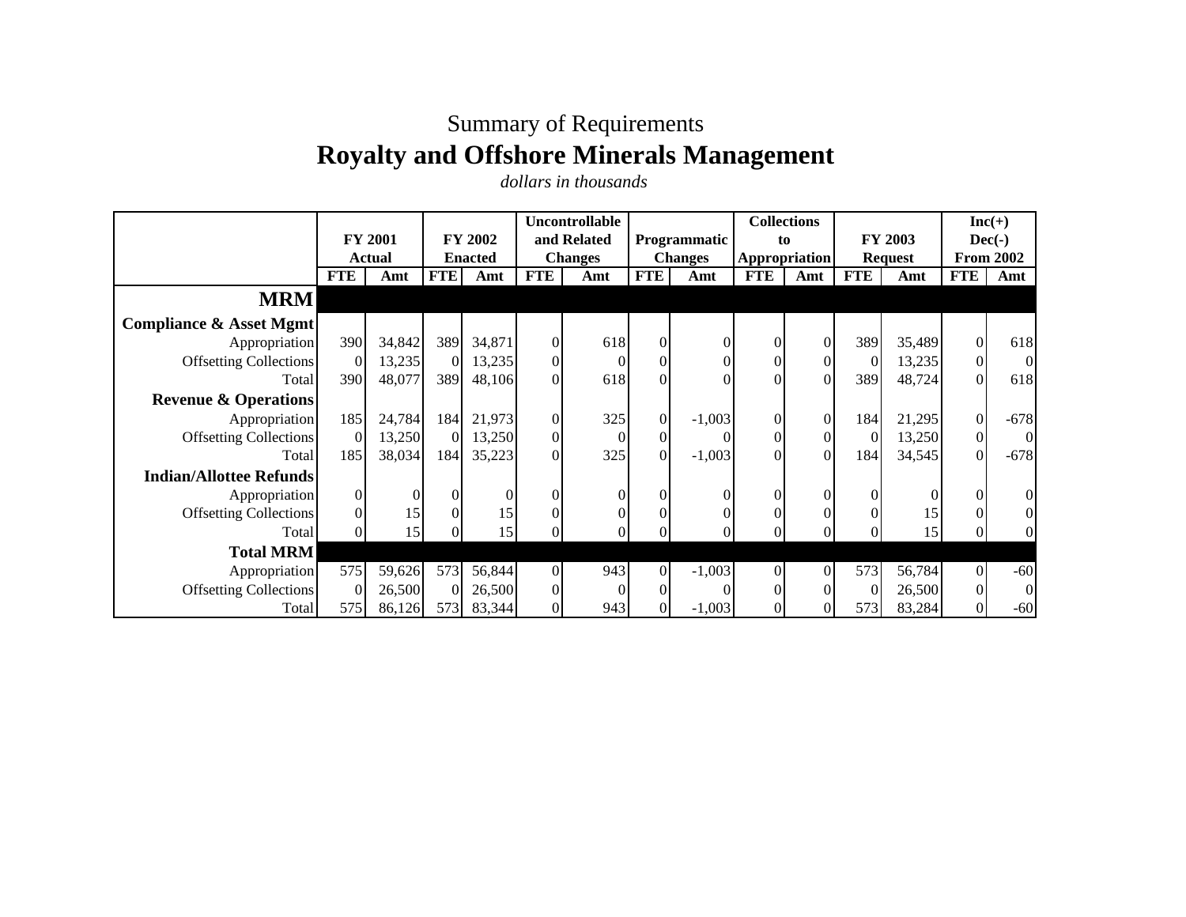# Summary of Requirements

## Royalty and Offshore Minerals Management

*dollars in thousands*

| | FY 2001 Actual | | FY 2002 Enacted | | Uncontrollable and Related Changes | | Programmatic Changes | | Collections to Appropriation | | FY 2003 Request | | Inc(+) Dec(-) From 2002 | |
|---|---|---|---|---|---|---|---|---|---|---|---|---|---|---|
| | FTE | Amt | FTE | Amt | FTE | Amt | FTE | Amt | FTE | Amt | FTE | Amt | FTE | Amt |
| **MRM** | | | | | | | | | | | | | | |
| **Compliance & Asset Mgmt** | | | | | | | | | | | | | | |
| Appropriation | 390 | 34,842 | 389 | 34,871 | 0 | 618 | 0 | 0 | 0 | 0 | 389 | 35,489 | 0 | 618 |
| Offsetting Collections | 0 | 13,235 | 0 | 13,235 | 0 | 0 | 0 | 0 | 0 | 0 | 0 | 13,235 | 0 | 0 |
| Total | 390 | 48,077 | 389 | 48,106 | 0 | 618 | 0 | 0 | 0 | 0 | 389 | 48,724 | 0 | 618 |
| **Revenue & Operations** | | | | | | | | | | | | | | |
| Appropriation | 185 | 24,784 | 184 | 21,973 | 0 | 325 | 0 | -1,003 | 0 | 0 | 184 | 21,295 | 0 | -678 |
| Offsetting Collections | 0 | 13,250 | 0 | 13,250 | 0 | 0 | 0 | 0 | 0 | 0 | 0 | 13,250 | 0 | 0 |
| Total | 185 | 38,034 | 184 | 35,223 | 0 | 325 | 0 | -1,003 | 0 | 0 | 184 | 34,545 | 0 | -678 |
| **Indian/Allottee Refunds** | | | | | | | | | | | | | | |
| Appropriation | 0 | 0 | 0 | 0 | 0 | 0 | 0 | 0 | 0 | 0 | 0 | 0 | 0 | 0 |
| Offsetting Collections | 0 | 15 | 0 | 15 | 0 | 0 | 0 | 0 | 0 | 0 | 0 | 15 | 0 | 0 |
| Total | 0 | 15 | 0 | 15 | 0 | 0 | 0 | 0 | 0 | 0 | 0 | 15 | 0 | 0 |
| **Total MRM** | | | | | | | | | | | | | | |
| Appropriation | 575 | 59,626 | 573 | 56,844 | 0 | 943 | 0 | -1,003 | 0 | 0 | 573 | 56,784 | 0 | -60 |
| Offsetting Collections | 0 | 26,500 | 0 | 26,500 | 0 | 0 | 0 | 0 | 0 | 0 | 0 | 26,500 | 0 | 0 |
| Total | 575 | 86,126 | 573 | 83,344 | 0 | 943 | 0 | -1,003 | 0 | 0 | 573 | 83,284 | 0 | -60 |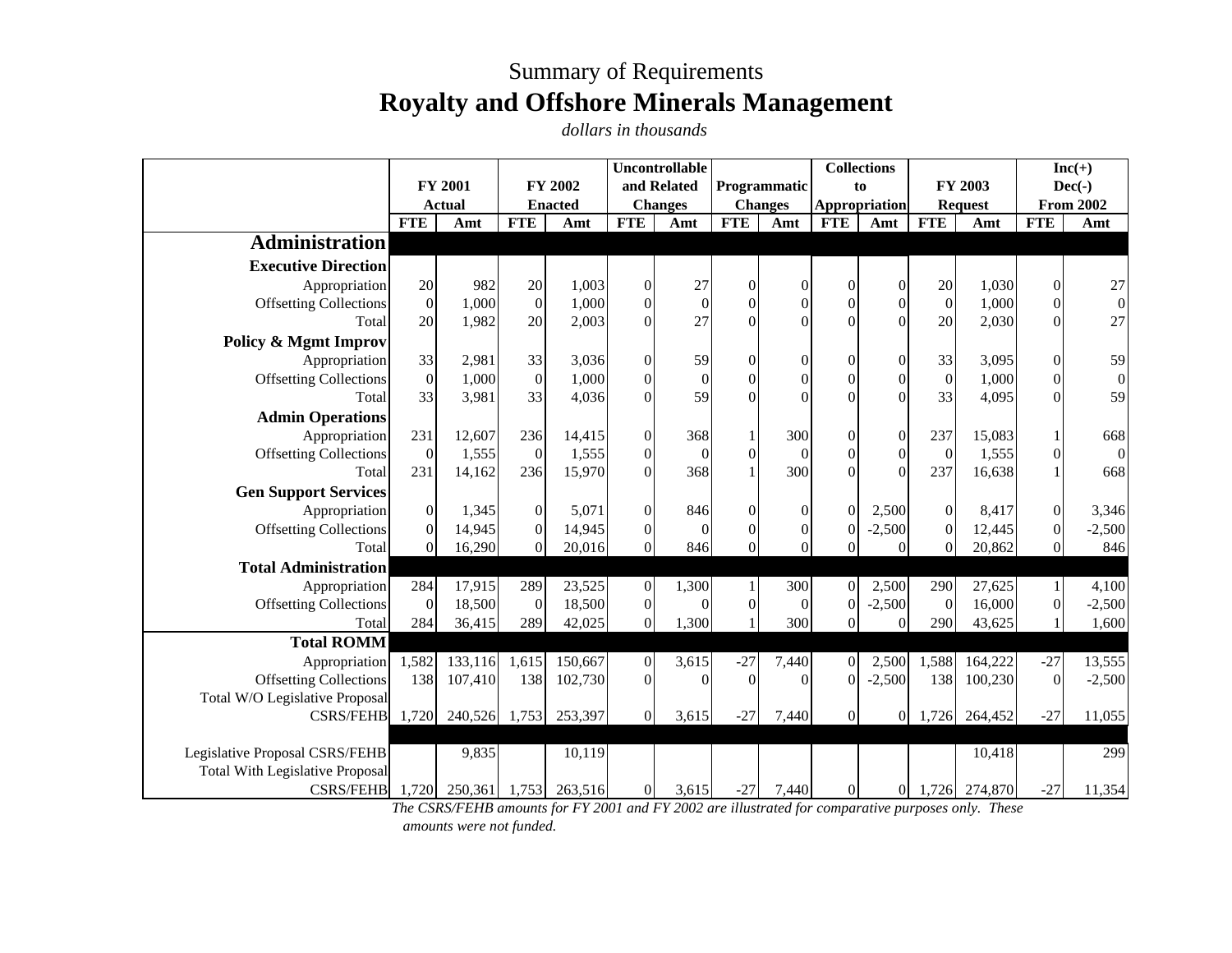# Summary of Requirements

## Royalty and Offshore Minerals Management

*dollars in thousands*

| | FY 2001 Actual | | FY 2002 Enacted | | Uncontrollable and Related Changes | | Programmatic Changes | | Collections to Appropriation | | FY 2003 Request | | Inc(+) Dec(-) From 2002 | |
|---|---|---|---|---|---|---|---|---|---|---|---|---|---|---|
| | FTE | Amt | FTE | Amt | FTE | Amt | FTE | Amt | FTE | Amt | FTE | Amt | FTE | Amt |
| **Administration** | | | | | | | | | | | | | | |
| **Executive Direction** | | | | | | | | | | | | | | |
| Appropriation | 20 | 982 | 20 | 1,003 | 0 | 27 | 0 | 0 | 0 | 0 | 20 | 1,030 | 0 | 27 |
| Offsetting Collections | 0 | 1,000 | 0 | 1,000 | 0 | 0 | 0 | 0 | 0 | 0 | 0 | 1,000 | 0 | 0 |
| Total | 20 | 1,982 | 20 | 2,003 | 0 | 27 | 0 | 0 | 0 | 0 | 20 | 2,030 | 0 | 27 |
| **Policy & Mgmt Improv** | | | | | | | | | | | | | | |
| Appropriation | 33 | 2,981 | 33 | 3,036 | 0 | 59 | 0 | 0 | 0 | 0 | 33 | 3,095 | 0 | 59 |
| Offsetting Collections | 0 | 1,000 | 0 | 1,000 | 0 | 0 | 0 | 0 | 0 | 0 | 0 | 1,000 | 0 | 0 |
| Total | 33 | 3,981 | 33 | 4,036 | 0 | 59 | 0 | 0 | 0 | 0 | 33 | 4,095 | 0 | 59 |
| **Admin Operations** | | | | | | | | | | | | | | |
| Appropriation | 231 | 12,607 | 236 | 14,415 | 0 | 368 | 1 | 300 | 0 | 0 | 237 | 15,083 | 1 | 668 |
| Offsetting Collections | 0 | 1,555 | 0 | 1,555 | 0 | 0 | 0 | 0 | 0 | 0 | 0 | 1,555 | 0 | 0 |
| Total | 231 | 14,162 | 236 | 15,970 | 0 | 368 | 1 | 300 | 0 | 0 | 237 | 16,638 | 1 | 668 |
| **Gen Support Services** | | | | | | | | | | | | | | |
| Appropriation | 0 | 1,345 | 0 | 5,071 | 0 | 846 | 0 | 0 | 0 | 2,500 | 0 | 8,417 | 0 | 3,346 |
| Offsetting Collections | 0 | 14,945 | 0 | 14,945 | 0 | 0 | 0 | 0 | 0 | -2,500 | 0 | 12,445 | 0 | -2,500 |
| Total | 0 | 16,290 | 0 | 20,016 | 0 | 846 | 0 | 0 | 0 | 0 | 0 | 20,862 | 0 | 846 |
| **Total Administration** | | | | | | | | | | | | | | |
| Appropriation | 284 | 17,915 | 289 | 23,525 | 0 | 1,300 | 1 | 300 | 0 | 2,500 | 290 | 27,625 | 1 | 4,100 |
| Offsetting Collections | 0 | 18,500 | 0 | 18,500 | 0 | 0 | 0 | 0 | 0 | -2,500 | 0 | 16,000 | 0 | -2,500 |
| Total | 284 | 36,415 | 289 | 42,025 | 0 | 1,300 | 1 | 300 | 0 | 0 | 290 | 43,625 | 1 | 1,600 |
| **Total ROMM** | | | | | | | | | | | | | | |
| Appropriation | 1,582 | 133,116 | 1,615 | 150,667 | 0 | 3,615 | -27 | 7,440 | 0 | 2,500 | 1,588 | 164,222 | -27 | 13,555 |
| Offsetting Collections | 138 | 107,410 | 138 | 102,730 | 0 | 0 | 0 | 0 | 0 | -2,500 | 138 | 100,230 | 0 | -2,500 |
| Total W/O Legislative Proposal CSRS/FEHB | 1,720 | 240,526 | 1,753 | 253,397 | 0 | 3,615 | -27 | 7,440 | 0 | 0 | 1,726 | 264,452 | -27 | 11,055 |
| | | | | | | | | | | | | | | |
| Legislative Proposal CSRS/FEHB | | 9,835 | | 10,119 | | | | | | | | 10,418 | | 299 |
| Total With Legislative Proposal CSRS/FEHB | 1,720 | 250,361 | 1,753 | 263,516 | 0 | 3,615 | -27 | 7,440 | 0 | 0 | 1,726 | 274,870 | -27 | 11,354 |

*The CSRS/FEHB amounts for FY 2001 and FY 2002 are illustrated for comparative purposes only. These amounts were not funded.*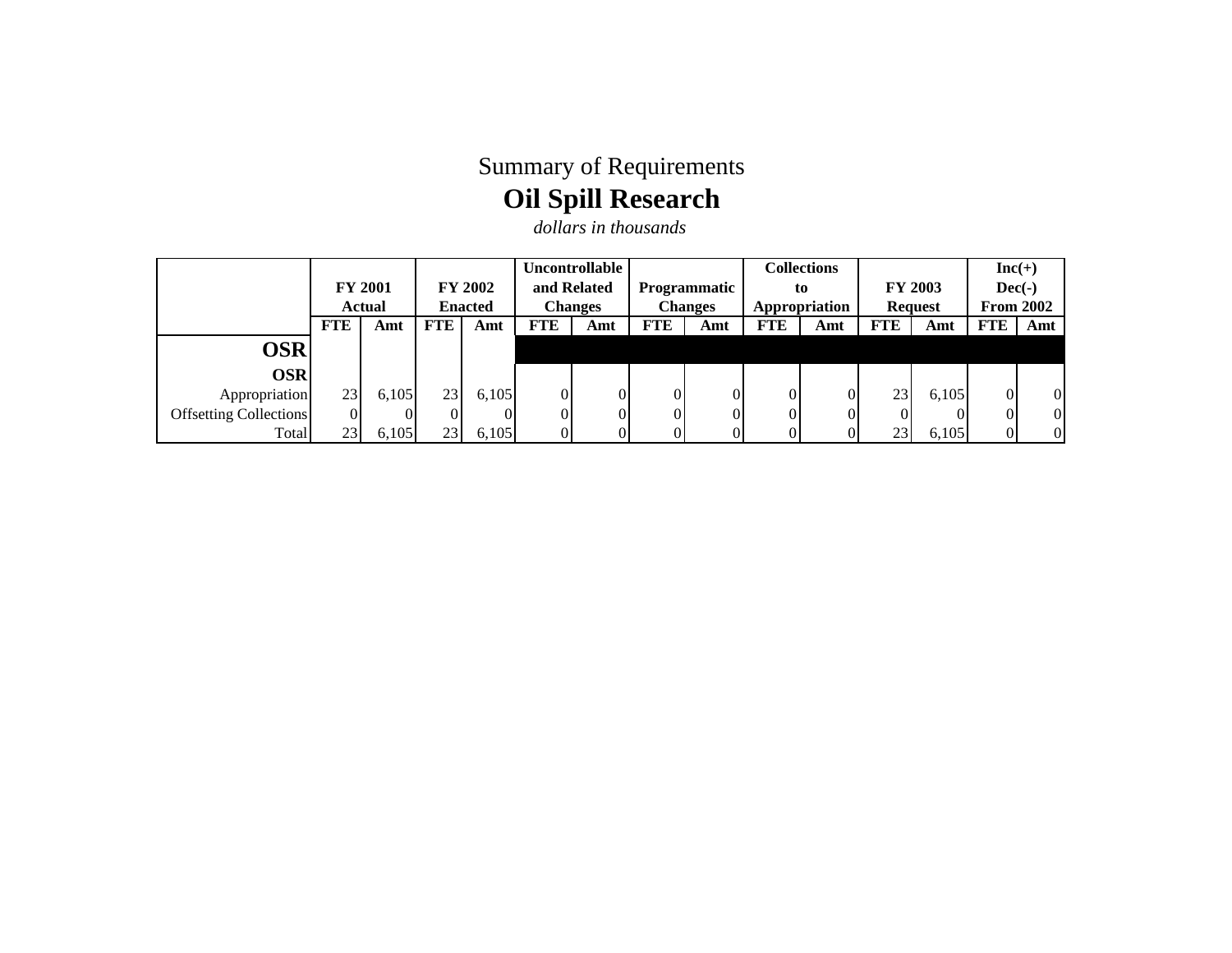Summary of Requirements

# Oil Spill Research

*dollars in thousands*

| | FY 2001 Actual | | FY 2002 Enacted | | Uncontrollable and Related Changes | | Programmatic Changes | | Collections to Appropriation | | FY 2003 Request | | Inc(+) Dec(-) From 2002 | |
|---|---|---|---|---|---|---|---|---|---|---|---|---|---|---|
| | **FTE** | **Amt** | **FTE** | **Amt** | **FTE** | **Amt** | **FTE** | **Amt** | **FTE** | **Amt** | **FTE** | **Amt** | **FTE** | **Amt** |
| **OSR** | | | | | | | | | | | | | | |
| **OSR** | | | | | | | | | | | | | | |
| Appropriation | 23 | 6,105 | 23 | 6,105 | 0 | 0 | 0 | 0 | 0 | 0 | 23 | 6,105 | 0 | 0 |
| Offsetting Collections | 0 | 0 | 0 | 0 | 0 | 0 | 0 | 0 | 0 | 0 | 0 | 0 | 0 | 0 |
| Total | 23 | 6,105 | 23 | 6,105 | 0 | 0 | 0 | 0 | 0 | 0 | 23 | 6,105 | 0 | 0 |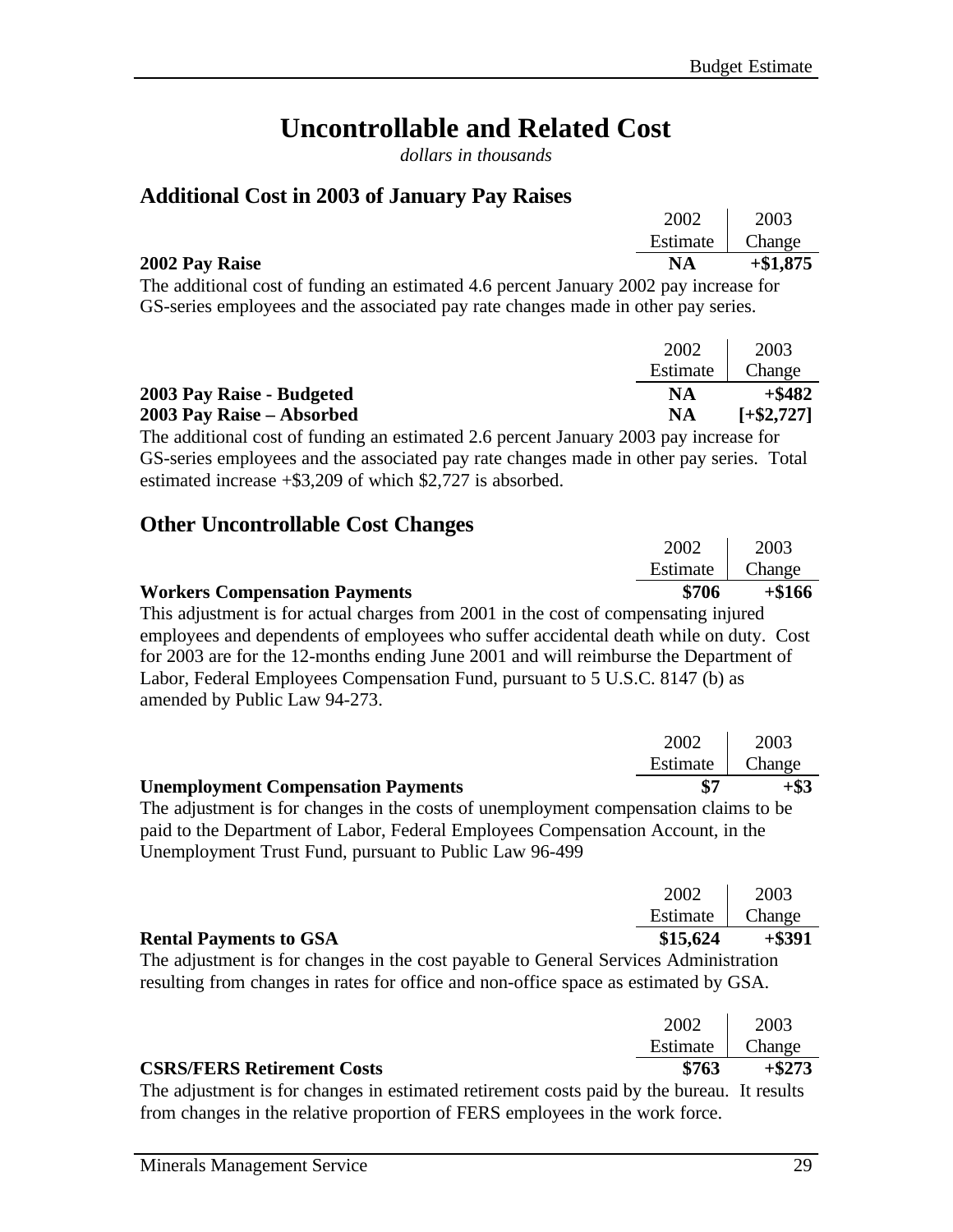# Uncontrollable and Related Cost

*dollars in thousands*

## Additional Cost in 2003 of January Pay Raises

| | 2002 Estimate | 2003 Change |
|---|---|---|
| **2002 Pay Raise** | **NA** | **+$1,875** |

The additional cost of funding an estimated 4.6 percent January 2002 pay increase for GS-series employees and the associated pay rate changes made in other pay series.

| | 2002 Estimate | 2003 Change |
|---|---|---|
| **2003 Pay Raise - Budgeted** | **NA** | **+$482** |
| **2003 Pay Raise – Absorbed** | **NA** | **[+$2,727]** |

The additional cost of funding an estimated 2.6 percent January 2003 pay increase for GS-series employees and the associated pay rate changes made in other pay series. Total estimated increase +$3,209 of which $2,727 is absorbed.

## Other Uncontrollable Cost Changes

| | 2002 Estimate | 2003 Change |
|---|---|---|
| **Workers Compensation Payments** | **$706** | **+$166** |

This adjustment is for actual charges from 2001 in the cost of compensating injured employees and dependents of employees who suffer accidental death while on duty. Cost for 2003 are for the 12-months ending June 2001 and will reimburse the Department of Labor, Federal Employees Compensation Fund, pursuant to 5 U.S.C. 8147 (b) as amended by Public Law 94-273.

| | 2002 Estimate | 2003 Change |
|---|---|---|
| **Unemployment Compensation Payments** | **$7** | **+$3** |

The adjustment is for changes in the costs of unemployment compensation claims to be paid to the Department of Labor, Federal Employees Compensation Account, in the Unemployment Trust Fund, pursuant to Public Law 96-499

| | 2002 Estimate | 2003 Change |
|---|---|---|
| **Rental Payments to GSA** | **$15,624** | **+$391** |

The adjustment is for changes in the cost payable to General Services Administration resulting from changes in rates for office and non-office space as estimated by GSA.

| | 2002 Estimate | 2003 Change |
|---|---|---|
| **CSRS/FERS Retirement Costs** | **$763** | **+$273** |

The adjustment is for changes in estimated retirement costs paid by the bureau. It results from changes in the relative proportion of FERS employees in the work force.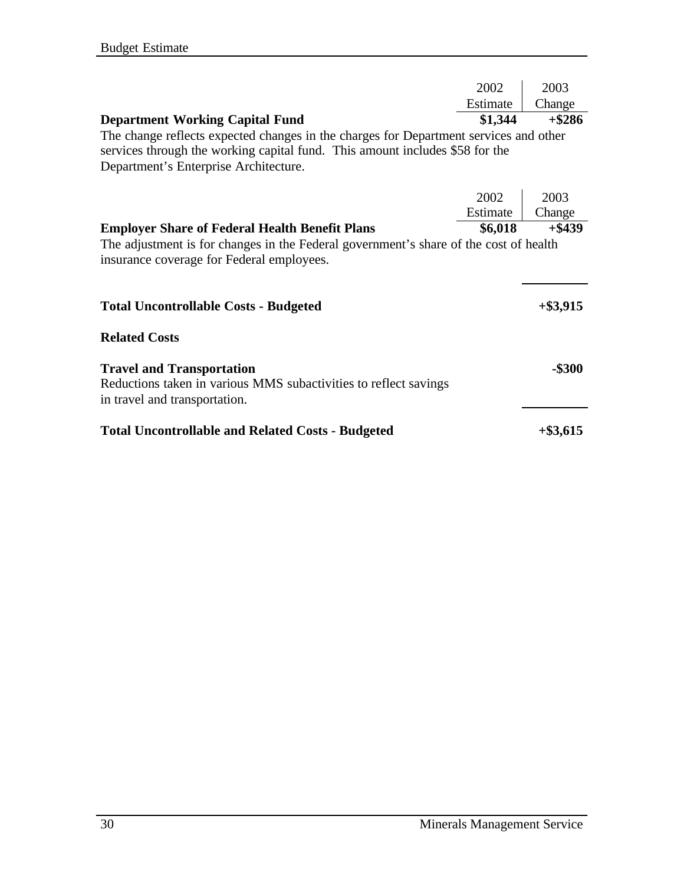| | 2002 Estimate | 2003 Change |
|---|---|---|
| **Department Working Capital Fund** | **$1,344** | **+$286** |

The change reflects expected changes in the charges for Department services and other services through the working capital fund. This amount includes $58 for the Department's Enterprise Architecture.

| | 2002 Estimate | 2003 Change |
|---|---|---|
| **Employer Share of Federal Health Benefit Plans** | **$6,018** | **+$439** |

The adjustment is for changes in the Federal government's share of the cost of health insurance coverage for Federal employees.

| | |
|---|---|
| **Total Uncontrollable Costs - Budgeted** | **+$3,915** |

**Related Costs**

| | |
|---|---|
| **Travel and Transportation** | **-$300** |

Reductions taken in various MMS subactivities to reflect savings in travel and transportation.

| | |
|---|---|
| **Total Uncontrollable and Related Costs - Budgeted** | **+$3,615** |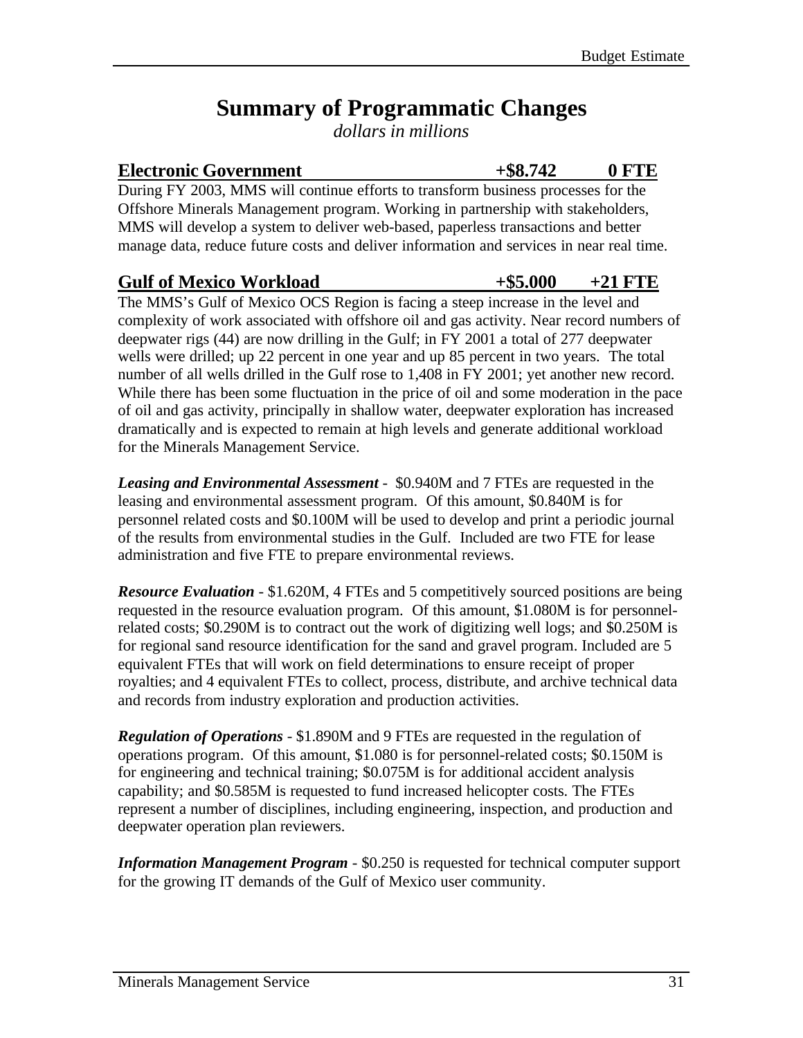# Summary of Programmatic Changes

*dollars in millions*

**Electronic Government** **+$8.742** **0 FTE**

During FY 2003, MMS will continue efforts to transform business processes for the Offshore Minerals Management program. Working in partnership with stakeholders, MMS will develop a system to deliver web-based, paperless transactions and better manage data, reduce future costs and deliver information and services in near real time.

**Gulf of Mexico Workload** **+$5.000** **+21 FTE**

The MMS's Gulf of Mexico OCS Region is facing a steep increase in the level and complexity of work associated with offshore oil and gas activity. Near record numbers of deepwater rigs (44) are now drilling in the Gulf; in FY 2001 a total of 277 deepwater wells were drilled; up 22 percent in one year and up 85 percent in two years. The total number of all wells drilled in the Gulf rose to 1,408 in FY 2001; yet another new record. While there has been some fluctuation in the price of oil and some moderation in the pace of oil and gas activity, principally in shallow water, deepwater exploration has increased dramatically and is expected to remain at high levels and generate additional workload for the Minerals Management Service.

***Leasing and Environmental Assessment*** - $0.940M and 7 FTEs are requested in the leasing and environmental assessment program. Of this amount, $0.840M is for personnel related costs and $0.100M will be used to develop and print a periodic journal of the results from environmental studies in the Gulf. Included are two FTE for lease administration and five FTE to prepare environmental reviews.

***Resource Evaluation*** - $1.620M, 4 FTEs and 5 competitively sourced positions are being requested in the resource evaluation program. Of this amount, $1.080M is for personnel-related costs; $0.290M is to contract out the work of digitizing well logs; and $0.250M is for regional sand resource identification for the sand and gravel program. Included are 5 equivalent FTEs that will work on field determinations to ensure receipt of proper royalties; and 4 equivalent FTEs to collect, process, distribute, and archive technical data and records from industry exploration and production activities.

***Regulation of Operations*** - $1.890M and 9 FTEs are requested in the regulation of operations program. Of this amount, $1.080 is for personnel-related costs; $0.150M is for engineering and technical training; $0.075M is for additional accident analysis capability; and $0.585M is requested to fund increased helicopter costs. The FTEs represent a number of disciplines, including engineering, inspection, and production and deepwater operation plan reviewers.

***Information Management Program*** - $0.250 is requested for technical computer support for the growing IT demands of the Gulf of Mexico user community.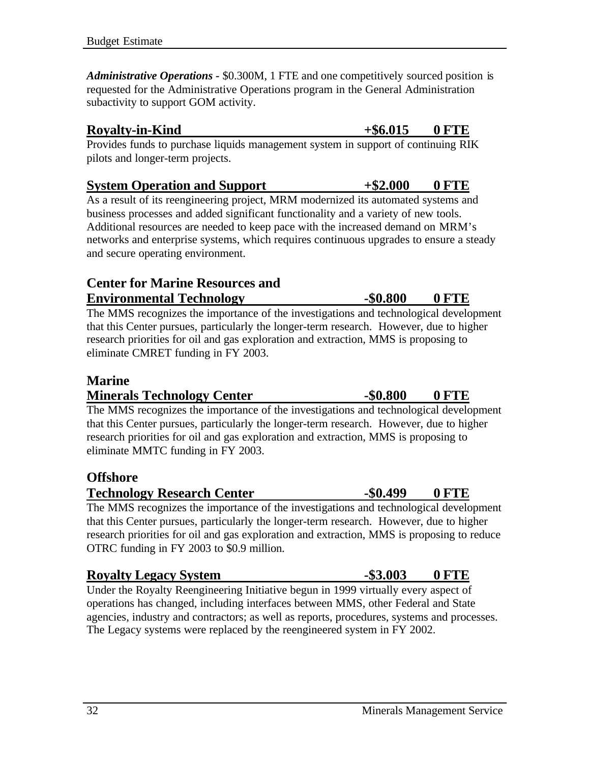***Administrative Operations -*** $0.300M, 1 FTE and one competitively sourced position is requested for the Administrative Operations program in the General Administration subactivity to support GOM activity.

**Royalty-in-Kind +$6.015 0 FTE**

Provides funds to purchase liquids management system in support of continuing RIK pilots and longer-term projects.

**System Operation and Support +$2.000 0 FTE**

As a result of its reengineering project, MRM modernized its automated systems and business processes and added significant functionality and a variety of new tools. Additional resources are needed to keep pace with the increased demand on MRM's networks and enterprise systems, which requires continuous upgrades to ensure a steady and secure operating environment.

**Center for Marine Resources and Environmental Technology -$0.800 0 FTE**

The MMS recognizes the importance of the investigations and technological development that this Center pursues, particularly the longer-term research. However, due to higher research priorities for oil and gas exploration and extraction, MMS is proposing to eliminate CMRET funding in FY 2003.

**Marine Minerals Technology Center -$0.800 0 FTE**

The MMS recognizes the importance of the investigations and technological development that this Center pursues, particularly the longer-term research. However, due to higher research priorities for oil and gas exploration and extraction, MMS is proposing to eliminate MMTC funding in FY 2003.

**Offshore Technology Research Center -$0.499 0 FTE**

The MMS recognizes the importance of the investigations and technological development that this Center pursues, particularly the longer-term research. However, due to higher research priorities for oil and gas exploration and extraction, MMS is proposing to reduce OTRC funding in FY 2003 to $0.9 million.

**Royalty Legacy System -$3.003 0 FTE**

Under the Royalty Reengineering Initiative begun in 1999 virtually every aspect of operations has changed, including interfaces between MMS, other Federal and State agencies, industry and contractors; as well as reports, procedures, systems and processes. The Legacy systems were replaced by the reengineered system in FY 2002.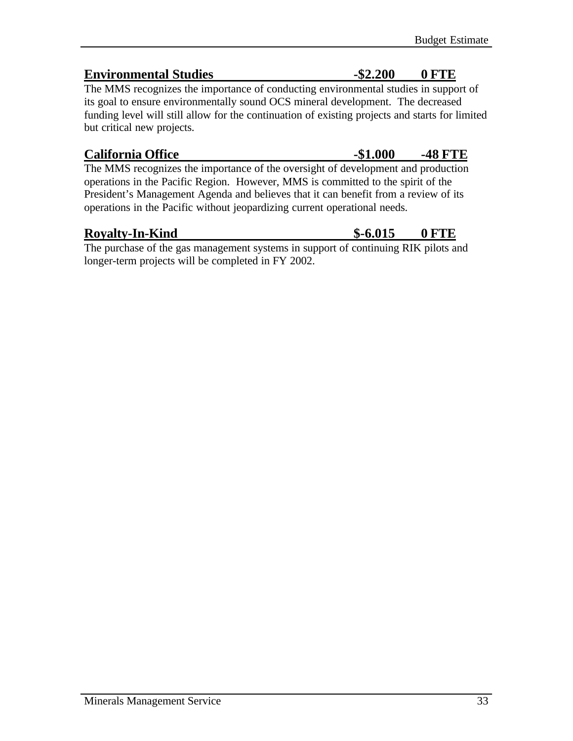**Environmental Studies -$2.200 0 FTE**

The MMS recognizes the importance of conducting environmental studies in support of its goal to ensure environmentally sound OCS mineral development. The decreased funding level will still allow for the continuation of existing projects and starts for limited but critical new projects.

**California Office -$1.000 -48 FTE**

The MMS recognizes the importance of the oversight of development and production operations in the Pacific Region. However, MMS is committed to the spirit of the President's Management Agenda and believes that it can benefit from a review of its operations in the Pacific without jeopardizing current operational needs.

**Royalty-In-Kind $-6.015 0 FTE**

The purchase of the gas management systems in support of continuing RIK pilots and longer-term projects will be completed in FY 2002.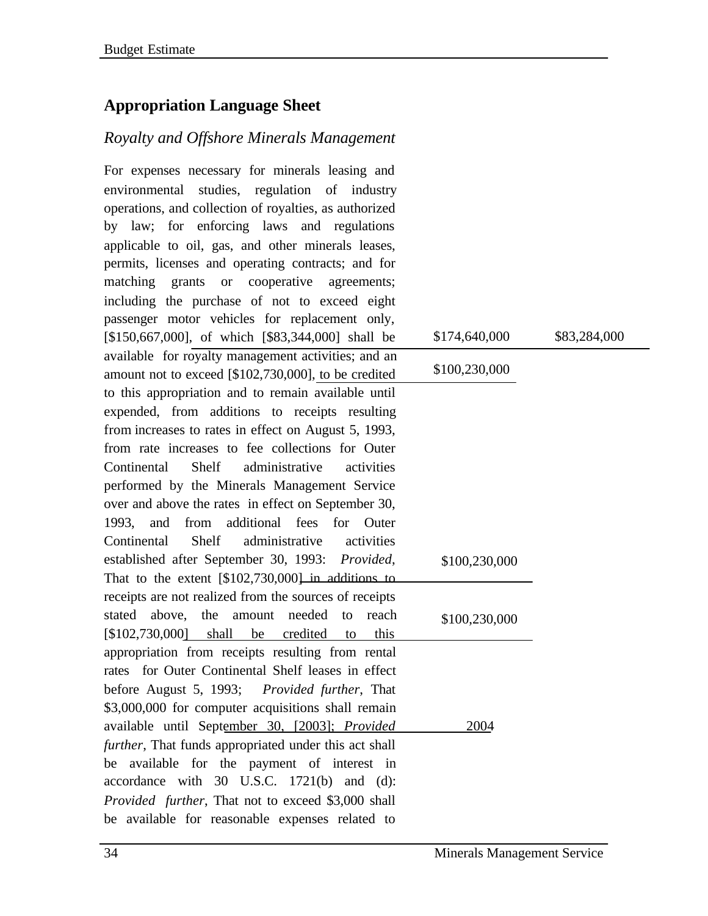## Appropriation Language Sheet

### *Royalty and Offshore Minerals Management*

For expenses necessary for minerals leasing and environmental studies, regulation of industry operations, and collection of royalties, as authorized by law; for enforcing laws and regulations applicable to oil, gas, and other minerals leases, permits, licenses and operating contracts; and for matching grants or cooperative agreements; including the purchase of not to exceed eight passenger motor vehicles for replacement only, [$150,667,000], of which [$83,344,000] shall be available for royalty management activities; and an amount not to exceed [$102,730,000], to be credited to this appropriation and to remain available until expended, from additions to receipts resulting from increases to rates in effect on August 5, 1993, from rate increases to fee collections for Outer Continental Shelf administrative activities performed by the Minerals Management Service over and above the rates in effect on September 30, 1993, and from additional fees for Outer Continental Shelf administrative activities established after September 30, 1993: *Provided*, That to the extent [$102,730,000] in additions to receipts are not realized from the sources of receipts stated above, the amount needed to reach [$102,730,000] shall be credited to this appropriation from receipts resulting from rental rates for Outer Continental Shelf leases in effect before August 5, 1993; *Provided further*, That $3,000,000 for computer acquisitions shall remain available until September 30, [2003]; *Provided further*, That funds appropriated under this act shall be available for the payment of interest in accordance with 30 U.S.C. 1721(b) and (d): *Provided further*, That not to exceed $3,000 shall be available for reasonable expenses related to

$174,640,000 $83,284,000

$100,230,000

$100,230,000

$100,230,000

2004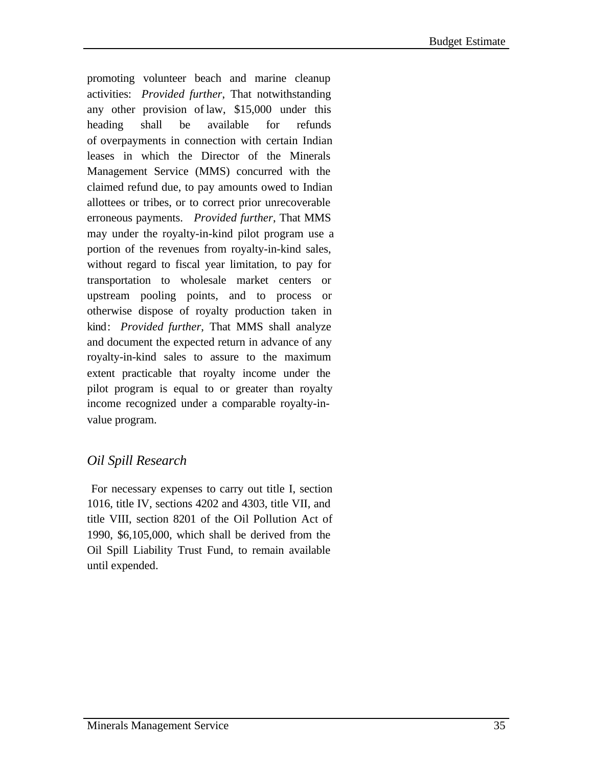promoting volunteer beach and marine cleanup activities: *Provided further*, That notwithstanding any other provision of law, $15,000 under this heading shall be available for refunds of overpayments in connection with certain Indian leases in which the Director of the Minerals Management Service (MMS) concurred with the claimed refund due, to pay amounts owed to Indian allottees or tribes, or to correct prior unrecoverable erroneous payments. *Provided further*, That MMS may under the royalty-in-kind pilot program use a portion of the revenues from royalty-in-kind sales, without regard to fiscal year limitation, to pay for transportation to wholesale market centers or upstream pooling points, and to process or otherwise dispose of royalty production taken in kind: *Provided further*, That MMS shall analyze and document the expected return in advance of any royalty-in-kind sales to assure to the maximum extent practicable that royalty income under the pilot program is equal to or greater than royalty income recognized under a comparable royalty-in-value program.

## *Oil Spill Research*

For necessary expenses to carry out title I, section 1016, title IV, sections 4202 and 4303, title VII, and title VIII, section 8201 of the Oil Pollution Act of 1990, $6,105,000, which shall be derived from the Oil Spill Liability Trust Fund, to remain available until expended.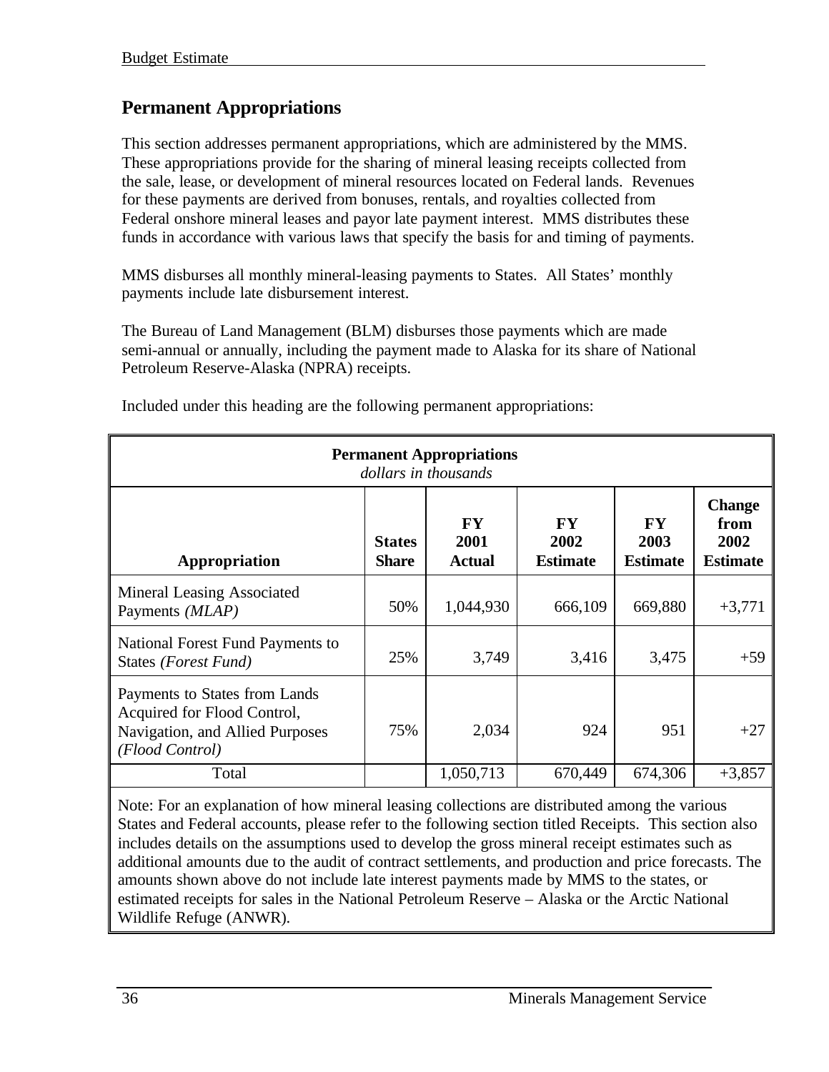## Permanent Appropriations

This section addresses permanent appropriations, which are administered by the MMS. These appropriations provide for the sharing of mineral leasing receipts collected from the sale, lease, or development of mineral resources located on Federal lands. Revenues for these payments are derived from bonuses, rentals, and royalties collected from Federal onshore mineral leases and payor late payment interest. MMS distributes these funds in accordance with various laws that specify the basis for and timing of payments.

MMS disburses all monthly mineral-leasing payments to States. All States' monthly payments include late disbursement interest.

The Bureau of Land Management (BLM) disburses those payments which are made semi-annual or annually, including the payment made to Alaska for its share of National Petroleum Reserve-Alaska (NPRA) receipts.

Included under this heading are the following permanent appropriations:

**Permanent Appropriations**
*dollars in thousands*

| Appropriation | States Share | FY 2001 Actual | FY 2002 Estimate | FY 2003 Estimate | Change from 2002 Estimate |
|---|---|---|---|---|---|
| Mineral Leasing Associated Payments *(MLAP)* | 50% | 1,044,930 | 666,109 | 669,880 | +3,771 |
| National Forest Fund Payments to States *(Forest Fund)* | 25% | 3,749 | 3,416 | 3,475 | +59 |
| Payments to States from Lands Acquired for Flood Control, Navigation, and Allied Purposes *(Flood Control)* | 75% | 2,034 | 924 | 951 | +27 |
| Total | | 1,050,713 | 670,449 | 674,306 | +3,857 |

Note: For an explanation of how mineral leasing collections are distributed among the various States and Federal accounts, please refer to the following section titled Receipts. This section also includes details on the assumptions used to develop the gross mineral receipt estimates such as additional amounts due to the audit of contract settlements, and production and price forecasts. The amounts shown above do not include late interest payments made by MMS to the states, or estimated receipts for sales in the National Petroleum Reserve – Alaska or the Arctic National Wildlife Refuge (ANWR).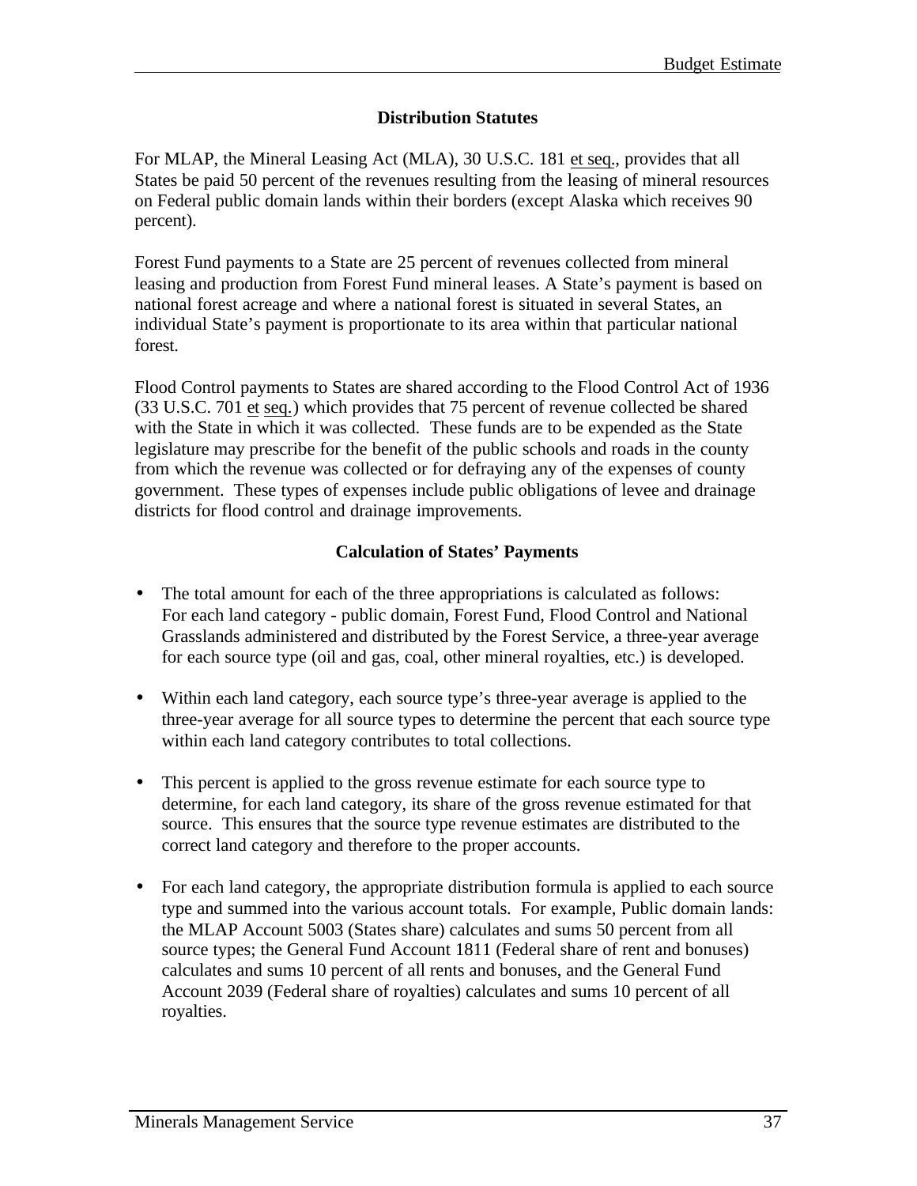## Distribution Statutes

For MLAP, the Mineral Leasing Act (MLA), 30 U.S.C. 181 et seq., provides that all States be paid 50 percent of the revenues resulting from the leasing of mineral resources on Federal public domain lands within their borders (except Alaska which receives 90 percent).

Forest Fund payments to a State are 25 percent of revenues collected from mineral leasing and production from Forest Fund mineral leases. A State's payment is based on national forest acreage and where a national forest is situated in several States, an individual State's payment is proportionate to its area within that particular national forest.

Flood Control payments to States are shared according to the Flood Control Act of 1936 (33 U.S.C. 701 et seq.) which provides that 75 percent of revenue collected be shared with the State in which it was collected. These funds are to be expended as the State legislature may prescribe for the benefit of the public schools and roads in the county from which the revenue was collected or for defraying any of the expenses of county government. These types of expenses include public obligations of levee and drainage districts for flood control and drainage improvements.

## Calculation of States' Payments

- The total amount for each of the three appropriations is calculated as follows: For each land category - public domain, Forest Fund, Flood Control and National Grasslands administered and distributed by the Forest Service, a three-year average for each source type (oil and gas, coal, other mineral royalties, etc.) is developed.

- Within each land category, each source type's three-year average is applied to the three-year average for all source types to determine the percent that each source type within each land category contributes to total collections.

- This percent is applied to the gross revenue estimate for each source type to determine, for each land category, its share of the gross revenue estimated for that source. This ensures that the source type revenue estimates are distributed to the correct land category and therefore to the proper accounts.

- For each land category, the appropriate distribution formula is applied to each source type and summed into the various account totals. For example, Public domain lands: the MLAP Account 5003 (States share) calculates and sums 50 percent from all source types; the General Fund Account 1811 (Federal share of rent and bonuses) calculates and sums 10 percent of all rents and bonuses, and the General Fund Account 2039 (Federal share of royalties) calculates and sums 10 percent of all royalties.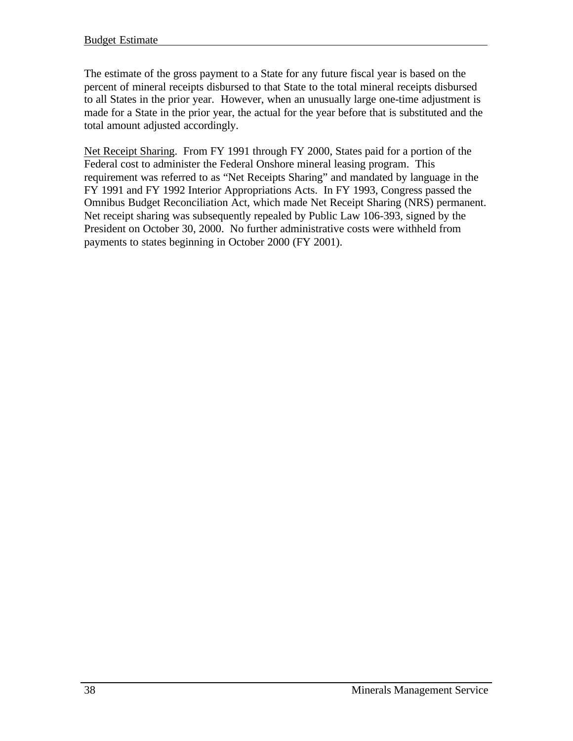The estimate of the gross payment to a State for any future fiscal year is based on the percent of mineral receipts disbursed to that State to the total mineral receipts disbursed to all States in the prior year. However, when an unusually large one-time adjustment is made for a State in the prior year, the actual for the year before that is substituted and the total amount adjusted accordingly.

Net Receipt Sharing. From FY 1991 through FY 2000, States paid for a portion of the Federal cost to administer the Federal Onshore mineral leasing program. This requirement was referred to as "Net Receipts Sharing" and mandated by language in the FY 1991 and FY 1992 Interior Appropriations Acts. In FY 1993, Congress passed the Omnibus Budget Reconciliation Act, which made Net Receipt Sharing (NRS) permanent. Net receipt sharing was subsequently repealed by Public Law 106-393, signed by the President on October 30, 2000. No further administrative costs were withheld from payments to states beginning in October 2000 (FY 2001).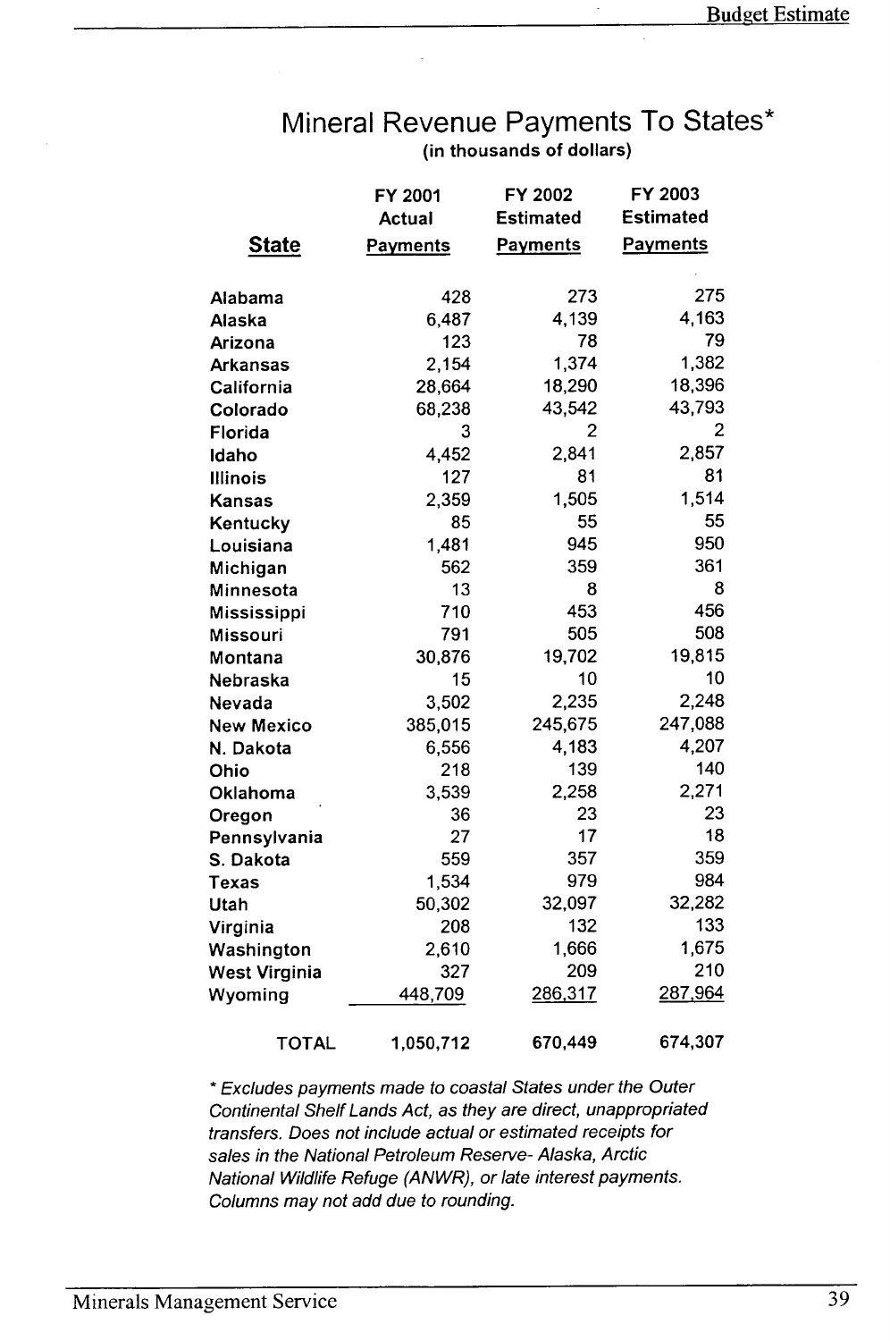# Mineral Revenue Payments To States*

(in thousands of dollars)

| State | FY 2001 Actual Payments | FY 2002 Estimated Payments | FY 2003 Estimated Payments |
|---|---|---|---|
| Alabama | 428 | 273 | 275 |
| Alaska | 6,487 | 4,139 | 4,163 |
| Arizona | 123 | 78 | 79 |
| Arkansas | 2,154 | 1,374 | 1,382 |
| California | 28,664 | 18,290 | 18,396 |
| Colorado | 68,238 | 43,542 | 43,793 |
| Florida | 3 | 2 | 2 |
| Idaho | 4,452 | 2,841 | 2,857 |
| Illinois | 127 | 81 | 81 |
| Kansas | 2,359 | 1,505 | 1,514 |
| Kentucky | 85 | 55 | 55 |
| Louisiana | 1,481 | 945 | 950 |
| Michigan | 562 | 359 | 361 |
| Minnesota | 13 | 8 | 8 |
| Mississippi | 710 | 453 | 456 |
| Missouri | 791 | 505 | 508 |
| Montana | 30,876 | 19,702 | 19,815 |
| Nebraska | 15 | 10 | 10 |
| Nevada | 3,502 | 2,235 | 2,248 |
| New Mexico | 385,015 | 245,675 | 247,088 |
| N. Dakota | 6,556 | 4,183 | 4,207 |
| Ohio | 218 | 139 | 140 |
| Oklahoma | 3,539 | 2,258 | 2,271 |
| Oregon | 36 | 23 | 23 |
| Pennsylvania | 27 | 17 | 18 |
| S. Dakota | 559 | 357 | 359 |
| Texas | 1,534 | 979 | 984 |
| Utah | 50,302 | 32,097 | 32,282 |
| Virginia | 208 | 132 | 133 |
| Washington | 2,610 | 1,666 | 1,675 |
| West Virginia | 327 | 209 | 210 |
| Wyoming | 448,709 | 286,317 | 287,964 |
| TOTAL | 1,050,712 | 670,449 | 674,307 |

*\* Excludes payments made to coastal States under the Outer Continental Shelf Lands Act, as they are direct, unappropriated transfers. Does not include actual or estimated receipts for sales in the National Petroleum Reserve- Alaska, Arctic National Wildlife Refuge (ANWR), or late interest payments. Columns may not add due to rounding.*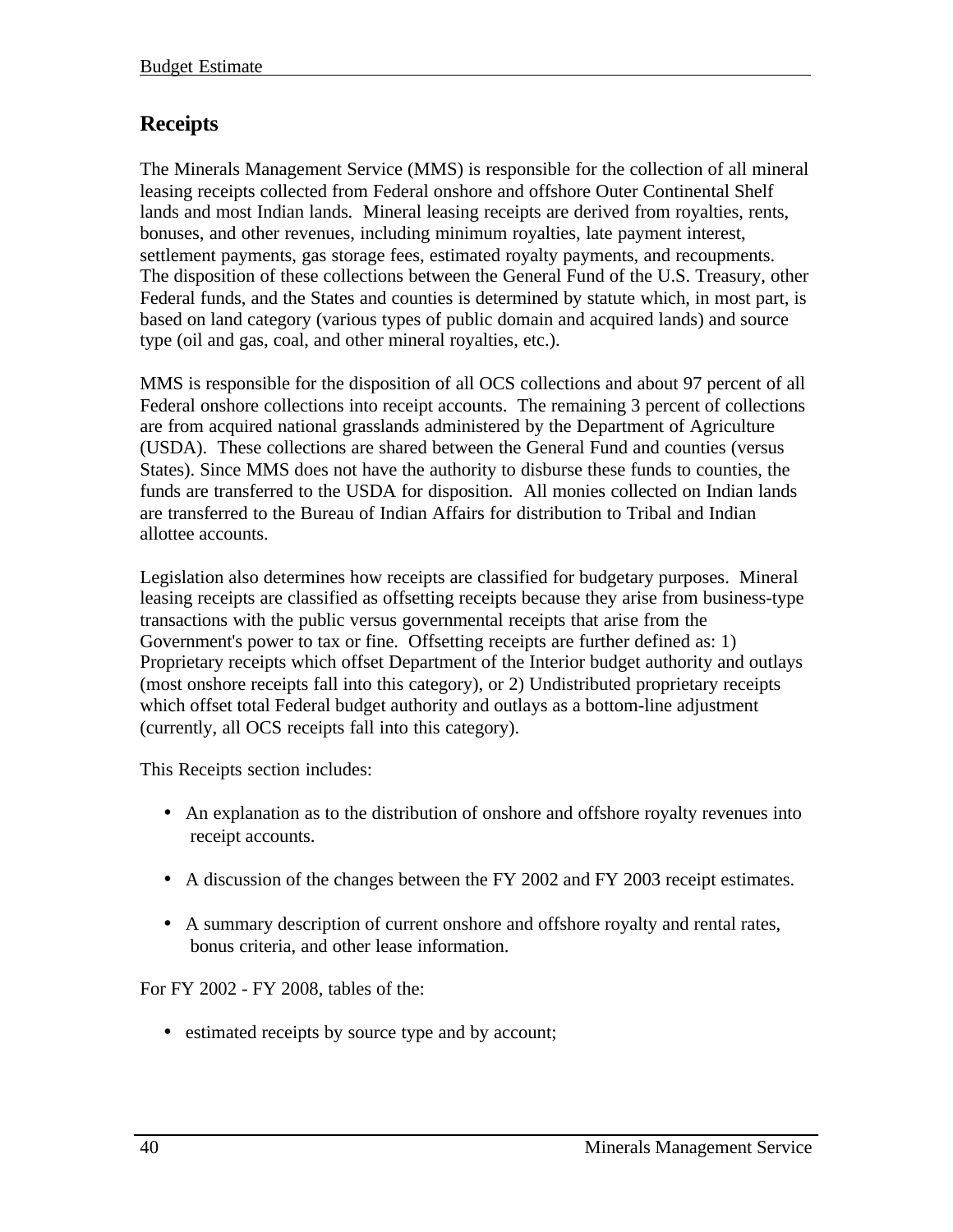## Receipts

The Minerals Management Service (MMS) is responsible for the collection of all mineral leasing receipts collected from Federal onshore and offshore Outer Continental Shelf lands and most Indian lands. Mineral leasing receipts are derived from royalties, rents, bonuses, and other revenues, including minimum royalties, late payment interest, settlement payments, gas storage fees, estimated royalty payments, and recoupments. The disposition of these collections between the General Fund of the U.S. Treasury, other Federal funds, and the States and counties is determined by statute which, in most part, is based on land category (various types of public domain and acquired lands) and source type (oil and gas, coal, and other mineral royalties, etc.).

MMS is responsible for the disposition of all OCS collections and about 97 percent of all Federal onshore collections into receipt accounts. The remaining 3 percent of collections are from acquired national grasslands administered by the Department of Agriculture (USDA). These collections are shared between the General Fund and counties (versus States). Since MMS does not have the authority to disburse these funds to counties, the funds are transferred to the USDA for disposition. All monies collected on Indian lands are transferred to the Bureau of Indian Affairs for distribution to Tribal and Indian allottee accounts.

Legislation also determines how receipts are classified for budgetary purposes. Mineral leasing receipts are classified as offsetting receipts because they arise from business-type transactions with the public versus governmental receipts that arise from the Government's power to tax or fine. Offsetting receipts are further defined as: 1) Proprietary receipts which offset Department of the Interior budget authority and outlays (most onshore receipts fall into this category), or 2) Undistributed proprietary receipts which offset total Federal budget authority and outlays as a bottom-line adjustment (currently, all OCS receipts fall into this category).

This Receipts section includes:

- An explanation as to the distribution of onshore and offshore royalty revenues into receipt accounts.
- A discussion of the changes between the FY 2002 and FY 2003 receipt estimates.
- A summary description of current onshore and offshore royalty and rental rates, bonus criteria, and other lease information.

For FY 2002 - FY 2008, tables of the:

- estimated receipts by source type and by account;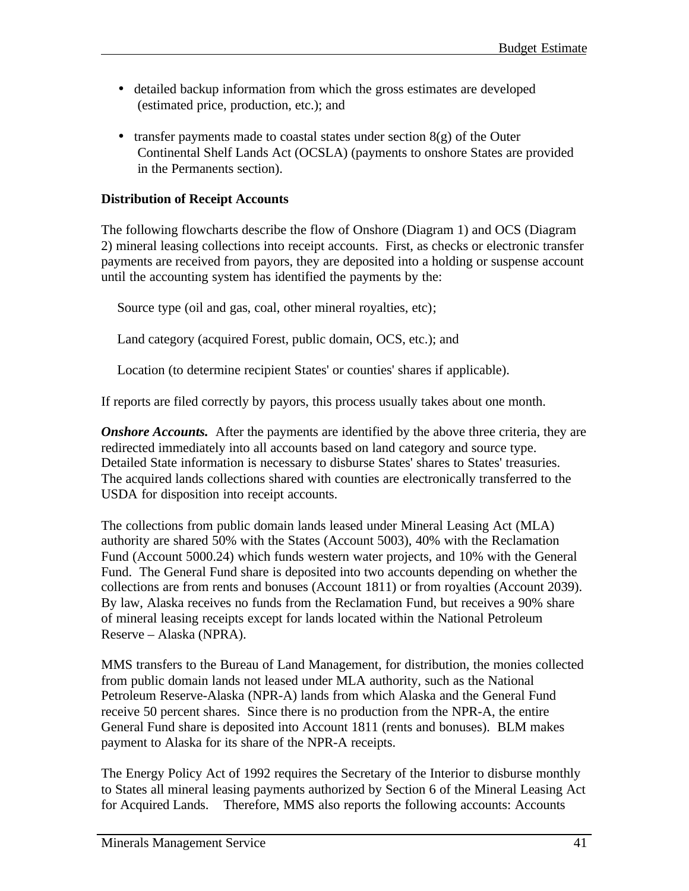- detailed backup information from which the gross estimates are developed (estimated price, production, etc.); and

- transfer payments made to coastal states under section 8(g) of the Outer Continental Shelf Lands Act (OCSLA) (payments to onshore States are provided in the Permanents section).

**Distribution of Receipt Accounts**

The following flowcharts describe the flow of Onshore (Diagram 1) and OCS (Diagram 2) mineral leasing collections into receipt accounts. First, as checks or electronic transfer payments are received from payors, they are deposited into a holding or suspense account until the accounting system has identified the payments by the:

Source type (oil and gas, coal, other mineral royalties, etc);

Land category (acquired Forest, public domain, OCS, etc.); and

Location (to determine recipient States' or counties' shares if applicable).

If reports are filed correctly by payors, this process usually takes about one month.

***Onshore Accounts.*** After the payments are identified by the above three criteria, they are redirected immediately into all accounts based on land category and source type. Detailed State information is necessary to disburse States' shares to States' treasuries. The acquired lands collections shared with counties are electronically transferred to the USDA for disposition into receipt accounts.

The collections from public domain lands leased under Mineral Leasing Act (MLA) authority are shared 50% with the States (Account 5003), 40% with the Reclamation Fund (Account 5000.24) which funds western water projects, and 10% with the General Fund. The General Fund share is deposited into two accounts depending on whether the collections are from rents and bonuses (Account 1811) or from royalties (Account 2039). By law, Alaska receives no funds from the Reclamation Fund, but receives a 90% share of mineral leasing receipts except for lands located within the National Petroleum Reserve – Alaska (NPRA).

MMS transfers to the Bureau of Land Management, for distribution, the monies collected from public domain lands not leased under MLA authority, such as the National Petroleum Reserve-Alaska (NPR-A) lands from which Alaska and the General Fund receive 50 percent shares. Since there is no production from the NPR-A, the entire General Fund share is deposited into Account 1811 (rents and bonuses). BLM makes payment to Alaska for its share of the NPR-A receipts.

The Energy Policy Act of 1992 requires the Secretary of the Interior to disburse monthly to States all mineral leasing payments authorized by Section 6 of the Mineral Leasing Act for Acquired Lands. Therefore, MMS also reports the following accounts: Accounts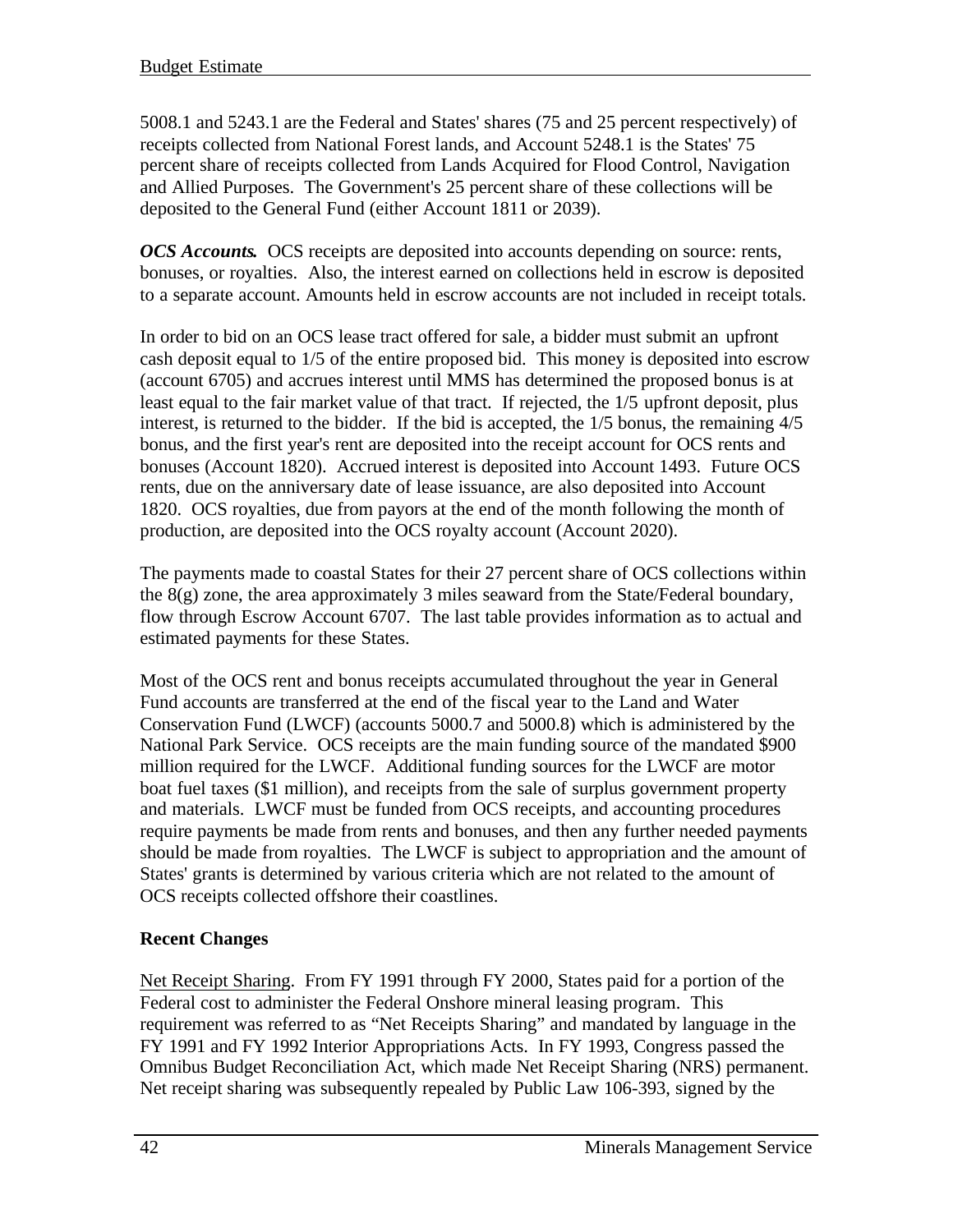5008.1 and 5243.1 are the Federal and States' shares (75 and 25 percent respectively) of receipts collected from National Forest lands, and Account 5248.1 is the States' 75 percent share of receipts collected from Lands Acquired for Flood Control, Navigation and Allied Purposes. The Government's 25 percent share of these collections will be deposited to the General Fund (either Account 1811 or 2039).

***OCS Accounts.*** OCS receipts are deposited into accounts depending on source: rents, bonuses, or royalties. Also, the interest earned on collections held in escrow is deposited to a separate account. Amounts held in escrow accounts are not included in receipt totals.

In order to bid on an OCS lease tract offered for sale, a bidder must submit an upfront cash deposit equal to 1/5 of the entire proposed bid. This money is deposited into escrow (account 6705) and accrues interest until MMS has determined the proposed bonus is at least equal to the fair market value of that tract. If rejected, the 1/5 upfront deposit, plus interest, is returned to the bidder. If the bid is accepted, the 1/5 bonus, the remaining 4/5 bonus, and the first year's rent are deposited into the receipt account for OCS rents and bonuses (Account 1820). Accrued interest is deposited into Account 1493. Future OCS rents, due on the anniversary date of lease issuance, are also deposited into Account 1820. OCS royalties, due from payors at the end of the month following the month of production, are deposited into the OCS royalty account (Account 2020).

The payments made to coastal States for their 27 percent share of OCS collections within the 8(g) zone, the area approximately 3 miles seaward from the State/Federal boundary, flow through Escrow Account 6707. The last table provides information as to actual and estimated payments for these States.

Most of the OCS rent and bonus receipts accumulated throughout the year in General Fund accounts are transferred at the end of the fiscal year to the Land and Water Conservation Fund (LWCF) (accounts 5000.7 and 5000.8) which is administered by the National Park Service. OCS receipts are the main funding source of the mandated $900 million required for the LWCF. Additional funding sources for the LWCF are motor boat fuel taxes ($1 million), and receipts from the sale of surplus government property and materials. LWCF must be funded from OCS receipts, and accounting procedures require payments be made from rents and bonuses, and then any further needed payments should be made from royalties. The LWCF is subject to appropriation and the amount of States' grants is determined by various criteria which are not related to the amount of OCS receipts collected offshore their coastlines.

**Recent Changes**

<u>Net Receipt Sharing</u>. From FY 1991 through FY 2000, States paid for a portion of the Federal cost to administer the Federal Onshore mineral leasing program. This requirement was referred to as "Net Receipts Sharing" and mandated by language in the FY 1991 and FY 1992 Interior Appropriations Acts. In FY 1993, Congress passed the Omnibus Budget Reconciliation Act, which made Net Receipt Sharing (NRS) permanent. Net receipt sharing was subsequently repealed by Public Law 106-393, signed by the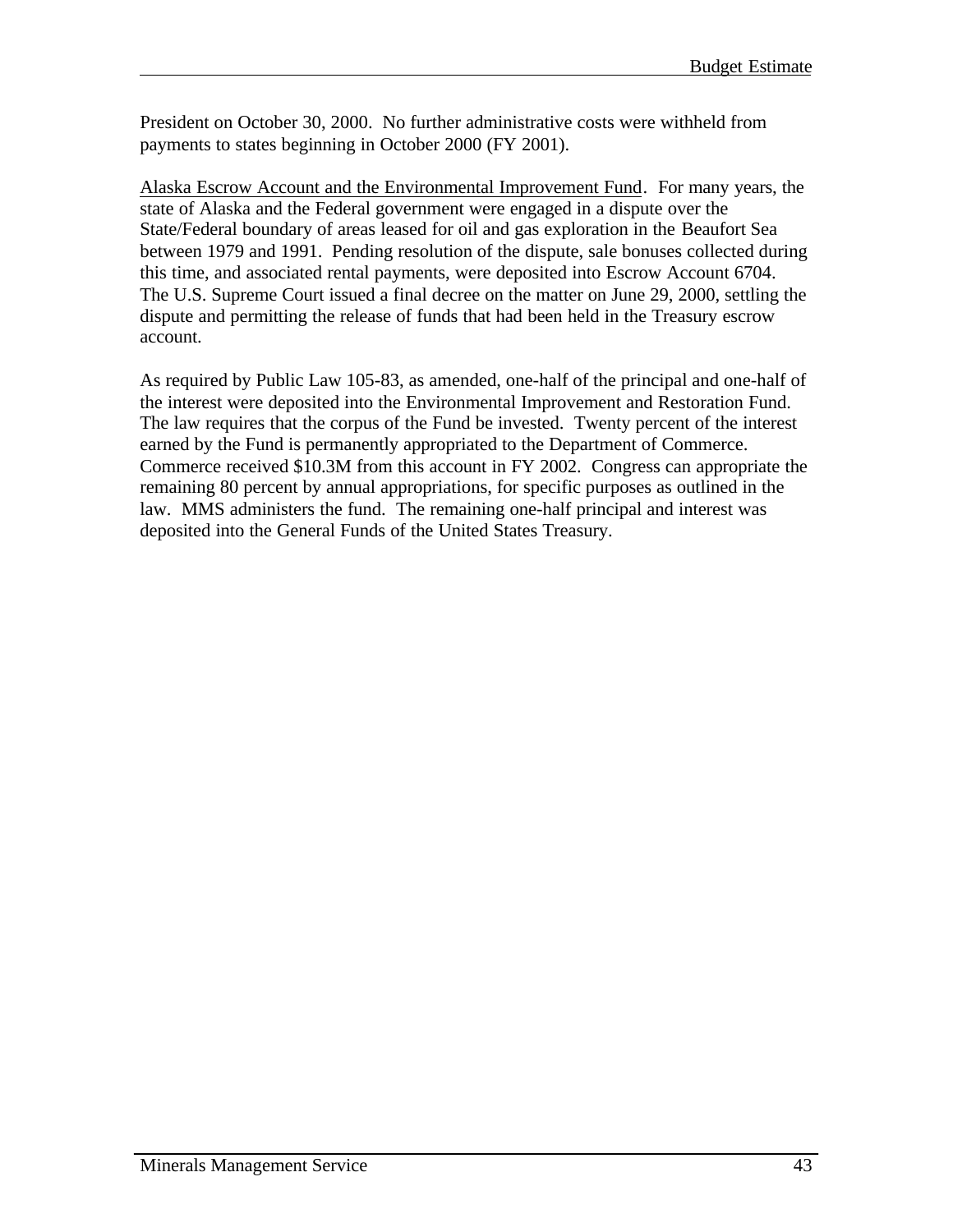President on October 30, 2000. No further administrative costs were withheld from payments to states beginning in October 2000 (FY 2001).

<u>Alaska Escrow Account and the Environmental Improvement Fund</u>. For many years, the state of Alaska and the Federal government were engaged in a dispute over the State/Federal boundary of areas leased for oil and gas exploration in the Beaufort Sea between 1979 and 1991. Pending resolution of the dispute, sale bonuses collected during this time, and associated rental payments, were deposited into Escrow Account 6704. The U.S. Supreme Court issued a final decree on the matter on June 29, 2000, settling the dispute and permitting the release of funds that had been held in the Treasury escrow account.

As required by Public Law 105-83, as amended, one-half of the principal and one-half of the interest were deposited into the Environmental Improvement and Restoration Fund. The law requires that the corpus of the Fund be invested. Twenty percent of the interest earned by the Fund is permanently appropriated to the Department of Commerce. Commerce received $10.3M from this account in FY 2002. Congress can appropriate the remaining 80 percent by annual appropriations, for specific purposes as outlined in the law. MMS administers the fund. The remaining one-half principal and interest was deposited into the General Funds of the United States Treasury.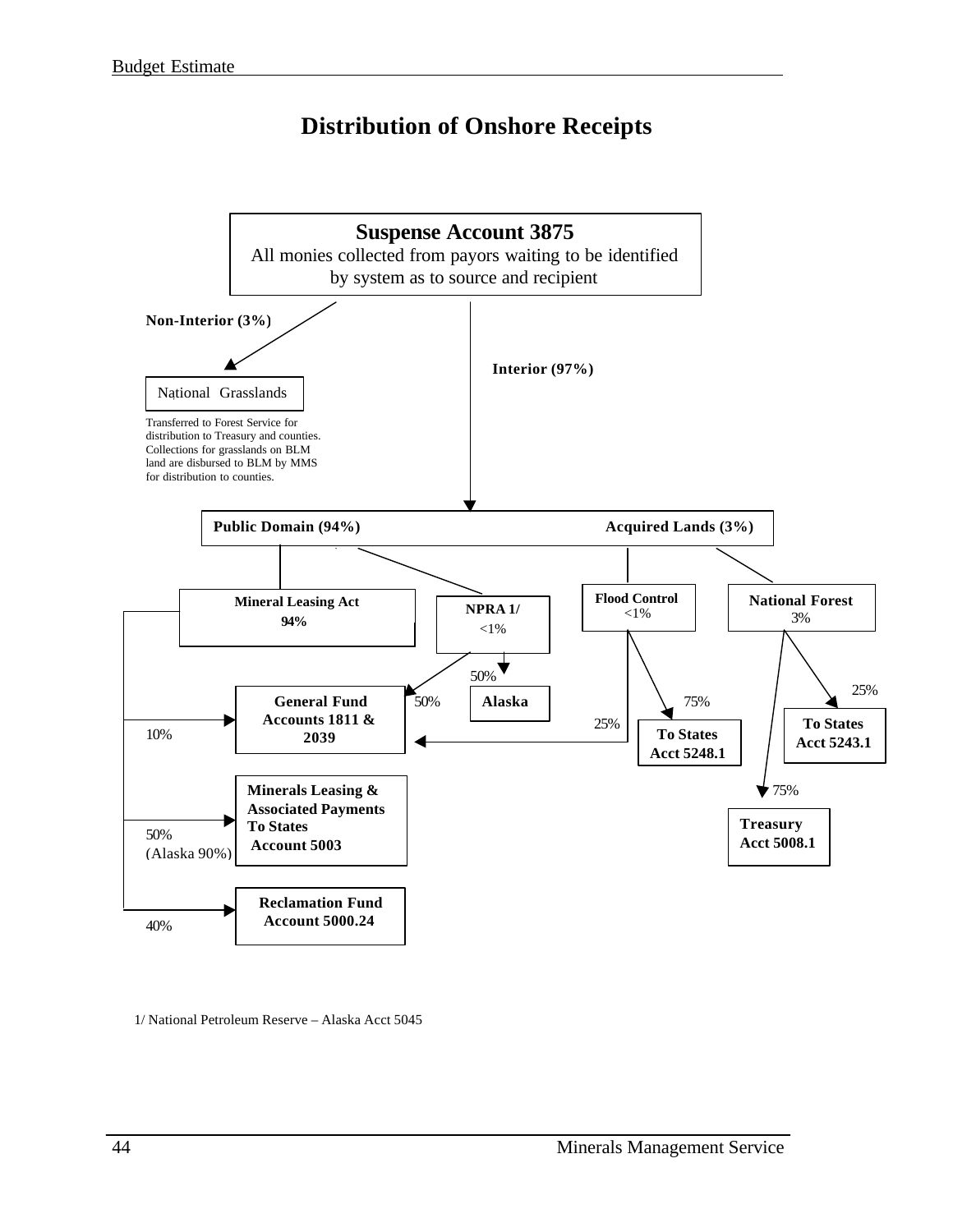# Distribution of Onshore Receipts

**Suspense Account 3875**
All monies collected from payors waiting to be identified by system as to source and recipient

**Non-Interior (3%)**

National Grasslands

Transferred to Forest Service for distribution to Treasury and counties. Collections for grasslands on BLM land are disbursed to BLM by MMS for distribution to counties.

**Interior (97%)**

**Public Domain (94%)** **Acquired Lands (3%)**

**Mineral Leasing Act**
**94%**

**NPRA 1/**
<1%

**Flood Control**
<1%

**National Forest**
3%

50%

**Alaska**

50%

**General Fund Accounts 1811 & 2039**

10%

75%

25%

**To States Acct 5248.1**

25%

**To States Acct 5243.1**

75%

**Treasury Acct 5008.1**

**Minerals Leasing & Associated Payments To States Account 5003**

50%
(Alaska 90%)

**Reclamation Fund Account 5000.24**

40%

1/ National Petroleum Reserve – Alaska Acct 5045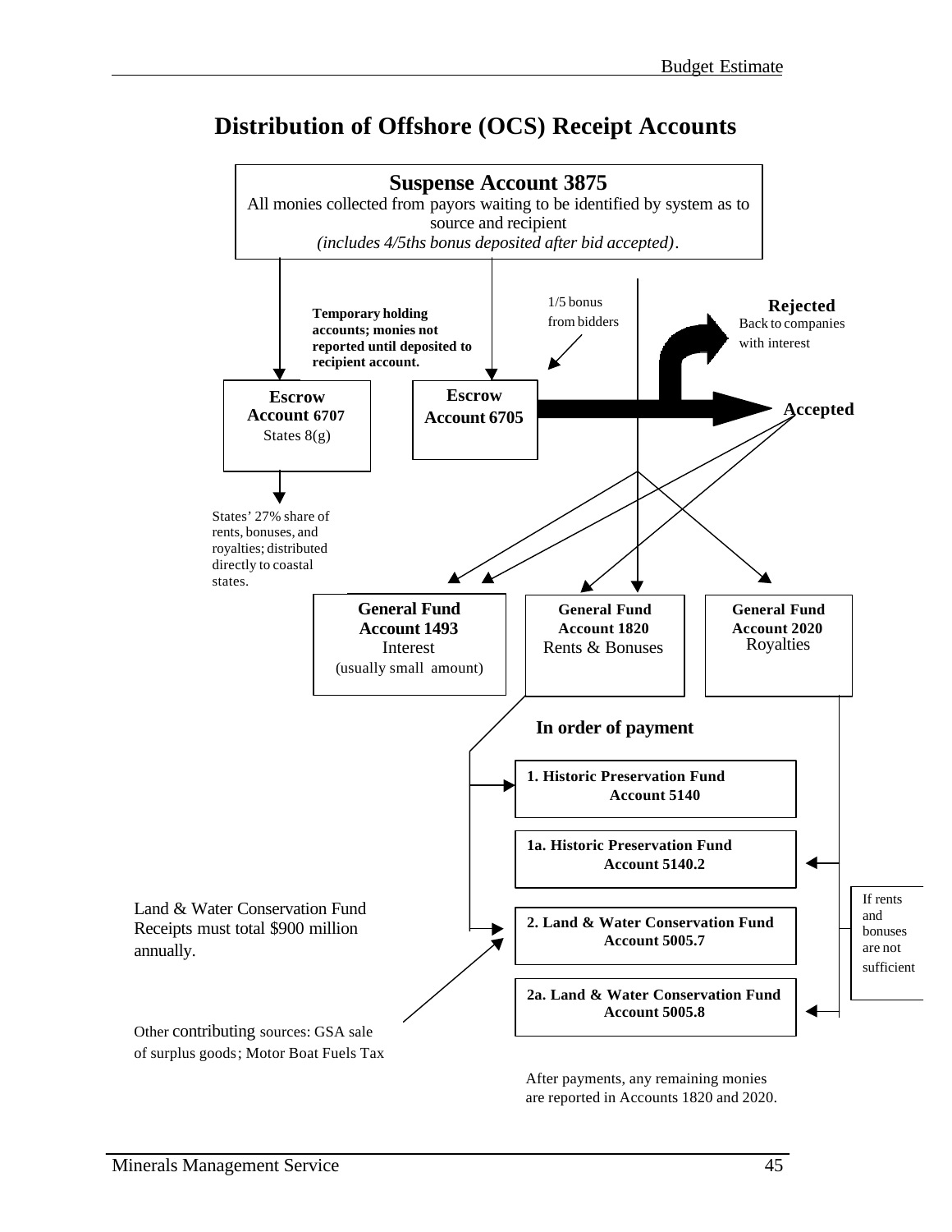# Distribution of Offshore (OCS) Receipt Accounts

**Suspense Account 3875**
All monies collected from payors waiting to be identified by system as to source and recipient
*(includes 4/5ths bonus deposited after bid accepted)*.

**Temporary holding accounts; monies not reported until deposited to recipient account.**

1/5 bonus from bidders

**Rejected**
Back to companies with interest

**Accepted**

**Escrow Account 6707**
States 8(g)

**Escrow Account 6705**

States' 27% share of rents, bonuses, and royalties; distributed directly to coastal states.

**General Fund Account 1493**
Interest
(usually small amount)

**General Fund Account 1820**
Rents & Bonuses

**General Fund Account 2020**
Royalties

**In order of payment**

**1. Historic Preservation Fund Account 5140**

**1a. Historic Preservation Fund Account 5140.2**

**2. Land & Water Conservation Fund Account 5005.7**

**2a. Land & Water Conservation Fund Account 5005.8**

If rents and bonuses are not sufficient

Land & Water Conservation Fund Receipts must total $900 million annually.

Other contributing sources: GSA sale of surplus goods; Motor Boat Fuels Tax

After payments, any remaining monies are reported in Accounts 1820 and 2020.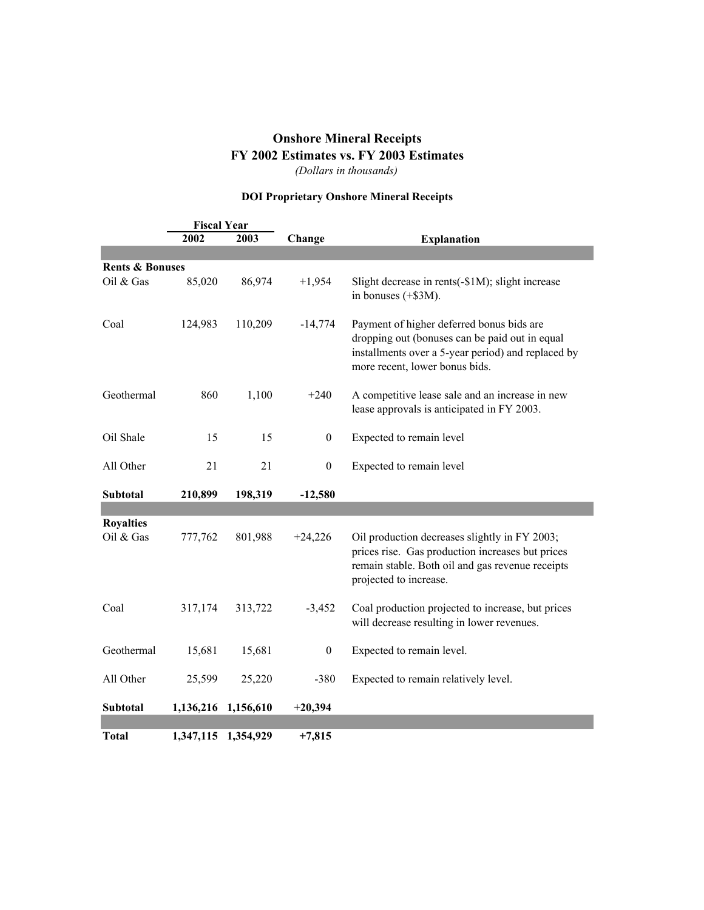# Onshore Mineral Receipts
## FY 2002 Estimates vs. FY 2003 Estimates
*(Dollars in thousands)*

### DOI Proprietary Onshore Mineral Receipts

| | Fiscal Year | | | |
|---|---|---|---|---|
| | **2002** | **2003** | **Change** | **Explanation** |
| **Rents & Bonuses** | | | | |
| Oil & Gas | 85,020 | 86,974 | +1,954 | Slight decrease in rents(-$1M); slight increase in bonuses (+$3M). |
| Coal | 124,983 | 110,209 | -14,774 | Payment of higher deferred bonus bids are dropping out (bonuses can be paid out in equal installments over a 5-year period) and replaced by more recent, lower bonus bids. |
| Geothermal | 860 | 1,100 | +240 | A competitive lease sale and an increase in new lease approvals is anticipated in FY 2003. |
| Oil Shale | 15 | 15 | 0 | Expected to remain level |
| All Other | 21 | 21 | 0 | Expected to remain level |
| **Subtotal** | **210,899** | **198,319** | **-12,580** | |
| **Royalties** | | | | |
| Oil & Gas | 777,762 | 801,988 | +24,226 | Oil production decreases slightly in FY 2003; prices rise. Gas production increases but prices remain stable. Both oil and gas revenue receipts projected to increase. |
| Coal | 317,174 | 313,722 | -3,452 | Coal production projected to increase, but prices will decrease resulting in lower revenues. |
| Geothermal | 15,681 | 15,681 | 0 | Expected to remain level. |
| All Other | 25,599 | 25,220 | -380 | Expected to remain relatively level. |
| **Subtotal** | **1,136,216** | **1,156,610** | **+20,394** | |
| **Total** | **1,347,115** | **1,354,929** | **+7,815** | |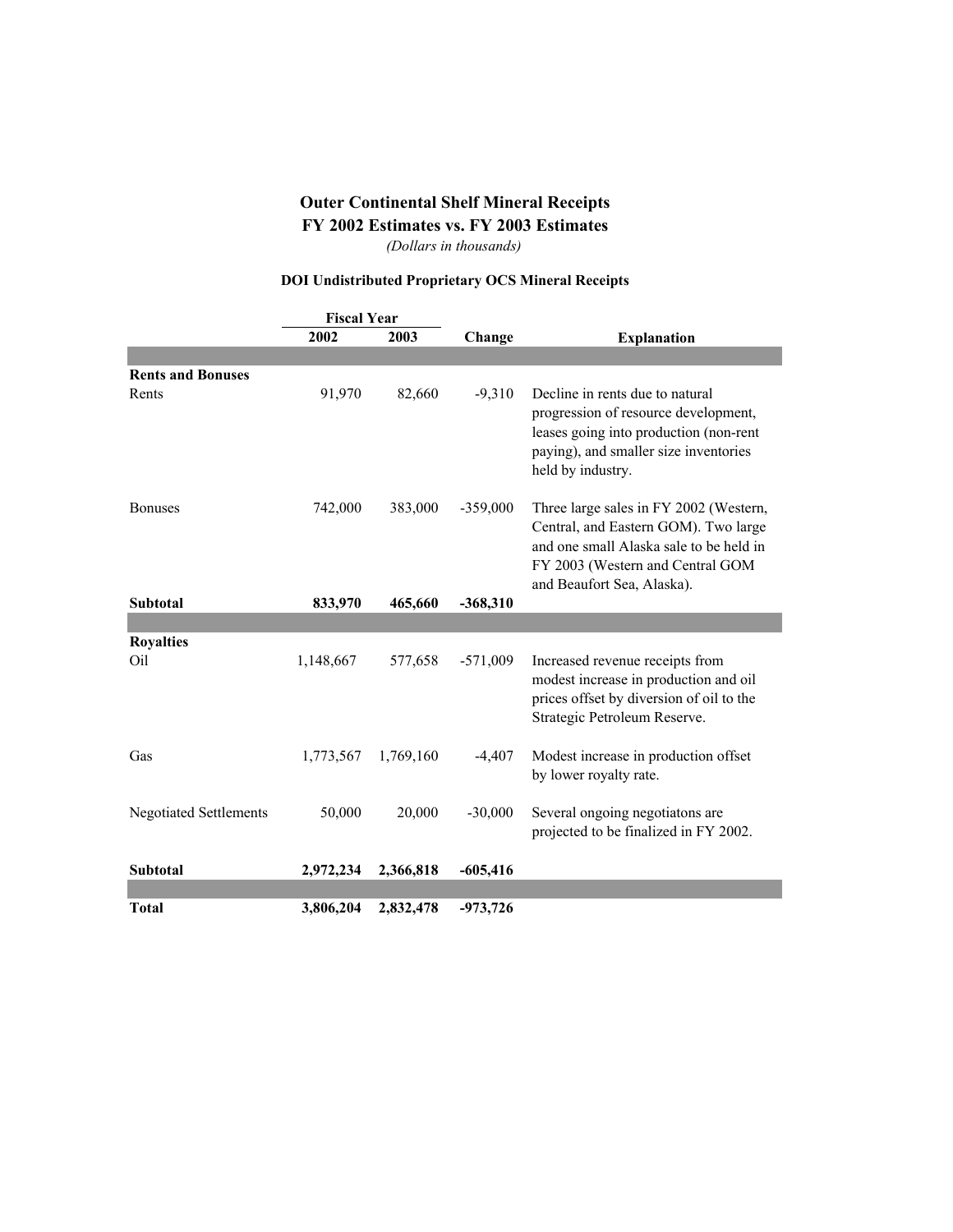# Outer Continental Shelf Mineral Receipts
## FY 2002 Estimates vs. FY 2003 Estimates

*(Dollars in thousands)*

### DOI Undistributed Proprietary OCS Mineral Receipts

| | Fiscal Year | | | |
|---|---|---|---|---|
| | **2002** | **2003** | **Change** | **Explanation** |
| **Rents and Bonuses** | | | | |
| Rents | 91,970 | 82,660 | -9,310 | Decline in rents due to natural progression of resource development, leases going into production (non-rent paying), and smaller size inventories held by industry. |
| Bonuses | 742,000 | 383,000 | -359,000 | Three large sales in FY 2002 (Western, Central, and Eastern GOM). Two large and one small Alaska sale to be held in FY 2003 (Western and Central GOM and Beaufort Sea, Alaska). |
| **Subtotal** | **833,970** | **465,660** | **-368,310** | |
| **Royalties** | | | | |
| Oil | 1,148,667 | 577,658 | -571,009 | Increased revenue receipts from modest increase in production and oil prices offset by diversion of oil to the Strategic Petroleum Reserve. |
| Gas | 1,773,567 | 1,769,160 | -4,407 | Modest increase in production offset by lower royalty rate. |
| Negotiated Settlements | 50,000 | 20,000 | -30,000 | Several ongoing negotiatons are projected to be finalized in FY 2002. |
| **Subtotal** | **2,972,234** | **2,366,818** | **-605,416** | |
| **Total** | **3,806,204** | **2,832,478** | **-973,726** | |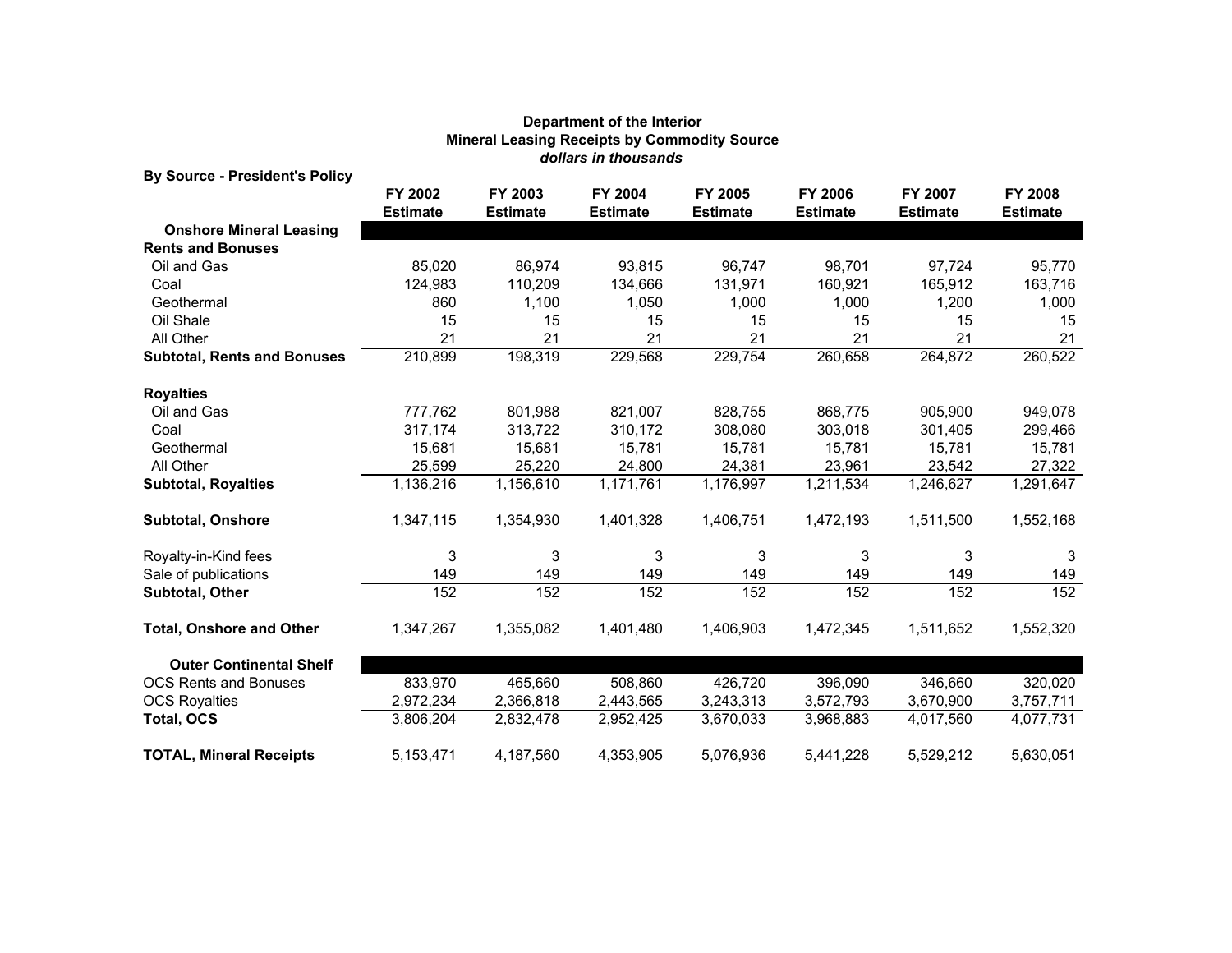**Department of the Interior**
**Mineral Leasing Receipts by Commodity Source**
***dollars in thousands***

**By Source - President's Policy**

| | FY 2002 Estimate | FY 2003 Estimate | FY 2004 Estimate | FY 2005 Estimate | FY 2006 Estimate | FY 2007 Estimate | FY 2008 Estimate |
|---|---|---|---|---|---|---|---|
| **Onshore Mineral Leasing** | | | | | | | |
| **Rents and Bonuses** | | | | | | | |
| Oil and Gas | 85,020 | 86,974 | 93,815 | 96,747 | 98,701 | 97,724 | 95,770 |
| Coal | 124,983 | 110,209 | 134,666 | 131,971 | 160,921 | 165,912 | 163,716 |
| Geothermal | 860 | 1,100 | 1,050 | 1,000 | 1,000 | 1,200 | 1,000 |
| Oil Shale | 15 | 15 | 15 | 15 | 15 | 15 | 15 |
| All Other | 21 | 21 | 21 | 21 | 21 | 21 | 21 |
| **Subtotal, Rents and Bonuses** | 210,899 | 198,319 | 229,568 | 229,754 | 260,658 | 264,872 | 260,522 |
| **Royalties** | | | | | | | |
| Oil and Gas | 777,762 | 801,988 | 821,007 | 828,755 | 868,775 | 905,900 | 949,078 |
| Coal | 317,174 | 313,722 | 310,172 | 308,080 | 303,018 | 301,405 | 299,466 |
| Geothermal | 15,681 | 15,681 | 15,781 | 15,781 | 15,781 | 15,781 | 15,781 |
| All Other | 25,599 | 25,220 | 24,800 | 24,381 | 23,961 | 23,542 | 27,322 |
| **Subtotal, Royalties** | 1,136,216 | 1,156,610 | 1,171,761 | 1,176,997 | 1,211,534 | 1,246,627 | 1,291,647 |
| **Subtotal, Onshore** | 1,347,115 | 1,354,930 | 1,401,328 | 1,406,751 | 1,472,193 | 1,511,500 | 1,552,168 |
| Royalty-in-Kind fees | 3 | 3 | 3 | 3 | 3 | 3 | 3 |
| Sale of publications | 149 | 149 | 149 | 149 | 149 | 149 | 149 |
| **Subtotal, Other** | 152 | 152 | 152 | 152 | 152 | 152 | 152 |
| **Total, Onshore and Other** | 1,347,267 | 1,355,082 | 1,401,480 | 1,406,903 | 1,472,345 | 1,511,652 | 1,552,320 |
| **Outer Continental Shelf** | | | | | | | |
| OCS Rents and Bonuses | 833,970 | 465,660 | 508,860 | 426,720 | 396,090 | 346,660 | 320,020 |
| OCS Royalties | 2,972,234 | 2,366,818 | 2,443,565 | 3,243,313 | 3,572,793 | 3,670,900 | 3,757,711 |
| **Total, OCS** | 3,806,204 | 2,832,478 | 2,952,425 | 3,670,033 | 3,968,883 | 4,017,560 | 4,077,731 |
| **TOTAL, Mineral Receipts** | 5,153,471 | 4,187,560 | 4,353,905 | 5,076,936 | 5,441,228 | 5,529,212 | 5,630,051 |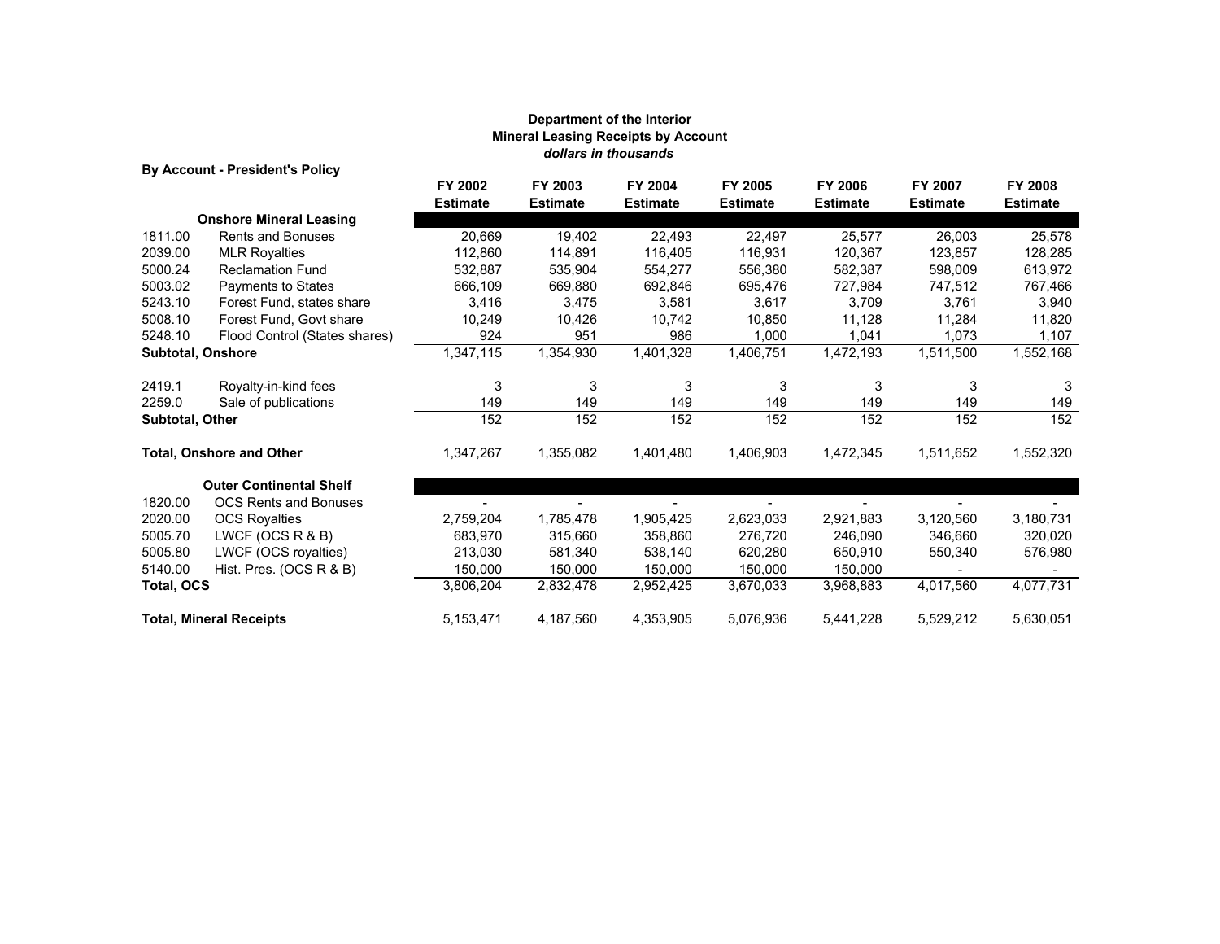**Department of the Interior**
**Mineral Leasing Receipts by Account**
***dollars in thousands***

**By Account - President's Policy**

| | | FY 2002 Estimate | FY 2003 Estimate | FY 2004 Estimate | FY 2005 Estimate | FY 2006 Estimate | FY 2007 Estimate | FY 2008 Estimate |
|---|---|---|---|---|---|---|---|---|
| | **Onshore Mineral Leasing** | | | | | | | |
| 1811.00 | Rents and Bonuses | 20,669 | 19,402 | 22,493 | 22,497 | 25,577 | 26,003 | 25,578 |
| 2039.00 | MLR Royalties | 112,860 | 114,891 | 116,405 | 116,931 | 120,367 | 123,857 | 128,285 |
| 5000.24 | Reclamation Fund | 532,887 | 535,904 | 554,277 | 556,380 | 582,387 | 598,009 | 613,972 |
| 5003.02 | Payments to States | 666,109 | 669,880 | 692,846 | 695,476 | 727,984 | 747,512 | 767,466 |
| 5243.10 | Forest Fund, states share | 3,416 | 3,475 | 3,581 | 3,617 | 3,709 | 3,761 | 3,940 |
| 5008.10 | Forest Fund, Govt share | 10,249 | 10,426 | 10,742 | 10,850 | 11,128 | 11,284 | 11,820 |
| 5248.10 | Flood Control (States shares) | 924 | 951 | 986 | 1,000 | 1,041 | 1,073 | 1,107 |
| **Subtotal, Onshore** | | 1,347,115 | 1,354,930 | 1,401,328 | 1,406,751 | 1,472,193 | 1,511,500 | 1,552,168 |
| 2419.1 | Royalty-in-kind fees | 3 | 3 | 3 | 3 | 3 | 3 | 3 |
| 2259.0 | Sale of publications | 149 | 149 | 149 | 149 | 149 | 149 | 149 |
| **Subtotal, Other** | | 152 | 152 | 152 | 152 | 152 | 152 | 152 |
| **Total, Onshore and Other** | | 1,347,267 | 1,355,082 | 1,401,480 | 1,406,903 | 1,472,345 | 1,511,652 | 1,552,320 |
| | **Outer Continental Shelf** | | | | | | | |
| 1820.00 | OCS Rents and Bonuses | - | - | - | - | - | - | - |
| 2020.00 | OCS Royalties | 2,759,204 | 1,785,478 | 1,905,425 | 2,623,033 | 2,921,883 | 3,120,560 | 3,180,731 |
| 5005.70 | LWCF (OCS R & B) | 683,970 | 315,660 | 358,860 | 276,720 | 246,090 | 346,660 | 320,020 |
| 5005.80 | LWCF (OCS royalties) | 213,030 | 581,340 | 538,140 | 620,280 | 650,910 | 550,340 | 576,980 |
| 5140.00 | Hist. Pres. (OCS R & B) | 150,000 | 150,000 | 150,000 | 150,000 | 150,000 | - | - |
| **Total, OCS** | | 3,806,204 | 2,832,478 | 2,952,425 | 3,670,033 | 3,968,883 | 4,017,560 | 4,077,731 |
| **Total, Mineral Receipts** | | 5,153,471 | 4,187,560 | 4,353,905 | 5,076,936 | 5,441,228 | 5,529,212 | 5,630,051 |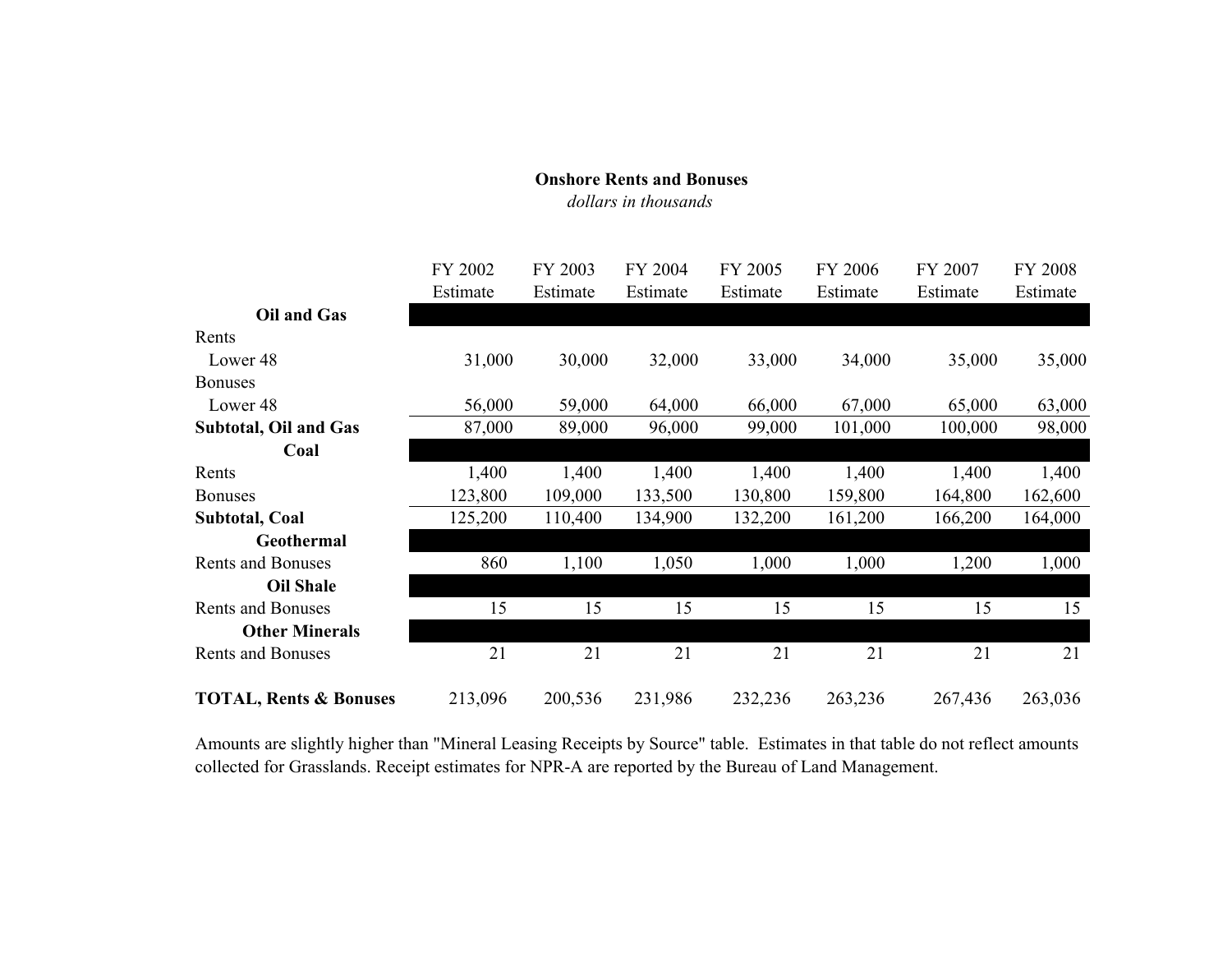**Onshore Rents and Bonuses**
*dollars in thousands*

| | FY 2002 Estimate | FY 2003 Estimate | FY 2004 Estimate | FY 2005 Estimate | FY 2006 Estimate | FY 2007 Estimate | FY 2008 Estimate |
|---|---|---|---|---|---|---|---|
| **Oil and Gas** | | | | | | | |
| Rents | | | | | | | |
| Lower 48 | 31,000 | 30,000 | 32,000 | 33,000 | 34,000 | 35,000 | 35,000 |
| Bonuses | | | | | | | |
| Lower 48 | 56,000 | 59,000 | 64,000 | 66,000 | 67,000 | 65,000 | 63,000 |
| **Subtotal, Oil and Gas** | 87,000 | 89,000 | 96,000 | 99,000 | 101,000 | 100,000 | 98,000 |
| **Coal** | | | | | | | |
| Rents | 1,400 | 1,400 | 1,400 | 1,400 | 1,400 | 1,400 | 1,400 |
| Bonuses | 123,800 | 109,000 | 133,500 | 130,800 | 159,800 | 164,800 | 162,600 |
| **Subtotal, Coal** | 125,200 | 110,400 | 134,900 | 132,200 | 161,200 | 166,200 | 164,000 |
| **Geothermal** | | | | | | | |
| Rents and Bonuses | 860 | 1,100 | 1,050 | 1,000 | 1,000 | 1,200 | 1,000 |
| **Oil Shale** | | | | | | | |
| Rents and Bonuses | 15 | 15 | 15 | 15 | 15 | 15 | 15 |
| **Other Minerals** | | | | | | | |
| Rents and Bonuses | 21 | 21 | 21 | 21 | 21 | 21 | 21 |
| **TOTAL, Rents & Bonuses** | 213,096 | 200,536 | 231,986 | 232,236 | 263,236 | 267,436 | 263,036 |

Amounts are slightly higher than "Mineral Leasing Receipts by Source" table. Estimates in that table do not reflect amounts collected for Grasslands. Receipt estimates for NPR-A are reported by the Bureau of Land Management.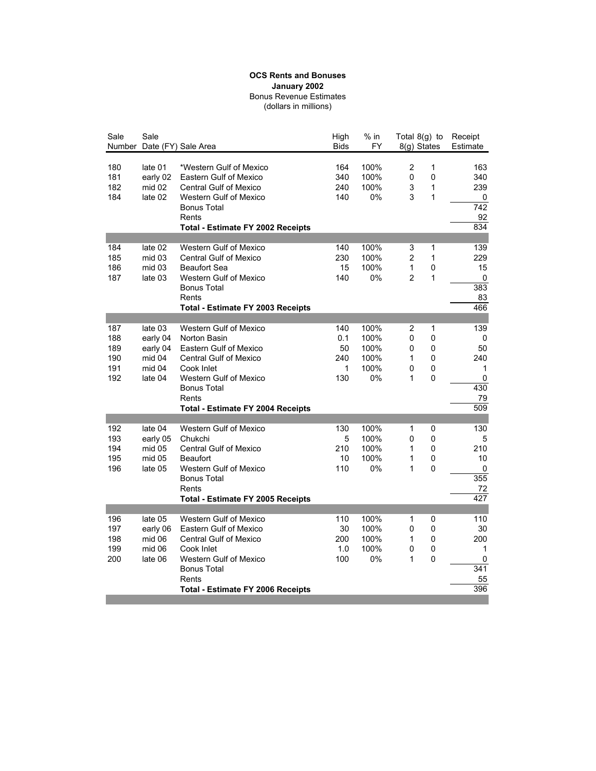**OCS Rents and Bonuses**
**January 2002**
Bonus Revenue Estimates
(dollars in millions)

| Sale Number | Sale Date (FY) | Sale Area | High Bids | % in FY | Total 8(g) | to 8(g) States | Receipt Estimate |
|---|---|---|---|---|---|---|---|
| 180 | late 01 | *Western Gulf of Mexico | 164 | 100% | 2 | 1 | 163 |
| 181 | early 02 | Eastern Gulf of Mexico | 340 | 100% | 0 | 0 | 340 |
| 182 | mid 02 | Central Gulf of Mexico | 240 | 100% | 3 | 1 | 239 |
| 184 | late 02 | Western Gulf of Mexico | 140 | 0% | 3 | 1 | 0 |
| | | Bonus Total | | | | | 742 |
| | | Rents | | | | | 92 |
| | | **Total - Estimate FY 2002 Receipts** | | | | | 834 |
| 184 | late 02 | Western Gulf of Mexico | 140 | 100% | 3 | 1 | 139 |
| 185 | mid 03 | Central Gulf of Mexico | 230 | 100% | 2 | 1 | 229 |
| 186 | mid 03 | Beaufort Sea | 15 | 100% | 1 | 0 | 15 |
| 187 | late 03 | Western Gulf of Mexico | 140 | 0% | 2 | 1 | 0 |
| | | Bonus Total | | | | | 383 |
| | | Rents | | | | | 83 |
| | | **Total - Estimate FY 2003 Receipts** | | | | | 466 |
| 187 | late 03 | Western Gulf of Mexico | 140 | 100% | 2 | 1 | 139 |
| 188 | early 04 | Norton Basin | 0.1 | 100% | 0 | 0 | 0 |
| 189 | early 04 | Eastern Gulf of Mexico | 50 | 100% | 0 | 0 | 50 |
| 190 | mid 04 | Central Gulf of Mexico | 240 | 100% | 1 | 0 | 240 |
| 191 | mid 04 | Cook Inlet | 1 | 100% | 0 | 0 | 1 |
| 192 | late 04 | Western Gulf of Mexico | 130 | 0% | 1 | 0 | 0 |
| | | Bonus Total | | | | | 430 |
| | | Rents | | | | | 79 |
| | | **Total - Estimate FY 2004 Receipts** | | | | | 509 |
| 192 | late 04 | Western Gulf of Mexico | 130 | 100% | 1 | 0 | 130 |
| 193 | early 05 | Chukchi | 5 | 100% | 0 | 0 | 5 |
| 194 | mid 05 | Central Gulf of Mexico | 210 | 100% | 1 | 0 | 210 |
| 195 | mid 05 | Beaufort | 10 | 100% | 1 | 0 | 10 |
| 196 | late 05 | Western Gulf of Mexico | 110 | 0% | 1 | 0 | 0 |
| | | Bonus Total | | | | | 355 |
| | | Rents | | | | | 72 |
| | | **Total - Estimate FY 2005 Receipts** | | | | | 427 |
| 196 | late 05 | Western Gulf of Mexico | 110 | 100% | 1 | 0 | 110 |
| 197 | early 06 | Eastern Gulf of Mexico | 30 | 100% | 0 | 0 | 30 |
| 198 | mid 06 | Central Gulf of Mexico | 200 | 100% | 1 | 0 | 200 |
| 199 | mid 06 | Cook Inlet | 1.0 | 100% | 0 | 0 | 1 |
| 200 | late 06 | Western Gulf of Mexico | 100 | 0% | 1 | 0 | 0 |
| | | Bonus Total | | | | | 341 |
| | | Rents | | | | | 55 |
| | | **Total - Estimate FY 2006 Receipts** | | | | | 396 |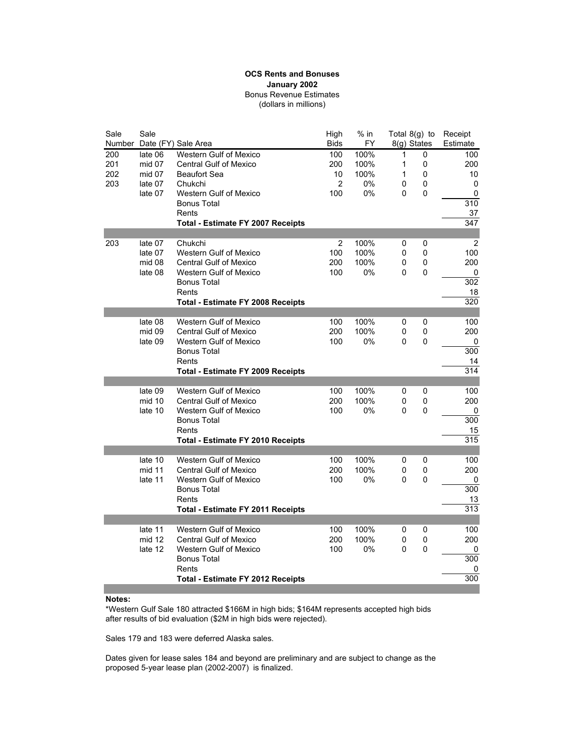**OCS Rents and Bonuses**
**January 2002**
Bonus Revenue Estimates
(dollars in millions)

| Sale Number | Sale Date (FY) | Sale Area | High Bids | % in FY | Total 8(g) | to 8(g) States | Receipt Estimate |
|---|---|---|---|---|---|---|---|
| 200 | late 06 | Western Gulf of Mexico | 100 | 100% | 1 | 0 | 100 |
| 201 | mid 07 | Central Gulf of Mexico | 200 | 100% | 1 | 0 | 200 |
| 202 | mid 07 | Beaufort Sea | 10 | 100% | 1 | 0 | 10 |
| 203 | late 07 | Chukchi | 2 | 0% | 0 | 0 | 0 |
| | late 07 | Western Gulf of Mexico | 100 | 0% | 0 | 0 | 0 |
| | | Bonus Total | | | | | 310 |
| | | Rents | | | | | 37 |
| | | **Total - Estimate FY 2007 Receipts** | | | | | 347 |
| 203 | late 07 | Chukchi | 2 | 100% | 0 | 0 | 2 |
| | late 07 | Western Gulf of Mexico | 100 | 100% | 0 | 0 | 100 |
| | mid 08 | Central Gulf of Mexico | 200 | 100% | 0 | 0 | 200 |
| | late 08 | Western Gulf of Mexico | 100 | 0% | 0 | 0 | 0 |
| | | Bonus Total | | | | | 302 |
| | | Rents | | | | | 18 |
| | | **Total - Estimate FY 2008 Receipts** | | | | | 320 |
| | late 08 | Western Gulf of Mexico | 100 | 100% | 0 | 0 | 100 |
| | mid 09 | Central Gulf of Mexico | 200 | 100% | 0 | 0 | 200 |
| | late 09 | Western Gulf of Mexico | 100 | 0% | 0 | 0 | 0 |
| | | Bonus Total | | | | | 300 |
| | | Rents | | | | | 14 |
| | | **Total - Estimate FY 2009 Receipts** | | | | | 314 |
| | late 09 | Western Gulf of Mexico | 100 | 100% | 0 | 0 | 100 |
| | mid 10 | Central Gulf of Mexico | 200 | 100% | 0 | 0 | 200 |
| | late 10 | Western Gulf of Mexico | 100 | 0% | 0 | 0 | 0 |
| | | Bonus Total | | | | | 300 |
| | | Rents | | | | | 15 |
| | | **Total - Estimate FY 2010 Receipts** | | | | | 315 |
| | late 10 | Western Gulf of Mexico | 100 | 100% | 0 | 0 | 100 |
| | mid 11 | Central Gulf of Mexico | 200 | 100% | 0 | 0 | 200 |
| | late 11 | Western Gulf of Mexico | 100 | 0% | 0 | 0 | 0 |
| | | Bonus Total | | | | | 300 |
| | | Rents | | | | | 13 |
| | | **Total - Estimate FY 2011 Receipts** | | | | | 313 |
| | late 11 | Western Gulf of Mexico | 100 | 100% | 0 | 0 | 100 |
| | mid 12 | Central Gulf of Mexico | 200 | 100% | 0 | 0 | 200 |
| | late 12 | Western Gulf of Mexico | 100 | 0% | 0 | 0 | 0 |
| | | Bonus Total | | | | | 300 |
| | | Rents | | | | | 0 |
| | | **Total - Estimate FY 2012 Receipts** | | | | | 300 |

**Notes:**

*Western Gulf Sale 180 attracted $166M in high bids; $164M represents accepted high bids after results of bid evaluation ($2M in high bids were rejected).

Sales 179 and 183 were deferred Alaska sales.

Dates given for lease sales 184 and beyond are preliminary and are subject to change as the proposed 5-year lease plan (2002-2007) is finalized.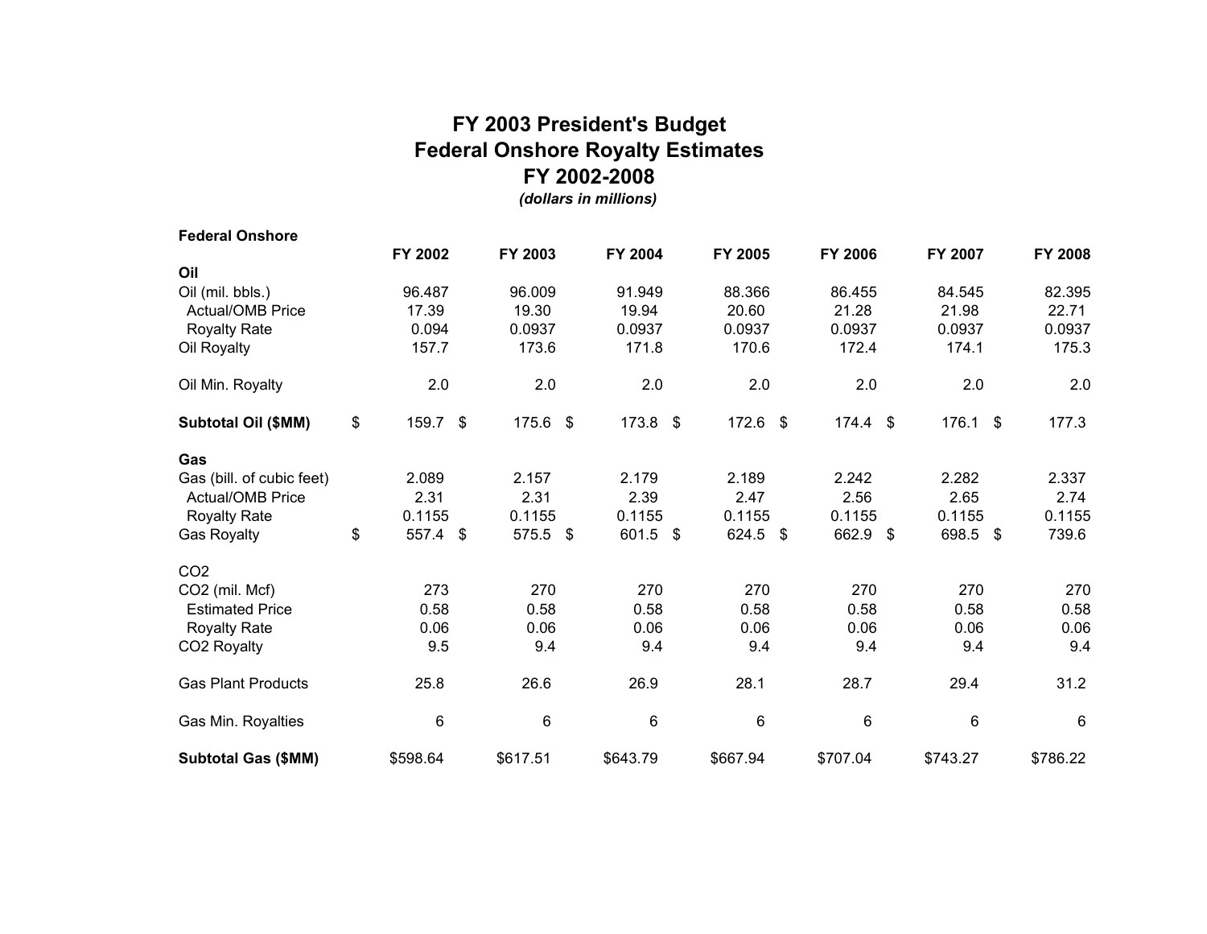# FY 2003 President's Budget
## Federal Onshore Royalty Estimates
## FY 2002-2008
*(dollars in millions)*

| Federal Onshore | FY 2002 | FY 2003 | FY 2004 | FY 2005 | FY 2006 | FY 2007 | FY 2008 |
|---|---|---|---|---|---|---|---|
| **Oil** | | | | | | | |
| Oil (mil. bbls.) | 96.487 | 96.009 | 91.949 | 88.366 | 86.455 | 84.545 | 82.395 |
| Actual/OMB Price | 17.39 | 19.30 | 19.94 | 20.60 | 21.28 | 21.98 | 22.71 |
| Royalty Rate | 0.094 | 0.0937 | 0.0937 | 0.0937 | 0.0937 | 0.0937 | 0.0937 |
| Oil Royalty | 157.7 | 173.6 | 171.8 | 170.6 | 172.4 | 174.1 | 175.3 |
| Oil Min. Royalty | 2.0 | 2.0 | 2.0 | 2.0 | 2.0 | 2.0 | 2.0 |
| **Subtotal Oil ($MM)** | $ 159.7 | $ 175.6 | $ 173.8 | $ 172.6 | $ 174.4 | $ 176.1 | $ 177.3 |
| **Gas** | | | | | | | |
| Gas (bill. of cubic feet) | 2.089 | 2.157 | 2.179 | 2.189 | 2.242 | 2.282 | 2.337 |
| Actual/OMB Price | 2.31 | 2.31 | 2.39 | 2.47 | 2.56 | 2.65 | 2.74 |
| Royalty Rate | 0.1155 | 0.1155 | 0.1155 | 0.1155 | 0.1155 | 0.1155 | 0.1155 |
| Gas Royalty | $ 557.4 | $ 575.5 | $ 601.5 | $ 624.5 | $ 662.9 | $ 698.5 | $ 739.6 |
| $CO_2$ | | | | | | | |
| $CO_2$ (mil. Mcf) | 273 | 270 | 270 | 270 | 270 | 270 | 270 |
| Estimated Price | 0.58 | 0.58 | 0.58 | 0.58 | 0.58 | 0.58 | 0.58 |
| Royalty Rate | 0.06 | 0.06 | 0.06 | 0.06 | 0.06 | 0.06 | 0.06 |
| $CO_2$ Royalty | 9.5 | 9.4 | 9.4 | 9.4 | 9.4 | 9.4 | 9.4 |
| Gas Plant Products | 25.8 | 26.6 | 26.9 | 28.1 | 28.7 | 29.4 | 31.2 |
| Gas Min. Royalties | 6 | 6 | 6 | 6 | 6 | 6 | 6 |
| **Subtotal Gas ($MM)** | $598.64 | $617.51 | $643.79 | $667.94 | $707.04 | $743.27 | $786.22 |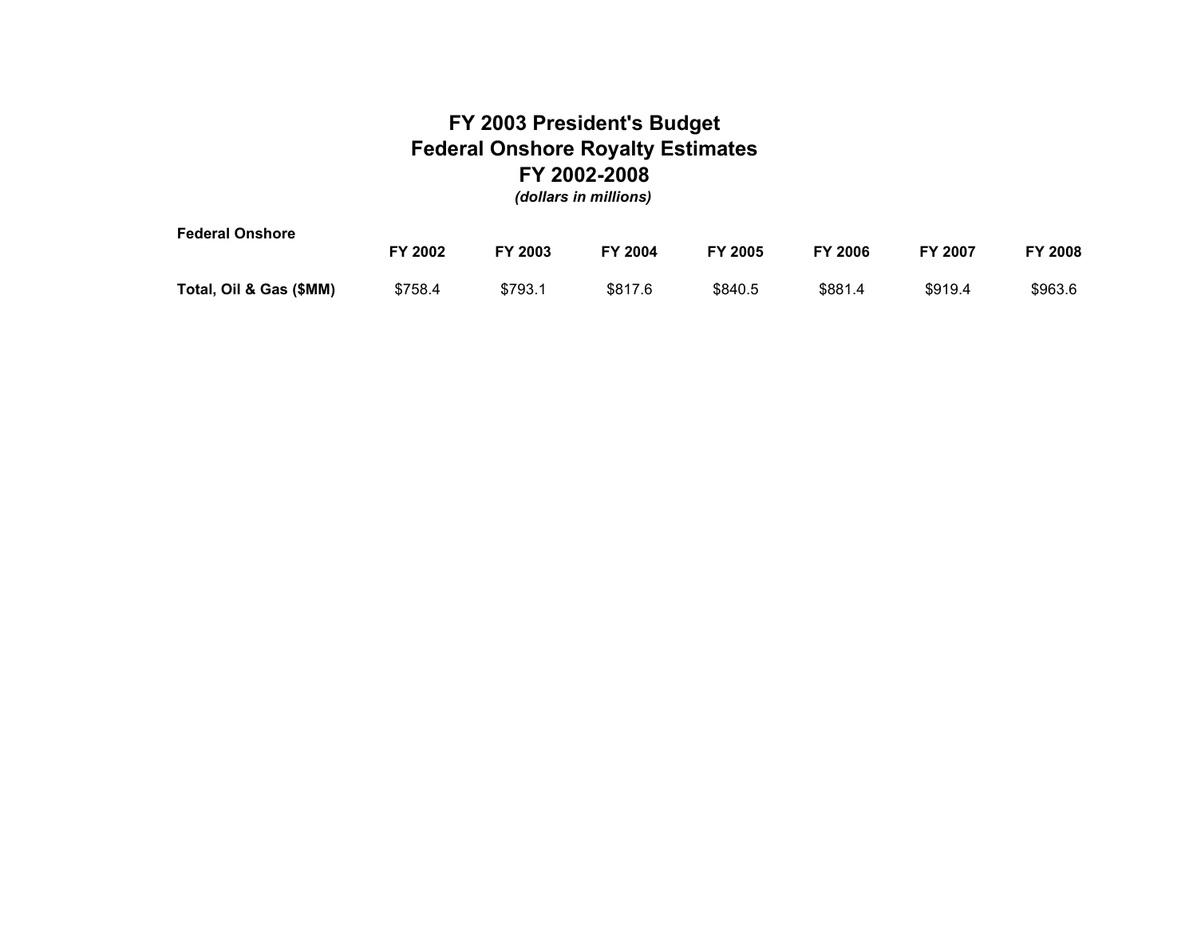# FY 2003 President's Budget
# Federal Onshore Royalty Estimates
# FY 2002-2008

***(dollars in millions)***

| Federal Onshore | FY 2002 | FY 2003 | FY 2004 | FY 2005 | FY 2006 | FY 2007 | FY 2008 |
|---|---|---|---|---|---|---|---|
| **Total, Oil & Gas ($MM)** | $758.4 | $793.1 | $817.6 | $840.5 | $881.4 | $919.4 | $963.6 |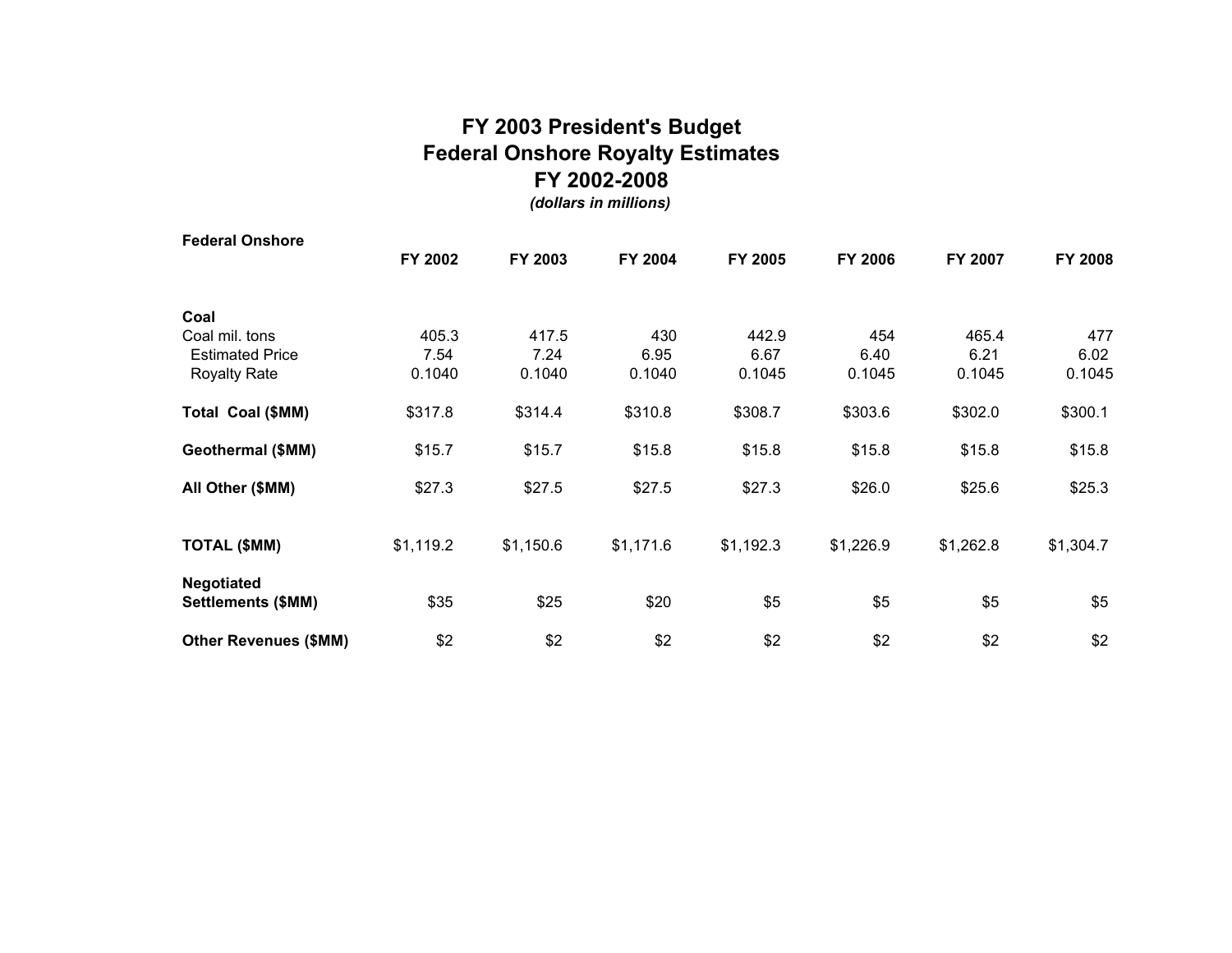# FY 2003 President's Budget
# Federal Onshore Royalty Estimates
# FY 2002-2008

*(dollars in millions)*

| Federal Onshore | FY 2002 | FY 2003 | FY 2004 | FY 2005 | FY 2006 | FY 2007 | FY 2008 |
|---|---|---|---|---|---|---|---|
| **Coal** | | | | | | | |
| Coal mil. tons | 405.3 | 417.5 | 430 | 442.9 | 454 | 465.4 | 477 |
| Estimated Price | 7.54 | 7.24 | 6.95 | 6.67 | 6.40 | 6.21 | 6.02 |
| Royalty Rate | 0.1040 | 0.1040 | 0.1040 | 0.1045 | 0.1045 | 0.1045 | 0.1045 |
| **Total Coal ($MM)** | $317.8 | $314.4 | $310.8 | $308.7 | $303.6 | $302.0 | $300.1 |
| **Geothermal ($MM)** | $15.7 | $15.7 | $15.8 | $15.8 | $15.8 | $15.8 | $15.8 |
| **All Other ($MM)** | $27.3 | $27.5 | $27.5 | $27.3 | $26.0 | $25.6 | $25.3 |
| **TOTAL ($MM)** | $1,119.2 | $1,150.6 | $1,171.6 | $1,192.3 | $1,226.9 | $1,262.8 | $1,304.7 |
| **Negotiated Settlements ($MM)** | $35 | $25 | $20 | $5 | $5 | $5 | $5 |
| **Other Revenues ($MM)** | $2 | $2 | $2 | $2 | $2 | $2 | $2 |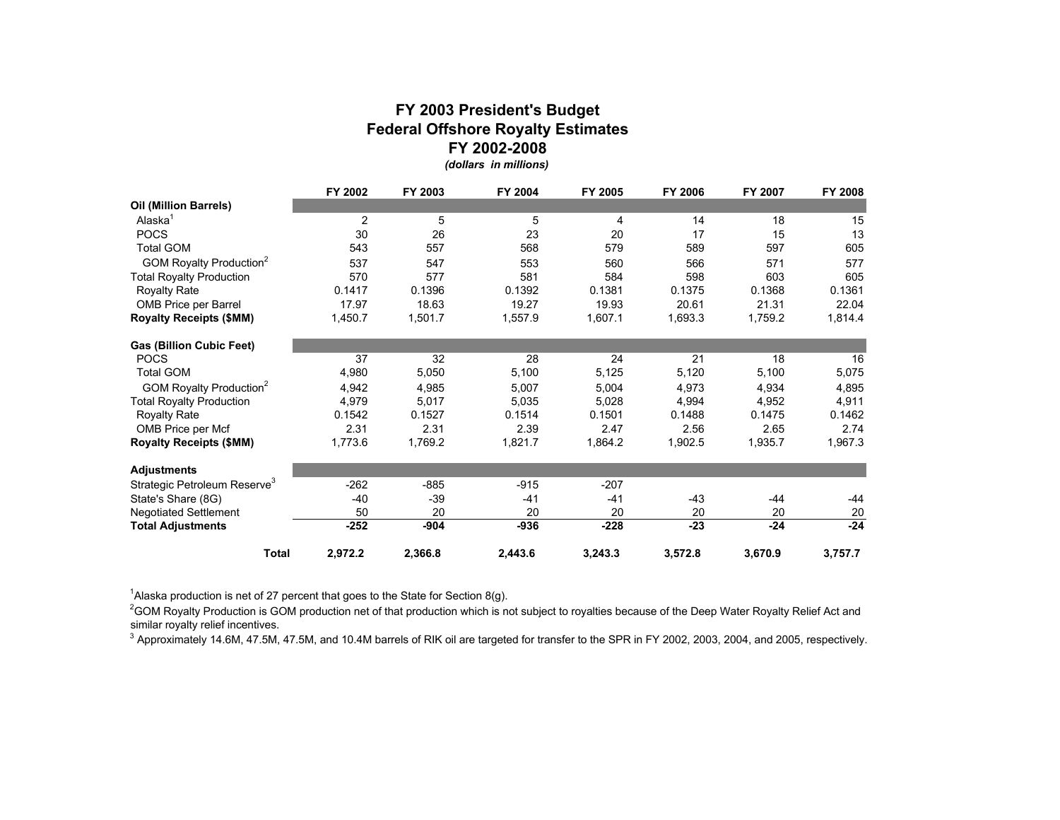## FY 2003 President's Budget
## Federal Offshore Royalty Estimates
## FY 2002-2008
*(dollars in millions)*

| | FY 2002 | FY 2003 | FY 2004 | FY 2005 | FY 2006 | FY 2007 | FY 2008 |
|---|---|---|---|---|---|---|---|
| **Oil (Million Barrels)** | | | | | | | |
| Alaska[1] | 2 | 5 | 5 | 4 | 14 | 18 | 15 |
| POCS | 30 | 26 | 23 | 20 | 17 | 15 | 13 |
| Total GOM | 543 | 557 | 568 | 579 | 589 | 597 | 605 |
| GOM Royalty Production[2] | 537 | 547 | 553 | 560 | 566 | 571 | 577 |
| Total Royalty Production | 570 | 577 | 581 | 584 | 598 | 603 | 605 |
| Royalty Rate | 0.1417 | 0.1396 | 0.1392 | 0.1381 | 0.1375 | 0.1368 | 0.1361 |
| OMB Price per Barrel | 17.97 | 18.63 | 19.27 | 19.93 | 20.61 | 21.31 | 22.04 |
| **Royalty Receipts ($MM)** | 1,450.7 | 1,501.7 | 1,557.9 | 1,607.1 | 1,693.3 | 1,759.2 | 1,814.4 |
| **Gas (Billion Cubic Feet)** | | | | | | | |
| POCS | 37 | 32 | 28 | 24 | 21 | 18 | 16 |
| Total GOM | 4,980 | 5,050 | 5,100 | 5,125 | 5,120 | 5,100 | 5,075 |
| GOM Royalty Production[2] | 4,942 | 4,985 | 5,007 | 5,004 | 4,973 | 4,934 | 4,895 |
| Total Royalty Production | 4,979 | 5,017 | 5,035 | 5,028 | 4,994 | 4,952 | 4,911 |
| Royalty Rate | 0.1542 | 0.1527 | 0.1514 | 0.1501 | 0.1488 | 0.1475 | 0.1462 |
| OMB Price per Mcf | 2.31 | 2.31 | 2.39 | 2.47 | 2.56 | 2.65 | 2.74 |
| **Royalty Receipts ($MM)** | 1,773.6 | 1,769.2 | 1,821.7 | 1,864.2 | 1,902.5 | 1,935.7 | 1,967.3 |
| **Adjustments** | | | | | | | |
| Strategic Petroleum Reserve[3] | -262 | -885 | -915 | -207 | | | |
| State's Share (8G) | -40 | -39 | -41 | -41 | -43 | -44 | -44 |
| Negotiated Settlement | 50 | 20 | 20 | 20 | 20 | 20 | 20 |
| **Total Adjustments** | **-252** | **-904** | **-936** | **-228** | **-23** | **-24** | **-24** |
| **Total** | **2,972.2** | **2,366.8** | **2,443.6** | **3,243.3** | **3,572.8** | **3,670.9** | **3,757.7** |

[1]Alaska production is net of 27 percent that goes to the State for Section 8(g).

[2]GOM Royalty Production is GOM production net of that production which is not subject to royalties because of the Deep Water Royalty Relief Act and similar royalty relief incentives.

[3] Approximately 14.6M, 47.5M, 47.5M, and 10.4M barrels of RIK oil are targeted for transfer to the SPR in FY 2002, 2003, 2004, and 2005, respectively.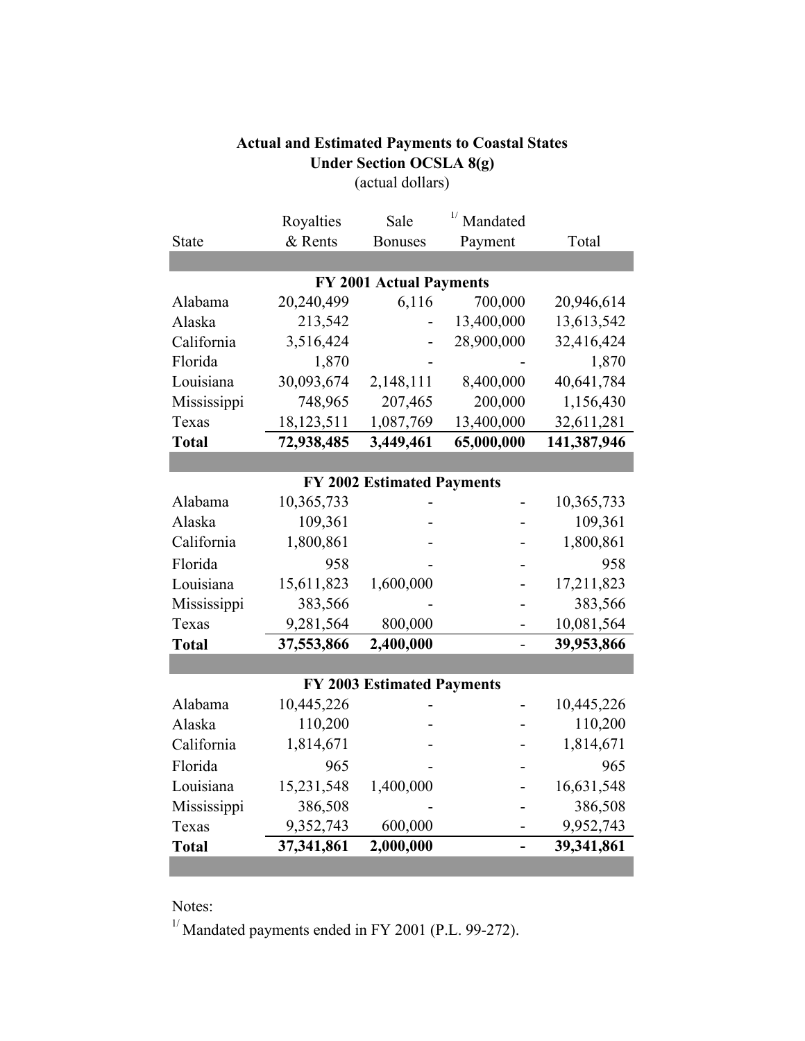**Actual and Estimated Payments to Coastal States**
**Under Section OCSLA 8(g)**
(actual dollars)

| State | Royalties & Rents | Sale Bonuses | [1/] Mandated Payment | Total |
|---|---|---|---|---|
| **FY 2001 Actual Payments** | | | | |
| Alabama | 20,240,499 | 6,116 | 700,000 | 20,946,614 |
| Alaska | 213,542 | - | 13,400,000 | 13,613,542 |
| California | 3,516,424 | - | 28,900,000 | 32,416,424 |
| Florida | 1,870 | - | - | 1,870 |
| Louisiana | 30,093,674 | 2,148,111 | 8,400,000 | 40,641,784 |
| Mississippi | 748,965 | 207,465 | 200,000 | 1,156,430 |
| Texas | 18,123,511 | 1,087,769 | 13,400,000 | 32,611,281 |
| **Total** | **72,938,485** | **3,449,461** | **65,000,000** | **141,387,946** |
| **FY 2002 Estimated Payments** | | | | |
| Alabama | 10,365,733 | - | - | 10,365,733 |
| Alaska | 109,361 | - | - | 109,361 |
| California | 1,800,861 | - | - | 1,800,861 |
| Florida | 958 | - | - | 958 |
| Louisiana | 15,611,823 | 1,600,000 | - | 17,211,823 |
| Mississippi | 383,566 | - | - | 383,566 |
| Texas | 9,281,564 | 800,000 | - | 10,081,564 |
| **Total** | **37,553,866** | **2,400,000** | - | **39,953,866** |
| **FY 2003 Estimated Payments** | | | | |
| Alabama | 10,445,226 | - | - | 10,445,226 |
| Alaska | 110,200 | - | - | 110,200 |
| California | 1,814,671 | - | - | 1,814,671 |
| Florida | 965 | - | - | 965 |
| Louisiana | 15,231,548 | 1,400,000 | - | 16,631,548 |
| Mississippi | 386,508 | - | - | 386,508 |
| Texas | 9,352,743 | 600,000 | - | 9,952,743 |
| **Total** | **37,341,861** | **2,000,000** | **-** | **39,341,861** |

Notes:

[1/] Mandated payments ended in FY 2001 (P.L. 99-272).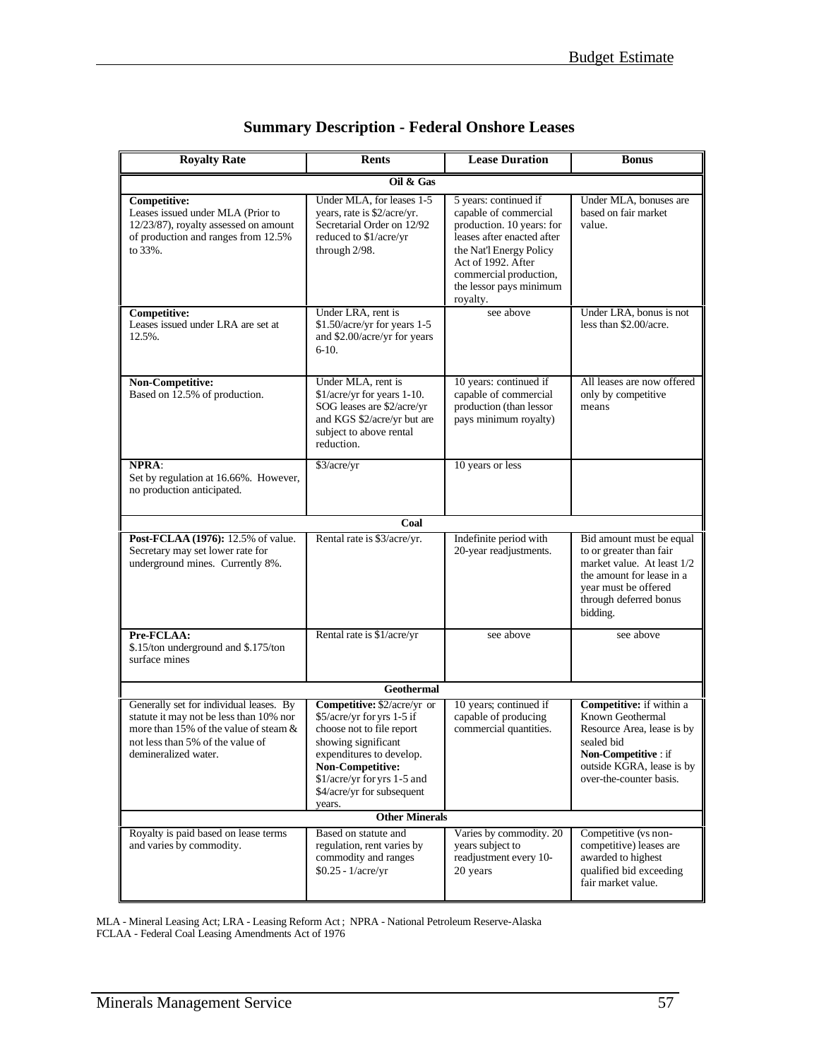# Summary Description - Federal Onshore Leases

| Royalty Rate | Rents | Lease Duration | Bonus |
|---|---|---|---|
| **Oil & Gas** | | | |
| **Competitive:** Leases issued under MLA (Prior to 12/23/87), royalty assessed on amount of production and ranges from 12.5% to 33%. | Under MLA, for leases 1-5 years, rate is $2/acre/yr. Secretarial Order on 12/92 reduced to $1/acre/yr through 2/98. | 5 years: continued if capable of commercial production. 10 years: for leases after enacted after the Nat'l Energy Policy Act of 1992. After commercial production, the lessor pays minimum royalty. | Under MLA, bonuses are based on fair market value. |
| **Competitive:** Leases issued under LRA are set at 12.5%. | Under LRA, rent is $1.50/acre/yr for years 1-5 and $2.00/acre/yr for years 6-10. | see above | Under LRA, bonus is not less than $2.00/acre. |
| **Non-Competitive:** Based on 12.5% of production. | Under MLA, rent is $1/acre/yr for years 1-10. SOG leases are $2/acre/yr and KGS $2/acre/yr but are subject to above rental reduction. | 10 years: continued if capable of commercial production (than lessor pays minimum royalty) | All leases are now offered only by competitive means |
| **NPRA**: Set by regulation at 16.66%. However, no production anticipated. | $3/acre/yr | 10 years or less | |
| **Coal** | | | |
| **Post-FCLAA (1976):** 12.5% of value. Secretary may set lower rate for underground mines. Currently 8%. | Rental rate is $3/acre/yr. | Indefinite period with 20-year readjustments. | Bid amount must be equal to or greater than fair market value. At least 1/2 the amount for lease in a year must be offered through deferred bonus bidding. |
| **Pre-FCLAA:** $.15/ton underground and $.175/ton surface mines | Rental rate is $1/acre/yr | see above | see above |
| **Geothermal** | | | |
| Generally set for individual leases. By statute it may not be less than 10% nor more than 15% of the value of steam & not less than 5% of the value of demineralized water. | **Competitive:** $2/acre/yr or $5/acre/yr for yrs 1-5 if choose not to file report showing significant expenditures to develop. **Non-Competitive:** $1/acre/yr for yrs 1-5 and $4/acre/yr for subsequent years. | 10 years; continued if capable of producing commercial quantities. | **Competitive:** if within a Known Geothermal Resource Area, lease is by sealed bid **Non-Competitive** : if outside KGRA, lease is by over-the-counter basis. |
| **Other Minerals** | | | |
| Royalty is paid based on lease terms and varies by commodity. | Based on statute and regulation, rent varies by commodity and ranges $0.25 - 1/acre/yr | Varies by commodity. 20 years subject to readjustment every 10-20 years | Competitive (vs non-competitive) leases are awarded to highest qualified bid exceeding fair market value. |

MLA - Mineral Leasing Act; LRA - Leasing Reform Act ; NPRA - National Petroleum Reserve-Alaska
FCLAA - Federal Coal Leasing Amendments Act of 1976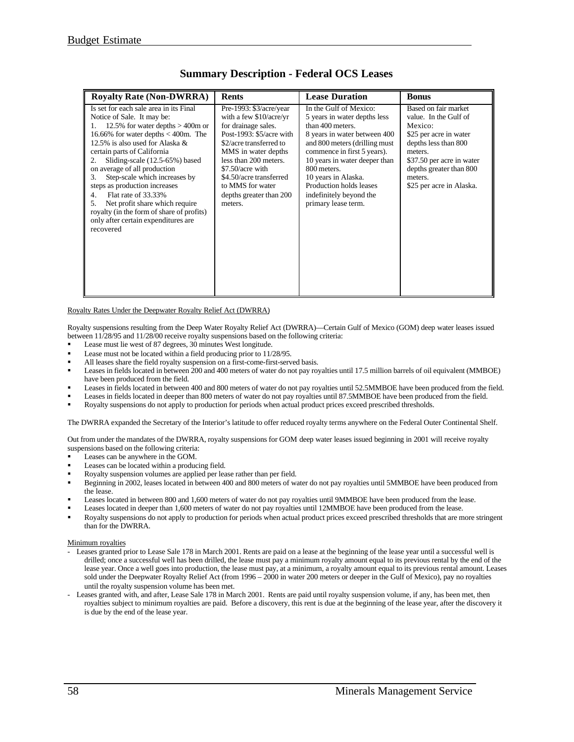## Summary Description - Federal OCS Leases

| Royalty Rate (Non-DWRRA) | Rents | Lease Duration | Bonus |
|---|---|---|---|
| Is set for each sale area in its Final Notice of Sale. It may be:<br>1. 12.5% for water depths > 400m or 16.66% for water depths < 400m. The 12.5% is also used for Alaska & certain parts of California<br>2. Sliding-scale (12.5-65%) based on average of all production<br>3. Step-scale which increases by steps as production increases<br>4. Flat rate of 33.33%<br>5. Net profit share which require royalty (in the form of share of profits) only after certain expenditures are recovered | Pre-1993: $3/acre/year with a few $10/acre/yr for drainage sales.<br>Post-1993: $5/acre with $2/acre transferred to MMS in water depths less than 200 meters.<br>$7.50/acre with $4.50/acre transferred to MMS for water depths greater than 200 meters. | In the Gulf of Mexico:<br>5 years in water depths less than 400 meters.<br>8 years in water between 400 and 800 meters (drilling must commence in first 5 years).<br>10 years in water deeper than 800 meters.<br>10 years in Alaska.<br>Production holds leases indefinitely beyond the primary lease term. | Based on fair market value. In the Gulf of Mexico:<br>$25 per acre in water depths less than 800 meters.<br>$37.50 per acre in water depths greater than 800 meters.<br>$25 per acre in Alaska. |

Royalty Rates Under the Deepwater Royalty Relief Act (DWRRA)

Royalty suspensions resulting from the Deep Water Royalty Relief Act (DWRRA)—Certain Gulf of Mexico (GOM) deep water leases issued between 11/28/95 and 11/28/00 receive royalty suspensions based on the following criteria:

- Lease must lie west of 87 degrees, 30 minutes West longitude.
- Lease must not be located within a field producing prior to 11/28/95.
- All leases share the field royalty suspension on a first-come-first-served basis.
- Leases in fields located in between 200 and 400 meters of water do not pay royalties until 17.5 million barrels of oil equivalent (MMBOE) have been produced from the field.
- Leases in fields located in between 400 and 800 meters of water do not pay royalties until 52.5MMBOE have been produced from the field.
- Leases in fields located in deeper than 800 meters of water do not pay royalties until 87.5MMBOE have been produced from the field.
- Royalty suspensions do not apply to production for periods when actual product prices exceed prescribed thresholds.

The DWRRA expanded the Secretary of the Interior's latitude to offer reduced royalty terms anywhere on the Federal Outer Continental Shelf.

Out from under the mandates of the DWRRA, royalty suspensions for GOM deep water leases issued beginning in 2001 will receive royalty suspensions based on the following criteria:

- Leases can be anywhere in the GOM.
- Leases can be located within a producing field.
- Royalty suspension volumes are applied per lease rather than per field.
- Beginning in 2002, leases located in between 400 and 800 meters of water do not pay royalties until 5MMBOE have been produced from the lease.
- Leases located in between 800 and 1,600 meters of water do not pay royalties until 9MMBOE have been produced from the lease.
- Leases located in deeper than 1,600 meters of water do not pay royalties until 12MMBOE have been produced from the lease.
- Royalty suspensions do not apply to production for periods when actual product prices exceed prescribed thresholds that are more stringent than for the DWRRA.

Minimum royalties

- Leases granted prior to Lease Sale 178 in March 2001. Rents are paid on a lease at the beginning of the lease year until a successful well is drilled; once a successful well has been drilled, the lease must pay a minimum royalty amount equal to its previous rental by the end of the lease year. Once a well goes into production, the lease must pay, at a minimum, a royalty amount equal to its previous rental amount. Leases sold under the Deepwater Royalty Relief Act (from 1996 – 2000 in water 200 meters or deeper in the Gulf of Mexico), pay no royalties until the royalty suspension volume has been met.
- Leases granted with, and after, Lease Sale 178 in March 2001. Rents are paid until royalty suspension volume, if any, has been met, then royalties subject to minimum royalties are paid. Before a discovery, this rent is due at the beginning of the lease year, after the discovery it is due by the end of the lease year.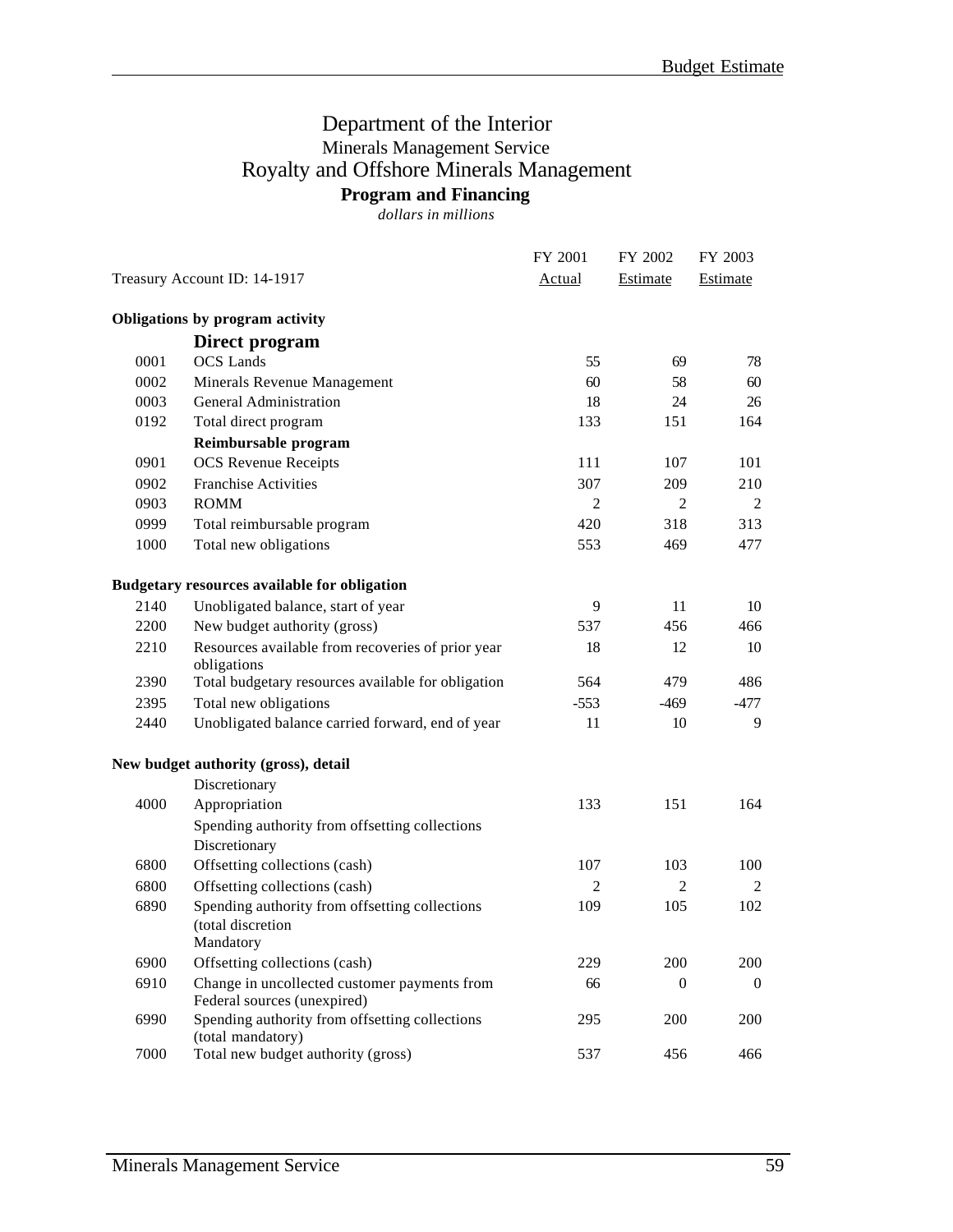# Department of the Interior
## Minerals Management Service
## Royalty and Offshore Minerals Management
### Program and Financing

*dollars in millions*

| | Treasury Account ID: 14-1917 | FY 2001 Actual | FY 2002 Estimate | FY 2003 Estimate |
|---|---|---|---|---|
| | **Obligations by program activity** | | | |
| | **Direct program** | | | |
| 0001 | OCS Lands | 55 | 69 | 78 |
| 0002 | Minerals Revenue Management | 60 | 58 | 60 |
| 0003 | General Administration | 18 | 24 | 26 |
| 0192 | Total direct program | 133 | 151 | 164 |
| | **Reimbursable program** | | | |
| 0901 | OCS Revenue Receipts | 111 | 107 | 101 |
| 0902 | Franchise Activities | 307 | 209 | 210 |
| 0903 | ROMM | 2 | 2 | 2 |
| 0999 | Total reimbursable program | 420 | 318 | 313 |
| 1000 | Total new obligations | 553 | 469 | 477 |
| | **Budgetary resources available for obligation** | | | |
| 2140 | Unobligated balance, start of year | 9 | 11 | 10 |
| 2200 | New budget authority (gross) | 537 | 456 | 466 |
| 2210 | Resources available from recoveries of prior year obligations | 18 | 12 | 10 |
| 2390 | Total budgetary resources available for obligation | 564 | 479 | 486 |
| 2395 | Total new obligations | -553 | -469 | -477 |
| 2440 | Unobligated balance carried forward, end of year | 11 | 10 | 9 |
| | **New budget authority (gross), detail** | | | |
| | Discretionary | | | |
| 4000 | Appropriation | 133 | 151 | 164 |
| | Spending authority from offsetting collections | | | |
| | Discretionary | | | |
| 6800 | Offsetting collections (cash) | 107 | 103 | 100 |
| 6800 | Offsetting collections (cash) | 2 | 2 | 2 |
| 6890 | Spending authority from offsetting collections (total discretion | 109 | 105 | 102 |
| | Mandatory | | | |
| 6900 | Offsetting collections (cash) | 229 | 200 | 200 |
| 6910 | Change in uncollected customer payments from Federal sources (unexpired) | 66 | 0 | 0 |
| 6990 | Spending authority from offsetting collections (total mandatory) | 295 | 200 | 200 |
| 7000 | Total new budget authority (gross) | 537 | 456 | 466 |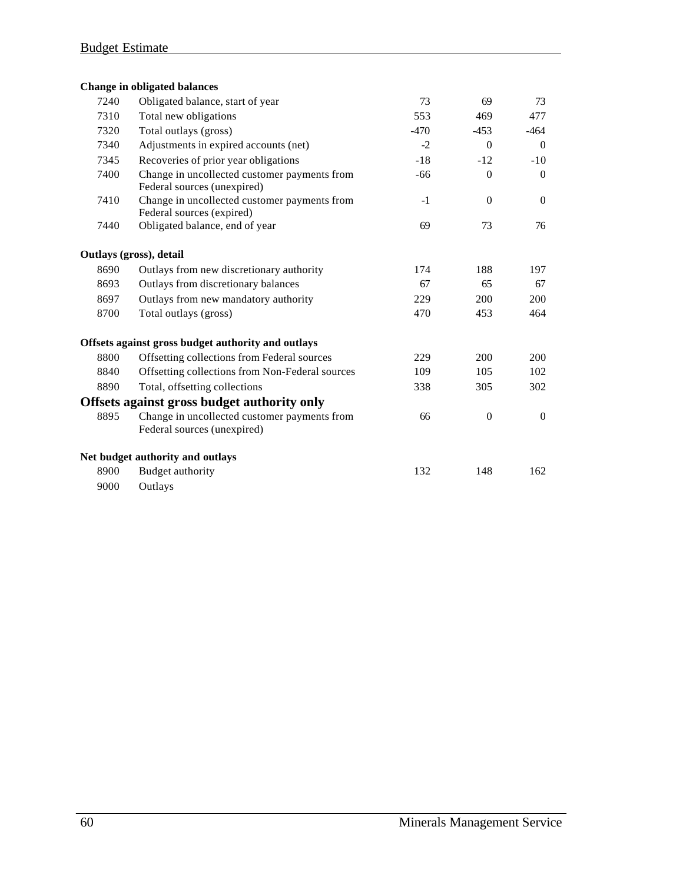**Change in obligated balances**

| | | | | |
|---|---|---|---|---|
| 7240 | Obligated balance, start of year | 73 | 69 | 73 |
| 7310 | Total new obligations | 553 | 469 | 477 |
| 7320 | Total outlays (gross) | -470 | -453 | -464 |
| 7340 | Adjustments in expired accounts (net) | -2 | 0 | 0 |
| 7345 | Recoveries of prior year obligations | -18 | -12 | -10 |
| 7400 | Change in uncollected customer payments from Federal sources (unexpired) | -66 | 0 | 0 |
| 7410 | Change in uncollected customer payments from Federal sources (expired) | -1 | 0 | 0 |
| 7440 | Obligated balance, end of year | 69 | 73 | 76 |

**Outlays (gross), detail**

| | | | | |
|---|---|---|---|---|
| 8690 | Outlays from new discretionary authority | 174 | 188 | 197 |
| 8693 | Outlays from discretionary balances | 67 | 65 | 67 |
| 8697 | Outlays from new mandatory authority | 229 | 200 | 200 |
| 8700 | Total outlays (gross) | 470 | 453 | 464 |

**Offsets against gross budget authority and outlays**

| | | | | |
|---|---|---|---|---|
| 8800 | Offsetting collections from Federal sources | 229 | 200 | 200 |
| 8840 | Offsetting collections from Non-Federal sources | 109 | 105 | 102 |
| 8890 | Total, offsetting collections | 338 | 305 | 302 |

**Offsets against gross budget authority only**

| | | | | |
|---|---|---|---|---|
| 8895 | Change in uncollected customer payments from Federal sources (unexpired) | 66 | 0 | 0 |

**Net budget authority and outlays**

| | | | | |
|---|---|---|---|---|
| 8900 | Budget authority | 132 | 148 | 162 |
| 9000 | Outlays | | | |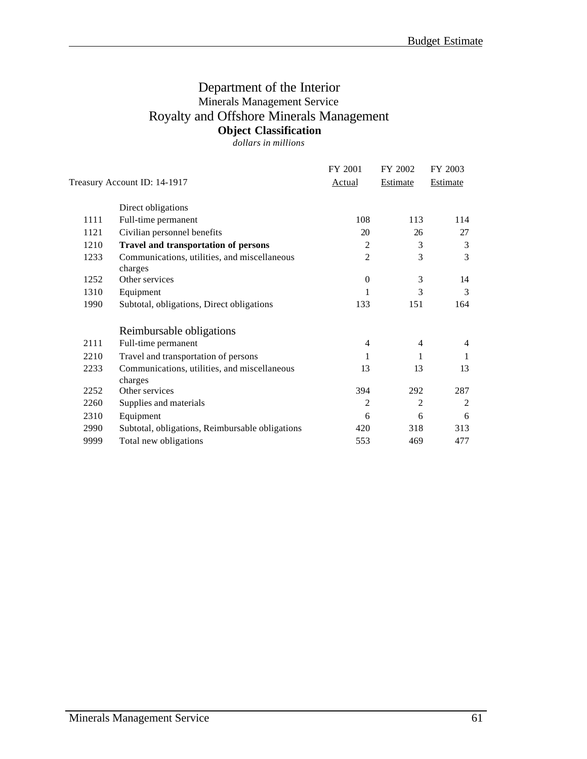# Department of the Interior

## Minerals Management Service

## Royalty and Offshore Minerals Management

### Object Classification

*dollars in millions*

| Treasury Account ID: 14-1917 | | FY 2001 Actual | FY 2002 Estimate | FY 2003 Estimate |
|---|---|---|---|---|
| | Direct obligations | | | |
| 1111 | Full-time permanent | 108 | 113 | 114 |
| 1121 | Civilian personnel benefits | 20 | 26 | 27 |
| 1210 | **Travel and transportation of persons** | 2 | 3 | 3 |
| 1233 | Communications, utilities, and miscellaneous charges | 2 | 3 | 3 |
| 1252 | Other services | 0 | 3 | 14 |
| 1310 | Equipment | 1 | 3 | 3 |
| 1990 | Subtotal, obligations, Direct obligations | 133 | 151 | 164 |
| | Reimbursable obligations | | | |
| 2111 | Full-time permanent | 4 | 4 | 4 |
| 2210 | Travel and transportation of persons | 1 | 1 | 1 |
| 2233 | Communications, utilities, and miscellaneous charges | 13 | 13 | 13 |
| 2252 | Other services | 394 | 292 | 287 |
| 2260 | Supplies and materials | 2 | 2 | 2 |
| 2310 | Equipment | 6 | 6 | 6 |
| 2990 | Subtotal, obligations, Reimbursable obligations | 420 | 318 | 313 |
| 9999 | Total new obligations | 553 | 469 | 477 |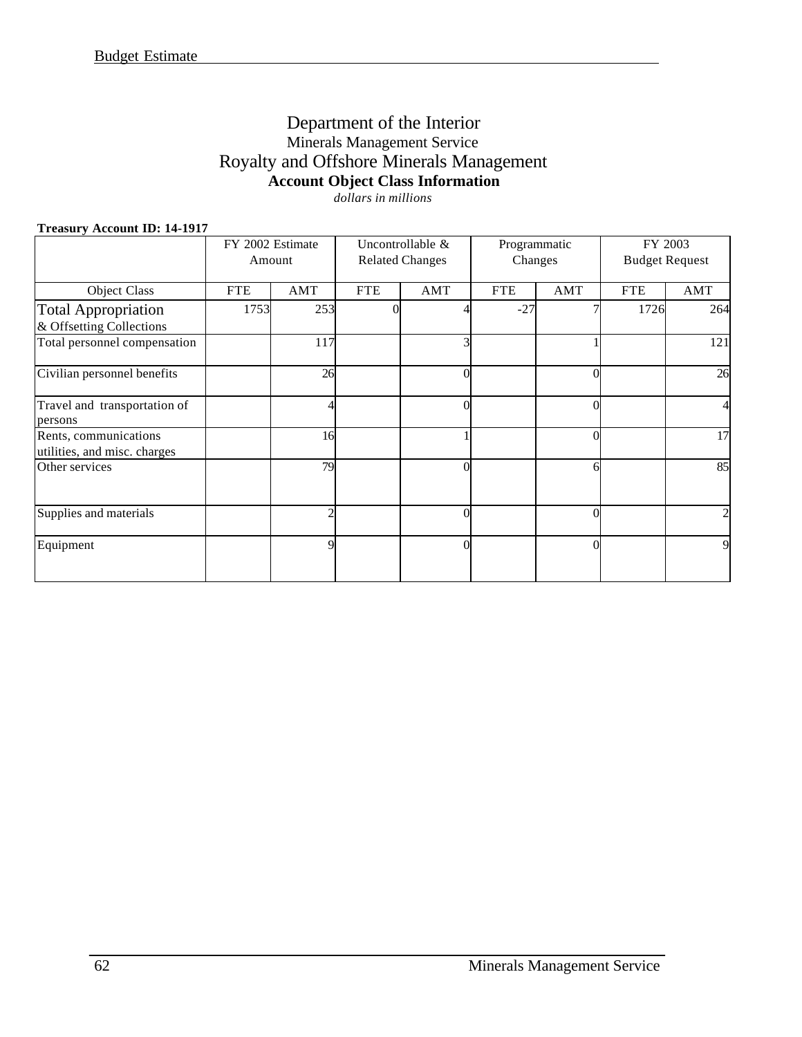# Department of the Interior

## Minerals Management Service

## Royalty and Offshore Minerals Management

### Account Object Class Information

*dollars in millions*

**Treasury Account ID: 14-1917**

| | FY 2002 Estimate Amount | | Uncontrollable & Related Changes | | Programmatic Changes | | FY 2003 Budget Request | |
|---|---|---|---|---|---|---|---|---|
| Object Class | FTE | AMT | FTE | AMT | FTE | AMT | FTE | AMT |
| Total Appropriation & Offsetting Collections | 1753 | 253 | 0 | 4 | -27 | 7 | 1726 | 264 |
| Total personnel compensation | | 117 | | 3 | | 1 | | 121 |
| Civilian personnel benefits | | 26 | | 0 | | 0 | | 26 |
| Travel and transportation of persons | | 4 | | 0 | | 0 | | 4 |
| Rents, communications utilities, and misc. charges | | 16 | | 1 | | 0 | | 17 |
| Other services | | 79 | | 0 | | 6 | | 85 |
| Supplies and materials | | 2 | | 0 | | 0 | | 2 |
| Equipment | | 9 | | 0 | | 0 | | 9 |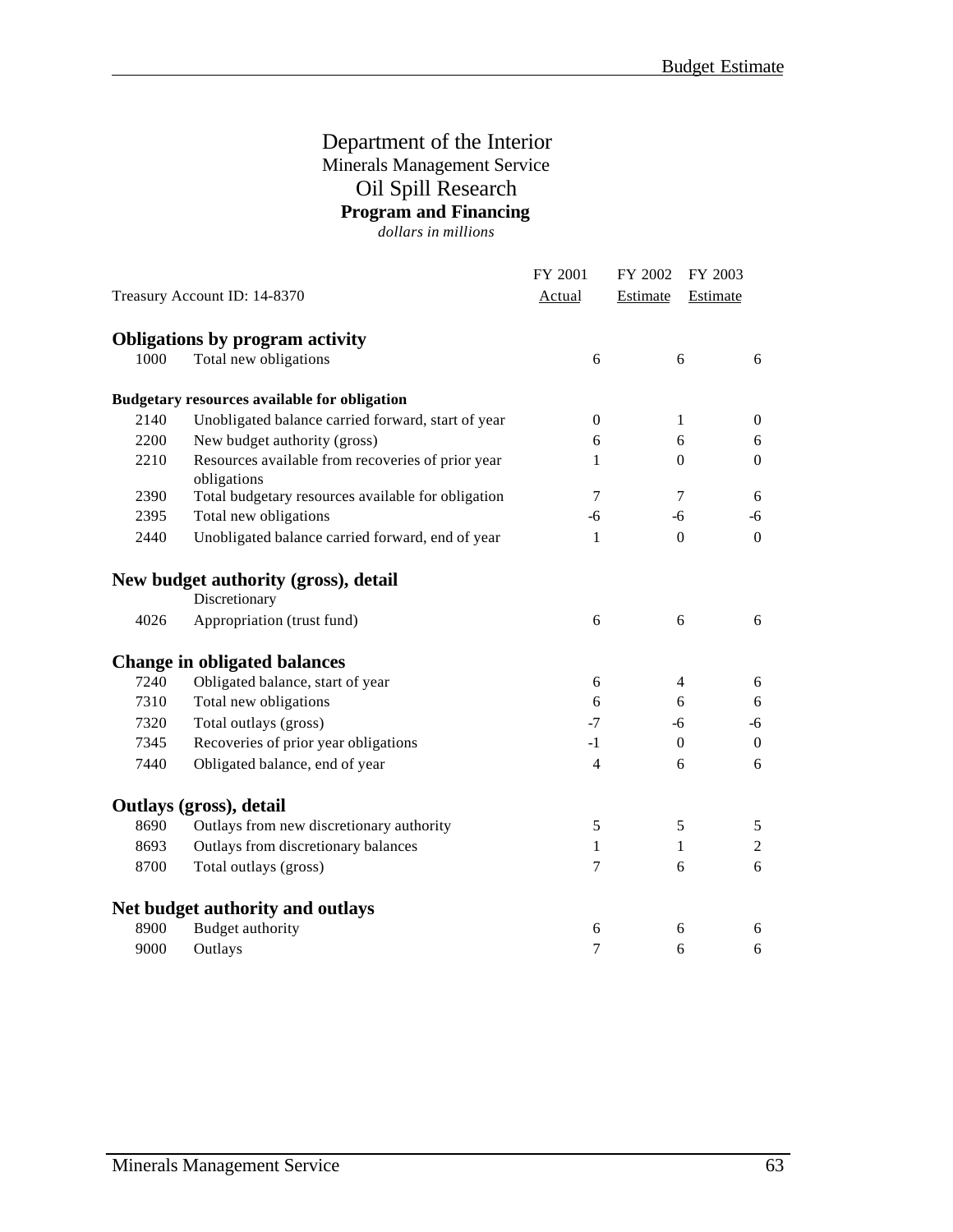# Department of the Interior
## Minerals Management Service
## Oil Spill Research
### Program and Financing
*dollars in millions*

| Treasury Account ID: 14-8370 | | FY 2001 Actual | FY 2002 Estimate | FY 2003 Estimate |
|---|---|---|---|---|
| **Obligations by program activity** | | | | |
| 1000 | Total new obligations | 6 | 6 | 6 |
| **Budgetary resources available for obligation** | | | | |
| 2140 | Unobligated balance carried forward, start of year | 0 | 1 | 0 |
| 2200 | New budget authority (gross) | 6 | 6 | 6 |
| 2210 | Resources available from recoveries of prior year obligations | 1 | 0 | 0 |
| 2390 | Total budgetary resources available for obligation | 7 | 7 | 6 |
| 2395 | Total new obligations | -6 | -6 | -6 |
| 2440 | Unobligated balance carried forward, end of year | 1 | 0 | 0 |
| **New budget authority (gross), detail** | | | | |
| | Discretionary | | | |
| 4026 | Appropriation (trust fund) | 6 | 6 | 6 |
| **Change in obligated balances** | | | | |
| 7240 | Obligated balance, start of year | 6 | 4 | 6 |
| 7310 | Total new obligations | 6 | 6 | 6 |
| 7320 | Total outlays (gross) | -7 | -6 | -6 |
| 7345 | Recoveries of prior year obligations | -1 | 0 | 0 |
| 7440 | Obligated balance, end of year | 4 | 6 | 6 |
| **Outlays (gross), detail** | | | | |
| 8690 | Outlays from new discretionary authority | 5 | 5 | 5 |
| 8693 | Outlays from discretionary balances | 1 | 1 | 2 |
| 8700 | Total outlays (gross) | 7 | 6 | 6 |
| **Net budget authority and outlays** | | | | |
| 8900 | Budget authority | 6 | 6 | 6 |
| 9000 | Outlays | 7 | 6 | 6 |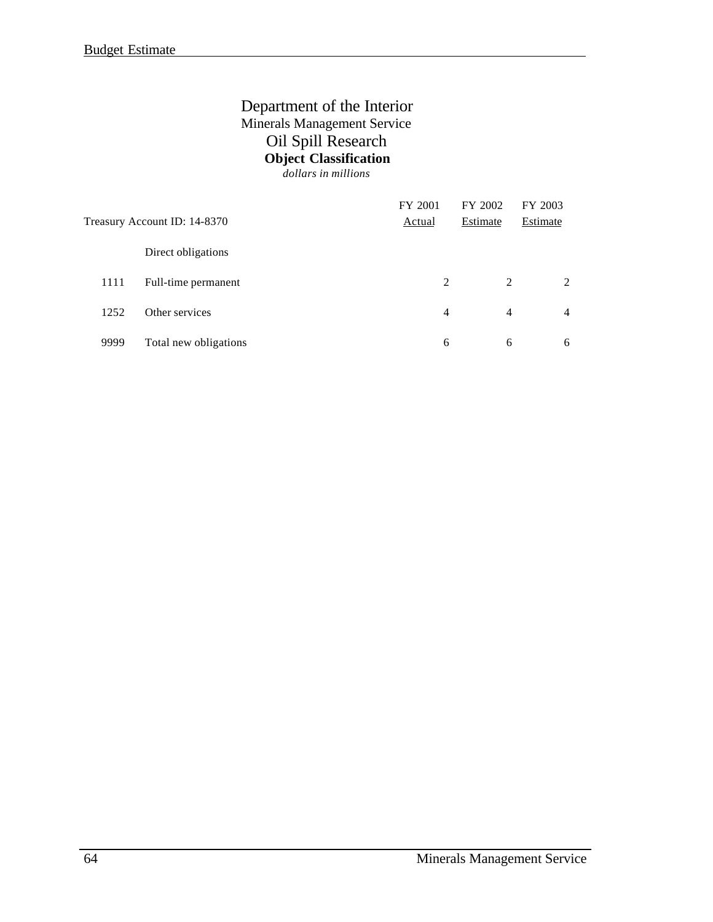# Department of the Interior

## Minerals Management Service

## Oil Spill Research

### Object Classification

*dollars in millions*

| Treasury Account ID: 14-8370 | | FY 2001 Actual | FY 2002 Estimate | FY 2003 Estimate |
|---|---|---|---|---|
| | Direct obligations | | | |
| 1111 | Full-time permanent | 2 | 2 | 2 |
| 1252 | Other services | 4 | 4 | 4 |
| 9999 | Total new obligations | 6 | 6 | 6 |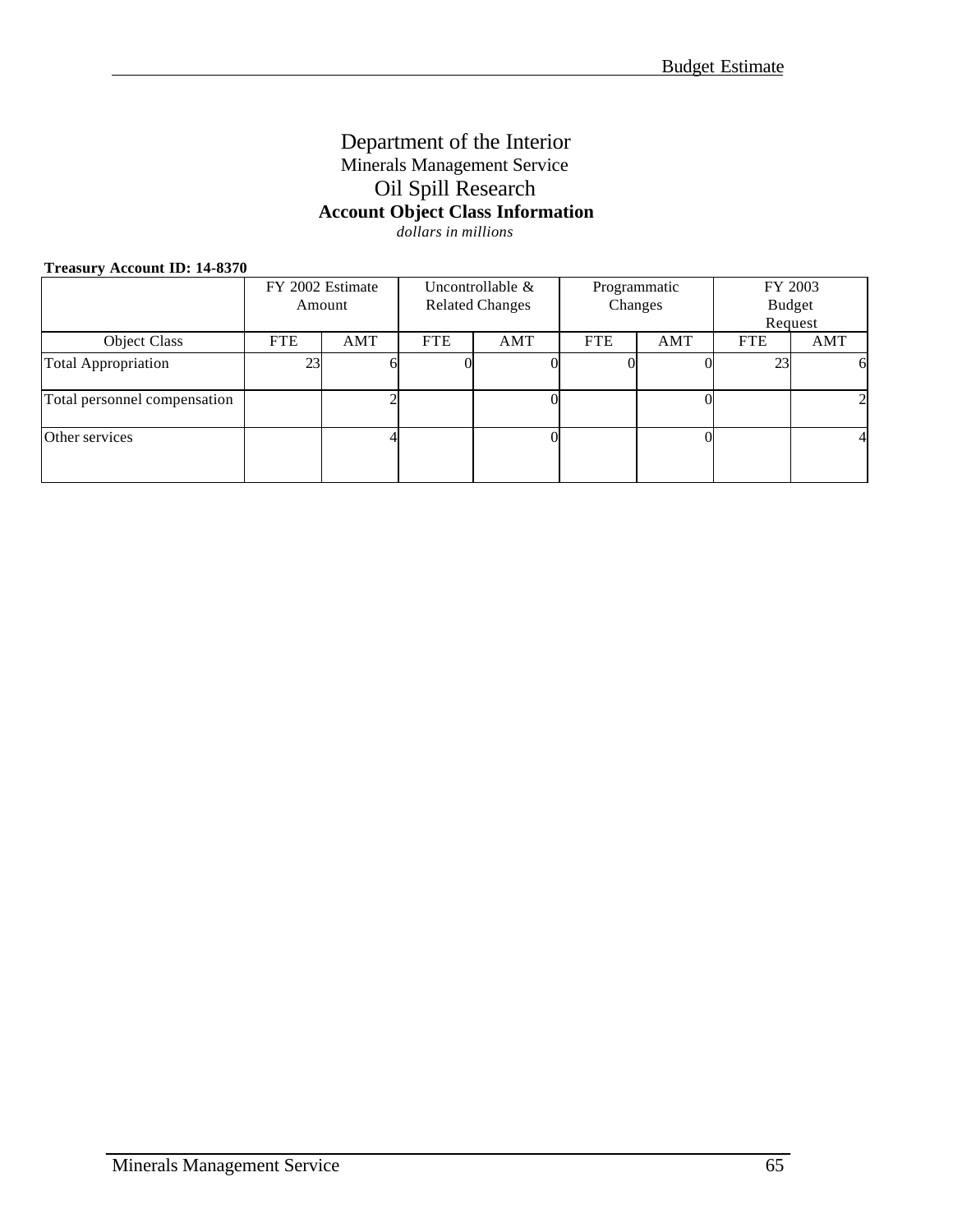# Department of the Interior

## Minerals Management Service

## Oil Spill Research

### Account Object Class Information

*dollars in millions*

**Treasury Account ID: 14-8370**

| | FY 2002 Estimate Amount | | Uncontrollable & Related Changes | | Programmatic Changes | | FY 2003 Budget Request | |
|---|---|---|---|---|---|---|---|---|
| Object Class | FTE | AMT | FTE | AMT | FTE | AMT | FTE | AMT |
| Total Appropriation | 23 | 6 | 0 | 0 | 0 | 0 | 23 | 6 |
| Total personnel compensation | | 2 | | 0 | | 0 | | 2 |
| Other services | | 4 | | 0 | | 0 | | 4 |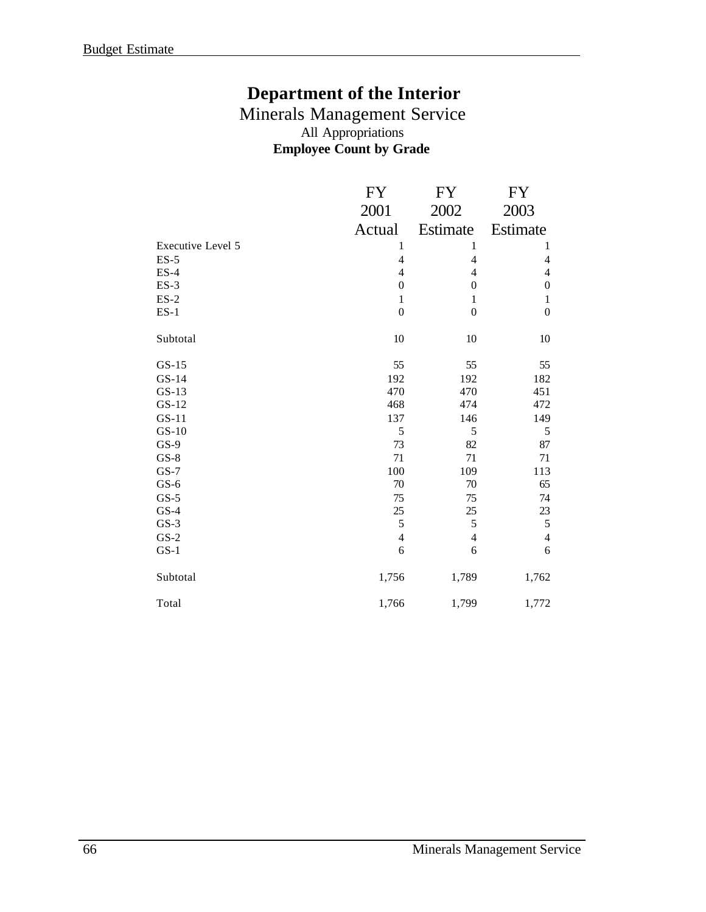# Department of the Interior

## Minerals Management Service

All Appropriations

**Employee Count by Grade**

| | FY 2001 Actual | FY 2002 Estimate | FY 2003 Estimate |
|---|---|---|---|
| Executive Level 5 | 1 | 1 | 1 |
| ES-5 | 4 | 4 | 4 |
| ES-4 | 4 | 4 | 4 |
| ES-3 | 0 | 0 | 0 |
| ES-2 | 1 | 1 | 1 |
| ES-1 | 0 | 0 | 0 |
| Subtotal | 10 | 10 | 10 |
| GS-15 | 55 | 55 | 55 |
| GS-14 | 192 | 192 | 182 |
| GS-13 | 470 | 470 | 451 |
| GS-12 | 468 | 474 | 472 |
| GS-11 | 137 | 146 | 149 |
| GS-10 | 5 | 5 | 5 |
| GS-9 | 73 | 82 | 87 |
| GS-8 | 71 | 71 | 71 |
| GS-7 | 100 | 109 | 113 |
| GS-6 | 70 | 70 | 65 |
| GS-5 | 75 | 75 | 74 |
| GS-4 | 25 | 25 | 23 |
| GS-3 | 5 | 5 | 5 |
| GS-2 | 4 | 4 | 4 |
| GS-1 | 6 | 6 | 6 |
| Subtotal | 1,756 | 1,789 | 1,762 |
| Total | 1,766 | 1,799 | 1,772 |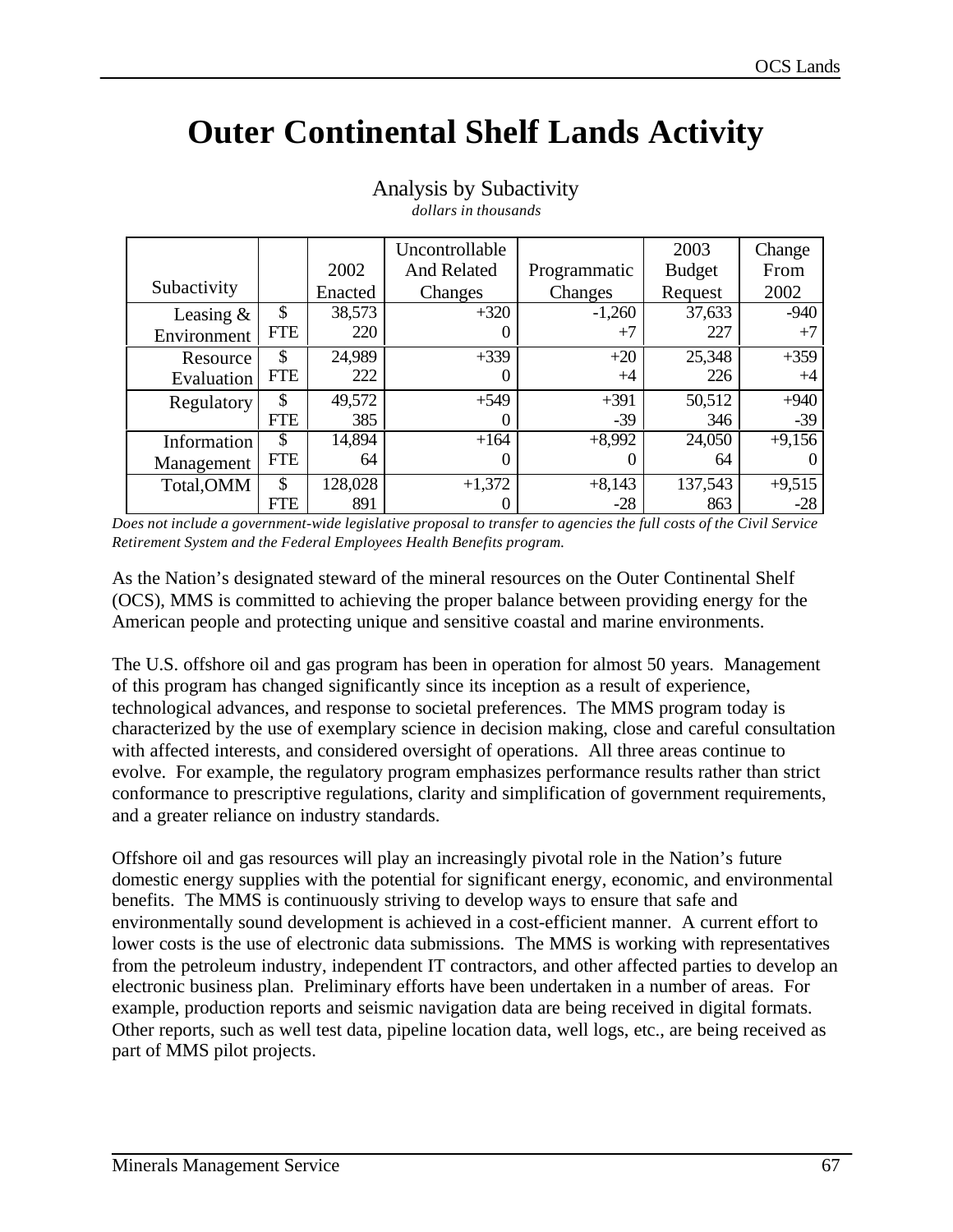# Outer Continental Shelf Lands Activity

Analysis by Subactivity

*dollars in thousands*

| Subactivity | | 2002 Enacted | Uncontrollable And Related Changes | Programmatic Changes | 2003 Budget Request | Change From 2002 |
|---|---|---|---|---|---|---|
| Leasing & Environment | $ | 38,573 | +320 | -1,260 | 37,633 | -940 |
| | FTE | 220 | 0 | +7 | 227 | +7 |
| Resource Evaluation | $ | 24,989 | +339 | +20 | 25,348 | +359 |
| | FTE | 222 | 0 | +4 | 226 | +4 |
| Regulatory | $ | 49,572 | +549 | +391 | 50,512 | +940 |
| | FTE | 385 | 0 | -39 | 346 | -39 |
| Information Management | $ | 14,894 | +164 | +8,992 | 24,050 | +9,156 |
| | FTE | 64 | 0 | 0 | 64 | 0 |
| Total,OMM | $ | 128,028 | +1,372 | +8,143 | 137,543 | +9,515 |
| | FTE | 891 | 0 | -28 | 863 | -28 |

*Does not include a government-wide legislative proposal to transfer to agencies the full costs of the Civil Service Retirement System and the Federal Employees Health Benefits program.*

As the Nation's designated steward of the mineral resources on the Outer Continental Shelf (OCS), MMS is committed to achieving the proper balance between providing energy for the American people and protecting unique and sensitive coastal and marine environments.

The U.S. offshore oil and gas program has been in operation for almost 50 years. Management of this program has changed significantly since its inception as a result of experience, technological advances, and response to societal preferences. The MMS program today is characterized by the use of exemplary science in decision making, close and careful consultation with affected interests, and considered oversight of operations. All three areas continue to evolve. For example, the regulatory program emphasizes performance results rather than strict conformance to prescriptive regulations, clarity and simplification of government requirements, and a greater reliance on industry standards.

Offshore oil and gas resources will play an increasingly pivotal role in the Nation's future domestic energy supplies with the potential for significant energy, economic, and environmental benefits. The MMS is continuously striving to develop ways to ensure that safe and environmentally sound development is achieved in a cost-efficient manner. A current effort to lower costs is the use of electronic data submissions. The MMS is working with representatives from the petroleum industry, independent IT contractors, and other affected parties to develop an electronic business plan. Preliminary efforts have been undertaken in a number of areas. For example, production reports and seismic navigation data are being received in digital formats. Other reports, such as well test data, pipeline location data, well logs, etc., are being received as part of MMS pilot projects.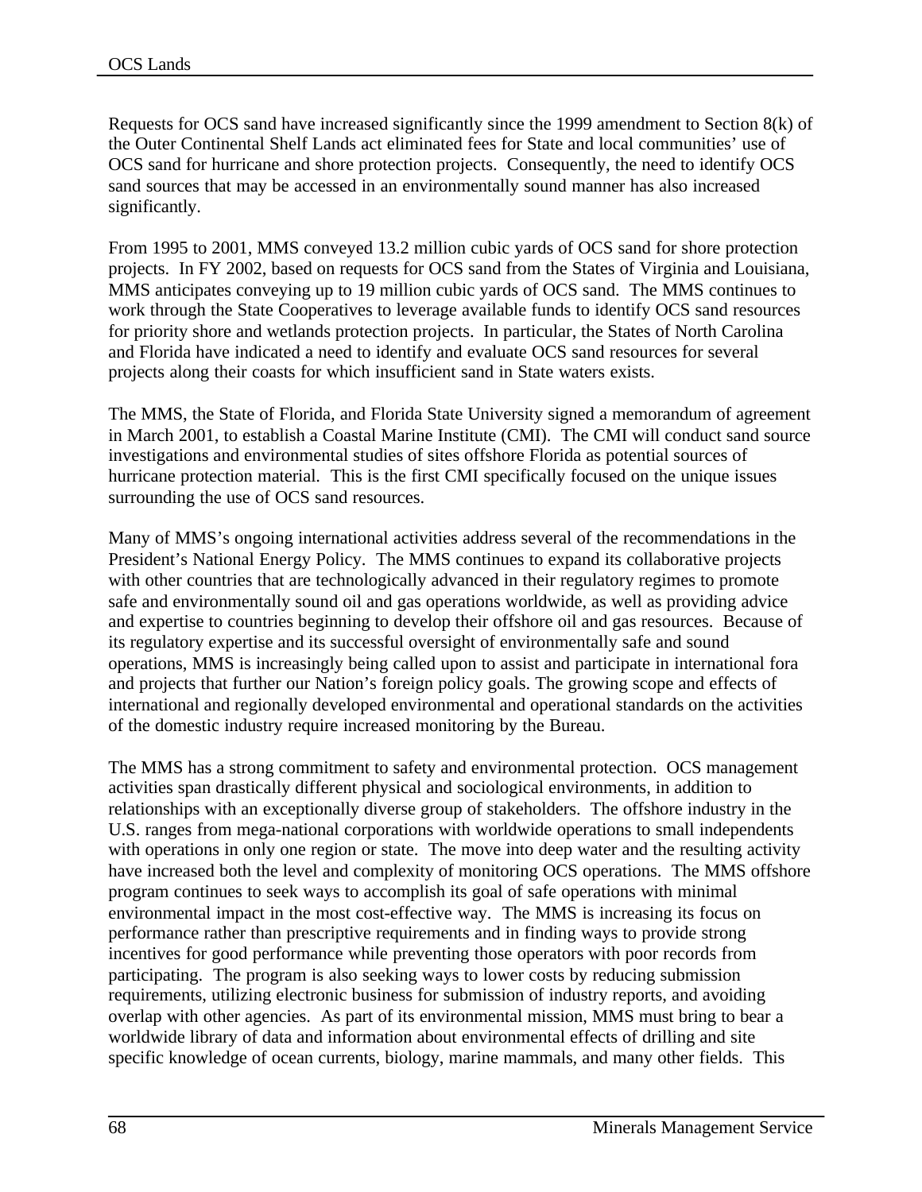Requests for OCS sand have increased significantly since the 1999 amendment to Section 8(k) of the Outer Continental Shelf Lands act eliminated fees for State and local communities' use of OCS sand for hurricane and shore protection projects. Consequently, the need to identify OCS sand sources that may be accessed in an environmentally sound manner has also increased significantly.

From 1995 to 2001, MMS conveyed 13.2 million cubic yards of OCS sand for shore protection projects. In FY 2002, based on requests for OCS sand from the States of Virginia and Louisiana, MMS anticipates conveying up to 19 million cubic yards of OCS sand. The MMS continues to work through the State Cooperatives to leverage available funds to identify OCS sand resources for priority shore and wetlands protection projects. In particular, the States of North Carolina and Florida have indicated a need to identify and evaluate OCS sand resources for several projects along their coasts for which insufficient sand in State waters exists.

The MMS, the State of Florida, and Florida State University signed a memorandum of agreement in March 2001, to establish a Coastal Marine Institute (CMI). The CMI will conduct sand source investigations and environmental studies of sites offshore Florida as potential sources of hurricane protection material. This is the first CMI specifically focused on the unique issues surrounding the use of OCS sand resources.

Many of MMS's ongoing international activities address several of the recommendations in the President's National Energy Policy. The MMS continues to expand its collaborative projects with other countries that are technologically advanced in their regulatory regimes to promote safe and environmentally sound oil and gas operations worldwide, as well as providing advice and expertise to countries beginning to develop their offshore oil and gas resources. Because of its regulatory expertise and its successful oversight of environmentally safe and sound operations, MMS is increasingly being called upon to assist and participate in international fora and projects that further our Nation's foreign policy goals. The growing scope and effects of international and regionally developed environmental and operational standards on the activities of the domestic industry require increased monitoring by the Bureau.

The MMS has a strong commitment to safety and environmental protection. OCS management activities span drastically different physical and sociological environments, in addition to relationships with an exceptionally diverse group of stakeholders. The offshore industry in the U.S. ranges from mega-national corporations with worldwide operations to small independents with operations in only one region or state. The move into deep water and the resulting activity have increased both the level and complexity of monitoring OCS operations. The MMS offshore program continues to seek ways to accomplish its goal of safe operations with minimal environmental impact in the most cost-effective way. The MMS is increasing its focus on performance rather than prescriptive requirements and in finding ways to provide strong incentives for good performance while preventing those operators with poor records from participating. The program is also seeking ways to lower costs by reducing submission requirements, utilizing electronic business for submission of industry reports, and avoiding overlap with other agencies. As part of its environmental mission, MMS must bring to bear a worldwide library of data and information about environmental effects of drilling and site specific knowledge of ocean currents, biology, marine mammals, and many other fields. This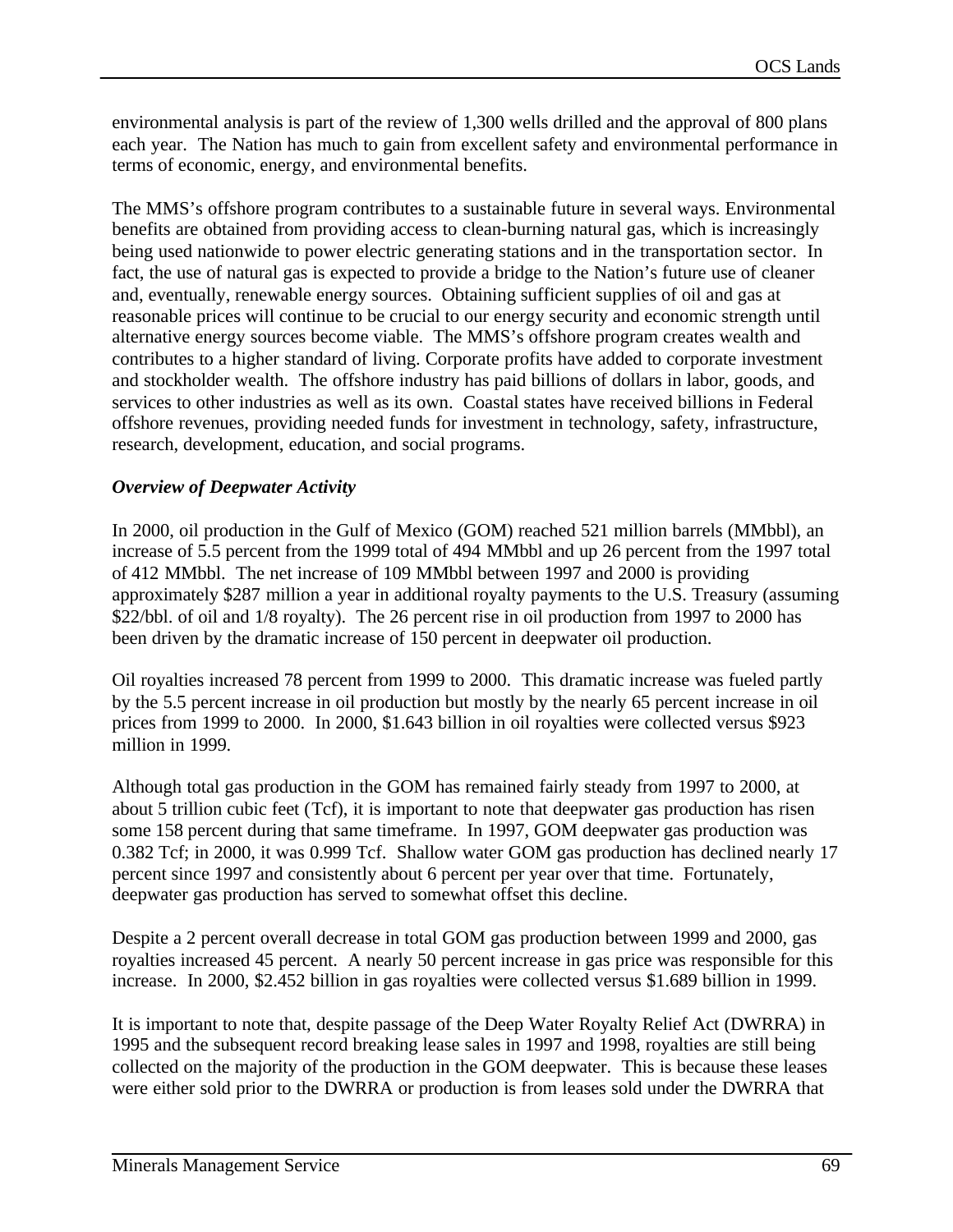environmental analysis is part of the review of 1,300 wells drilled and the approval of 800 plans each year. The Nation has much to gain from excellent safety and environmental performance in terms of economic, energy, and environmental benefits.

The MMS's offshore program contributes to a sustainable future in several ways. Environmental benefits are obtained from providing access to clean-burning natural gas, which is increasingly being used nationwide to power electric generating stations and in the transportation sector. In fact, the use of natural gas is expected to provide a bridge to the Nation's future use of cleaner and, eventually, renewable energy sources. Obtaining sufficient supplies of oil and gas at reasonable prices will continue to be crucial to our energy security and economic strength until alternative energy sources become viable. The MMS's offshore program creates wealth and contributes to a higher standard of living. Corporate profits have added to corporate investment and stockholder wealth. The offshore industry has paid billions of dollars in labor, goods, and services to other industries as well as its own. Coastal states have received billions in Federal offshore revenues, providing needed funds for investment in technology, safety, infrastructure, research, development, education, and social programs.

***Overview of Deepwater Activity***

In 2000, oil production in the Gulf of Mexico (GOM) reached 521 million barrels (MMbbl), an increase of 5.5 percent from the 1999 total of 494 MMbbl and up 26 percent from the 1997 total of 412 MMbbl. The net increase of 109 MMbbl between 1997 and 2000 is providing approximately $287 million a year in additional royalty payments to the U.S. Treasury (assuming $22/bbl. of oil and 1/8 royalty). The 26 percent rise in oil production from 1997 to 2000 has been driven by the dramatic increase of 150 percent in deepwater oil production.

Oil royalties increased 78 percent from 1999 to 2000. This dramatic increase was fueled partly by the 5.5 percent increase in oil production but mostly by the nearly 65 percent increase in oil prices from 1999 to 2000. In 2000, $1.643 billion in oil royalties were collected versus $923 million in 1999.

Although total gas production in the GOM has remained fairly steady from 1997 to 2000, at about 5 trillion cubic feet (Tcf), it is important to note that deepwater gas production has risen some 158 percent during that same timeframe. In 1997, GOM deepwater gas production was 0.382 Tcf; in 2000, it was 0.999 Tcf. Shallow water GOM gas production has declined nearly 17 percent since 1997 and consistently about 6 percent per year over that time. Fortunately, deepwater gas production has served to somewhat offset this decline.

Despite a 2 percent overall decrease in total GOM gas production between 1999 and 2000, gas royalties increased 45 percent. A nearly 50 percent increase in gas price was responsible for this increase. In 2000, $2.452 billion in gas royalties were collected versus $1.689 billion in 1999.

It is important to note that, despite passage of the Deep Water Royalty Relief Act (DWRRA) in 1995 and the subsequent record breaking lease sales in 1997 and 1998, royalties are still being collected on the majority of the production in the GOM deepwater. This is because these leases were either sold prior to the DWRRA or production is from leases sold under the DWRRA that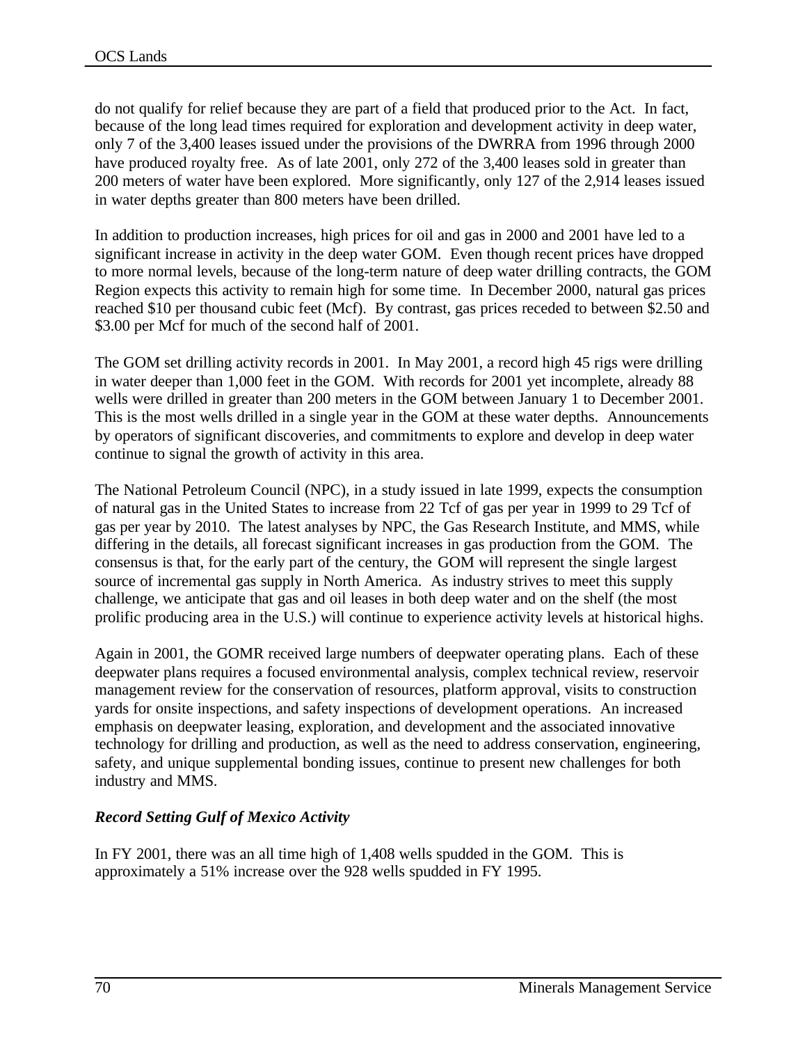do not qualify for relief because they are part of a field that produced prior to the Act. In fact, because of the long lead times required for exploration and development activity in deep water, only 7 of the 3,400 leases issued under the provisions of the DWRRA from 1996 through 2000 have produced royalty free. As of late 2001, only 272 of the 3,400 leases sold in greater than 200 meters of water have been explored. More significantly, only 127 of the 2,914 leases issued in water depths greater than 800 meters have been drilled.

In addition to production increases, high prices for oil and gas in 2000 and 2001 have led to a significant increase in activity in the deep water GOM. Even though recent prices have dropped to more normal levels, because of the long-term nature of deep water drilling contracts, the GOM Region expects this activity to remain high for some time. In December 2000, natural gas prices reached $10 per thousand cubic feet (Mcf). By contrast, gas prices receded to between $2.50 and $3.00 per Mcf for much of the second half of 2001.

The GOM set drilling activity records in 2001. In May 2001, a record high 45 rigs were drilling in water deeper than 1,000 feet in the GOM. With records for 2001 yet incomplete, already 88 wells were drilled in greater than 200 meters in the GOM between January 1 to December 2001. This is the most wells drilled in a single year in the GOM at these water depths. Announcements by operators of significant discoveries, and commitments to explore and develop in deep water continue to signal the growth of activity in this area.

The National Petroleum Council (NPC), in a study issued in late 1999, expects the consumption of natural gas in the United States to increase from 22 Tcf of gas per year in 1999 to 29 Tcf of gas per year by 2010. The latest analyses by NPC, the Gas Research Institute, and MMS, while differing in the details, all forecast significant increases in gas production from the GOM. The consensus is that, for the early part of the century, the GOM will represent the single largest source of incremental gas supply in North America. As industry strives to meet this supply challenge, we anticipate that gas and oil leases in both deep water and on the shelf (the most prolific producing area in the U.S.) will continue to experience activity levels at historical highs.

Again in 2001, the GOMR received large numbers of deepwater operating plans. Each of these deepwater plans requires a focused environmental analysis, complex technical review, reservoir management review for the conservation of resources, platform approval, visits to construction yards for onsite inspections, and safety inspections of development operations. An increased emphasis on deepwater leasing, exploration, and development and the associated innovative technology for drilling and production, as well as the need to address conservation, engineering, safety, and unique supplemental bonding issues, continue to present new challenges for both industry and MMS.

### *Record Setting Gulf of Mexico Activity*

In FY 2001, there was an all time high of 1,408 wells spudded in the GOM. This is approximately a 51% increase over the 928 wells spudded in FY 1995.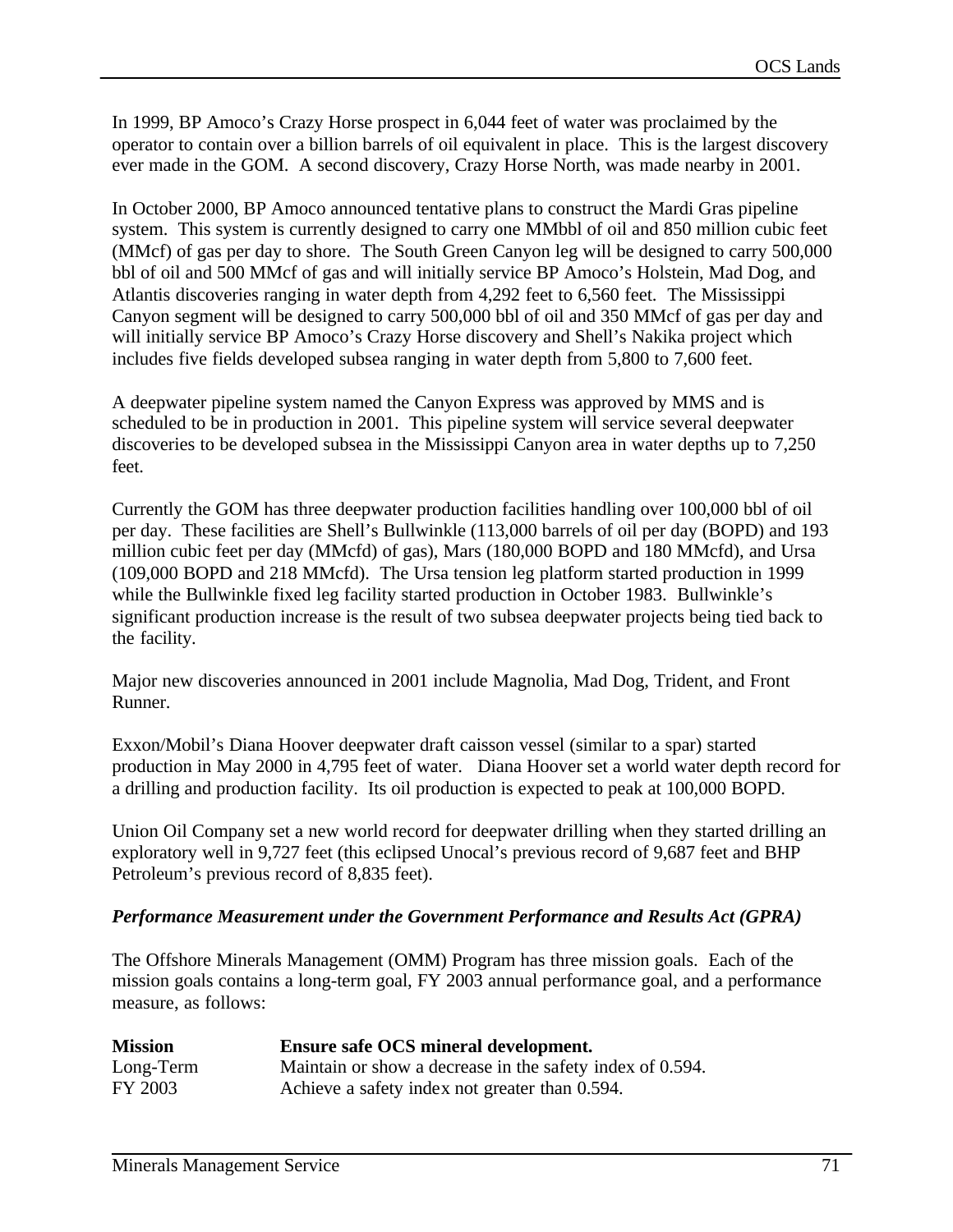In 1999, BP Amoco's Crazy Horse prospect in 6,044 feet of water was proclaimed by the operator to contain over a billion barrels of oil equivalent in place. This is the largest discovery ever made in the GOM. A second discovery, Crazy Horse North, was made nearby in 2001.

In October 2000, BP Amoco announced tentative plans to construct the Mardi Gras pipeline system. This system is currently designed to carry one MMbbl of oil and 850 million cubic feet (MMcf) of gas per day to shore. The South Green Canyon leg will be designed to carry 500,000 bbl of oil and 500 MMcf of gas and will initially service BP Amoco's Holstein, Mad Dog, and Atlantis discoveries ranging in water depth from 4,292 feet to 6,560 feet. The Mississippi Canyon segment will be designed to carry 500,000 bbl of oil and 350 MMcf of gas per day and will initially service BP Amoco's Crazy Horse discovery and Shell's Nakika project which includes five fields developed subsea ranging in water depth from 5,800 to 7,600 feet.

A deepwater pipeline system named the Canyon Express was approved by MMS and is scheduled to be in production in 2001. This pipeline system will service several deepwater discoveries to be developed subsea in the Mississippi Canyon area in water depths up to 7,250 feet.

Currently the GOM has three deepwater production facilities handling over 100,000 bbl of oil per day. These facilities are Shell's Bullwinkle (113,000 barrels of oil per day (BOPD) and 193 million cubic feet per day (MMcfd) of gas), Mars (180,000 BOPD and 180 MMcfd), and Ursa (109,000 BOPD and 218 MMcfd). The Ursa tension leg platform started production in 1999 while the Bullwinkle fixed leg facility started production in October 1983. Bullwinkle's significant production increase is the result of two subsea deepwater projects being tied back to the facility.

Major new discoveries announced in 2001 include Magnolia, Mad Dog, Trident, and Front Runner.

Exxon/Mobil's Diana Hoover deepwater draft caisson vessel (similar to a spar) started production in May 2000 in 4,795 feet of water. Diana Hoover set a world water depth record for a drilling and production facility. Its oil production is expected to peak at 100,000 BOPD.

Union Oil Company set a new world record for deepwater drilling when they started drilling an exploratory well in 9,727 feet (this eclipsed Unocal's previous record of 9,687 feet and BHP Petroleum's previous record of 8,835 feet).

### *Performance Measurement under the Government Performance and Results Act (GPRA)*

The Offshore Minerals Management (OMM) Program has three mission goals. Each of the mission goals contains a long-term goal, FY 2003 annual performance goal, and a performance measure, as follows:

| **Mission** | **Ensure safe OCS mineral development.** |
|---|---|
| Long-Term | Maintain or show a decrease in the safety index of 0.594. |
| FY 2003 | Achieve a safety index not greater than 0.594. |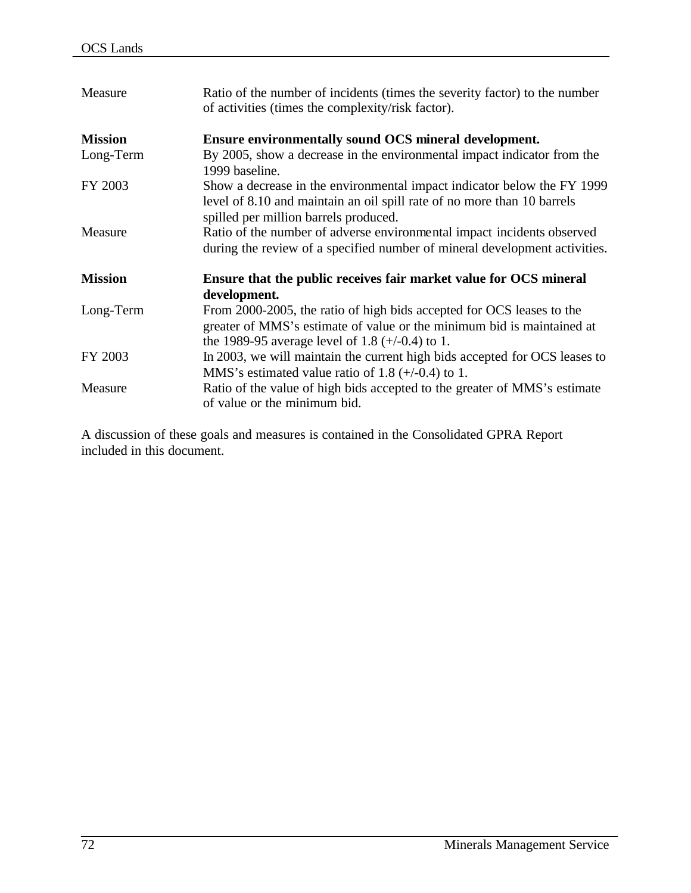| | |
|---|---|
| Measure | Ratio of the number of incidents (times the severity factor) to the number of activities (times the complexity/risk factor). |
| **Mission** | **Ensure environmentally sound OCS mineral development.** |
| Long-Term | By 2005, show a decrease in the environmental impact indicator from the 1999 baseline. |
| FY 2003 | Show a decrease in the environmental impact indicator below the FY 1999 level of 8.10 and maintain an oil spill rate of no more than 10 barrels spilled per million barrels produced. |
| Measure | Ratio of the number of adverse environmental impact incidents observed during the review of a specified number of mineral development activities. |
| **Mission** | **Ensure that the public receives fair market value for OCS mineral development.** |
| Long-Term | From 2000-2005, the ratio of high bids accepted for OCS leases to the greater of MMS's estimate of value or the minimum bid is maintained at the 1989-95 average level of 1.8 (+/-0.4) to 1. |
| FY 2003 | In 2003, we will maintain the current high bids accepted for OCS leases to MMS's estimated value ratio of 1.8 (+/-0.4) to 1. |
| Measure | Ratio of the value of high bids accepted to the greater of MMS's estimate of value or the minimum bid. |

A discussion of these goals and measures is contained in the Consolidated GPRA Report included in this document.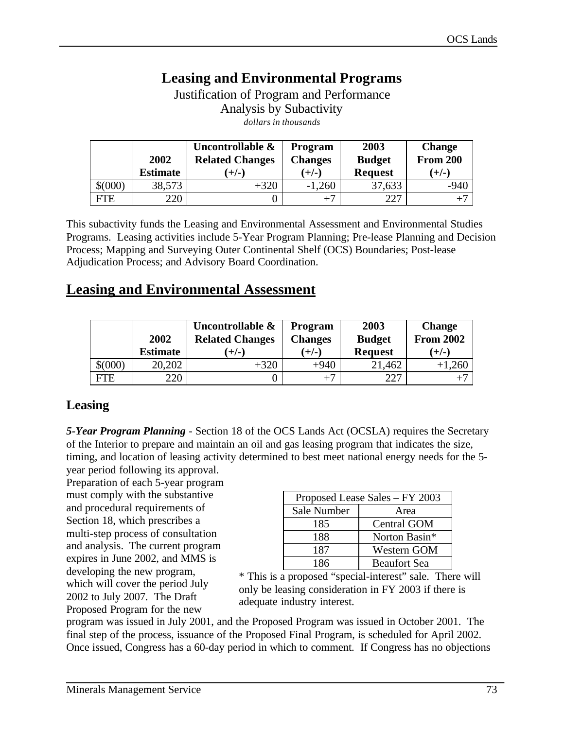# Leasing and Environmental Programs

Justification of Program and Performance

Analysis by Subactivity

*dollars in thousands*

| | 2002 Estimate | Uncontrollable & Related Changes (+/-) | Program Changes (+/-) | 2003 Budget Request | Change From 200 (+/-) |
|---|---|---|---|---|---|
| $(000) | 38,573 | +320 | -1,260 | 37,633 | -940 |
| FTE | 220 | 0 | +7 | 227 | +7 |

This subactivity funds the Leasing and Environmental Assessment and Environmental Studies Programs. Leasing activities include 5-Year Program Planning; Pre-lease Planning and Decision Process; Mapping and Surveying Outer Continental Shelf (OCS) Boundaries; Post-lease Adjudication Process; and Advisory Board Coordination.

## Leasing and Environmental Assessment

| | 2002 Estimate | Uncontrollable & Related Changes (+/-) | Program Changes (+/-) | 2003 Budget Request | Change From 2002 (+/-) |
|---|---|---|---|---|---|
| $(000) | 20,202 | +320 | +940 | 21,462 | +1,260 |
| FTE | 220 | 0 | +7 | 227 | +7 |

### Leasing

***5-Year Program Planning*** - Section 18 of the OCS Lands Act (OCSLA) requires the Secretary of the Interior to prepare and maintain an oil and gas leasing program that indicates the size, timing, and location of leasing activity determined to best meet national energy needs for the 5-year period following its approval. Preparation of each 5-year program must comply with the substantive and procedural requirements of Section 18, which prescribes a multi-step process of consultation and analysis. The current program expires in June 2002, and MMS is developing the new program, which will cover the period July 2002 to July 2007. The Draft Proposed Program for the new program was issued in July 2001, and the Proposed Program was issued in October 2001. The final step of the process, issuance of the Proposed Final Program, is scheduled for April 2002. Once issued, Congress has a 60-day period in which to comment. If Congress has no objections

| Proposed Lease Sales – FY 2003 | |
|---|---|
| Sale Number | Area |
| 185 | Central GOM |
| 188 | Norton Basin* |
| 187 | Western GOM |
| 186 | Beaufort Sea |

\* This is a proposed “special-interest” sale. There will only be leasing consideration in FY 2003 if there is adequate industry interest.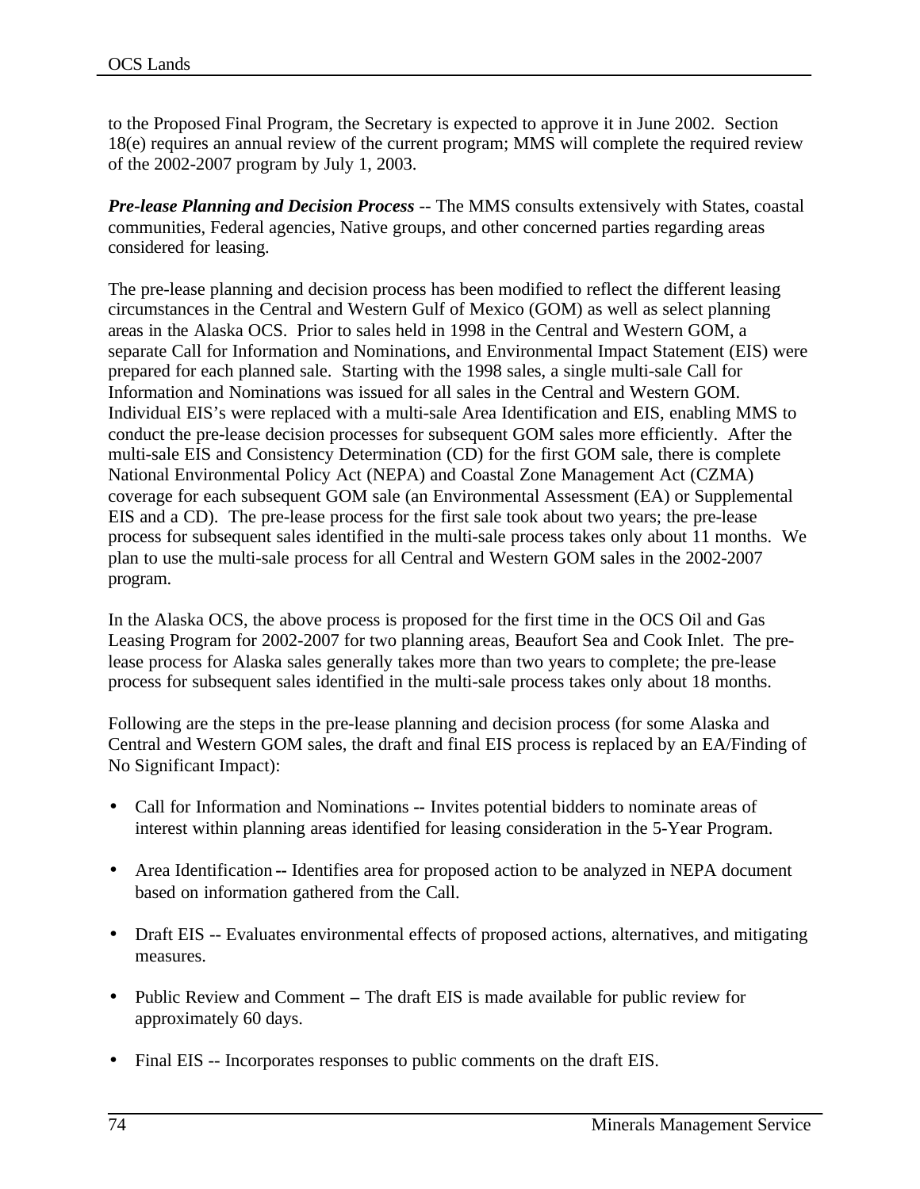to the Proposed Final Program, the Secretary is expected to approve it in June 2002. Section 18(e) requires an annual review of the current program; MMS will complete the required review of the 2002-2007 program by July 1, 2003.

***Pre-lease Planning and Decision Process*** -- The MMS consults extensively with States, coastal communities, Federal agencies, Native groups, and other concerned parties regarding areas considered for leasing.

The pre-lease planning and decision process has been modified to reflect the different leasing circumstances in the Central and Western Gulf of Mexico (GOM) as well as select planning areas in the Alaska OCS. Prior to sales held in 1998 in the Central and Western GOM, a separate Call for Information and Nominations, and Environmental Impact Statement (EIS) were prepared for each planned sale. Starting with the 1998 sales, a single multi-sale Call for Information and Nominations was issued for all sales in the Central and Western GOM. Individual EIS's were replaced with a multi-sale Area Identification and EIS, enabling MMS to conduct the pre-lease decision processes for subsequent GOM sales more efficiently. After the multi-sale EIS and Consistency Determination (CD) for the first GOM sale, there is complete National Environmental Policy Act (NEPA) and Coastal Zone Management Act (CZMA) coverage for each subsequent GOM sale (an Environmental Assessment (EA) or Supplemental EIS and a CD). The pre-lease process for the first sale took about two years; the pre-lease process for subsequent sales identified in the multi-sale process takes only about 11 months. We plan to use the multi-sale process for all Central and Western GOM sales in the 2002-2007 program.

In the Alaska OCS, the above process is proposed for the first time in the OCS Oil and Gas Leasing Program for 2002-2007 for two planning areas, Beaufort Sea and Cook Inlet. The pre-lease process for Alaska sales generally takes more than two years to complete; the pre-lease process for subsequent sales identified in the multi-sale process takes only about 18 months.

Following are the steps in the pre-lease planning and decision process (for some Alaska and Central and Western GOM sales, the draft and final EIS process is replaced by an EA/Finding of No Significant Impact):

- Call for Information and Nominations -- Invites potential bidders to nominate areas of interest within planning areas identified for leasing consideration in the 5-Year Program.

- Area Identification -- Identifies area for proposed action to be analyzed in NEPA document based on information gathered from the Call.

- Draft EIS -- Evaluates environmental effects of proposed actions, alternatives, and mitigating measures.

- Public Review and Comment – The draft EIS is made available for public review for approximately 60 days.

- Final EIS -- Incorporates responses to public comments on the draft EIS.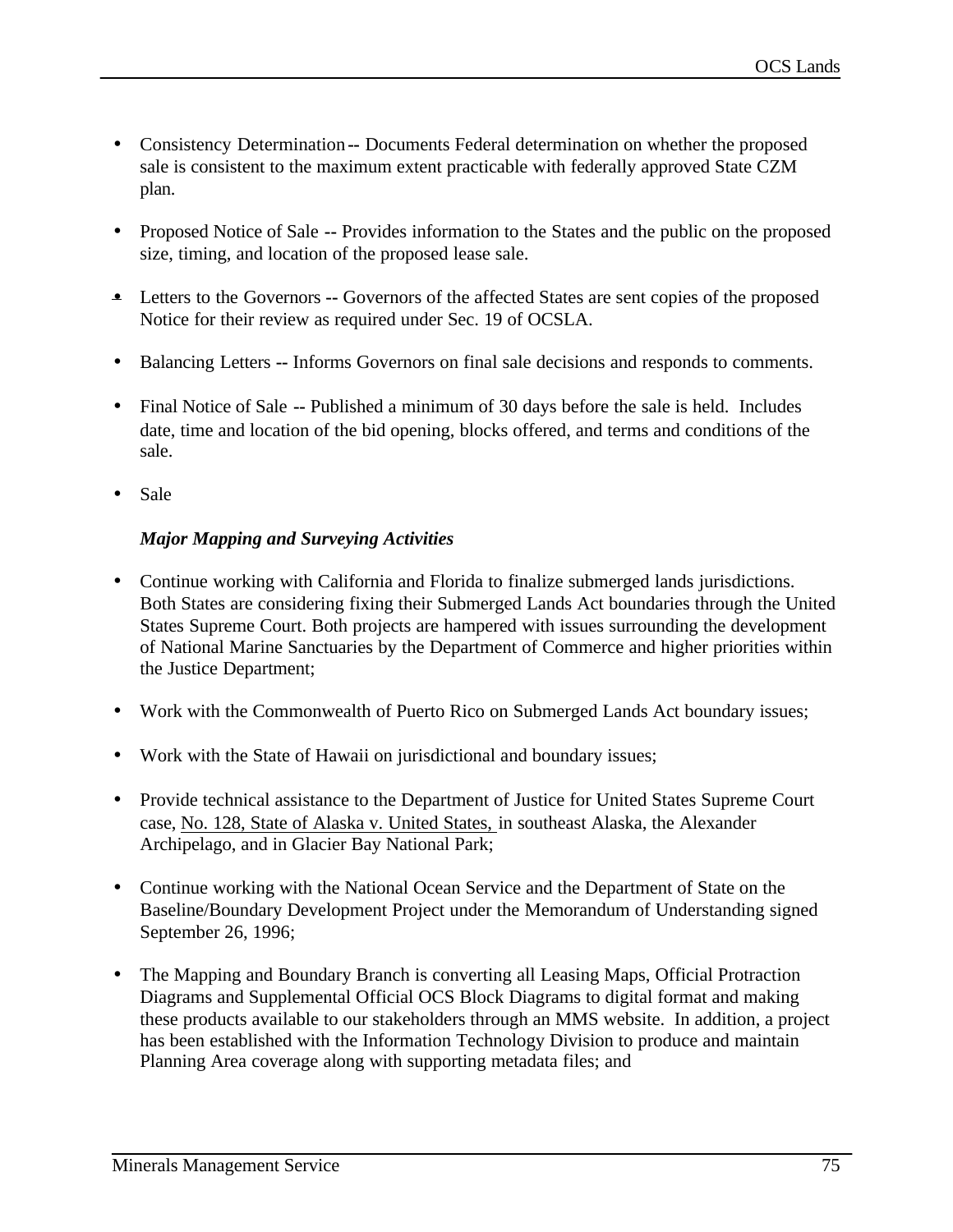- Consistency Determination -- Documents Federal determination on whether the proposed sale is consistent to the maximum extent practicable with federally approved State CZM plan.

- Proposed Notice of Sale -- Provides information to the States and the public on the proposed size, timing, and location of the proposed lease sale.

- Letters to the Governors -- Governors of the affected States are sent copies of the proposed Notice for their review as required under Sec. 19 of OCSLA.

- Balancing Letters -- Informs Governors on final sale decisions and responds to comments.

- Final Notice of Sale -- Published a minimum of 30 days before the sale is held. Includes date, time and location of the bid opening, blocks offered, and terms and conditions of the sale.

- Sale

***Major Mapping and Surveying Activities***

- Continue working with California and Florida to finalize submerged lands jurisdictions. Both States are considering fixing their Submerged Lands Act boundaries through the United States Supreme Court. Both projects are hampered with issues surrounding the development of National Marine Sanctuaries by the Department of Commerce and higher priorities within the Justice Department;

- Work with the Commonwealth of Puerto Rico on Submerged Lands Act boundary issues;

- Work with the State of Hawaii on jurisdictional and boundary issues;

- Provide technical assistance to the Department of Justice for United States Supreme Court case, No. 128, State of Alaska v. United States, in southeast Alaska, the Alexander Archipelago, and in Glacier Bay National Park;

- Continue working with the National Ocean Service and the Department of State on the Baseline/Boundary Development Project under the Memorandum of Understanding signed September 26, 1996;

- The Mapping and Boundary Branch is converting all Leasing Maps, Official Protraction Diagrams and Supplemental Official OCS Block Diagrams to digital format and making these products available to our stakeholders through an MMS website. In addition, a project has been established with the Information Technology Division to produce and maintain Planning Area coverage along with supporting metadata files; and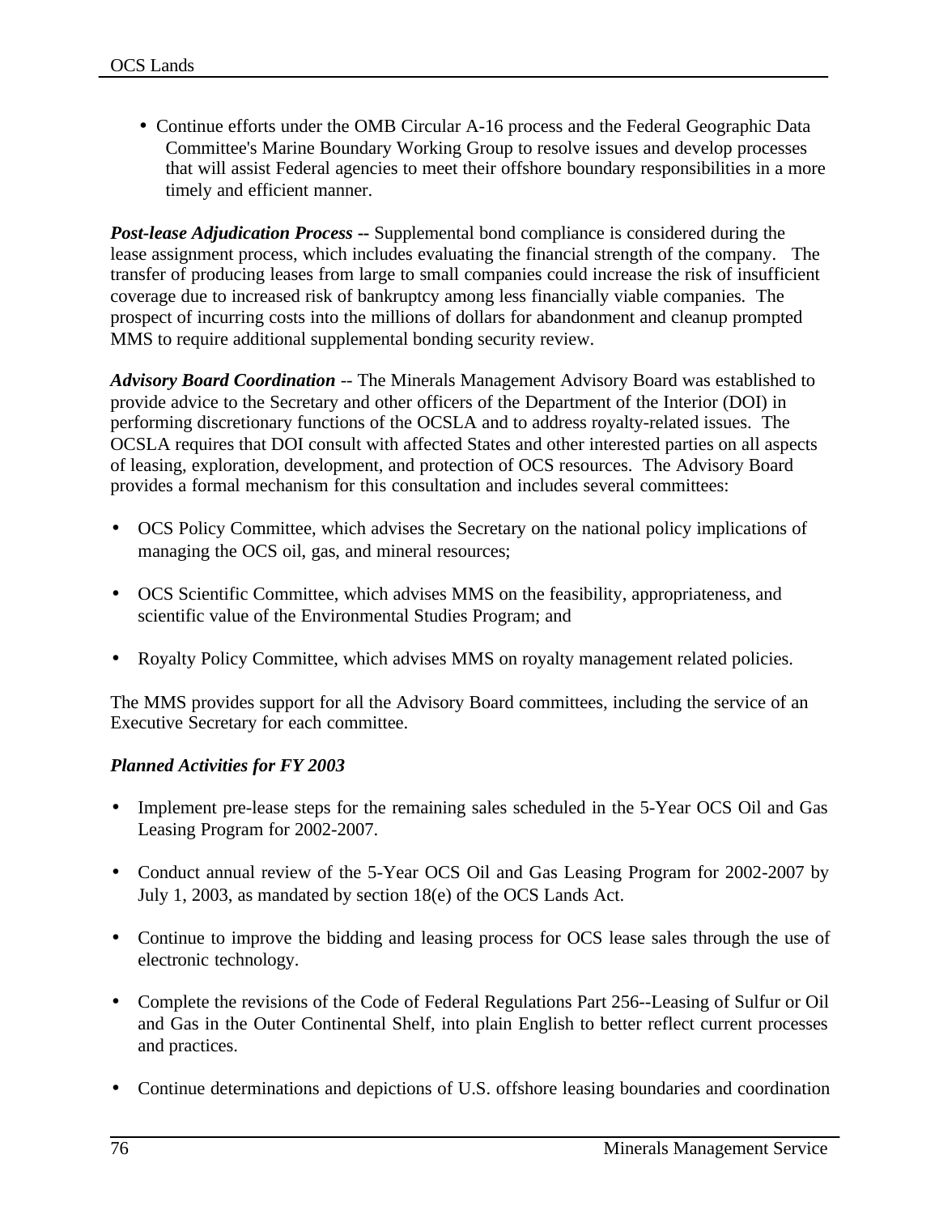- Continue efforts under the OMB Circular A-16 process and the Federal Geographic Data Committee's Marine Boundary Working Group to resolve issues and develop processes that will assist Federal agencies to meet their offshore boundary responsibilities in a more timely and efficient manner.

***Post-lease Adjudication Process*** **--** Supplemental bond compliance is considered during the lease assignment process, which includes evaluating the financial strength of the company. The transfer of producing leases from large to small companies could increase the risk of insufficient coverage due to increased risk of bankruptcy among less financially viable companies. The prospect of incurring costs into the millions of dollars for abandonment and cleanup prompted MMS to require additional supplemental bonding security review.

***Advisory Board Coordination*** -- The Minerals Management Advisory Board was established to provide advice to the Secretary and other officers of the Department of the Interior (DOI) in performing discretionary functions of the OCSLA and to address royalty-related issues. The OCSLA requires that DOI consult with affected States and other interested parties on all aspects of leasing, exploration, development, and protection of OCS resources. The Advisory Board provides a formal mechanism for this consultation and includes several committees:

- OCS Policy Committee, which advises the Secretary on the national policy implications of managing the OCS oil, gas, and mineral resources;
- OCS Scientific Committee, which advises MMS on the feasibility, appropriateness, and scientific value of the Environmental Studies Program; and
- Royalty Policy Committee, which advises MMS on royalty management related policies.

The MMS provides support for all the Advisory Board committees, including the service of an Executive Secretary for each committee.

***Planned Activities for FY 2003***

- Implement pre-lease steps for the remaining sales scheduled in the 5-Year OCS Oil and Gas Leasing Program for 2002-2007.
- Conduct annual review of the 5-Year OCS Oil and Gas Leasing Program for 2002-2007 by July 1, 2003, as mandated by section 18(e) of the OCS Lands Act.
- Continue to improve the bidding and leasing process for OCS lease sales through the use of electronic technology.
- Complete the revisions of the Code of Federal Regulations Part 256--Leasing of Sulfur or Oil and Gas in the Outer Continental Shelf, into plain English to better reflect current processes and practices.
- Continue determinations and depictions of U.S. offshore leasing boundaries and coordination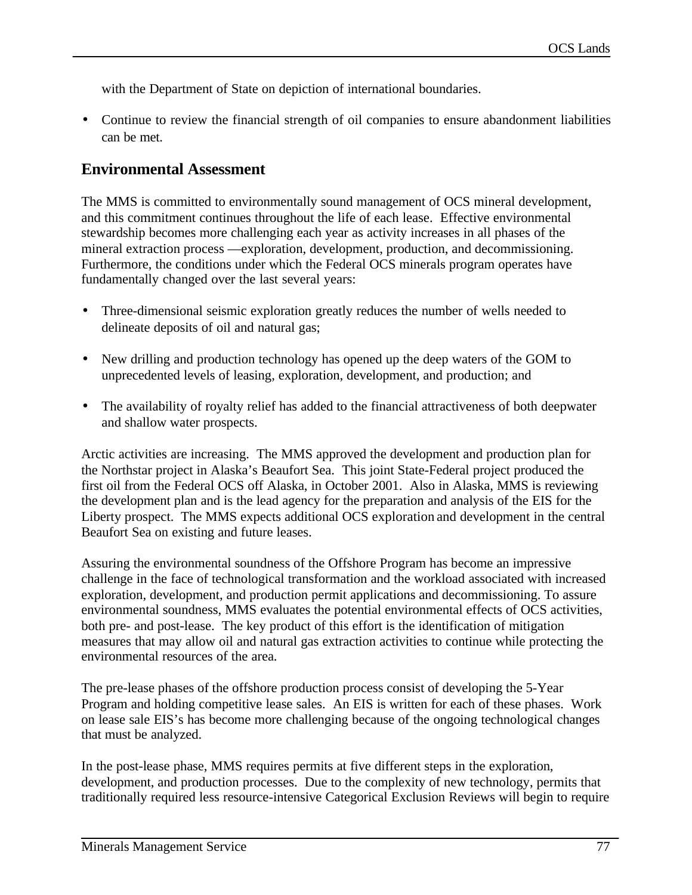with the Department of State on depiction of international boundaries.

- Continue to review the financial strength of oil companies to ensure abandonment liabilities can be met.

## Environmental Assessment

The MMS is committed to environmentally sound management of OCS mineral development, and this commitment continues throughout the life of each lease. Effective environmental stewardship becomes more challenging each year as activity increases in all phases of the mineral extraction process —exploration, development, production, and decommissioning. Furthermore, the conditions under which the Federal OCS minerals program operates have fundamentally changed over the last several years:

- Three-dimensional seismic exploration greatly reduces the number of wells needed to delineate deposits of oil and natural gas;

- New drilling and production technology has opened up the deep waters of the GOM to unprecedented levels of leasing, exploration, development, and production; and

- The availability of royalty relief has added to the financial attractiveness of both deepwater and shallow water prospects.

Arctic activities are increasing. The MMS approved the development and production plan for the Northstar project in Alaska's Beaufort Sea. This joint State-Federal project produced the first oil from the Federal OCS off Alaska, in October 2001. Also in Alaska, MMS is reviewing the development plan and is the lead agency for the preparation and analysis of the EIS for the Liberty prospect. The MMS expects additional OCS exploration and development in the central Beaufort Sea on existing and future leases.

Assuring the environmental soundness of the Offshore Program has become an impressive challenge in the face of technological transformation and the workload associated with increased exploration, development, and production permit applications and decommissioning. To assure environmental soundness, MMS evaluates the potential environmental effects of OCS activities, both pre- and post-lease. The key product of this effort is the identification of mitigation measures that may allow oil and natural gas extraction activities to continue while protecting the environmental resources of the area.

The pre-lease phases of the offshore production process consist of developing the 5-Year Program and holding competitive lease sales. An EIS is written for each of these phases. Work on lease sale EIS's has become more challenging because of the ongoing technological changes that must be analyzed.

In the post-lease phase, MMS requires permits at five different steps in the exploration, development, and production processes. Due to the complexity of new technology, permits that traditionally required less resource-intensive Categorical Exclusion Reviews will begin to require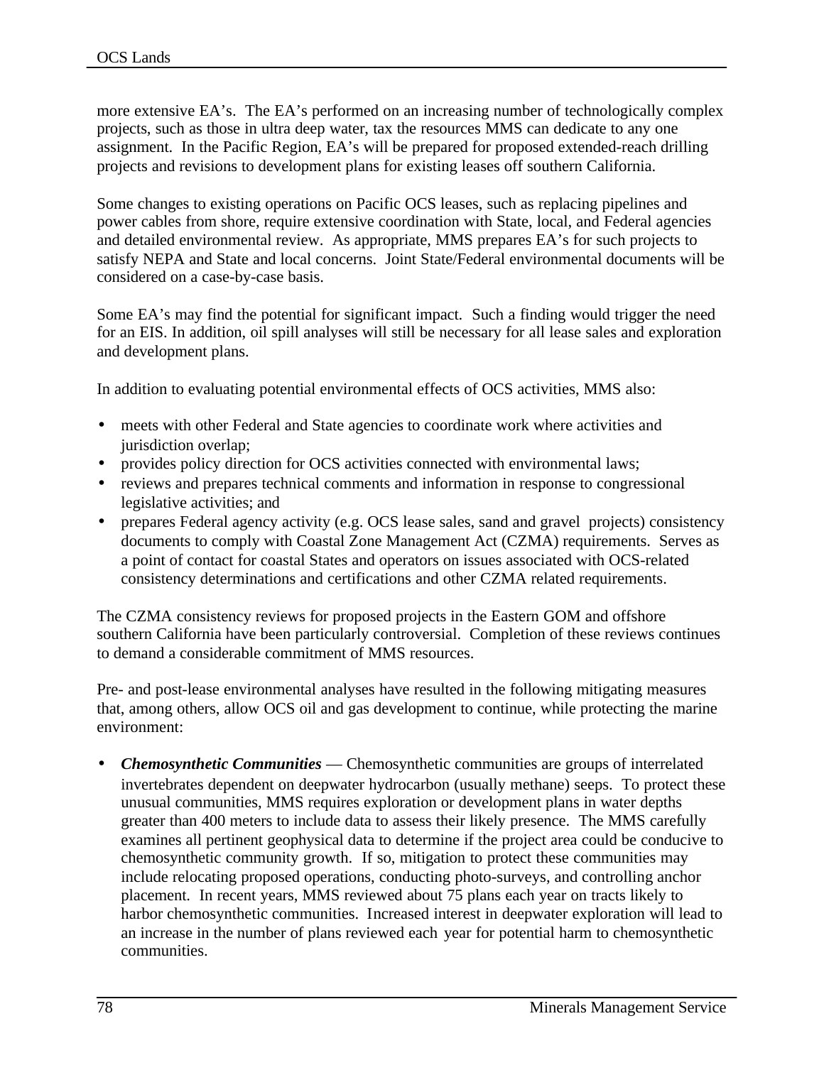more extensive EA's. The EA's performed on an increasing number of technologically complex projects, such as those in ultra deep water, tax the resources MMS can dedicate to any one assignment. In the Pacific Region, EA's will be prepared for proposed extended-reach drilling projects and revisions to development plans for existing leases off southern California.

Some changes to existing operations on Pacific OCS leases, such as replacing pipelines and power cables from shore, require extensive coordination with State, local, and Federal agencies and detailed environmental review. As appropriate, MMS prepares EA's for such projects to satisfy NEPA and State and local concerns. Joint State/Federal environmental documents will be considered on a case-by-case basis.

Some EA's may find the potential for significant impact. Such a finding would trigger the need for an EIS. In addition, oil spill analyses will still be necessary for all lease sales and exploration and development plans.

In addition to evaluating potential environmental effects of OCS activities, MMS also:

- meets with other Federal and State agencies to coordinate work where activities and jurisdiction overlap;
- provides policy direction for OCS activities connected with environmental laws;
- reviews and prepares technical comments and information in response to congressional legislative activities; and
- prepares Federal agency activity (e.g. OCS lease sales, sand and gravel projects) consistency documents to comply with Coastal Zone Management Act (CZMA) requirements. Serves as a point of contact for coastal States and operators on issues associated with OCS-related consistency determinations and certifications and other CZMA related requirements.

The CZMA consistency reviews for proposed projects in the Eastern GOM and offshore southern California have been particularly controversial. Completion of these reviews continues to demand a considerable commitment of MMS resources.

Pre- and post-lease environmental analyses have resulted in the following mitigating measures that, among others, allow OCS oil and gas development to continue, while protecting the marine environment:

- ***Chemosynthetic Communities*** — Chemosynthetic communities are groups of interrelated invertebrates dependent on deepwater hydrocarbon (usually methane) seeps. To protect these unusual communities, MMS requires exploration or development plans in water depths greater than 400 meters to include data to assess their likely presence. The MMS carefully examines all pertinent geophysical data to determine if the project area could be conducive to chemosynthetic community growth. If so, mitigation to protect these communities may include relocating proposed operations, conducting photo-surveys, and controlling anchor placement. In recent years, MMS reviewed about 75 plans each year on tracts likely to harbor chemosynthetic communities. Increased interest in deepwater exploration will lead to an increase in the number of plans reviewed each year for potential harm to chemosynthetic communities.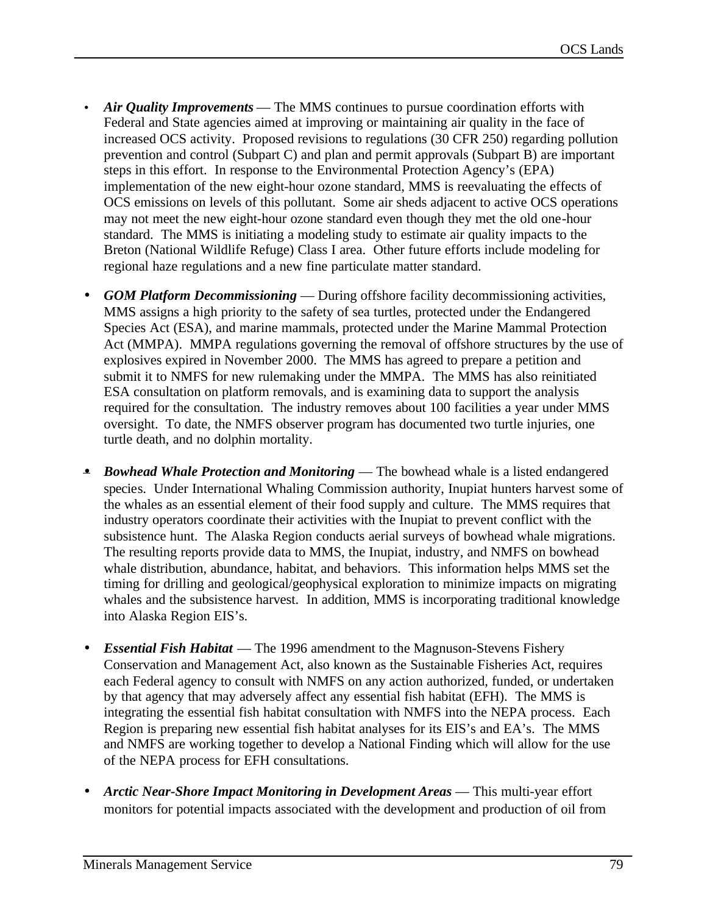- ***Air Quality Improvements*** — The MMS continues to pursue coordination efforts with Federal and State agencies aimed at improving or maintaining air quality in the face of increased OCS activity. Proposed revisions to regulations (30 CFR 250) regarding pollution prevention and control (Subpart C) and plan and permit approvals (Subpart B) are important steps in this effort. In response to the Environmental Protection Agency's (EPA) implementation of the new eight-hour ozone standard, MMS is reevaluating the effects of OCS emissions on levels of this pollutant. Some air sheds adjacent to active OCS operations may not meet the new eight-hour ozone standard even though they met the old one-hour standard. The MMS is initiating a modeling study to estimate air quality impacts to the Breton (National Wildlife Refuge) Class I area. Other future efforts include modeling for regional haze regulations and a new fine particulate matter standard.

- ***GOM Platform Decommissioning*** — During offshore facility decommissioning activities, MMS assigns a high priority to the safety of sea turtles, protected under the Endangered Species Act (ESA), and marine mammals, protected under the Marine Mammal Protection Act (MMPA). MMPA regulations governing the removal of offshore structures by the use of explosives expired in November 2000. The MMS has agreed to prepare a petition and submit it to NMFS for new rulemaking under the MMPA. The MMS has also reinitiated ESA consultation on platform removals, and is examining data to support the analysis required for the consultation. The industry removes about 100 facilities a year under MMS oversight. To date, the NMFS observer program has documented two turtle injuries, one turtle death, and no dolphin mortality.

- ***Bowhead Whale Protection and Monitoring*** — The bowhead whale is a listed endangered species. Under International Whaling Commission authority, Inupiat hunters harvest some of the whales as an essential element of their food supply and culture. The MMS requires that industry operators coordinate their activities with the Inupiat to prevent conflict with the subsistence hunt. The Alaska Region conducts aerial surveys of bowhead whale migrations. The resulting reports provide data to MMS, the Inupiat, industry, and NMFS on bowhead whale distribution, abundance, habitat, and behaviors. This information helps MMS set the timing for drilling and geological/geophysical exploration to minimize impacts on migrating whales and the subsistence harvest. In addition, MMS is incorporating traditional knowledge into Alaska Region EIS's.

- ***Essential Fish Habitat*** — The 1996 amendment to the Magnuson-Stevens Fishery Conservation and Management Act, also known as the Sustainable Fisheries Act, requires each Federal agency to consult with NMFS on any action authorized, funded, or undertaken by that agency that may adversely affect any essential fish habitat (EFH). The MMS is integrating the essential fish habitat consultation with NMFS into the NEPA process. Each Region is preparing new essential fish habitat analyses for its EIS's and EA's. The MMS and NMFS are working together to develop a National Finding which will allow for the use of the NEPA process for EFH consultations.

- ***Arctic Near-Shore Impact Monitoring in Development Areas*** — This multi-year effort monitors for potential impacts associated with the development and production of oil from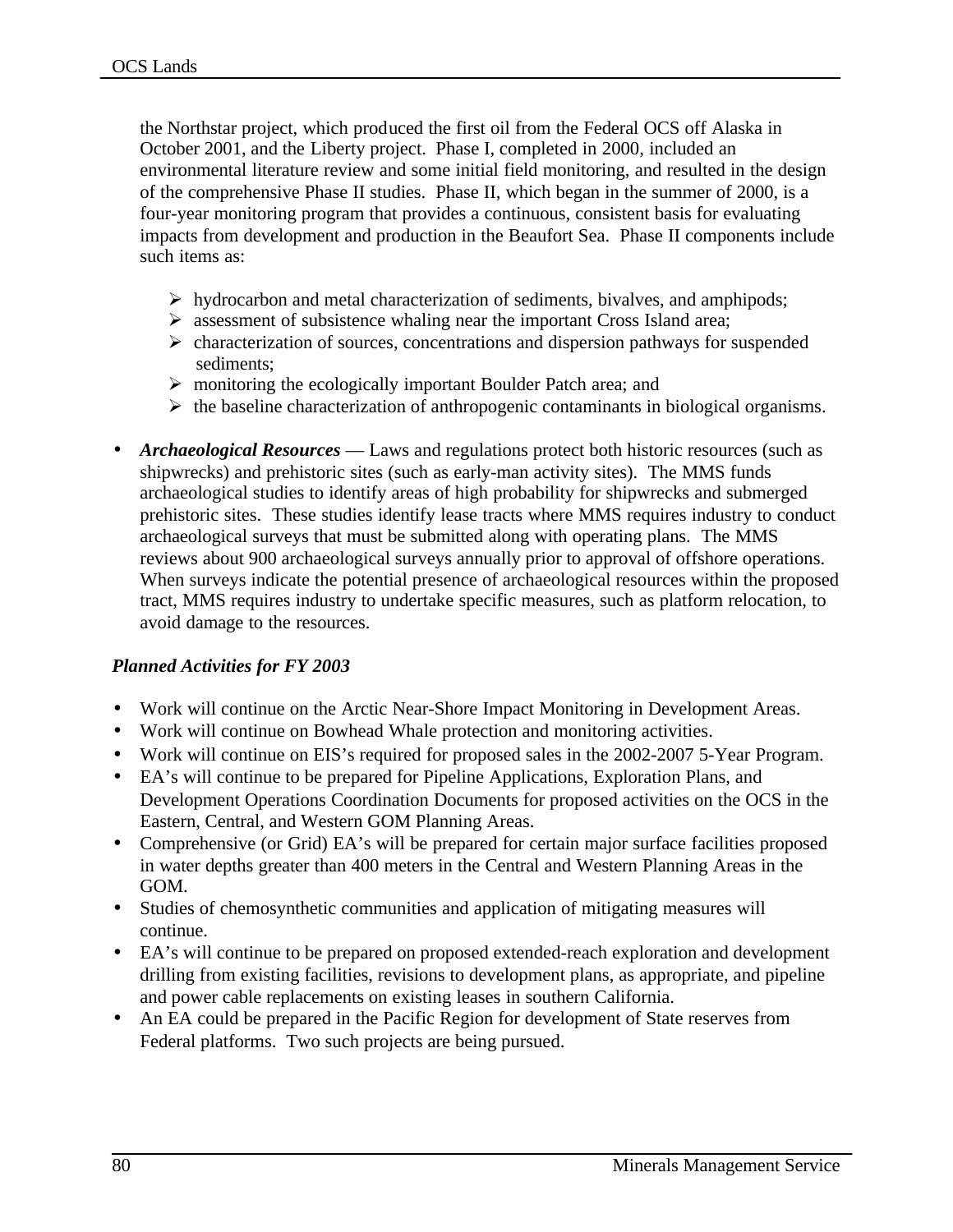the Northstar project, which produced the first oil from the Federal OCS off Alaska in October 2001, and the Liberty project. Phase I, completed in 2000, included an environmental literature review and some initial field monitoring, and resulted in the design of the comprehensive Phase II studies. Phase II, which began in the summer of 2000, is a four-year monitoring program that provides a continuous, consistent basis for evaluating impacts from development and production in the Beaufort Sea. Phase II components include such items as:

- hydrocarbon and metal characterization of sediments, bivalves, and amphipods;
- assessment of subsistence whaling near the important Cross Island area;
- characterization of sources, concentrations and dispersion pathways for suspended sediments;
- monitoring the ecologically important Boulder Patch area; and
- the baseline characterization of anthropogenic contaminants in biological organisms.

- ***Archaeological Resources*** — Laws and regulations protect both historic resources (such as shipwrecks) and prehistoric sites (such as early-man activity sites). The MMS funds archaeological studies to identify areas of high probability for shipwrecks and submerged prehistoric sites. These studies identify lease tracts where MMS requires industry to conduct archaeological surveys that must be submitted along with operating plans. The MMS reviews about 900 archaeological surveys annually prior to approval of offshore operations. When surveys indicate the potential presence of archaeological resources within the proposed tract, MMS requires industry to undertake specific measures, such as platform relocation, to avoid damage to the resources.

***Planned Activities for FY 2003***

- Work will continue on the Arctic Near-Shore Impact Monitoring in Development Areas.
- Work will continue on Bowhead Whale protection and monitoring activities.
- Work will continue on EIS's required for proposed sales in the 2002-2007 5-Year Program.
- EA's will continue to be prepared for Pipeline Applications, Exploration Plans, and Development Operations Coordination Documents for proposed activities on the OCS in the Eastern, Central, and Western GOM Planning Areas.
- Comprehensive (or Grid) EA's will be prepared for certain major surface facilities proposed in water depths greater than 400 meters in the Central and Western Planning Areas in the GOM.
- Studies of chemosynthetic communities and application of mitigating measures will continue.
- EA's will continue to be prepared on proposed extended-reach exploration and development drilling from existing facilities, revisions to development plans, as appropriate, and pipeline and power cable replacements on existing leases in southern California.
- An EA could be prepared in the Pacific Region for development of State reserves from Federal platforms. Two such projects are being pursued.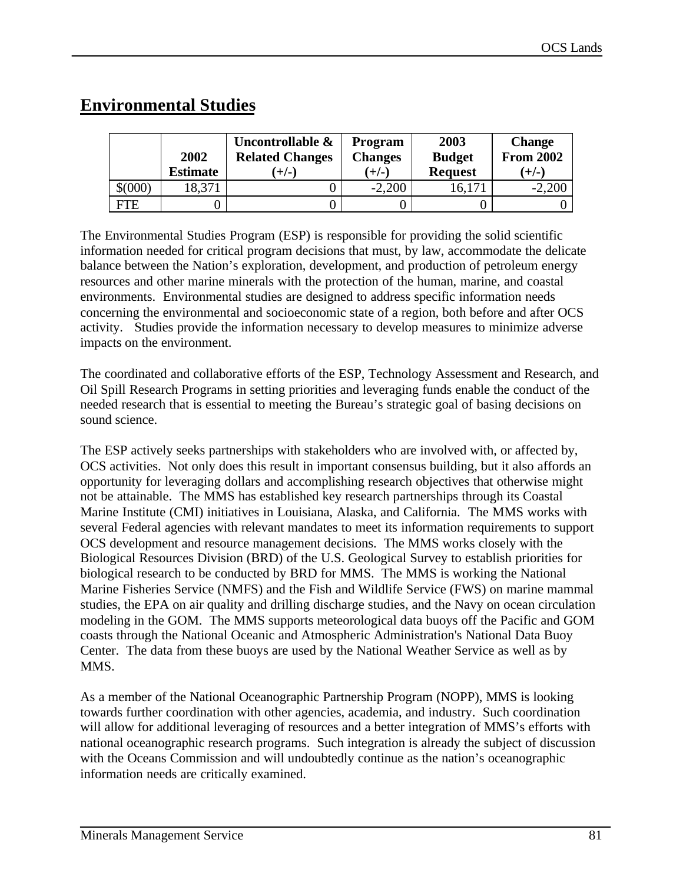## Environmental Studies

| | 2002 Estimate | Uncontrollable & Related Changes (+/-) | Program Changes (+/-) | 2003 Budget Request | Change From 2002 (+/-) |
|---|---|---|---|---|---|
| $(000) | 18,371 | 0 | -2,200 | 16,171 | -2,200 |
| FTE | 0 | 0 | 0 | 0 | 0 |

The Environmental Studies Program (ESP) is responsible for providing the solid scientific information needed for critical program decisions that must, by law, accommodate the delicate balance between the Nation's exploration, development, and production of petroleum energy resources and other marine minerals with the protection of the human, marine, and coastal environments. Environmental studies are designed to address specific information needs concerning the environmental and socioeconomic state of a region, both before and after OCS activity. Studies provide the information necessary to develop measures to minimize adverse impacts on the environment.

The coordinated and collaborative efforts of the ESP, Technology Assessment and Research, and Oil Spill Research Programs in setting priorities and leveraging funds enable the conduct of the needed research that is essential to meeting the Bureau's strategic goal of basing decisions on sound science.

The ESP actively seeks partnerships with stakeholders who are involved with, or affected by, OCS activities. Not only does this result in important consensus building, but it also affords an opportunity for leveraging dollars and accomplishing research objectives that otherwise might not be attainable. The MMS has established key research partnerships through its Coastal Marine Institute (CMI) initiatives in Louisiana, Alaska, and California. The MMS works with several Federal agencies with relevant mandates to meet its information requirements to support OCS development and resource management decisions. The MMS works closely with the Biological Resources Division (BRD) of the U.S. Geological Survey to establish priorities for biological research to be conducted by BRD for MMS. The MMS is working the National Marine Fisheries Service (NMFS) and the Fish and Wildlife Service (FWS) on marine mammal studies, the EPA on air quality and drilling discharge studies, and the Navy on ocean circulation modeling in the GOM. The MMS supports meteorological data buoys off the Pacific and GOM coasts through the National Oceanic and Atmospheric Administration's National Data Buoy Center. The data from these buoys are used by the National Weather Service as well as by MMS.

As a member of the National Oceanographic Partnership Program (NOPP), MMS is looking towards further coordination with other agencies, academia, and industry. Such coordination will allow for additional leveraging of resources and a better integration of MMS's efforts with national oceanographic research programs. Such integration is already the subject of discussion with the Oceans Commission and will undoubtedly continue as the nation's oceanographic information needs are critically examined.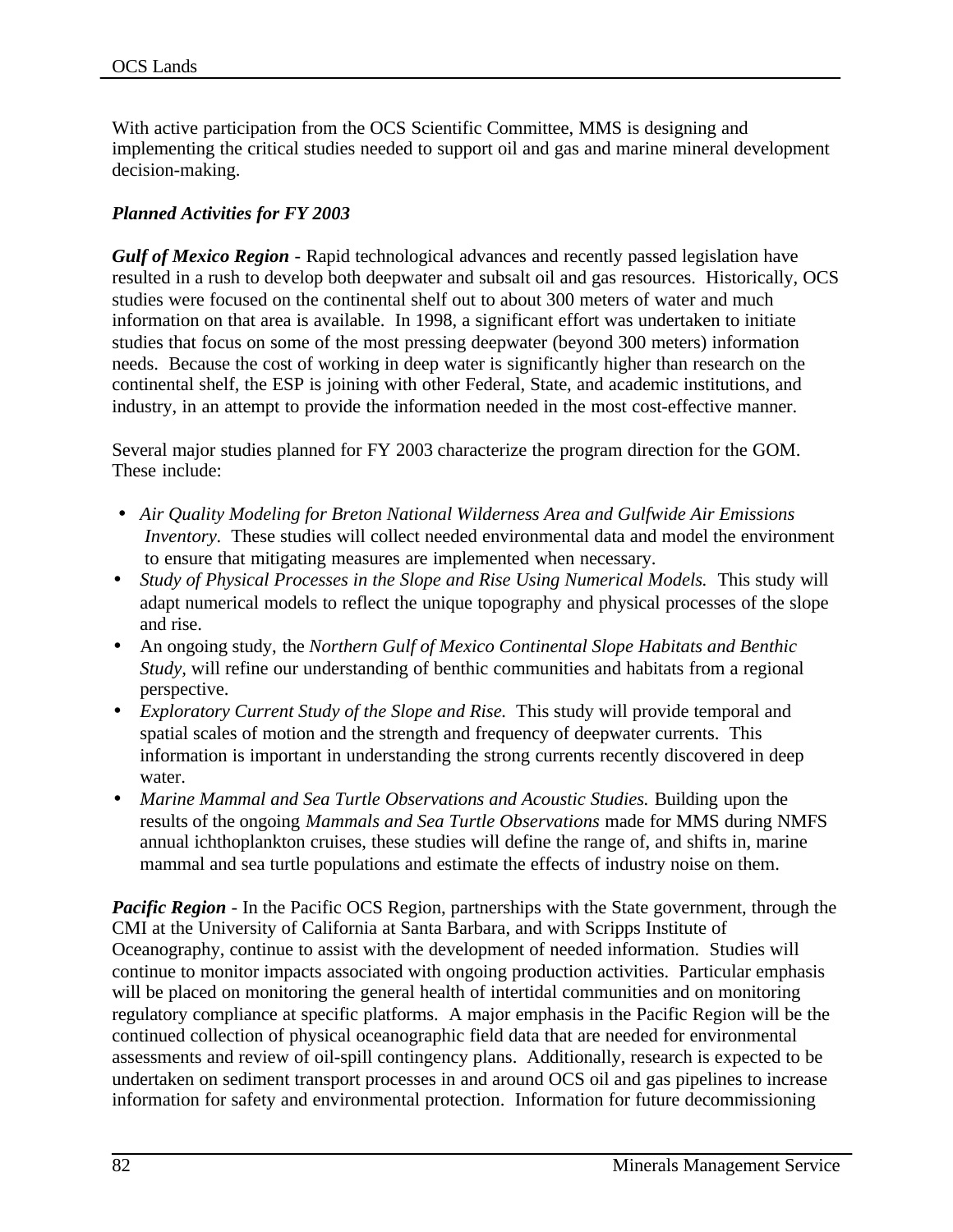With active participation from the OCS Scientific Committee, MMS is designing and implementing the critical studies needed to support oil and gas and marine mineral development decision-making.

***Planned Activities for FY 2003***

***Gulf of Mexico Region*** - Rapid technological advances and recently passed legislation have resulted in a rush to develop both deepwater and subsalt oil and gas resources. Historically, OCS studies were focused on the continental shelf out to about 300 meters of water and much information on that area is available. In 1998, a significant effort was undertaken to initiate studies that focus on some of the most pressing deepwater (beyond 300 meters) information needs. Because the cost of working in deep water is significantly higher than research on the continental shelf, the ESP is joining with other Federal, State, and academic institutions, and industry, in an attempt to provide the information needed in the most cost-effective manner.

Several major studies planned for FY 2003 characterize the program direction for the GOM. These include:

- *Air Quality Modeling for Breton National Wilderness Area and Gulfwide Air Emissions Inventory.* These studies will collect needed environmental data and model the environment to ensure that mitigating measures are implemented when necessary.
- *Study of Physical Processes in the Slope and Rise Using Numerical Models.* This study will adapt numerical models to reflect the unique topography and physical processes of the slope and rise.
- An ongoing study, the *Northern Gulf of Mexico Continental Slope Habitats and Benthic Study*, will refine our understanding of benthic communities and habitats from a regional perspective.
- *Exploratory Current Study of the Slope and Rise.* This study will provide temporal and spatial scales of motion and the strength and frequency of deepwater currents. This information is important in understanding the strong currents recently discovered in deep water.
- *Marine Mammal and Sea Turtle Observations and Acoustic Studies.* Building upon the results of the ongoing *Mammals and Sea Turtle Observations* made for MMS during NMFS annual ichthoplankton cruises, these studies will define the range of, and shifts in, marine mammal and sea turtle populations and estimate the effects of industry noise on them.

***Pacific Region*** - In the Pacific OCS Region, partnerships with the State government, through the CMI at the University of California at Santa Barbara, and with Scripps Institute of Oceanography, continue to assist with the development of needed information. Studies will continue to monitor impacts associated with ongoing production activities. Particular emphasis will be placed on monitoring the general health of intertidal communities and on monitoring regulatory compliance at specific platforms. A major emphasis in the Pacific Region will be the continued collection of physical oceanographic field data that are needed for environmental assessments and review of oil-spill contingency plans. Additionally, research is expected to be undertaken on sediment transport processes in and around OCS oil and gas pipelines to increase information for safety and environmental protection. Information for future decommissioning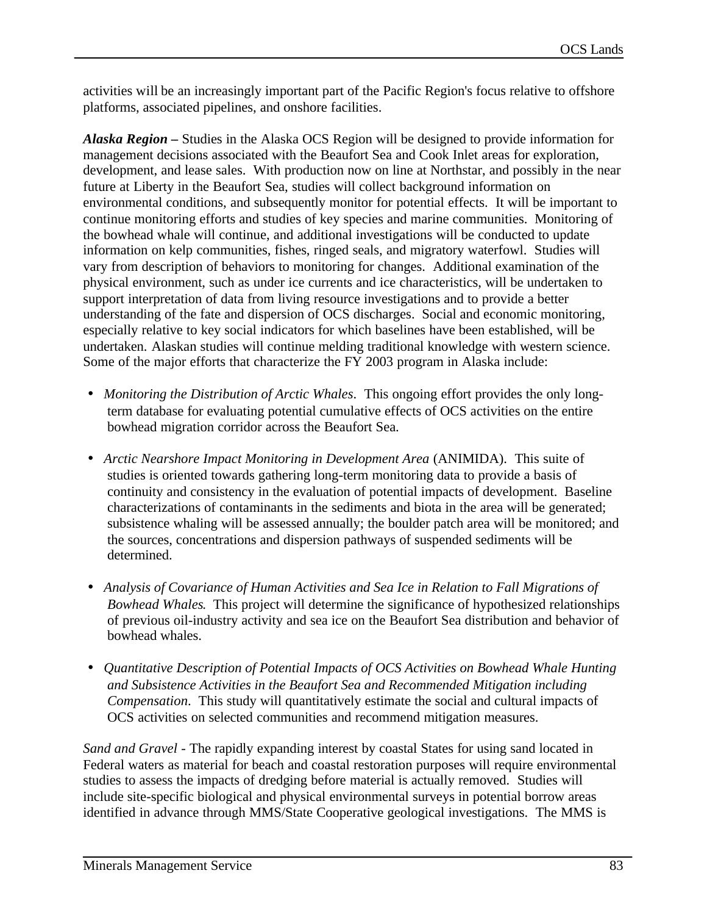activities will be an increasingly important part of the Pacific Region's focus relative to offshore platforms, associated pipelines, and onshore facilities.

***Alaska Region –*** Studies in the Alaska OCS Region will be designed to provide information for management decisions associated with the Beaufort Sea and Cook Inlet areas for exploration, development, and lease sales. With production now on line at Northstar, and possibly in the near future at Liberty in the Beaufort Sea, studies will collect background information on environmental conditions, and subsequently monitor for potential effects. It will be important to continue monitoring efforts and studies of key species and marine communities. Monitoring of the bowhead whale will continue, and additional investigations will be conducted to update information on kelp communities, fishes, ringed seals, and migratory waterfowl. Studies will vary from description of behaviors to monitoring for changes. Additional examination of the physical environment, such as under ice currents and ice characteristics, will be undertaken to support interpretation of data from living resource investigations and to provide a better understanding of the fate and dispersion of OCS discharges. Social and economic monitoring, especially relative to key social indicators for which baselines have been established, will be undertaken. Alaskan studies will continue melding traditional knowledge with western science. Some of the major efforts that characterize the FY 2003 program in Alaska include:

- *Monitoring the Distribution of Arctic Whales*. This ongoing effort provides the only long-term database for evaluating potential cumulative effects of OCS activities on the entire bowhead migration corridor across the Beaufort Sea.

- *Arctic Nearshore Impact Monitoring in Development Area* (ANIMIDA). This suite of studies is oriented towards gathering long-term monitoring data to provide a basis of continuity and consistency in the evaluation of potential impacts of development. Baseline characterizations of contaminants in the sediments and biota in the area will be generated; subsistence whaling will be assessed annually; the boulder patch area will be monitored; and the sources, concentrations and dispersion pathways of suspended sediments will be determined.

- *Analysis of Covariance of Human Activities and Sea Ice in Relation to Fall Migrations of Bowhead Whales*. This project will determine the significance of hypothesized relationships of previous oil-industry activity and sea ice on the Beaufort Sea distribution and behavior of bowhead whales.

- *Quantitative Description of Potential Impacts of OCS Activities on Bowhead Whale Hunting and Subsistence Activities in the Beaufort Sea and Recommended Mitigation including Compensation*. This study will quantitatively estimate the social and cultural impacts of OCS activities on selected communities and recommend mitigation measures.

*Sand and Gravel* - The rapidly expanding interest by coastal States for using sand located in Federal waters as material for beach and coastal restoration purposes will require environmental studies to assess the impacts of dredging before material is actually removed. Studies will include site-specific biological and physical environmental surveys in potential borrow areas identified in advance through MMS/State Cooperative geological investigations. The MMS is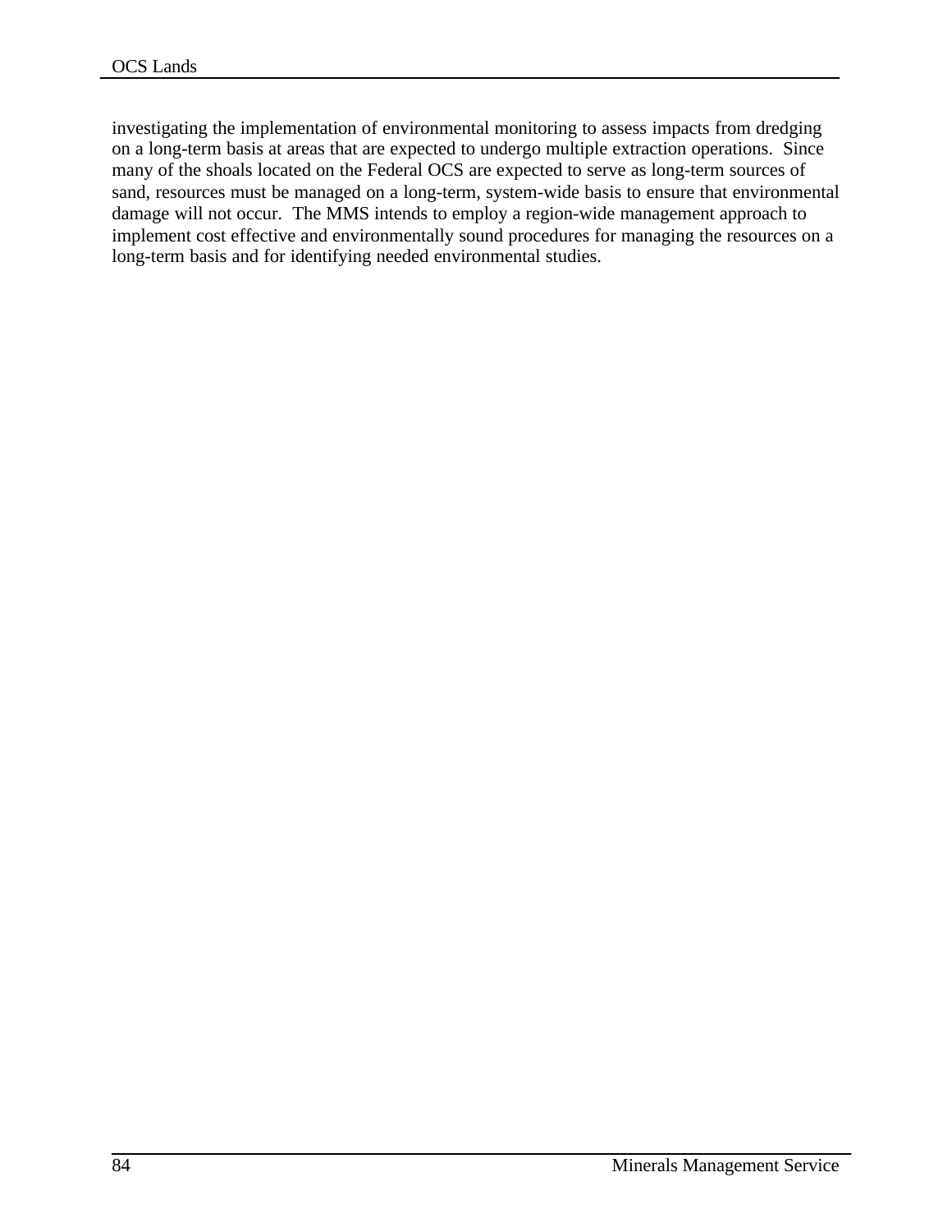investigating the implementation of environmental monitoring to assess impacts from dredging on a long-term basis at areas that are expected to undergo multiple extraction operations. Since many of the shoals located on the Federal OCS are expected to serve as long-term sources of sand, resources must be managed on a long-term, system-wide basis to ensure that environmental damage will not occur. The MMS intends to employ a region-wide management approach to implement cost effective and environmentally sound procedures for managing the resources on a long-term basis and for identifying needed environmental studies.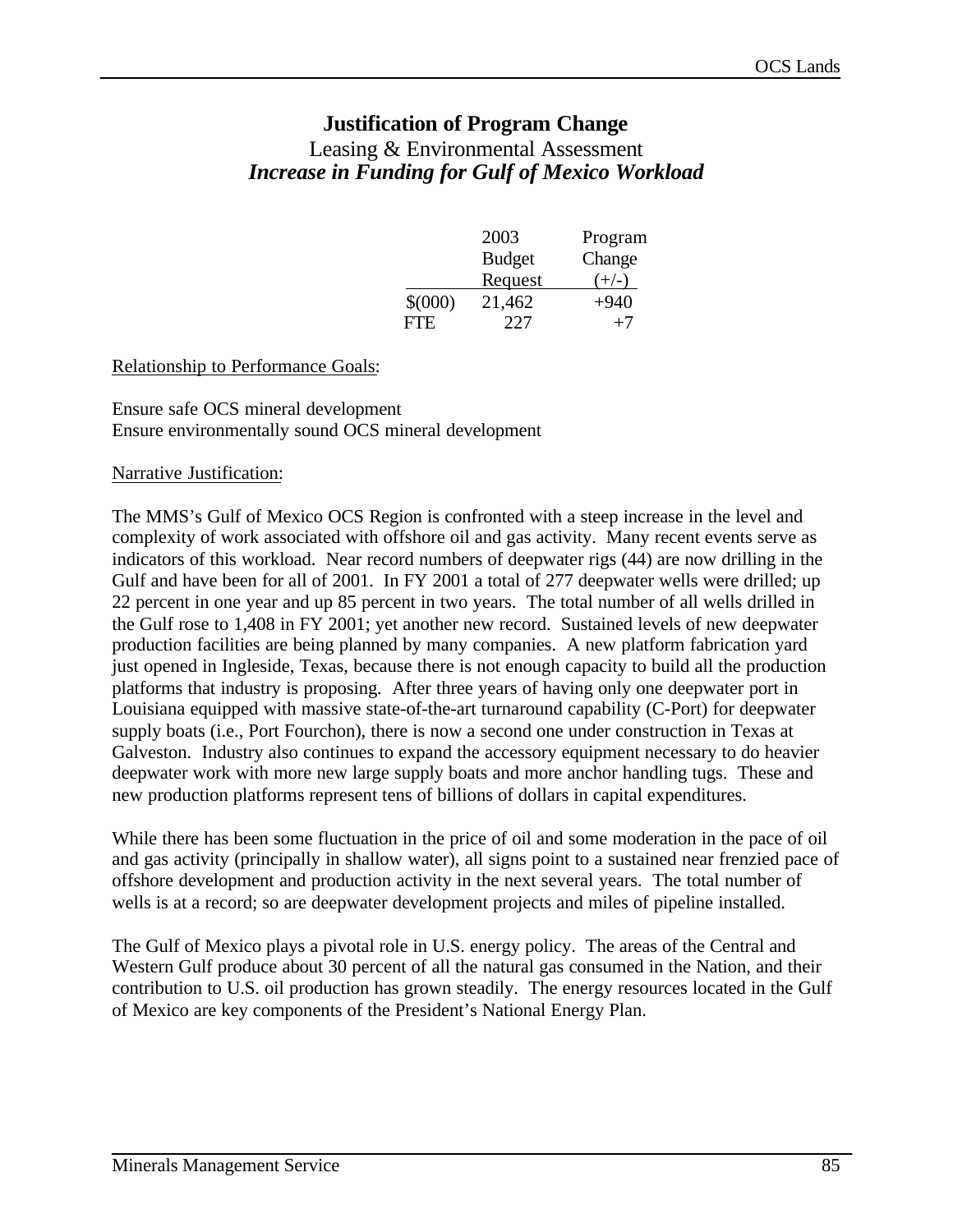## Justification of Program Change

Leasing & Environmental Assessment

***Increase in Funding for Gulf of Mexico Workload***

| | 2003 Budget Request | Program Change (+/-) |
|---|---|---|
| $(000) | 21,462 | +940 |
| FTE | 227 | +7 |

Relationship to Performance Goals:

Ensure safe OCS mineral development
Ensure environmentally sound OCS mineral development

Narrative Justification:

The MMS's Gulf of Mexico OCS Region is confronted with a steep increase in the level and complexity of work associated with offshore oil and gas activity. Many recent events serve as indicators of this workload. Near record numbers of deepwater rigs (44) are now drilling in the Gulf and have been for all of 2001. In FY 2001 a total of 277 deepwater wells were drilled; up 22 percent in one year and up 85 percent in two years. The total number of all wells drilled in the Gulf rose to 1,408 in FY 2001; yet another new record. Sustained levels of new deepwater production facilities are being planned by many companies. A new platform fabrication yard just opened in Ingleside, Texas, because there is not enough capacity to build all the production platforms that industry is proposing. After three years of having only one deepwater port in Louisiana equipped with massive state-of-the-art turnaround capability (C-Port) for deepwater supply boats (i.e., Port Fourchon), there is now a second one under construction in Texas at Galveston. Industry also continues to expand the accessory equipment necessary to do heavier deepwater work with more new large supply boats and more anchor handling tugs. These and new production platforms represent tens of billions of dollars in capital expenditures.

While there has been some fluctuation in the price of oil and some moderation in the pace of oil and gas activity (principally in shallow water), all signs point to a sustained near frenzied pace of offshore development and production activity in the next several years. The total number of wells is at a record; so are deepwater development projects and miles of pipeline installed.

The Gulf of Mexico plays a pivotal role in U.S. energy policy. The areas of the Central and Western Gulf produce about 30 percent of all the natural gas consumed in the Nation, and their contribution to U.S. oil production has grown steadily. The energy resources located in the Gulf of Mexico are key components of the President's National Energy Plan.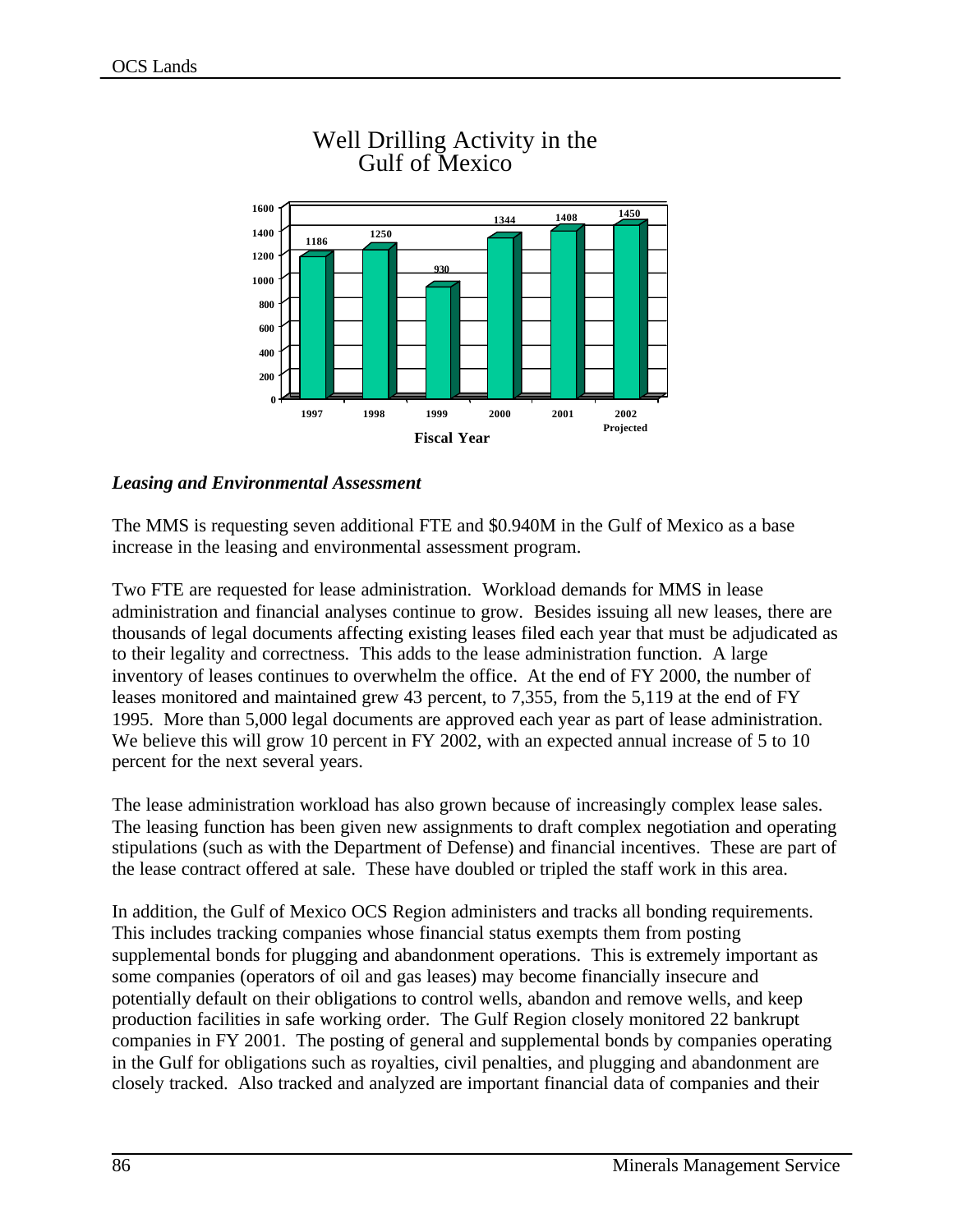## Well Drilling Activity in the Gulf of Mexico

| Fiscal Year | Wells |
|---|---|
| 1997 | 1186 |
| 1998 | 1250 |
| 1999 | 930 |
| 2000 | 1344 |
| 2001 | 1408 |
| 2002 Projected | 1450 |

### *Leasing and Environmental Assessment*

The MMS is requesting seven additional FTE and $0.940M in the Gulf of Mexico as a base increase in the leasing and environmental assessment program.

Two FTE are requested for lease administration. Workload demands for MMS in lease administration and financial analyses continue to grow. Besides issuing all new leases, there are thousands of legal documents affecting existing leases filed each year that must be adjudicated as to their legality and correctness. This adds to the lease administration function. A large inventory of leases continues to overwhelm the office. At the end of FY 2000, the number of leases monitored and maintained grew 43 percent, to 7,355, from the 5,119 at the end of FY 1995. More than 5,000 legal documents are approved each year as part of lease administration. We believe this will grow 10 percent in FY 2002, with an expected annual increase of 5 to 10 percent for the next several years.

The lease administration workload has also grown because of increasingly complex lease sales. The leasing function has been given new assignments to draft complex negotiation and operating stipulations (such as with the Department of Defense) and financial incentives. These are part of the lease contract offered at sale. These have doubled or tripled the staff work in this area.

In addition, the Gulf of Mexico OCS Region administers and tracks all bonding requirements. This includes tracking companies whose financial status exempts them from posting supplemental bonds for plugging and abandonment operations. This is extremely important as some companies (operators of oil and gas leases) may become financially insecure and potentially default on their obligations to control wells, abandon and remove wells, and keep production facilities in safe working order. The Gulf Region closely monitored 22 bankrupt companies in FY 2001. The posting of general and supplemental bonds by companies operating in the Gulf for obligations such as royalties, civil penalties, and plugging and abandonment are closely tracked. Also tracked and analyzed are important financial data of companies and their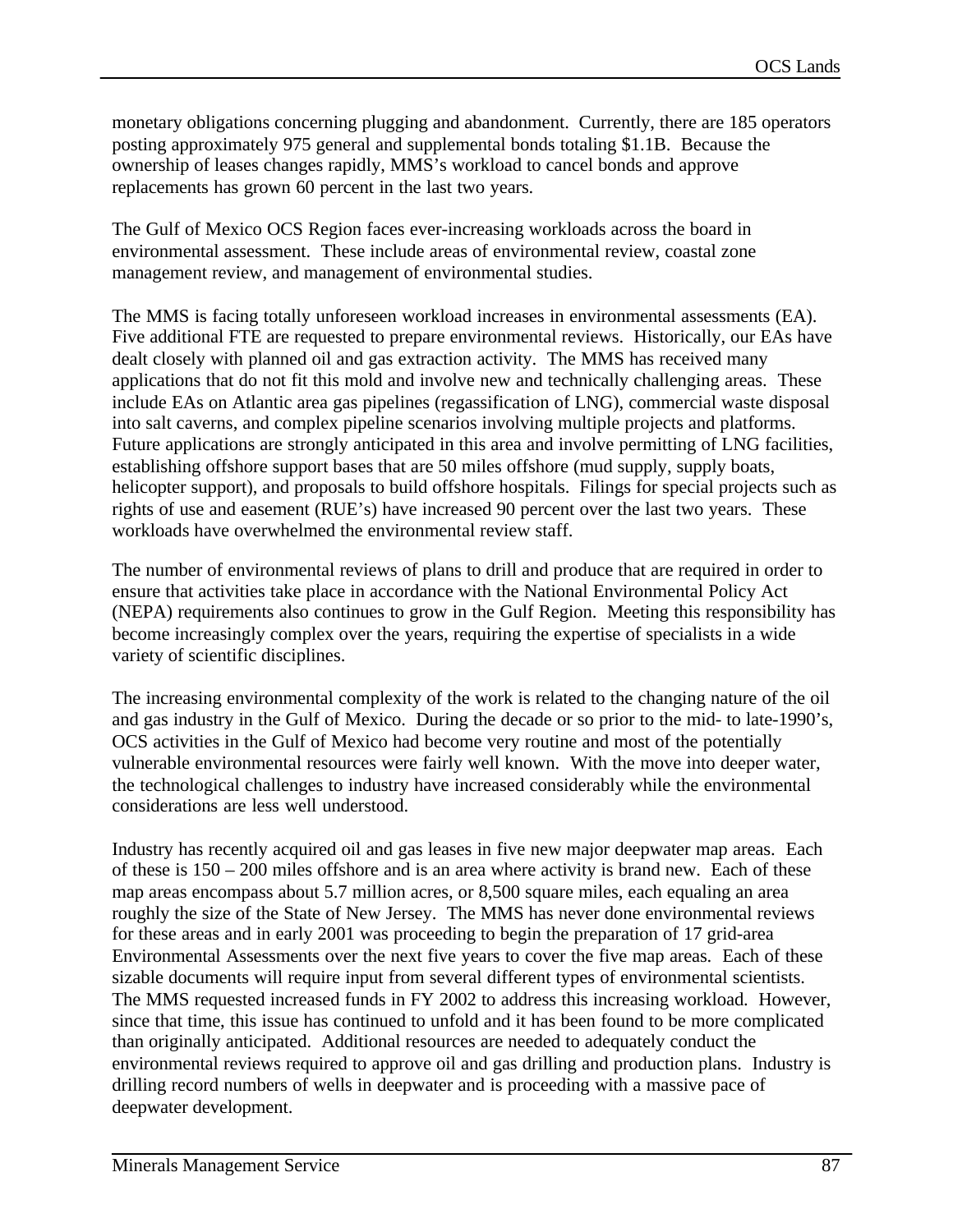monetary obligations concerning plugging and abandonment. Currently, there are 185 operators posting approximately 975 general and supplemental bonds totaling $1.1B. Because the ownership of leases changes rapidly, MMS's workload to cancel bonds and approve replacements has grown 60 percent in the last two years.

The Gulf of Mexico OCS Region faces ever-increasing workloads across the board in environmental assessment. These include areas of environmental review, coastal zone management review, and management of environmental studies.

The MMS is facing totally unforeseen workload increases in environmental assessments (EA). Five additional FTE are requested to prepare environmental reviews. Historically, our EAs have dealt closely with planned oil and gas extraction activity. The MMS has received many applications that do not fit this mold and involve new and technically challenging areas. These include EAs on Atlantic area gas pipelines (regassification of LNG), commercial waste disposal into salt caverns, and complex pipeline scenarios involving multiple projects and platforms. Future applications are strongly anticipated in this area and involve permitting of LNG facilities, establishing offshore support bases that are 50 miles offshore (mud supply, supply boats, helicopter support), and proposals to build offshore hospitals. Filings for special projects such as rights of use and easement (RUE's) have increased 90 percent over the last two years. These workloads have overwhelmed the environmental review staff.

The number of environmental reviews of plans to drill and produce that are required in order to ensure that activities take place in accordance with the National Environmental Policy Act (NEPA) requirements also continues to grow in the Gulf Region. Meeting this responsibility has become increasingly complex over the years, requiring the expertise of specialists in a wide variety of scientific disciplines.

The increasing environmental complexity of the work is related to the changing nature of the oil and gas industry in the Gulf of Mexico. During the decade or so prior to the mid- to late-1990's, OCS activities in the Gulf of Mexico had become very routine and most of the potentially vulnerable environmental resources were fairly well known. With the move into deeper water, the technological challenges to industry have increased considerably while the environmental considerations are less well understood.

Industry has recently acquired oil and gas leases in five new major deepwater map areas. Each of these is 150 – 200 miles offshore and is an area where activity is brand new. Each of these map areas encompass about 5.7 million acres, or 8,500 square miles, each equaling an area roughly the size of the State of New Jersey. The MMS has never done environmental reviews for these areas and in early 2001 was proceeding to begin the preparation of 17 grid-area Environmental Assessments over the next five years to cover the five map areas. Each of these sizable documents will require input from several different types of environmental scientists. The MMS requested increased funds in FY 2002 to address this increasing workload. However, since that time, this issue has continued to unfold and it has been found to be more complicated than originally anticipated. Additional resources are needed to adequately conduct the environmental reviews required to approve oil and gas drilling and production plans. Industry is drilling record numbers of wells in deepwater and is proceeding with a massive pace of deepwater development.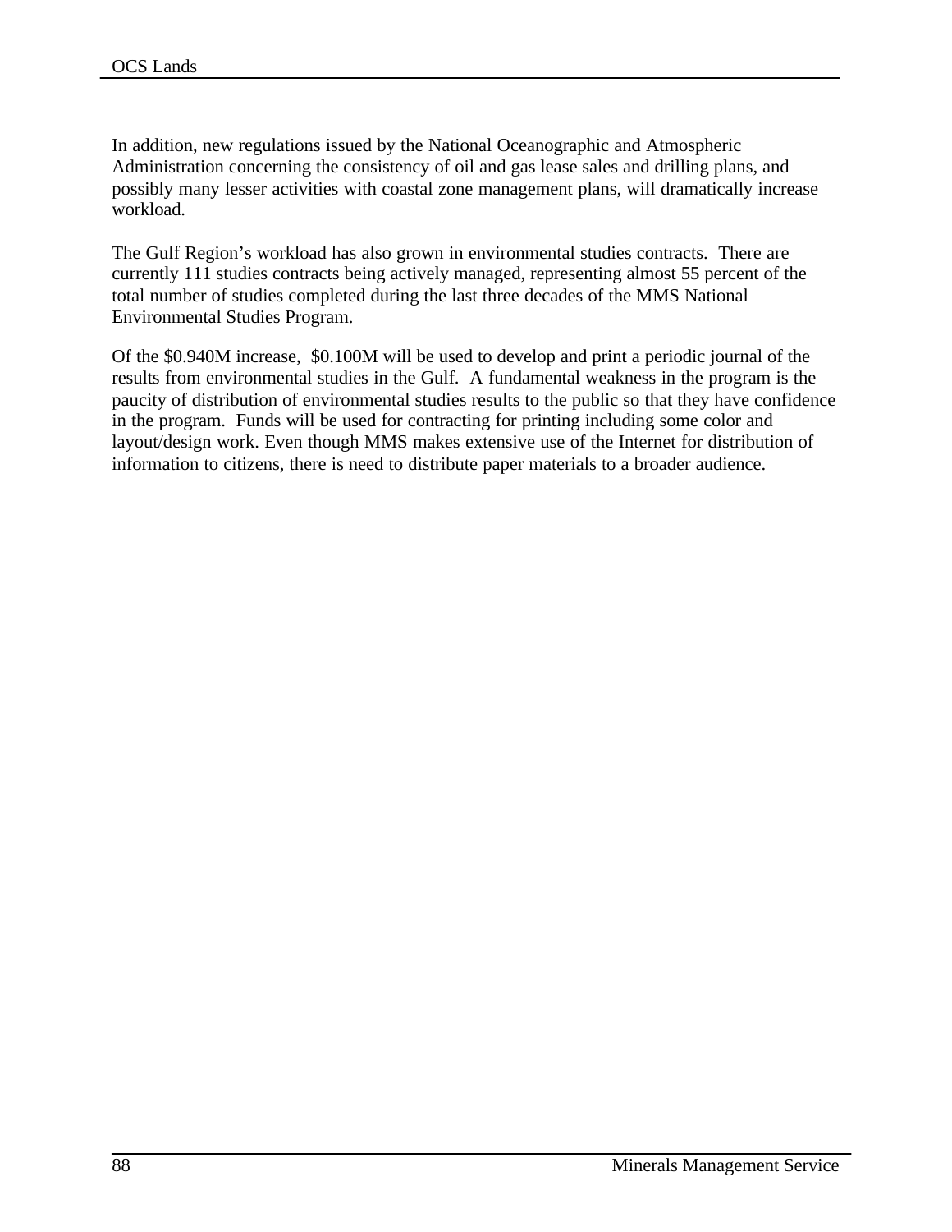In addition, new regulations issued by the National Oceanographic and Atmospheric Administration concerning the consistency of oil and gas lease sales and drilling plans, and possibly many lesser activities with coastal zone management plans, will dramatically increase workload.

The Gulf Region's workload has also grown in environmental studies contracts. There are currently 111 studies contracts being actively managed, representing almost 55 percent of the total number of studies completed during the last three decades of the MMS National Environmental Studies Program.

Of the $0.940M increase, $0.100M will be used to develop and print a periodic journal of the results from environmental studies in the Gulf. A fundamental weakness in the program is the paucity of distribution of environmental studies results to the public so that they have confidence in the program. Funds will be used for contracting for printing including some color and layout/design work. Even though MMS makes extensive use of the Internet for distribution of information to citizens, there is need to distribute paper materials to a broader audience.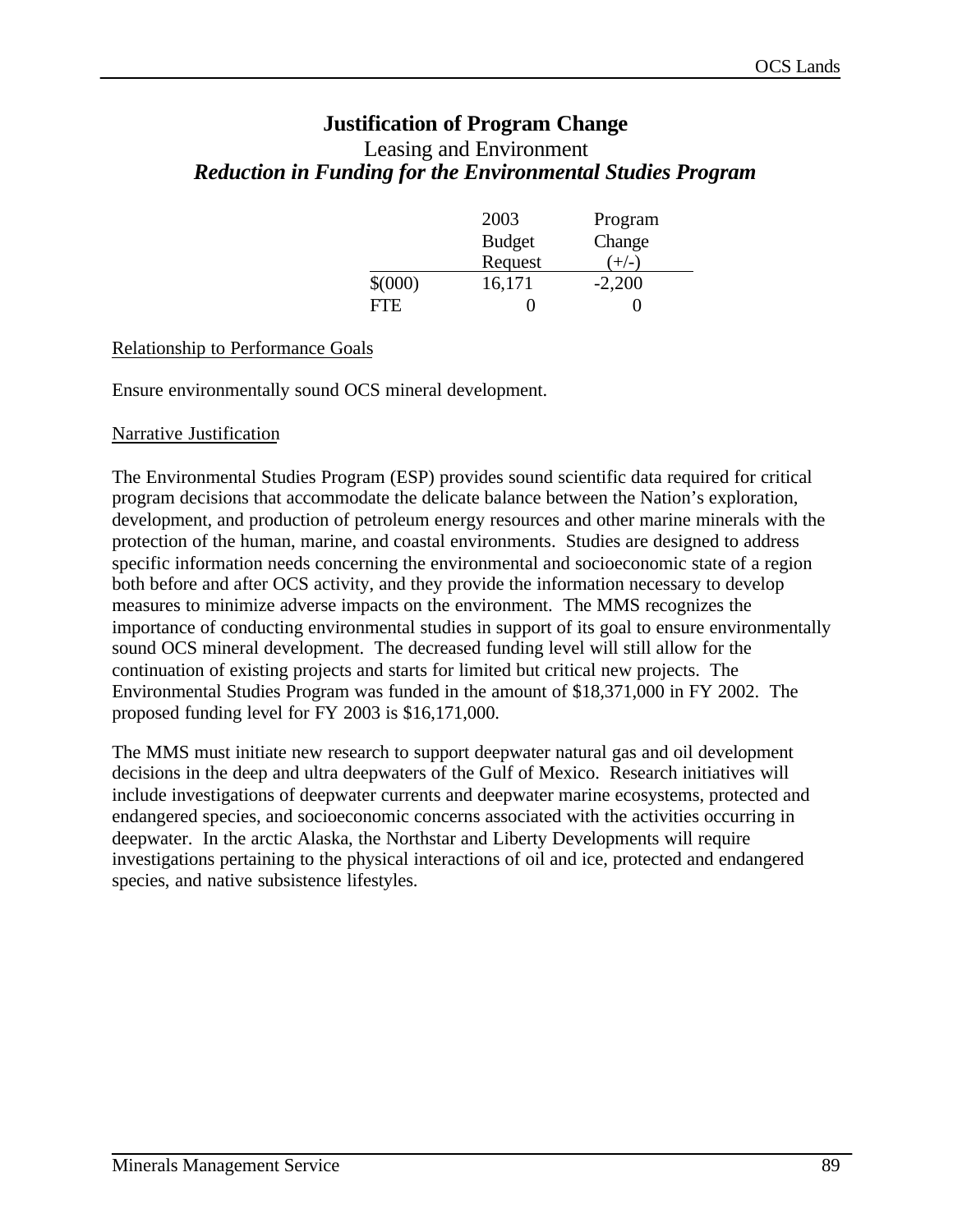# Justification of Program Change

## Leasing and Environment

### *Reduction in Funding for the Environmental Studies Program*

| | 2003 Budget Request | Program Change (+/-) |
|---|---|---|
| $(000) | 16,171 | -2,200 |
| FTE | 0 | 0 |

Relationship to Performance Goals

Ensure environmentally sound OCS mineral development.

Narrative Justification

The Environmental Studies Program (ESP) provides sound scientific data required for critical program decisions that accommodate the delicate balance between the Nation's exploration, development, and production of petroleum energy resources and other marine minerals with the protection of the human, marine, and coastal environments. Studies are designed to address specific information needs concerning the environmental and socioeconomic state of a region both before and after OCS activity, and they provide the information necessary to develop measures to minimize adverse impacts on the environment. The MMS recognizes the importance of conducting environmental studies in support of its goal to ensure environmentally sound OCS mineral development. The decreased funding level will still allow for the continuation of existing projects and starts for limited but critical new projects. The Environmental Studies Program was funded in the amount of $18,371,000 in FY 2002. The proposed funding level for FY 2003 is $16,171,000.

The MMS must initiate new research to support deepwater natural gas and oil development decisions in the deep and ultra deepwaters of the Gulf of Mexico. Research initiatives will include investigations of deepwater currents and deepwater marine ecosystems, protected and endangered species, and socioeconomic concerns associated with the activities occurring in deepwater. In the arctic Alaska, the Northstar and Liberty Developments will require investigations pertaining to the physical interactions of oil and ice, protected and endangered species, and native subsistence lifestyles.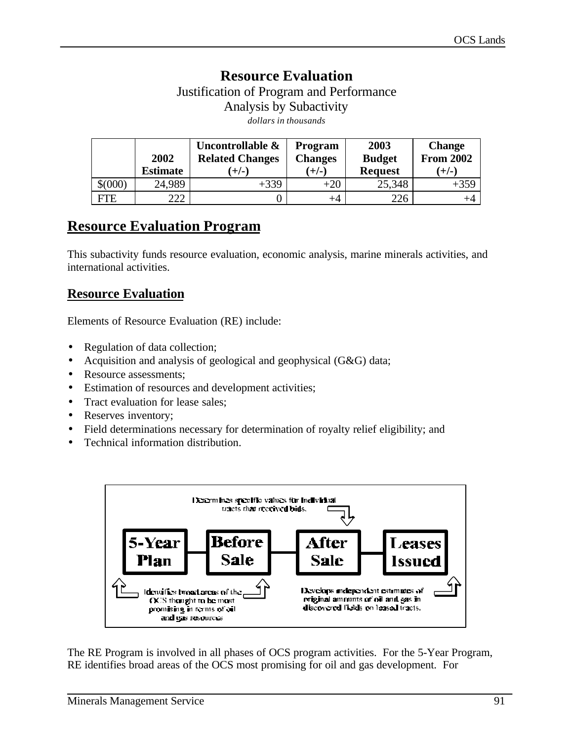# Resource Evaluation

Justification of Program and Performance

Analysis by Subactivity

*dollars in thousands*

| | 2002 Estimate | Uncontrollable & Related Changes (+/-) | Program Changes (+/-) | 2003 Budget Request | Change From 2002 (+/-) |
|---|---|---|---|---|---|
| $(000) | 24,989 | +339 | +20 | 25,348 | +359 |
| FTE | 222 | 0 | +4 | 226 | +4 |

## Resource Evaluation Program

This subactivity funds resource evaluation, economic analysis, marine minerals activities, and international activities.

### Resource Evaluation

Elements of Resource Evaluation (RE) include:

- Regulation of data collection;
- Acquisition and analysis of geological and geophysical (G&G) data;
- Resource assessments;
- Estimation of resources and development activities;
- Tract evaluation for lease sales;
- Reserves inventory;
- Field determinations necessary for determination of royalty relief eligibility; and
- Technical information distribution.

Determines specific values for individual tracts that received bids.

5-Year Plan — Before Sale — After Sale — Leases Issued

Identifies broad areas of the OCS thought to be most promising in terms of oil and gas resources

Develops independent estimates of original amounts of oil and gas in discovered fields on leased tracts.

The RE Program is involved in all phases of OCS program activities. For the 5-Year Program, RE identifies broad areas of the OCS most promising for oil and gas development. For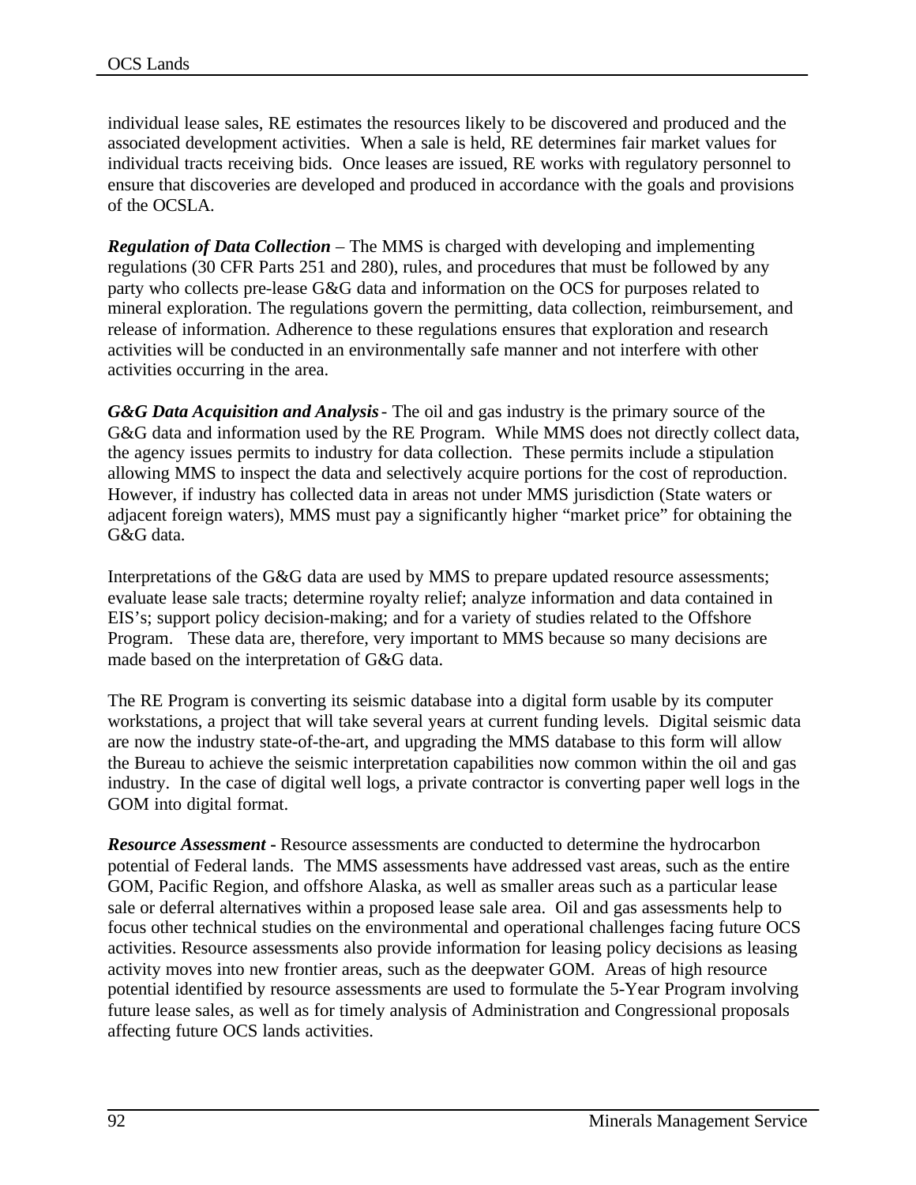individual lease sales, RE estimates the resources likely to be discovered and produced and the associated development activities. When a sale is held, RE determines fair market values for individual tracts receiving bids. Once leases are issued, RE works with regulatory personnel to ensure that discoveries are developed and produced in accordance with the goals and provisions of the OCSLA.

***Regulation of Data Collection*** – The MMS is charged with developing and implementing regulations (30 CFR Parts 251 and 280), rules, and procedures that must be followed by any party who collects pre-lease G&G data and information on the OCS for purposes related to mineral exploration. The regulations govern the permitting, data collection, reimbursement, and release of information. Adherence to these regulations ensures that exploration and research activities will be conducted in an environmentally safe manner and not interfere with other activities occurring in the area.

***G&G Data Acquisition and Analysis*** - The oil and gas industry is the primary source of the G&G data and information used by the RE Program. While MMS does not directly collect data, the agency issues permits to industry for data collection. These permits include a stipulation allowing MMS to inspect the data and selectively acquire portions for the cost of reproduction. However, if industry has collected data in areas not under MMS jurisdiction (State waters or adjacent foreign waters), MMS must pay a significantly higher "market price" for obtaining the G&G data.

Interpretations of the G&G data are used by MMS to prepare updated resource assessments; evaluate lease sale tracts; determine royalty relief; analyze information and data contained in EIS's; support policy decision-making; and for a variety of studies related to the Offshore Program. These data are, therefore, very important to MMS because so many decisions are made based on the interpretation of G&G data.

The RE Program is converting its seismic database into a digital form usable by its computer workstations, a project that will take several years at current funding levels. Digital seismic data are now the industry state-of-the-art, and upgrading the MMS database to this form will allow the Bureau to achieve the seismic interpretation capabilities now common within the oil and gas industry. In the case of digital well logs, a private contractor is converting paper well logs in the GOM into digital format.

***Resource Assessment*** **-** Resource assessments are conducted to determine the hydrocarbon potential of Federal lands. The MMS assessments have addressed vast areas, such as the entire GOM, Pacific Region, and offshore Alaska, as well as smaller areas such as a particular lease sale or deferral alternatives within a proposed lease sale area. Oil and gas assessments help to focus other technical studies on the environmental and operational challenges facing future OCS activities. Resource assessments also provide information for leasing policy decisions as leasing activity moves into new frontier areas, such as the deepwater GOM. Areas of high resource potential identified by resource assessments are used to formulate the 5-Year Program involving future lease sales, as well as for timely analysis of Administration and Congressional proposals affecting future OCS lands activities.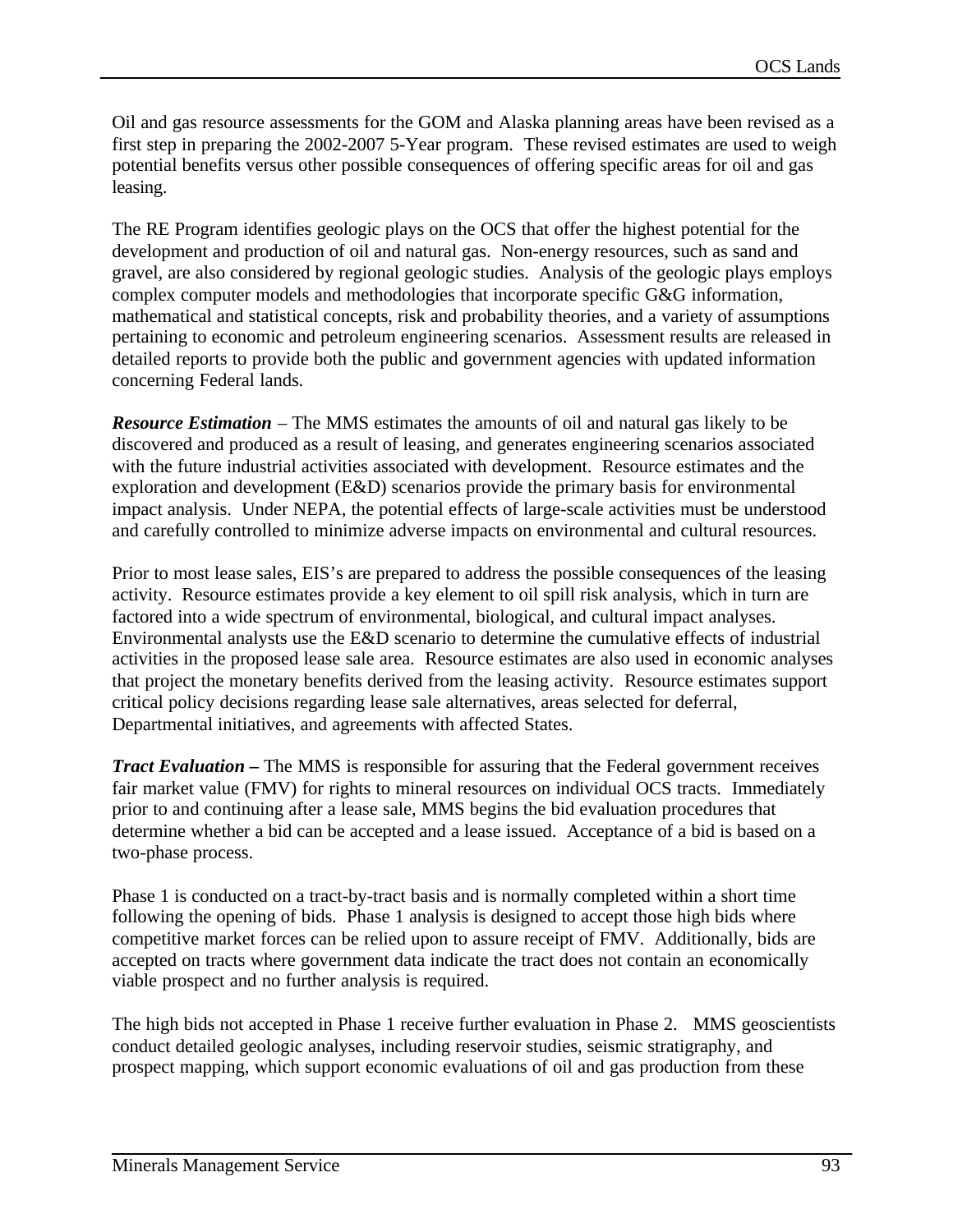Oil and gas resource assessments for the GOM and Alaska planning areas have been revised as a first step in preparing the 2002-2007 5-Year program. These revised estimates are used to weigh potential benefits versus other possible consequences of offering specific areas for oil and gas leasing.

The RE Program identifies geologic plays on the OCS that offer the highest potential for the development and production of oil and natural gas. Non-energy resources, such as sand and gravel, are also considered by regional geologic studies. Analysis of the geologic plays employs complex computer models and methodologies that incorporate specific G&G information, mathematical and statistical concepts, risk and probability theories, and a variety of assumptions pertaining to economic and petroleum engineering scenarios. Assessment results are released in detailed reports to provide both the public and government agencies with updated information concerning Federal lands.

***Resource Estimation*** – The MMS estimates the amounts of oil and natural gas likely to be discovered and produced as a result of leasing, and generates engineering scenarios associated with the future industrial activities associated with development. Resource estimates and the exploration and development (E&D) scenarios provide the primary basis for environmental impact analysis. Under NEPA, the potential effects of large-scale activities must be understood and carefully controlled to minimize adverse impacts on environmental and cultural resources.

Prior to most lease sales, EIS's are prepared to address the possible consequences of the leasing activity. Resource estimates provide a key element to oil spill risk analysis, which in turn are factored into a wide spectrum of environmental, biological, and cultural impact analyses. Environmental analysts use the E&D scenario to determine the cumulative effects of industrial activities in the proposed lease sale area. Resource estimates are also used in economic analyses that project the monetary benefits derived from the leasing activity. Resource estimates support critical policy decisions regarding lease sale alternatives, areas selected for deferral, Departmental initiatives, and agreements with affected States.

***Tract Evaluation –*** The MMS is responsible for assuring that the Federal government receives fair market value (FMV) for rights to mineral resources on individual OCS tracts. Immediately prior to and continuing after a lease sale, MMS begins the bid evaluation procedures that determine whether a bid can be accepted and a lease issued. Acceptance of a bid is based on a two-phase process.

Phase 1 is conducted on a tract-by-tract basis and is normally completed within a short time following the opening of bids. Phase 1 analysis is designed to accept those high bids where competitive market forces can be relied upon to assure receipt of FMV. Additionally, bids are accepted on tracts where government data indicate the tract does not contain an economically viable prospect and no further analysis is required.

The high bids not accepted in Phase 1 receive further evaluation in Phase 2. MMS geoscientists conduct detailed geologic analyses, including reservoir studies, seismic stratigraphy, and prospect mapping, which support economic evaluations of oil and gas production from these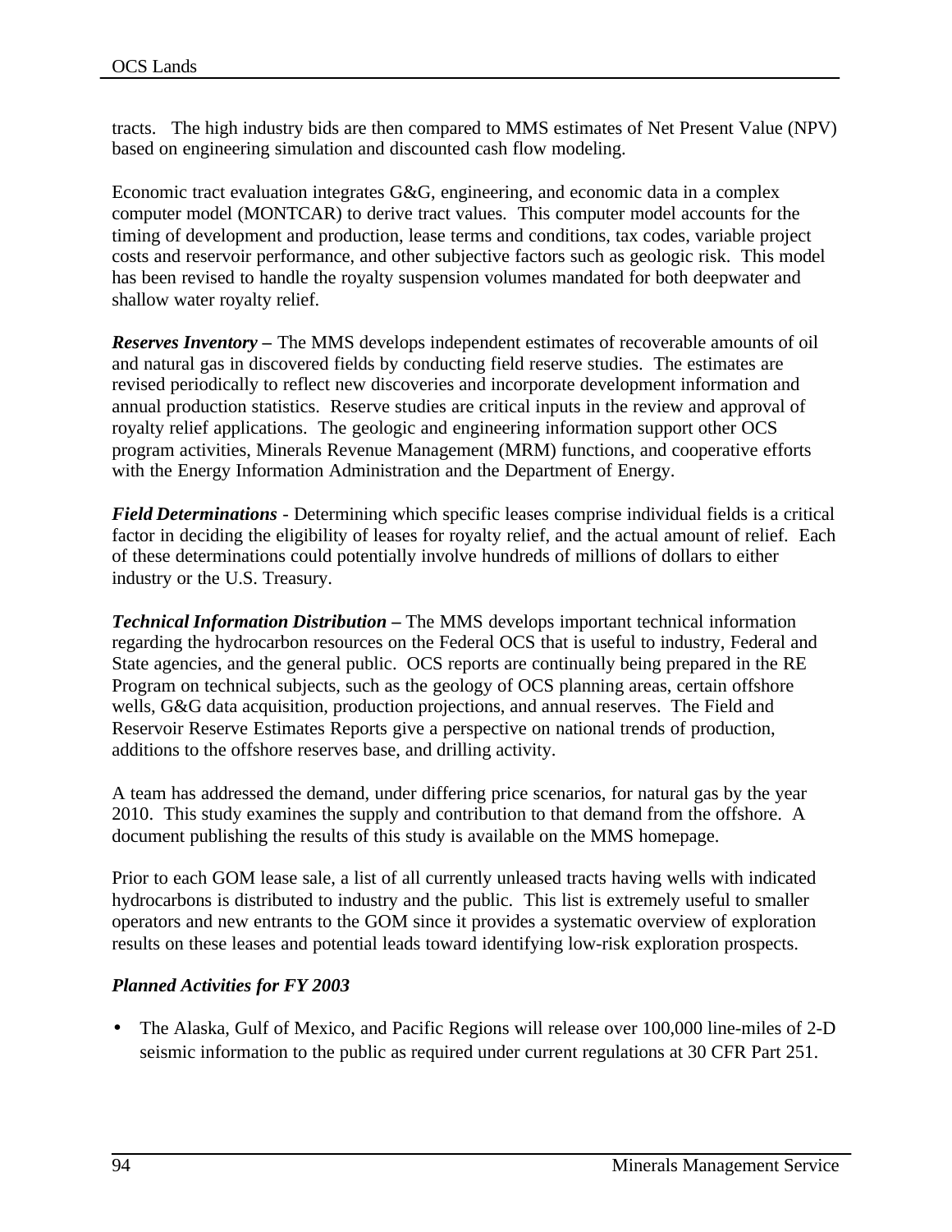tracts. The high industry bids are then compared to MMS estimates of Net Present Value (NPV) based on engineering simulation and discounted cash flow modeling.

Economic tract evaluation integrates G&G, engineering, and economic data in a complex computer model (MONTCAR) to derive tract values. This computer model accounts for the timing of development and production, lease terms and conditions, tax codes, variable project costs and reservoir performance, and other subjective factors such as geologic risk. This model has been revised to handle the royalty suspension volumes mandated for both deepwater and shallow water royalty relief.

***Reserves Inventory –*** The MMS develops independent estimates of recoverable amounts of oil and natural gas in discovered fields by conducting field reserve studies. The estimates are revised periodically to reflect new discoveries and incorporate development information and annual production statistics. Reserve studies are critical inputs in the review and approval of royalty relief applications. The geologic and engineering information support other OCS program activities, Minerals Revenue Management (MRM) functions, and cooperative efforts with the Energy Information Administration and the Department of Energy.

***Field Determinations*** - Determining which specific leases comprise individual fields is a critical factor in deciding the eligibility of leases for royalty relief, and the actual amount of relief. Each of these determinations could potentially involve hundreds of millions of dollars to either industry or the U.S. Treasury.

***Technical Information Distribution –*** The MMS develops important technical information regarding the hydrocarbon resources on the Federal OCS that is useful to industry, Federal and State agencies, and the general public. OCS reports are continually being prepared in the RE Program on technical subjects, such as the geology of OCS planning areas, certain offshore wells, G&G data acquisition, production projections, and annual reserves. The Field and Reservoir Reserve Estimates Reports give a perspective on national trends of production, additions to the offshore reserves base, and drilling activity.

A team has addressed the demand, under differing price scenarios, for natural gas by the year 2010. This study examines the supply and contribution to that demand from the offshore. A document publishing the results of this study is available on the MMS homepage.

Prior to each GOM lease sale, a list of all currently unleased tracts having wells with indicated hydrocarbons is distributed to industry and the public. This list is extremely useful to smaller operators and new entrants to the GOM since it provides a systematic overview of exploration results on these leases and potential leads toward identifying low-risk exploration prospects.

***Planned Activities for FY 2003***

- The Alaska, Gulf of Mexico, and Pacific Regions will release over 100,000 line-miles of 2-D seismic information to the public as required under current regulations at 30 CFR Part 251.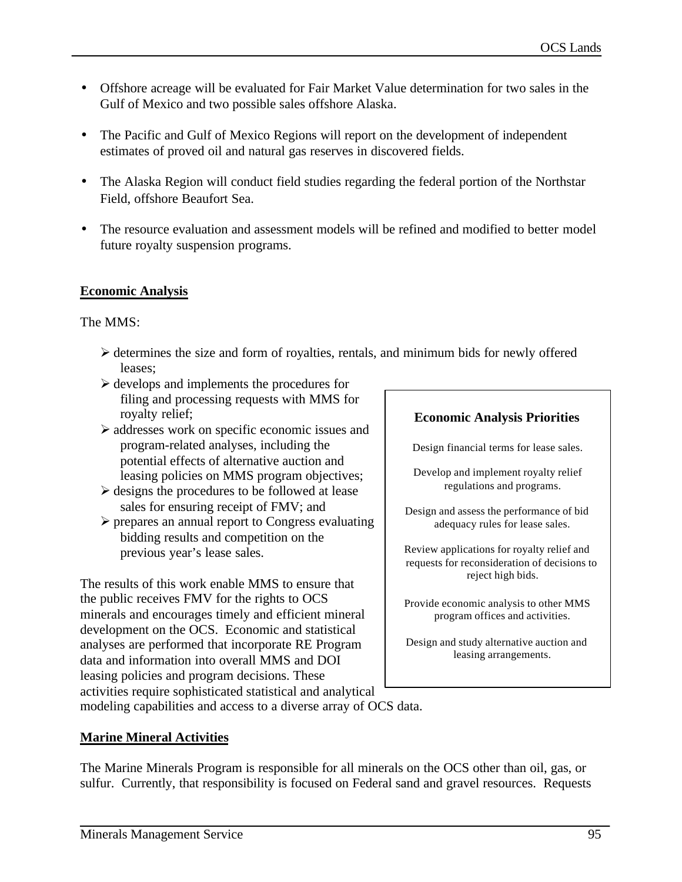- Offshore acreage will be evaluated for Fair Market Value determination for two sales in the Gulf of Mexico and two possible sales offshore Alaska.
- The Pacific and Gulf of Mexico Regions will report on the development of independent estimates of proved oil and natural gas reserves in discovered fields.
- The Alaska Region will conduct field studies regarding the federal portion of the Northstar Field, offshore Beaufort Sea.
- The resource evaluation and assessment models will be refined and modified to better model future royalty suspension programs.

**Economic Analysis**

The MMS:

- determines the size and form of royalties, rentals, and minimum bids for newly offered leases;
- develops and implements the procedures for filing and processing requests with MMS for royalty relief;
- addresses work on specific economic issues and program-related analyses, including the potential effects of alternative auction and leasing policies on MMS program objectives;
- designs the procedures to be followed at lease sales for ensuring receipt of FMV; and
- prepares an annual report to Congress evaluating bidding results and competition on the previous year's lease sales.

The results of this work enable MMS to ensure that the public receives FMV for the rights to OCS minerals and encourages timely and efficient mineral development on the OCS. Economic and statistical analyses are performed that incorporate RE Program data and information into overall MMS and DOI leasing policies and program decisions. These activities require sophisticated statistical and analytical modeling capabilities and access to a diverse array of OCS data.

> **Economic Analysis Priorities**
>
> Design financial terms for lease sales.
>
> Develop and implement royalty relief regulations and programs.
>
> Design and assess the performance of bid adequacy rules for lease sales.
>
> Review applications for royalty relief and requests for reconsideration of decisions to reject high bids.
>
> Provide economic analysis to other MMS program offices and activities.
>
> Design and study alternative auction and leasing arrangements.

**Marine Mineral Activities**

The Marine Minerals Program is responsible for all minerals on the OCS other than oil, gas, or sulfur. Currently, that responsibility is focused on Federal sand and gravel resources. Requests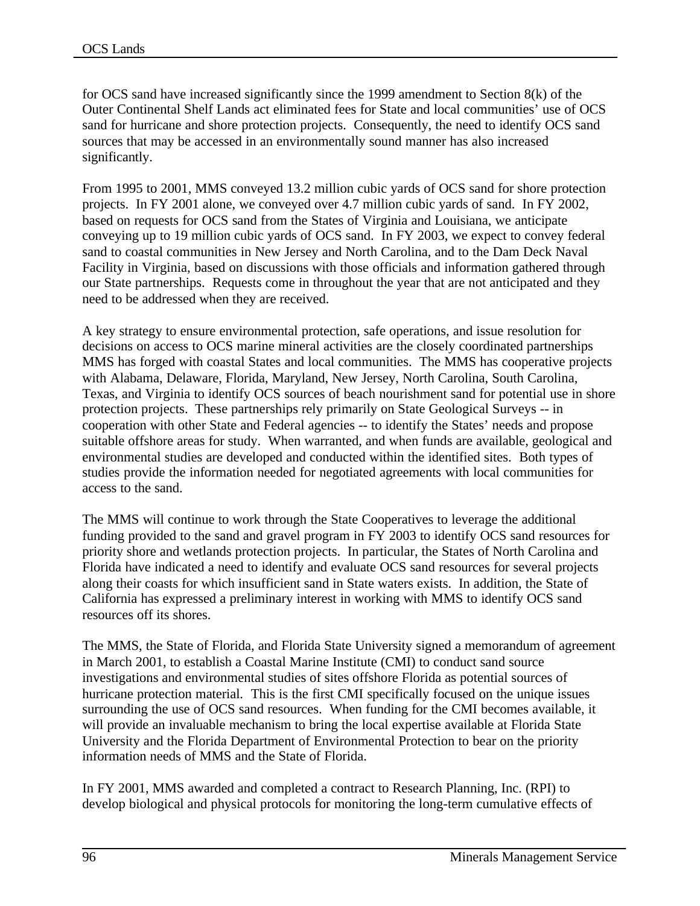for OCS sand have increased significantly since the 1999 amendment to Section 8(k) of the Outer Continental Shelf Lands act eliminated fees for State and local communities' use of OCS sand for hurricane and shore protection projects. Consequently, the need to identify OCS sand sources that may be accessed in an environmentally sound manner has also increased significantly.

From 1995 to 2001, MMS conveyed 13.2 million cubic yards of OCS sand for shore protection projects. In FY 2001 alone, we conveyed over 4.7 million cubic yards of sand. In FY 2002, based on requests for OCS sand from the States of Virginia and Louisiana, we anticipate conveying up to 19 million cubic yards of OCS sand. In FY 2003, we expect to convey federal sand to coastal communities in New Jersey and North Carolina, and to the Dam Deck Naval Facility in Virginia, based on discussions with those officials and information gathered through our State partnerships. Requests come in throughout the year that are not anticipated and they need to be addressed when they are received.

A key strategy to ensure environmental protection, safe operations, and issue resolution for decisions on access to OCS marine mineral activities are the closely coordinated partnerships MMS has forged with coastal States and local communities. The MMS has cooperative projects with Alabama, Delaware, Florida, Maryland, New Jersey, North Carolina, South Carolina, Texas, and Virginia to identify OCS sources of beach nourishment sand for potential use in shore protection projects. These partnerships rely primarily on State Geological Surveys -- in cooperation with other State and Federal agencies -- to identify the States' needs and propose suitable offshore areas for study. When warranted, and when funds are available, geological and environmental studies are developed and conducted within the identified sites. Both types of studies provide the information needed for negotiated agreements with local communities for access to the sand.

The MMS will continue to work through the State Cooperatives to leverage the additional funding provided to the sand and gravel program in FY 2003 to identify OCS sand resources for priority shore and wetlands protection projects. In particular, the States of North Carolina and Florida have indicated a need to identify and evaluate OCS sand resources for several projects along their coasts for which insufficient sand in State waters exists. In addition, the State of California has expressed a preliminary interest in working with MMS to identify OCS sand resources off its shores.

The MMS, the State of Florida, and Florida State University signed a memorandum of agreement in March 2001, to establish a Coastal Marine Institute (CMI) to conduct sand source investigations and environmental studies of sites offshore Florida as potential sources of hurricane protection material. This is the first CMI specifically focused on the unique issues surrounding the use of OCS sand resources. When funding for the CMI becomes available, it will provide an invaluable mechanism to bring the local expertise available at Florida State University and the Florida Department of Environmental Protection to bear on the priority information needs of MMS and the State of Florida.

In FY 2001, MMS awarded and completed a contract to Research Planning, Inc. (RPI) to develop biological and physical protocols for monitoring the long-term cumulative effects of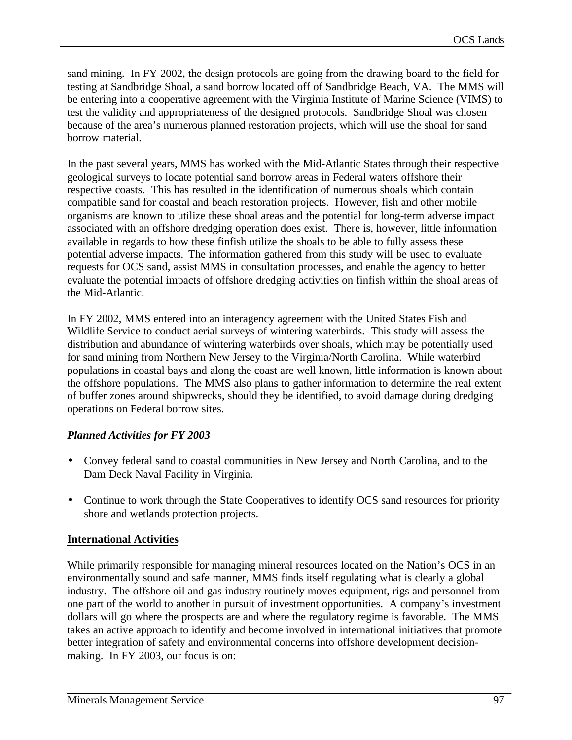sand mining. In FY 2002, the design protocols are going from the drawing board to the field for testing at Sandbridge Shoal, a sand borrow located off of Sandbridge Beach, VA. The MMS will be entering into a cooperative agreement with the Virginia Institute of Marine Science (VIMS) to test the validity and appropriateness of the designed protocols. Sandbridge Shoal was chosen because of the area's numerous planned restoration projects, which will use the shoal for sand borrow material.

In the past several years, MMS has worked with the Mid-Atlantic States through their respective geological surveys to locate potential sand borrow areas in Federal waters offshore their respective coasts. This has resulted in the identification of numerous shoals which contain compatible sand for coastal and beach restoration projects. However, fish and other mobile organisms are known to utilize these shoal areas and the potential for long-term adverse impact associated with an offshore dredging operation does exist. There is, however, little information available in regards to how these finfish utilize the shoals to be able to fully assess these potential adverse impacts. The information gathered from this study will be used to evaluate requests for OCS sand, assist MMS in consultation processes, and enable the agency to better evaluate the potential impacts of offshore dredging activities on finfish within the shoal areas of the Mid-Atlantic.

In FY 2002, MMS entered into an interagency agreement with the United States Fish and Wildlife Service to conduct aerial surveys of wintering waterbirds. This study will assess the distribution and abundance of wintering waterbirds over shoals, which may be potentially used for sand mining from Northern New Jersey to the Virginia/North Carolina. While waterbird populations in coastal bays and along the coast are well known, little information is known about the offshore populations. The MMS also plans to gather information to determine the real extent of buffer zones around shipwrecks, should they be identified, to avoid damage during dredging operations on Federal borrow sites.

***Planned Activities for FY 2003***

- Convey federal sand to coastal communities in New Jersey and North Carolina, and to the Dam Deck Naval Facility in Virginia.
- Continue to work through the State Cooperatives to identify OCS sand resources for priority shore and wetlands protection projects.

## International Activities

While primarily responsible for managing mineral resources located on the Nation's OCS in an environmentally sound and safe manner, MMS finds itself regulating what is clearly a global industry. The offshore oil and gas industry routinely moves equipment, rigs and personnel from one part of the world to another in pursuit of investment opportunities. A company's investment dollars will go where the prospects are and where the regulatory regime is favorable. The MMS takes an active approach to identify and become involved in international initiatives that promote better integration of safety and environmental concerns into offshore development decision-making. In FY 2003, our focus is on: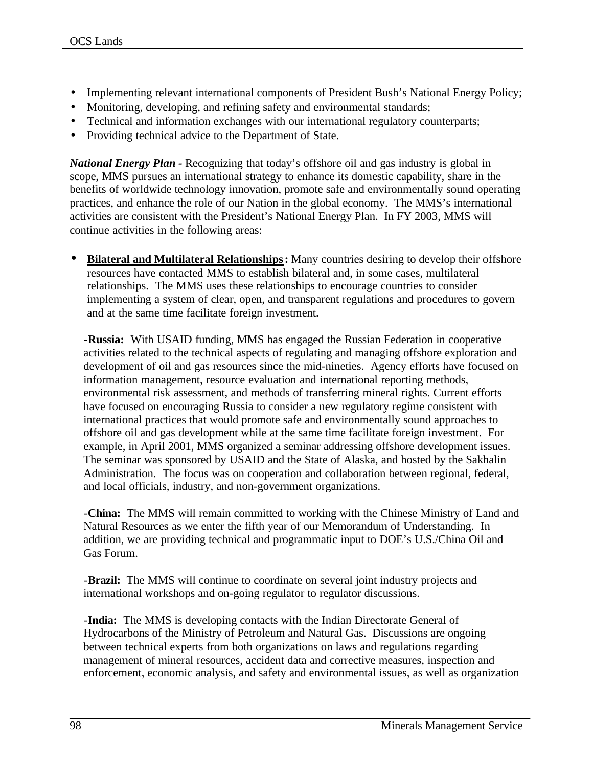- Implementing relevant international components of President Bush's National Energy Policy;
- Monitoring, developing, and refining safety and environmental standards;
- Technical and information exchanges with our international regulatory counterparts;
- Providing technical advice to the Department of State.

***National Energy Plan*** **-** Recognizing that today's offshore oil and gas industry is global in scope, MMS pursues an international strategy to enhance its domestic capability, share in the benefits of worldwide technology innovation, promote safe and environmentally sound operating practices, and enhance the role of our Nation in the global economy. The MMS's international activities are consistent with the President's National Energy Plan. In FY 2003, MMS will continue activities in the following areas:

- **Bilateral and Multilateral Relationships:** Many countries desiring to develop their offshore resources have contacted MMS to establish bilateral and, in some cases, multilateral relationships. The MMS uses these relationships to encourage countries to consider implementing a system of clear, open, and transparent regulations and procedures to govern and at the same time facilitate foreign investment.

  -**Russia:** With USAID funding, MMS has engaged the Russian Federation in cooperative activities related to the technical aspects of regulating and managing offshore exploration and development of oil and gas resources since the mid-nineties. Agency efforts have focused on information management, resource evaluation and international reporting methods, environmental risk assessment, and methods of transferring mineral rights. Current efforts have focused on encouraging Russia to consider a new regulatory regime consistent with international practices that would promote safe and environmentally sound approaches to offshore oil and gas development while at the same time facilitate foreign investment. For example, in April 2001, MMS organized a seminar addressing offshore development issues. The seminar was sponsored by USAID and the State of Alaska, and hosted by the Sakhalin Administration. The focus was on cooperation and collaboration between regional, federal, and local officials, industry, and non-government organizations.

  -**China:** The MMS will remain committed to working with the Chinese Ministry of Land and Natural Resources as we enter the fifth year of our Memorandum of Understanding. In addition, we are providing technical and programmatic input to DOE's U.S./China Oil and Gas Forum.

  -**Brazil:** The MMS will continue to coordinate on several joint industry projects and international workshops and on-going regulator to regulator discussions.

  -**India:** The MMS is developing contacts with the Indian Directorate General of Hydrocarbons of the Ministry of Petroleum and Natural Gas. Discussions are ongoing between technical experts from both organizations on laws and regulations regarding management of mineral resources, accident data and corrective measures, inspection and enforcement, economic analysis, and safety and environmental issues, as well as organization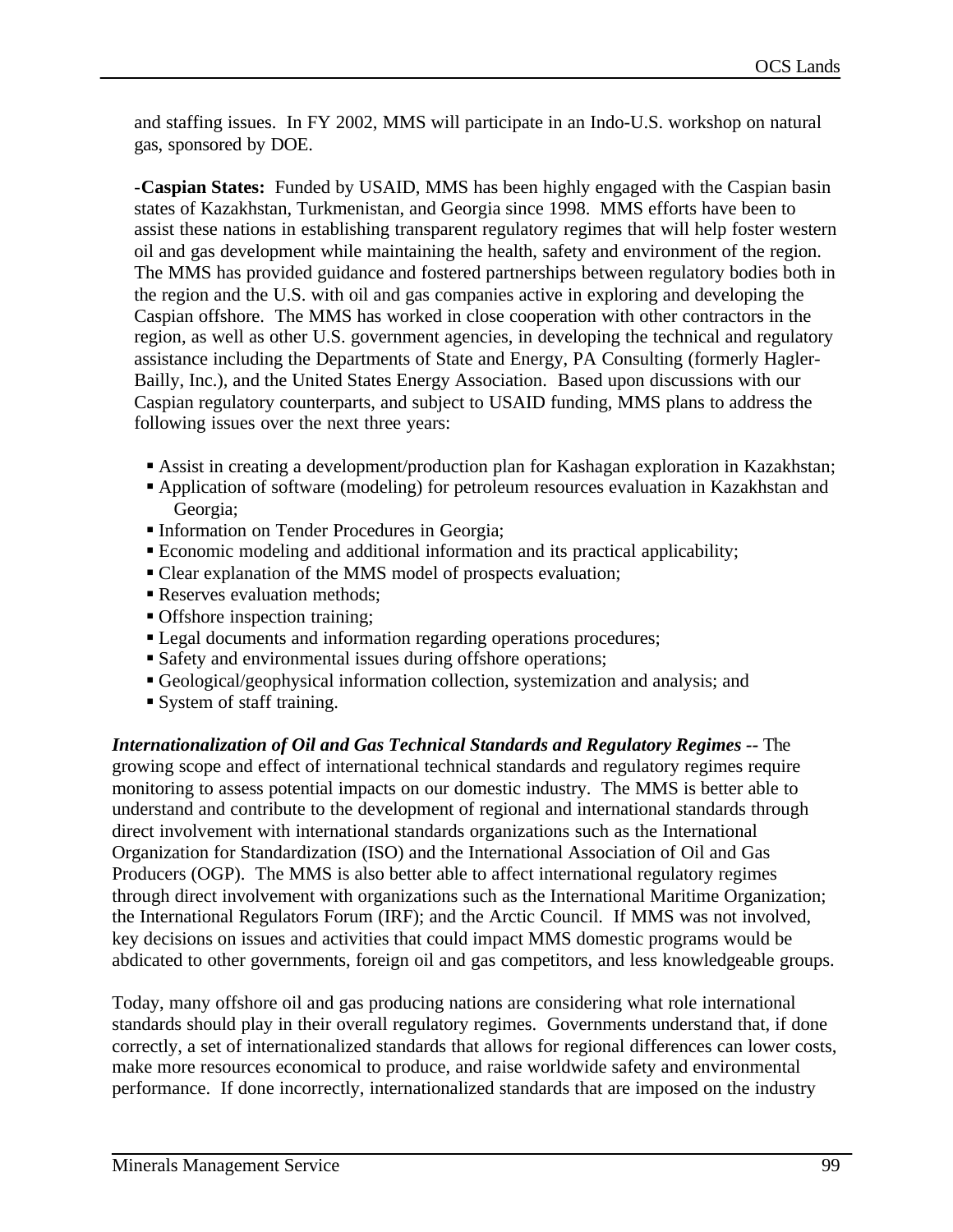and staffing issues. In FY 2002, MMS will participate in an Indo-U.S. workshop on natural gas, sponsored by DOE.

-**Caspian States:** Funded by USAID, MMS has been highly engaged with the Caspian basin states of Kazakhstan, Turkmenistan, and Georgia since 1998. MMS efforts have been to assist these nations in establishing transparent regulatory regimes that will help foster western oil and gas development while maintaining the health, safety and environment of the region. The MMS has provided guidance and fostered partnerships between regulatory bodies both in the region and the U.S. with oil and gas companies active in exploring and developing the Caspian offshore. The MMS has worked in close cooperation with other contractors in the region, as well as other U.S. government agencies, in developing the technical and regulatory assistance including the Departments of State and Energy, PA Consulting (formerly Hagler-Bailly, Inc.), and the United States Energy Association. Based upon discussions with our Caspian regulatory counterparts, and subject to USAID funding, MMS plans to address the following issues over the next three years:

- Assist in creating a development/production plan for Kashagan exploration in Kazakhstan;
- Application of software (modeling) for petroleum resources evaluation in Kazakhstan and Georgia;
- Information on Tender Procedures in Georgia;
- Economic modeling and additional information and its practical applicability;
- Clear explanation of the MMS model of prospects evaluation;
- Reserves evaluation methods;
- Offshore inspection training;
- Legal documents and information regarding operations procedures;
- Safety and environmental issues during offshore operations;
- Geological/geophysical information collection, systemization and analysis; and
- System of staff training.

***Internationalization of Oil and Gas Technical Standards and Regulatory Regimes --*** The growing scope and effect of international technical standards and regulatory regimes require monitoring to assess potential impacts on our domestic industry. The MMS is better able to understand and contribute to the development of regional and international standards through direct involvement with international standards organizations such as the International Organization for Standardization (ISO) and the International Association of Oil and Gas Producers (OGP). The MMS is also better able to affect international regulatory regimes through direct involvement with organizations such as the International Maritime Organization; the International Regulators Forum (IRF); and the Arctic Council. If MMS was not involved, key decisions on issues and activities that could impact MMS domestic programs would be abdicated to other governments, foreign oil and gas competitors, and less knowledgeable groups.

Today, many offshore oil and gas producing nations are considering what role international standards should play in their overall regulatory regimes. Governments understand that, if done correctly, a set of internationalized standards that allows for regional differences can lower costs, make more resources economical to produce, and raise worldwide safety and environmental performance. If done incorrectly, internationalized standards that are imposed on the industry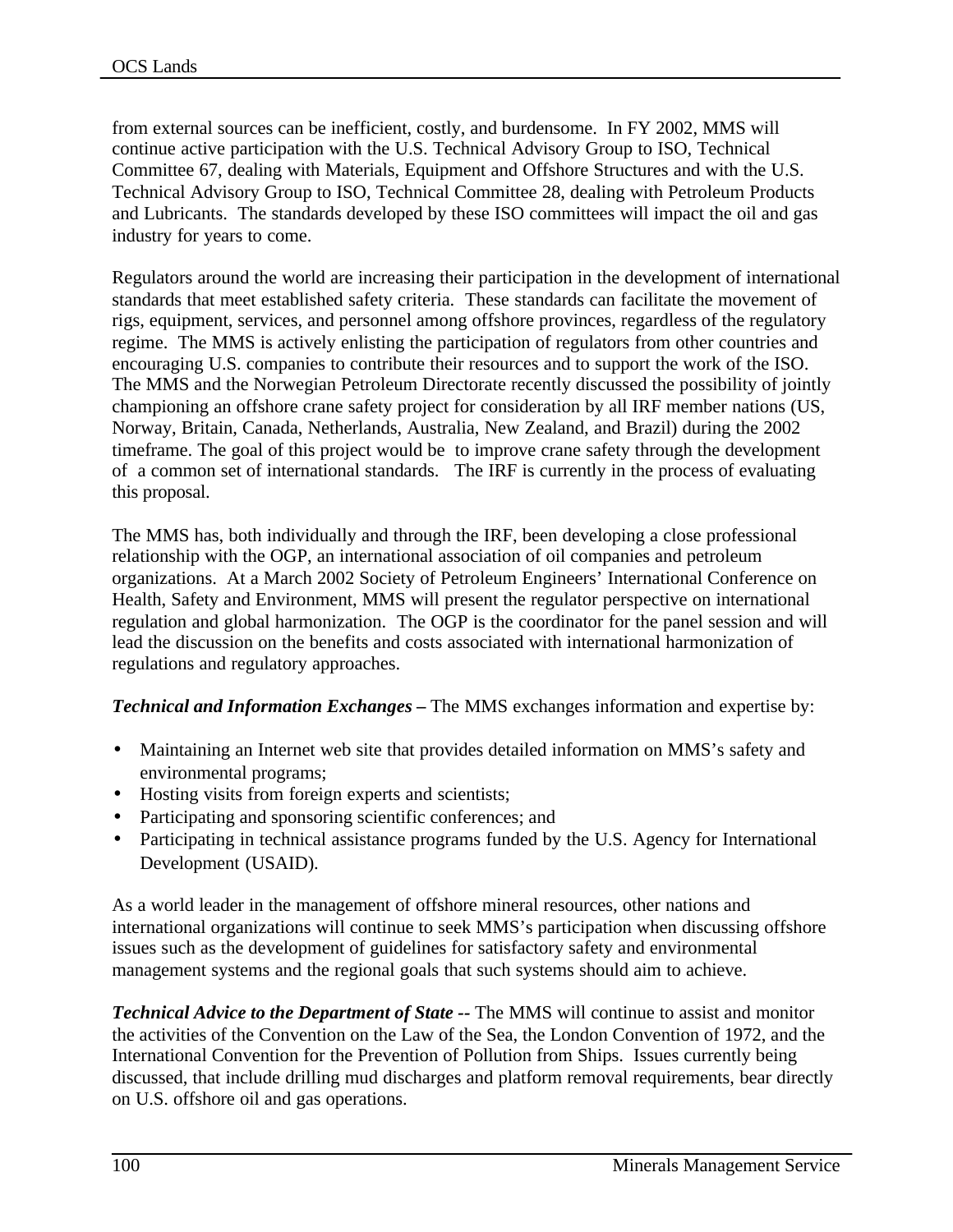from external sources can be inefficient, costly, and burdensome. In FY 2002, MMS will continue active participation with the U.S. Technical Advisory Group to ISO, Technical Committee 67, dealing with Materials, Equipment and Offshore Structures and with the U.S. Technical Advisory Group to ISO, Technical Committee 28, dealing with Petroleum Products and Lubricants. The standards developed by these ISO committees will impact the oil and gas industry for years to come.

Regulators around the world are increasing their participation in the development of international standards that meet established safety criteria. These standards can facilitate the movement of rigs, equipment, services, and personnel among offshore provinces, regardless of the regulatory regime. The MMS is actively enlisting the participation of regulators from other countries and encouraging U.S. companies to contribute their resources and to support the work of the ISO. The MMS and the Norwegian Petroleum Directorate recently discussed the possibility of jointly championing an offshore crane safety project for consideration by all IRF member nations (US, Norway, Britain, Canada, Netherlands, Australia, New Zealand, and Brazil) during the 2002 timeframe. The goal of this project would be to improve crane safety through the development of a common set of international standards. The IRF is currently in the process of evaluating this proposal.

The MMS has, both individually and through the IRF, been developing a close professional relationship with the OGP, an international association of oil companies and petroleum organizations. At a March 2002 Society of Petroleum Engineers' International Conference on Health, Safety and Environment, MMS will present the regulator perspective on international regulation and global harmonization. The OGP is the coordinator for the panel session and will lead the discussion on the benefits and costs associated with international harmonization of regulations and regulatory approaches.

***Technical and Information Exchanges –*** The MMS exchanges information and expertise by:

- Maintaining an Internet web site that provides detailed information on MMS's safety and environmental programs;
- Hosting visits from foreign experts and scientists;
- Participating and sponsoring scientific conferences; and
- Participating in technical assistance programs funded by the U.S. Agency for International Development (USAID).

As a world leader in the management of offshore mineral resources, other nations and international organizations will continue to seek MMS's participation when discussing offshore issues such as the development of guidelines for satisfactory safety and environmental management systems and the regional goals that such systems should aim to achieve.

***Technical Advice to the Department of State --*** The MMS will continue to assist and monitor the activities of the Convention on the Law of the Sea, the London Convention of 1972, and the International Convention for the Prevention of Pollution from Ships. Issues currently being discussed, that include drilling mud discharges and platform removal requirements, bear directly on U.S. offshore oil and gas operations.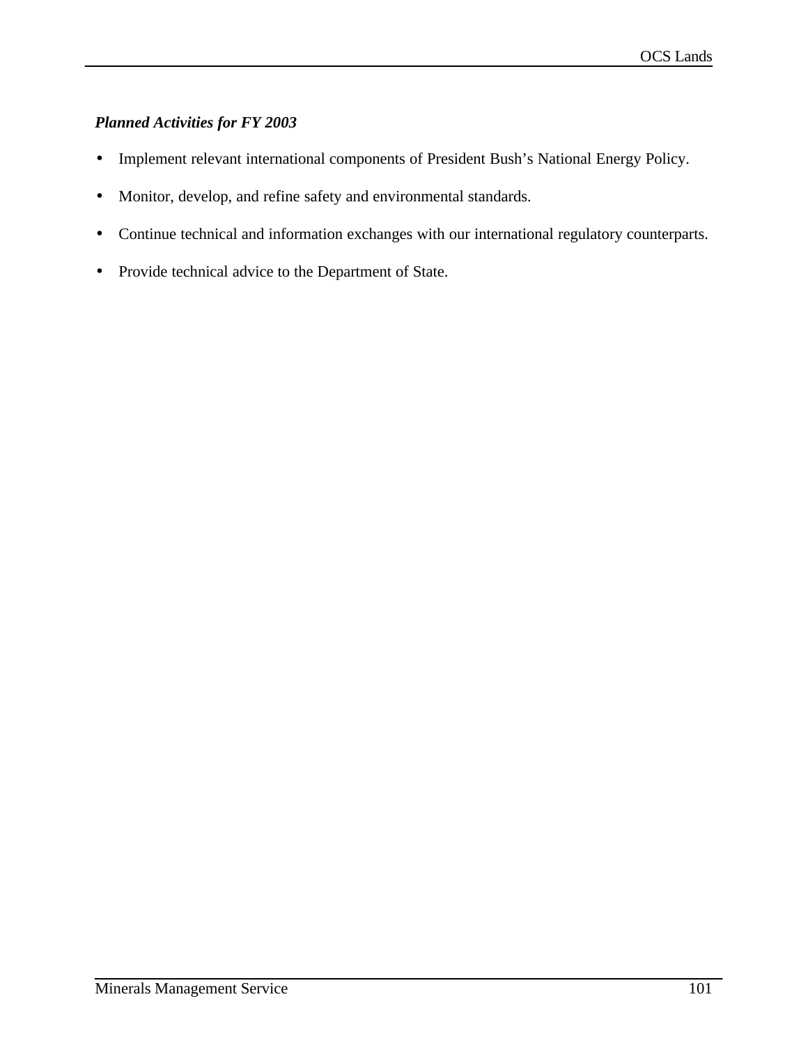***Planned Activities for FY 2003***

- Implement relevant international components of President Bush's National Energy Policy.
- Monitor, develop, and refine safety and environmental standards.
- Continue technical and information exchanges with our international regulatory counterparts.
- Provide technical advice to the Department of State.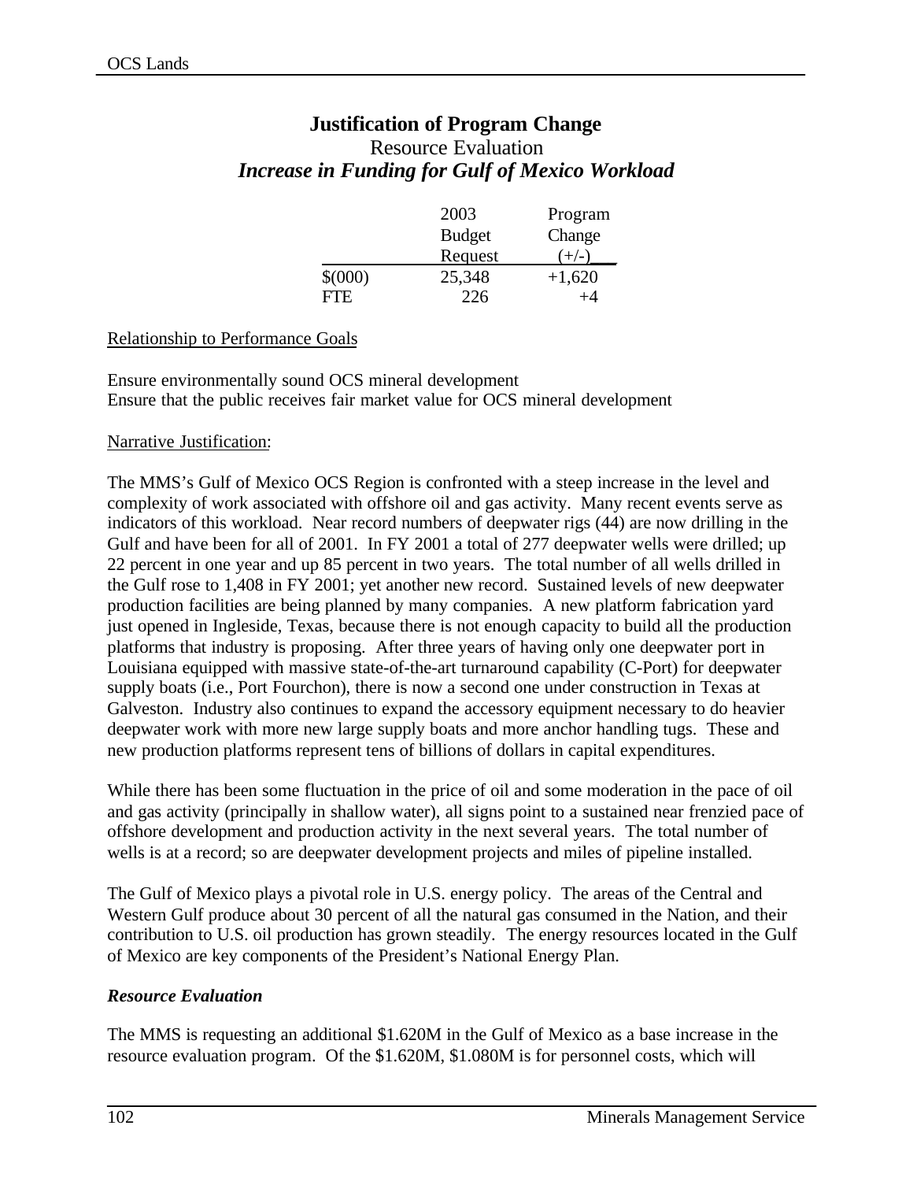## Justification of Program Change

Resource Evaluation

***Increase in Funding for Gulf of Mexico Workload***

| | 2003 Budget Request | Program Change (+/-) |
|---|---|---|
| $(000) | 25,348 | +1,620 |
| FTE | 226 | +4 |

Relationship to Performance Goals

Ensure environmentally sound OCS mineral development
Ensure that the public receives fair market value for OCS mineral development

Narrative Justification:

The MMS's Gulf of Mexico OCS Region is confronted with a steep increase in the level and complexity of work associated with offshore oil and gas activity. Many recent events serve as indicators of this workload. Near record numbers of deepwater rigs (44) are now drilling in the Gulf and have been for all of 2001. In FY 2001 a total of 277 deepwater wells were drilled; up 22 percent in one year and up 85 percent in two years. The total number of all wells drilled in the Gulf rose to 1,408 in FY 2001; yet another new record. Sustained levels of new deepwater production facilities are being planned by many companies. A new platform fabrication yard just opened in Ingleside, Texas, because there is not enough capacity to build all the production platforms that industry is proposing. After three years of having only one deepwater port in Louisiana equipped with massive state-of-the-art turnaround capability (C-Port) for deepwater supply boats (i.e., Port Fourchon), there is now a second one under construction in Texas at Galveston. Industry also continues to expand the accessory equipment necessary to do heavier deepwater work with more new large supply boats and more anchor handling tugs. These and new production platforms represent tens of billions of dollars in capital expenditures.

While there has been some fluctuation in the price of oil and some moderation in the pace of oil and gas activity (principally in shallow water), all signs point to a sustained near frenzied pace of offshore development and production activity in the next several years. The total number of wells is at a record; so are deepwater development projects and miles of pipeline installed.

The Gulf of Mexico plays a pivotal role in U.S. energy policy. The areas of the Central and Western Gulf produce about 30 percent of all the natural gas consumed in the Nation, and their contribution to U.S. oil production has grown steadily. The energy resources located in the Gulf of Mexico are key components of the President's National Energy Plan.

***Resource Evaluation***

The MMS is requesting an additional $1.620M in the Gulf of Mexico as a base increase in the resource evaluation program. Of the $1.620M, $1.080M is for personnel costs, which will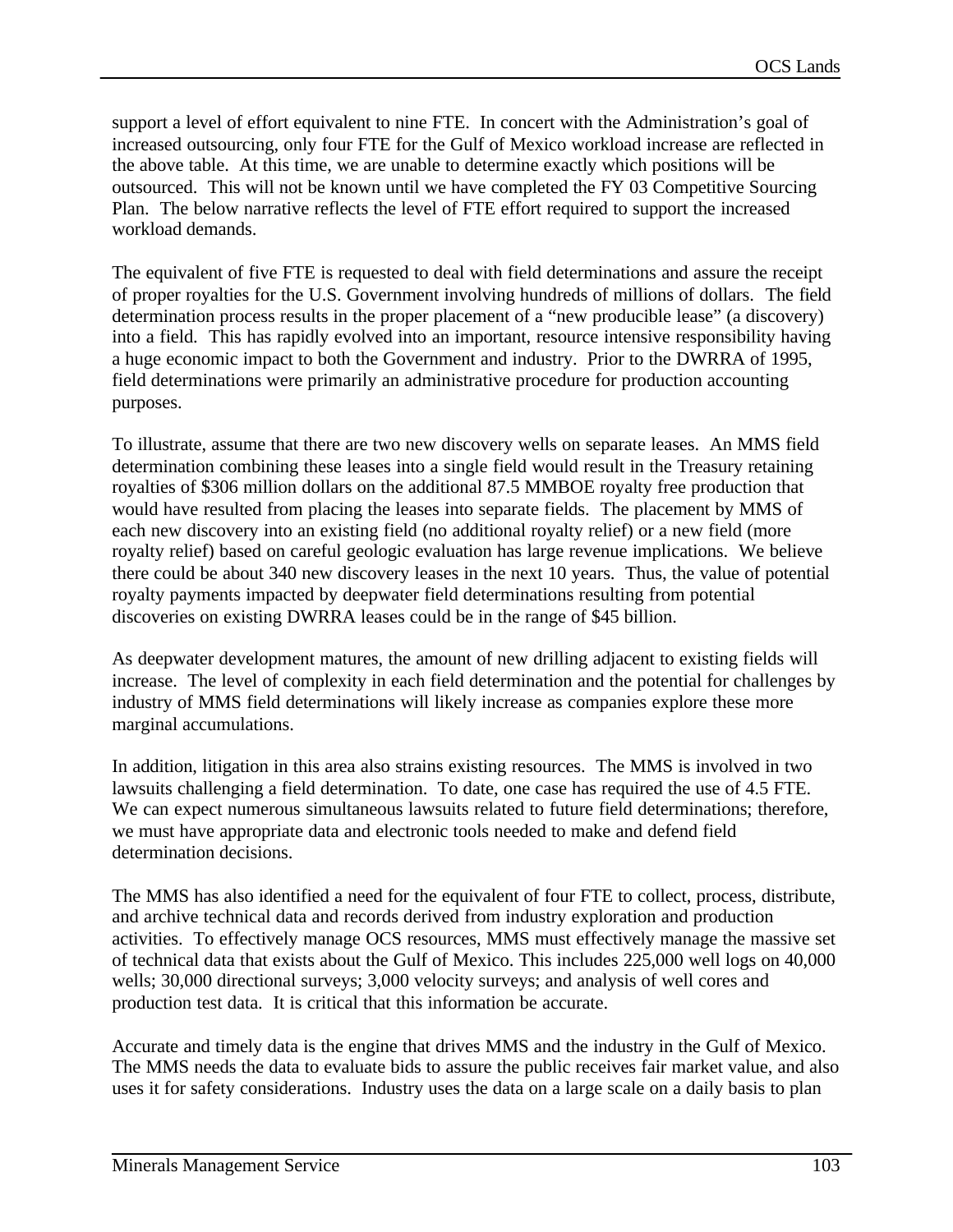support a level of effort equivalent to nine FTE. In concert with the Administration's goal of increased outsourcing, only four FTE for the Gulf of Mexico workload increase are reflected in the above table. At this time, we are unable to determine exactly which positions will be outsourced. This will not be known until we have completed the FY 03 Competitive Sourcing Plan. The below narrative reflects the level of FTE effort required to support the increased workload demands.

The equivalent of five FTE is requested to deal with field determinations and assure the receipt of proper royalties for the U.S. Government involving hundreds of millions of dollars. The field determination process results in the proper placement of a "new producible lease" (a discovery) into a field. This has rapidly evolved into an important, resource intensive responsibility having a huge economic impact to both the Government and industry. Prior to the DWRRA of 1995, field determinations were primarily an administrative procedure for production accounting purposes.

To illustrate, assume that there are two new discovery wells on separate leases. An MMS field determination combining these leases into a single field would result in the Treasury retaining royalties of $306 million dollars on the additional 87.5 MMBOE royalty free production that would have resulted from placing the leases into separate fields. The placement by MMS of each new discovery into an existing field (no additional royalty relief) or a new field (more royalty relief) based on careful geologic evaluation has large revenue implications. We believe there could be about 340 new discovery leases in the next 10 years. Thus, the value of potential royalty payments impacted by deepwater field determinations resulting from potential discoveries on existing DWRRA leases could be in the range of $45 billion.

As deepwater development matures, the amount of new drilling adjacent to existing fields will increase. The level of complexity in each field determination and the potential for challenges by industry of MMS field determinations will likely increase as companies explore these more marginal accumulations.

In addition, litigation in this area also strains existing resources. The MMS is involved in two lawsuits challenging a field determination. To date, one case has required the use of 4.5 FTE. We can expect numerous simultaneous lawsuits related to future field determinations; therefore, we must have appropriate data and electronic tools needed to make and defend field determination decisions.

The MMS has also identified a need for the equivalent of four FTE to collect, process, distribute, and archive technical data and records derived from industry exploration and production activities. To effectively manage OCS resources, MMS must effectively manage the massive set of technical data that exists about the Gulf of Mexico. This includes 225,000 well logs on 40,000 wells; 30,000 directional surveys; 3,000 velocity surveys; and analysis of well cores and production test data. It is critical that this information be accurate.

Accurate and timely data is the engine that drives MMS and the industry in the Gulf of Mexico. The MMS needs the data to evaluate bids to assure the public receives fair market value, and also uses it for safety considerations. Industry uses the data on a large scale on a daily basis to plan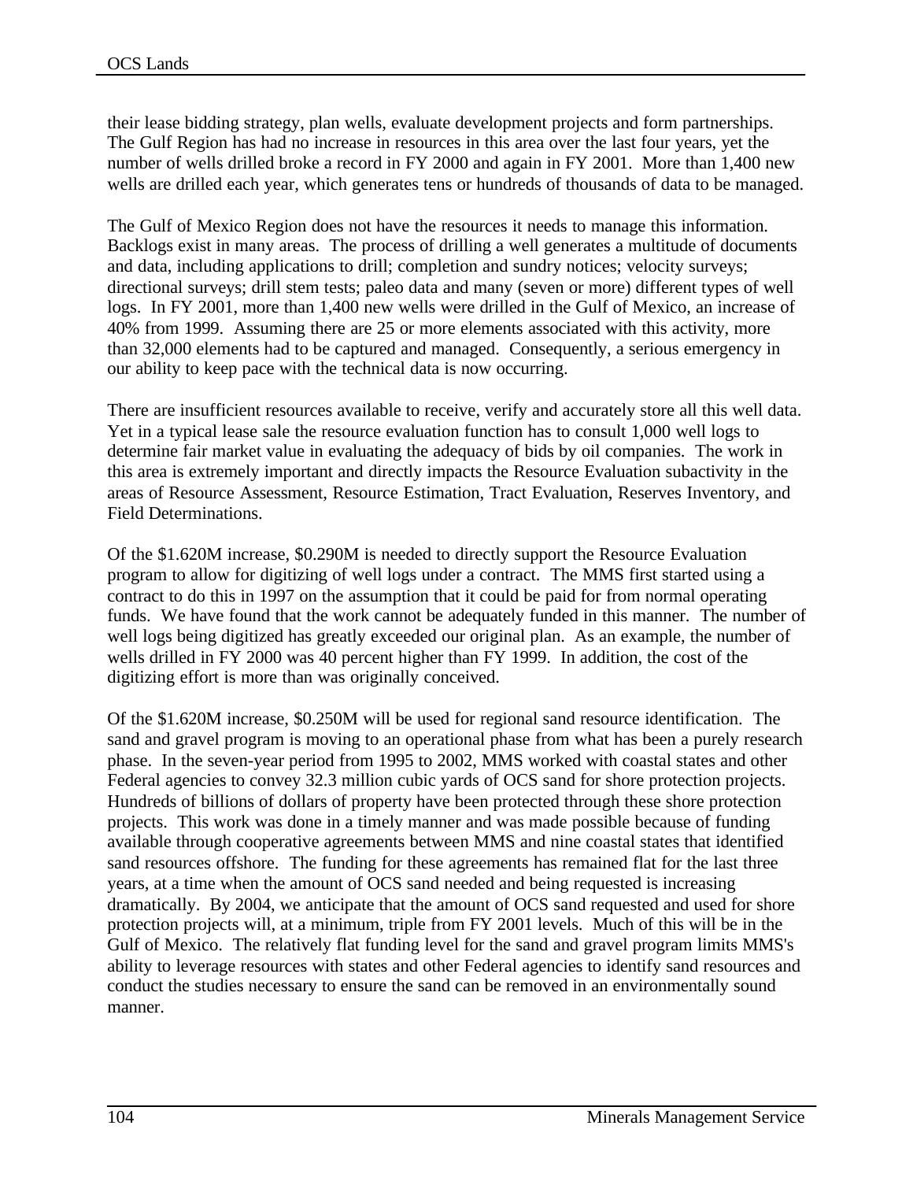their lease bidding strategy, plan wells, evaluate development projects and form partnerships. The Gulf Region has had no increase in resources in this area over the last four years, yet the number of wells drilled broke a record in FY 2000 and again in FY 2001. More than 1,400 new wells are drilled each year, which generates tens or hundreds of thousands of data to be managed.

The Gulf of Mexico Region does not have the resources it needs to manage this information. Backlogs exist in many areas. The process of drilling a well generates a multitude of documents and data, including applications to drill; completion and sundry notices; velocity surveys; directional surveys; drill stem tests; paleo data and many (seven or more) different types of well logs. In FY 2001, more than 1,400 new wells were drilled in the Gulf of Mexico, an increase of 40% from 1999. Assuming there are 25 or more elements associated with this activity, more than 32,000 elements had to be captured and managed. Consequently, a serious emergency in our ability to keep pace with the technical data is now occurring.

There are insufficient resources available to receive, verify and accurately store all this well data. Yet in a typical lease sale the resource evaluation function has to consult 1,000 well logs to determine fair market value in evaluating the adequacy of bids by oil companies. The work in this area is extremely important and directly impacts the Resource Evaluation subactivity in the areas of Resource Assessment, Resource Estimation, Tract Evaluation, Reserves Inventory, and Field Determinations.

Of the \$1.620M increase, \$0.290M is needed to directly support the Resource Evaluation program to allow for digitizing of well logs under a contract. The MMS first started using a contract to do this in 1997 on the assumption that it could be paid for from normal operating funds. We have found that the work cannot be adequately funded in this manner. The number of well logs being digitized has greatly exceeded our original plan. As an example, the number of wells drilled in FY 2000 was 40 percent higher than FY 1999. In addition, the cost of the digitizing effort is more than was originally conceived.

Of the \$1.620M increase, \$0.250M will be used for regional sand resource identification. The sand and gravel program is moving to an operational phase from what has been a purely research phase. In the seven-year period from 1995 to 2002, MMS worked with coastal states and other Federal agencies to convey 32.3 million cubic yards of OCS sand for shore protection projects. Hundreds of billions of dollars of property have been protected through these shore protection projects. This work was done in a timely manner and was made possible because of funding available through cooperative agreements between MMS and nine coastal states that identified sand resources offshore. The funding for these agreements has remained flat for the last three years, at a time when the amount of OCS sand needed and being requested is increasing dramatically. By 2004, we anticipate that the amount of OCS sand requested and used for shore protection projects will, at a minimum, triple from FY 2001 levels. Much of this will be in the Gulf of Mexico. The relatively flat funding level for the sand and gravel program limits MMS's ability to leverage resources with states and other Federal agencies to identify sand resources and conduct the studies necessary to ensure the sand can be removed in an environmentally sound manner.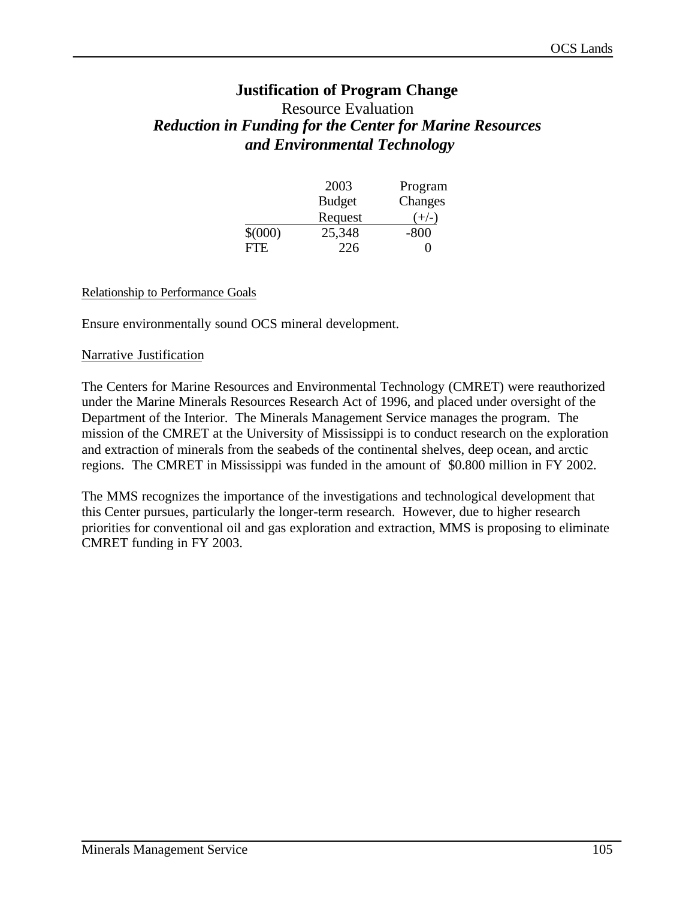# Justification of Program Change

## Resource Evaluation

### *Reduction in Funding for the Center for Marine Resources and Environmental Technology*

| | 2003 Budget Request | Program Changes (+/-) |
|---|---|---|
| $(000) | 25,348 | -800 |
| FTE | 226 | 0 |

Relationship to Performance Goals

Ensure environmentally sound OCS mineral development.

Narrative Justification

The Centers for Marine Resources and Environmental Technology (CMRET) were reauthorized under the Marine Minerals Resources Research Act of 1996, and placed under oversight of the Department of the Interior. The Minerals Management Service manages the program. The mission of the CMRET at the University of Mississippi is to conduct research on the exploration and extraction of minerals from the seabeds of the continental shelves, deep ocean, and arctic regions. The CMRET in Mississippi was funded in the amount of $0.800 million in FY 2002.

The MMS recognizes the importance of the investigations and technological development that this Center pursues, particularly the longer-term research. However, due to higher research priorities for conventional oil and gas exploration and extraction, MMS is proposing to eliminate CMRET funding in FY 2003.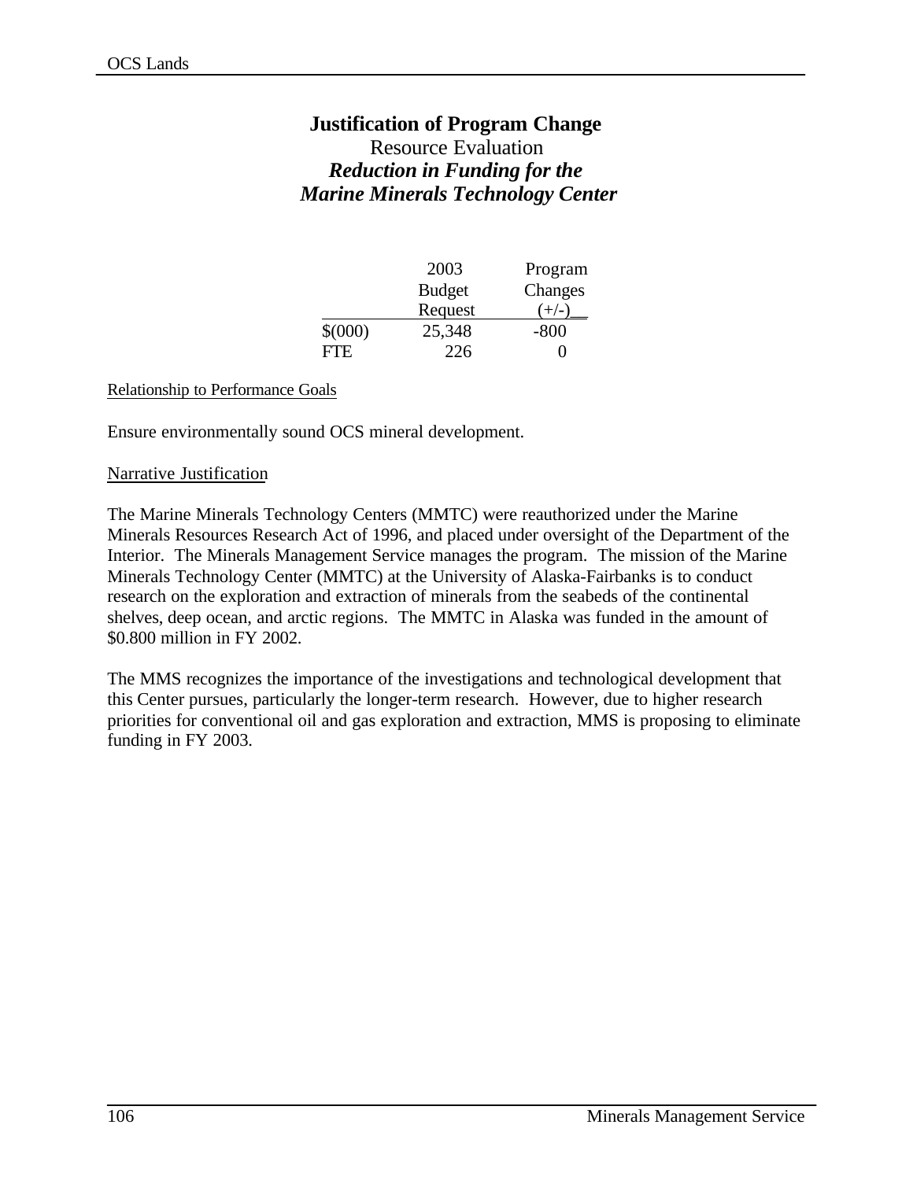# Justification of Program Change

## Resource Evaluation

### *Reduction in Funding for the Marine Minerals Technology Center*

| | 2003 Budget Request | Program Changes (+/-) |
|---|---|---|
| $(000) | 25,348 | -800 |
| FTE | 226 | 0 |

Relationship to Performance Goals

Ensure environmentally sound OCS mineral development.

Narrative Justification

The Marine Minerals Technology Centers (MMTC) were reauthorized under the Marine Minerals Resources Research Act of 1996, and placed under oversight of the Department of the Interior. The Minerals Management Service manages the program. The mission of the Marine Minerals Technology Center (MMTC) at the University of Alaska-Fairbanks is to conduct research on the exploration and extraction of minerals from the seabeds of the continental shelves, deep ocean, and arctic regions. The MMTC in Alaska was funded in the amount of $0.800 million in FY 2002.

The MMS recognizes the importance of the investigations and technological development that this Center pursues, particularly the longer-term research. However, due to higher research priorities for conventional oil and gas exploration and extraction, MMS is proposing to eliminate funding in FY 2003.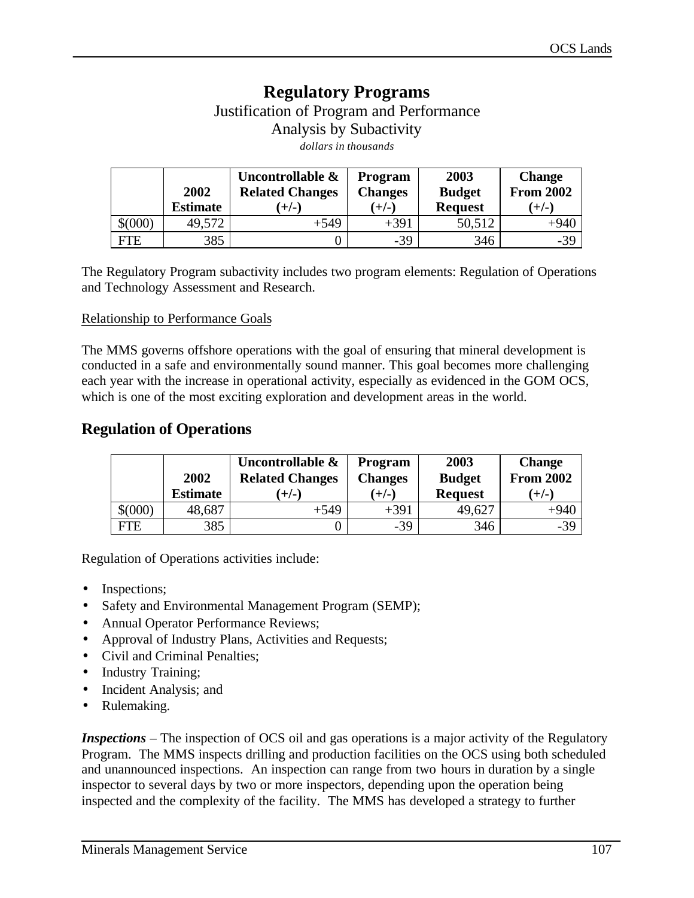# Regulatory Programs

Justification of Program and Performance
Analysis by Subactivity
*dollars in thousands*

| | 2002 Estimate | Uncontrollable & Related Changes (+/-) | Program Changes (+/-) | 2003 Budget Request | Change From 2002 (+/-) |
|---|---|---|---|---|---|
| $(000) | 49,572 | +549 | +391 | 50,512 | +940 |
| FTE | 385 | 0 | -39 | 346 | -39 |

The Regulatory Program subactivity includes two program elements: Regulation of Operations and Technology Assessment and Research.

Relationship to Performance Goals

The MMS governs offshore operations with the goal of ensuring that mineral development is conducted in a safe and environmentally sound manner. This goal becomes more challenging each year with the increase in operational activity, especially as evidenced in the GOM OCS, which is one of the most exciting exploration and development areas in the world.

## Regulation of Operations

| | 2002 Estimate | Uncontrollable & Related Changes (+/-) | Program Changes (+/-) | 2003 Budget Request | Change From 2002 (+/-) |
|---|---|---|---|---|---|
| $(000) | 48,687 | +549 | +391 | 49,627 | +940 |
| FTE | 385 | 0 | -39 | 346 | -39 |

Regulation of Operations activities include:

- Inspections;
- Safety and Environmental Management Program (SEMP);
- Annual Operator Performance Reviews;
- Approval of Industry Plans, Activities and Requests;
- Civil and Criminal Penalties;
- Industry Training;
- Incident Analysis; and
- Rulemaking.

***Inspections*** – The inspection of OCS oil and gas operations is a major activity of the Regulatory Program. The MMS inspects drilling and production facilities on the OCS using both scheduled and unannounced inspections. An inspection can range from two hours in duration by a single inspector to several days by two or more inspectors, depending upon the operation being inspected and the complexity of the facility. The MMS has developed a strategy to further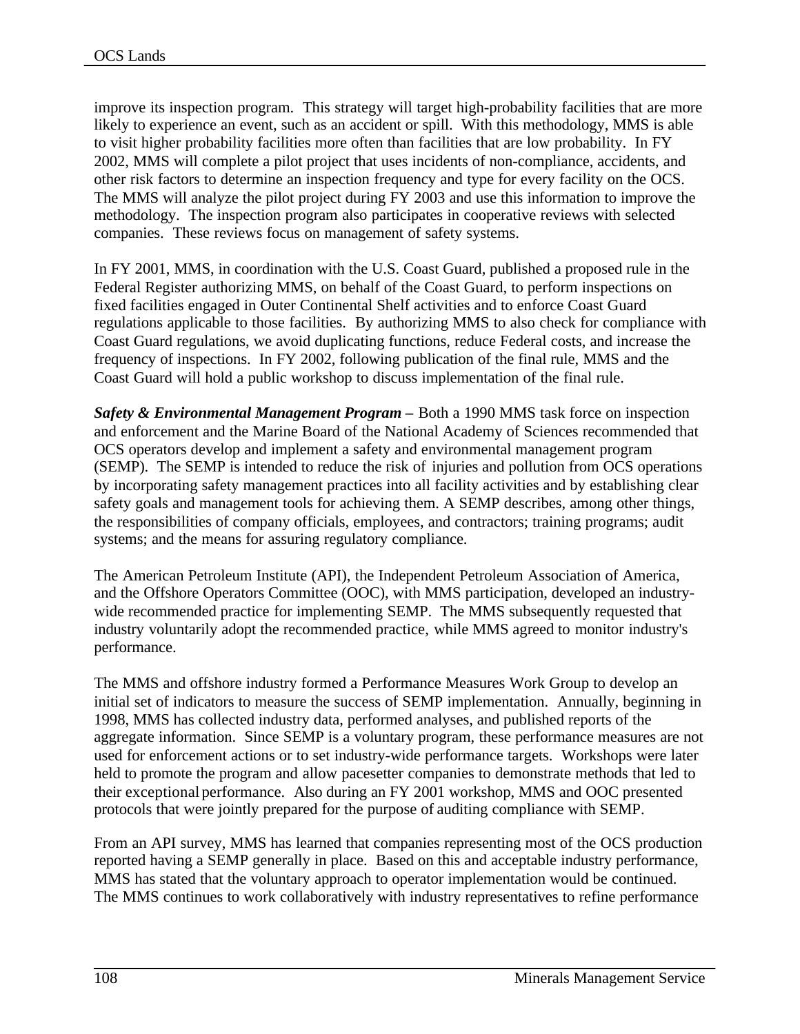improve its inspection program. This strategy will target high-probability facilities that are more likely to experience an event, such as an accident or spill. With this methodology, MMS is able to visit higher probability facilities more often than facilities that are low probability. In FY 2002, MMS will complete a pilot project that uses incidents of non-compliance, accidents, and other risk factors to determine an inspection frequency and type for every facility on the OCS. The MMS will analyze the pilot project during FY 2003 and use this information to improve the methodology. The inspection program also participates in cooperative reviews with selected companies. These reviews focus on management of safety systems.

In FY 2001, MMS, in coordination with the U.S. Coast Guard, published a proposed rule in the Federal Register authorizing MMS, on behalf of the Coast Guard, to perform inspections on fixed facilities engaged in Outer Continental Shelf activities and to enforce Coast Guard regulations applicable to those facilities. By authorizing MMS to also check for compliance with Coast Guard regulations, we avoid duplicating functions, reduce Federal costs, and increase the frequency of inspections. In FY 2002, following publication of the final rule, MMS and the Coast Guard will hold a public workshop to discuss implementation of the final rule.

***Safety & Environmental Management Program –*** Both a 1990 MMS task force on inspection and enforcement and the Marine Board of the National Academy of Sciences recommended that OCS operators develop and implement a safety and environmental management program (SEMP). The SEMP is intended to reduce the risk of injuries and pollution from OCS operations by incorporating safety management practices into all facility activities and by establishing clear safety goals and management tools for achieving them. A SEMP describes, among other things, the responsibilities of company officials, employees, and contractors; training programs; audit systems; and the means for assuring regulatory compliance.

The American Petroleum Institute (API), the Independent Petroleum Association of America, and the Offshore Operators Committee (OOC), with MMS participation, developed an industry-wide recommended practice for implementing SEMP. The MMS subsequently requested that industry voluntarily adopt the recommended practice, while MMS agreed to monitor industry's performance.

The MMS and offshore industry formed a Performance Measures Work Group to develop an initial set of indicators to measure the success of SEMP implementation. Annually, beginning in 1998, MMS has collected industry data, performed analyses, and published reports of the aggregate information. Since SEMP is a voluntary program, these performance measures are not used for enforcement actions or to set industry-wide performance targets. Workshops were later held to promote the program and allow pacesetter companies to demonstrate methods that led to their exceptional performance. Also during an FY 2001 workshop, MMS and OOC presented protocols that were jointly prepared for the purpose of auditing compliance with SEMP.

From an API survey, MMS has learned that companies representing most of the OCS production reported having a SEMP generally in place. Based on this and acceptable industry performance, MMS has stated that the voluntary approach to operator implementation would be continued. The MMS continues to work collaboratively with industry representatives to refine performance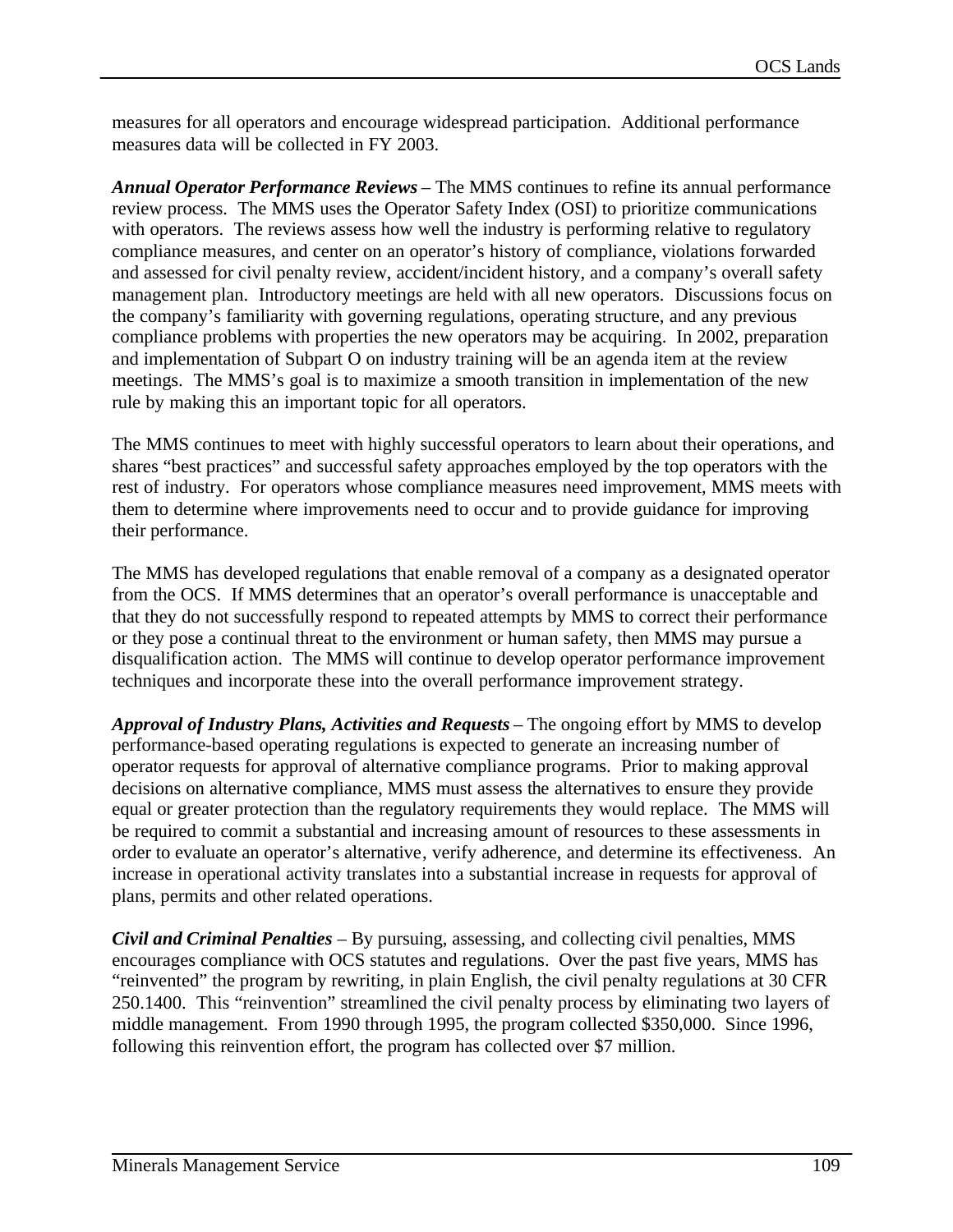measures for all operators and encourage widespread participation. Additional performance measures data will be collected in FY 2003.

***Annual Operator Performance Reviews*** – The MMS continues to refine its annual performance review process. The MMS uses the Operator Safety Index (OSI) to prioritize communications with operators. The reviews assess how well the industry is performing relative to regulatory compliance measures, and center on an operator's history of compliance, violations forwarded and assessed for civil penalty review, accident/incident history, and a company's overall safety management plan. Introductory meetings are held with all new operators. Discussions focus on the company's familiarity with governing regulations, operating structure, and any previous compliance problems with properties the new operators may be acquiring. In 2002, preparation and implementation of Subpart O on industry training will be an agenda item at the review meetings. The MMS's goal is to maximize a smooth transition in implementation of the new rule by making this an important topic for all operators.

The MMS continues to meet with highly successful operators to learn about their operations, and shares "best practices" and successful safety approaches employed by the top operators with the rest of industry. For operators whose compliance measures need improvement, MMS meets with them to determine where improvements need to occur and to provide guidance for improving their performance.

The MMS has developed regulations that enable removal of a company as a designated operator from the OCS. If MMS determines that an operator's overall performance is unacceptable and that they do not successfully respond to repeated attempts by MMS to correct their performance or they pose a continual threat to the environment or human safety, then MMS may pursue a disqualification action. The MMS will continue to develop operator performance improvement techniques and incorporate these into the overall performance improvement strategy.

***Approval of Industry Plans, Activities and Requests*** – The ongoing effort by MMS to develop performance-based operating regulations is expected to generate an increasing number of operator requests for approval of alternative compliance programs. Prior to making approval decisions on alternative compliance, MMS must assess the alternatives to ensure they provide equal or greater protection than the regulatory requirements they would replace. The MMS will be required to commit a substantial and increasing amount of resources to these assessments in order to evaluate an operator's alternative, verify adherence, and determine its effectiveness. An increase in operational activity translates into a substantial increase in requests for approval of plans, permits and other related operations.

***Civil and Criminal Penalties*** – By pursuing, assessing, and collecting civil penalties, MMS encourages compliance with OCS statutes and regulations. Over the past five years, MMS has "reinvented" the program by rewriting, in plain English, the civil penalty regulations at 30 CFR 250.1400. This "reinvention" streamlined the civil penalty process by eliminating two layers of middle management. From 1990 through 1995, the program collected $350,000. Since 1996, following this reinvention effort, the program has collected over $7 million.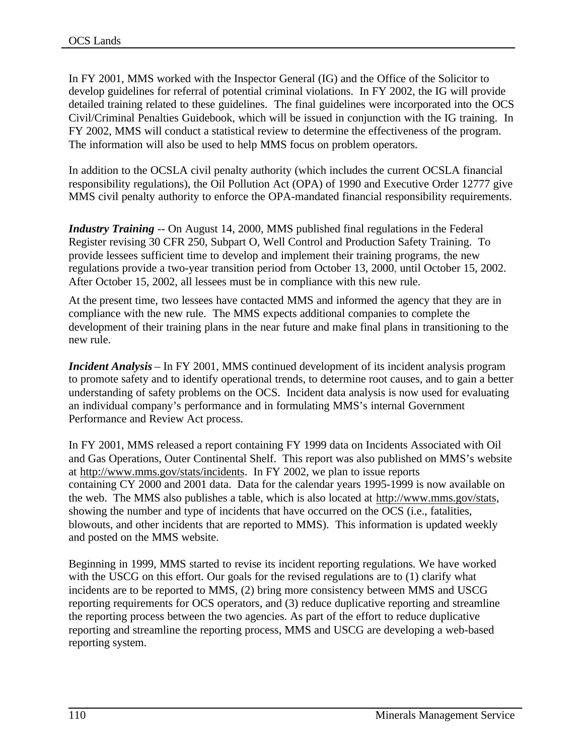In FY 2001, MMS worked with the Inspector General (IG) and the Office of the Solicitor to develop guidelines for referral of potential criminal violations. In FY 2002, the IG will provide detailed training related to these guidelines. The final guidelines were incorporated into the OCS Civil/Criminal Penalties Guidebook, which will be issued in conjunction with the IG training. In FY 2002, MMS will conduct a statistical review to determine the effectiveness of the program. The information will also be used to help MMS focus on problem operators.

In addition to the OCSLA civil penalty authority (which includes the current OCSLA financial responsibility regulations), the Oil Pollution Act (OPA) of 1990 and Executive Order 12777 give MMS civil penalty authority to enforce the OPA-mandated financial responsibility requirements.

***Industry Training*** -- On August 14, 2000, MMS published final regulations in the Federal Register revising 30 CFR 250, Subpart O, Well Control and Production Safety Training. To provide lessees sufficient time to develop and implement their training programs, the new regulations provide a two-year transition period from October 13, 2000, until October 15, 2002. After October 15, 2002, all lessees must be in compliance with this new rule.

At the present time, two lessees have contacted MMS and informed the agency that they are in compliance with the new rule. The MMS expects additional companies to complete the development of their training plans in the near future and make final plans in transitioning to the new rule.

***Incident Analysis*** – In FY 2001, MMS continued development of its incident analysis program to promote safety and to identify operational trends, to determine root causes, and to gain a better understanding of safety problems on the OCS. Incident data analysis is now used for evaluating an individual company's performance and in formulating MMS's internal Government Performance and Review Act process.

In FY 2001, MMS released a report containing FY 1999 data on Incidents Associated with Oil and Gas Operations, Outer Continental Shelf. This report was also published on MMS's website at http://www.mms.gov/stats/incidents. In FY 2002, we plan to issue reports containing CY 2000 and 2001 data. Data for the calendar years 1995-1999 is now available on the web. The MMS also publishes a table, which is also located at http://www.mms.gov/stats, showing the number and type of incidents that have occurred on the OCS (i.e., fatalities, blowouts, and other incidents that are reported to MMS). This information is updated weekly and posted on the MMS website.

Beginning in 1999, MMS started to revise its incident reporting regulations. We have worked with the USCG on this effort. Our goals for the revised regulations are to (1) clarify what incidents are to be reported to MMS, (2) bring more consistency between MMS and USCG reporting requirements for OCS operators, and (3) reduce duplicative reporting and streamline the reporting process between the two agencies. As part of the effort to reduce duplicative reporting and streamline the reporting process, MMS and USCG are developing a web-based reporting system.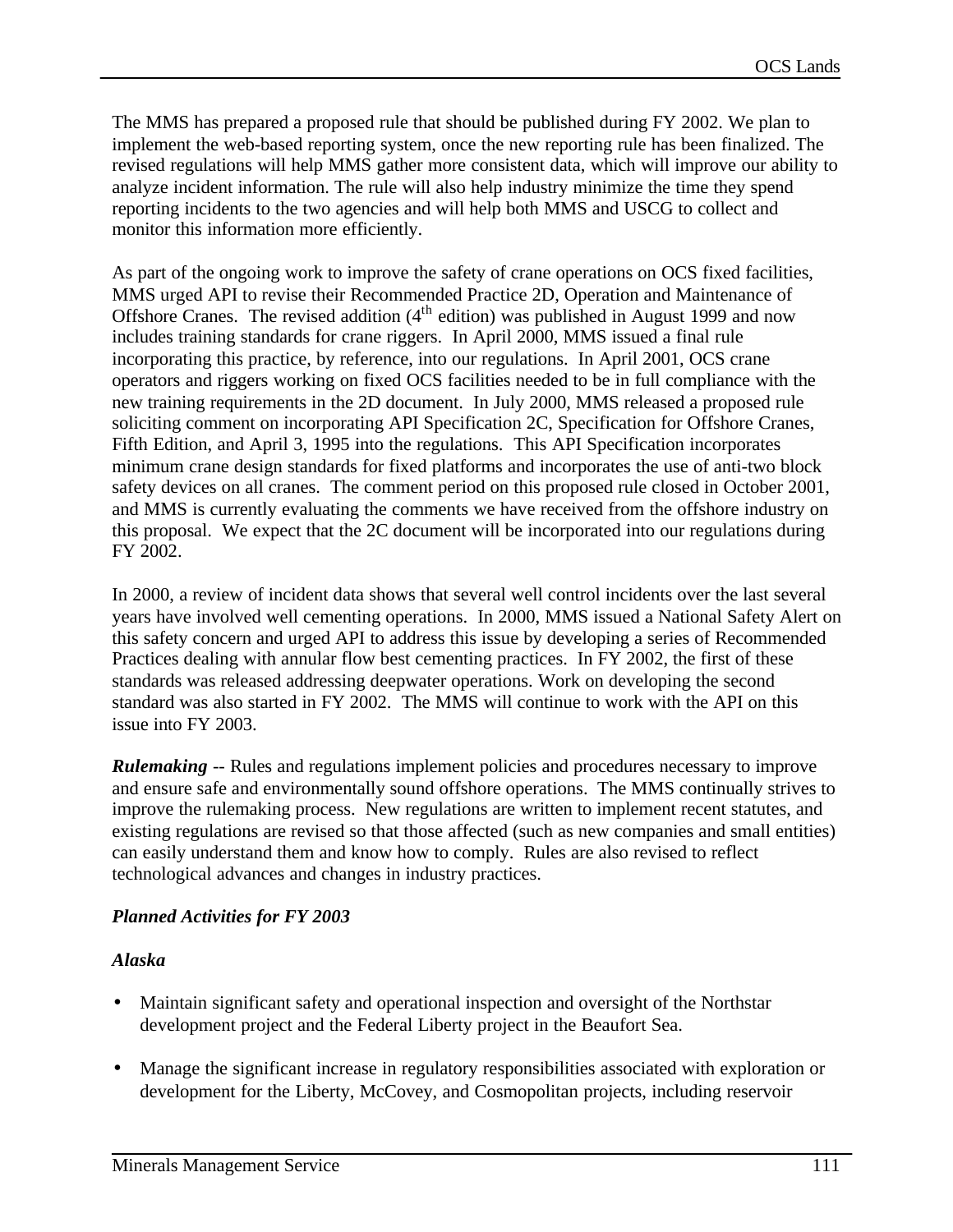The MMS has prepared a proposed rule that should be published during FY 2002. We plan to implement the web-based reporting system, once the new reporting rule has been finalized. The revised regulations will help MMS gather more consistent data, which will improve our ability to analyze incident information. The rule will also help industry minimize the time they spend reporting incidents to the two agencies and will help both MMS and USCG to collect and monitor this information more efficiently.

As part of the ongoing work to improve the safety of crane operations on OCS fixed facilities, MMS urged API to revise their Recommended Practice 2D, Operation and Maintenance of Offshore Cranes. The revised addition (4th edition) was published in August 1999 and now includes training standards for crane riggers. In April 2000, MMS issued a final rule incorporating this practice, by reference, into our regulations. In April 2001, OCS crane operators and riggers working on fixed OCS facilities needed to be in full compliance with the new training requirements in the 2D document. In July 2000, MMS released a proposed rule soliciting comment on incorporating API Specification 2C, Specification for Offshore Cranes, Fifth Edition, and April 3, 1995 into the regulations. This API Specification incorporates minimum crane design standards for fixed platforms and incorporates the use of anti-two block safety devices on all cranes. The comment period on this proposed rule closed in October 2001, and MMS is currently evaluating the comments we have received from the offshore industry on this proposal. We expect that the 2C document will be incorporated into our regulations during FY 2002.

In 2000, a review of incident data shows that several well control incidents over the last several years have involved well cementing operations. In 2000, MMS issued a National Safety Alert on this safety concern and urged API to address this issue by developing a series of Recommended Practices dealing with annular flow best cementing practices. In FY 2002, the first of these standards was released addressing deepwater operations. Work on developing the second standard was also started in FY 2002. The MMS will continue to work with the API on this issue into FY 2003.

***Rulemaking*** -- Rules and regulations implement policies and procedures necessary to improve and ensure safe and environmentally sound offshore operations. The MMS continually strives to improve the rulemaking process. New regulations are written to implement recent statutes, and existing regulations are revised so that those affected (such as new companies and small entities) can easily understand them and know how to comply. Rules are also revised to reflect technological advances and changes in industry practices.

***Planned Activities for FY 2003***

***Alaska***

- Maintain significant safety and operational inspection and oversight of the Northstar development project and the Federal Liberty project in the Beaufort Sea.

- Manage the significant increase in regulatory responsibilities associated with exploration or development for the Liberty, McCovey, and Cosmopolitan projects, including reservoir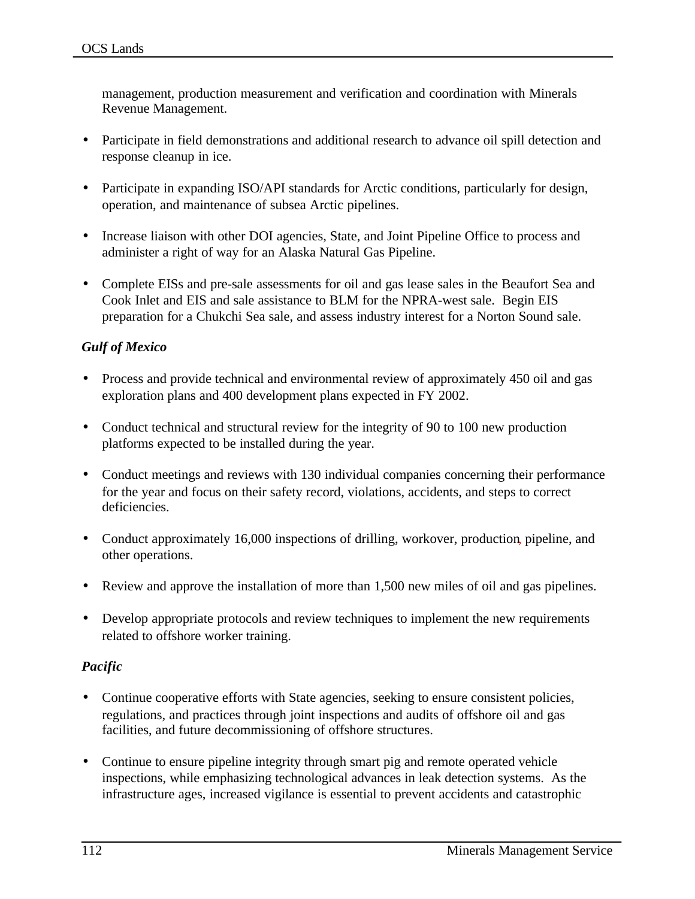management, production measurement and verification and coordination with Minerals Revenue Management.

- Participate in field demonstrations and additional research to advance oil spill detection and response cleanup in ice.
- Participate in expanding ISO/API standards for Arctic conditions, particularly for design, operation, and maintenance of subsea Arctic pipelines.
- Increase liaison with other DOI agencies, State, and Joint Pipeline Office to process and administer a right of way for an Alaska Natural Gas Pipeline.
- Complete EISs and pre-sale assessments for oil and gas lease sales in the Beaufort Sea and Cook Inlet and EIS and sale assistance to BLM for the NPRA-west sale. Begin EIS preparation for a Chukchi Sea sale, and assess industry interest for a Norton Sound sale.

***Gulf of Mexico***

- Process and provide technical and environmental review of approximately 450 oil and gas exploration plans and 400 development plans expected in FY 2002.
- Conduct technical and structural review for the integrity of 90 to 100 new production platforms expected to be installed during the year.
- Conduct meetings and reviews with 130 individual companies concerning their performance for the year and focus on their safety record, violations, accidents, and steps to correct deficiencies.
- Conduct approximately 16,000 inspections of drilling, workover, production, pipeline, and other operations.
- Review and approve the installation of more than 1,500 new miles of oil and gas pipelines.
- Develop appropriate protocols and review techniques to implement the new requirements related to offshore worker training.

***Pacific***

- Continue cooperative efforts with State agencies, seeking to ensure consistent policies, regulations, and practices through joint inspections and audits of offshore oil and gas facilities, and future decommissioning of offshore structures.
- Continue to ensure pipeline integrity through smart pig and remote operated vehicle inspections, while emphasizing technological advances in leak detection systems. As the infrastructure ages, increased vigilance is essential to prevent accidents and catastrophic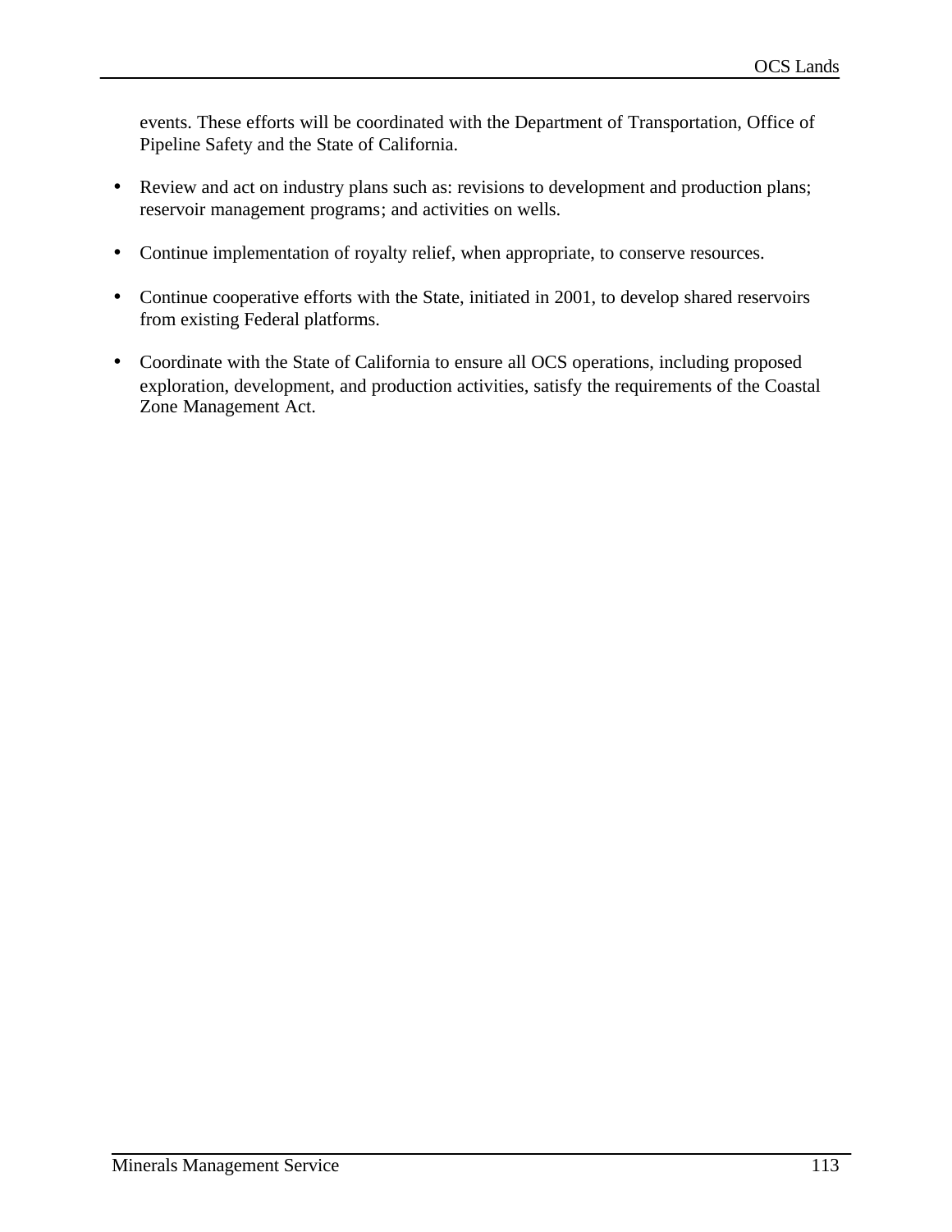events. These efforts will be coordinated with the Department of Transportation, Office of Pipeline Safety and the State of California.

- Review and act on industry plans such as: revisions to development and production plans; reservoir management programs; and activities on wells.
- Continue implementation of royalty relief, when appropriate, to conserve resources.
- Continue cooperative efforts with the State, initiated in 2001, to develop shared reservoirs from existing Federal platforms.
- Coordinate with the State of California to ensure all OCS operations, including proposed exploration, development, and production activities, satisfy the requirements of the Coastal Zone Management Act.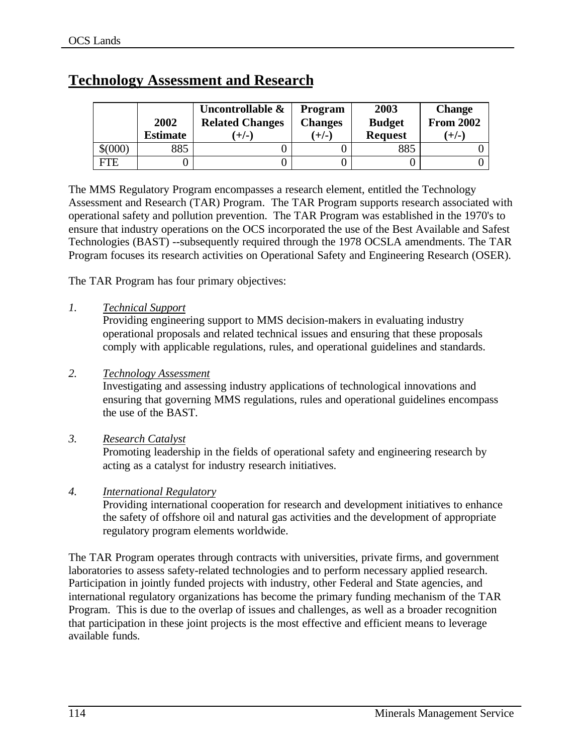## Technology Assessment and Research

| | 2002 Estimate | Uncontrollable & Related Changes (+/-) | Program Changes (+/-) | 2003 Budget Request | Change From 2002 (+/-) |
|---|---|---|---|---|---|
| $(000) | 885 | 0 | 0 | 885 | 0 |
| FTE | 0 | 0 | 0 | 0 | 0 |

The MMS Regulatory Program encompasses a research element, entitled the Technology Assessment and Research (TAR) Program. The TAR Program supports research associated with operational safety and pollution prevention. The TAR Program was established in the 1970's to ensure that industry operations on the OCS incorporated the use of the Best Available and Safest Technologies (BAST) --subsequently required through the 1978 OCSLA amendments. The TAR Program focuses its research activities on Operational Safety and Engineering Research (OSER).

The TAR Program has four primary objectives:

*1.* *Technical Support*
Providing engineering support to MMS decision-makers in evaluating industry operational proposals and related technical issues and ensuring that these proposals comply with applicable regulations, rules, and operational guidelines and standards.

*2.* *Technology Assessment*
Investigating and assessing industry applications of technological innovations and ensuring that governing MMS regulations, rules and operational guidelines encompass the use of the BAST.

*3.* *Research Catalyst*
Promoting leadership in the fields of operational safety and engineering research by acting as a catalyst for industry research initiatives.

*4.* *International Regulatory*
Providing international cooperation for research and development initiatives to enhance the safety of offshore oil and natural gas activities and the development of appropriate regulatory program elements worldwide.

The TAR Program operates through contracts with universities, private firms, and government laboratories to assess safety-related technologies and to perform necessary applied research. Participation in jointly funded projects with industry, other Federal and State agencies, and international regulatory organizations has become the primary funding mechanism of the TAR Program. This is due to the overlap of issues and challenges, as well as a broader recognition that participation in these joint projects is the most effective and efficient means to leverage available funds.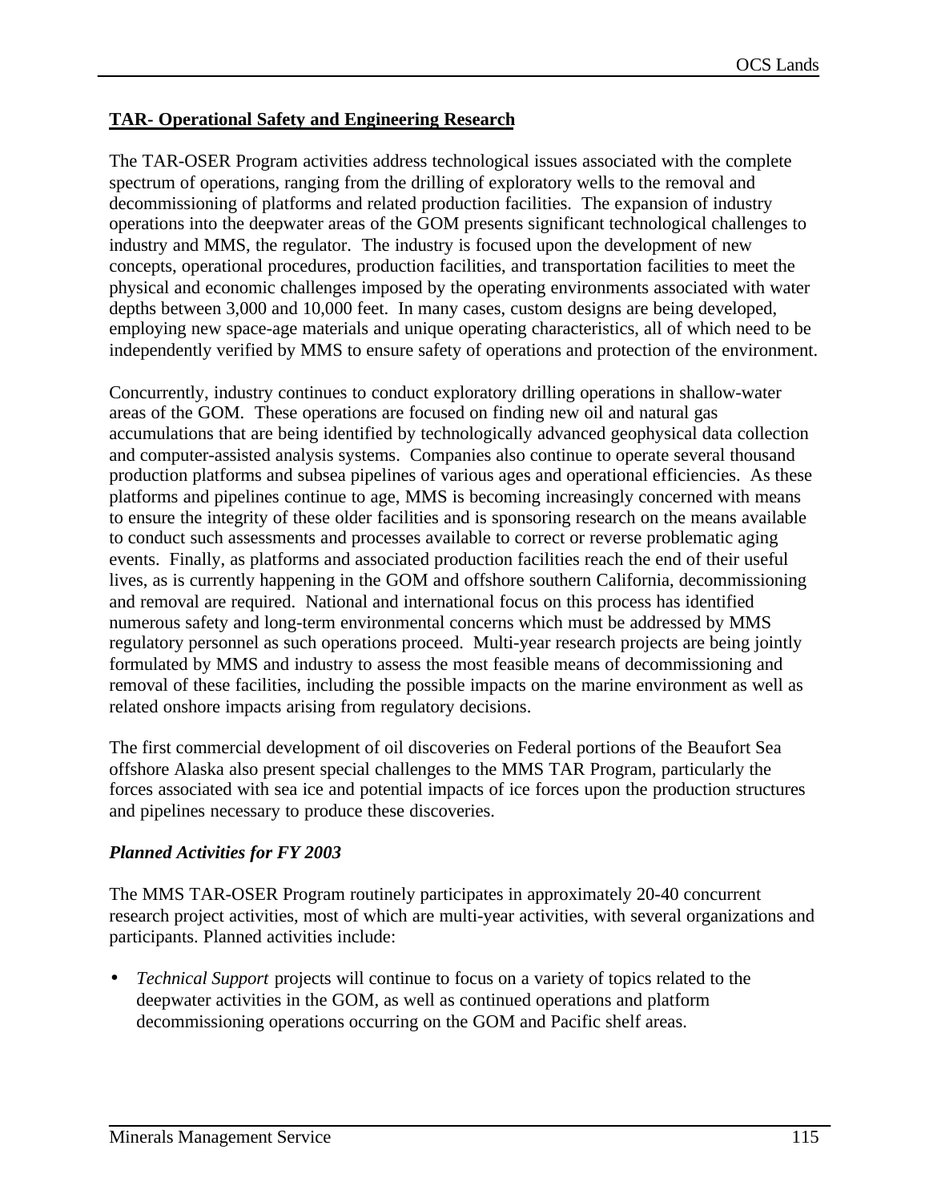## TAR- Operational Safety and Engineering Research

The TAR-OSER Program activities address technological issues associated with the complete spectrum of operations, ranging from the drilling of exploratory wells to the removal and decommissioning of platforms and related production facilities. The expansion of industry operations into the deepwater areas of the GOM presents significant technological challenges to industry and MMS, the regulator. The industry is focused upon the development of new concepts, operational procedures, production facilities, and transportation facilities to meet the physical and economic challenges imposed by the operating environments associated with water depths between 3,000 and 10,000 feet. In many cases, custom designs are being developed, employing new space-age materials and unique operating characteristics, all of which need to be independently verified by MMS to ensure safety of operations and protection of the environment.

Concurrently, industry continues to conduct exploratory drilling operations in shallow-water areas of the GOM. These operations are focused on finding new oil and natural gas accumulations that are being identified by technologically advanced geophysical data collection and computer-assisted analysis systems. Companies also continue to operate several thousand production platforms and subsea pipelines of various ages and operational efficiencies. As these platforms and pipelines continue to age, MMS is becoming increasingly concerned with means to ensure the integrity of these older facilities and is sponsoring research on the means available to conduct such assessments and processes available to correct or reverse problematic aging events. Finally, as platforms and associated production facilities reach the end of their useful lives, as is currently happening in the GOM and offshore southern California, decommissioning and removal are required. National and international focus on this process has identified numerous safety and long-term environmental concerns which must be addressed by MMS regulatory personnel as such operations proceed. Multi-year research projects are being jointly formulated by MMS and industry to assess the most feasible means of decommissioning and removal of these facilities, including the possible impacts on the marine environment as well as related onshore impacts arising from regulatory decisions.

The first commercial development of oil discoveries on Federal portions of the Beaufort Sea offshore Alaska also present special challenges to the MMS TAR Program, particularly the forces associated with sea ice and potential impacts of ice forces upon the production structures and pipelines necessary to produce these discoveries.

### *Planned Activities for FY 2003*

The MMS TAR-OSER Program routinely participates in approximately 20-40 concurrent research project activities, most of which are multi-year activities, with several organizations and participants. Planned activities include:

- *Technical Support* projects will continue to focus on a variety of topics related to the deepwater activities in the GOM, as well as continued operations and platform decommissioning operations occurring on the GOM and Pacific shelf areas.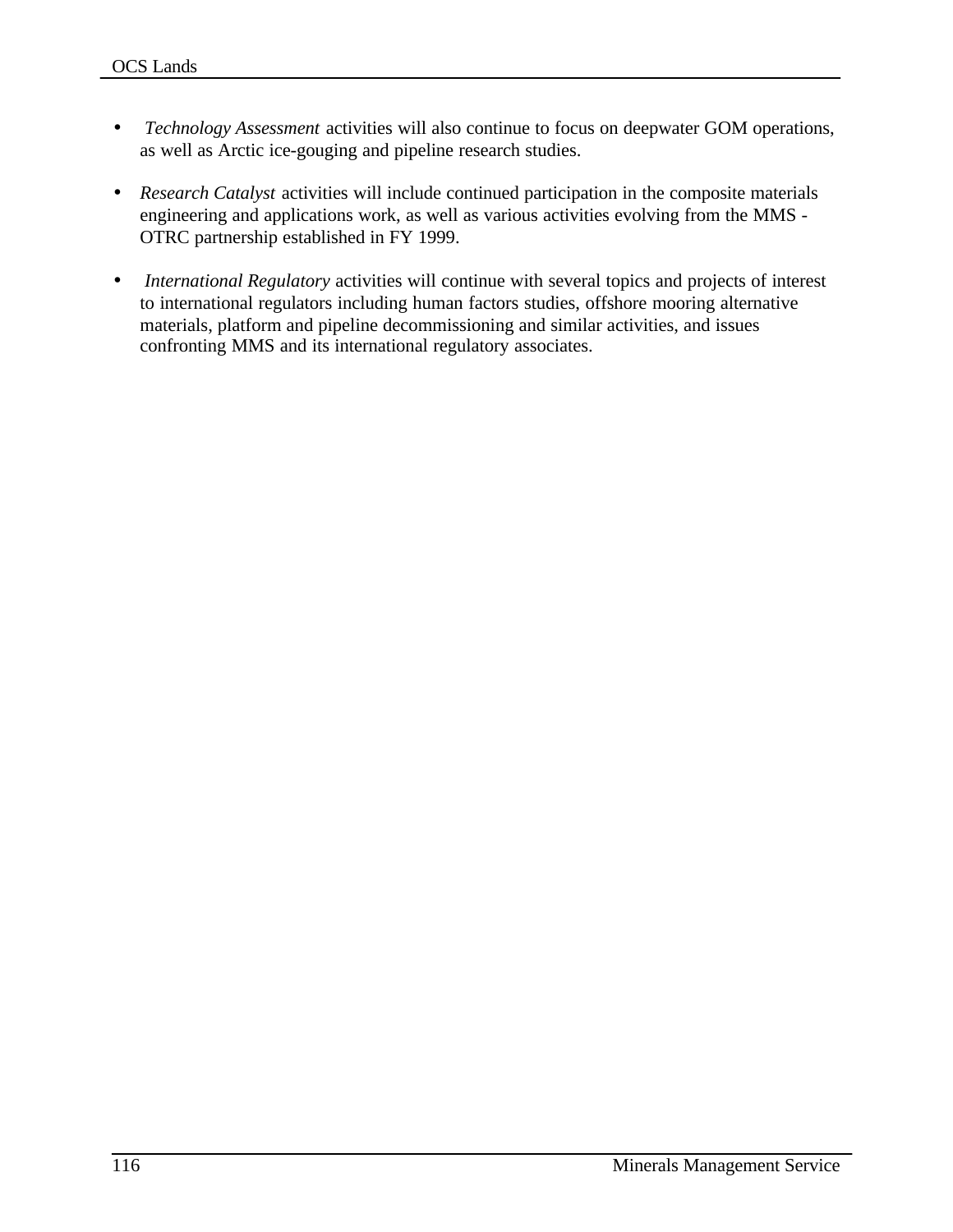- *Technology Assessment* activities will also continue to focus on deepwater GOM operations, as well as Arctic ice-gouging and pipeline research studies.

- *Research Catalyst* activities will include continued participation in the composite materials engineering and applications work, as well as various activities evolving from the MMS - OTRC partnership established in FY 1999.

- *International Regulatory* activities will continue with several topics and projects of interest to international regulators including human factors studies, offshore mooring alternative materials, platform and pipeline decommissioning and similar activities, and issues confronting MMS and its international regulatory associates.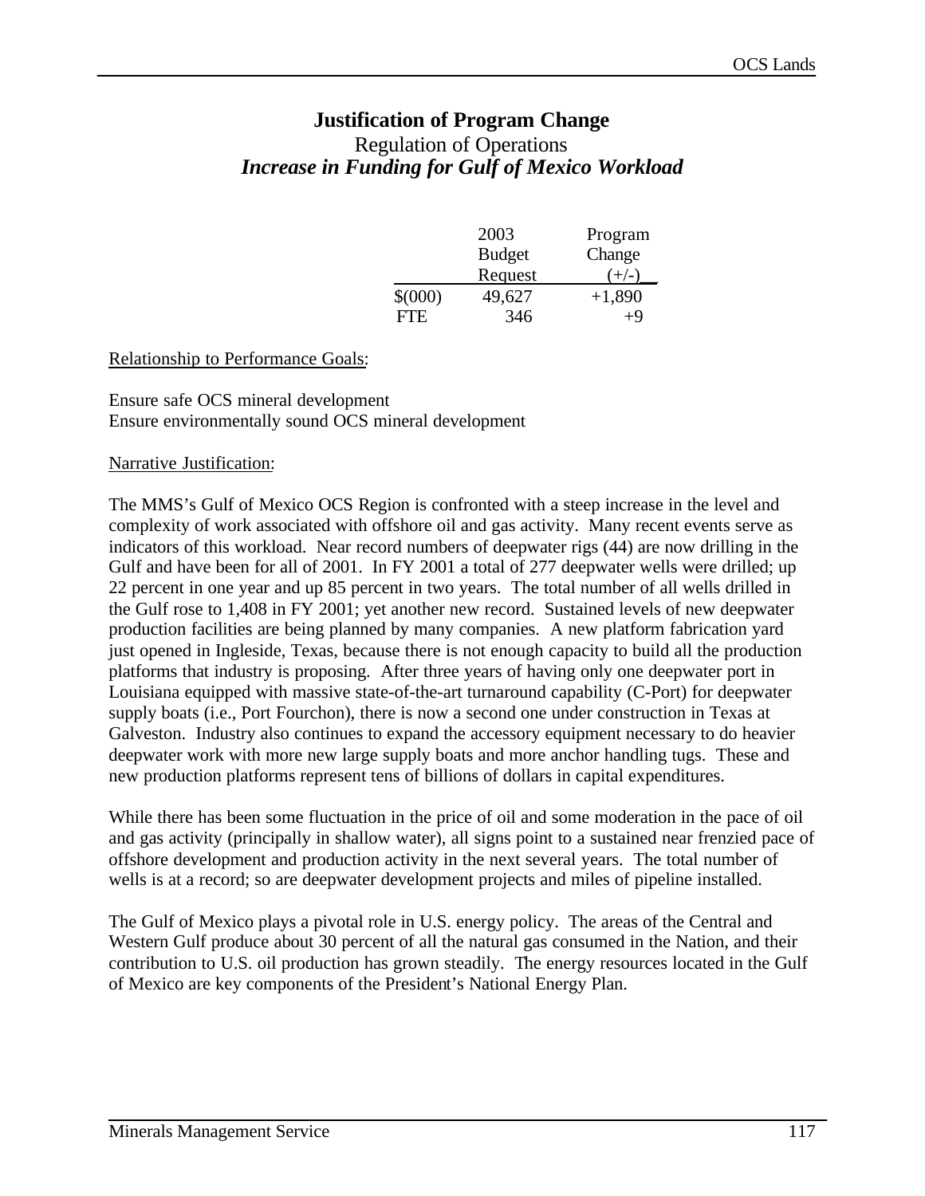# Justification of Program Change

## Regulation of Operations

### *Increase in Funding for Gulf of Mexico Workload*

| | 2003 Budget Request | Program Change (+/-) |
|---|---|---|
| $(000) | 49,627 | +1,890 |
| FTE | 346 | +9 |

Relationship to Performance Goals:

Ensure safe OCS mineral development
Ensure environmentally sound OCS mineral development

Narrative Justification:

The MMS's Gulf of Mexico OCS Region is confronted with a steep increase in the level and complexity of work associated with offshore oil and gas activity. Many recent events serve as indicators of this workload. Near record numbers of deepwater rigs (44) are now drilling in the Gulf and have been for all of 2001. In FY 2001 a total of 277 deepwater wells were drilled; up 22 percent in one year and up 85 percent in two years. The total number of all wells drilled in the Gulf rose to 1,408 in FY 2001; yet another new record. Sustained levels of new deepwater production facilities are being planned by many companies. A new platform fabrication yard just opened in Ingleside, Texas, because there is not enough capacity to build all the production platforms that industry is proposing. After three years of having only one deepwater port in Louisiana equipped with massive state-of-the-art turnaround capability (C-Port) for deepwater supply boats (i.e., Port Fourchon), there is now a second one under construction in Texas at Galveston. Industry also continues to expand the accessory equipment necessary to do heavier deepwater work with more new large supply boats and more anchor handling tugs. These and new production platforms represent tens of billions of dollars in capital expenditures.

While there has been some fluctuation in the price of oil and some moderation in the pace of oil and gas activity (principally in shallow water), all signs point to a sustained near frenzied pace of offshore development and production activity in the next several years. The total number of wells is at a record; so are deepwater development projects and miles of pipeline installed.

The Gulf of Mexico plays a pivotal role in U.S. energy policy. The areas of the Central and Western Gulf produce about 30 percent of all the natural gas consumed in the Nation, and their contribution to U.S. oil production has grown steadily. The energy resources located in the Gulf of Mexico are key components of the President's National Energy Plan.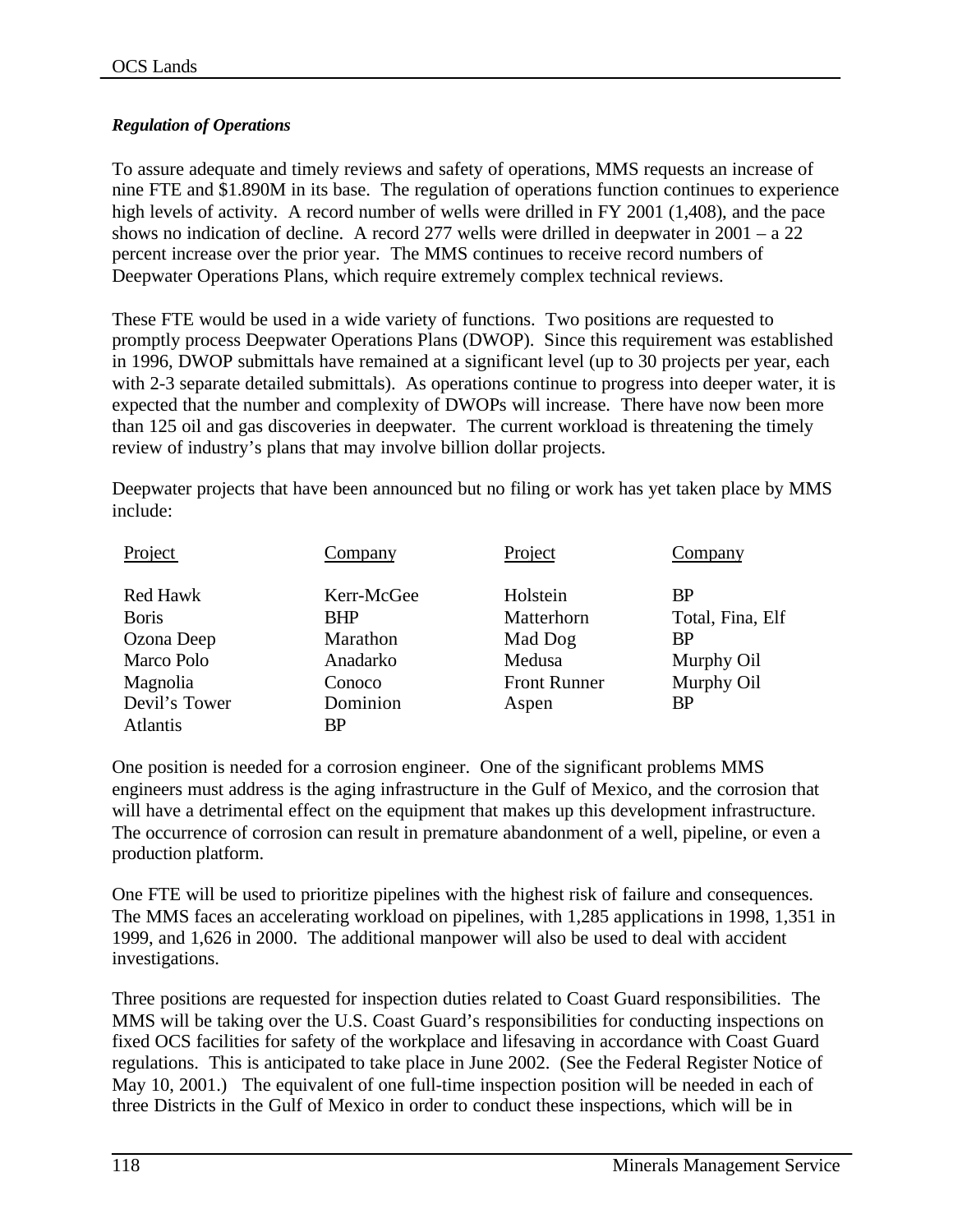### *Regulation of Operations*

To assure adequate and timely reviews and safety of operations, MMS requests an increase of nine FTE and $1.890M in its base. The regulation of operations function continues to experience high levels of activity. A record number of wells were drilled in FY 2001 (1,408), and the pace shows no indication of decline. A record 277 wells were drilled in deepwater in 2001 – a 22 percent increase over the prior year. The MMS continues to receive record numbers of Deepwater Operations Plans, which require extremely complex technical reviews.

These FTE would be used in a wide variety of functions. Two positions are requested to promptly process Deepwater Operations Plans (DWOP). Since this requirement was established in 1996, DWOP submittals have remained at a significant level (up to 30 projects per year, each with 2-3 separate detailed submittals). As operations continue to progress into deeper water, it is expected that the number and complexity of DWOPs will increase. There have now been more than 125 oil and gas discoveries in deepwater. The current workload is threatening the timely review of industry's plans that may involve billion dollar projects.

Deepwater projects that have been announced but no filing or work has yet taken place by MMS include:

| Project | Company | Project | Company |
|---|---|---|---|
| Red Hawk | Kerr-McGee | Holstein | BP |
| Boris | BHP | Matterhorn | Total, Fina, Elf |
| Ozona Deep | Marathon | Mad Dog | BP |
| Marco Polo | Anadarko | Medusa | Murphy Oil |
| Magnolia | Conoco | Front Runner | Murphy Oil |
| Devil's Tower | Dominion | Aspen | BP |
| Atlantis | BP | | |

One position is needed for a corrosion engineer. One of the significant problems MMS engineers must address is the aging infrastructure in the Gulf of Mexico, and the corrosion that will have a detrimental effect on the equipment that makes up this development infrastructure. The occurrence of corrosion can result in premature abandonment of a well, pipeline, or even a production platform.

One FTE will be used to prioritize pipelines with the highest risk of failure and consequences. The MMS faces an accelerating workload on pipelines, with 1,285 applications in 1998, 1,351 in 1999, and 1,626 in 2000. The additional manpower will also be used to deal with accident investigations.

Three positions are requested for inspection duties related to Coast Guard responsibilities. The MMS will be taking over the U.S. Coast Guard's responsibilities for conducting inspections on fixed OCS facilities for safety of the workplace and lifesaving in accordance with Coast Guard regulations. This is anticipated to take place in June 2002. (See the Federal Register Notice of May 10, 2001.) The equivalent of one full-time inspection position will be needed in each of three Districts in the Gulf of Mexico in order to conduct these inspections, which will be in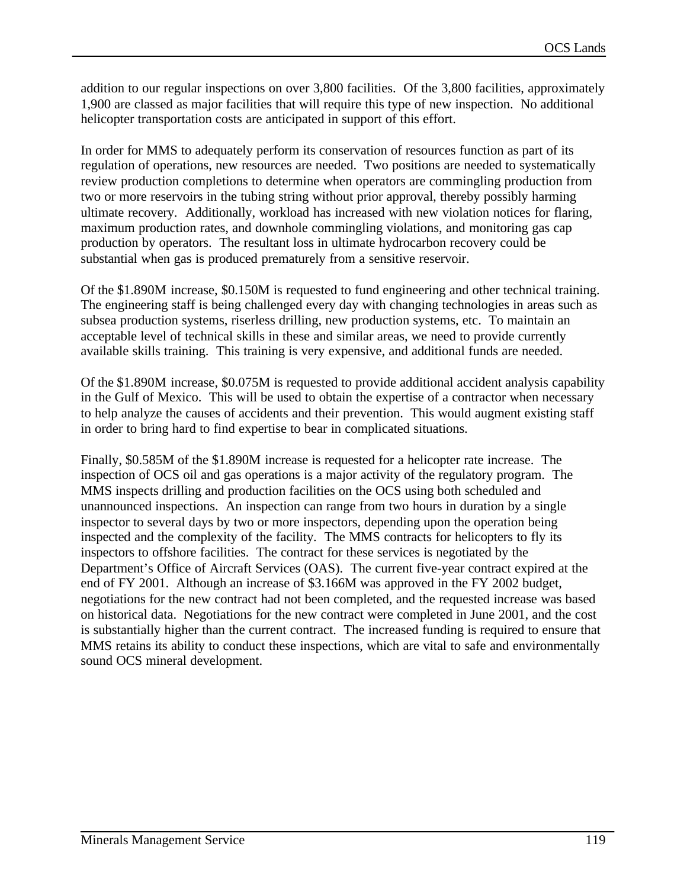addition to our regular inspections on over 3,800 facilities. Of the 3,800 facilities, approximately 1,900 are classed as major facilities that will require this type of new inspection. No additional helicopter transportation costs are anticipated in support of this effort.

In order for MMS to adequately perform its conservation of resources function as part of its regulation of operations, new resources are needed. Two positions are needed to systematically review production completions to determine when operators are commingling production from two or more reservoirs in the tubing string without prior approval, thereby possibly harming ultimate recovery. Additionally, workload has increased with new violation notices for flaring, maximum production rates, and downhole commingling violations, and monitoring gas cap production by operators. The resultant loss in ultimate hydrocarbon recovery could be substantial when gas is produced prematurely from a sensitive reservoir.

Of the $1.890M increase, $0.150M is requested to fund engineering and other technical training. The engineering staff is being challenged every day with changing technologies in areas such as subsea production systems, riserless drilling, new production systems, etc. To maintain an acceptable level of technical skills in these and similar areas, we need to provide currently available skills training. This training is very expensive, and additional funds are needed.

Of the $1.890M increase, $0.075M is requested to provide additional accident analysis capability in the Gulf of Mexico. This will be used to obtain the expertise of a contractor when necessary to help analyze the causes of accidents and their prevention. This would augment existing staff in order to bring hard to find expertise to bear in complicated situations.

Finally, $0.585M of the $1.890M increase is requested for a helicopter rate increase. The inspection of OCS oil and gas operations is a major activity of the regulatory program. The MMS inspects drilling and production facilities on the OCS using both scheduled and unannounced inspections. An inspection can range from two hours in duration by a single inspector to several days by two or more inspectors, depending upon the operation being inspected and the complexity of the facility. The MMS contracts for helicopters to fly its inspectors to offshore facilities. The contract for these services is negotiated by the Department's Office of Aircraft Services (OAS). The current five-year contract expired at the end of FY 2001. Although an increase of $3.166M was approved in the FY 2002 budget, negotiations for the new contract had not been completed, and the requested increase was based on historical data. Negotiations for the new contract were completed in June 2001, and the cost is substantially higher than the current contract. The increased funding is required to ensure that MMS retains its ability to conduct these inspections, which are vital to safe and environmentally sound OCS mineral development.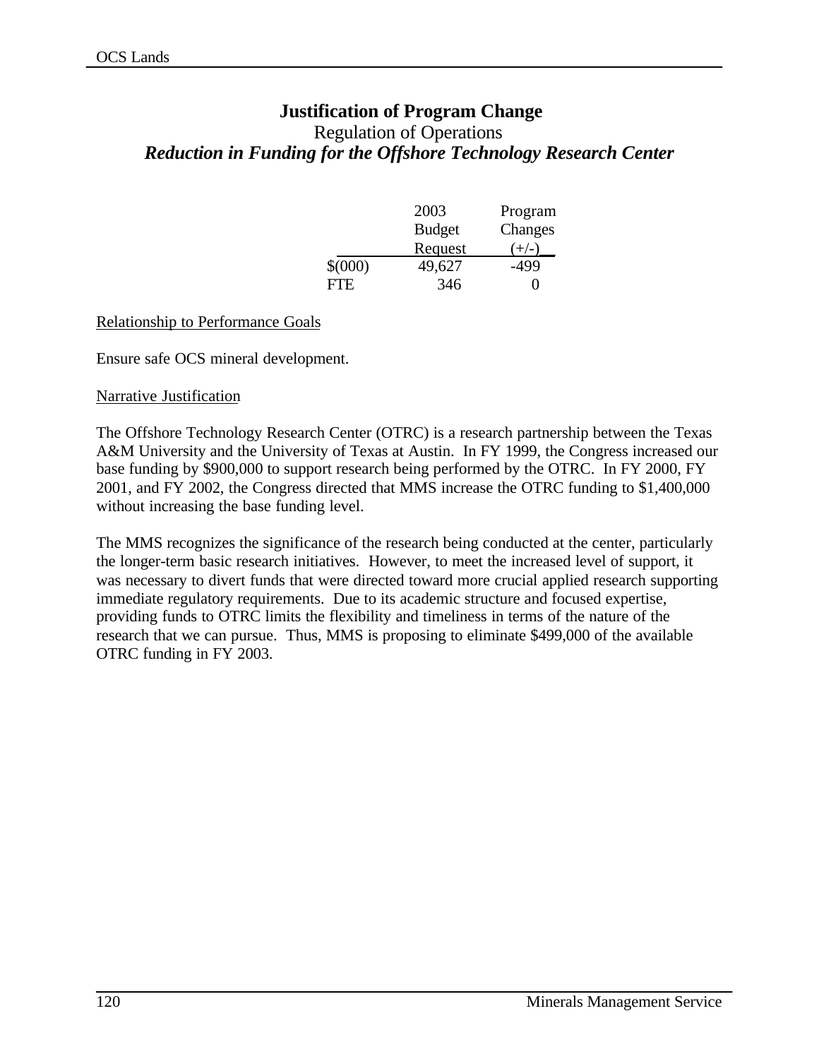# Justification of Program Change

## Regulation of Operations

### *Reduction in Funding for the Offshore Technology Research Center*

| | 2003 Budget Request | Program Changes (+/-) |
|---|---|---|
| $(000) | 49,627 | -499 |
| FTE | 346 | 0 |

Relationship to Performance Goals

Ensure safe OCS mineral development.

Narrative Justification

The Offshore Technology Research Center (OTRC) is a research partnership between the Texas A&M University and the University of Texas at Austin. In FY 1999, the Congress increased our base funding by $900,000 to support research being performed by the OTRC. In FY 2000, FY 2001, and FY 2002, the Congress directed that MMS increase the OTRC funding to $1,400,000 without increasing the base funding level.

The MMS recognizes the significance of the research being conducted at the center, particularly the longer-term basic research initiatives. However, to meet the increased level of support, it was necessary to divert funds that were directed toward more crucial applied research supporting immediate regulatory requirements. Due to its academic structure and focused expertise, providing funds to OTRC limits the flexibility and timeliness in terms of the nature of the research that we can pursue. Thus, MMS is proposing to eliminate $499,000 of the available OTRC funding in FY 2003.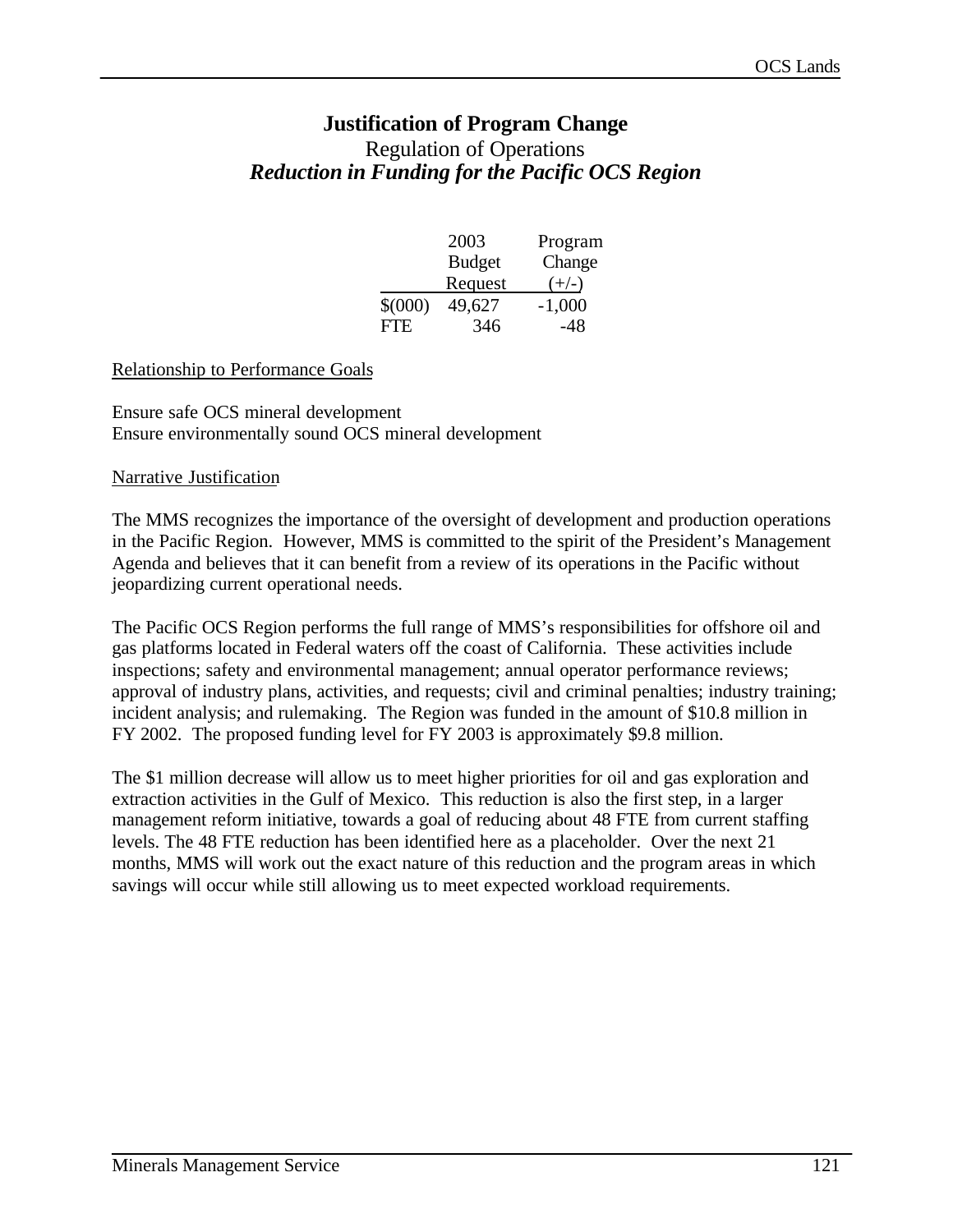# Justification of Program Change

## Regulation of Operations

### *Reduction in Funding for the Pacific OCS Region*

| | 2003 Budget Request | Program Change (+/-) |
|---|---|---|
| $(000) | 49,627 | -1,000 |
| FTE | 346 | -48 |

Relationship to Performance Goals

Ensure safe OCS mineral development
Ensure environmentally sound OCS mineral development

Narrative Justification

The MMS recognizes the importance of the oversight of development and production operations in the Pacific Region. However, MMS is committed to the spirit of the President's Management Agenda and believes that it can benefit from a review of its operations in the Pacific without jeopardizing current operational needs.

The Pacific OCS Region performs the full range of MMS's responsibilities for offshore oil and gas platforms located in Federal waters off the coast of California. These activities include inspections; safety and environmental management; annual operator performance reviews; approval of industry plans, activities, and requests; civil and criminal penalties; industry training; incident analysis; and rulemaking. The Region was funded in the amount of $10.8 million in FY 2002. The proposed funding level for FY 2003 is approximately $9.8 million.

The $1 million decrease will allow us to meet higher priorities for oil and gas exploration and extraction activities in the Gulf of Mexico. This reduction is also the first step, in a larger management reform initiative, towards a goal of reducing about 48 FTE from current staffing levels. The 48 FTE reduction has been identified here as a placeholder. Over the next 21 months, MMS will work out the exact nature of this reduction and the program areas in which savings will occur while still allowing us to meet expected workload requirements.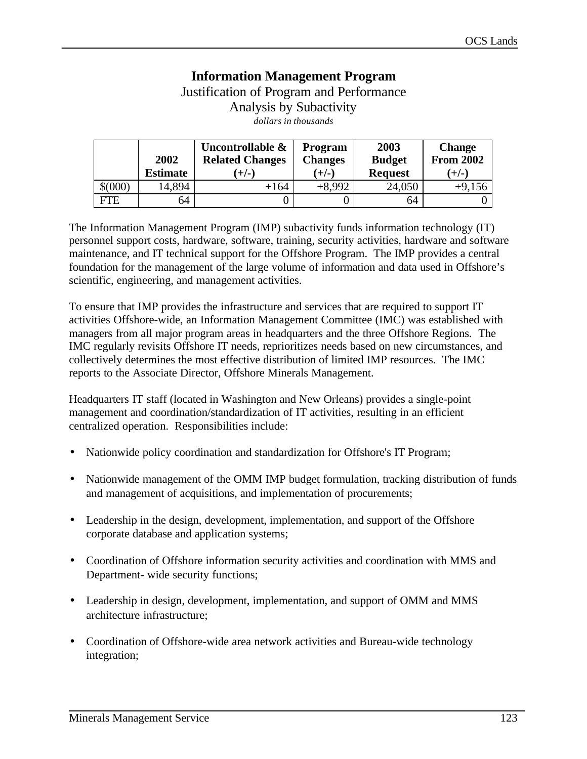# Information Management Program

Justification of Program and Performance

Analysis by Subactivity

*dollars in thousands*

| | 2002 Estimate | Uncontrollable & Related Changes (+/-) | Program Changes (+/-) | 2003 Budget Request | Change From 2002 (+/-) |
|---|---|---|---|---|---|
| $(000) | 14,894 | +164 | +8,992 | 24,050 | +9,156 |
| FTE | 64 | 0 | 0 | 64 | 0 |

The Information Management Program (IMP) subactivity funds information technology (IT) personnel support costs, hardware, software, training, security activities, hardware and software maintenance, and IT technical support for the Offshore Program. The IMP provides a central foundation for the management of the large volume of information and data used in Offshore's scientific, engineering, and management activities.

To ensure that IMP provides the infrastructure and services that are required to support IT activities Offshore-wide, an Information Management Committee (IMC) was established with managers from all major program areas in headquarters and the three Offshore Regions. The IMC regularly revisits Offshore IT needs, reprioritizes needs based on new circumstances, and collectively determines the most effective distribution of limited IMP resources. The IMC reports to the Associate Director, Offshore Minerals Management.

Headquarters IT staff (located in Washington and New Orleans) provides a single-point management and coordination/standardization of IT activities, resulting in an efficient centralized operation. Responsibilities include:

- Nationwide policy coordination and standardization for Offshore's IT Program;
- Nationwide management of the OMM IMP budget formulation, tracking distribution of funds and management of acquisitions, and implementation of procurements;
- Leadership in the design, development, implementation, and support of the Offshore corporate database and application systems;
- Coordination of Offshore information security activities and coordination with MMS and Department- wide security functions;
- Leadership in design, development, implementation, and support of OMM and MMS architecture infrastructure;
- Coordination of Offshore-wide area network activities and Bureau-wide technology integration;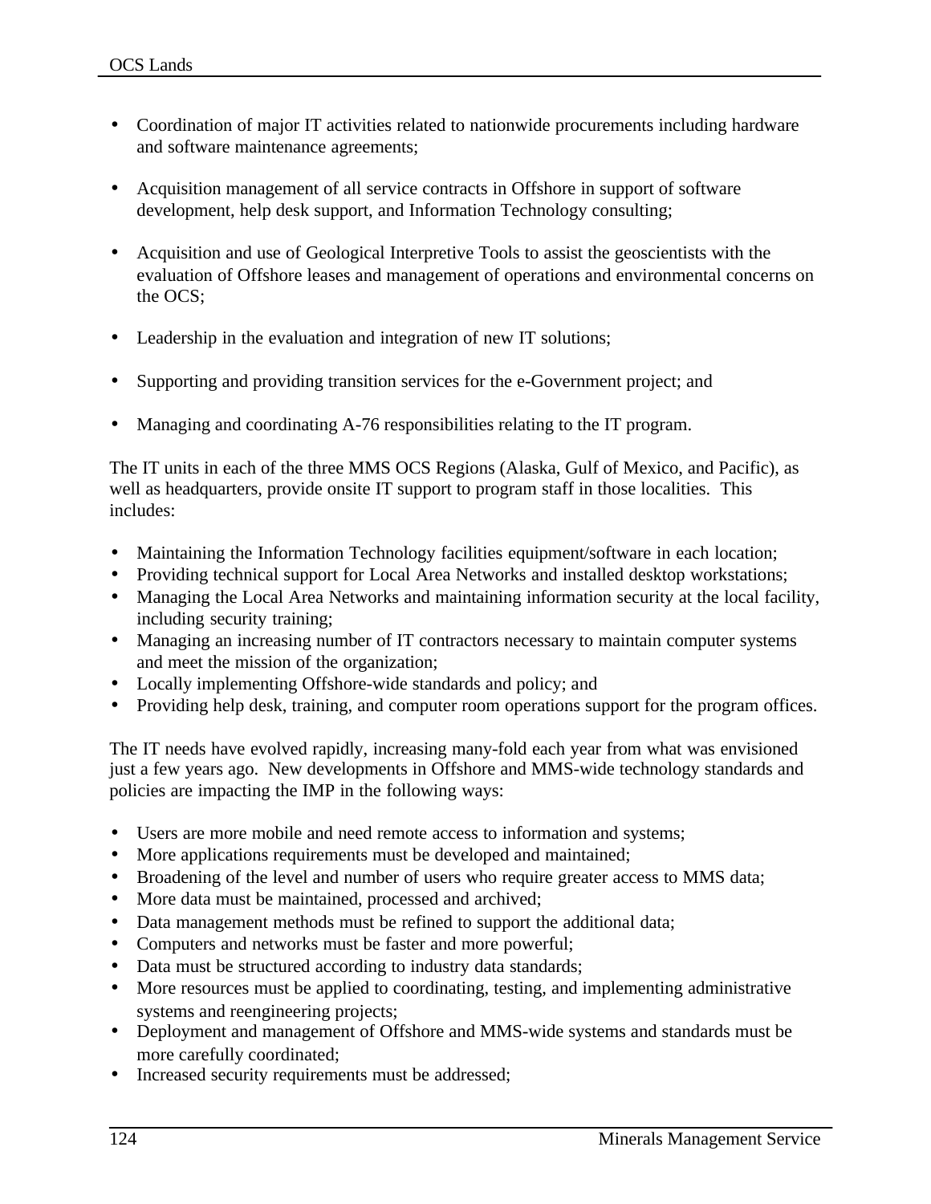- Coordination of major IT activities related to nationwide procurements including hardware and software maintenance agreements;

- Acquisition management of all service contracts in Offshore in support of software development, help desk support, and Information Technology consulting;

- Acquisition and use of Geological Interpretive Tools to assist the geoscientists with the evaluation of Offshore leases and management of operations and environmental concerns on the OCS;

- Leadership in the evaluation and integration of new IT solutions;

- Supporting and providing transition services for the e-Government project; and

- Managing and coordinating A-76 responsibilities relating to the IT program.

The IT units in each of the three MMS OCS Regions (Alaska, Gulf of Mexico, and Pacific), as well as headquarters, provide onsite IT support to program staff in those localities. This includes:

- Maintaining the Information Technology facilities equipment/software in each location;
- Providing technical support for Local Area Networks and installed desktop workstations;
- Managing the Local Area Networks and maintaining information security at the local facility, including security training;
- Managing an increasing number of IT contractors necessary to maintain computer systems and meet the mission of the organization;
- Locally implementing Offshore-wide standards and policy; and
- Providing help desk, training, and computer room operations support for the program offices.

The IT needs have evolved rapidly, increasing many-fold each year from what was envisioned just a few years ago. New developments in Offshore and MMS-wide technology standards and policies are impacting the IMP in the following ways:

- Users are more mobile and need remote access to information and systems;
- More applications requirements must be developed and maintained;
- Broadening of the level and number of users who require greater access to MMS data;
- More data must be maintained, processed and archived;
- Data management methods must be refined to support the additional data;
- Computers and networks must be faster and more powerful;
- Data must be structured according to industry data standards;
- More resources must be applied to coordinating, testing, and implementing administrative systems and reengineering projects;
- Deployment and management of Offshore and MMS-wide systems and standards must be more carefully coordinated;
- Increased security requirements must be addressed;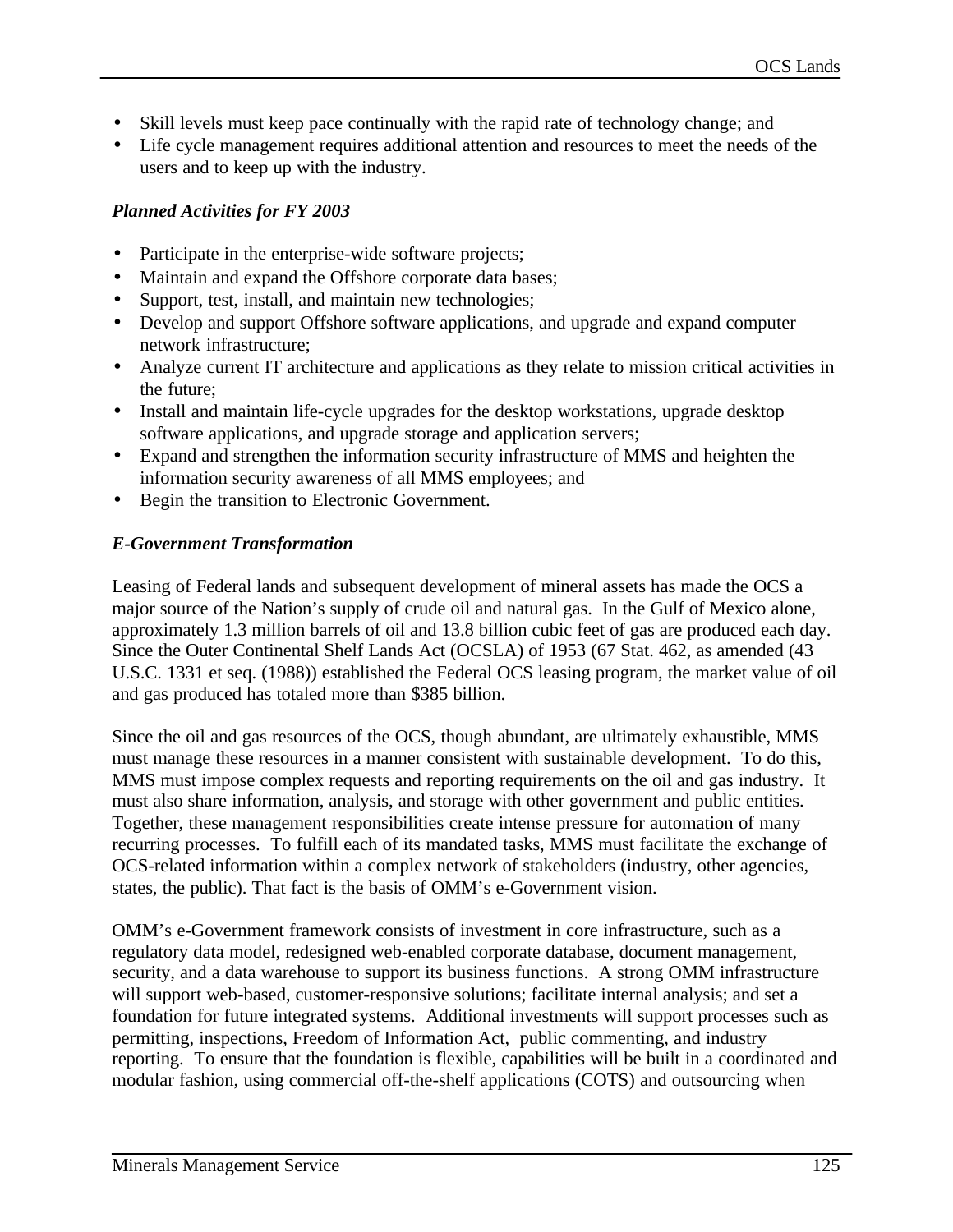- Skill levels must keep pace continually with the rapid rate of technology change; and
- Life cycle management requires additional attention and resources to meet the needs of the users and to keep up with the industry.

***Planned Activities for FY 2003***

- Participate in the enterprise-wide software projects;
- Maintain and expand the Offshore corporate data bases;
- Support, test, install, and maintain new technologies;
- Develop and support Offshore software applications, and upgrade and expand computer network infrastructure;
- Analyze current IT architecture and applications as they relate to mission critical activities in the future;
- Install and maintain life-cycle upgrades for the desktop workstations, upgrade desktop software applications, and upgrade storage and application servers;
- Expand and strengthen the information security infrastructure of MMS and heighten the information security awareness of all MMS employees; and
- Begin the transition to Electronic Government.

***E-Government Transformation***

Leasing of Federal lands and subsequent development of mineral assets has made the OCS a major source of the Nation's supply of crude oil and natural gas. In the Gulf of Mexico alone, approximately 1.3 million barrels of oil and 13.8 billion cubic feet of gas are produced each day. Since the Outer Continental Shelf Lands Act (OCSLA) of 1953 (67 Stat. 462, as amended (43 U.S.C. 1331 et seq. (1988)) established the Federal OCS leasing program, the market value of oil and gas produced has totaled more than $385 billion.

Since the oil and gas resources of the OCS, though abundant, are ultimately exhaustible, MMS must manage these resources in a manner consistent with sustainable development. To do this, MMS must impose complex requests and reporting requirements on the oil and gas industry. It must also share information, analysis, and storage with other government and public entities. Together, these management responsibilities create intense pressure for automation of many recurring processes. To fulfill each of its mandated tasks, MMS must facilitate the exchange of OCS-related information within a complex network of stakeholders (industry, other agencies, states, the public). That fact is the basis of OMM's e-Government vision.

OMM's e-Government framework consists of investment in core infrastructure, such as a regulatory data model, redesigned web-enabled corporate database, document management, security, and a data warehouse to support its business functions. A strong OMM infrastructure will support web-based, customer-responsive solutions; facilitate internal analysis; and set a foundation for future integrated systems. Additional investments will support processes such as permitting, inspections, Freedom of Information Act, public commenting, and industry reporting. To ensure that the foundation is flexible, capabilities will be built in a coordinated and modular fashion, using commercial off-the-shelf applications (COTS) and outsourcing when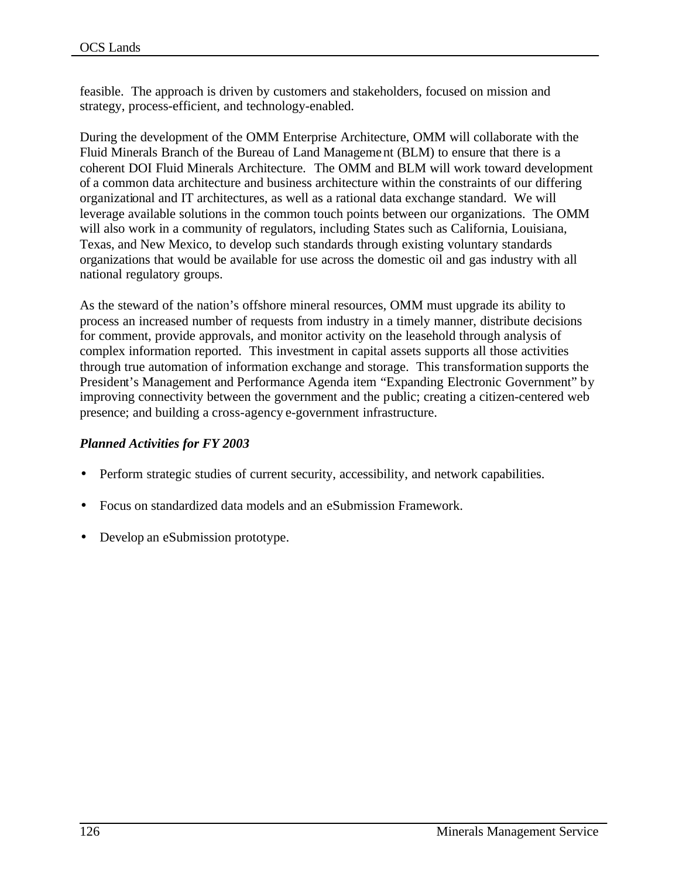feasible. The approach is driven by customers and stakeholders, focused on mission and strategy, process-efficient, and technology-enabled.

During the development of the OMM Enterprise Architecture, OMM will collaborate with the Fluid Minerals Branch of the Bureau of Land Management (BLM) to ensure that there is a coherent DOI Fluid Minerals Architecture. The OMM and BLM will work toward development of a common data architecture and business architecture within the constraints of our differing organizational and IT architectures, as well as a rational data exchange standard. We will leverage available solutions in the common touch points between our organizations. The OMM will also work in a community of regulators, including States such as California, Louisiana, Texas, and New Mexico, to develop such standards through existing voluntary standards organizations that would be available for use across the domestic oil and gas industry with all national regulatory groups.

As the steward of the nation's offshore mineral resources, OMM must upgrade its ability to process an increased number of requests from industry in a timely manner, distribute decisions for comment, provide approvals, and monitor activity on the leasehold through analysis of complex information reported. This investment in capital assets supports all those activities through true automation of information exchange and storage. This transformation supports the President's Management and Performance Agenda item "Expanding Electronic Government" by improving connectivity between the government and the public; creating a citizen-centered web presence; and building a cross-agency e-government infrastructure.

***Planned Activities for FY 2003***

- Perform strategic studies of current security, accessibility, and network capabilities.
- Focus on standardized data models and an eSubmission Framework.
- Develop an eSubmission prototype.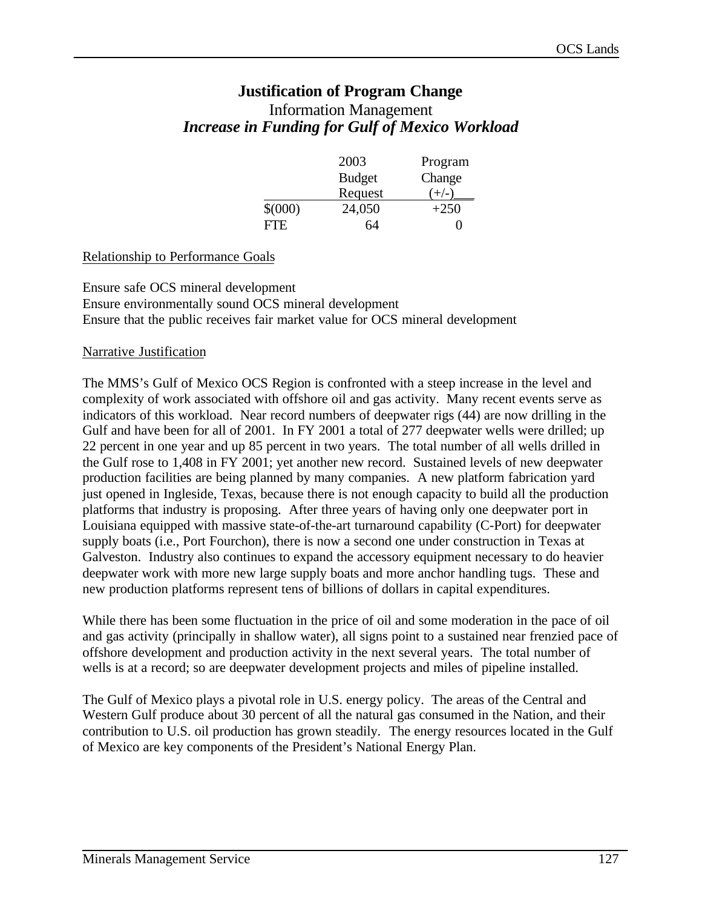## Justification of Program Change

### Information Management

### *Increase in Funding for Gulf of Mexico Workload*

| | 2003 Budget Request | Program Change (+/-) |
|---|---|---|
| $(000) | 24,050 | +250 |
| FTE | 64 | 0 |

Relationship to Performance Goals

Ensure safe OCS mineral development
Ensure environmentally sound OCS mineral development
Ensure that the public receives fair market value for OCS mineral development

Narrative Justification

The MMS's Gulf of Mexico OCS Region is confronted with a steep increase in the level and complexity of work associated with offshore oil and gas activity. Many recent events serve as indicators of this workload. Near record numbers of deepwater rigs (44) are now drilling in the Gulf and have been for all of 2001. In FY 2001 a total of 277 deepwater wells were drilled; up 22 percent in one year and up 85 percent in two years. The total number of all wells drilled in the Gulf rose to 1,408 in FY 2001; yet another new record. Sustained levels of new deepwater production facilities are being planned by many companies. A new platform fabrication yard just opened in Ingleside, Texas, because there is not enough capacity to build all the production platforms that industry is proposing. After three years of having only one deepwater port in Louisiana equipped with massive state-of-the-art turnaround capability (C-Port) for deepwater supply boats (i.e., Port Fourchon), there is now a second one under construction in Texas at Galveston. Industry also continues to expand the accessory equipment necessary to do heavier deepwater work with more new large supply boats and more anchor handling tugs. These and new production platforms represent tens of billions of dollars in capital expenditures.

While there has been some fluctuation in the price of oil and some moderation in the pace of oil and gas activity (principally in shallow water), all signs point to a sustained near frenzied pace of offshore development and production activity in the next several years. The total number of wells is at a record; so are deepwater development projects and miles of pipeline installed.

The Gulf of Mexico plays a pivotal role in U.S. energy policy. The areas of the Central and Western Gulf produce about 30 percent of all the natural gas consumed in the Nation, and their contribution to U.S. oil production has grown steadily. The energy resources located in the Gulf of Mexico are key components of the President's National Energy Plan.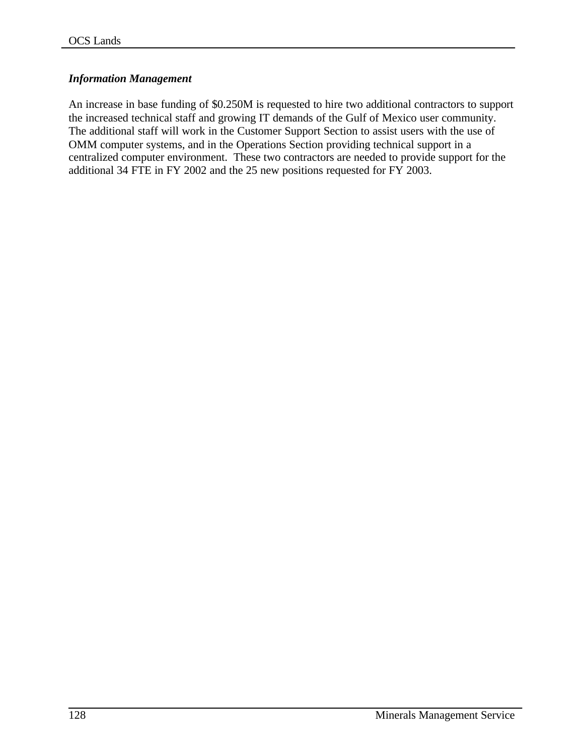### *Information Management*

An increase in base funding of $0.250M is requested to hire two additional contractors to support the increased technical staff and growing IT demands of the Gulf of Mexico user community. The additional staff will work in the Customer Support Section to assist users with the use of OMM computer systems, and in the Operations Section providing technical support in a centralized computer environment. These two contractors are needed to provide support for the additional 34 FTE in FY 2002 and the 25 new positions requested for FY 2003.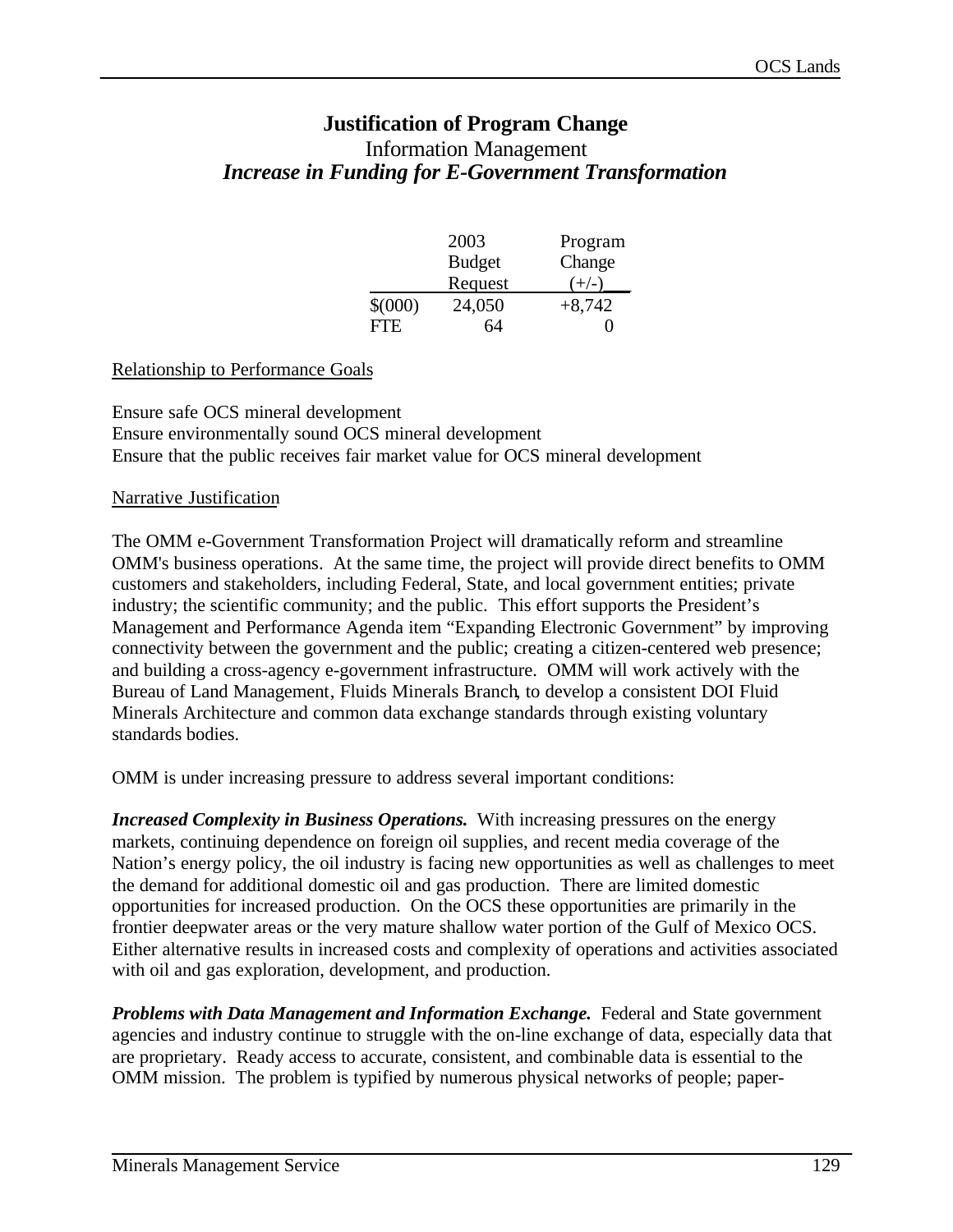## Justification of Program Change

### Information Management

### *Increase in Funding for E-Government Transformation*

| | 2003 Budget Request | Program Change (+/-) |
|---|---|---|
| $(000) | 24,050 | +8,742 |
| FTE | 64 | 0 |

Relationship to Performance Goals

Ensure safe OCS mineral development
Ensure environmentally sound OCS mineral development
Ensure that the public receives fair market value for OCS mineral development

Narrative Justification

The OMM e-Government Transformation Project will dramatically reform and streamline OMM's business operations. At the same time, the project will provide direct benefits to OMM customers and stakeholders, including Federal, State, and local government entities; private industry; the scientific community; and the public. This effort supports the President's Management and Performance Agenda item "Expanding Electronic Government" by improving connectivity between the government and the public; creating a citizen-centered web presence; and building a cross-agency e-government infrastructure. OMM will work actively with the Bureau of Land Management, Fluids Minerals Branch, to develop a consistent DOI Fluid Minerals Architecture and common data exchange standards through existing voluntary standards bodies.

OMM is under increasing pressure to address several important conditions:

***Increased Complexity in Business Operations.*** With increasing pressures on the energy markets, continuing dependence on foreign oil supplies, and recent media coverage of the Nation's energy policy, the oil industry is facing new opportunities as well as challenges to meet the demand for additional domestic oil and gas production. There are limited domestic opportunities for increased production. On the OCS these opportunities are primarily in the frontier deepwater areas or the very mature shallow water portion of the Gulf of Mexico OCS. Either alternative results in increased costs and complexity of operations and activities associated with oil and gas exploration, development, and production.

***Problems with Data Management and Information Exchange.*** Federal and State government agencies and industry continue to struggle with the on-line exchange of data, especially data that are proprietary. Ready access to accurate, consistent, and combinable data is essential to the OMM mission. The problem is typified by numerous physical networks of people; paper-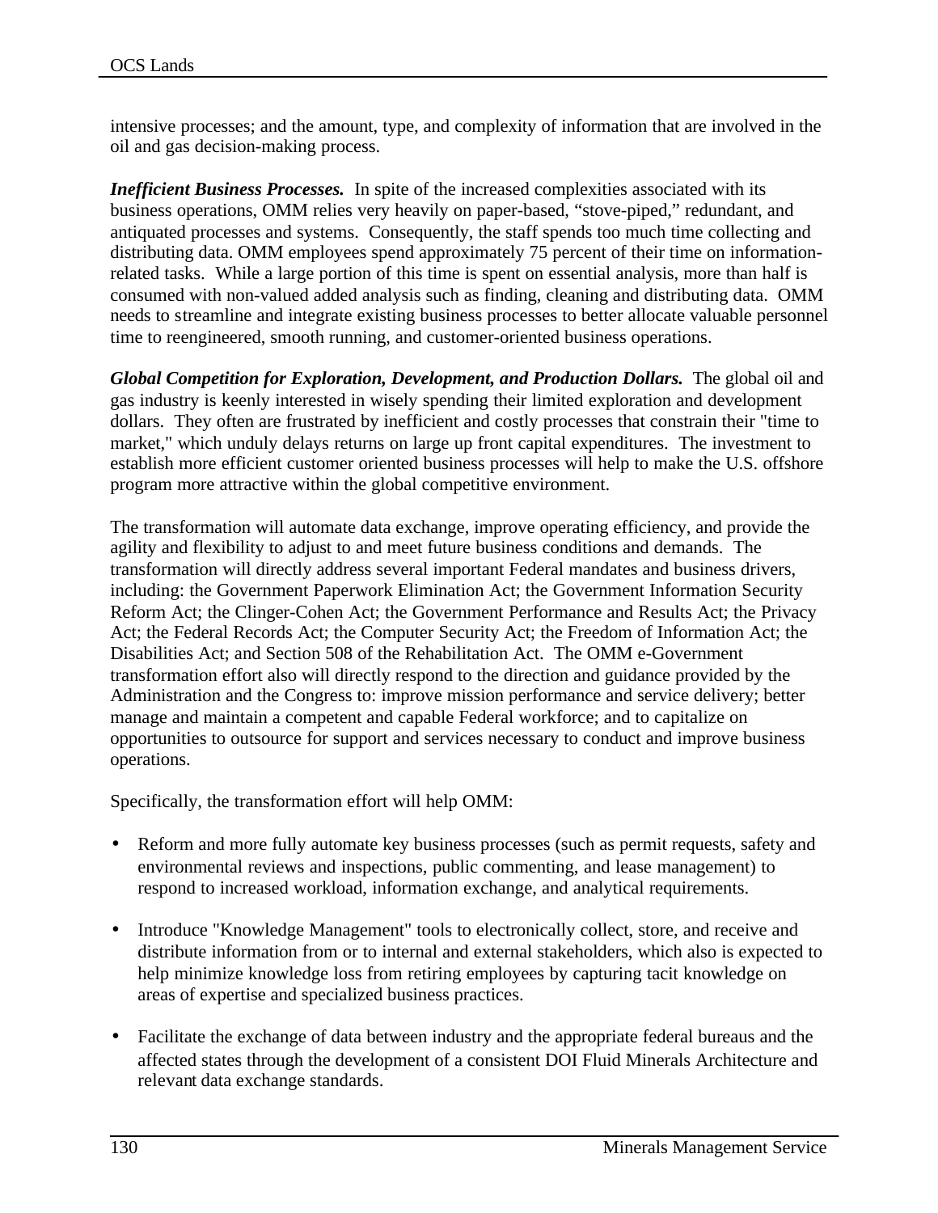intensive processes; and the amount, type, and complexity of information that are involved in the oil and gas decision-making process.

***Inefficient Business Processes.*** In spite of the increased complexities associated with its business operations, OMM relies very heavily on paper-based, “stove-piped,” redundant, and antiquated processes and systems. Consequently, the staff spends too much time collecting and distributing data. OMM employees spend approximately 75 percent of their time on information-related tasks. While a large portion of this time is spent on essential analysis, more than half is consumed with non-valued added analysis such as finding, cleaning and distributing data. OMM needs to streamline and integrate existing business processes to better allocate valuable personnel time to reengineered, smooth running, and customer-oriented business operations.

***Global Competition for Exploration, Development, and Production Dollars.*** The global oil and gas industry is keenly interested in wisely spending their limited exploration and development dollars. They often are frustrated by inefficient and costly processes that constrain their "time to market," which unduly delays returns on large up front capital expenditures. The investment to establish more efficient customer oriented business processes will help to make the U.S. offshore program more attractive within the global competitive environment.

The transformation will automate data exchange, improve operating efficiency, and provide the agility and flexibility to adjust to and meet future business conditions and demands. The transformation will directly address several important Federal mandates and business drivers, including: the Government Paperwork Elimination Act; the Government Information Security Reform Act; the Clinger-Cohen Act; the Government Performance and Results Act; the Privacy Act; the Federal Records Act; the Computer Security Act; the Freedom of Information Act; the Disabilities Act; and Section 508 of the Rehabilitation Act. The OMM e-Government transformation effort also will directly respond to the direction and guidance provided by the Administration and the Congress to: improve mission performance and service delivery; better manage and maintain a competent and capable Federal workforce; and to capitalize on opportunities to outsource for support and services necessary to conduct and improve business operations.

Specifically, the transformation effort will help OMM:

- Reform and more fully automate key business processes (such as permit requests, safety and environmental reviews and inspections, public commenting, and lease management) to respond to increased workload, information exchange, and analytical requirements.

- Introduce "Knowledge Management" tools to electronically collect, store, and receive and distribute information from or to internal and external stakeholders, which also is expected to help minimize knowledge loss from retiring employees by capturing tacit knowledge on areas of expertise and specialized business practices.

- Facilitate the exchange of data between industry and the appropriate federal bureaus and the affected states through the development of a consistent DOI Fluid Minerals Architecture and relevant data exchange standards.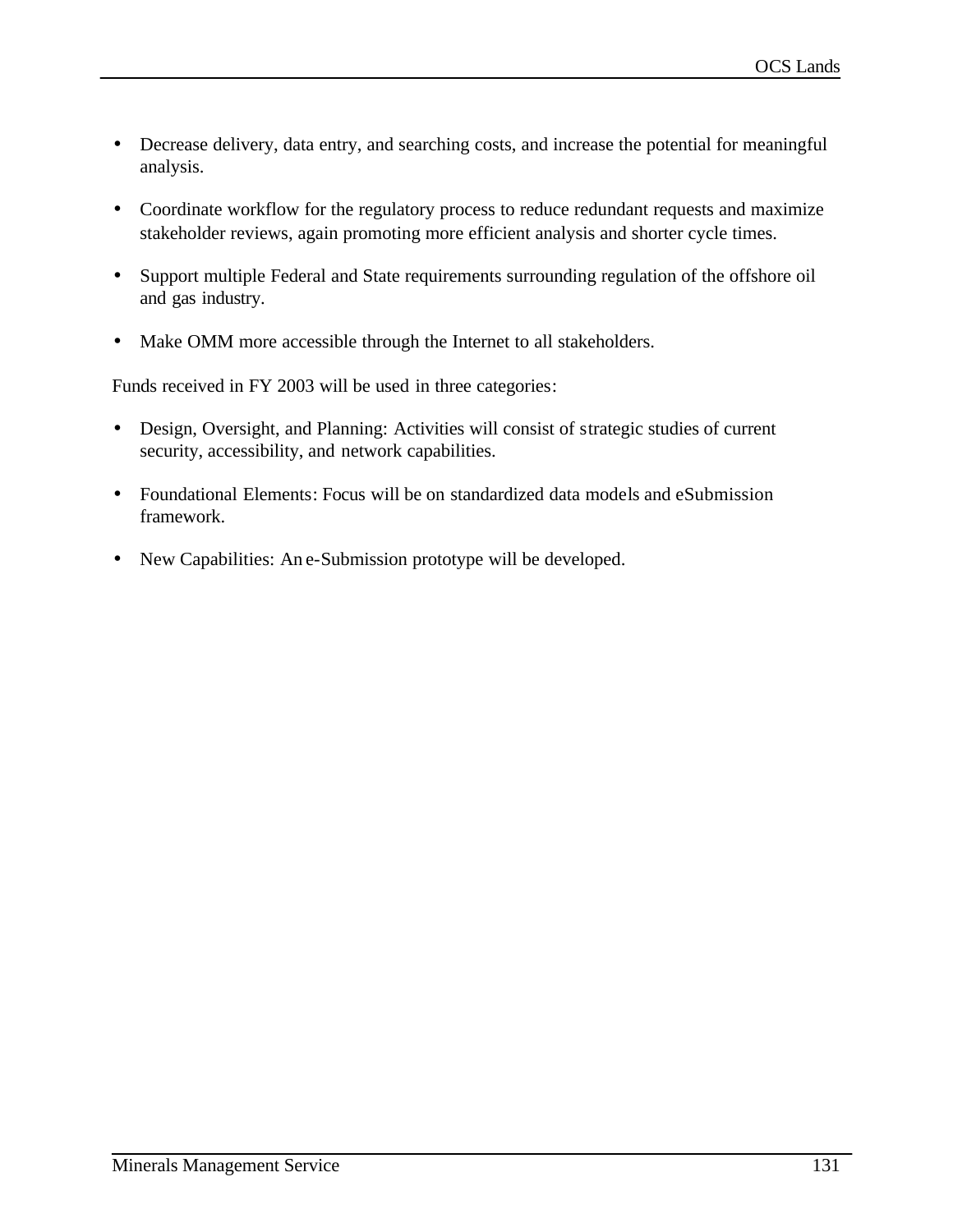- Decrease delivery, data entry, and searching costs, and increase the potential for meaningful analysis.
- Coordinate workflow for the regulatory process to reduce redundant requests and maximize stakeholder reviews, again promoting more efficient analysis and shorter cycle times.
- Support multiple Federal and State requirements surrounding regulation of the offshore oil and gas industry.
- Make OMM more accessible through the Internet to all stakeholders.

Funds received in FY 2003 will be used in three categories:

- Design, Oversight, and Planning: Activities will consist of strategic studies of current security, accessibility, and network capabilities.
- Foundational Elements: Focus will be on standardized data models and eSubmission framework.
- New Capabilities: An e-Submission prototype will be developed.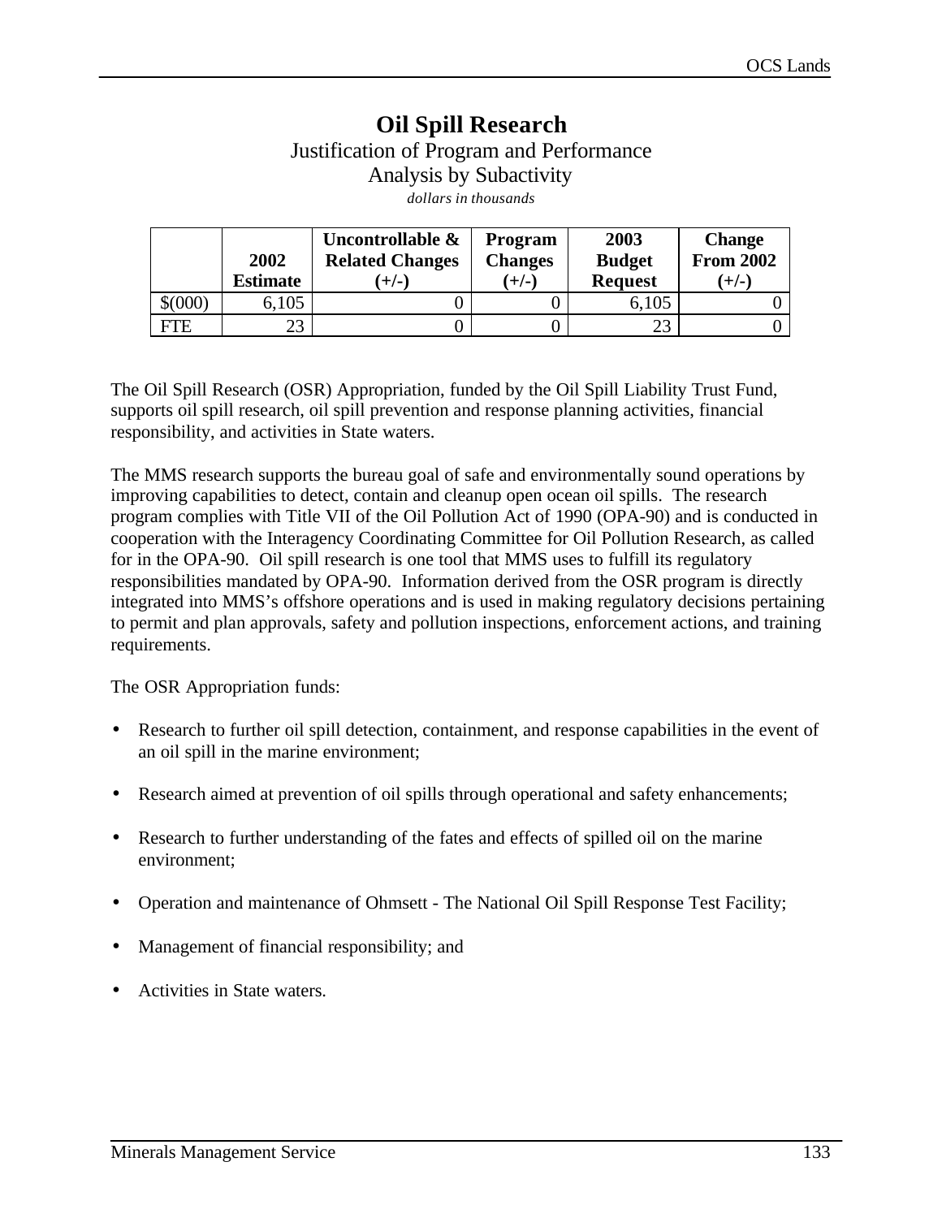# Oil Spill Research

Justification of Program and Performance

Analysis by Subactivity

*dollars in thousands*

| | 2002 Estimate | Uncontrollable & Related Changes (+/-) | Program Changes (+/-) | 2003 Budget Request | Change From 2002 (+/-) |
|---|---|---|---|---|---|
| $(000) | 6,105 | 0 | 0 | 6,105 | 0 |
| FTE | 23 | 0 | 0 | 23 | 0 |

The Oil Spill Research (OSR) Appropriation, funded by the Oil Spill Liability Trust Fund, supports oil spill research, oil spill prevention and response planning activities, financial responsibility, and activities in State waters.

The MMS research supports the bureau goal of safe and environmentally sound operations by improving capabilities to detect, contain and cleanup open ocean oil spills. The research program complies with Title VII of the Oil Pollution Act of 1990 (OPA-90) and is conducted in cooperation with the Interagency Coordinating Committee for Oil Pollution Research, as called for in the OPA-90. Oil spill research is one tool that MMS uses to fulfill its regulatory responsibilities mandated by OPA-90. Information derived from the OSR program is directly integrated into MMS's offshore operations and is used in making regulatory decisions pertaining to permit and plan approvals, safety and pollution inspections, enforcement actions, and training requirements.

The OSR Appropriation funds:

- Research to further oil spill detection, containment, and response capabilities in the event of an oil spill in the marine environment;
- Research aimed at prevention of oil spills through operational and safety enhancements;
- Research to further understanding of the fates and effects of spilled oil on the marine environment;
- Operation and maintenance of Ohmsett - The National Oil Spill Response Test Facility;
- Management of financial responsibility; and
- Activities in State waters.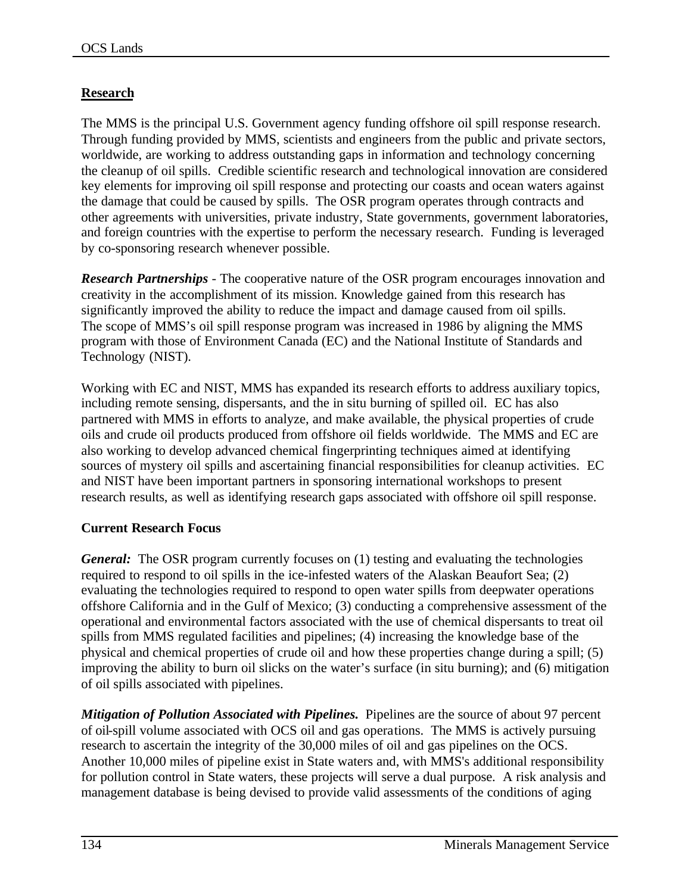## Research

The MMS is the principal U.S. Government agency funding offshore oil spill response research. Through funding provided by MMS, scientists and engineers from the public and private sectors, worldwide, are working to address outstanding gaps in information and technology concerning the cleanup of oil spills. Credible scientific research and technological innovation are considered key elements for improving oil spill response and protecting our coasts and ocean waters against the damage that could be caused by spills. The OSR program operates through contracts and other agreements with universities, private industry, State governments, government laboratories, and foreign countries with the expertise to perform the necessary research. Funding is leveraged by co-sponsoring research whenever possible.

***Research Partnerships*** - The cooperative nature of the OSR program encourages innovation and creativity in the accomplishment of its mission. Knowledge gained from this research has significantly improved the ability to reduce the impact and damage caused from oil spills. The scope of MMS's oil spill response program was increased in 1986 by aligning the MMS program with those of Environment Canada (EC) and the National Institute of Standards and Technology (NIST).

Working with EC and NIST, MMS has expanded its research efforts to address auxiliary topics, including remote sensing, dispersants, and the in situ burning of spilled oil. EC has also partnered with MMS in efforts to analyze, and make available, the physical properties of crude oils and crude oil products produced from offshore oil fields worldwide. The MMS and EC are also working to develop advanced chemical fingerprinting techniques aimed at identifying sources of mystery oil spills and ascertaining financial responsibilities for cleanup activities. EC and NIST have been important partners in sponsoring international workshops to present research results, as well as identifying research gaps associated with offshore oil spill response.

### Current Research Focus

***General:*** The OSR program currently focuses on (1) testing and evaluating the technologies required to respond to oil spills in the ice-infested waters of the Alaskan Beaufort Sea; (2) evaluating the technologies required to respond to open water spills from deepwater operations offshore California and in the Gulf of Mexico; (3) conducting a comprehensive assessment of the operational and environmental factors associated with the use of chemical dispersants to treat oil spills from MMS regulated facilities and pipelines; (4) increasing the knowledge base of the physical and chemical properties of crude oil and how these properties change during a spill; (5) improving the ability to burn oil slicks on the water's surface (in situ burning); and (6) mitigation of oil spills associated with pipelines.

***Mitigation of Pollution Associated with Pipelines.*** Pipelines are the source of about 97 percent of oil-spill volume associated with OCS oil and gas operations. The MMS is actively pursuing research to ascertain the integrity of the 30,000 miles of oil and gas pipelines on the OCS. Another 10,000 miles of pipeline exist in State waters and, with MMS's additional responsibility for pollution control in State waters, these projects will serve a dual purpose. A risk analysis and management database is being devised to provide valid assessments of the conditions of aging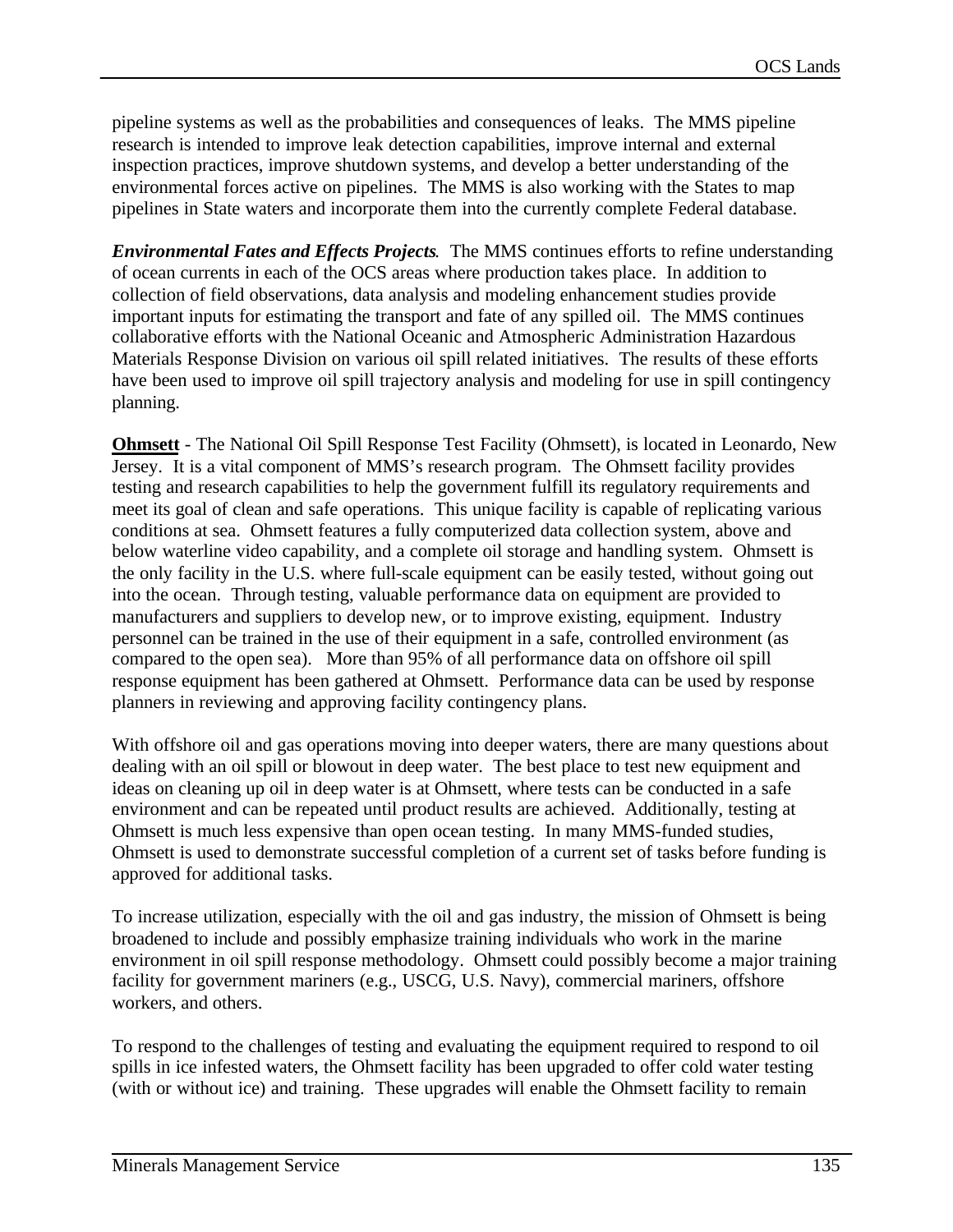pipeline systems as well as the probabilities and consequences of leaks. The MMS pipeline research is intended to improve leak detection capabilities, improve internal and external inspection practices, improve shutdown systems, and develop a better understanding of the environmental forces active on pipelines. The MMS is also working with the States to map pipelines in State waters and incorporate them into the currently complete Federal database.

***Environmental Fates and Effects Projects***. The MMS continues efforts to refine understanding of ocean currents in each of the OCS areas where production takes place. In addition to collection of field observations, data analysis and modeling enhancement studies provide important inputs for estimating the transport and fate of any spilled oil. The MMS continues collaborative efforts with the National Oceanic and Atmospheric Administration Hazardous Materials Response Division on various oil spill related initiatives. The results of these efforts have been used to improve oil spill trajectory analysis and modeling for use in spill contingency planning.

**Ohmsett** - The National Oil Spill Response Test Facility (Ohmsett), is located in Leonardo, New Jersey. It is a vital component of MMS's research program. The Ohmsett facility provides testing and research capabilities to help the government fulfill its regulatory requirements and meet its goal of clean and safe operations. This unique facility is capable of replicating various conditions at sea. Ohmsett features a fully computerized data collection system, above and below waterline video capability, and a complete oil storage and handling system. Ohmsett is the only facility in the U.S. where full-scale equipment can be easily tested, without going out into the ocean. Through testing, valuable performance data on equipment are provided to manufacturers and suppliers to develop new, or to improve existing, equipment. Industry personnel can be trained in the use of their equipment in a safe, controlled environment (as compared to the open sea). More than 95% of all performance data on offshore oil spill response equipment has been gathered at Ohmsett. Performance data can be used by response planners in reviewing and approving facility contingency plans.

With offshore oil and gas operations moving into deeper waters, there are many questions about dealing with an oil spill or blowout in deep water. The best place to test new equipment and ideas on cleaning up oil in deep water is at Ohmsett, where tests can be conducted in a safe environment and can be repeated until product results are achieved. Additionally, testing at Ohmsett is much less expensive than open ocean testing. In many MMS-funded studies, Ohmsett is used to demonstrate successful completion of a current set of tasks before funding is approved for additional tasks.

To increase utilization, especially with the oil and gas industry, the mission of Ohmsett is being broadened to include and possibly emphasize training individuals who work in the marine environment in oil spill response methodology. Ohmsett could possibly become a major training facility for government mariners (e.g., USCG, U.S. Navy), commercial mariners, offshore workers, and others.

To respond to the challenges of testing and evaluating the equipment required to respond to oil spills in ice infested waters, the Ohmsett facility has been upgraded to offer cold water testing (with or without ice) and training. These upgrades will enable the Ohmsett facility to remain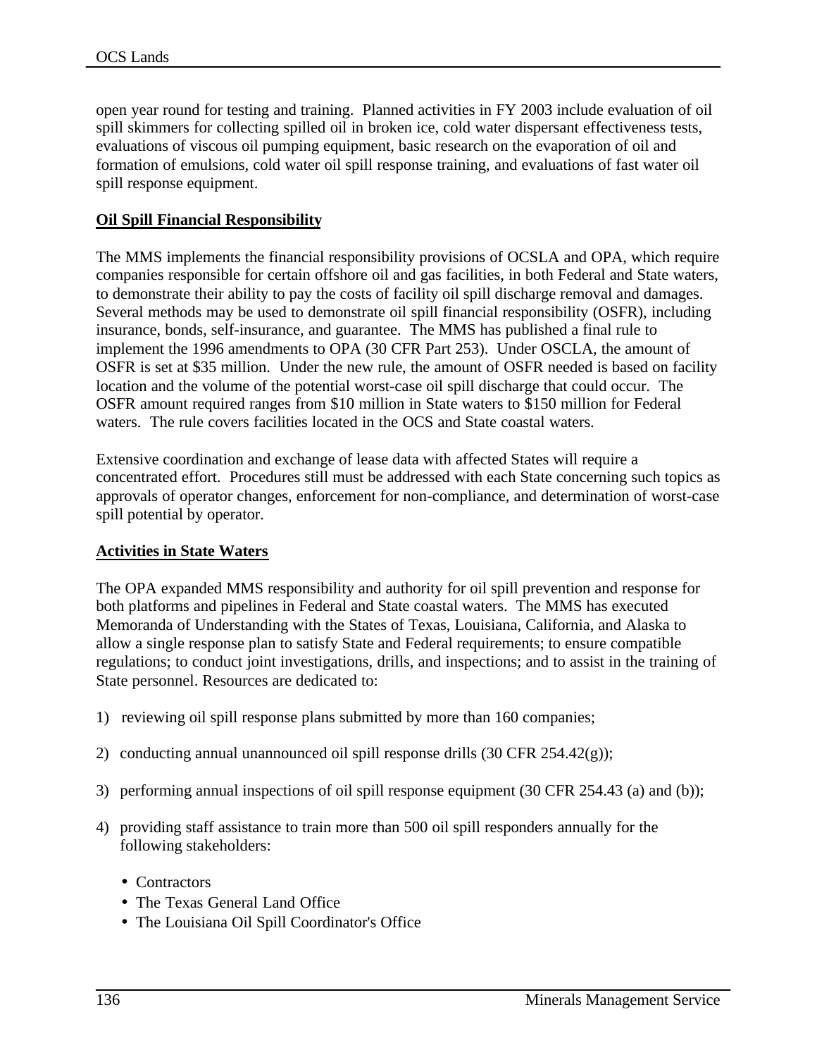open year round for testing and training. Planned activities in FY 2003 include evaluation of oil spill skimmers for collecting spilled oil in broken ice, cold water dispersant effectiveness tests, evaluations of viscous oil pumping equipment, basic research on the evaporation of oil and formation of emulsions, cold water oil spill response training, and evaluations of fast water oil spill response equipment.

**Oil Spill Financial Responsibility**

The MMS implements the financial responsibility provisions of OCSLA and OPA, which require companies responsible for certain offshore oil and gas facilities, in both Federal and State waters, to demonstrate their ability to pay the costs of facility oil spill discharge removal and damages. Several methods may be used to demonstrate oil spill financial responsibility (OSFR), including insurance, bonds, self-insurance, and guarantee. The MMS has published a final rule to implement the 1996 amendments to OPA (30 CFR Part 253). Under OSCLA, the amount of OSFR is set at $35 million. Under the new rule, the amount of OSFR needed is based on facility location and the volume of the potential worst-case oil spill discharge that could occur. The OSFR amount required ranges from $10 million in State waters to $150 million for Federal waters. The rule covers facilities located in the OCS and State coastal waters.

Extensive coordination and exchange of lease data with affected States will require a concentrated effort. Procedures still must be addressed with each State concerning such topics as approvals of operator changes, enforcement for non-compliance, and determination of worst-case spill potential by operator.

**Activities in State Waters**

The OPA expanded MMS responsibility and authority for oil spill prevention and response for both platforms and pipelines in Federal and State coastal waters. The MMS has executed Memoranda of Understanding with the States of Texas, Louisiana, California, and Alaska to allow a single response plan to satisfy State and Federal requirements; to ensure compatible regulations; to conduct joint investigations, drills, and inspections; and to assist in the training of State personnel. Resources are dedicated to:

1) reviewing oil spill response plans submitted by more than 160 companies;

2) conducting annual unannounced oil spill response drills (30 CFR 254.42(g));

3) performing annual inspections of oil spill response equipment (30 CFR 254.43 (a) and (b));

4) providing staff assistance to train more than 500 oil spill responders annually for the following stakeholders:

   - Contractors
   - The Texas General Land Office
   - The Louisiana Oil Spill Coordinator's Office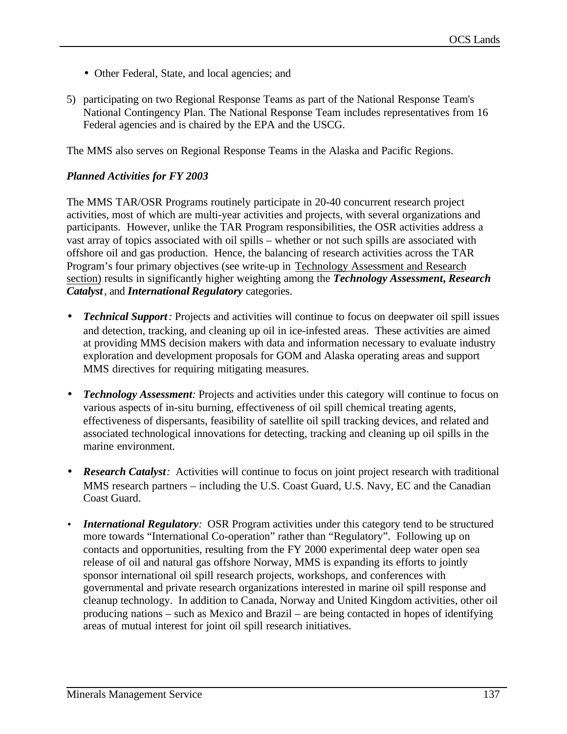- Other Federal, State, and local agencies; and

5) participating on two Regional Response Teams as part of the National Response Team's National Contingency Plan. The National Response Team includes representatives from 16 Federal agencies and is chaired by the EPA and the USCG.

The MMS also serves on Regional Response Teams in the Alaska and Pacific Regions.

***Planned Activities for FY 2003***

The MMS TAR/OSR Programs routinely participate in 20-40 concurrent research project activities, most of which are multi-year activities and projects, with several organizations and participants. However, unlike the TAR Program responsibilities, the OSR activities address a vast array of topics associated with oil spills – whether or not such spills are associated with offshore oil and gas production. Hence, the balancing of research activities across the TAR Program's four primary objectives (see write-up in Technology Assessment and Research section) results in significantly higher weighting among the ***Technology Assessment, Research Catalyst***, and ***International Regulatory*** categories.

- ***Technical Support**:* Projects and activities will continue to focus on deepwater oil spill issues and detection, tracking, and cleaning up oil in ice-infested areas. These activities are aimed at providing MMS decision makers with data and information necessary to evaluate industry exploration and development proposals for GOM and Alaska operating areas and support MMS directives for requiring mitigating measures.

- ***Technology Assessment**:* Projects and activities under this category will continue to focus on various aspects of in-situ burning, effectiveness of oil spill chemical treating agents, effectiveness of dispersants, feasibility of satellite oil spill tracking devices, and related and associated technological innovations for detecting, tracking and cleaning up oil spills in the marine environment.

- ***Research Catalyst**:* Activities will continue to focus on joint project research with traditional MMS research partners – including the U.S. Coast Guard, U.S. Navy, EC and the Canadian Coast Guard.

- ***International Regulatory**:* OSR Program activities under this category tend to be structured more towards "International Co-operation" rather than "Regulatory". Following up on contacts and opportunities, resulting from the FY 2000 experimental deep water open sea release of oil and natural gas offshore Norway, MMS is expanding its efforts to jointly sponsor international oil spill research projects, workshops, and conferences with governmental and private research organizations interested in marine oil spill response and cleanup technology. In addition to Canada, Norway and United Kingdom activities, other oil producing nations – such as Mexico and Brazil – are being contacted in hopes of identifying areas of mutual interest for joint oil spill research initiatives.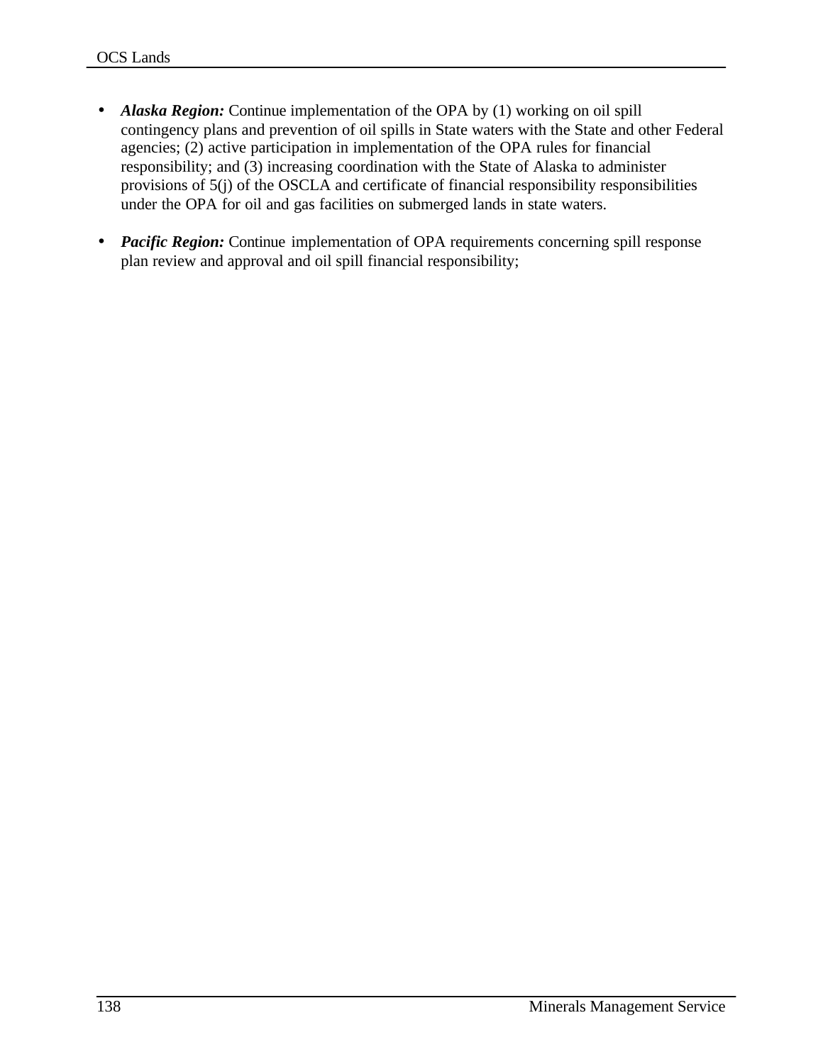- ***Alaska Region:*** Continue implementation of the OPA by (1) working on oil spill contingency plans and prevention of oil spills in State waters with the State and other Federal agencies; (2) active participation in implementation of the OPA rules for financial responsibility; and (3) increasing coordination with the State of Alaska to administer provisions of 5(j) of the OSCLA and certificate of financial responsibility responsibilities under the OPA for oil and gas facilities on submerged lands in state waters.

- ***Pacific Region:*** Continue implementation of OPA requirements concerning spill response plan review and approval and oil spill financial responsibility;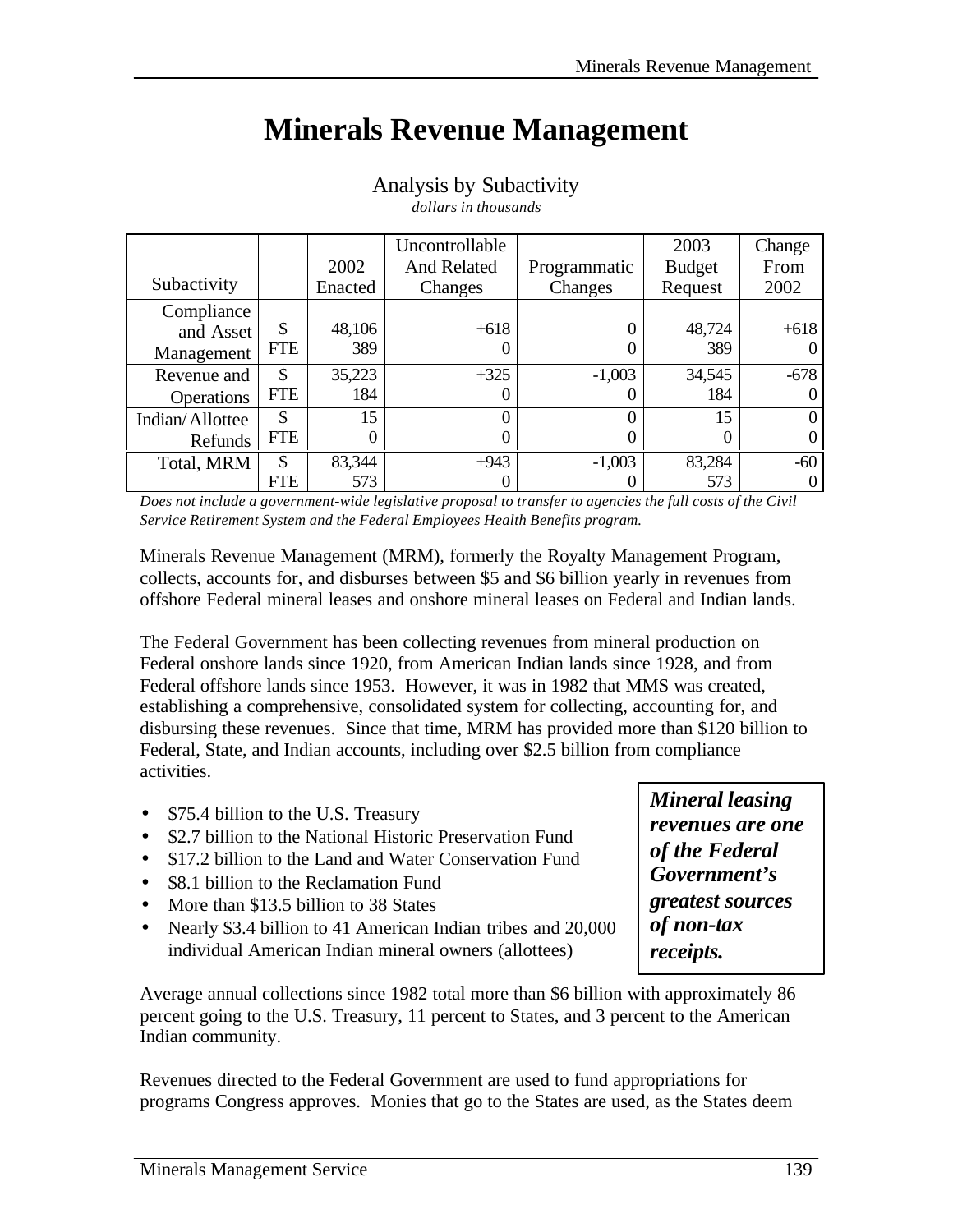# Minerals Revenue Management

Analysis by Subactivity

*dollars in thousands*

| Subactivity | | 2002 Enacted | Uncontrollable And Related Changes | Programmatic Changes | 2003 Budget Request | Change From 2002 |
|---|---|---|---|---|---|---|
| Compliance and Asset Management | $ | 48,106 | +618 | 0 | 48,724 | +618 |
| | FTE | 389 | 0 | 0 | 389 | 0 |
| Revenue and Operations | $ | 35,223 | +325 | -1,003 | 34,545 | -678 |
| | FTE | 184 | 0 | 0 | 184 | 0 |
| Indian/Allottee Refunds | $ | 15 | 0 | 0 | 15 | 0 |
| | FTE | 0 | 0 | 0 | 0 | 0 |
| Total, MRM | $ | 83,344 | +943 | -1,003 | 83,284 | -60 |
| | FTE | 573 | 0 | 0 | 573 | 0 |

*Does not include a government-wide legislative proposal to transfer to agencies the full costs of the Civil Service Retirement System and the Federal Employees Health Benefits program.*

Minerals Revenue Management (MRM), formerly the Royalty Management Program, collects, accounts for, and disburses between $5 and $6 billion yearly in revenues from offshore Federal mineral leases and onshore mineral leases on Federal and Indian lands.

The Federal Government has been collecting revenues from mineral production on Federal onshore lands since 1920, from American Indian lands since 1928, and from Federal offshore lands since 1953. However, it was in 1982 that MMS was created, establishing a comprehensive, consolidated system for collecting, accounting for, and disbursing these revenues. Since that time, MRM has provided more than $120 billion to Federal, State, and Indian accounts, including over $2.5 billion from compliance activities.

- $75.4 billion to the U.S. Treasury
- $2.7 billion to the National Historic Preservation Fund
- $17.2 billion to the Land and Water Conservation Fund
- $8.1 billion to the Reclamation Fund
- More than $13.5 billion to 38 States
- Nearly $3.4 billion to 41 American Indian tribes and 20,000 individual American Indian mineral owners (allottees)

***Mineral leasing revenues are one of the Federal Government's greatest sources of non-tax receipts.***

Average annual collections since 1982 total more than $6 billion with approximately 86 percent going to the U.S. Treasury, 11 percent to States, and 3 percent to the American Indian community.

Revenues directed to the Federal Government are used to fund appropriations for programs Congress approves. Monies that go to the States are used, as the States deem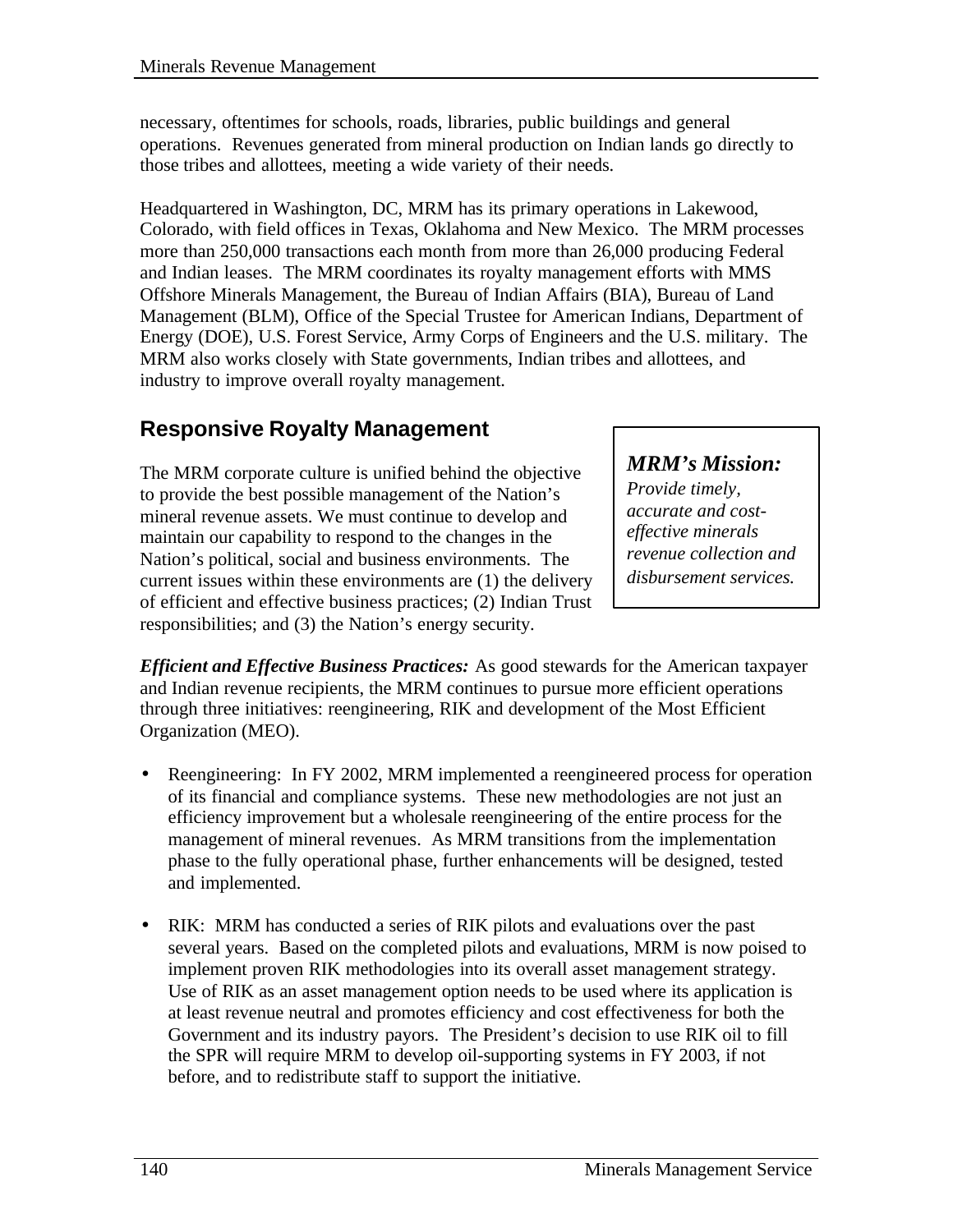necessary, oftentimes for schools, roads, libraries, public buildings and general operations. Revenues generated from mineral production on Indian lands go directly to those tribes and allottees, meeting a wide variety of their needs.

Headquartered in Washington, DC, MRM has its primary operations in Lakewood, Colorado, with field offices in Texas, Oklahoma and New Mexico. The MRM processes more than 250,000 transactions each month from more than 26,000 producing Federal and Indian leases. The MRM coordinates its royalty management efforts with MMS Offshore Minerals Management, the Bureau of Indian Affairs (BIA), Bureau of Land Management (BLM), Office of the Special Trustee for American Indians, Department of Energy (DOE), U.S. Forest Service, Army Corps of Engineers and the U.S. military. The MRM also works closely with State governments, Indian tribes and allottees, and industry to improve overall royalty management.

## Responsive Royalty Management

The MRM corporate culture is unified behind the objective to provide the best possible management of the Nation's mineral revenue assets. We must continue to develop and maintain our capability to respond to the changes in the Nation's political, social and business environments. The current issues within these environments are (1) the delivery of efficient and effective business practices; (2) Indian Trust responsibilities; and (3) the Nation's energy security.

> ***MRM's Mission:***
> *Provide timely, accurate and cost-effective minerals revenue collection and disbursement services.*

***Efficient and Effective Business Practices:*** As good stewards for the American taxpayer and Indian revenue recipients, the MRM continues to pursue more efficient operations through three initiatives: reengineering, RIK and development of the Most Efficient Organization (MEO).

- Reengineering: In FY 2002, MRM implemented a reengineered process for operation of its financial and compliance systems. These new methodologies are not just an efficiency improvement but a wholesale reengineering of the entire process for the management of mineral revenues. As MRM transitions from the implementation phase to the fully operational phase, further enhancements will be designed, tested and implemented.

- RIK: MRM has conducted a series of RIK pilots and evaluations over the past several years. Based on the completed pilots and evaluations, MRM is now poised to implement proven RIK methodologies into its overall asset management strategy. Use of RIK as an asset management option needs to be used where its application is at least revenue neutral and promotes efficiency and cost effectiveness for both the Government and its industry payors. The President's decision to use RIK oil to fill the SPR will require MRM to develop oil-supporting systems in FY 2003, if not before, and to redistribute staff to support the initiative.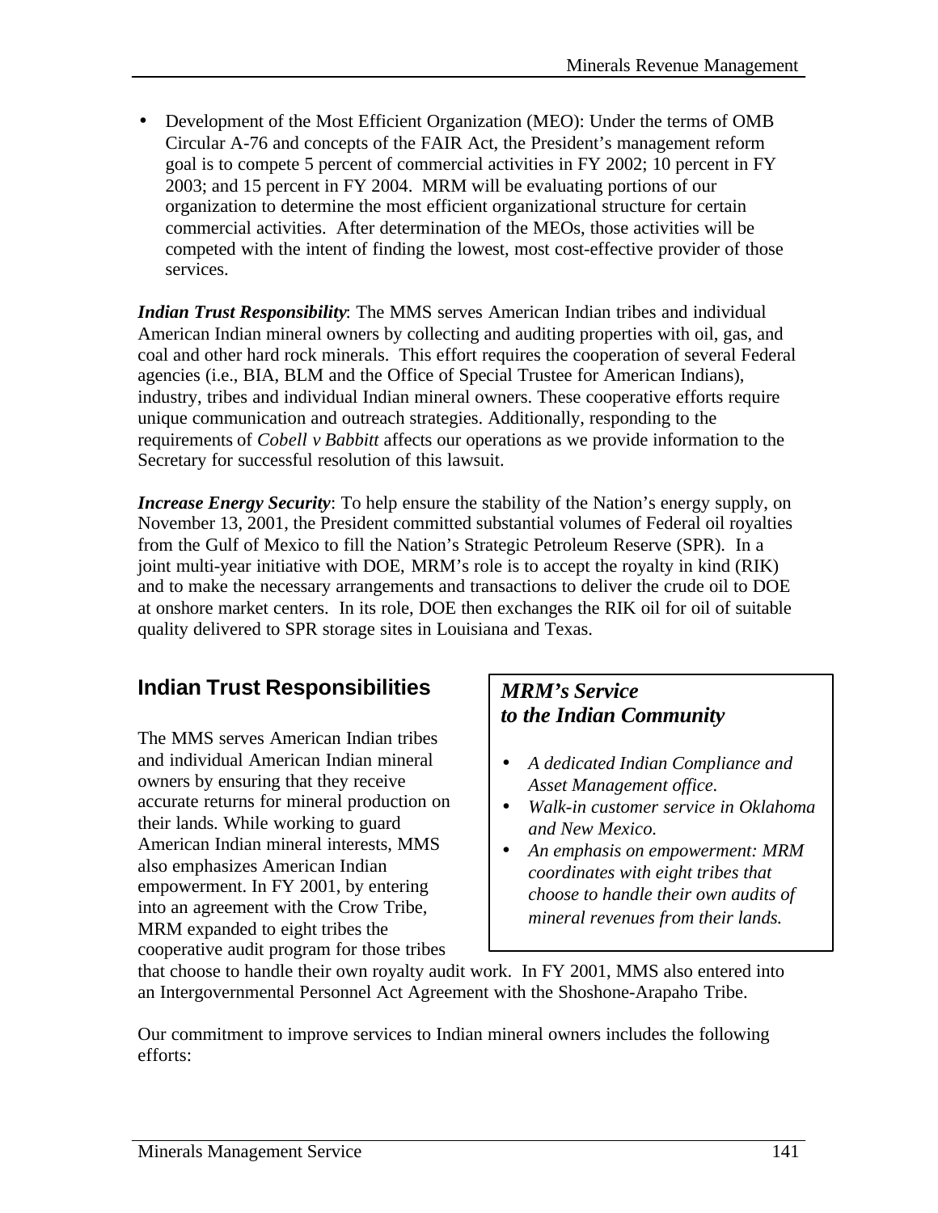- Development of the Most Efficient Organization (MEO): Under the terms of OMB Circular A-76 and concepts of the FAIR Act, the President's management reform goal is to compete 5 percent of commercial activities in FY 2002; 10 percent in FY 2003; and 15 percent in FY 2004. MRM will be evaluating portions of our organization to determine the most efficient organizational structure for certain commercial activities. After determination of the MEOs, those activities will be competed with the intent of finding the lowest, most cost-effective provider of those services.

***Indian Trust Responsibility***: The MMS serves American Indian tribes and individual American Indian mineral owners by collecting and auditing properties with oil, gas, and coal and other hard rock minerals. This effort requires the cooperation of several Federal agencies (i.e., BIA, BLM and the Office of Special Trustee for American Indians), industry, tribes and individual Indian mineral owners. These cooperative efforts require unique communication and outreach strategies. Additionally, responding to the requirements of *Cobell v Babbitt* affects our operations as we provide information to the Secretary for successful resolution of this lawsuit.

***Increase Energy Security***: To help ensure the stability of the Nation's energy supply, on November 13, 2001, the President committed substantial volumes of Federal oil royalties from the Gulf of Mexico to fill the Nation's Strategic Petroleum Reserve (SPR). In a joint multi-year initiative with DOE, MRM's role is to accept the royalty in kind (RIK) and to make the necessary arrangements and transactions to deliver the crude oil to DOE at onshore market centers. In its role, DOE then exchanges the RIK oil for oil of suitable quality delivered to SPR storage sites in Louisiana and Texas.

## Indian Trust Responsibilities

***MRM's Service to the Indian Community***

- *A dedicated Indian Compliance and Asset Management office.*
- *Walk-in customer service in Oklahoma and New Mexico.*
- *An emphasis on empowerment: MRM coordinates with eight tribes that choose to handle their own audits of mineral revenues from their lands.*

The MMS serves American Indian tribes and individual American Indian mineral owners by ensuring that they receive accurate returns for mineral production on their lands. While working to guard American Indian mineral interests, MMS also emphasizes American Indian empowerment. In FY 2001, by entering into an agreement with the Crow Tribe, MRM expanded to eight tribes the cooperative audit program for those tribes that choose to handle their own royalty audit work. In FY 2001, MMS also entered into an Intergovernmental Personnel Act Agreement with the Shoshone-Arapaho Tribe.

Our commitment to improve services to Indian mineral owners includes the following efforts: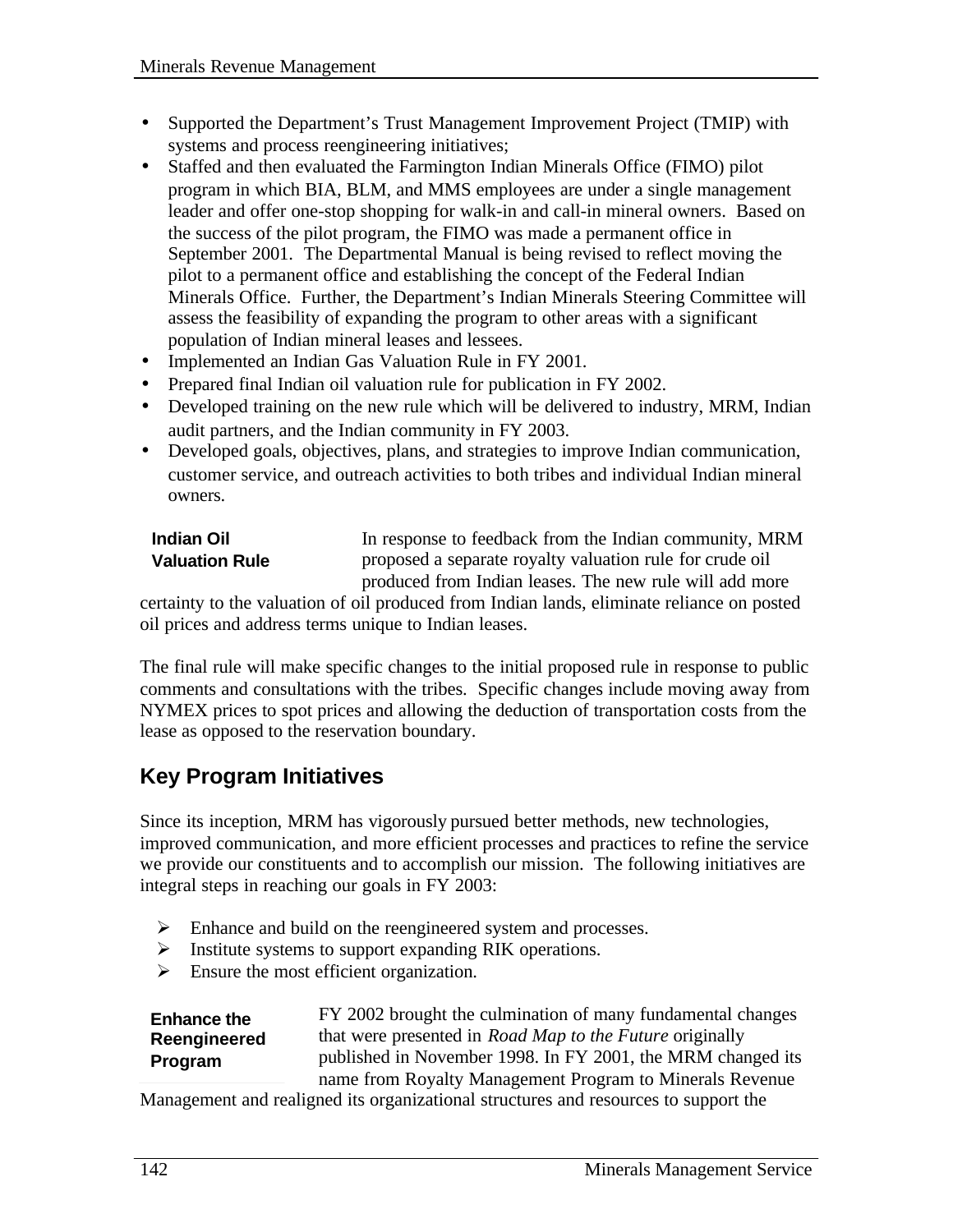- Supported the Department's Trust Management Improvement Project (TMIP) with systems and process reengineering initiatives;
- Staffed and then evaluated the Farmington Indian Minerals Office (FIMO) pilot program in which BIA, BLM, and MMS employees are under a single management leader and offer one-stop shopping for walk-in and call-in mineral owners. Based on the success of the pilot program, the FIMO was made a permanent office in September 2001. The Departmental Manual is being revised to reflect moving the pilot to a permanent office and establishing the concept of the Federal Indian Minerals Office. Further, the Department's Indian Minerals Steering Committee will assess the feasibility of expanding the program to other areas with a significant population of Indian mineral leases and lessees.
- Implemented an Indian Gas Valuation Rule in FY 2001.
- Prepared final Indian oil valuation rule for publication in FY 2002.
- Developed training on the new rule which will be delivered to industry, MRM, Indian audit partners, and the Indian community in FY 2003.
- Developed goals, objectives, plans, and strategies to improve Indian communication, customer service, and outreach activities to both tribes and individual Indian mineral owners.

**Indian Oil Valuation Rule**

In response to feedback from the Indian community, MRM proposed a separate royalty valuation rule for crude oil produced from Indian leases. The new rule will add more certainty to the valuation of oil produced from Indian lands, eliminate reliance on posted oil prices and address terms unique to Indian leases.

The final rule will make specific changes to the initial proposed rule in response to public comments and consultations with the tribes. Specific changes include moving away from NYMEX prices to spot prices and allowing the deduction of transportation costs from the lease as opposed to the reservation boundary.

## Key Program Initiatives

Since its inception, MRM has vigorously pursued better methods, new technologies, improved communication, and more efficient processes and practices to refine the service we provide our constituents and to accomplish our mission. The following initiatives are integral steps in reaching our goals in FY 2003:

- Enhance and build on the reengineered system and processes.
- Institute systems to support expanding RIK operations.
- Ensure the most efficient organization.

**Enhance the Reengineered Program**

FY 2002 brought the culmination of many fundamental changes that were presented in *Road Map to the Future* originally published in November 1998. In FY 2001, the MRM changed its name from Royalty Management Program to Minerals Revenue Management and realigned its organizational structures and resources to support the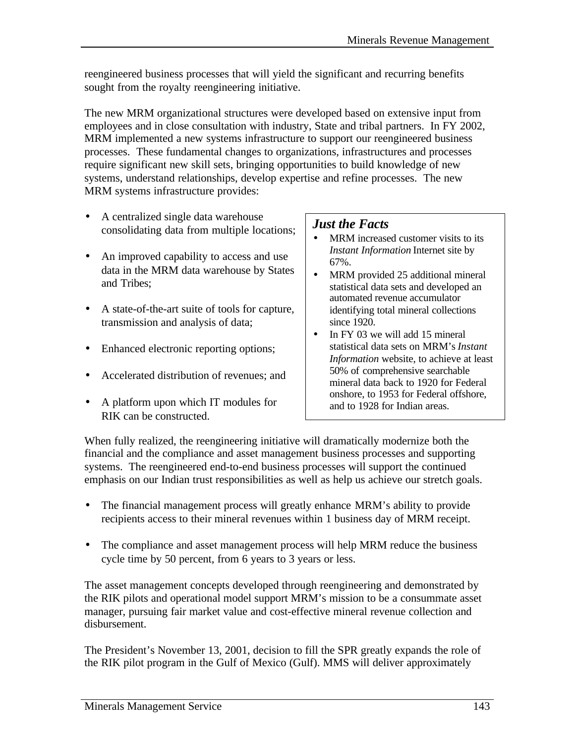reengineered business processes that will yield the significant and recurring benefits sought from the royalty reengineering initiative.

The new MRM organizational structures were developed based on extensive input from employees and in close consultation with industry, State and tribal partners. In FY 2002, MRM implemented a new systems infrastructure to support our reengineered business processes. These fundamental changes to organizations, infrastructures and processes require significant new skill sets, bringing opportunities to build knowledge of new systems, understand relationships, develop expertise and refine processes. The new MRM systems infrastructure provides:

- A centralized single data warehouse consolidating data from multiple locations;
- An improved capability to access and use data in the MRM data warehouse by States and Tribes;
- A state-of-the-art suite of tools for capture, transmission and analysis of data;
- Enhanced electronic reporting options;
- Accelerated distribution of revenues; and
- A platform upon which IT modules for RIK can be constructed.

> ***Just the Facts***
>
> - MRM increased customer visits to its *Instant Information* Internet site by 67%.
> - MRM provided 25 additional mineral statistical data sets and developed an automated revenue accumulator identifying total mineral collections since 1920.
> - In FY 03 we will add 15 mineral statistical data sets on MRM's *Instant Information* website, to achieve at least 50% of comprehensive searchable mineral data back to 1920 for Federal onshore, to 1953 for Federal offshore, and to 1928 for Indian areas.

When fully realized, the reengineering initiative will dramatically modernize both the financial and the compliance and asset management business processes and supporting systems. The reengineered end-to-end business processes will support the continued emphasis on our Indian trust responsibilities as well as help us achieve our stretch goals.

- The financial management process will greatly enhance MRM's ability to provide recipients access to their mineral revenues within 1 business day of MRM receipt.
- The compliance and asset management process will help MRM reduce the business cycle time by 50 percent, from 6 years to 3 years or less.

The asset management concepts developed through reengineering and demonstrated by the RIK pilots and operational model support MRM's mission to be a consummate asset manager, pursuing fair market value and cost-effective mineral revenue collection and disbursement.

The President's November 13, 2001, decision to fill the SPR greatly expands the role of the RIK pilot program in the Gulf of Mexico (Gulf). MMS will deliver approximately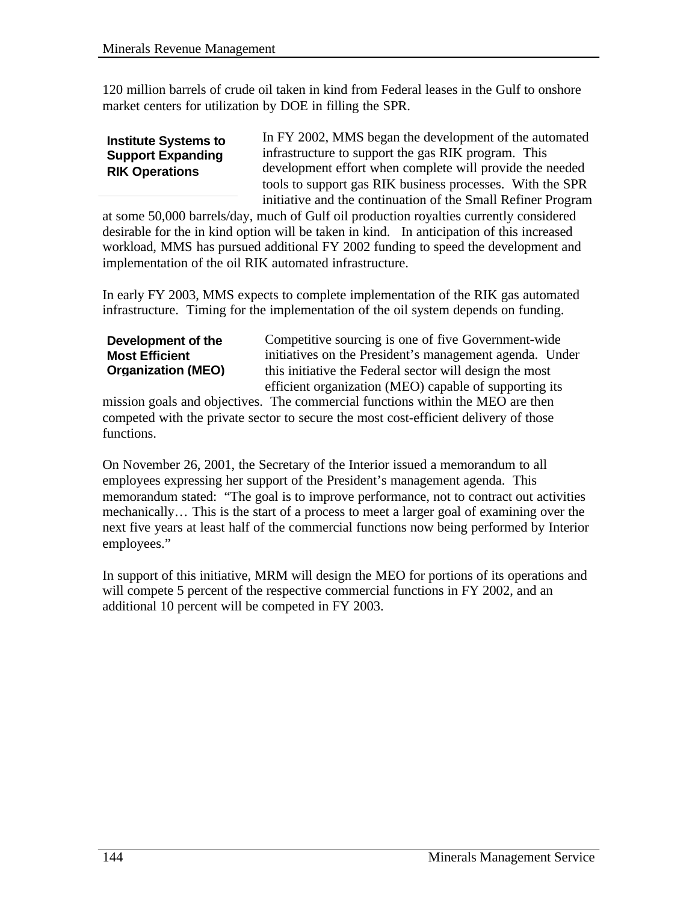120 million barrels of crude oil taken in kind from Federal leases in the Gulf to onshore market centers for utilization by DOE in filling the SPR.

### Institute Systems to Support Expanding RIK Operations

In FY 2002, MMS began the development of the automated infrastructure to support the gas RIK program. This development effort when complete will provide the needed tools to support gas RIK business processes. With the SPR initiative and the continuation of the Small Refiner Program at some 50,000 barrels/day, much of Gulf oil production royalties currently considered desirable for the in kind option will be taken in kind. In anticipation of this increased workload, MMS has pursued additional FY 2002 funding to speed the development and implementation of the oil RIK automated infrastructure.

In early FY 2003, MMS expects to complete implementation of the RIK gas automated infrastructure. Timing for the implementation of the oil system depends on funding.

### Development of the Most Efficient Organization (MEO)

Competitive sourcing is one of five Government-wide initiatives on the President's management agenda. Under this initiative the Federal sector will design the most efficient organization (MEO) capable of supporting its mission goals and objectives. The commercial functions within the MEO are then competed with the private sector to secure the most cost-efficient delivery of those functions.

On November 26, 2001, the Secretary of the Interior issued a memorandum to all employees expressing her support of the President's management agenda. This memorandum stated: "The goal is to improve performance, not to contract out activities mechanically… This is the start of a process to meet a larger goal of examining over the next five years at least half of the commercial functions now being performed by Interior employees."

In support of this initiative, MRM will design the MEO for portions of its operations and will compete 5 percent of the respective commercial functions in FY 2002, and an additional 10 percent will be competed in FY 2003.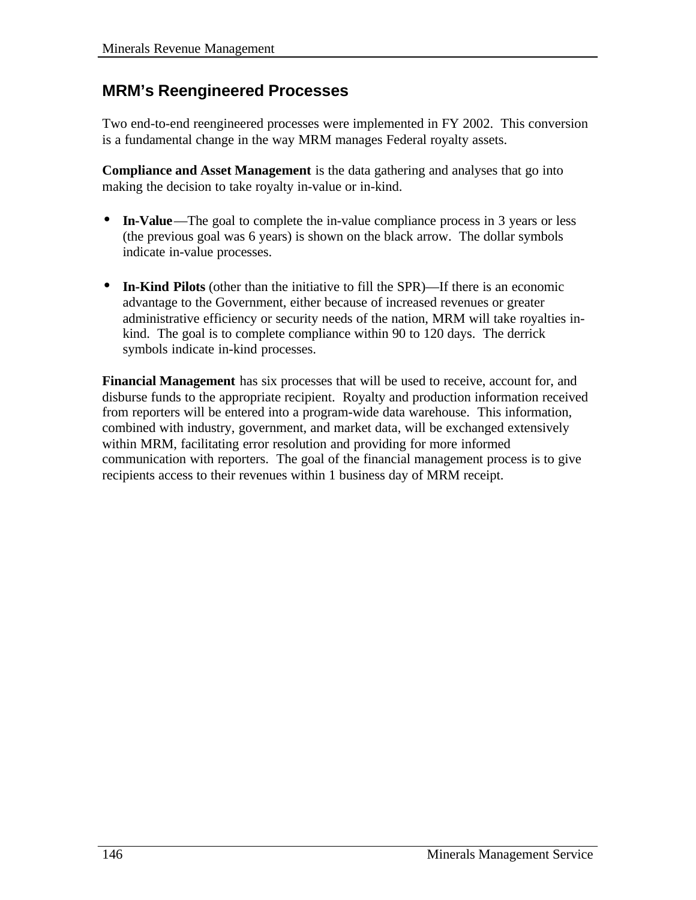## MRM's Reengineered Processes

Two end-to-end reengineered processes were implemented in FY 2002. This conversion is a fundamental change in the way MRM manages Federal royalty assets.

**Compliance and Asset Management** is the data gathering and analyses that go into making the decision to take royalty in-value or in-kind.

- **In-Value**—The goal to complete the in-value compliance process in 3 years or less (the previous goal was 6 years) is shown on the black arrow. The dollar symbols indicate in-value processes.

- **In-Kind Pilots** (other than the initiative to fill the SPR)—If there is an economic advantage to the Government, either because of increased revenues or greater administrative efficiency or security needs of the nation, MRM will take royalties in-kind. The goal is to complete compliance within 90 to 120 days. The derrick symbols indicate in-kind processes.

**Financial Management** has six processes that will be used to receive, account for, and disburse funds to the appropriate recipient. Royalty and production information received from reporters will be entered into a program-wide data warehouse. This information, combined with industry, government, and market data, will be exchanged extensively within MRM, facilitating error resolution and providing for more informed communication with reporters. The goal of the financial management process is to give recipients access to their revenues within 1 business day of MRM receipt.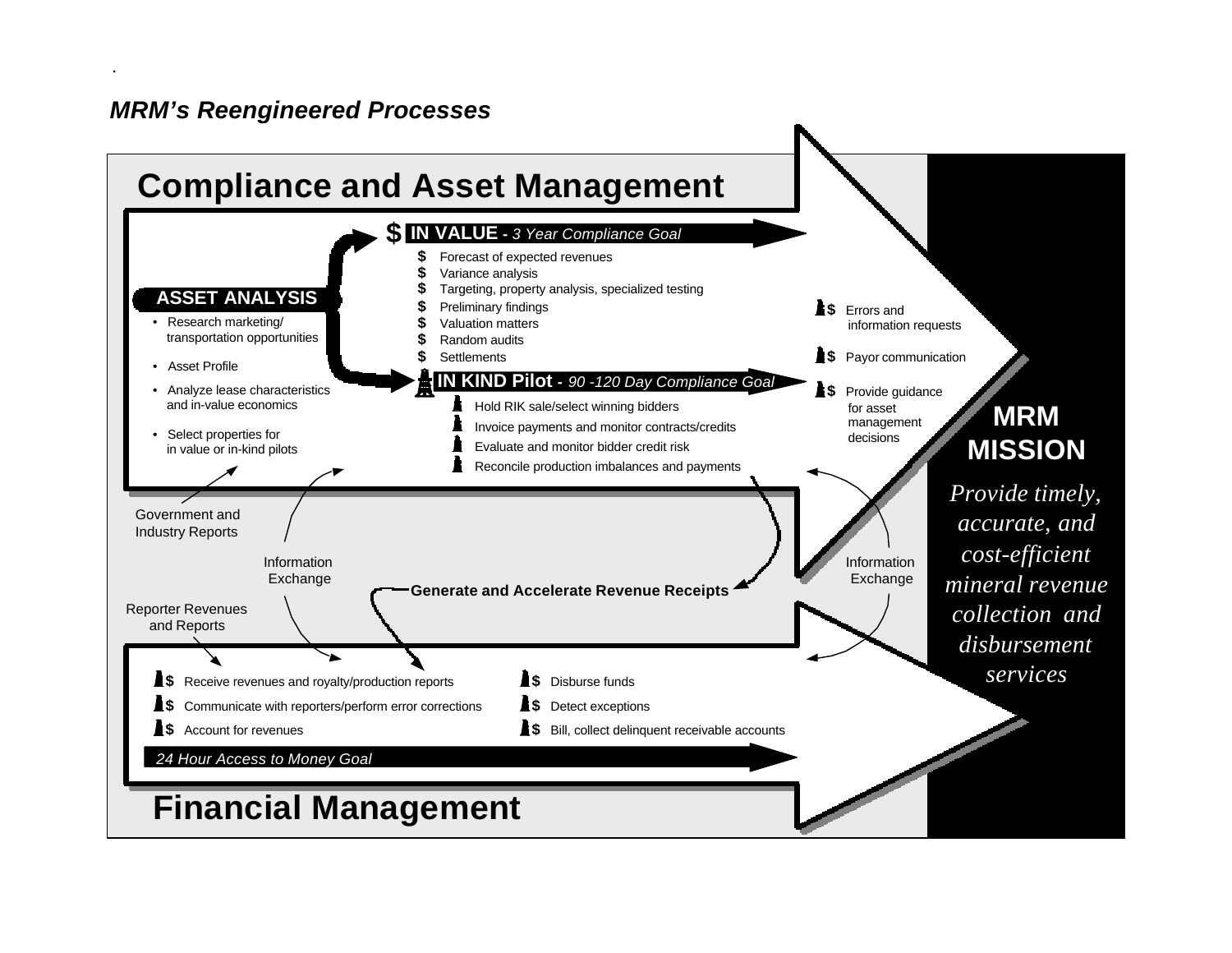*MRM's Reengineered Processes*

## Compliance and Asset Management

**ASSET ANALYSIS**

- Research marketing/ transportation opportunities
- Asset Profile
- Analyze lease characteristics and in-value economics
- Select properties for in value or in-kind pilots

**$ IN VALUE** - *3 Year Compliance Goal*

- $ Forecast of expected revenues
- $ Variance analysis
- $ Targeting, property analysis, specialized testing
- $ Preliminary findings
- $ Valuation matters
- $ Random audits
- $ Settlements

**IN KIND Pilot** - *90 -120 Day Compliance Goal*

- Hold RIK sale/select winning bidders
- Invoice payments and monitor contracts/credits
- Evaluate and monitor bidder credit risk
- Reconcile production imbalances and payments

- $ Errors and information requests
- $ Payor communication
- $ Provide guidance for asset management decisions

Government and Industry Reports

Information Exchange

**Generate and Accelerate Revenue Receipts**

Information Exchange

Reporter Revenues and Reports

- $ Receive revenues and royalty/production reports
- $ Communicate with reporters/perform error corrections
- $ Account for revenues
- $ Disburse funds
- $ Detect exceptions
- $ Bill, collect delinquent receivable accounts

*24 Hour Access to Money Goal*

## Financial Management

**MRM MISSION**

*Provide timely, accurate, and cost-efficient mineral revenue collection and disbursement services*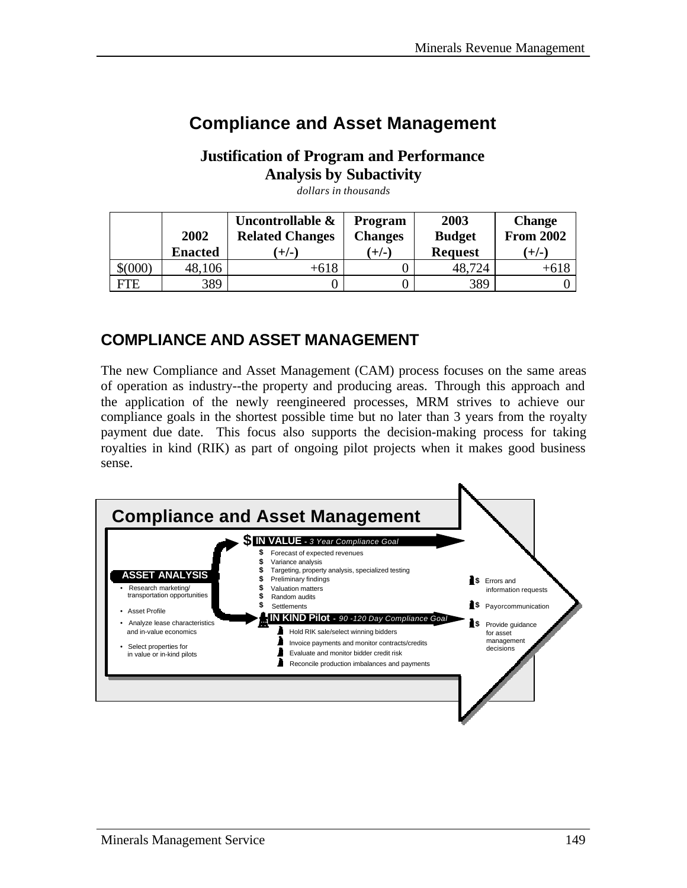# Compliance and Asset Management

## Justification of Program and Performance Analysis by Subactivity

*dollars in thousands*

| | 2002 Enacted | Uncontrollable & Related Changes (+/-) | Program Changes (+/-) | 2003 Budget Request | Change From 2002 (+/-) |
|---|---|---|---|---|---|
| $(000) | 48,106 | +618 | 0 | 48,724 | +618 |
| FTE | 389 | 0 | 0 | 389 | 0 |

## COMPLIANCE AND ASSET MANAGEMENT

The new Compliance and Asset Management (CAM) process focuses on the same areas of operation as industry--the property and producing areas. Through this approach and the application of the newly reengineered processes, MRM strives to achieve our compliance goals in the shortest possible time but no later than 3 years from the royalty payment due date. This focus also supports the decision-making process for taking royalties in kind (RIK) as part of ongoing pilot projects when it makes good business sense.

**Compliance and Asset Management**

**ASSET ANALYSIS**

- Research marketing/ transportation opportunities
- Asset Profile
- Analyze lease characteristics and in-value economics
- Select properties for in value or in-kind pilots

**IN VALUE** - *3 Year Compliance Goal*

- Forecast of expected revenues
- Variance analysis
- Targeting, property analysis, specialized testing
- Preliminary findings
- Valuation matters
- Random audits
- Settlements

**IN KIND Pilot** - *90 -120 Day Compliance Goal*

- Hold RIK sale/select winning bidders
- Invoice payments and monitor contracts/credits
- Evaluate and monitor bidder credit risk
- Reconcile production imbalances and payments

- Errors and information requests
- Payorcommunication
- Provide guidance for asset management decisions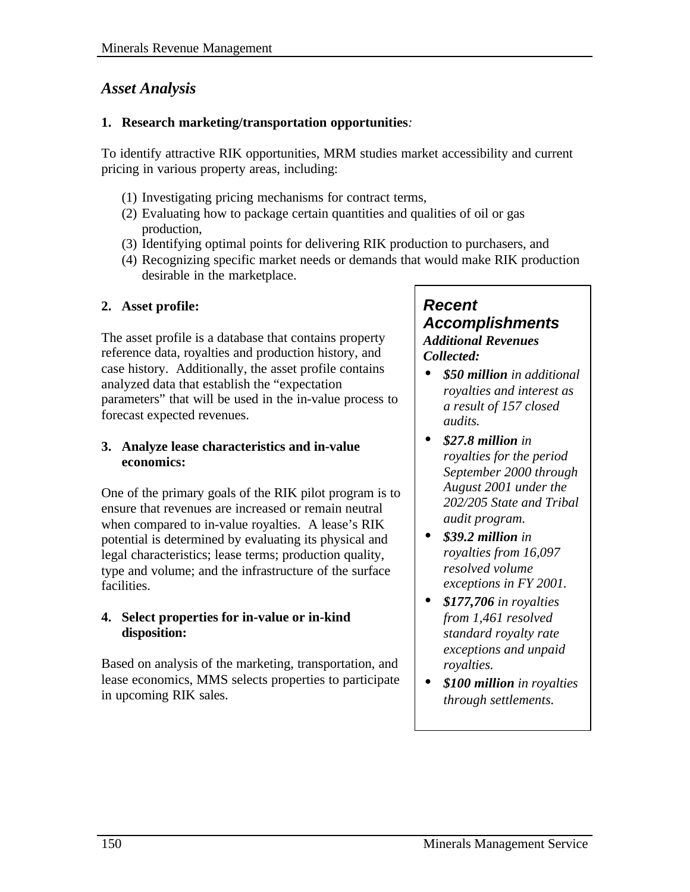## *Asset Analysis*

**1. Research marketing/transportation opportunities***:*

To identify attractive RIK opportunities, MRM studies market accessibility and current pricing in various property areas, including:

(1) Investigating pricing mechanisms for contract terms,
(2) Evaluating how to package certain quantities and qualities of oil or gas production,
(3) Identifying optimal points for delivering RIK production to purchasers, and
(4) Recognizing specific market needs or demands that would make RIK production desirable in the marketplace.

**2. Asset profile:**

The asset profile is a database that contains property reference data, royalties and production history, and case history. Additionally, the asset profile contains analyzed data that establish the "expectation parameters" that will be used in the in-value process to forecast expected revenues.

**3. Analyze lease characteristics and in-value economics:**

One of the primary goals of the RIK pilot program is to ensure that revenues are increased or remain neutral when compared to in-value royalties. A lease's RIK potential is determined by evaluating its physical and legal characteristics; lease terms; production quality, type and volume; and the infrastructure of the surface facilities.

**4. Select properties for in-value or in-kind disposition:**

Based on analysis of the marketing, transportation, and lease economics, MMS selects properties to participate in upcoming RIK sales.

> ***Recent Accomplishments***
>
> ***Additional Revenues Collected:***
>
> - ***$50 million*** *in additional royalties and interest as a result of 157 closed audits.*
> - ***$27.8 million*** *in royalties for the period September 2000 through August 2001 under the 202/205 State and Tribal audit program.*
> - ***$39.2 million*** *in royalties from 16,097 resolved volume exceptions in FY 2001.*
> - ***$177,706*** *in royalties from 1,461 resolved standard royalty rate exceptions and unpaid royalties.*
> - ***$100 million*** *in royalties through settlements.*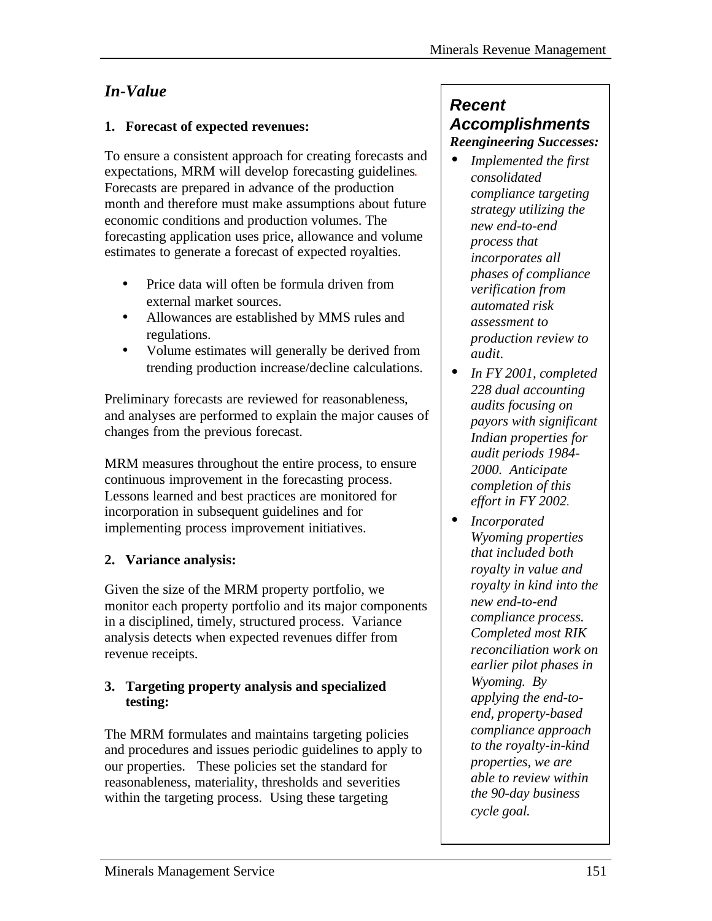## *In-Value*

**1. Forecast of expected revenues:**

To ensure a consistent approach for creating forecasts and expectations, MRM will develop forecasting guidelines. Forecasts are prepared in advance of the production month and therefore must make assumptions about future economic conditions and production volumes. The forecasting application uses price, allowance and volume estimates to generate a forecast of expected royalties.

- Price data will often be formula driven from external market sources.
- Allowances are established by MMS rules and regulations.
- Volume estimates will generally be derived from trending production increase/decline calculations.

Preliminary forecasts are reviewed for reasonableness, and analyses are performed to explain the major causes of changes from the previous forecast.

MRM measures throughout the entire process, to ensure continuous improvement in the forecasting process. Lessons learned and best practices are monitored for incorporation in subsequent guidelines and for implementing process improvement initiatives.

**2. Variance analysis:**

Given the size of the MRM property portfolio, we monitor each property portfolio and its major components in a disciplined, timely, structured process. Variance analysis detects when expected revenues differ from revenue receipts.

**3. Targeting property analysis and specialized testing:**

The MRM formulates and maintains targeting policies and procedures and issues periodic guidelines to apply to our properties. These policies set the standard for reasonableness, materiality, thresholds and severities within the targeting process. Using these targeting

---

### *Recent Accomplishments*

***Reengineering Successes:***

- *Implemented the first consolidated compliance targeting strategy utilizing the new end-to-end process that incorporates all phases of compliance verification from automated risk assessment to production review to audit.*
- *In FY 2001, completed 228 dual accounting audits focusing on payors with significant Indian properties for audit periods 1984-2000. Anticipate completion of this effort in FY 2002.*
- *Incorporated Wyoming properties that included both royalty in value and royalty in kind into the new end-to-end compliance process. Completed most RIK reconciliation work on earlier pilot phases in Wyoming. By applying the end-to-end, property-based compliance approach to the royalty-in-kind properties, we are able to review within the 90-day business cycle goal.*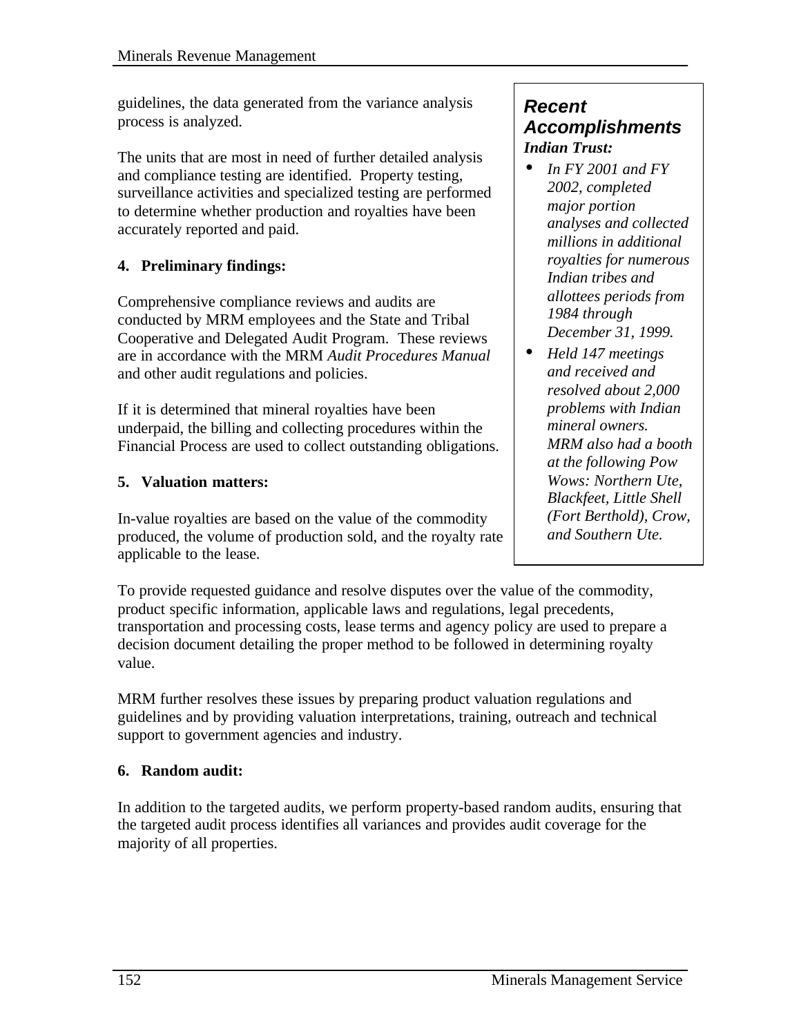guidelines, the data generated from the variance analysis process is analyzed.

The units that are most in need of further detailed analysis and compliance testing are identified. Property testing, surveillance activities and specialized testing are performed to determine whether production and royalties have been accurately reported and paid.

**4. Preliminary findings:**

Comprehensive compliance reviews and audits are conducted by MRM employees and the State and Tribal Cooperative and Delegated Audit Program. These reviews are in accordance with the MRM *Audit Procedures Manual* and other audit regulations and policies.

If it is determined that mineral royalties have been underpaid, the billing and collecting procedures within the Financial Process are used to collect outstanding obligations.

**5. Valuation matters:**

In-value royalties are based on the value of the commodity produced, the volume of production sold, and the royalty rate applicable to the lease.

To provide requested guidance and resolve disputes over the value of the commodity, product specific information, applicable laws and regulations, legal precedents, transportation and processing costs, lease terms and agency policy are used to prepare a decision document detailing the proper method to be followed in determining royalty value.

MRM further resolves these issues by preparing product valuation regulations and guidelines and by providing valuation interpretations, training, outreach and technical support to government agencies and industry.

**6. Random audit:**

In addition to the targeted audits, we perform property-based random audits, ensuring that the targeted audit process identifies all variances and provides audit coverage for the majority of all properties.

> ***Recent Accomplishments***
>
> ***Indian Trust:***
>
> - *In FY 2001 and FY 2002, completed major portion analyses and collected millions in additional royalties for numerous Indian tribes and allottees periods from 1984 through December 31, 1999.*
> - *Held 147 meetings and received and resolved about 2,000 problems with Indian mineral owners. MRM also had a booth at the following Pow Wows: Northern Ute, Blackfeet, Little Shell (Fort Berthold), Crow, and Southern Ute.*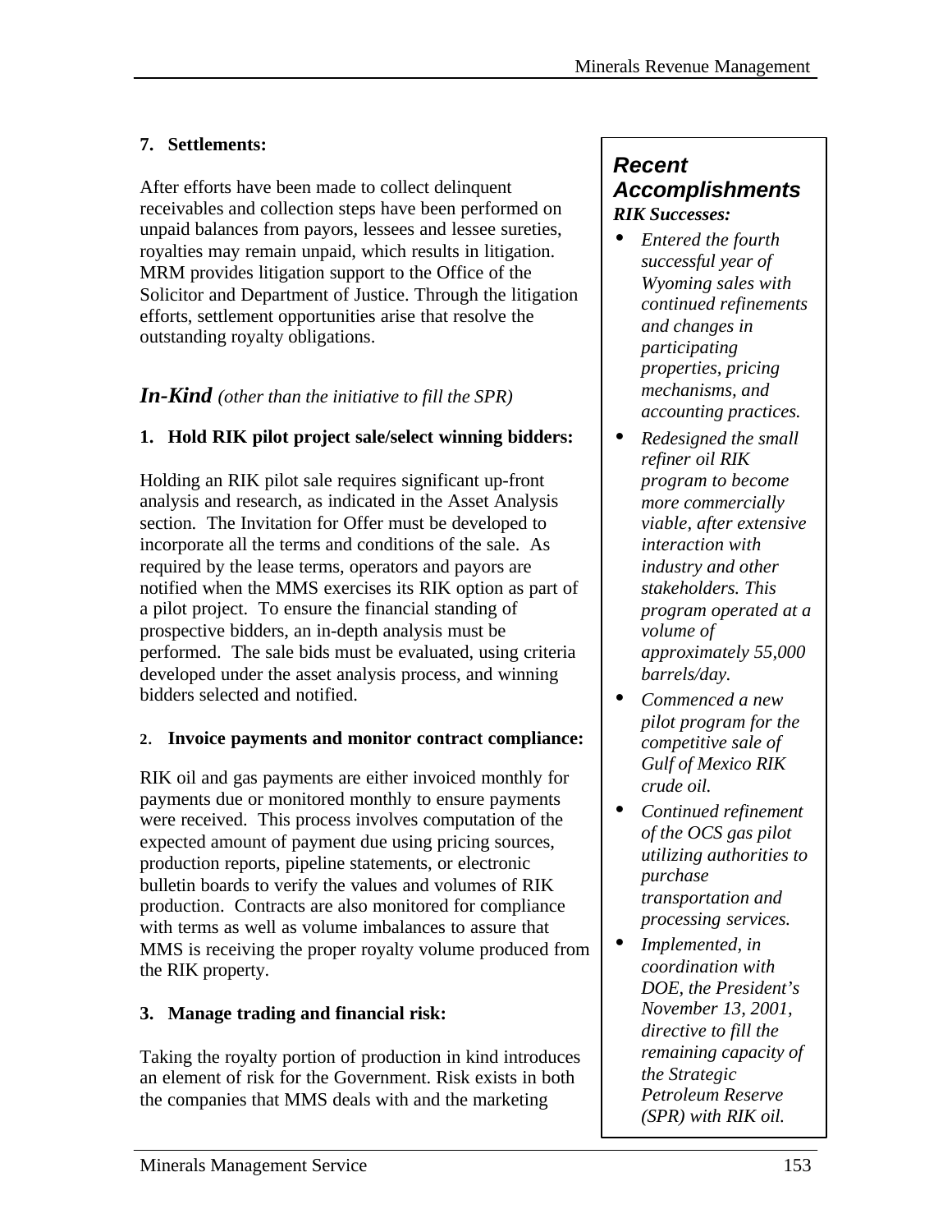**7. Settlements:**

After efforts have been made to collect delinquent receivables and collection steps have been performed on unpaid balances from payors, lessees and lessee sureties, royalties may remain unpaid, which results in litigation. MRM provides litigation support to the Office of the Solicitor and Department of Justice. Through the litigation efforts, settlement opportunities arise that resolve the outstanding royalty obligations.

## *In-Kind* *(other than the initiative to fill the SPR)*

**1. Hold RIK pilot project sale/select winning bidders:**

Holding an RIK pilot sale requires significant up-front analysis and research, as indicated in the Asset Analysis section. The Invitation for Offer must be developed to incorporate all the terms and conditions of the sale. As required by the lease terms, operators and payors are notified when the MMS exercises its RIK option as part of a pilot project. To ensure the financial standing of prospective bidders, an in-depth analysis must be performed. The sale bids must be evaluated, using criteria developed under the asset analysis process, and winning bidders selected and notified.

**2. Invoice payments and monitor contract compliance:**

RIK oil and gas payments are either invoiced monthly for payments due or monitored monthly to ensure payments were received. This process involves computation of the expected amount of payment due using pricing sources, production reports, pipeline statements, or electronic bulletin boards to verify the values and volumes of RIK production. Contracts are also monitored for compliance with terms as well as volume imbalances to assure that MMS is receiving the proper royalty volume produced from the RIK property.

**3. Manage trading and financial risk:**

Taking the royalty portion of production in kind introduces an element of risk for the Government. Risk exists in both the companies that MMS deals with and the marketing

> ***Recent Accomplishments***
>
> ***RIK Successes:***
>
> - *Entered the fourth successful year of Wyoming sales with continued refinements and changes in participating properties, pricing mechanisms, and accounting practices.*
> - *Redesigned the small refiner oil RIK program to become more commercially viable, after extensive interaction with industry and other stakeholders. This program operated at a volume of approximately 55,000 barrels/day.*
> - *Commenced a new pilot program for the competitive sale of Gulf of Mexico RIK crude oil.*
> - *Continued refinement of the OCS gas pilot utilizing authorities to purchase transportation and processing services.*
> - *Implemented, in coordination with DOE, the President's November 13, 2001, directive to fill the remaining capacity of the Strategic Petroleum Reserve (SPR) with RIK oil.*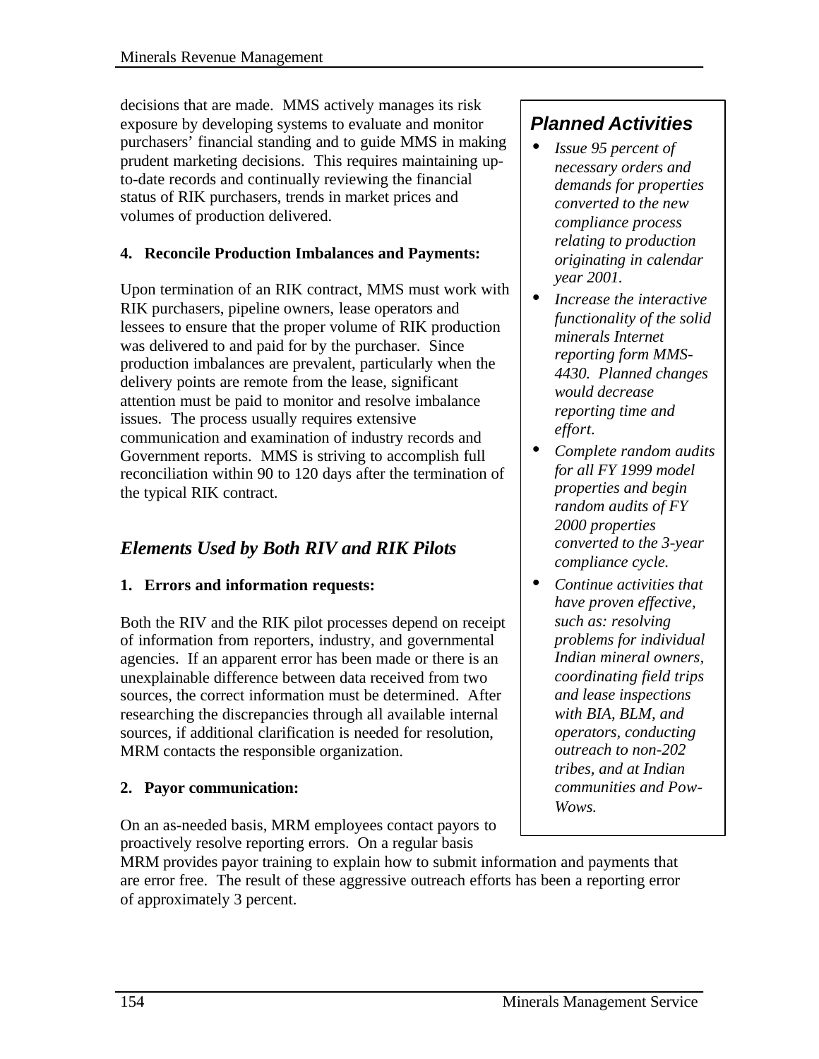decisions that are made. MMS actively manages its risk exposure by developing systems to evaluate and monitor purchasers' financial standing and to guide MMS in making prudent marketing decisions. This requires maintaining up-to-date records and continually reviewing the financial status of RIK purchasers, trends in market prices and volumes of production delivered.

**4. Reconcile Production Imbalances and Payments:**

Upon termination of an RIK contract, MMS must work with RIK purchasers, pipeline owners, lease operators and lessees to ensure that the proper volume of RIK production was delivered to and paid for by the purchaser. Since production imbalances are prevalent, particularly when the delivery points are remote from the lease, significant attention must be paid to monitor and resolve imbalance issues. The process usually requires extensive communication and examination of industry records and Government reports. MMS is striving to accomplish full reconciliation within 90 to 120 days after the termination of the typical RIK contract.

## *Elements Used by Both RIV and RIK Pilots*

**1. Errors and information requests:**

Both the RIV and the RIK pilot processes depend on receipt of information from reporters, industry, and governmental agencies. If an apparent error has been made or there is an unexplainable difference between data received from two sources, the correct information must be determined. After researching the discrepancies through all available internal sources, if additional clarification is needed for resolution, MRM contacts the responsible organization.

**2. Payor communication:**

On an as-needed basis, MRM employees contact payors to proactively resolve reporting errors. On a regular basis MRM provides payor training to explain how to submit information and payments that are error free. The result of these aggressive outreach efforts has been a reporting error of approximately 3 percent.

### *Planned Activities*

- *Issue 95 percent of necessary orders and demands for properties converted to the new compliance process relating to production originating in calendar year 2001.*
- *Increase the interactive functionality of the solid minerals Internet reporting form MMS-4430. Planned changes would decrease reporting time and effort.*
- *Complete random audits for all FY 1999 model properties and begin random audits of FY 2000 properties converted to the 3-year compliance cycle.*
- *Continue activities that have proven effective, such as: resolving problems for individual Indian mineral owners, coordinating field trips and lease inspections with BIA, BLM, and operators, conducting outreach to non-202 tribes, and at Indian communities and Pow-Wows.*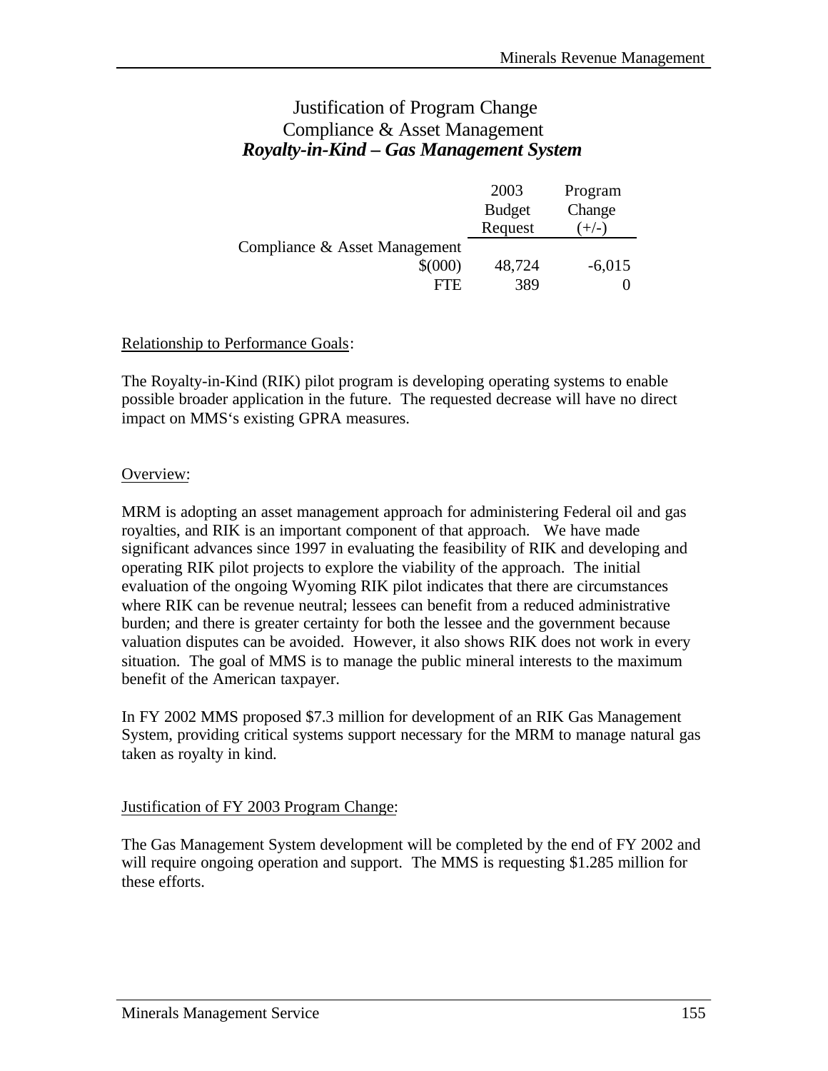# Justification of Program Change
## Compliance & Asset Management
### *Royalty-in-Kind – Gas Management System*

| | 2003 Budget Request | Program Change (+/-) |
|---|---|---|
| Compliance & Asset Management | | |
| $(000) | 48,724 | -6,015 |
| FTE | 389 | 0 |

Relationship to Performance Goals:

The Royalty-in-Kind (RIK) pilot program is developing operating systems to enable possible broader application in the future. The requested decrease will have no direct impact on MMS's existing GPRA measures.

Overview:

MRM is adopting an asset management approach for administering Federal oil and gas royalties, and RIK is an important component of that approach. We have made significant advances since 1997 in evaluating the feasibility of RIK and developing and operating RIK pilot projects to explore the viability of the approach. The initial evaluation of the ongoing Wyoming RIK pilot indicates that there are circumstances where RIK can be revenue neutral; lessees can benefit from a reduced administrative burden; and there is greater certainty for both the lessee and the government because valuation disputes can be avoided. However, it also shows RIK does not work in every situation. The goal of MMS is to manage the public mineral interests to the maximum benefit of the American taxpayer.

In FY 2002 MMS proposed $7.3 million for development of an RIK Gas Management System, providing critical systems support necessary for the MRM to manage natural gas taken as royalty in kind.

Justification of FY 2003 Program Change:

The Gas Management System development will be completed by the end of FY 2002 and will require ongoing operation and support. The MMS is requesting $1.285 million for these efforts.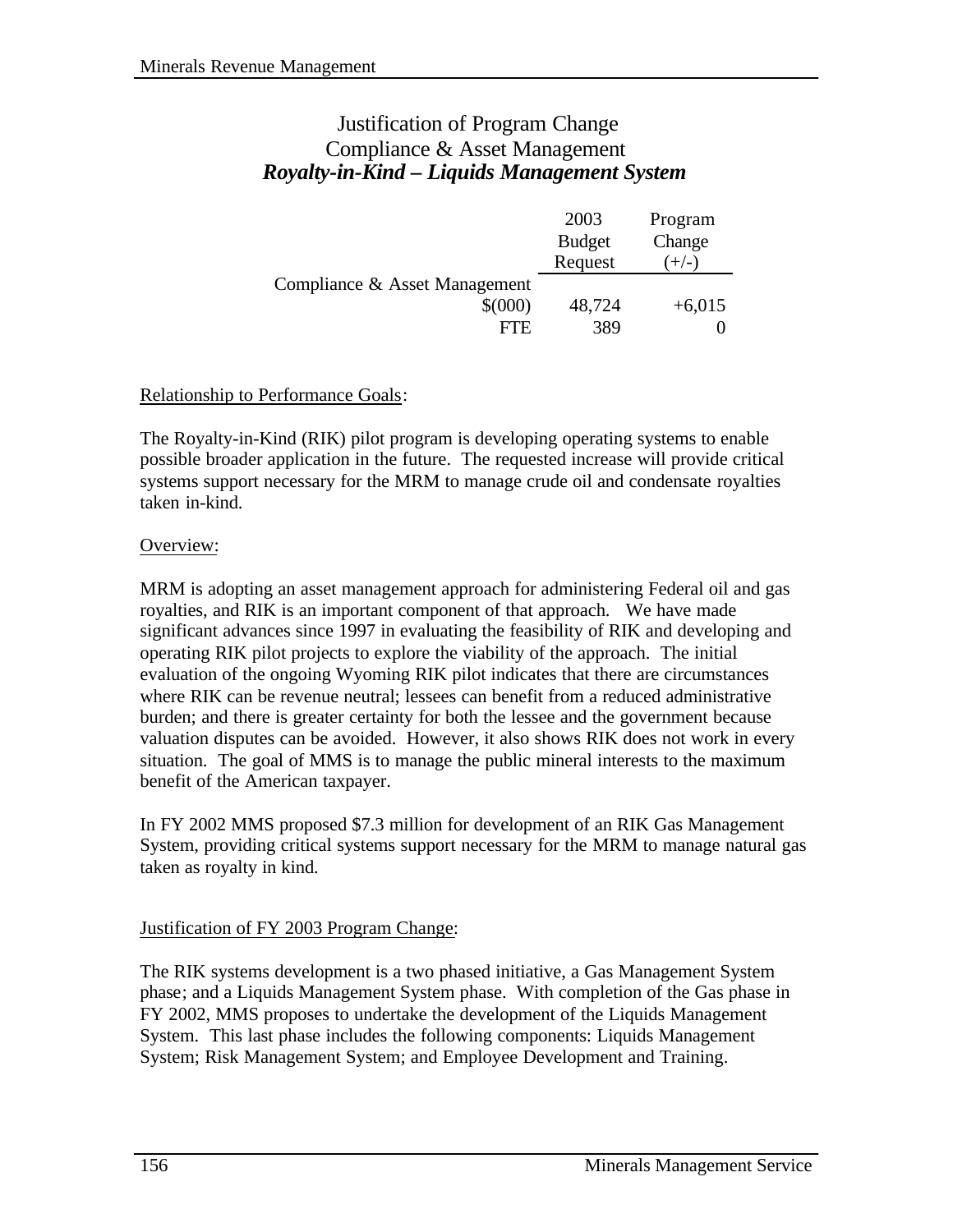# Justification of Program Change
## Compliance & Asset Management
### ***Royalty-in-Kind – Liquids Management System***

| | 2003 Budget Request | Program Change (+/-) |
|---|---|---|
| Compliance & Asset Management | | |
| $(000) | 48,724 | +6,015 |
| FTE | 389 | 0 |

Relationship to Performance Goals:

The Royalty-in-Kind (RIK) pilot program is developing operating systems to enable possible broader application in the future. The requested increase will provide critical systems support necessary for the MRM to manage crude oil and condensate royalties taken in-kind.

Overview:

MRM is adopting an asset management approach for administering Federal oil and gas royalties, and RIK is an important component of that approach. We have made significant advances since 1997 in evaluating the feasibility of RIK and developing and operating RIK pilot projects to explore the viability of the approach. The initial evaluation of the ongoing Wyoming RIK pilot indicates that there are circumstances where RIK can be revenue neutral; lessees can benefit from a reduced administrative burden; and there is greater certainty for both the lessee and the government because valuation disputes can be avoided. However, it also shows RIK does not work in every situation. The goal of MMS is to manage the public mineral interests to the maximum benefit of the American taxpayer.

In FY 2002 MMS proposed $7.3 million for development of an RIK Gas Management System, providing critical systems support necessary for the MRM to manage natural gas taken as royalty in kind.

Justification of FY 2003 Program Change:

The RIK systems development is a two phased initiative, a Gas Management System phase; and a Liquids Management System phase. With completion of the Gas phase in FY 2002, MMS proposes to undertake the development of the Liquids Management System. This last phase includes the following components: Liquids Management System; Risk Management System; and Employee Development and Training.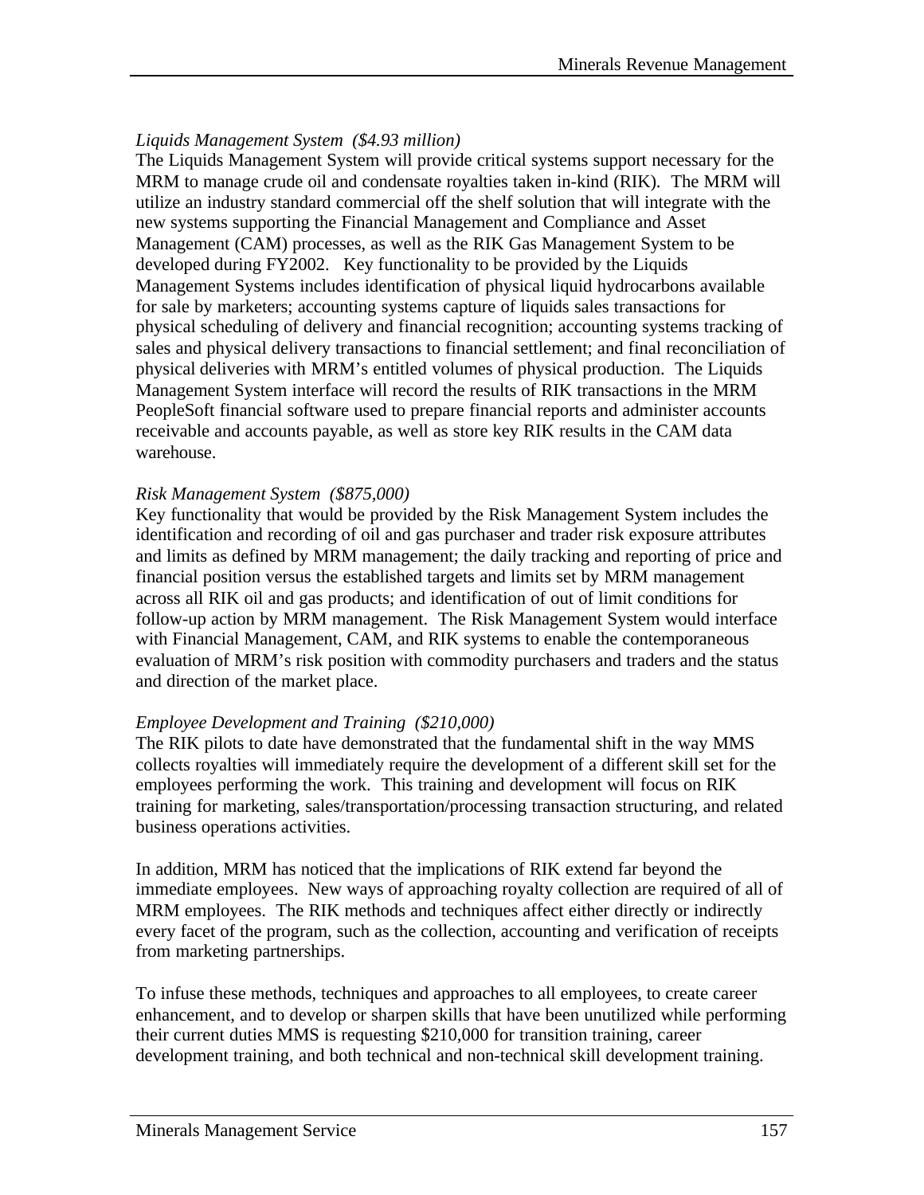*Liquids Management System ($4.93 million)*
The Liquids Management System will provide critical systems support necessary for the MRM to manage crude oil and condensate royalties taken in-kind (RIK). The MRM will utilize an industry standard commercial off the shelf solution that will integrate with the new systems supporting the Financial Management and Compliance and Asset Management (CAM) processes, as well as the RIK Gas Management System to be developed during FY2002. Key functionality to be provided by the Liquids Management Systems includes identification of physical liquid hydrocarbons available for sale by marketers; accounting systems capture of liquids sales transactions for physical scheduling of delivery and financial recognition; accounting systems tracking of sales and physical delivery transactions to financial settlement; and final reconciliation of physical deliveries with MRM's entitled volumes of physical production. The Liquids Management System interface will record the results of RIK transactions in the MRM PeopleSoft financial software used to prepare financial reports and administer accounts receivable and accounts payable, as well as store key RIK results in the CAM data warehouse.

*Risk Management System ($875,000)*
Key functionality that would be provided by the Risk Management System includes the identification and recording of oil and gas purchaser and trader risk exposure attributes and limits as defined by MRM management; the daily tracking and reporting of price and financial position versus the established targets and limits set by MRM management across all RIK oil and gas products; and identification of out of limit conditions for follow-up action by MRM management. The Risk Management System would interface with Financial Management, CAM, and RIK systems to enable the contemporaneous evaluation of MRM's risk position with commodity purchasers and traders and the status and direction of the market place.

*Employee Development and Training ($210,000)*
The RIK pilots to date have demonstrated that the fundamental shift in the way MMS collects royalties will immediately require the development of a different skill set for the employees performing the work. This training and development will focus on RIK training for marketing, sales/transportation/processing transaction structuring, and related business operations activities.

In addition, MRM has noticed that the implications of RIK extend far beyond the immediate employees. New ways of approaching royalty collection are required of all of MRM employees. The RIK methods and techniques affect either directly or indirectly every facet of the program, such as the collection, accounting and verification of receipts from marketing partnerships.

To infuse these methods, techniques and approaches to all employees, to create career enhancement, and to develop or sharpen skills that have been unutilized while performing their current duties MMS is requesting $210,000 for transition training, career development training, and both technical and non-technical skill development training.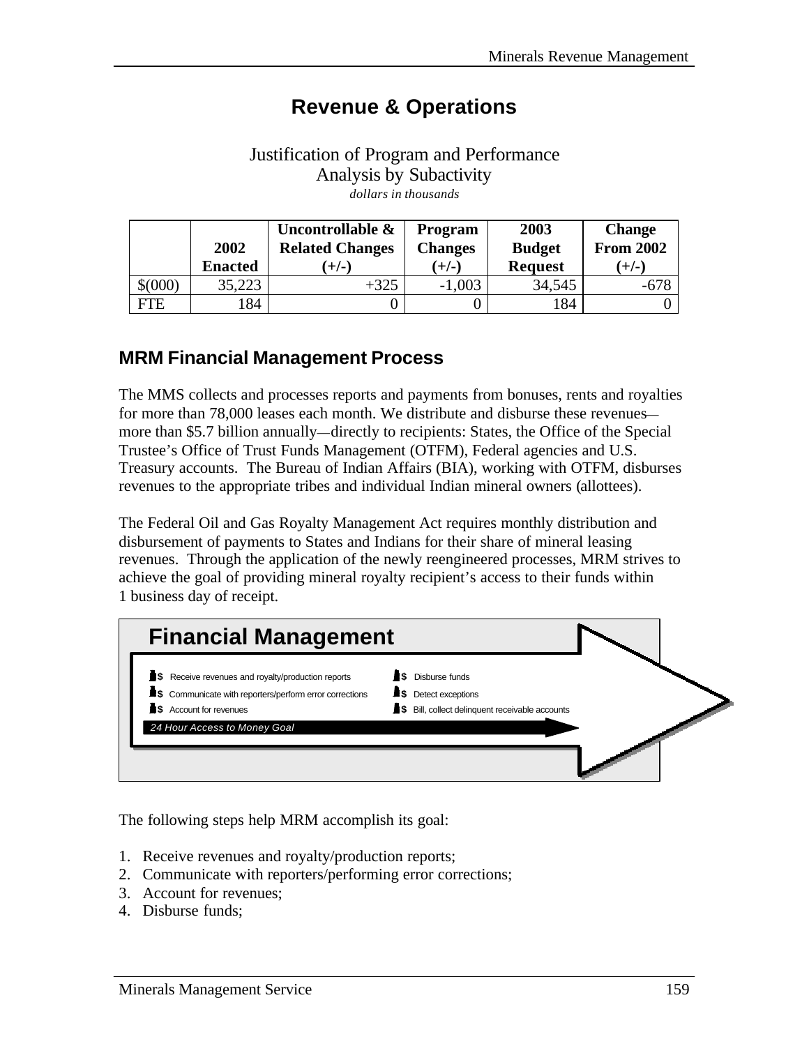# Revenue & Operations

Justification of Program and Performance
Analysis by Subactivity
*dollars in thousands*

| | 2002 Enacted | Uncontrollable & Related Changes (+/-) | Program Changes (+/-) | 2003 Budget Request | Change From 2002 (+/-) |
|---|---|---|---|---|---|
| $(000) | 35,223 | +325 | -1,003 | 34,545 | -678 |
| FTE | 184 | 0 | 0 | 184 | 0 |

## MRM Financial Management Process

The MMS collects and processes reports and payments from bonuses, rents and royalties for more than 78,000 leases each month. We distribute and disburse these revenues—more than $5.7 billion annually—directly to recipients: States, the Office of the Special Trustee's Office of Trust Funds Management (OTFM), Federal agencies and U.S. Treasury accounts. The Bureau of Indian Affairs (BIA), working with OTFM, disburses revenues to the appropriate tribes and individual Indian mineral owners (allottees).

The Federal Oil and Gas Royalty Management Act requires monthly distribution and disbursement of payments to States and Indians for their share of mineral leasing revenues. Through the application of the newly reengineered processes, MRM strives to achieve the goal of providing mineral royalty recipient's access to their funds within 1 business day of receipt.

**Financial Management**

- Receive revenues and royalty/production reports
- Communicate with reporters/perform error corrections
- Account for revenues
- Disburse funds
- Detect exceptions
- Bill, collect delinquent receivable accounts

*24 Hour Access to Money Goal*

The following steps help MRM accomplish its goal:

1. Receive revenues and royalty/production reports;
2. Communicate with reporters/performing error corrections;
3. Account for revenues;
4. Disburse funds;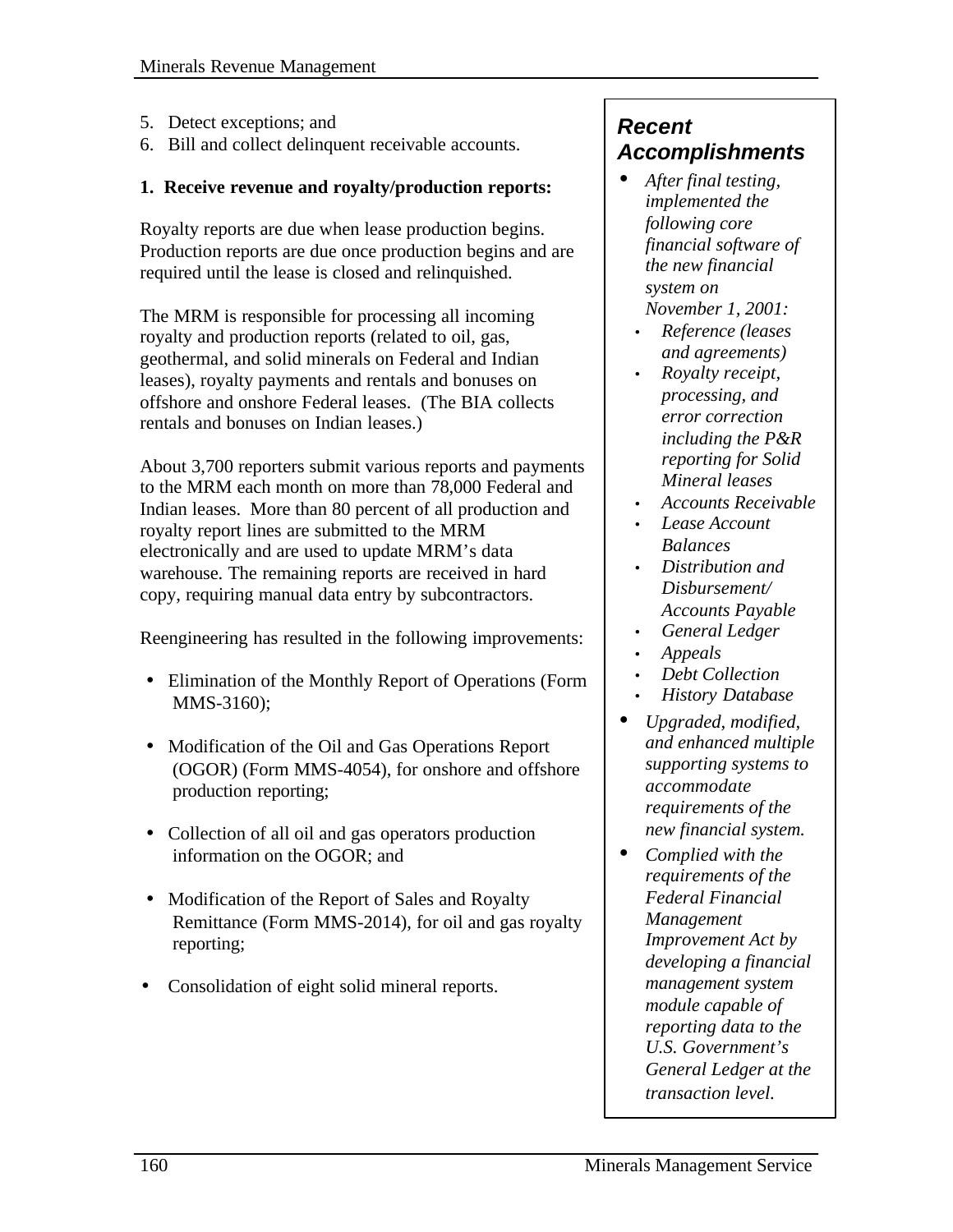5. Detect exceptions; and
6. Bill and collect delinquent receivable accounts.

**1. Receive revenue and royalty/production reports:**

Royalty reports are due when lease production begins. Production reports are due once production begins and are required until the lease is closed and relinquished.

The MRM is responsible for processing all incoming royalty and production reports (related to oil, gas, geothermal, and solid minerals on Federal and Indian leases), royalty payments and rentals and bonuses on offshore and onshore Federal leases. (The BIA collects rentals and bonuses on Indian leases.)

About 3,700 reporters submit various reports and payments to the MRM each month on more than 78,000 Federal and Indian leases. More than 80 percent of all production and royalty report lines are submitted to the MRM electronically and are used to update MRM's data warehouse. The remaining reports are received in hard copy, requiring manual data entry by subcontractors.

Reengineering has resulted in the following improvements:

- Elimination of the Monthly Report of Operations (Form MMS-3160);
- Modification of the Oil and Gas Operations Report (OGOR) (Form MMS-4054), for onshore and offshore production reporting;
- Collection of all oil and gas operators production information on the OGOR; and
- Modification of the Report of Sales and Royalty Remittance (Form MMS-2014), for oil and gas royalty reporting;
- Consolidation of eight solid mineral reports.

## Recent Accomplishments

- *After final testing, implemented the following core financial software of the new financial system on November 1, 2001:*
  - *Reference (leases and agreements)*
  - *Royalty receipt, processing, and error correction including the P&R reporting for Solid Mineral leases*
  - *Accounts Receivable*
  - *Lease Account Balances*
  - *Distribution and Disbursement/ Accounts Payable*
  - *General Ledger*
  - *Appeals*
  - *Debt Collection*
  - *History Database*
- *Upgraded, modified, and enhanced multiple supporting systems to accommodate requirements of the new financial system.*
- *Complied with the requirements of the Federal Financial Management Improvement Act by developing a financial management system module capable of reporting data to the U.S. Government's General Ledger at the transaction level.*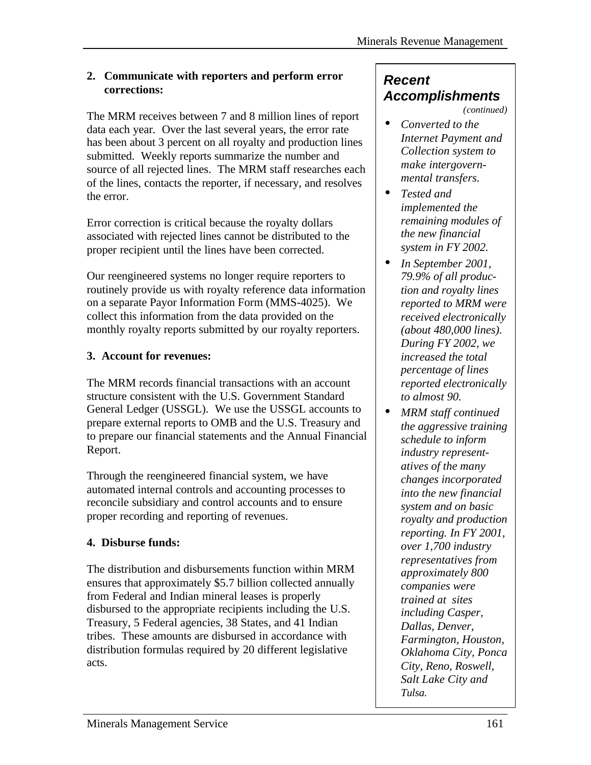**2. Communicate with reporters and perform error corrections:**

The MRM receives between 7 and 8 million lines of report data each year. Over the last several years, the error rate has been about 3 percent on all royalty and production lines submitted. Weekly reports summarize the number and source of all rejected lines. The MRM staff researches each of the lines, contacts the reporter, if necessary, and resolves the error.

Error correction is critical because the royalty dollars associated with rejected lines cannot be distributed to the proper recipient until the lines have been corrected.

Our reengineered systems no longer require reporters to routinely provide us with royalty reference data information on a separate Payor Information Form (MMS-4025). We collect this information from the data provided on the monthly royalty reports submitted by our royalty reporters.

**3. Account for revenues:**

The MRM records financial transactions with an account structure consistent with the U.S. Government Standard General Ledger (USSGL). We use the USSGL accounts to prepare external reports to OMB and the U.S. Treasury and to prepare our financial statements and the Annual Financial Report.

Through the reengineered financial system, we have automated internal controls and accounting processes to reconcile subsidiary and control accounts and to ensure proper recording and reporting of revenues.

**4. Disburse funds:**

The distribution and disbursements function within MRM ensures that approximately $5.7 billion collected annually from Federal and Indian mineral leases is properly disbursed to the appropriate recipients including the U.S. Treasury, 5 Federal agencies, 38 States, and 41 Indian tribes. These amounts are disbursed in accordance with distribution formulas required by 20 different legislative acts.

### *Recent Accomplishments*

*(continued)*

- *Converted to the Internet Payment and Collection system to make intergovernmental transfers.*
- *Tested and implemented the remaining modules of the new financial system in FY 2002.*
- *In September 2001, 79.9% of all production and royalty lines reported to MRM were received electronically (about 480,000 lines). During FY 2002, we increased the total percentage of lines reported electronically to almost 90.*
- *MRM staff continued the aggressive training schedule to inform industry representatives of the many changes incorporated into the new financial system and on basic royalty and production reporting. In FY 2001, over 1,700 industry representatives from approximately 800 companies were trained at sites including Casper, Dallas, Denver, Farmington, Houston, Oklahoma City, Ponca City, Reno, Roswell, Salt Lake City and Tulsa.*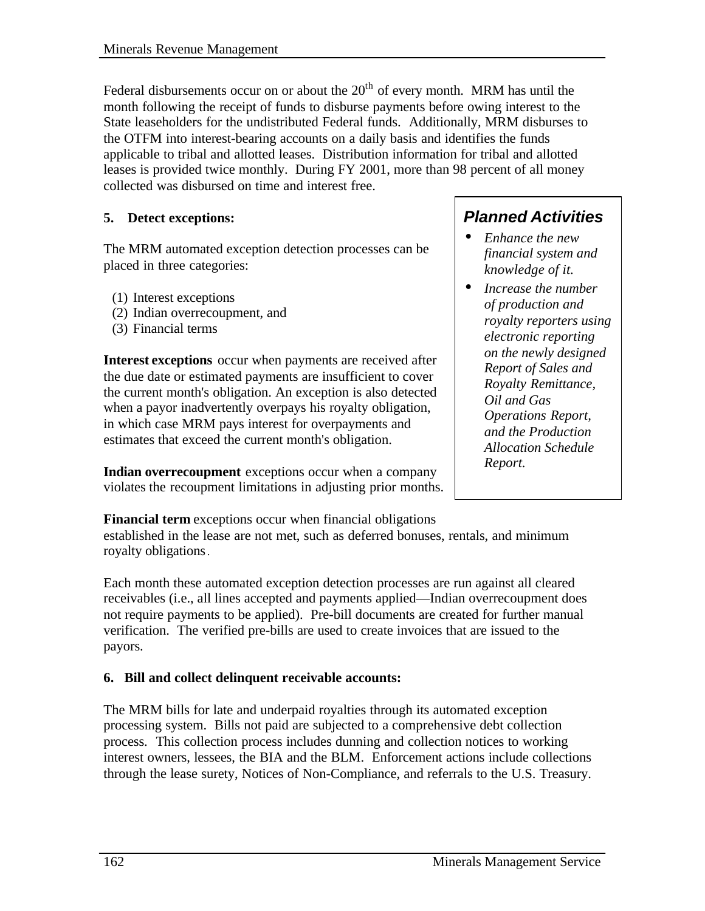Federal disbursements occur on or about the 20th of every month. MRM has until the month following the receipt of funds to disburse payments before owing interest to the State leaseholders for the undistributed Federal funds. Additionally, MRM disburses to the OTFM into interest-bearing accounts on a daily basis and identifies the funds applicable to tribal and allotted leases. Distribution information for tribal and allotted leases is provided twice monthly. During FY 2001, more than 98 percent of all money collected was disbursed on time and interest free.

**5. Detect exceptions:**

The MRM automated exception detection processes can be placed in three categories:

(1) Interest exceptions
(2) Indian overrecoupment, and
(3) Financial terms

**Interest exceptions** occur when payments are received after the due date or estimated payments are insufficient to cover the current month's obligation. An exception is also detected when a payor inadvertently overpays his royalty obligation, in which case MRM pays interest for overpayments and estimates that exceed the current month's obligation.

**Indian overrecoupment** exceptions occur when a company violates the recoupment limitations in adjusting prior months.

**Financial term** exceptions occur when financial obligations established in the lease are not met, such as deferred bonuses, rentals, and minimum royalty obligations.

> ***Planned Activities***
>
> - *Enhance the new financial system and knowledge of it.*
> - *Increase the number of production and royalty reporters using electronic reporting on the newly designed Report of Sales and Royalty Remittance, Oil and Gas Operations Report, and the Production Allocation Schedule Report.*

Each month these automated exception detection processes are run against all cleared receivables (i.e., all lines accepted and payments applied—Indian overrecoupment does not require payments to be applied). Pre-bill documents are created for further manual verification. The verified pre-bills are used to create invoices that are issued to the payors.

**6. Bill and collect delinquent receivable accounts:**

The MRM bills for late and underpaid royalties through its automated exception processing system. Bills not paid are subjected to a comprehensive debt collection process. This collection process includes dunning and collection notices to working interest owners, lessees, the BIA and the BLM. Enforcement actions include collections through the lease surety, Notices of Non-Compliance, and referrals to the U.S. Treasury.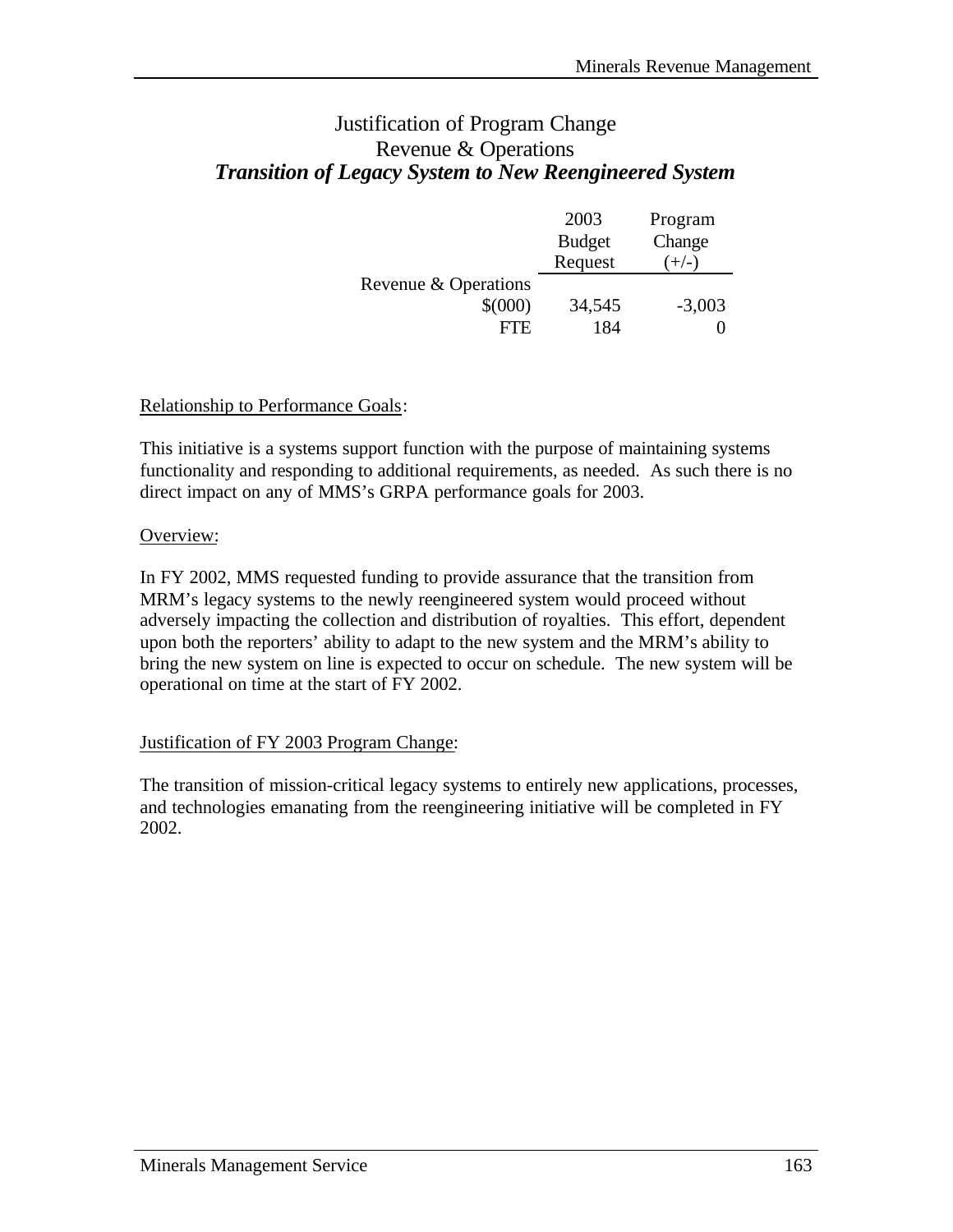# Justification of Program Change
## Revenue & Operations
## *Transition of Legacy System to New Reengineered System*

| | 2003 Budget Request | Program Change (+/-) |
|---|---|---|
| Revenue & Operations | | |
| $(000) | 34,545 | -3,003 |
| FTE | 184 | 0 |

Relationship to Performance Goals:

This initiative is a systems support function with the purpose of maintaining systems functionality and responding to additional requirements, as needed. As such there is no direct impact on any of MMS's GRPA performance goals for 2003.

Overview:

In FY 2002, MMS requested funding to provide assurance that the transition from MRM's legacy systems to the newly reengineered system would proceed without adversely impacting the collection and distribution of royalties. This effort, dependent upon both the reporters' ability to adapt to the new system and the MRM's ability to bring the new system on line is expected to occur on schedule. The new system will be operational on time at the start of FY 2002.

Justification of FY 2003 Program Change:

The transition of mission-critical legacy systems to entirely new applications, processes, and technologies emanating from the reengineering initiative will be completed in FY 2002.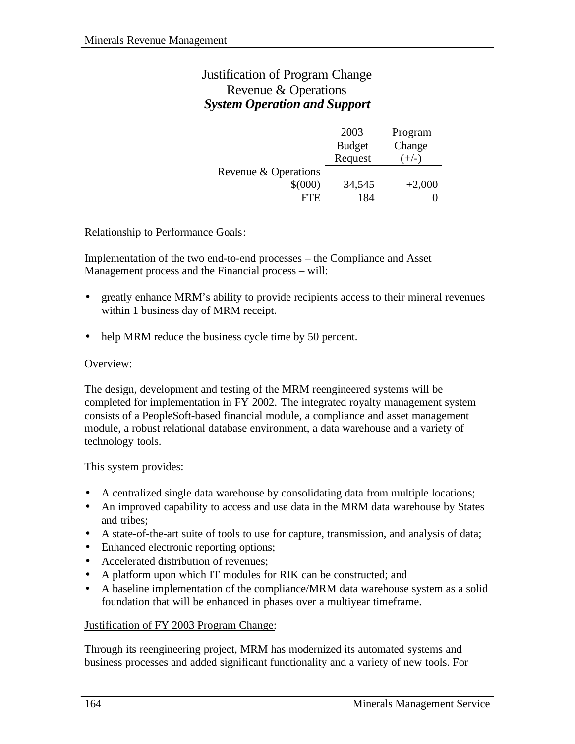# Justification of Program Change
## Revenue & Operations
### *System Operation and Support*

| | 2003 Budget Request | Program Change (+/-) |
|---|---|---|
| Revenue & Operations | | |
| $(000) | 34,545 | +2,000 |
| FTE | 184 | 0 |

Relationship to Performance Goals:

Implementation of the two end-to-end processes – the Compliance and Asset Management process and the Financial process – will:

- greatly enhance MRM's ability to provide recipients access to their mineral revenues within 1 business day of MRM receipt.
- help MRM reduce the business cycle time by 50 percent.

Overview:

The design, development and testing of the MRM reengineered systems will be completed for implementation in FY 2002. The integrated royalty management system consists of a PeopleSoft-based financial module, a compliance and asset management module, a robust relational database environment, a data warehouse and a variety of technology tools.

This system provides:

- A centralized single data warehouse by consolidating data from multiple locations;
- An improved capability to access and use data in the MRM data warehouse by States and tribes;
- A state-of-the-art suite of tools to use for capture, transmission, and analysis of data;
- Enhanced electronic reporting options;
- Accelerated distribution of revenues;
- A platform upon which IT modules for RIK can be constructed; and
- A baseline implementation of the compliance/MRM data warehouse system as a solid foundation that will be enhanced in phases over a multiyear timeframe.

Justification of FY 2003 Program Change:

Through its reengineering project, MRM has modernized its automated systems and business processes and added significant functionality and a variety of new tools. For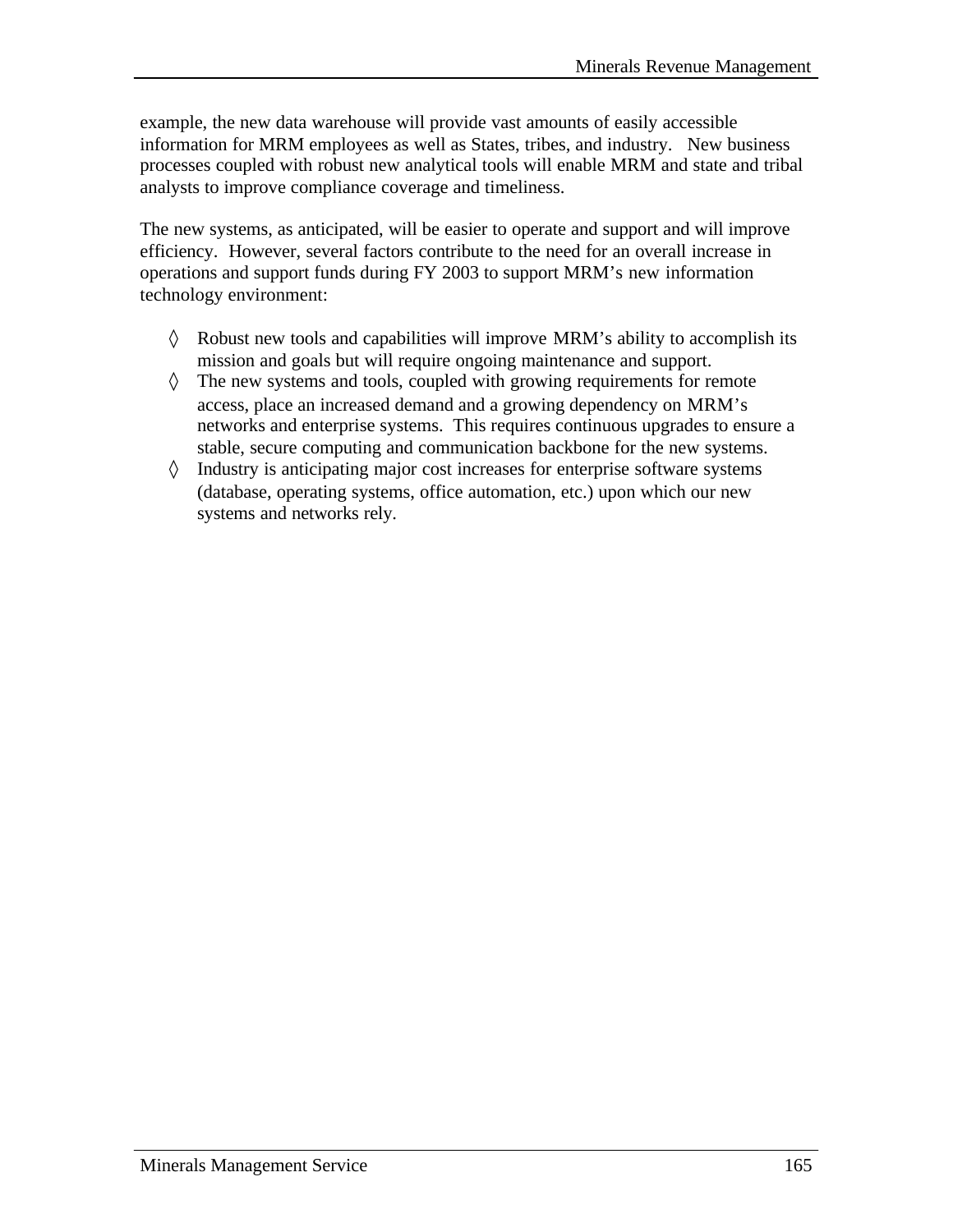example, the new data warehouse will provide vast amounts of easily accessible information for MRM employees as well as States, tribes, and industry. New business processes coupled with robust new analytical tools will enable MRM and state and tribal analysts to improve compliance coverage and timeliness.

The new systems, as anticipated, will be easier to operate and support and will improve efficiency. However, several factors contribute to the need for an overall increase in operations and support funds during FY 2003 to support MRM's new information technology environment:

- ◊ Robust new tools and capabilities will improve MRM's ability to accomplish its mission and goals but will require ongoing maintenance and support.
- ◊ The new systems and tools, coupled with growing requirements for remote access, place an increased demand and a growing dependency on MRM's networks and enterprise systems. This requires continuous upgrades to ensure a stable, secure computing and communication backbone for the new systems.
- ◊ Industry is anticipating major cost increases for enterprise software systems (database, operating systems, office automation, etc.) upon which our new systems and networks rely.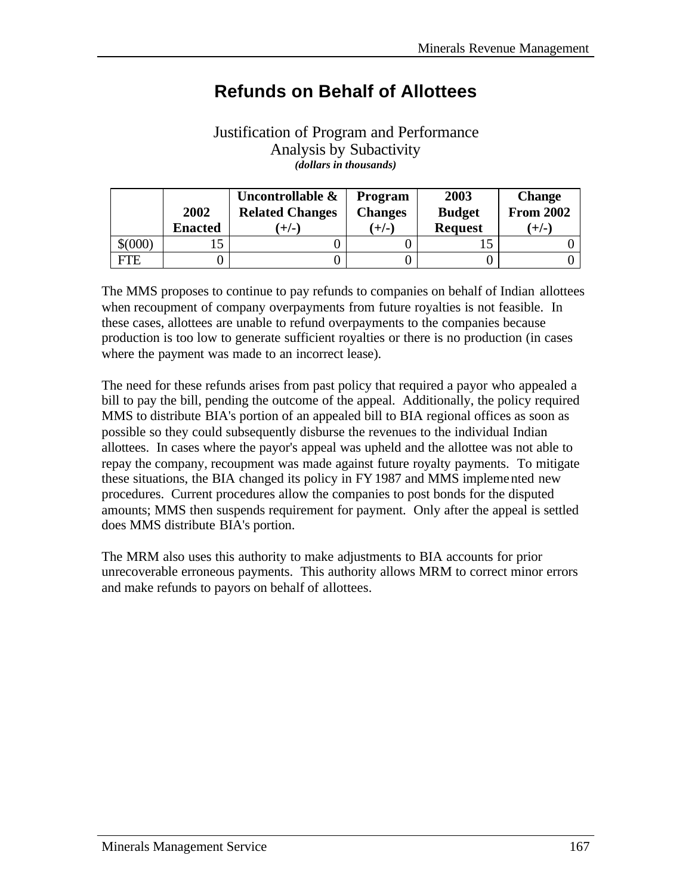# Refunds on Behalf of Allottees

Justification of Program and Performance
Analysis by Subactivity
***(dollars in thousands)***

| | 2002 Enacted | Uncontrollable & Related Changes (+/-) | Program Changes (+/-) | 2003 Budget Request | Change From 2002 (+/-) |
|---|---|---|---|---|---|
| $(000) | 15 | 0 | 0 | 15 | 0 |
| FTE | 0 | 0 | 0 | 0 | 0 |

The MMS proposes to continue to pay refunds to companies on behalf of Indian allottees when recoupment of company overpayments from future royalties is not feasible. In these cases, allottees are unable to refund overpayments to the companies because production is too low to generate sufficient royalties or there is no production (in cases where the payment was made to an incorrect lease).

The need for these refunds arises from past policy that required a payor who appealed a bill to pay the bill, pending the outcome of the appeal. Additionally, the policy required MMS to distribute BIA's portion of an appealed bill to BIA regional offices as soon as possible so they could subsequently disburse the revenues to the individual Indian allottees. In cases where the payor's appeal was upheld and the allottee was not able to repay the company, recoupment was made against future royalty payments. To mitigate these situations, the BIA changed its policy in FY 1987 and MMS implemented new procedures. Current procedures allow the companies to post bonds for the disputed amounts; MMS then suspends requirement for payment. Only after the appeal is settled does MMS distribute BIA's portion.

The MRM also uses this authority to make adjustments to BIA accounts for prior unrecoverable erroneous payments. This authority allows MRM to correct minor errors and make refunds to payors on behalf of allottees.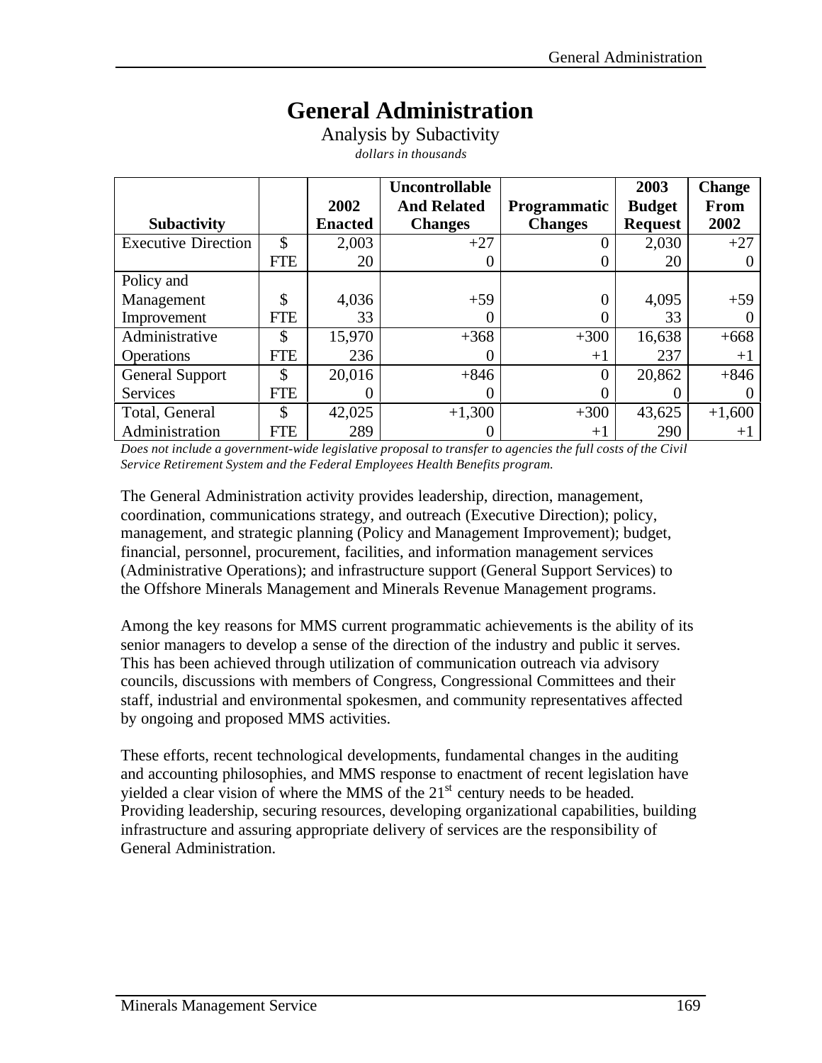# General Administration

Analysis by Subactivity

*dollars in thousands*

| Subactivity | | 2002 Enacted | Uncontrollable And Related Changes | Programmatic Changes | 2003 Budget Request | Change From 2002 |
|---|---|---|---|---|---|---|
| Executive Direction | $ | 2,003 | +27 | 0 | 2,030 | +27 |
| | FTE | 20 | 0 | 0 | 20 | 0 |
| Policy and Management | $ | 4,036 | +59 | 0 | 4,095 | +59 |
| Improvement | FTE | 33 | 0 | 0 | 33 | 0 |
| Administrative | $ | 15,970 | +368 | +300 | 16,638 | +668 |
| Operations | FTE | 236 | 0 | +1 | 237 | +1 |
| General Support | $ | 20,016 | +846 | 0 | 20,862 | +846 |
| Services | FTE | 0 | 0 | 0 | 0 | 0 |
| Total, General | $ | 42,025 | +1,300 | +300 | 43,625 | +1,600 |
| Administration | FTE | 289 | 0 | +1 | 290 | +1 |

*Does not include a government-wide legislative proposal to transfer to agencies the full costs of the Civil Service Retirement System and the Federal Employees Health Benefits program.*

The General Administration activity provides leadership, direction, management, coordination, communications strategy, and outreach (Executive Direction); policy, management, and strategic planning (Policy and Management Improvement); budget, financial, personnel, procurement, facilities, and information management services (Administrative Operations); and infrastructure support (General Support Services) to the Offshore Minerals Management and Minerals Revenue Management programs.

Among the key reasons for MMS current programmatic achievements is the ability of its senior managers to develop a sense of the direction of the industry and public it serves. This has been achieved through utilization of communication outreach via advisory councils, discussions with members of Congress, Congressional Committees and their staff, industrial and environmental spokesmen, and community representatives affected by ongoing and proposed MMS activities.

These efforts, recent technological developments, fundamental changes in the auditing and accounting philosophies, and MMS response to enactment of recent legislation have yielded a clear vision of where the MMS of the 21st century needs to be headed. Providing leadership, securing resources, developing organizational capabilities, building infrastructure and assuring appropriate delivery of services are the responsibility of General Administration.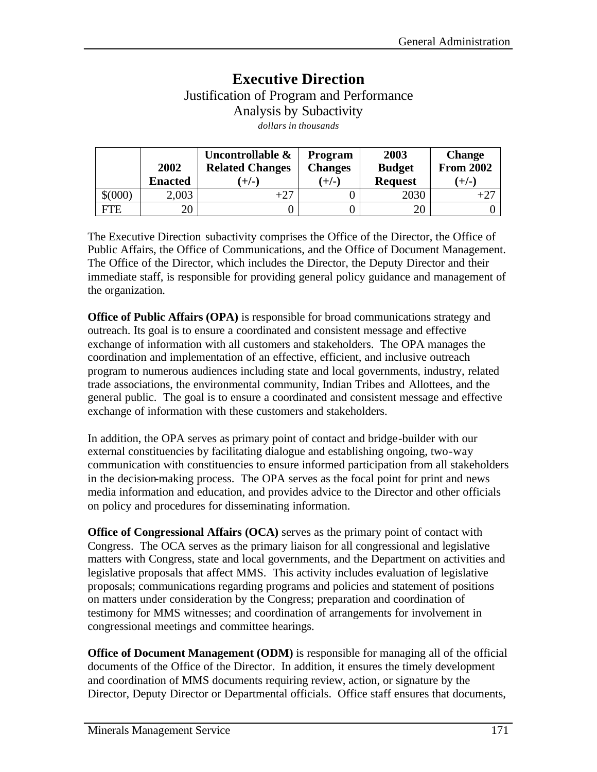# Executive Direction

Justification of Program and Performance

Analysis by Subactivity

*dollars in thousands*

| | 2002 Enacted | Uncontrollable & Related Changes (+/-) | Program Changes (+/-) | 2003 Budget Request | Change From 2002 (+/-) |
|---|---|---|---|---|---|
| $(000) | 2,003 | +27 | 0 | 2030 | +27 |
| FTE | 20 | 0 | 0 | 20 | 0 |

The Executive Direction subactivity comprises the Office of the Director, the Office of Public Affairs, the Office of Communications, and the Office of Document Management. The Office of the Director, which includes the Director, the Deputy Director and their immediate staff, is responsible for providing general policy guidance and management of the organization.

**Office of Public Affairs (OPA)** is responsible for broad communications strategy and outreach. Its goal is to ensure a coordinated and consistent message and effective exchange of information with all customers and stakeholders. The OPA manages the coordination and implementation of an effective, efficient, and inclusive outreach program to numerous audiences including state and local governments, industry, related trade associations, the environmental community, Indian Tribes and Allottees, and the general public. The goal is to ensure a coordinated and consistent message and effective exchange of information with these customers and stakeholders.

In addition, the OPA serves as primary point of contact and bridge-builder with our external constituencies by facilitating dialogue and establishing ongoing, two-way communication with constituencies to ensure informed participation from all stakeholders in the decision-making process. The OPA serves as the focal point for print and news media information and education, and provides advice to the Director and other officials on policy and procedures for disseminating information.

**Office of Congressional Affairs (OCA)** serves as the primary point of contact with Congress. The OCA serves as the primary liaison for all congressional and legislative matters with Congress, state and local governments, and the Department on activities and legislative proposals that affect MMS. This activity includes evaluation of legislative proposals; communications regarding programs and policies and statement of positions on matters under consideration by the Congress; preparation and coordination of testimony for MMS witnesses; and coordination of arrangements for involvement in congressional meetings and committee hearings.

**Office of Document Management (ODM)** is responsible for managing all of the official documents of the Office of the Director. In addition, it ensures the timely development and coordination of MMS documents requiring review, action, or signature by the Director, Deputy Director or Departmental officials. Office staff ensures that documents,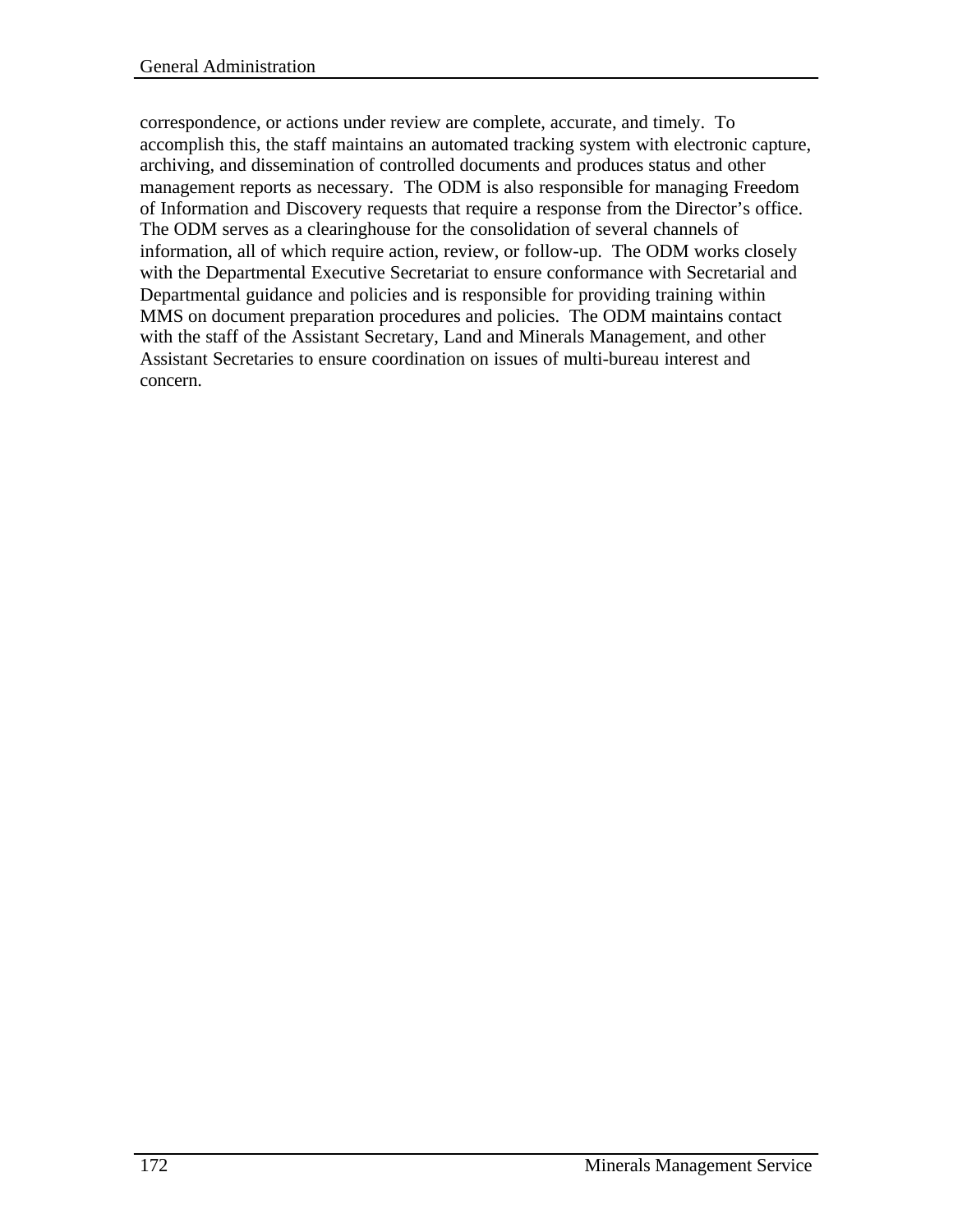correspondence, or actions under review are complete, accurate, and timely. To accomplish this, the staff maintains an automated tracking system with electronic capture, archiving, and dissemination of controlled documents and produces status and other management reports as necessary. The ODM is also responsible for managing Freedom of Information and Discovery requests that require a response from the Director's office. The ODM serves as a clearinghouse for the consolidation of several channels of information, all of which require action, review, or follow-up. The ODM works closely with the Departmental Executive Secretariat to ensure conformance with Secretarial and Departmental guidance and policies and is responsible for providing training within MMS on document preparation procedures and policies. The ODM maintains contact with the staff of the Assistant Secretary, Land and Minerals Management, and other Assistant Secretaries to ensure coordination on issues of multi-bureau interest and concern.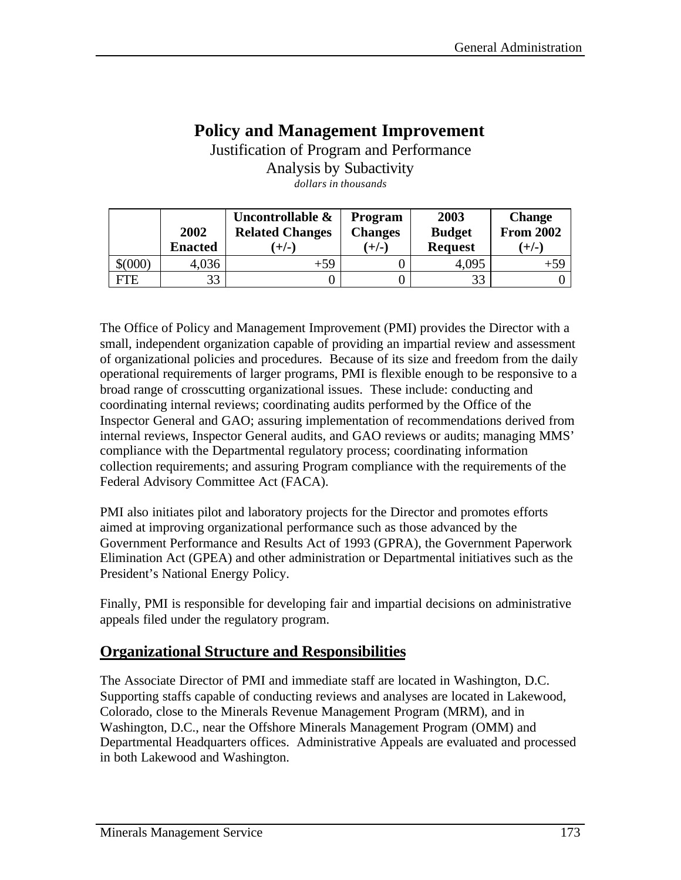# Policy and Management Improvement

Justification of Program and Performance

Analysis by Subactivity

*dollars in thousands*

| | 2002 Enacted | Uncontrollable & Related Changes (+/-) | Program Changes (+/-) | 2003 Budget Request | Change From 2002 (+/-) |
|---|---|---|---|---|---|
| $(000) | 4,036 | +59 | 0 | 4,095 | +59 |
| FTE | 33 | 0 | 0 | 33 | 0 |

The Office of Policy and Management Improvement (PMI) provides the Director with a small, independent organization capable of providing an impartial review and assessment of organizational policies and procedures. Because of its size and freedom from the daily operational requirements of larger programs, PMI is flexible enough to be responsive to a broad range of crosscutting organizational issues. These include: conducting and coordinating internal reviews; coordinating audits performed by the Office of the Inspector General and GAO; assuring implementation of recommendations derived from internal reviews, Inspector General audits, and GAO reviews or audits; managing MMS' compliance with the Departmental regulatory process; coordinating information collection requirements; and assuring Program compliance with the requirements of the Federal Advisory Committee Act (FACA).

PMI also initiates pilot and laboratory projects for the Director and promotes efforts aimed at improving organizational performance such as those advanced by the Government Performance and Results Act of 1993 (GPRA), the Government Paperwork Elimination Act (GPEA) and other administration or Departmental initiatives such as the President's National Energy Policy.

Finally, PMI is responsible for developing fair and impartial decisions on administrative appeals filed under the regulatory program.

## Organizational Structure and Responsibilities

The Associate Director of PMI and immediate staff are located in Washington, D.C. Supporting staffs capable of conducting reviews and analyses are located in Lakewood, Colorado, close to the Minerals Revenue Management Program (MRM), and in Washington, D.C., near the Offshore Minerals Management Program (OMM) and Departmental Headquarters offices. Administrative Appeals are evaluated and processed in both Lakewood and Washington.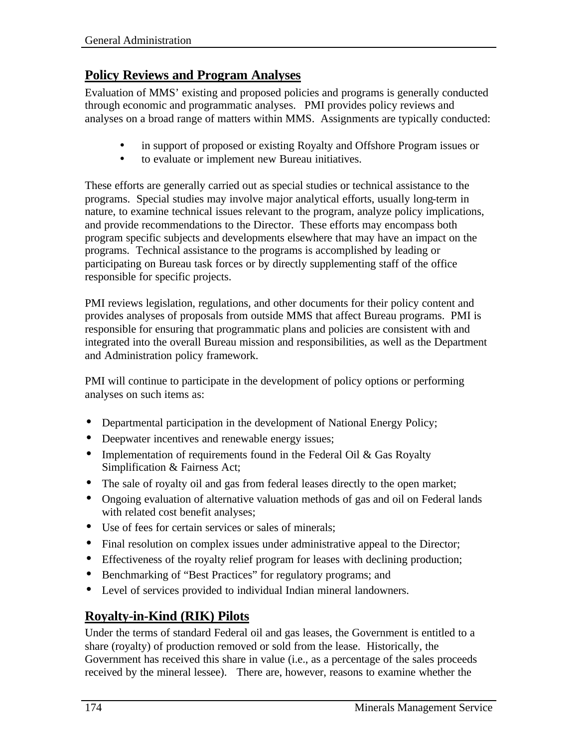## Policy Reviews and Program Analyses

Evaluation of MMS' existing and proposed policies and programs is generally conducted through economic and programmatic analyses. PMI provides policy reviews and analyses on a broad range of matters within MMS. Assignments are typically conducted:

- in support of proposed or existing Royalty and Offshore Program issues or
- to evaluate or implement new Bureau initiatives.

These efforts are generally carried out as special studies or technical assistance to the programs. Special studies may involve major analytical efforts, usually long-term in nature, to examine technical issues relevant to the program, analyze policy implications, and provide recommendations to the Director. These efforts may encompass both program specific subjects and developments elsewhere that may have an impact on the programs. Technical assistance to the programs is accomplished by leading or participating on Bureau task forces or by directly supplementing staff of the office responsible for specific projects.

PMI reviews legislation, regulations, and other documents for their policy content and provides analyses of proposals from outside MMS that affect Bureau programs. PMI is responsible for ensuring that programmatic plans and policies are consistent with and integrated into the overall Bureau mission and responsibilities, as well as the Department and Administration policy framework.

PMI will continue to participate in the development of policy options or performing analyses on such items as:

- Departmental participation in the development of National Energy Policy;
- Deepwater incentives and renewable energy issues;
- Implementation of requirements found in the Federal Oil & Gas Royalty Simplification & Fairness Act;
- The sale of royalty oil and gas from federal leases directly to the open market;
- Ongoing evaluation of alternative valuation methods of gas and oil on Federal lands with related cost benefit analyses;
- Use of fees for certain services or sales of minerals;
- Final resolution on complex issues under administrative appeal to the Director;
- Effectiveness of the royalty relief program for leases with declining production;
- Benchmarking of "Best Practices" for regulatory programs; and
- Level of services provided to individual Indian mineral landowners.

## Royalty-in-Kind (RIK) Pilots

Under the terms of standard Federal oil and gas leases, the Government is entitled to a share (royalty) of production removed or sold from the lease. Historically, the Government has received this share in value (i.e., as a percentage of the sales proceeds received by the mineral lessee). There are, however, reasons to examine whether the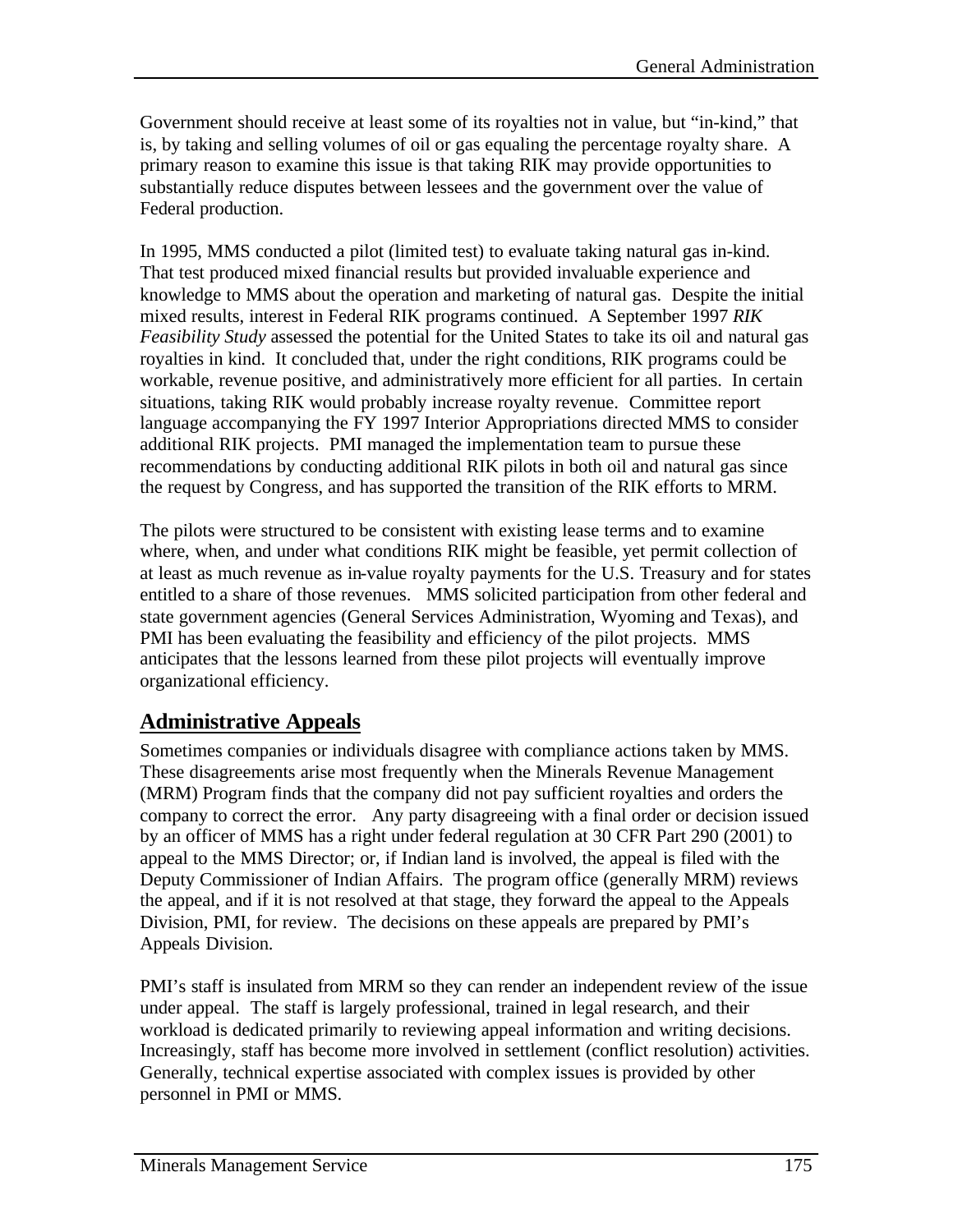Government should receive at least some of its royalties not in value, but “in-kind,” that is, by taking and selling volumes of oil or gas equaling the percentage royalty share. A primary reason to examine this issue is that taking RIK may provide opportunities to substantially reduce disputes between lessees and the government over the value of Federal production.

In 1995, MMS conducted a pilot (limited test) to evaluate taking natural gas in-kind. That test produced mixed financial results but provided invaluable experience and knowledge to MMS about the operation and marketing of natural gas. Despite the initial mixed results, interest in Federal RIK programs continued. A September 1997 *RIK Feasibility Study* assessed the potential for the United States to take its oil and natural gas royalties in kind. It concluded that, under the right conditions, RIK programs could be workable, revenue positive, and administratively more efficient for all parties. In certain situations, taking RIK would probably increase royalty revenue. Committee report language accompanying the FY 1997 Interior Appropriations directed MMS to consider additional RIK projects. PMI managed the implementation team to pursue these recommendations by conducting additional RIK pilots in both oil and natural gas since the request by Congress, and has supported the transition of the RIK efforts to MRM.

The pilots were structured to be consistent with existing lease terms and to examine where, when, and under what conditions RIK might be feasible, yet permit collection of at least as much revenue as in-value royalty payments for the U.S. Treasury and for states entitled to a share of those revenues. MMS solicited participation from other federal and state government agencies (General Services Administration, Wyoming and Texas), and PMI has been evaluating the feasibility and efficiency of the pilot projects. MMS anticipates that the lessons learned from these pilot projects will eventually improve organizational efficiency.

## Administrative Appeals

Sometimes companies or individuals disagree with compliance actions taken by MMS. These disagreements arise most frequently when the Minerals Revenue Management (MRM) Program finds that the company did not pay sufficient royalties and orders the company to correct the error. Any party disagreeing with a final order or decision issued by an officer of MMS has a right under federal regulation at 30 CFR Part 290 (2001) to appeal to the MMS Director; or, if Indian land is involved, the appeal is filed with the Deputy Commissioner of Indian Affairs. The program office (generally MRM) reviews the appeal, and if it is not resolved at that stage, they forward the appeal to the Appeals Division, PMI, for review. The decisions on these appeals are prepared by PMI’s Appeals Division.

PMI’s staff is insulated from MRM so they can render an independent review of the issue under appeal. The staff is largely professional, trained in legal research, and their workload is dedicated primarily to reviewing appeal information and writing decisions. Increasingly, staff has become more involved in settlement (conflict resolution) activities. Generally, technical expertise associated with complex issues is provided by other personnel in PMI or MMS.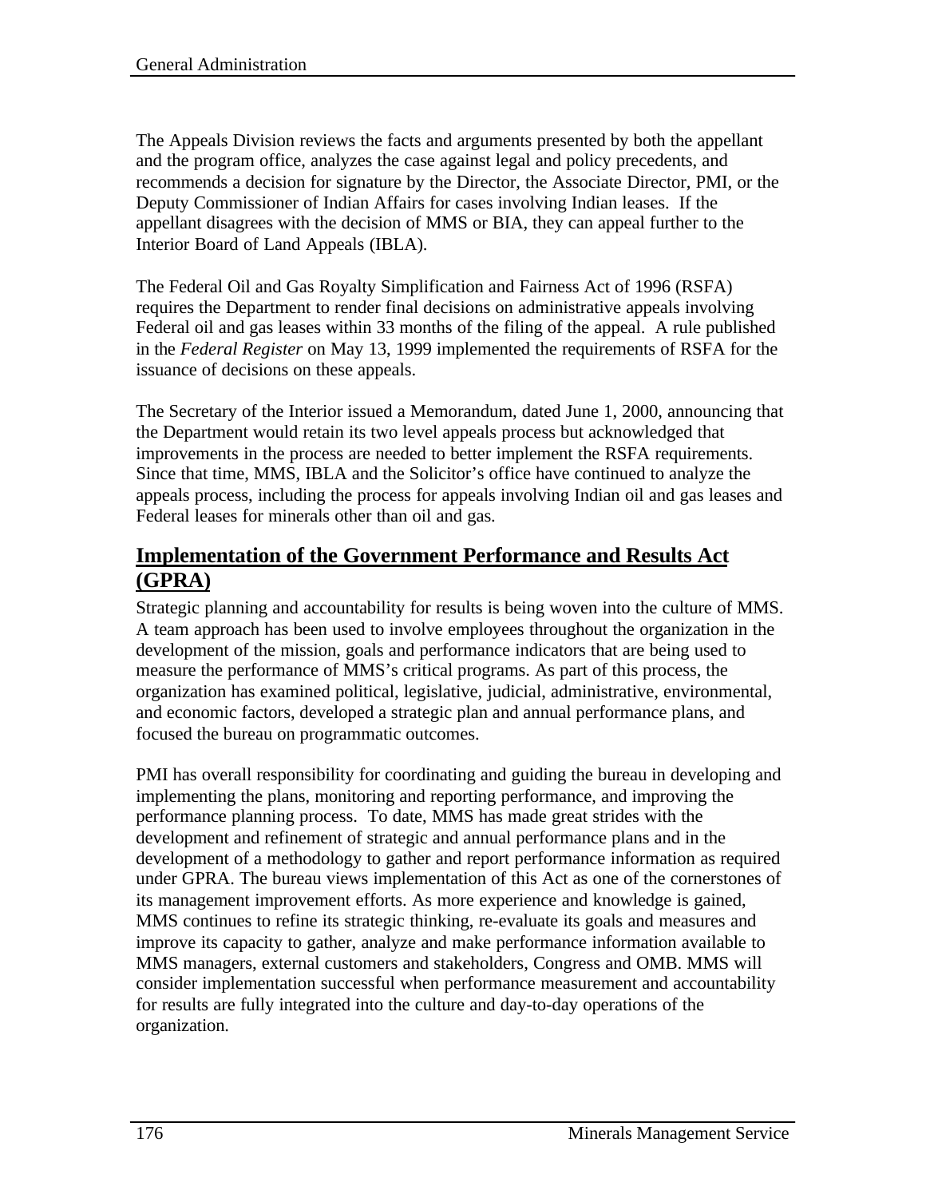The Appeals Division reviews the facts and arguments presented by both the appellant and the program office, analyzes the case against legal and policy precedents, and recommends a decision for signature by the Director, the Associate Director, PMI, or the Deputy Commissioner of Indian Affairs for cases involving Indian leases. If the appellant disagrees with the decision of MMS or BIA, they can appeal further to the Interior Board of Land Appeals (IBLA).

The Federal Oil and Gas Royalty Simplification and Fairness Act of 1996 (RSFA) requires the Department to render final decisions on administrative appeals involving Federal oil and gas leases within 33 months of the filing of the appeal. A rule published in the *Federal Register* on May 13, 1999 implemented the requirements of RSFA for the issuance of decisions on these appeals.

The Secretary of the Interior issued a Memorandum, dated June 1, 2000, announcing that the Department would retain its two level appeals process but acknowledged that improvements in the process are needed to better implement the RSFA requirements. Since that time, MMS, IBLA and the Solicitor's office have continued to analyze the appeals process, including the process for appeals involving Indian oil and gas leases and Federal leases for minerals other than oil and gas.

## Implementation of the Government Performance and Results Act (GPRA)

Strategic planning and accountability for results is being woven into the culture of MMS. A team approach has been used to involve employees throughout the organization in the development of the mission, goals and performance indicators that are being used to measure the performance of MMS's critical programs. As part of this process, the organization has examined political, legislative, judicial, administrative, environmental, and economic factors, developed a strategic plan and annual performance plans, and focused the bureau on programmatic outcomes.

PMI has overall responsibility for coordinating and guiding the bureau in developing and implementing the plans, monitoring and reporting performance, and improving the performance planning process. To date, MMS has made great strides with the development and refinement of strategic and annual performance plans and in the development of a methodology to gather and report performance information as required under GPRA. The bureau views implementation of this Act as one of the cornerstones of its management improvement efforts. As more experience and knowledge is gained, MMS continues to refine its strategic thinking, re-evaluate its goals and measures and improve its capacity to gather, analyze and make performance information available to MMS managers, external customers and stakeholders, Congress and OMB. MMS will consider implementation successful when performance measurement and accountability for results are fully integrated into the culture and day-to-day operations of the organization.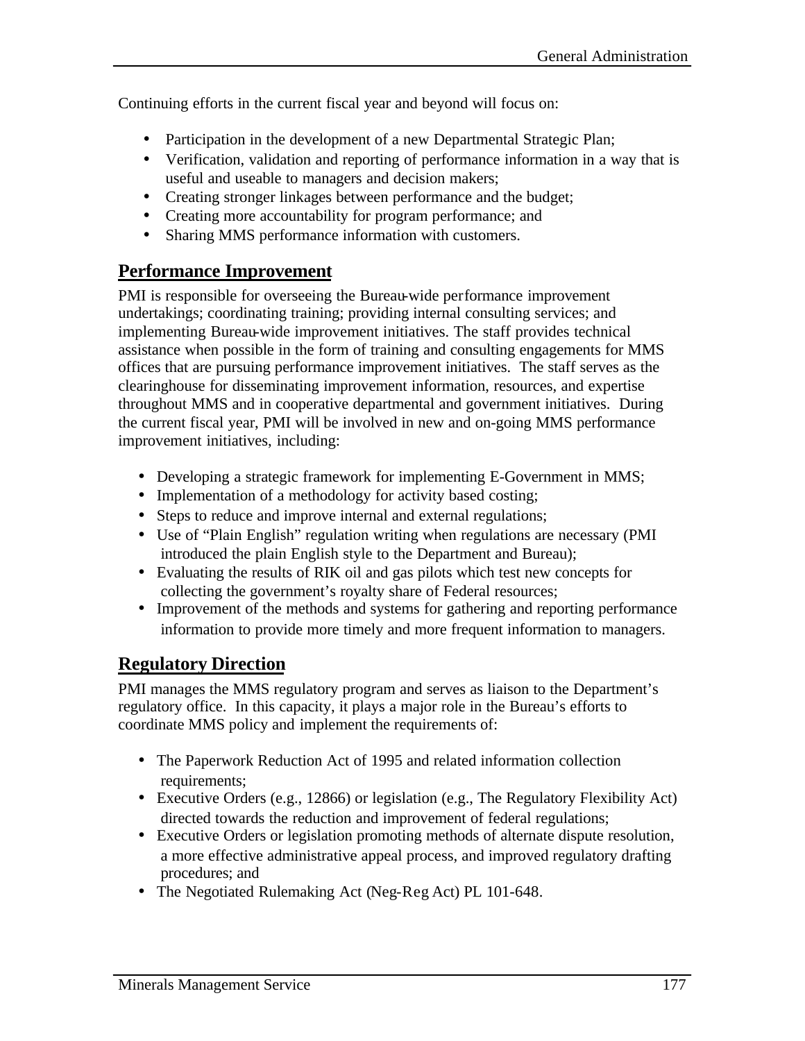Continuing efforts in the current fiscal year and beyond will focus on:

- Participation in the development of a new Departmental Strategic Plan;
- Verification, validation and reporting of performance information in a way that is useful and useable to managers and decision makers;
- Creating stronger linkages between performance and the budget;
- Creating more accountability for program performance; and
- Sharing MMS performance information with customers.

## Performance Improvement

PMI is responsible for overseeing the Bureau-wide performance improvement undertakings; coordinating training; providing internal consulting services; and implementing Bureau-wide improvement initiatives. The staff provides technical assistance when possible in the form of training and consulting engagements for MMS offices that are pursuing performance improvement initiatives. The staff serves as the clearinghouse for disseminating improvement information, resources, and expertise throughout MMS and in cooperative departmental and government initiatives. During the current fiscal year, PMI will be involved in new and on-going MMS performance improvement initiatives, including:

- Developing a strategic framework for implementing E-Government in MMS;
- Implementation of a methodology for activity based costing;
- Steps to reduce and improve internal and external regulations;
- Use of "Plain English" regulation writing when regulations are necessary (PMI introduced the plain English style to the Department and Bureau);
- Evaluating the results of RIK oil and gas pilots which test new concepts for collecting the government's royalty share of Federal resources;
- Improvement of the methods and systems for gathering and reporting performance information to provide more timely and more frequent information to managers.

## Regulatory Direction

PMI manages the MMS regulatory program and serves as liaison to the Department's regulatory office. In this capacity, it plays a major role in the Bureau's efforts to coordinate MMS policy and implement the requirements of:

- The Paperwork Reduction Act of 1995 and related information collection requirements;
- Executive Orders (e.g., 12866) or legislation (e.g., The Regulatory Flexibility Act) directed towards the reduction and improvement of federal regulations;
- Executive Orders or legislation promoting methods of alternate dispute resolution, a more effective administrative appeal process, and improved regulatory drafting procedures; and
- The Negotiated Rulemaking Act (Neg-Reg Act) PL 101-648.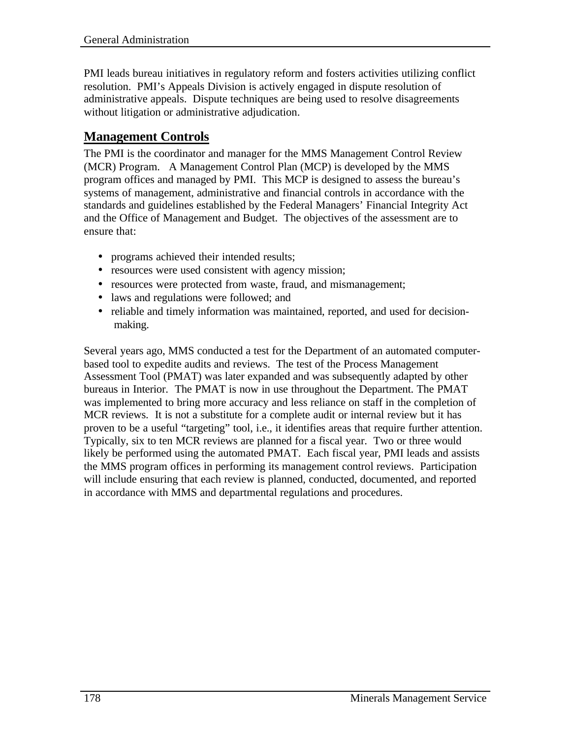PMI leads bureau initiatives in regulatory reform and fosters activities utilizing conflict resolution. PMI's Appeals Division is actively engaged in dispute resolution of administrative appeals. Dispute techniques are being used to resolve disagreements without litigation or administrative adjudication.

## Management Controls

The PMI is the coordinator and manager for the MMS Management Control Review (MCR) Program. A Management Control Plan (MCP) is developed by the MMS program offices and managed by PMI. This MCP is designed to assess the bureau's systems of management, administrative and financial controls in accordance with the standards and guidelines established by the Federal Managers' Financial Integrity Act and the Office of Management and Budget. The objectives of the assessment are to ensure that:

- programs achieved their intended results;
- resources were used consistent with agency mission;
- resources were protected from waste, fraud, and mismanagement;
- laws and regulations were followed; and
- reliable and timely information was maintained, reported, and used for decision-making.

Several years ago, MMS conducted a test for the Department of an automated computer-based tool to expedite audits and reviews. The test of the Process Management Assessment Tool (PMAT) was later expanded and was subsequently adapted by other bureaus in Interior. The PMAT is now in use throughout the Department. The PMAT was implemented to bring more accuracy and less reliance on staff in the completion of MCR reviews. It is not a substitute for a complete audit or internal review but it has proven to be a useful "targeting" tool, i.e., it identifies areas that require further attention. Typically, six to ten MCR reviews are planned for a fiscal year. Two or three would likely be performed using the automated PMAT. Each fiscal year, PMI leads and assists the MMS program offices in performing its management control reviews. Participation will include ensuring that each review is planned, conducted, documented, and reported in accordance with MMS and departmental regulations and procedures.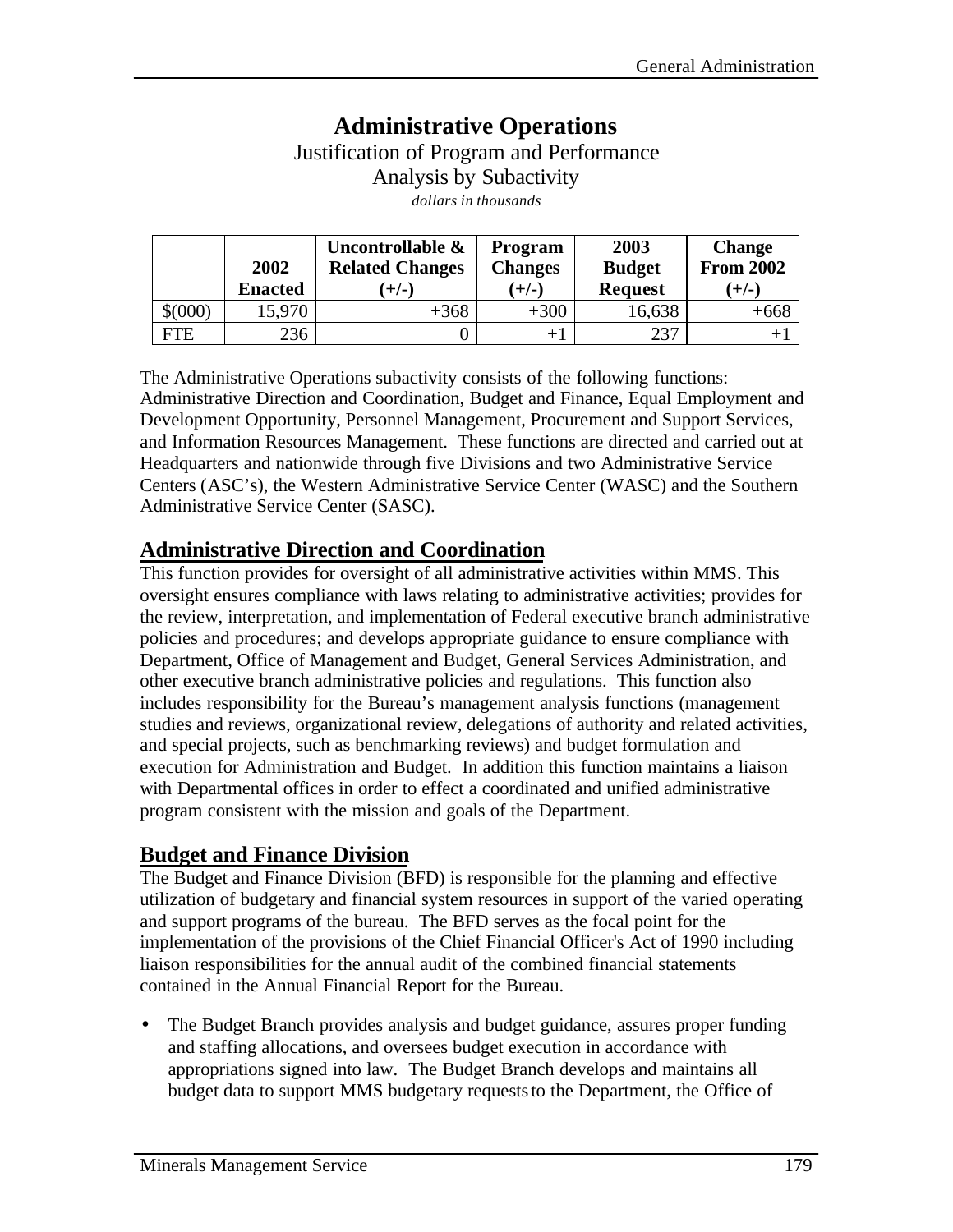# Administrative Operations

Justification of Program and Performance

Analysis by Subactivity

*dollars in thousands*

| | 2002 Enacted | Uncontrollable & Related Changes (+/-) | Program Changes (+/-) | 2003 Budget Request | Change From 2002 (+/-) |
|---|---|---|---|---|---|
| $(000) | 15,970 | +368 | +300 | 16,638 | +668 |
| FTE | 236 | 0 | +1 | 237 | +1 |

The Administrative Operations subactivity consists of the following functions: Administrative Direction and Coordination, Budget and Finance, Equal Employment and Development Opportunity, Personnel Management, Procurement and Support Services, and Information Resources Management. These functions are directed and carried out at Headquarters and nationwide through five Divisions and two Administrative Service Centers (ASC's), the Western Administrative Service Center (WASC) and the Southern Administrative Service Center (SASC).

## Administrative Direction and Coordination

This function provides for oversight of all administrative activities within MMS. This oversight ensures compliance with laws relating to administrative activities; provides for the review, interpretation, and implementation of Federal executive branch administrative policies and procedures; and develops appropriate guidance to ensure compliance with Department, Office of Management and Budget, General Services Administration, and other executive branch administrative policies and regulations. This function also includes responsibility for the Bureau's management analysis functions (management studies and reviews, organizational review, delegations of authority and related activities, and special projects, such as benchmarking reviews) and budget formulation and execution for Administration and Budget. In addition this function maintains a liaison with Departmental offices in order to effect a coordinated and unified administrative program consistent with the mission and goals of the Department.

## Budget and Finance Division

The Budget and Finance Division (BFD) is responsible for the planning and effective utilization of budgetary and financial system resources in support of the varied operating and support programs of the bureau. The BFD serves as the focal point for the implementation of the provisions of the Chief Financial Officer's Act of 1990 including liaison responsibilities for the annual audit of the combined financial statements contained in the Annual Financial Report for the Bureau.

- The Budget Branch provides analysis and budget guidance, assures proper funding and staffing allocations, and oversees budget execution in accordance with appropriations signed into law. The Budget Branch develops and maintains all budget data to support MMS budgetary requests to the Department, the Office of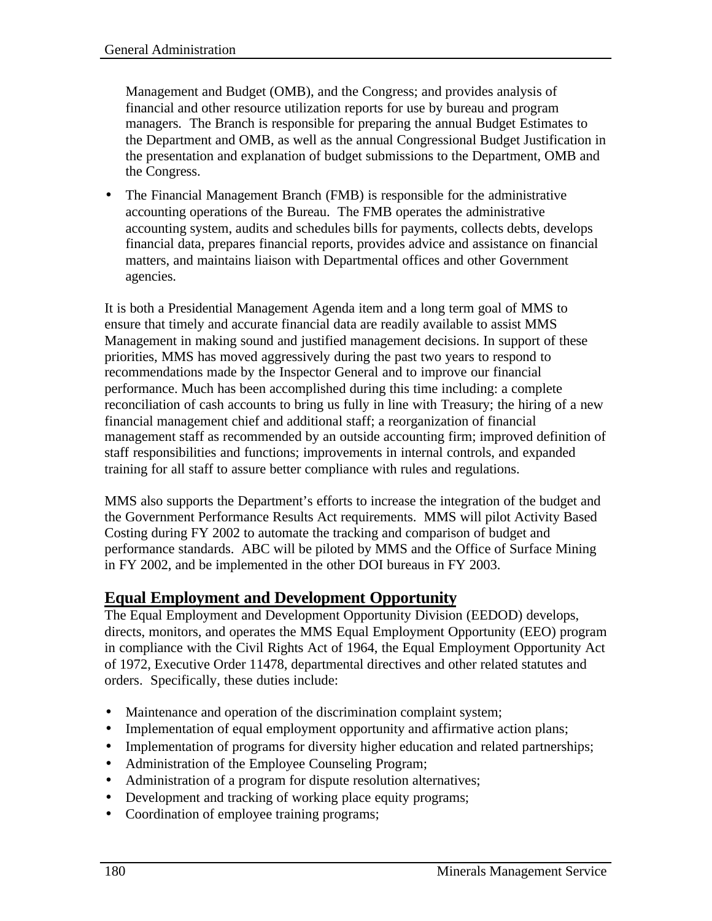Management and Budget (OMB), and the Congress; and provides analysis of financial and other resource utilization reports for use by bureau and program managers. The Branch is responsible for preparing the annual Budget Estimates to the Department and OMB, as well as the annual Congressional Budget Justification in the presentation and explanation of budget submissions to the Department, OMB and the Congress.

- The Financial Management Branch (FMB) is responsible for the administrative accounting operations of the Bureau. The FMB operates the administrative accounting system, audits and schedules bills for payments, collects debts, develops financial data, prepares financial reports, provides advice and assistance on financial matters, and maintains liaison with Departmental offices and other Government agencies.

It is both a Presidential Management Agenda item and a long term goal of MMS to ensure that timely and accurate financial data are readily available to assist MMS Management in making sound and justified management decisions. In support of these priorities, MMS has moved aggressively during the past two years to respond to recommendations made by the Inspector General and to improve our financial performance. Much has been accomplished during this time including: a complete reconciliation of cash accounts to bring us fully in line with Treasury; the hiring of a new financial management chief and additional staff; a reorganization of financial management staff as recommended by an outside accounting firm; improved definition of staff responsibilities and functions; improvements in internal controls, and expanded training for all staff to assure better compliance with rules and regulations.

MMS also supports the Department's efforts to increase the integration of the budget and the Government Performance Results Act requirements. MMS will pilot Activity Based Costing during FY 2002 to automate the tracking and comparison of budget and performance standards. ABC will be piloted by MMS and the Office of Surface Mining in FY 2002, and be implemented in the other DOI bureaus in FY 2003.

## Equal Employment and Development Opportunity

The Equal Employment and Development Opportunity Division (EEDOD) develops, directs, monitors, and operates the MMS Equal Employment Opportunity (EEO) program in compliance with the Civil Rights Act of 1964, the Equal Employment Opportunity Act of 1972, Executive Order 11478, departmental directives and other related statutes and orders. Specifically, these duties include:

- Maintenance and operation of the discrimination complaint system;
- Implementation of equal employment opportunity and affirmative action plans;
- Implementation of programs for diversity higher education and related partnerships;
- Administration of the Employee Counseling Program;
- Administration of a program for dispute resolution alternatives;
- Development and tracking of working place equity programs;
- Coordination of employee training programs;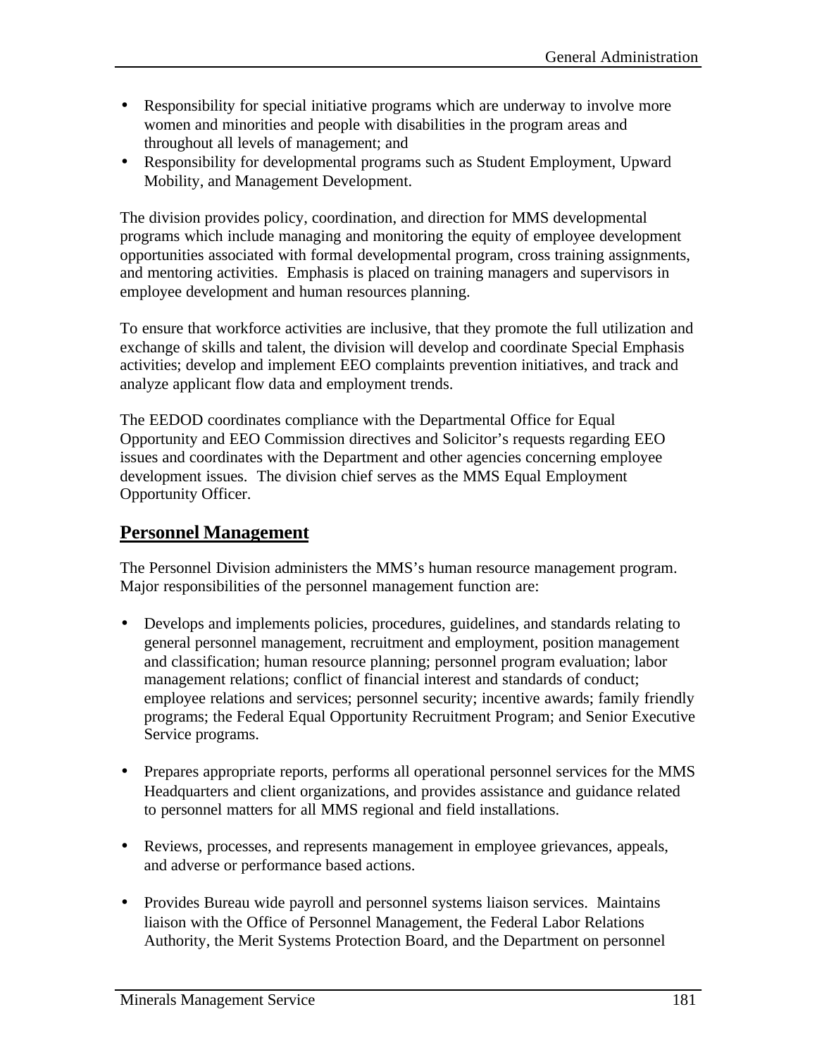- Responsibility for special initiative programs which are underway to involve more women and minorities and people with disabilities in the program areas and throughout all levels of management; and
- Responsibility for developmental programs such as Student Employment, Upward Mobility, and Management Development.

The division provides policy, coordination, and direction for MMS developmental programs which include managing and monitoring the equity of employee development opportunities associated with formal developmental program, cross training assignments, and mentoring activities. Emphasis is placed on training managers and supervisors in employee development and human resources planning.

To ensure that workforce activities are inclusive, that they promote the full utilization and exchange of skills and talent, the division will develop and coordinate Special Emphasis activities; develop and implement EEO complaints prevention initiatives, and track and analyze applicant flow data and employment trends.

The EEDOD coordinates compliance with the Departmental Office for Equal Opportunity and EEO Commission directives and Solicitor's requests regarding EEO issues and coordinates with the Department and other agencies concerning employee development issues. The division chief serves as the MMS Equal Employment Opportunity Officer.

## Personnel Management

The Personnel Division administers the MMS's human resource management program. Major responsibilities of the personnel management function are:

- Develops and implements policies, procedures, guidelines, and standards relating to general personnel management, recruitment and employment, position management and classification; human resource planning; personnel program evaluation; labor management relations; conflict of financial interest and standards of conduct; employee relations and services; personnel security; incentive awards; family friendly programs; the Federal Equal Opportunity Recruitment Program; and Senior Executive Service programs.

- Prepares appropriate reports, performs all operational personnel services for the MMS Headquarters and client organizations, and provides assistance and guidance related to personnel matters for all MMS regional and field installations.

- Reviews, processes, and represents management in employee grievances, appeals, and adverse or performance based actions.

- Provides Bureau wide payroll and personnel systems liaison services. Maintains liaison with the Office of Personnel Management, the Federal Labor Relations Authority, the Merit Systems Protection Board, and the Department on personnel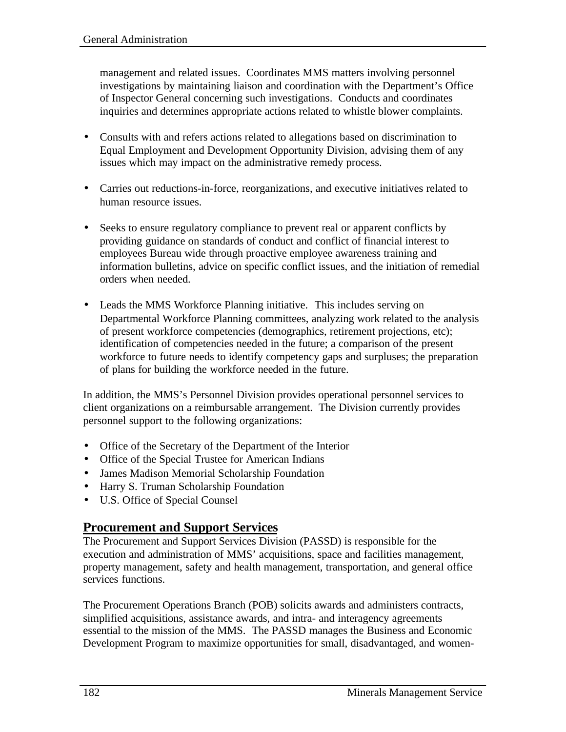management and related issues. Coordinates MMS matters involving personnel investigations by maintaining liaison and coordination with the Department's Office of Inspector General concerning such investigations. Conducts and coordinates inquiries and determines appropriate actions related to whistle blower complaints.

- Consults with and refers actions related to allegations based on discrimination to Equal Employment and Development Opportunity Division, advising them of any issues which may impact on the administrative remedy process.

- Carries out reductions-in-force, reorganizations, and executive initiatives related to human resource issues.

- Seeks to ensure regulatory compliance to prevent real or apparent conflicts by providing guidance on standards of conduct and conflict of financial interest to employees Bureau wide through proactive employee awareness training and information bulletins, advice on specific conflict issues, and the initiation of remedial orders when needed.

- Leads the MMS Workforce Planning initiative. This includes serving on Departmental Workforce Planning committees, analyzing work related to the analysis of present workforce competencies (demographics, retirement projections, etc); identification of competencies needed in the future; a comparison of the present workforce to future needs to identify competency gaps and surpluses; the preparation of plans for building the workforce needed in the future.

In addition, the MMS's Personnel Division provides operational personnel services to client organizations on a reimbursable arrangement. The Division currently provides personnel support to the following organizations:

- Office of the Secretary of the Department of the Interior
- Office of the Special Trustee for American Indians
- James Madison Memorial Scholarship Foundation
- Harry S. Truman Scholarship Foundation
- U.S. Office of Special Counsel

## Procurement and Support Services

The Procurement and Support Services Division (PASSD) is responsible for the execution and administration of MMS' acquisitions, space and facilities management, property management, safety and health management, transportation, and general office services functions.

The Procurement Operations Branch (POB) solicits awards and administers contracts, simplified acquisitions, assistance awards, and intra- and interagency agreements essential to the mission of the MMS. The PASSD manages the Business and Economic Development Program to maximize opportunities for small, disadvantaged, and women-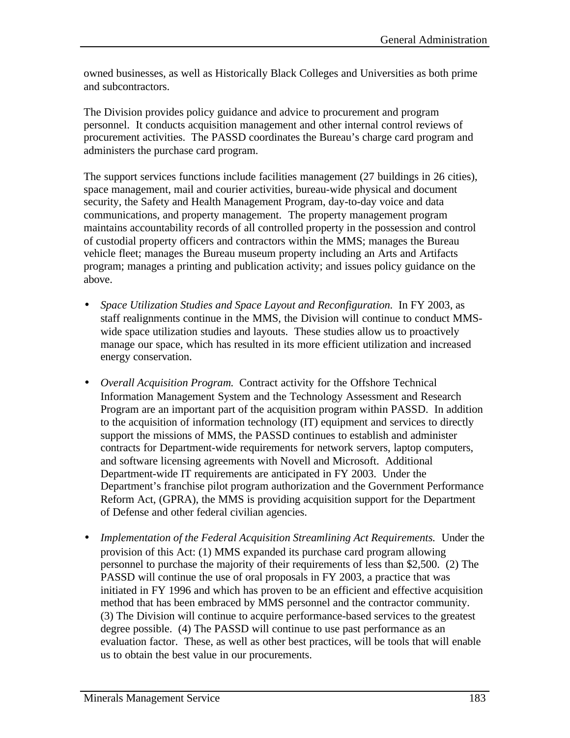owned businesses, as well as Historically Black Colleges and Universities as both prime and subcontractors.

The Division provides policy guidance and advice to procurement and program personnel. It conducts acquisition management and other internal control reviews of procurement activities. The PASSD coordinates the Bureau's charge card program and administers the purchase card program.

The support services functions include facilities management (27 buildings in 26 cities), space management, mail and courier activities, bureau-wide physical and document security, the Safety and Health Management Program, day-to-day voice and data communications, and property management. The property management program maintains accountability records of all controlled property in the possession and control of custodial property officers and contractors within the MMS; manages the Bureau vehicle fleet; manages the Bureau museum property including an Arts and Artifacts program; manages a printing and publication activity; and issues policy guidance on the above.

- *Space Utilization Studies and Space Layout and Reconfiguration.* In FY 2003, as staff realignments continue in the MMS, the Division will continue to conduct MMS-wide space utilization studies and layouts. These studies allow us to proactively manage our space, which has resulted in its more efficient utilization and increased energy conservation.

- *Overall Acquisition Program.* Contract activity for the Offshore Technical Information Management System and the Technology Assessment and Research Program are an important part of the acquisition program within PASSD. In addition to the acquisition of information technology (IT) equipment and services to directly support the missions of MMS, the PASSD continues to establish and administer contracts for Department-wide requirements for network servers, laptop computers, and software licensing agreements with Novell and Microsoft. Additional Department-wide IT requirements are anticipated in FY 2003. Under the Department's franchise pilot program authorization and the Government Performance Reform Act, (GPRA), the MMS is providing acquisition support for the Department of Defense and other federal civilian agencies.

- *Implementation of the Federal Acquisition Streamlining Act Requirements.* Under the provision of this Act: (1) MMS expanded its purchase card program allowing personnel to purchase the majority of their requirements of less than $2,500. (2) The PASSD will continue the use of oral proposals in FY 2003, a practice that was initiated in FY 1996 and which has proven to be an efficient and effective acquisition method that has been embraced by MMS personnel and the contractor community. (3) The Division will continue to acquire performance-based services to the greatest degree possible. (4) The PASSD will continue to use past performance as an evaluation factor. These, as well as other best practices, will be tools that will enable us to obtain the best value in our procurements.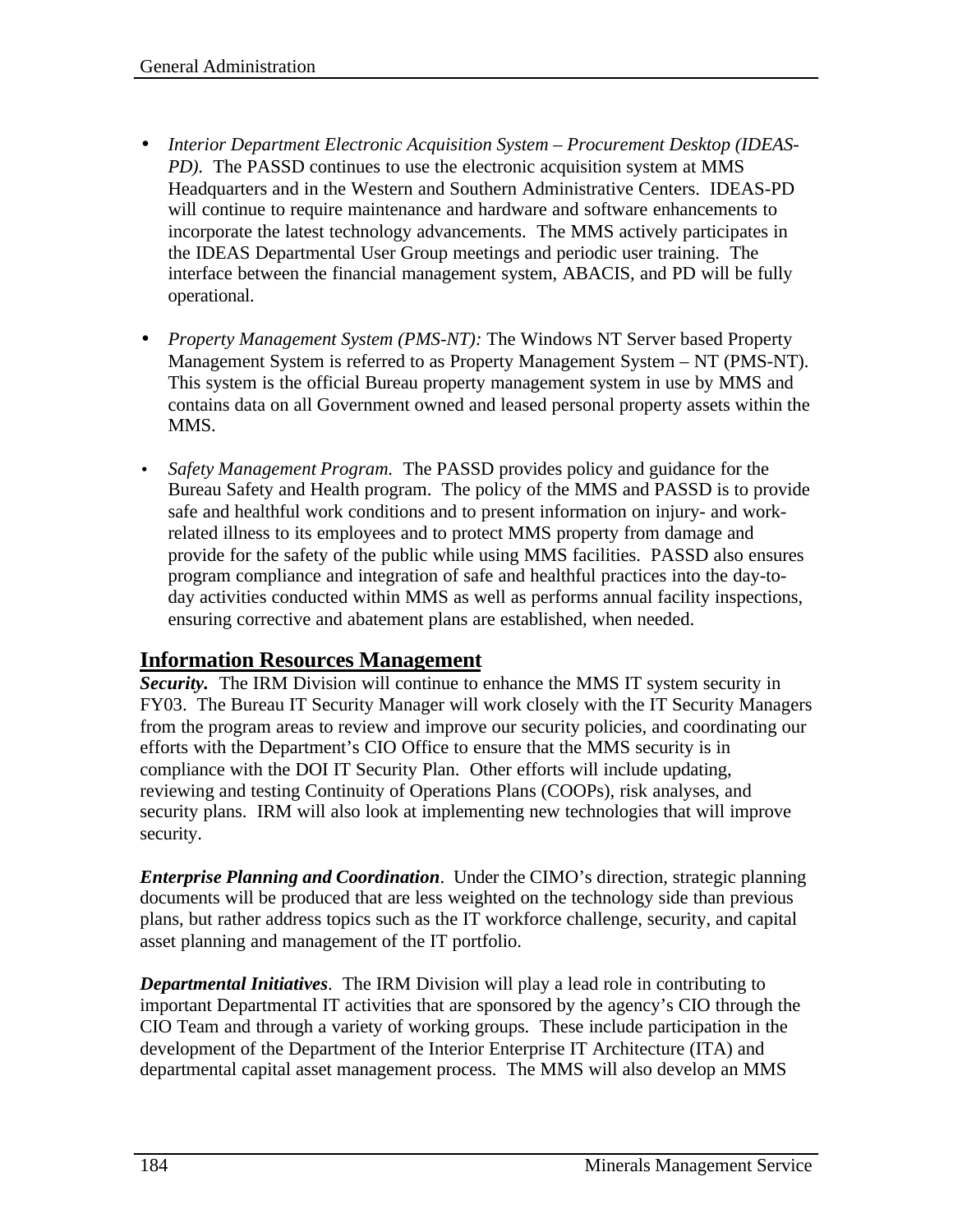- *Interior Department Electronic Acquisition System – Procurement Desktop (IDEAS-PD).* The PASSD continues to use the electronic acquisition system at MMS Headquarters and in the Western and Southern Administrative Centers. IDEAS-PD will continue to require maintenance and hardware and software enhancements to incorporate the latest technology advancements. The MMS actively participates in the IDEAS Departmental User Group meetings and periodic user training. The interface between the financial management system, ABACIS, and PD will be fully operational.

- *Property Management System (PMS-NT):* The Windows NT Server based Property Management System is referred to as Property Management System – NT (PMS-NT). This system is the official Bureau property management system in use by MMS and contains data on all Government owned and leased personal property assets within the MMS.

- *Safety Management Program.* The PASSD provides policy and guidance for the Bureau Safety and Health program. The policy of the MMS and PASSD is to provide safe and healthful work conditions and to present information on injury- and work-related illness to its employees and to protect MMS property from damage and provide for the safety of the public while using MMS facilities. PASSD also ensures program compliance and integration of safe and healthful practices into the day-to-day activities conducted within MMS as well as performs annual facility inspections, ensuring corrective and abatement plans are established, when needed.

## Information Resources Management

***Security.*** The IRM Division will continue to enhance the MMS IT system security in FY03. The Bureau IT Security Manager will work closely with the IT Security Managers from the program areas to review and improve our security policies, and coordinating our efforts with the Department's CIO Office to ensure that the MMS security is in compliance with the DOI IT Security Plan. Other efforts will include updating, reviewing and testing Continuity of Operations Plans (COOPs), risk analyses, and security plans. IRM will also look at implementing new technologies that will improve security.

***Enterprise Planning and Coordination***. Under the CIMO's direction, strategic planning documents will be produced that are less weighted on the technology side than previous plans, but rather address topics such as the IT workforce challenge, security, and capital asset planning and management of the IT portfolio.

***Departmental Initiatives***. The IRM Division will play a lead role in contributing to important Departmental IT activities that are sponsored by the agency's CIO through the CIO Team and through a variety of working groups. These include participation in the development of the Department of the Interior Enterprise IT Architecture (ITA) and departmental capital asset management process. The MMS will also develop an MMS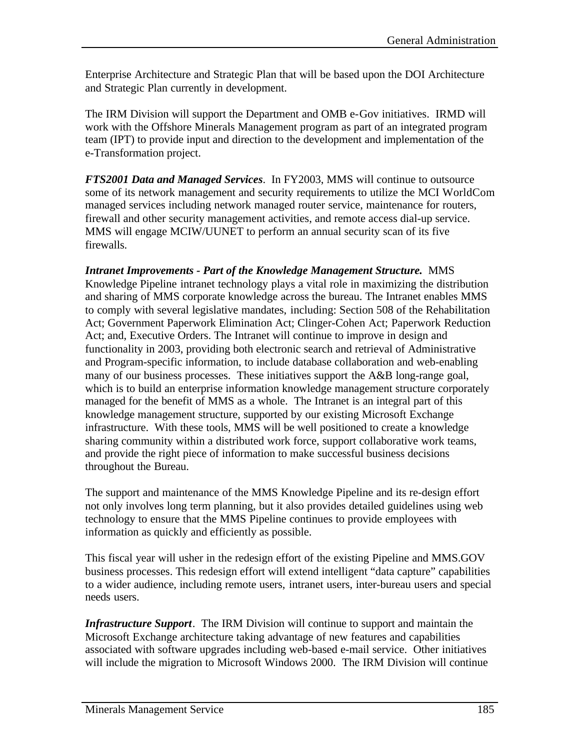Enterprise Architecture and Strategic Plan that will be based upon the DOI Architecture and Strategic Plan currently in development.

The IRM Division will support the Department and OMB e-Gov initiatives. IRMD will work with the Offshore Minerals Management program as part of an integrated program team (IPT) to provide input and direction to the development and implementation of the e-Transformation project.

***FTS2001 Data and Managed Services***. In FY2003, MMS will continue to outsource some of its network management and security requirements to utilize the MCI WorldCom managed services including network managed router service, maintenance for routers, firewall and other security management activities, and remote access dial-up service. MMS will engage MCIW/UUNET to perform an annual security scan of its five firewalls.

***Intranet Improvements - Part of the Knowledge Management Structure.*** MMS Knowledge Pipeline intranet technology plays a vital role in maximizing the distribution and sharing of MMS corporate knowledge across the bureau. The Intranet enables MMS to comply with several legislative mandates, including: Section 508 of the Rehabilitation Act; Government Paperwork Elimination Act; Clinger-Cohen Act; Paperwork Reduction Act; and, Executive Orders. The Intranet will continue to improve in design and functionality in 2003, providing both electronic search and retrieval of Administrative and Program-specific information, to include database collaboration and web-enabling many of our business processes. These initiatives support the A&B long-range goal, which is to build an enterprise information knowledge management structure corporately managed for the benefit of MMS as a whole. The Intranet is an integral part of this knowledge management structure, supported by our existing Microsoft Exchange infrastructure. With these tools, MMS will be well positioned to create a knowledge sharing community within a distributed work force, support collaborative work teams, and provide the right piece of information to make successful business decisions throughout the Bureau.

The support and maintenance of the MMS Knowledge Pipeline and its re-design effort not only involves long term planning, but it also provides detailed guidelines using web technology to ensure that the MMS Pipeline continues to provide employees with information as quickly and efficiently as possible.

This fiscal year will usher in the redesign effort of the existing Pipeline and MMS.GOV business processes. This redesign effort will extend intelligent “data capture” capabilities to a wider audience, including remote users, intranet users, inter-bureau users and special needs users.

***Infrastructure Support***. The IRM Division will continue to support and maintain the Microsoft Exchange architecture taking advantage of new features and capabilities associated with software upgrades including web-based e-mail service. Other initiatives will include the migration to Microsoft Windows 2000. The IRM Division will continue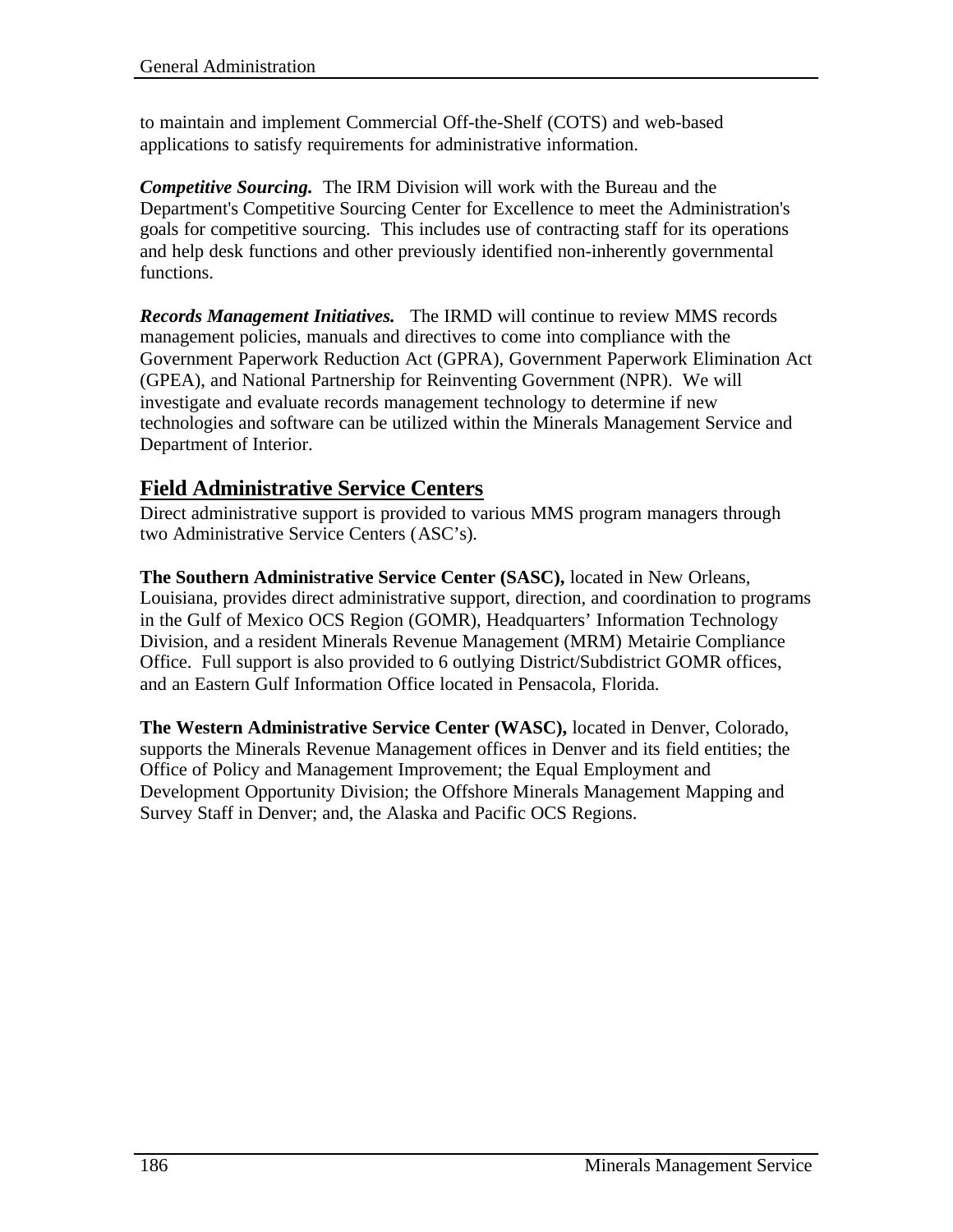to maintain and implement Commercial Off-the-Shelf (COTS) and web-based applications to satisfy requirements for administrative information.

***Competitive Sourcing.*** The IRM Division will work with the Bureau and the Department's Competitive Sourcing Center for Excellence to meet the Administration's goals for competitive sourcing. This includes use of contracting staff for its operations and help desk functions and other previously identified non-inherently governmental functions.

***Records Management Initiatives.*** The IRMD will continue to review MMS records management policies, manuals and directives to come into compliance with the Government Paperwork Reduction Act (GPRA), Government Paperwork Elimination Act (GPEA), and National Partnership for Reinventing Government (NPR). We will investigate and evaluate records management technology to determine if new technologies and software can be utilized within the Minerals Management Service and Department of Interior.

## Field Administrative Service Centers

Direct administrative support is provided to various MMS program managers through two Administrative Service Centers (ASC's).

**The Southern Administrative Service Center (SASC),** located in New Orleans, Louisiana, provides direct administrative support, direction, and coordination to programs in the Gulf of Mexico OCS Region (GOMR), Headquarters' Information Technology Division, and a resident Minerals Revenue Management (MRM) Metairie Compliance Office. Full support is also provided to 6 outlying District/Subdistrict GOMR offices, and an Eastern Gulf Information Office located in Pensacola, Florida.

**The Western Administrative Service Center (WASC),** located in Denver, Colorado, supports the Minerals Revenue Management offices in Denver and its field entities; the Office of Policy and Management Improvement; the Equal Employment and Development Opportunity Division; the Offshore Minerals Management Mapping and Survey Staff in Denver; and, the Alaska and Pacific OCS Regions.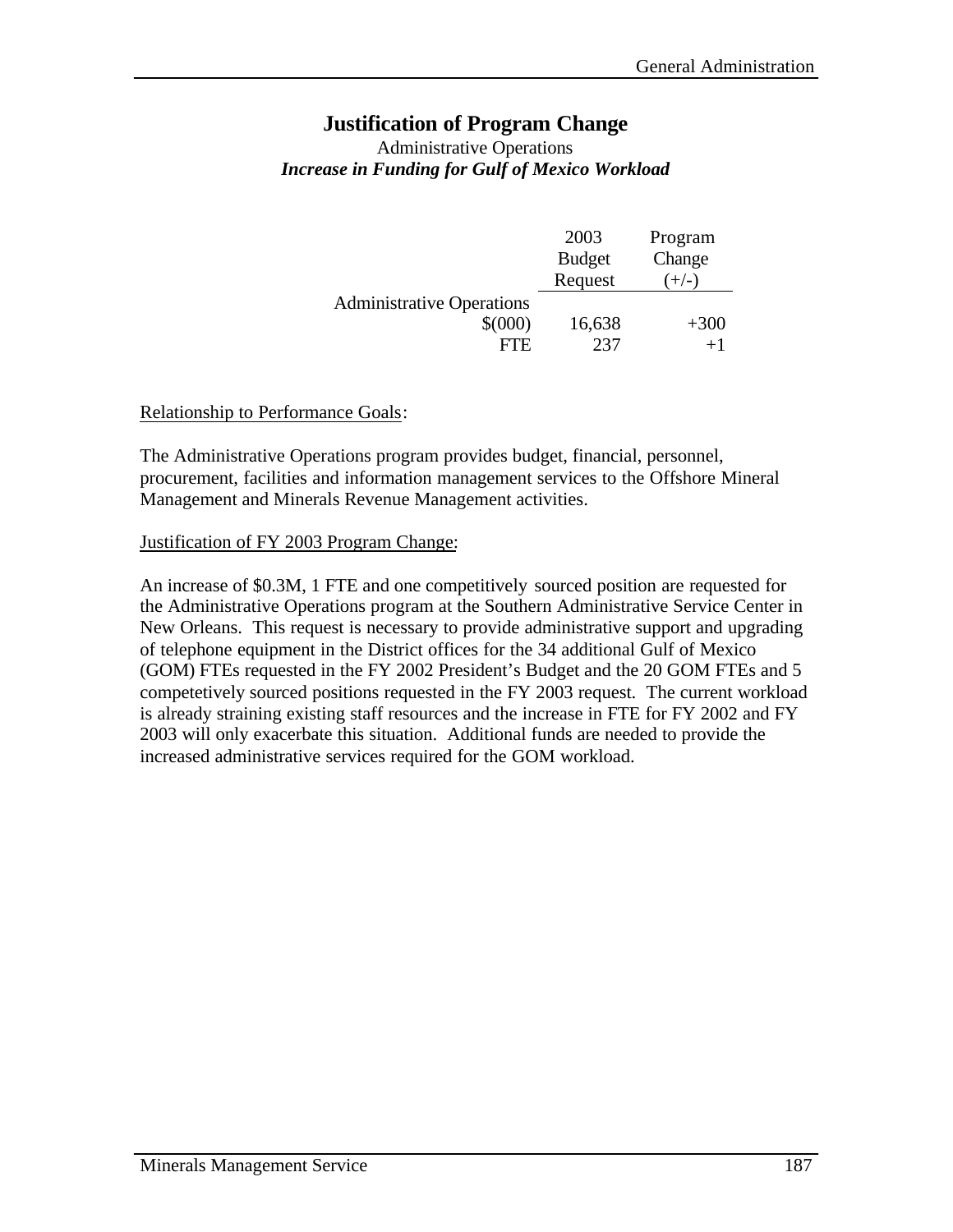# Justification of Program Change

Administrative Operations

***Increase in Funding for Gulf of Mexico Workload***

| | 2003 Budget Request | Program Change (+/-) |
|---|---|---|
| Administrative Operations | | |
| $(000) | 16,638 | +300 |
| FTE | 237 | +1 |

Relationship to Performance Goals:

The Administrative Operations program provides budget, financial, personnel, procurement, facilities and information management services to the Offshore Mineral Management and Minerals Revenue Management activities.

Justification of FY 2003 Program Change:

An increase of $0.3M, 1 FTE and one competitively sourced position are requested for the Administrative Operations program at the Southern Administrative Service Center in New Orleans. This request is necessary to provide administrative support and upgrading of telephone equipment in the District offices for the 34 additional Gulf of Mexico (GOM) FTEs requested in the FY 2002 President's Budget and the 20 GOM FTEs and 5 competetively sourced positions requested in the FY 2003 request. The current workload is already straining existing staff resources and the increase in FTE for FY 2002 and FY 2003 will only exacerbate this situation. Additional funds are needed to provide the increased administrative services required for the GOM workload.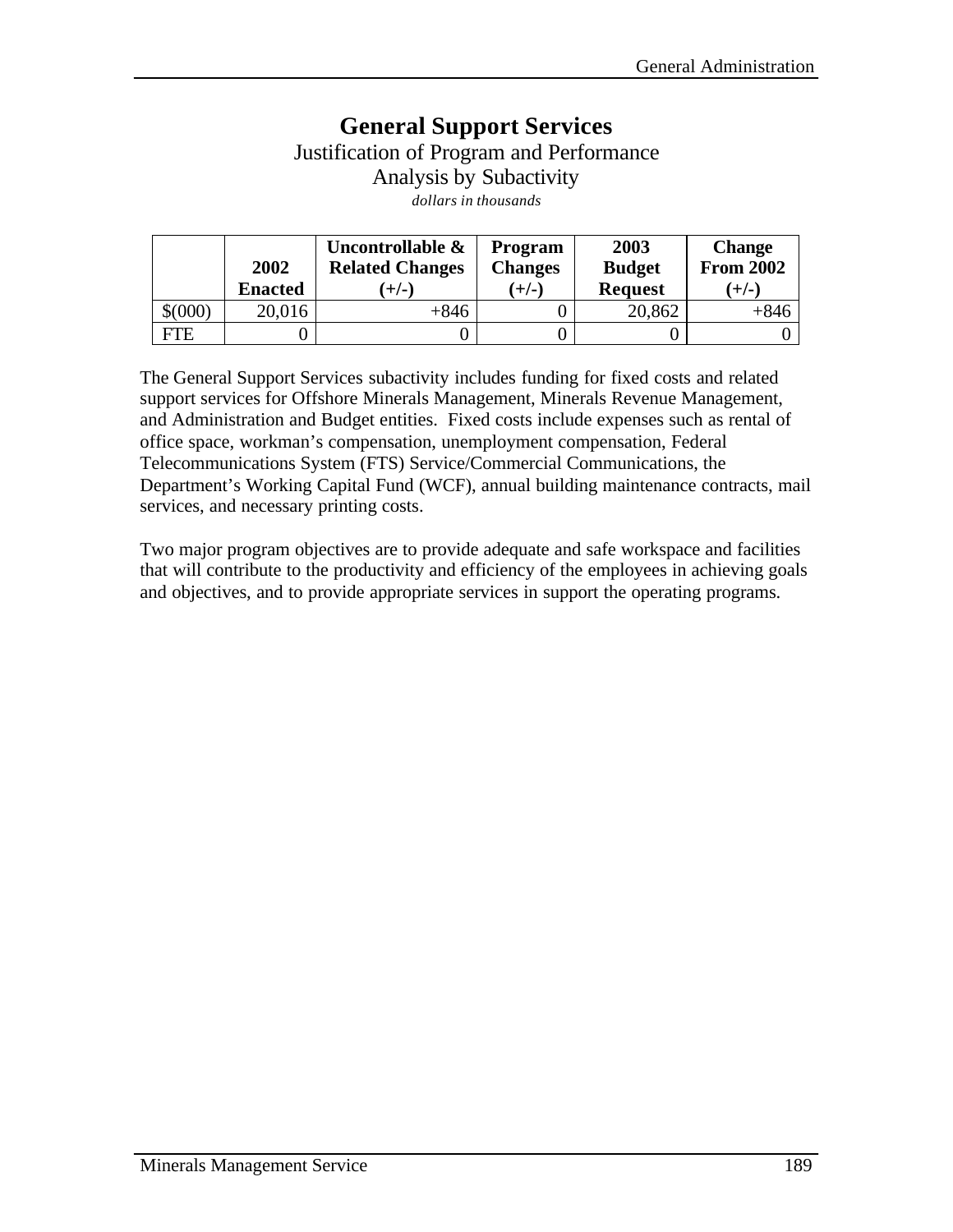# General Support Services

Justification of Program and Performance

Analysis by Subactivity

*dollars in thousands*

| | 2002 Enacted | Uncontrollable & Related Changes (+/-) | Program Changes (+/-) | 2003 Budget Request | Change From 2002 (+/-) |
|---|---|---|---|---|---|
| $(000) | 20,016 | +846 | 0 | 20,862 | +846 |
| FTE | 0 | 0 | 0 | 0 | 0 |

The General Support Services subactivity includes funding for fixed costs and related support services for Offshore Minerals Management, Minerals Revenue Management, and Administration and Budget entities. Fixed costs include expenses such as rental of office space, workman's compensation, unemployment compensation, Federal Telecommunications System (FTS) Service/Commercial Communications, the Department's Working Capital Fund (WCF), annual building maintenance contracts, mail services, and necessary printing costs.

Two major program objectives are to provide adequate and safe workspace and facilities that will contribute to the productivity and efficiency of the employees in achieving goals and objectives, and to provide appropriate services in support the operating programs.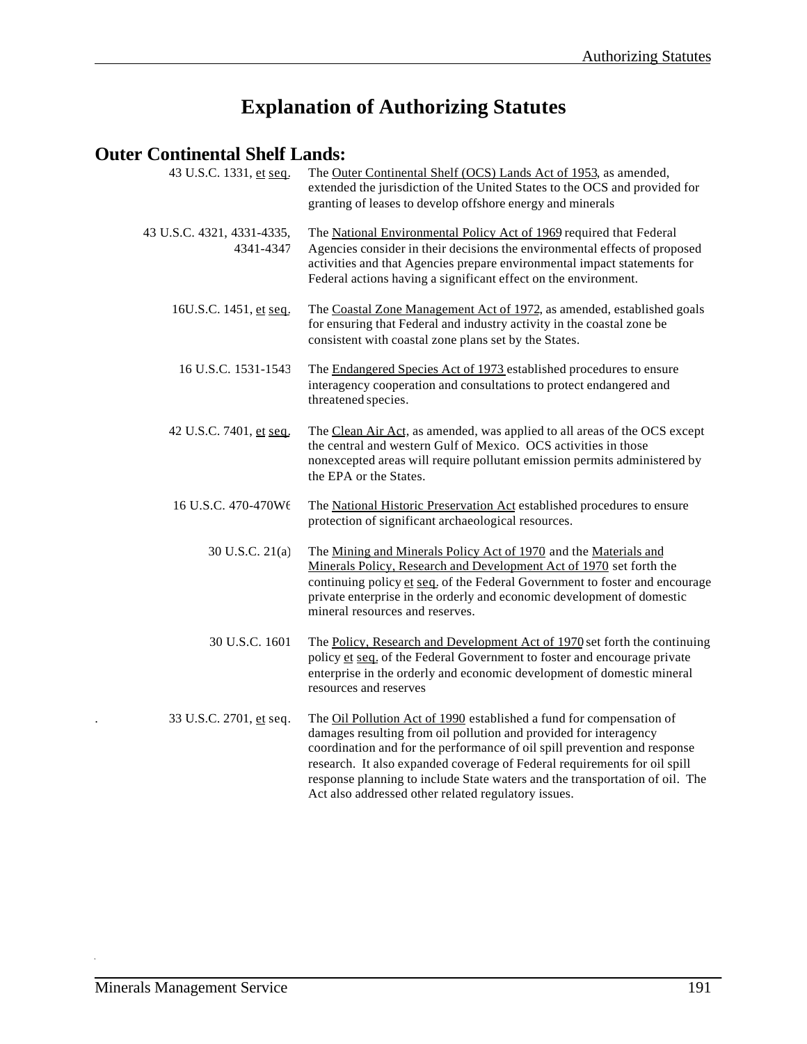# Explanation of Authorizing Statutes

## Outer Continental Shelf Lands:

| | |
|---|---|
| 43 U.S.C. 1331, et seq. | The Outer Continental Shelf (OCS) Lands Act of 1953, as amended, extended the jurisdiction of the United States to the OCS and provided for granting of leases to develop offshore energy and minerals |
| 43 U.S.C. 4321, 4331-4335, 4341-4347 | The National Environmental Policy Act of 1969 required that Federal Agencies consider in their decisions the environmental effects of proposed activities and that Agencies prepare environmental impact statements for Federal actions having a significant effect on the environment. |
| 16U.S.C. 1451, et seq. | The Coastal Zone Management Act of 1972, as amended, established goals for ensuring that Federal and industry activity in the coastal zone be consistent with coastal zone plans set by the States. |
| 16 U.S.C. 1531-1543 | The Endangered Species Act of 1973 established procedures to ensure interagency cooperation and consultations to protect endangered and threatened species. |
| 42 U.S.C. 7401, et seq. | The Clean Air Act, as amended, was applied to all areas of the OCS except the central and western Gulf of Mexico. OCS activities in those nonexcepted areas will require pollutant emission permits administered by the EPA or the States. |
| 16 U.S.C. 470-470W6 | The National Historic Preservation Act established procedures to ensure protection of significant archaeological resources. |
| 30 U.S.C. 21(a) | The Mining and Minerals Policy Act of 1970 and the Materials and Minerals Policy, Research and Development Act of 1970 set forth the continuing policy et seq. of the Federal Government to foster and encourage private enterprise in the orderly and economic development of domestic mineral resources and reserves. |
| 30 U.S.C. 1601 | The Policy, Research and Development Act of 1970 set forth the continuing policy et seq. of the Federal Government to foster and encourage private enterprise in the orderly and economic development of domestic mineral resources and reserves |
| 33 U.S.C. 2701, et seq. | The Oil Pollution Act of 1990 established a fund for compensation of damages resulting from oil pollution and provided for interagency coordination and for the performance of oil spill prevention and response research. It also expanded coverage of Federal requirements for oil spill response planning to include State waters and the transportation of oil. The Act also addressed other related regulatory issues. |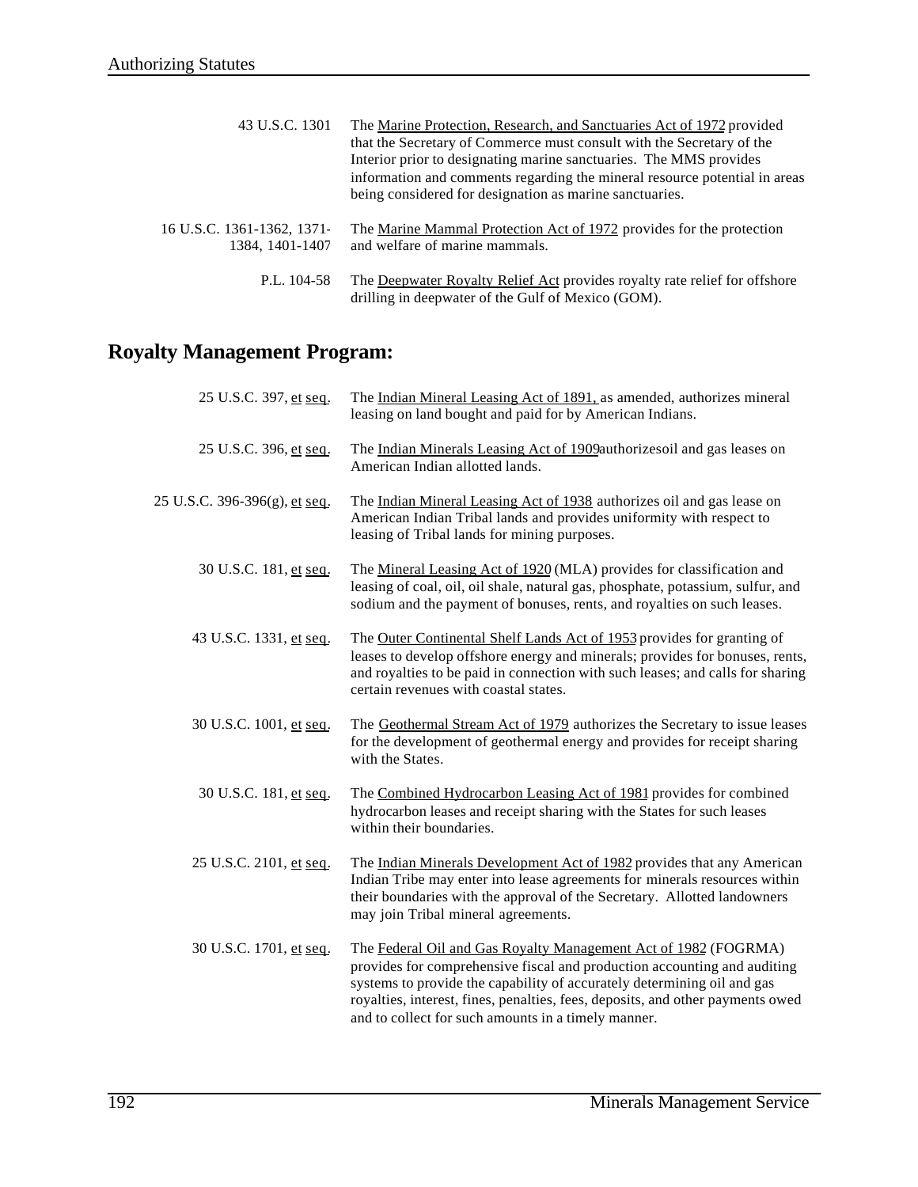| | |
|---|---|
| 43 U.S.C. 1301 | The Marine Protection, Research, and Sanctuaries Act of 1972 provided that the Secretary of Commerce must consult with the Secretary of the Interior prior to designating marine sanctuaries. The MMS provides information and comments regarding the mineral resource potential in areas being considered for designation as marine sanctuaries. |
| 16 U.S.C. 1361-1362, 1371-1384, 1401-1407 | The Marine Mammal Protection Act of 1972 provides for the protection and welfare of marine mammals. |
| P.L. 104-58 | The Deepwater Royalty Relief Act provides royalty rate relief for offshore drilling in deepwater of the Gulf of Mexico (GOM). |

## Royalty Management Program:

| | |
|---|---|
| 25 U.S.C. 397, et seq. | The Indian Mineral Leasing Act of 1891, as amended, authorizes mineral leasing on land bought and paid for by American Indians. |
| 25 U.S.C. 396, et seq. | The Indian Minerals Leasing Act of 1909authorizesoil and gas leases on American Indian allotted lands. |
| 25 U.S.C. 396-396(g), et seq. | The Indian Mineral Leasing Act of 1938 authorizes oil and gas lease on American Indian Tribal lands and provides uniformity with respect to leasing of Tribal lands for mining purposes. |
| 30 U.S.C. 181, et seq. | The Mineral Leasing Act of 1920 (MLA) provides for classification and leasing of coal, oil, oil shale, natural gas, phosphate, potassium, sulfur, and sodium and the payment of bonuses, rents, and royalties on such leases. |
| 43 U.S.C. 1331, et seq. | The Outer Continental Shelf Lands Act of 1953 provides for granting of leases to develop offshore energy and minerals; provides for bonuses, rents, and royalties to be paid in connection with such leases; and calls for sharing certain revenues with coastal states. |
| 30 U.S.C. 1001, et seq. | The Geothermal Stream Act of 1979 authorizes the Secretary to issue leases for the development of geothermal energy and provides for receipt sharing with the States. |
| 30 U.S.C. 181, et seq. | The Combined Hydrocarbon Leasing Act of 1981 provides for combined hydrocarbon leases and receipt sharing with the States for such leases within their boundaries. |
| 25 U.S.C. 2101, et seq. | The Indian Minerals Development Act of 1982 provides that any American Indian Tribe may enter into lease agreements for minerals resources within their boundaries with the approval of the Secretary. Allotted landowners may join Tribal mineral agreements. |
| 30 U.S.C. 1701, et seq. | The Federal Oil and Gas Royalty Management Act of 1982 (FOGRMA) provides for comprehensive fiscal and production accounting and auditing systems to provide the capability of accurately determining oil and gas royalties, interest, fines, penalties, fees, deposits, and other payments owed and to collect for such amounts in a timely manner. |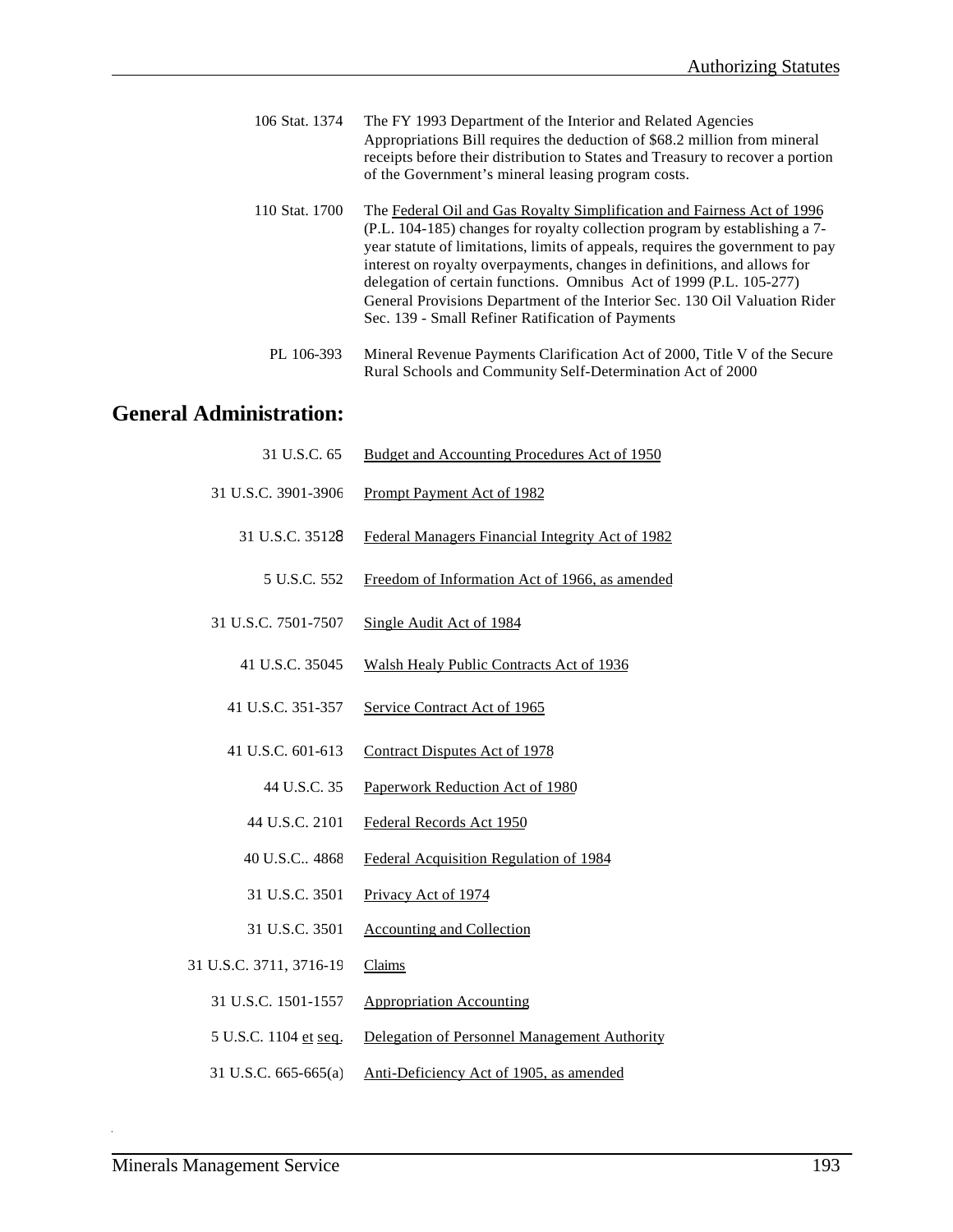| | |
|---|---|
| 106 Stat. 1374 | The FY 1993 Department of the Interior and Related Agencies Appropriations Bill requires the deduction of $68.2 million from mineral receipts before their distribution to States and Treasury to recover a portion of the Government's mineral leasing program costs. |
| 110 Stat. 1700 | The Federal Oil and Gas Royalty Simplification and Fairness Act of 1996 (P.L. 104-185) changes for royalty collection program by establishing a 7-year statute of limitations, limits of appeals, requires the government to pay interest on royalty overpayments, changes in definitions, and allows for delegation of certain functions. Omnibus Act of 1999 (P.L. 105-277) General Provisions Department of the Interior Sec. 130 Oil Valuation Rider Sec. 139 - Small Refiner Ratification of Payments |
| PL 106-393 | Mineral Revenue Payments Clarification Act of 2000, Title V of the Secure Rural Schools and Community Self-Determination Act of 2000 |

## General Administration:

| | |
|---|---|
| 31 U.S.C. 65 | Budget and Accounting Procedures Act of 1950 |
| 31 U.S.C. 3901-3906 | Prompt Payment Act of 1982 |
| 31 U.S.C. 35128 | Federal Managers Financial Integrity Act of 1982 |
| 5 U.S.C. 552 | Freedom of Information Act of 1966, as amended |
| 31 U.S.C. 7501-7507 | Single Audit Act of 1984 |
| 41 U.S.C. 35045 | Walsh Healy Public Contracts Act of 1936 |
| 41 U.S.C. 351-357 | Service Contract Act of 1965 |
| 41 U.S.C. 601-613 | Contract Disputes Act of 1978 |
| 44 U.S.C. 35 | Paperwork Reduction Act of 1980 |
| 44 U.S.C. 2101 | Federal Records Act 1950 |
| 40 U.S.C.. 4868 | Federal Acquisition Regulation of 1984 |
| 31 U.S.C. 3501 | Privacy Act of 1974 |
| 31 U.S.C. 3501 | Accounting and Collection |
| 31 U.S.C. 3711, 3716-19 | Claims |
| 31 U.S.C. 1501-1557 | Appropriation Accounting |
| 5 U.S.C. 1104 et seq. | Delegation of Personnel Management Authority |
| 31 U.S.C. 665-665(a) | Anti-Deficiency Act of 1905, as amended |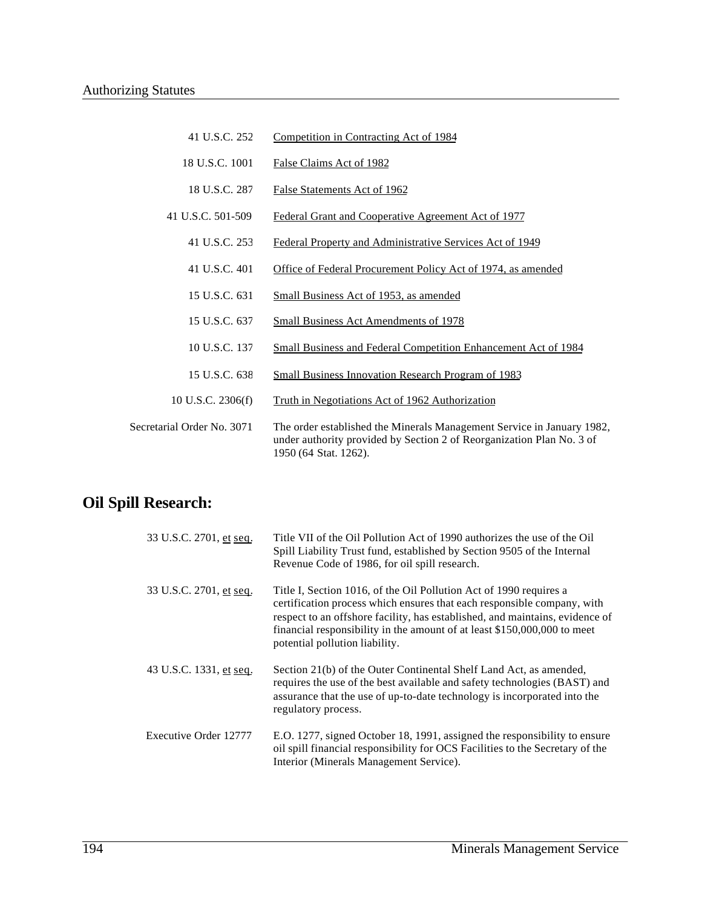| | |
|---|---|
| 41 U.S.C. 252 | Competition in Contracting Act of 1984 |
| 18 U.S.C. 1001 | False Claims Act of 1982 |
| 18 U.S.C. 287 | False Statements Act of 1962 |
| 41 U.S.C. 501-509 | Federal Grant and Cooperative Agreement Act of 1977 |
| 41 U.S.C. 253 | Federal Property and Administrative Services Act of 1949 |
| 41 U.S.C. 401 | Office of Federal Procurement Policy Act of 1974, as amended |
| 15 U.S.C. 631 | Small Business Act of 1953, as amended |
| 15 U.S.C. 637 | Small Business Act Amendments of 1978 |
| 10 U.S.C. 137 | Small Business and Federal Competition Enhancement Act of 1984 |
| 15 U.S.C. 638 | Small Business Innovation Research Program of 1983 |
| 10 U.S.C. 2306(f) | Truth in Negotiations Act of 1962 Authorization |
| Secretarial Order No. 3071 | The order established the Minerals Management Service in January 1982, under authority provided by Section 2 of Reorganization Plan No. 3 of 1950 (64 Stat. 1262). |

## Oil Spill Research:

| | |
|---|---|
| 33 U.S.C. 2701, et seq. | Title VII of the Oil Pollution Act of 1990 authorizes the use of the Oil Spill Liability Trust fund, established by Section 9505 of the Internal Revenue Code of 1986, for oil spill research. |
| 33 U.S.C. 2701, et seq. | Title I, Section 1016, of the Oil Pollution Act of 1990 requires a certification process which ensures that each responsible company, with respect to an offshore facility, has established, and maintains, evidence of financial responsibility in the amount of at least $150,000,000 to meet potential pollution liability. |
| 43 U.S.C. 1331, et seq. | Section 21(b) of the Outer Continental Shelf Land Act, as amended, requires the use of the best available and safety technologies (BAST) and assurance that the use of up-to-date technology is incorporated into the regulatory process. |
| Executive Order 12777 | E.O. 1277, signed October 18, 1991, assigned the responsibility to ensure oil spill financial responsibility for OCS Facilities to the Secretary of the Interior (Minerals Management Service). |